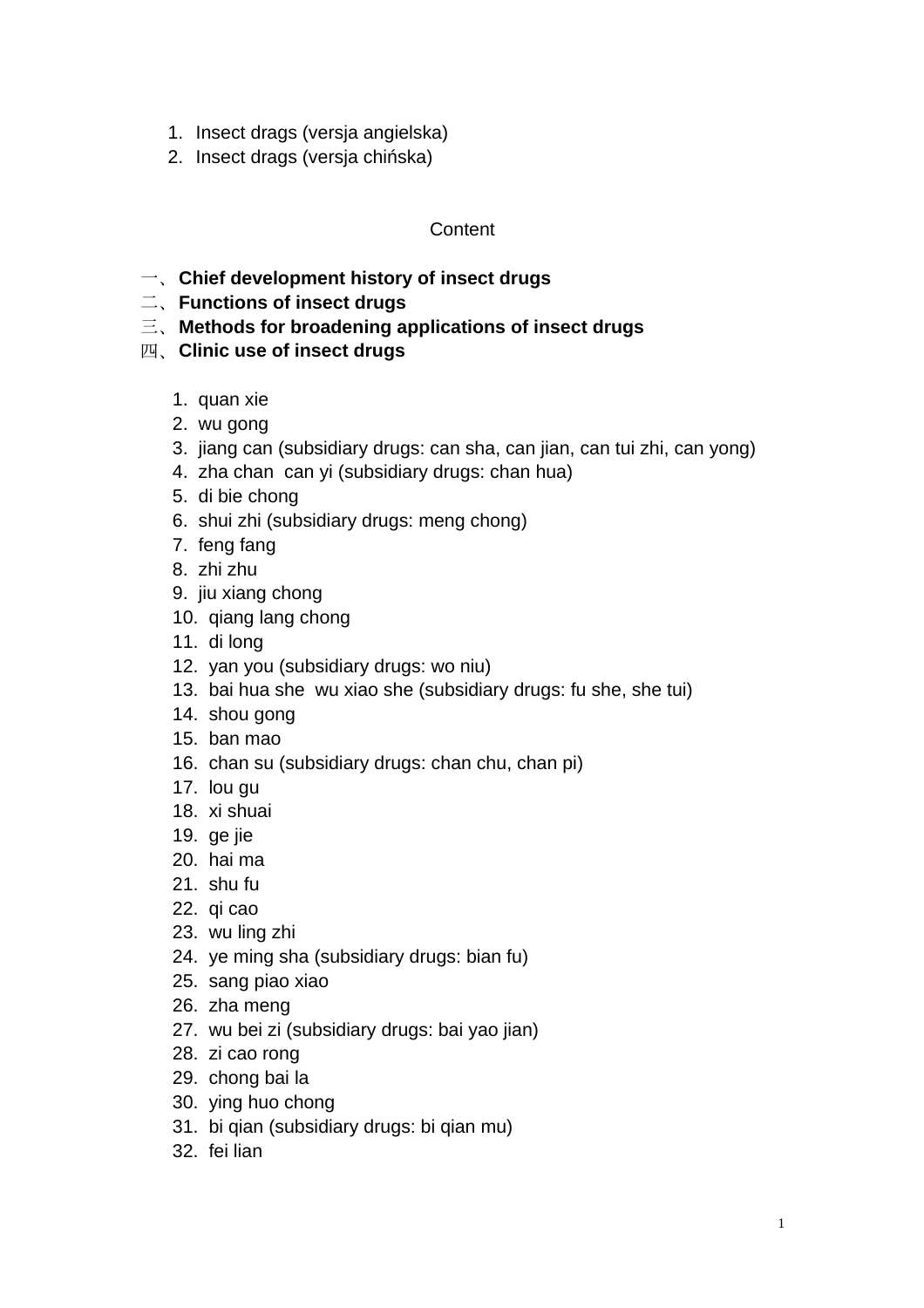1. Insect drags (versja angielska)
2. Insect drags (versja chińska)

Content

一、**Chief development history of insect drugs**
二、**Functions of insect drugs**
三、**Methods for broadening applications of insect drugs**
四、**Clinic use of insect drugs**

1. quan xie
2. wu gong
3. jiang can (subsidiary drugs: can sha, can jian, can tui zhi, can yong)
4. zha chan  can yi (subsidiary drugs: chan hua)
5. di bie chong
6. shui zhi (subsidiary drugs: meng chong)
7. feng fang
8. zhi zhu
9. jiu xiang chong
10. qiang lang chong
11. di long
12. yan you (subsidiary drugs: wo niu)
13. bai hua she  wu xiao she (subsidiary drugs: fu she, she tui)
14. shou gong
15. ban mao
16. chan su (subsidiary drugs: chan chu, chan pi)
17. lou gu
18. xi shuai
19. ge jie
20. hai ma
21. shu fu
22. qi cao
23. wu ling zhi
24. ye ming sha (subsidiary drugs: bian fu)
25. sang piao xiao
26. zha meng
27. wu bei zi (subsidiary drugs: bai yao jian)
28. zi cao rong
29. chong bai la
30. ying huo chong
31. bi qian (subsidiary drugs: bi qian mu)
32. fei lian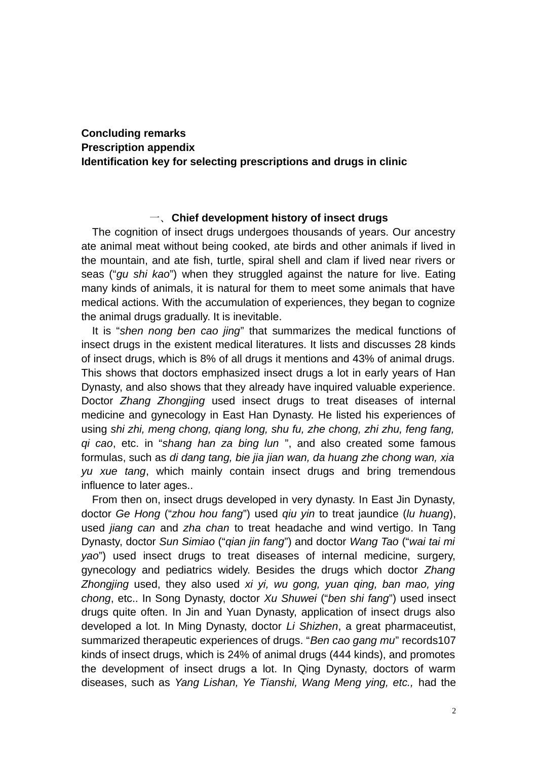**Concluding remarks**
**Prescription appendix**
**Identification key for selecting prescriptions and drugs in clinic**

## 一、Chief development history of insect drugs

The cognition of insect drugs undergoes thousands of years. Our ancestry ate animal meat without being cooked, ate birds and other animals if lived in the mountain, and ate fish, turtle, spiral shell and clam if lived near rivers or seas (“*gu shi kao*”) when they struggled against the nature for live. Eating many kinds of animals, it is natural for them to meet some animals that have medical actions. With the accumulation of experiences, they began to cognize the animal drugs gradually. It is inevitable.

It is “*shen nong ben cao jing*” that summarizes the medical functions of insect drugs in the existent medical literatures. It lists and discusses 28 kinds of insect drugs, which is 8% of all drugs it mentions and 43% of animal drugs. This shows that doctors emphasized insect drugs a lot in early years of Han Dynasty, and also shows that they already have inquired valuable experience. Doctor *Zhang Zhongjing* used insect drugs to treat diseases of internal medicine and gynecology in East Han Dynasty. He listed his experiences of using *shi zhi, meng chong, qiang long, shu fu, zhe chong, zhi zhu, feng fang, qi cao*, etc. in “*shang han za bing lun* ”, and also created some famous formulas, such as *di dang tang, bie jia jian wan, da huang zhe chong wan, xia yu xue tang*, which mainly contain insect drugs and bring tremendous influence to later ages..

From then on, insect drugs developed in very dynasty. In East Jin Dynasty, doctor *Ge Hong* (“*zhou hou fang*”) used *qiu yin* to treat jaundice (*lu huang*), used *jiang can* and *zha chan* to treat headache and wind vertigo. In Tang Dynasty, doctor *Sun Simiao* (“*qian jin fang*”) and doctor *Wang Tao* (“*wai tai mi yao*”) used insect drugs to treat diseases of internal medicine, surgery, gynecology and pediatrics widely. Besides the drugs which doctor *Zhang Zhongjing* used, they also used *xi yi, wu gong, yuan qing, ban mao, ying chong*, etc.. In Song Dynasty, doctor *Xu Shuwei* (“*ben shi fang*”) used insect drugs quite often. In Jin and Yuan Dynasty, application of insect drugs also developed a lot. In Ming Dynasty, doctor *Li Shizhen*, a great pharmaceutist, summarized therapeutic experiences of drugs. “*Ben cao gang mu*” records107 kinds of insect drugs, which is 24% of animal drugs (444 kinds), and promotes the development of insect drugs a lot. In Qing Dynasty, doctors of warm diseases, such as *Yang Lishan, Ye Tianshi, Wang Meng ying, etc.,* had the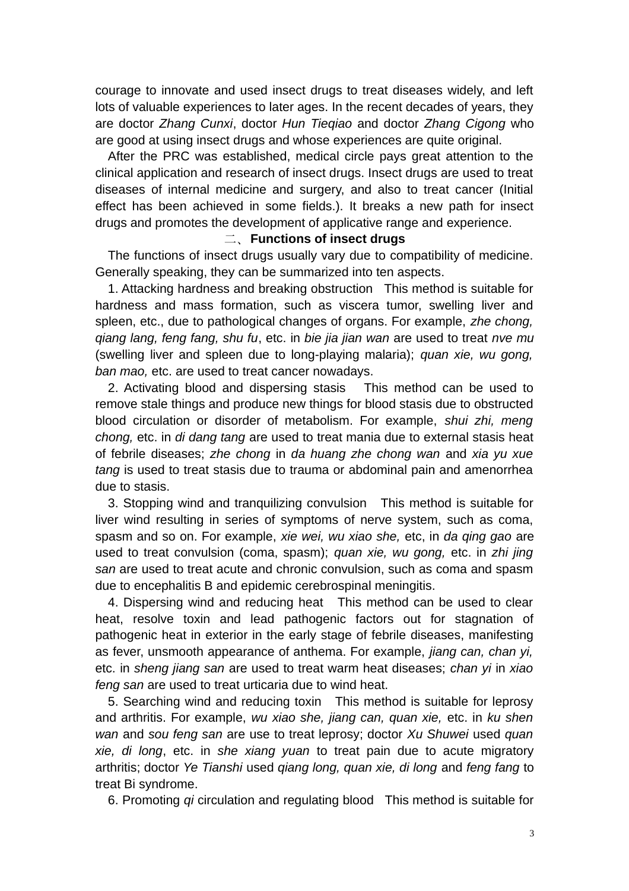courage to innovate and used insect drugs to treat diseases widely, and left lots of valuable experiences to later ages. In the recent decades of years, they are doctor *Zhang Cunxi*, doctor *Hun Tieqiao* and doctor *Zhang Cigong* who are good at using insect drugs and whose experiences are quite original.

After the PRC was established, medical circle pays great attention to the clinical application and research of insect drugs. Insect drugs are used to treat diseases of internal medicine and surgery, and also to treat cancer (Initial effect has been achieved in some fields.). It breaks a new path for insect drugs and promotes the development of applicative range and experience.

## 二、**Functions of insect drugs**

The functions of insect drugs usually vary due to compatibility of medicine. Generally speaking, they can be summarized into ten aspects.

1. Attacking hardness and breaking obstruction   This method is suitable for hardness and mass formation, such as viscera tumor, swelling liver and spleen, etc., due to pathological changes of organs. For example, *zhe chong, qiang lang, feng fang, shu fu*, etc. in *bie jia jian wan* are used to treat *nve mu* (swelling liver and spleen due to long-playing malaria); *quan xie, wu gong, ban mao,* etc. are used to treat cancer nowadays.

2. Activating blood and dispersing stasis    This method can be used to remove stale things and produce new things for blood stasis due to obstructed blood circulation or disorder of metabolism. For example, *shui zhi, meng chong,* etc. in *di dang tang* are used to treat mania due to external stasis heat of febrile diseases; *zhe chong* in *da huang zhe chong wan* and *xia yu xue tang* is used to treat stasis due to trauma or abdominal pain and amenorrhea due to stasis.

3. Stopping wind and tranquilizing convulsion   This method is suitable for liver wind resulting in series of symptoms of nerve system, such as coma, spasm and so on. For example, *xie wei, wu xiao she,* etc, in *da qing gao* are used to treat convulsion (coma, spasm); *quan xie, wu gong,* etc. in *zhi jing san* are used to treat acute and chronic convulsion, such as coma and spasm due to encephalitis B and epidemic cerebrospinal meningitis.

4. Dispersing wind and reducing heat   This method can be used to clear heat, resolve toxin and lead pathogenic factors out for stagnation of pathogenic heat in exterior in the early stage of febrile diseases, manifesting as fever, unsmooth appearance of anthema. For example, *jiang can, chan yi,* etc. in *sheng jiang san* are used to treat warm heat diseases; *chan yi* in *xiao feng san* are used to treat urticaria due to wind heat.

5. Searching wind and reducing toxin   This method is suitable for leprosy and arthritis. For example, *wu xiao she, jiang can, quan xie,* etc. in *ku shen wan* and *sou feng san* are use to treat leprosy; doctor *Xu Shuwei* used *quan xie, di long*, etc. in *she xiang yuan* to treat pain due to acute migratory arthritis; doctor *Ye Tianshi* used *qiang long, quan xie, di long* and *feng fang* to treat Bi syndrome.

6. Promoting *qi* circulation and regulating blood   This method is suitable for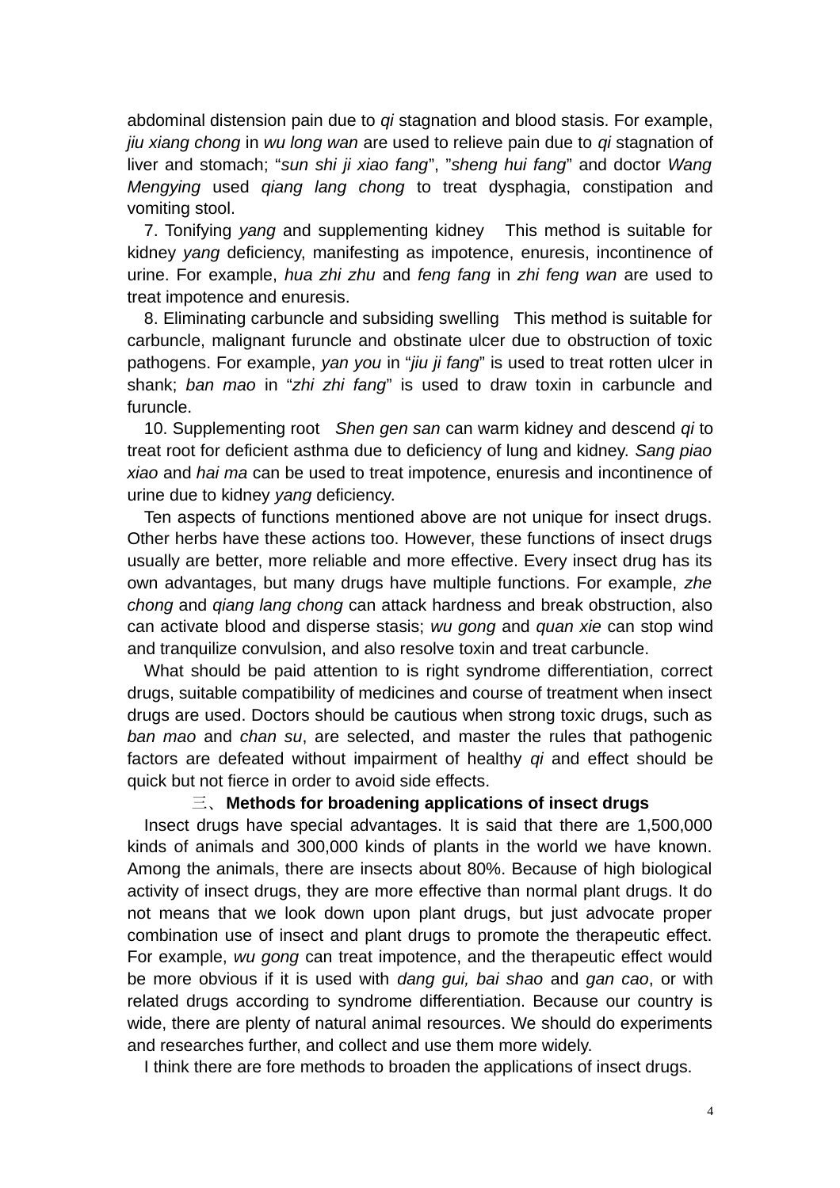abdominal distension pain due to *qi* stagnation and blood stasis. For example, *jiu xiang chong* in *wu long wan* are used to relieve pain due to *qi* stagnation of liver and stomach; "*sun shi ji xiao fang*", "*sheng hui fang*" and doctor *Wang Mengying* used *qiang lang chong* to treat dysphagia, constipation and vomiting stool.

7. Tonifying *yang* and supplementing kidney　This method is suitable for kidney *yang* deficiency, manifesting as impotence, enuresis, incontinence of urine. For example, *hua zhi zhu* and *feng fang* in *zhi feng wan* are used to treat impotence and enuresis.

8. Eliminating carbuncle and subsiding swelling　This method is suitable for carbuncle, malignant furuncle and obstinate ulcer due to obstruction of toxic pathogens. For example, *yan you* in "*jiu ji fang*" is used to treat rotten ulcer in shank; *ban mao* in "*zhi zhi fang*" is used to draw toxin in carbuncle and furuncle.

10. Supplementing root　*Shen gen san* can warm kidney and descend *qi* to treat root for deficient asthma due to deficiency of lung and kidney. *Sang piao xiao* and *hai ma* can be used to treat impotence, enuresis and incontinence of urine due to kidney *yang* deficiency.

Ten aspects of functions mentioned above are not unique for insect drugs. Other herbs have these actions too. However, these functions of insect drugs usually are better, more reliable and more effective. Every insect drug has its own advantages, but many drugs have multiple functions. For example, *zhe chong* and *qiang lang chong* can attack hardness and break obstruction, also can activate blood and disperse stasis; *wu gong* and *quan xie* can stop wind and tranquilize convulsion, and also resolve toxin and treat carbuncle.

What should be paid attention to is right syndrome differentiation, correct drugs, suitable compatibility of medicines and course of treatment when insect drugs are used. Doctors should be cautious when strong toxic drugs, such as *ban mao* and *chan su*, are selected, and master the rules that pathogenic factors are defeated without impairment of healthy *qi* and effect should be quick but not fierce in order to avoid side effects.

## 三、Methods for broadening applications of insect drugs

Insect drugs have special advantages. It is said that there are 1,500,000 kinds of animals and 300,000 kinds of plants in the world we have known. Among the animals, there are insects about 80%. Because of high biological activity of insect drugs, they are more effective than normal plant drugs. It do not means that we look down upon plant drugs, but just advocate proper combination use of insect and plant drugs to promote the therapeutic effect. For example, *wu gong* can treat impotence, and the therapeutic effect would be more obvious if it is used with *dang gui, bai shao* and *gan cao*, or with related drugs according to syndrome differentiation. Because our country is wide, there are plenty of natural animal resources. We should do experiments and researches further, and collect and use them more widely.

I think there are fore methods to broaden the applications of insect drugs.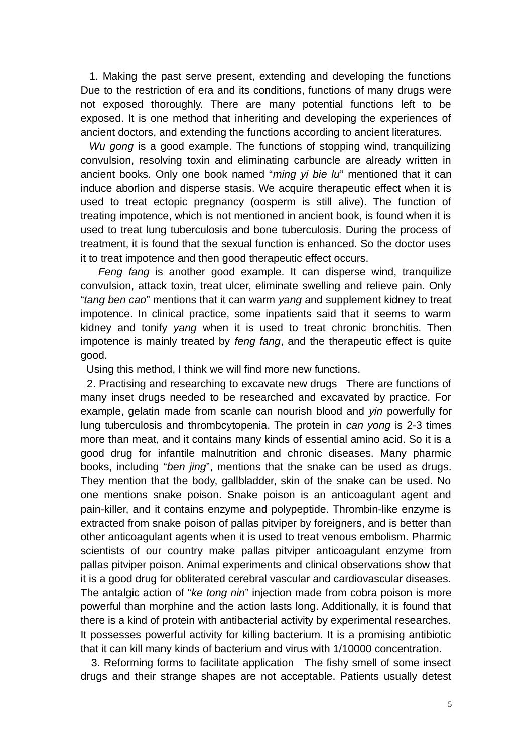1. Making the past serve present, extending and developing the functions Due to the restriction of era and its conditions, functions of many drugs were not exposed thoroughly. There are many potential functions left to be exposed. It is one method that inheriting and developing the experiences of ancient doctors, and extending the functions according to ancient literatures.

*Wu gong* is a good example. The functions of stopping wind, tranquilizing convulsion, resolving toxin and eliminating carbuncle are already written in ancient books. Only one book named "*ming yi bie lu*" mentioned that it can induce aborlion and disperse stasis. We acquire therapeutic effect when it is used to treat ectopic pregnancy (oosperm is still alive). The function of treating impotence, which is not mentioned in ancient book, is found when it is used to treat lung tuberculosis and bone tuberculosis. During the process of treatment, it is found that the sexual function is enhanced. So the doctor uses it to treat impotence and then good therapeutic effect occurs.

*Feng fang* is another good example. It can disperse wind, tranquilize convulsion, attack toxin, treat ulcer, eliminate swelling and relieve pain. Only "*tang ben cao*" mentions that it can warm *yang* and supplement kidney to treat impotence. In clinical practice, some inpatients said that it seems to warm kidney and tonify *yang* when it is used to treat chronic bronchitis. Then impotence is mainly treated by *feng fang*, and the therapeutic effect is quite good.

Using this method, I think we will find more new functions.

2. Practising and researching to excavate new drugs There are functions of many inset drugs needed to be researched and excavated by practice. For example, gelatin made from scanle can nourish blood and *yin* powerfully for lung tuberculosis and thrombcytopenia. The protein in *can yong* is 2-3 times more than meat, and it contains many kinds of essential amino acid. So it is a good drug for infantile malnutrition and chronic diseases. Many pharmic books, including "*ben jing*", mentions that the snake can be used as drugs. They mention that the body, gallbladder, skin of the snake can be used. No one mentions snake poison. Snake poison is an anticoagulant agent and pain-killer, and it contains enzyme and polypeptide. Thrombin-like enzyme is extracted from snake poison of pallas pitviper by foreigners, and is better than other anticoagulant agents when it is used to treat venous embolism. Pharmic scientists of our country make pallas pitviper anticoagulant enzyme from pallas pitviper poison. Animal experiments and clinical observations show that it is a good drug for obliterated cerebral vascular and cardiovascular diseases. The antalgic action of "*ke tong nin*" injection made from cobra poison is more powerful than morphine and the action lasts long. Additionally, it is found that there is a kind of protein with antibacterial activity by experimental researches. It possesses powerful activity for killing bacterium. It is a promising antibiotic that it can kill many kinds of bacterium and virus with 1/10000 concentration.

3. Reforming forms to facilitate application The fishy smell of some insect drugs and their strange shapes are not acceptable. Patients usually detest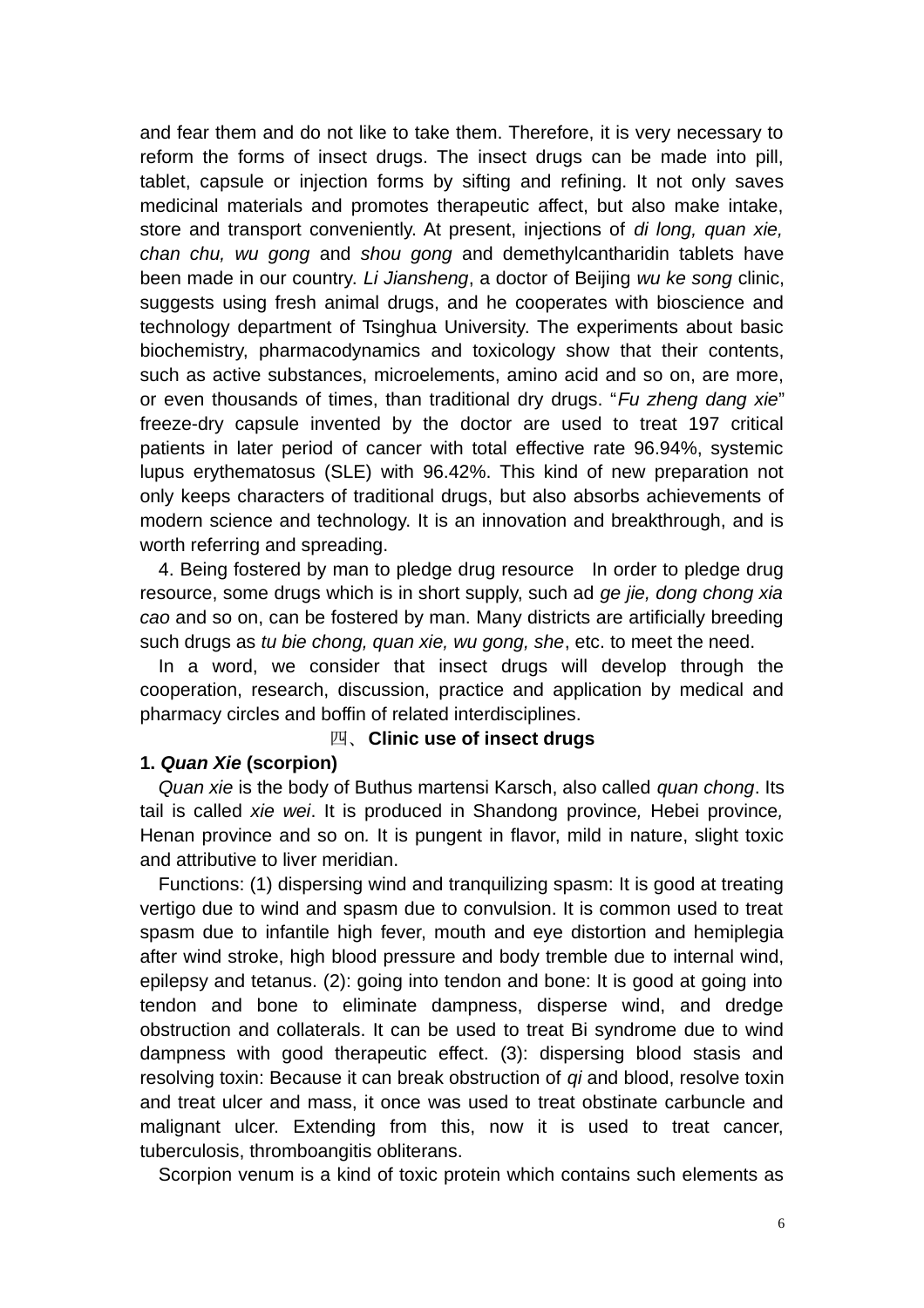and fear them and do not like to take them. Therefore, it is very necessary to reform the forms of insect drugs. The insect drugs can be made into pill, tablet, capsule or injection forms by sifting and refining. It not only saves medicinal materials and promotes therapeutic affect, but also make intake, store and transport conveniently. At present, injections of *di long, quan xie, chan chu, wu gong* and *shou gong* and demethylcantharidin tablets have been made in our country. *Li Jiansheng*, a doctor of Beijing *wu ke song* clinic, suggests using fresh animal drugs, and he cooperates with bioscience and technology department of Tsinghua University. The experiments about basic biochemistry, pharmacodynamics and toxicology show that their contents, such as active substances, microelements, amino acid and so on, are more, or even thousands of times, than traditional dry drugs. "*Fu zheng dang xie*" freeze-dry capsule invented by the doctor are used to treat 197 critical patients in later period of cancer with total effective rate 96.94%, systemic lupus erythematosus (SLE) with 96.42%. This kind of new preparation not only keeps characters of traditional drugs, but also absorbs achievements of modern science and technology. It is an innovation and breakthrough, and is worth referring and spreading.

4. Being fostered by man to pledge drug resource  In order to pledge drug resource, some drugs which is in short supply, such ad *ge jie, dong chong xia cao* and so on, can be fostered by man. Many districts are artificially breeding such drugs as *tu bie chong, quan xie, wu gong, she*, etc. to meet the need.

In a word, we consider that insect drugs will develop through the cooperation, research, discussion, practice and application by medical and pharmacy circles and boffin of related interdisciplines.

## 四、Clinic use of insect drugs

### 1. *Quan Xie* (scorpion)

*Quan xie* is the body of Buthus martensi Karsch, also called *quan chong*. Its tail is called *xie wei*. It is produced in Shandong province, Hebei province, Henan province and so on. It is pungent in flavor, mild in nature, slight toxic and attributive to liver meridian.

Functions: (1) dispersing wind and tranquilizing spasm: It is good at treating vertigo due to wind and spasm due to convulsion. It is common used to treat spasm due to infantile high fever, mouth and eye distortion and hemiplegia after wind stroke, high blood pressure and body tremble due to internal wind, epilepsy and tetanus. (2): going into tendon and bone: It is good at going into tendon and bone to eliminate dampness, disperse wind, and dredge obstruction and collaterals. It can be used to treat Bi syndrome due to wind dampness with good therapeutic effect. (3): dispersing blood stasis and resolving toxin: Because it can break obstruction of *qi* and blood, resolve toxin and treat ulcer and mass, it once was used to treat obstinate carbuncle and malignant ulcer. Extending from this, now it is used to treat cancer, tuberculosis, thromboangitis obliterans.

Scorpion venum is a kind of toxic protein which contains such elements as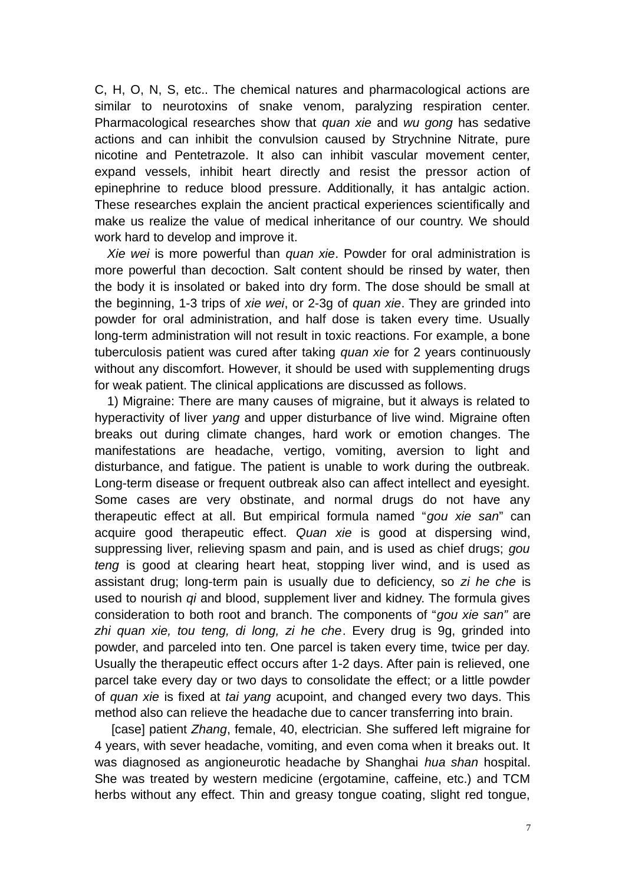C, H, O, N, S, etc.. The chemical natures and pharmacological actions are similar to neurotoxins of snake venom, paralyzing respiration center. Pharmacological researches show that *quan xie* and *wu gong* has sedative actions and can inhibit the convulsion caused by Strychnine Nitrate, pure nicotine and Pentetrazole. It also can inhibit vascular movement center, expand vessels, inhibit heart directly and resist the pressor action of epinephrine to reduce blood pressure. Additionally, it has antalgic action. These researches explain the ancient practical experiences scientifically and make us realize the value of medical inheritance of our country. We should work hard to develop and improve it.

*Xie wei* is more powerful than *quan xie*. Powder for oral administration is more powerful than decoction. Salt content should be rinsed by water, then the body it is insolated or baked into dry form. The dose should be small at the beginning, 1-3 trips of *xie wei*, or 2-3g of *quan xie*. They are grinded into powder for oral administration, and half dose is taken every time. Usually long-term administration will not result in toxic reactions. For example, a bone tuberculosis patient was cured after taking *quan xie* for 2 years continuously without any discomfort. However, it should be used with supplementing drugs for weak patient. The clinical applications are discussed as follows.

1) Migraine: There are many causes of migraine, but it always is related to hyperactivity of liver *yang* and upper disturbance of live wind. Migraine often breaks out during climate changes, hard work or emotion changes. The manifestations are headache, vertigo, vomiting, aversion to light and disturbance, and fatigue. The patient is unable to work during the outbreak. Long-term disease or frequent outbreak also can affect intellect and eyesight. Some cases are very obstinate, and normal drugs do not have any therapeutic effect at all. But empirical formula named "*gou xie san*" can acquire good therapeutic effect. *Quan xie* is good at dispersing wind, suppressing liver, relieving spasm and pain, and is used as chief drugs; *gou teng* is good at clearing heart heat, stopping liver wind, and is used as assistant drug; long-term pain is usually due to deficiency, so *zi he che* is used to nourish *qi* and blood, supplement liver and kidney. The formula gives consideration to both root and branch. The components of "*gou xie san*" are *zhi quan xie, tou teng, di long, zi he che*. Every drug is 9g, grinded into powder, and parceled into ten. One parcel is taken every time, twice per day. Usually the therapeutic effect occurs after 1-2 days. After pain is relieved, one parcel take every day or two days to consolidate the effect; or a little powder of *quan xie* is fixed at *tai yang* acupoint, and changed every two days. This method also can relieve the headache due to cancer transferring into brain.

[case] patient *Zhang*, female, 40, electrician. She suffered left migraine for 4 years, with sever headache, vomiting, and even coma when it breaks out. It was diagnosed as angioneurotic headache by Shanghai *hua shan* hospital. She was treated by western medicine (ergotamine, caffeine, etc.) and TCM herbs without any effect. Thin and greasy tongue coating, slight red tongue,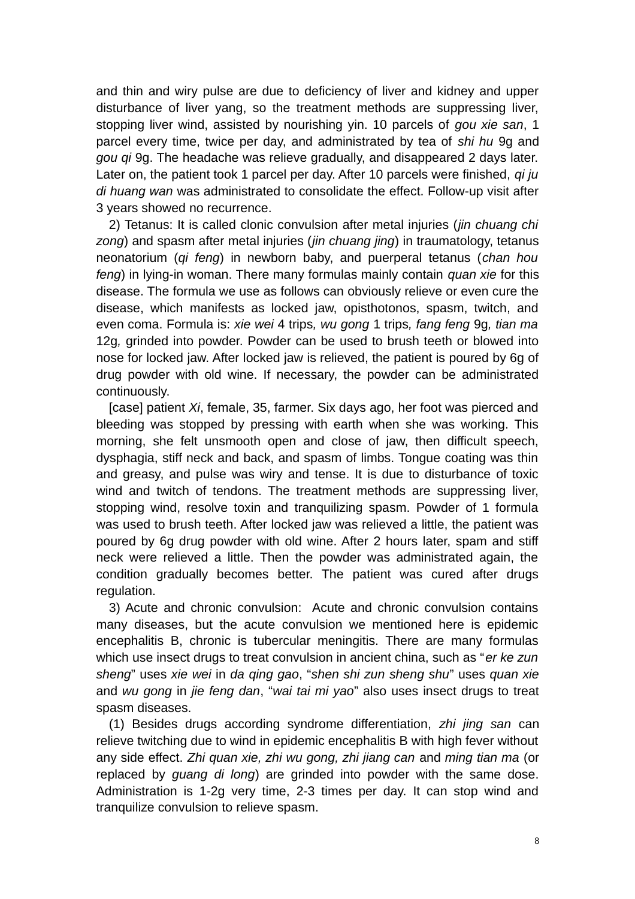and thin and wiry pulse are due to deficiency of liver and kidney and upper disturbance of liver yang, so the treatment methods are suppressing liver, stopping liver wind, assisted by nourishing yin. 10 parcels of *gou xie san*, 1 parcel every time, twice per day, and administrated by tea of *shi hu* 9g and *gou qi* 9g. The headache was relieve gradually, and disappeared 2 days later. Later on, the patient took 1 parcel per day. After 10 parcels were finished, *qi ju di huang wan* was administrated to consolidate the effect. Follow-up visit after 3 years showed no recurrence.

2) Tetanus: It is called clonic convulsion after metal injuries (*jin chuang chi zong*) and spasm after metal injuries (*jin chuang jing*) in traumatology, tetanus neonatorium (*qi feng*) in newborn baby, and puerperal tetanus (*chan hou feng*) in lying-in woman. There many formulas mainly contain *quan xie* for this disease. The formula we use as follows can obviously relieve or even cure the disease, which manifests as locked jaw, opisthotonos, spasm, twitch, and even coma. Formula is: *xie wei* 4 trips*, wu gong* 1 trips*, fang feng* 9g*, tian ma* 12g*,* grinded into powder. Powder can be used to brush teeth or blowed into nose for locked jaw. After locked jaw is relieved, the patient is poured by 6g of drug powder with old wine. If necessary, the powder can be administrated continuously.

[case] patient *Xi*, female, 35, farmer. Six days ago, her foot was pierced and bleeding was stopped by pressing with earth when she was working. This morning, she felt unsmooth open and close of jaw, then difficult speech, dysphagia, stiff neck and back, and spasm of limbs. Tongue coating was thin and greasy, and pulse was wiry and tense. It is due to disturbance of toxic wind and twitch of tendons. The treatment methods are suppressing liver, stopping wind, resolve toxin and tranquilizing spasm. Powder of 1 formula was used to brush teeth. After locked jaw was relieved a little, the patient was poured by 6g drug powder with old wine. After 2 hours later, spam and stiff neck were relieved a little. Then the powder was administrated again, the condition gradually becomes better. The patient was cured after drugs regulation.

3) Acute and chronic convulsion: Acute and chronic convulsion contains many diseases, but the acute convulsion we mentioned here is epidemic encephalitis B, chronic is tubercular meningitis. There are many formulas which use insect drugs to treat convulsion in ancient china, such as "*er ke zun sheng*" uses *xie wei* in *da qing gao*, "*shen shi zun sheng shu*" uses *quan xie* and *wu gong* in *jie feng dan*, "*wai tai mi yao*" also uses insect drugs to treat spasm diseases.

(1) Besides drugs according syndrome differentiation, *zhi jing san* can relieve twitching due to wind in epidemic encephalitis B with high fever without any side effect. *Zhi quan xie, zhi wu gong, zhi jiang can* and *ming tian ma* (or replaced by *guang di long*) are grinded into powder with the same dose. Administration is 1-2g very time, 2-3 times per day. It can stop wind and tranquilize convulsion to relieve spasm.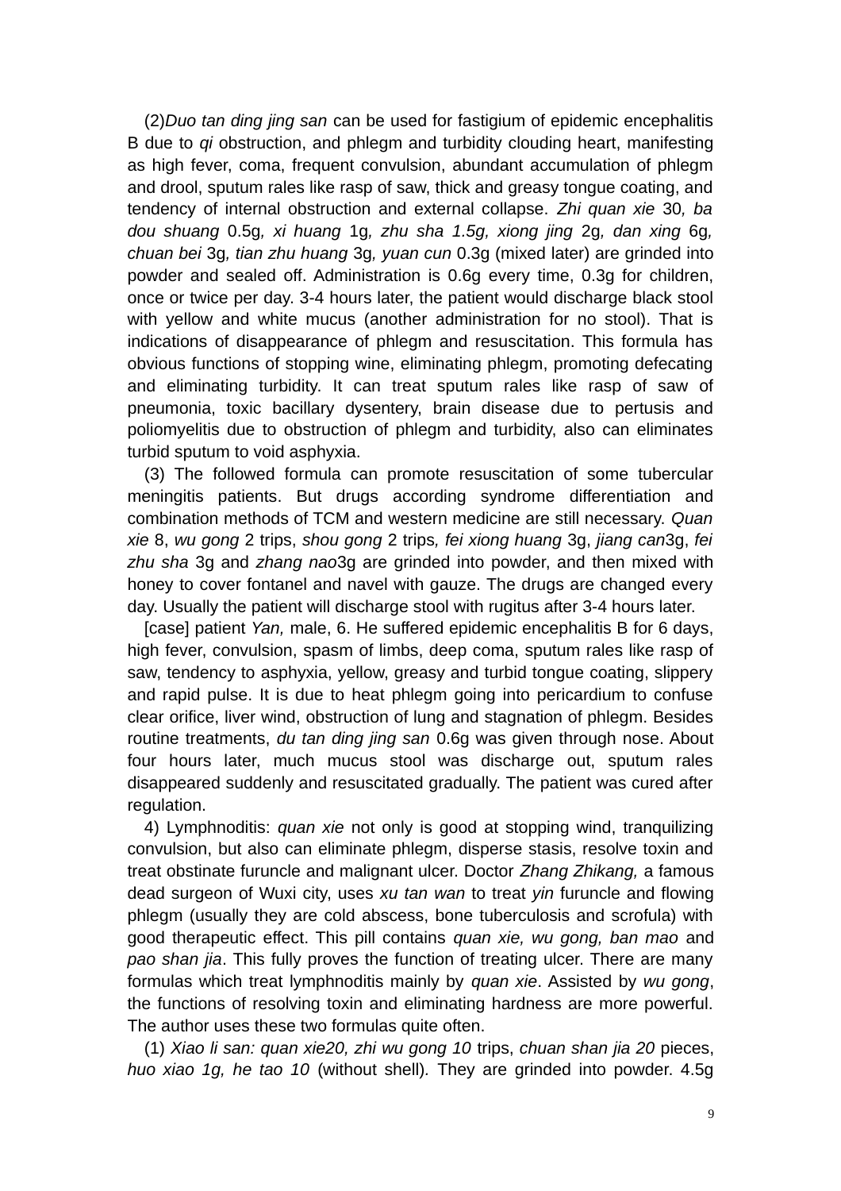(2)*Duo tan ding jing san* can be used for fastigium of epidemic encephalitis B due to *qi* obstruction, and phlegm and turbidity clouding heart, manifesting as high fever, coma, frequent convulsion, abundant accumulation of phlegm and drool, sputum rales like rasp of saw, thick and greasy tongue coating, and tendency of internal obstruction and external collapse. *Zhi quan xie* 30*, ba dou shuang* 0.5g*, xi huang* 1g*, zhu sha 1.5g, xiong jing* 2g*, dan xing* 6g*, chuan bei* 3g*, tian zhu huang* 3g*, yuan cun* 0.3g (mixed later) are grinded into powder and sealed off. Administration is 0.6g every time, 0.3g for children, once or twice per day. 3-4 hours later, the patient would discharge black stool with yellow and white mucus (another administration for no stool). That is indications of disappearance of phlegm and resuscitation. This formula has obvious functions of stopping wine, eliminating phlegm, promoting defecating and eliminating turbidity. It can treat sputum rales like rasp of saw of pneumonia, toxic bacillary dysentery, brain disease due to pertusis and poliomyelitis due to obstruction of phlegm and turbidity, also can eliminates turbid sputum to void asphyxia.

(3) The followed formula can promote resuscitation of some tubercular meningitis patients. But drugs according syndrome differentiation and combination methods of TCM and western medicine are still necessary. *Quan xie* 8, *wu gong* 2 trips, *shou gong* 2 trips*, fei xiong huang* 3g, *jiang can*3g, *fei zhu sha* 3g and *zhang nao*3g are grinded into powder, and then mixed with honey to cover fontanel and navel with gauze. The drugs are changed every day. Usually the patient will discharge stool with rugitus after 3-4 hours later.

[case] patient *Yan,* male, 6. He suffered epidemic encephalitis B for 6 days, high fever, convulsion, spasm of limbs, deep coma, sputum rales like rasp of saw, tendency to asphyxia, yellow, greasy and turbid tongue coating, slippery and rapid pulse. It is due to heat phlegm going into pericardium to confuse clear orifice, liver wind, obstruction of lung and stagnation of phlegm. Besides routine treatments, *du tan ding jing san* 0.6g was given through nose. About four hours later, much mucus stool was discharge out, sputum rales disappeared suddenly and resuscitated gradually. The patient was cured after regulation.

4) Lymphnoditis: *quan xie* not only is good at stopping wind, tranquilizing convulsion, but also can eliminate phlegm, disperse stasis, resolve toxin and treat obstinate furuncle and malignant ulcer. Doctor *Zhang Zhikang,* a famous dead surgeon of Wuxi city, uses *xu tan wan* to treat *yin* furuncle and flowing phlegm (usually they are cold abscess, bone tuberculosis and scrofula) with good therapeutic effect. This pill contains *quan xie, wu gong, ban mao* and *pao shan jia*. This fully proves the function of treating ulcer. There are many formulas which treat lymphnoditis mainly by *quan xie*. Assisted by *wu gong*, the functions of resolving toxin and eliminating hardness are more powerful. The author uses these two formulas quite often.

(1) *Xiao li san: quan xie20, zhi wu gong 10* trips, *chuan shan jia 20* pieces, *huo xiao 1g, he tao 10* (without shell)*.* They are grinded into powder. 4.5g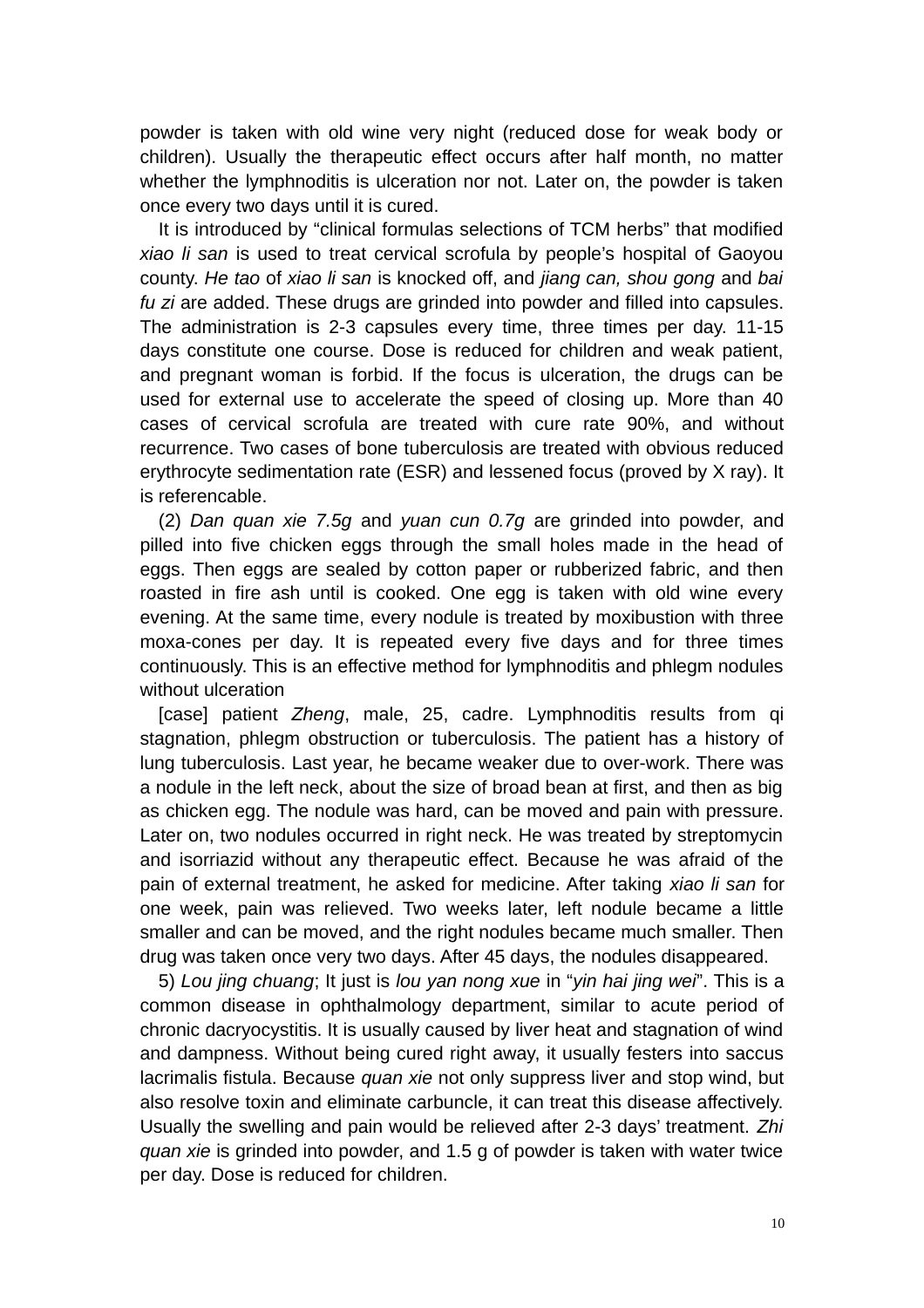powder is taken with old wine very night (reduced dose for weak body or children). Usually the therapeutic effect occurs after half month, no matter whether the lymphnoditis is ulceration nor not. Later on, the powder is taken once every two days until it is cured.

It is introduced by "clinical formulas selections of TCM herbs" that modified *xiao li san* is used to treat cervical scrofula by people's hospital of Gaoyou county. *He tao* of *xiao li san* is knocked off, and *jiang can, shou gong* and *bai fu zi* are added. These drugs are grinded into powder and filled into capsules. The administration is 2-3 capsules every time, three times per day. 11-15 days constitute one course. Dose is reduced for children and weak patient, and pregnant woman is forbid. If the focus is ulceration, the drugs can be used for external use to accelerate the speed of closing up. More than 40 cases of cervical scrofula are treated with cure rate 90%, and without recurrence. Two cases of bone tuberculosis are treated with obvious reduced erythrocyte sedimentation rate (ESR) and lessened focus (proved by X ray). It is referencable.

(2) *Dan quan xie 7.5g* and *yuan cun 0.7g* are grinded into powder, and pilled into five chicken eggs through the small holes made in the head of eggs. Then eggs are sealed by cotton paper or rubberized fabric, and then roasted in fire ash until is cooked. One egg is taken with old wine every evening. At the same time, every nodule is treated by moxibustion with three moxa-cones per day. It is repeated every five days and for three times continuously. This is an effective method for lymphnoditis and phlegm nodules without ulceration

[case] patient *Zheng*, male, 25, cadre. Lymphnoditis results from qi stagnation, phlegm obstruction or tuberculosis. The patient has a history of lung tuberculosis. Last year, he became weaker due to over-work. There was a nodule in the left neck, about the size of broad bean at first, and then as big as chicken egg. The nodule was hard, can be moved and pain with pressure. Later on, two nodules occurred in right neck. He was treated by streptomycin and isorriazid without any therapeutic effect. Because he was afraid of the pain of external treatment, he asked for medicine. After taking *xiao li san* for one week, pain was relieved. Two weeks later, left nodule became a little smaller and can be moved, and the right nodules became much smaller. Then drug was taken once very two days. After 45 days, the nodules disappeared.

5) *Lou jing chuang*; It just is *lou yan nong xue* in "*yin hai jing wei*". This is a common disease in ophthalmology department, similar to acute period of chronic dacryocystitis. It is usually caused by liver heat and stagnation of wind and dampness. Without being cured right away, it usually festers into saccus lacrimalis fistula. Because *quan xie* not only suppress liver and stop wind, but also resolve toxin and eliminate carbuncle, it can treat this disease affectively. Usually the swelling and pain would be relieved after 2-3 days' treatment. *Zhi quan xie* is grinded into powder, and 1.5 g of powder is taken with water twice per day. Dose is reduced for children.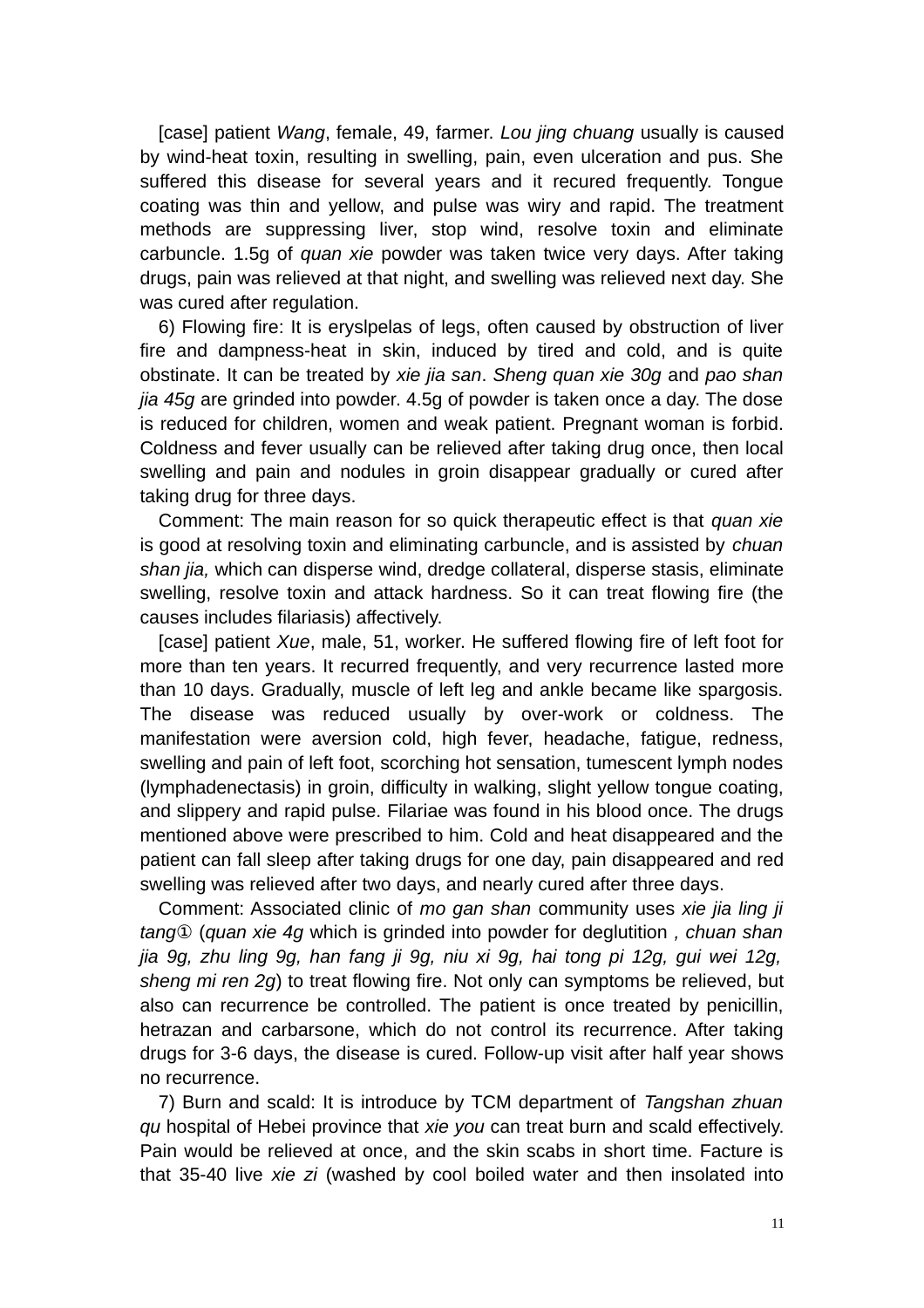[case] patient *Wang*, female, 49, farmer. *Lou jing chuang* usually is caused by wind-heat toxin, resulting in swelling, pain, even ulceration and pus. She suffered this disease for several years and it recured frequently. Tongue coating was thin and yellow, and pulse was wiry and rapid. The treatment methods are suppressing liver, stop wind, resolve toxin and eliminate carbuncle. 1.5g of *quan xie* powder was taken twice very days. After taking drugs, pain was relieved at that night, and swelling was relieved next day. She was cured after regulation.

6) Flowing fire: It is eryslpelas of legs, often caused by obstruction of liver fire and dampness-heat in skin, induced by tired and cold, and is quite obstinate. It can be treated by *xie jia san*. *Sheng quan xie 30g* and *pao shan jia 45g* are grinded into powder. 4.5g of powder is taken once a day. The dose is reduced for children, women and weak patient. Pregnant woman is forbid. Coldness and fever usually can be relieved after taking drug once, then local swelling and pain and nodules in groin disappear gradually or cured after taking drug for three days.

Comment: The main reason for so quick therapeutic effect is that *quan xie* is good at resolving toxin and eliminating carbuncle, and is assisted by *chuan shan jia,* which can disperse wind, dredge collateral, disperse stasis, eliminate swelling, resolve toxin and attack hardness. So it can treat flowing fire (the causes includes filariasis) affectively.

[case] patient *Xue*, male, 51, worker. He suffered flowing fire of left foot for more than ten years. It recurred frequently, and very recurrence lasted more than 10 days. Gradually, muscle of left leg and ankle became like spargosis. The disease was reduced usually by over-work or coldness. The manifestation were aversion cold, high fever, headache, fatigue, redness, swelling and pain of left foot, scorching hot sensation, tumescent lymph nodes (lymphadenectasis) in groin, difficulty in walking, slight yellow tongue coating, and slippery and rapid pulse. Filariae was found in his blood once. The drugs mentioned above were prescribed to him. Cold and heat disappeared and the patient can fall sleep after taking drugs for one day, pain disappeared and red swelling was relieved after two days, and nearly cured after three days.

Comment: Associated clinic of *mo gan shan* community uses *xie jia ling ji tang*① (*quan xie 4g* which is grinded into powder for deglutition *, chuan shan jia 9g, zhu ling 9g, han fang ji 9g, niu xi 9g, hai tong pi 12g, gui wei 12g, sheng mi ren 2g*) to treat flowing fire. Not only can symptoms be relieved, but also can recurrence be controlled. The patient is once treated by penicillin, hetrazan and carbarsone, which do not control its recurrence. After taking drugs for 3-6 days, the disease is cured. Follow-up visit after half year shows no recurrence.

7) Burn and scald: It is introduce by TCM department of *Tangshan zhuan qu* hospital of Hebei province that *xie you* can treat burn and scald effectively. Pain would be relieved at once, and the skin scabs in short time. Facture is that 35-40 live *xie zi* (washed by cool boiled water and then insolated into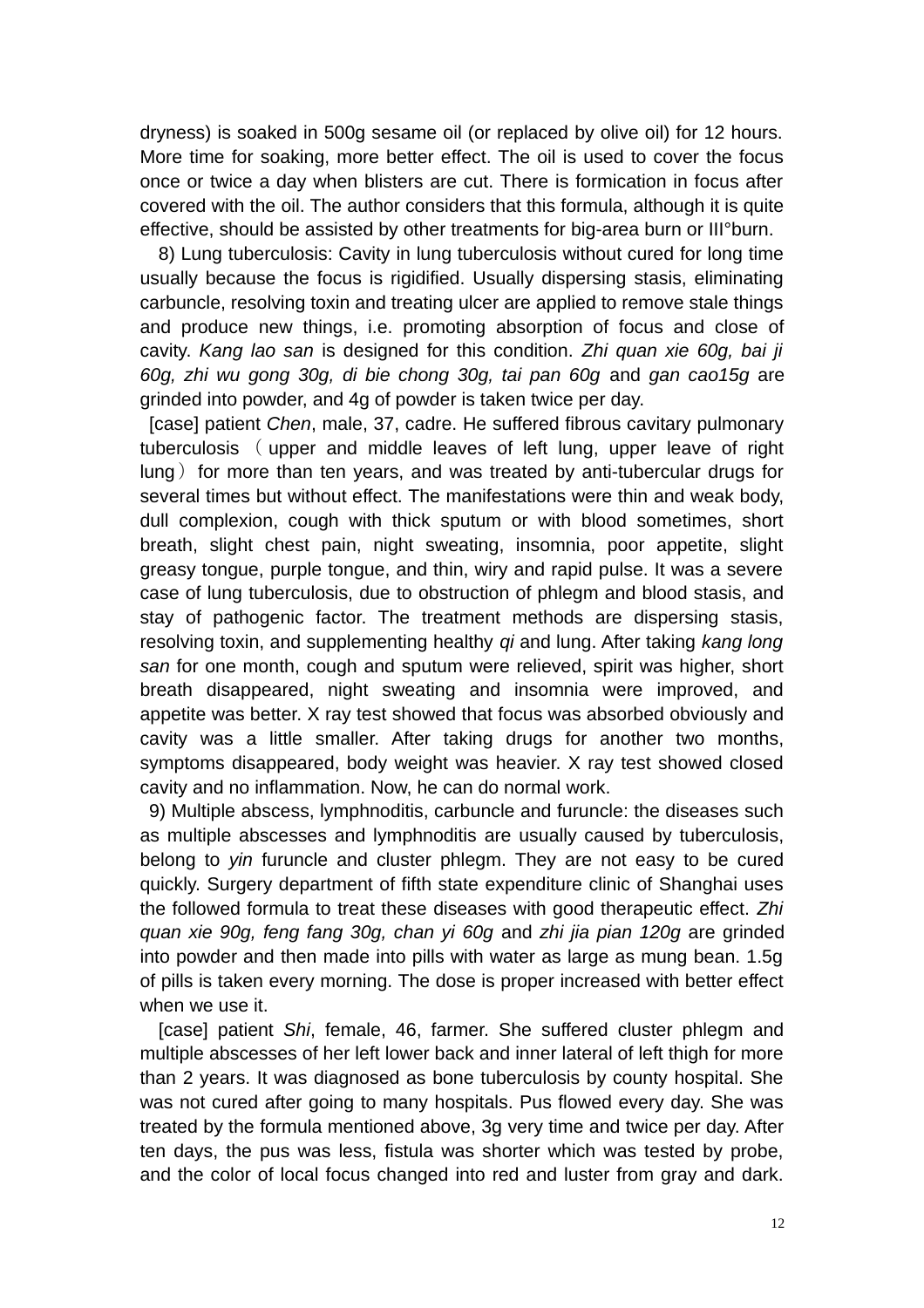dryness) is soaked in 500g sesame oil (or replaced by olive oil) for 12 hours. More time for soaking, more better effect. The oil is used to cover the focus once or twice a day when blisters are cut. There is formication in focus after covered with the oil. The author considers that this formula, although it is quite effective, should be assisted by other treatments for big-area burn or III°burn.

8) Lung tuberculosis: Cavity in lung tuberculosis without cured for long time usually because the focus is rigidified. Usually dispersing stasis, eliminating carbuncle, resolving toxin and treating ulcer are applied to remove stale things and produce new things, i.e. promoting absorption of focus and close of cavity. *Kang lao san* is designed for this condition. *Zhi quan xie 60g, bai ji 60g, zhi wu gong 30g, di bie chong 30g, tai pan 60g* and *gan cao15g* are grinded into powder, and 4g of powder is taken twice per day.

[case] patient *Chen*, male, 37, cadre. He suffered fibrous cavitary pulmonary tuberculosis （upper and middle leaves of left lung, upper leave of right lung）for more than ten years, and was treated by anti-tubercular drugs for several times but without effect. The manifestations were thin and weak body, dull complexion, cough with thick sputum or with blood sometimes, short breath, slight chest pain, night sweating, insomnia, poor appetite, slight greasy tongue, purple tongue, and thin, wiry and rapid pulse. It was a severe case of lung tuberculosis, due to obstruction of phlegm and blood stasis, and stay of pathogenic factor. The treatment methods are dispersing stasis, resolving toxin, and supplementing healthy *qi* and lung. After taking *kang long san* for one month, cough and sputum were relieved, spirit was higher, short breath disappeared, night sweating and insomnia were improved, and appetite was better. X ray test showed that focus was absorbed obviously and cavity was a little smaller. After taking drugs for another two months, symptoms disappeared, body weight was heavier. X ray test showed closed cavity and no inflammation. Now, he can do normal work.

9) Multiple abscess, lymphnoditis, carbuncle and furuncle: the diseases such as multiple abscesses and lymphnoditis are usually caused by tuberculosis, belong to *yin* furuncle and cluster phlegm. They are not easy to be cured quickly. Surgery department of fifth state expenditure clinic of Shanghai uses the followed formula to treat these diseases with good therapeutic effect. *Zhi quan xie 90g, feng fang 30g, chan yi 60g* and *zhi jia pian 120g* are grinded into powder and then made into pills with water as large as mung bean. 1.5g of pills is taken every morning. The dose is proper increased with better effect when we use it.

[case] patient *Shi*, female, 46, farmer. She suffered cluster phlegm and multiple abscesses of her left lower back and inner lateral of left thigh for more than 2 years. It was diagnosed as bone tuberculosis by county hospital. She was not cured after going to many hospitals. Pus flowed every day. She was treated by the formula mentioned above, 3g very time and twice per day. After ten days, the pus was less, fistula was shorter which was tested by probe, and the color of local focus changed into red and luster from gray and dark.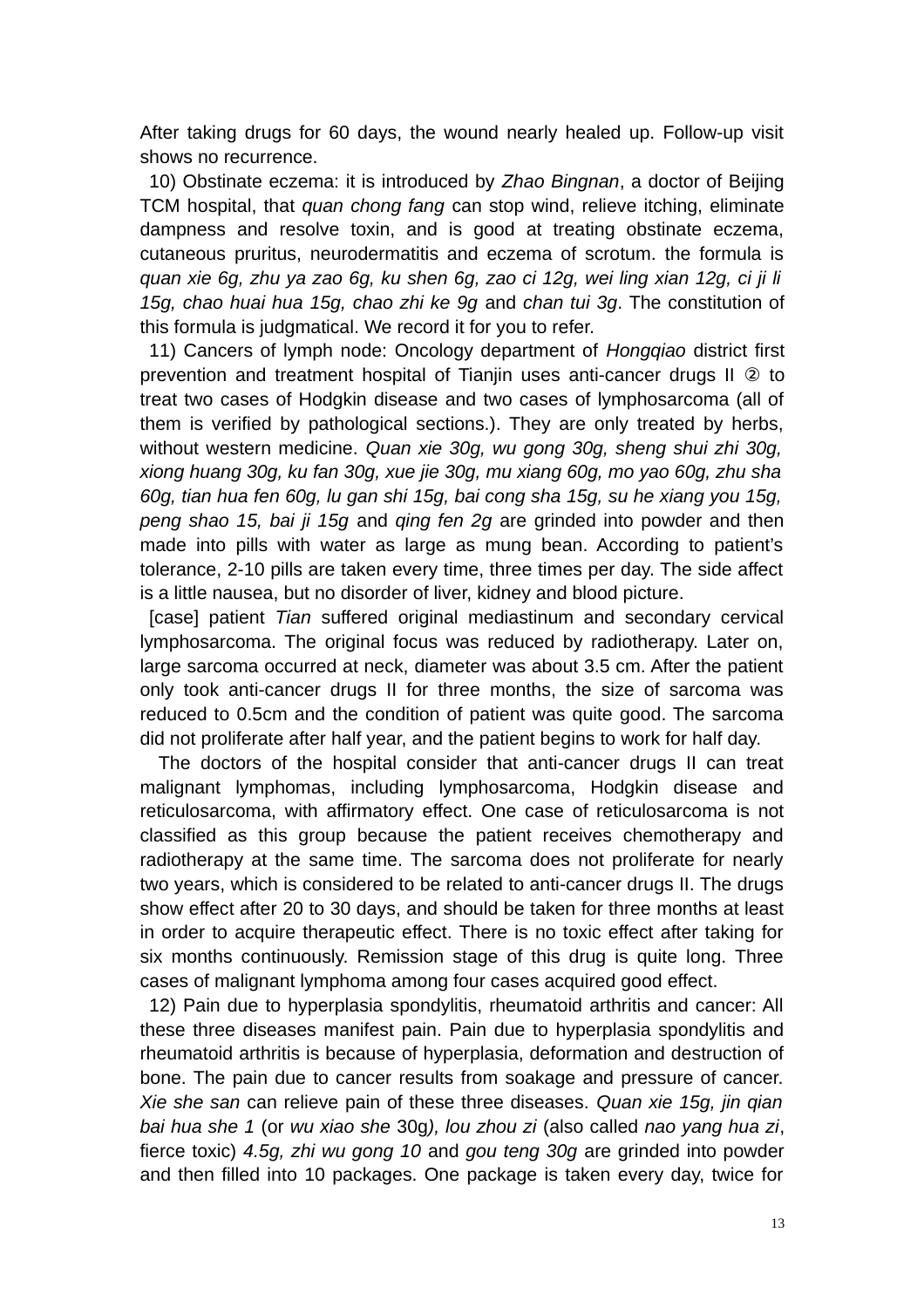After taking drugs for 60 days, the wound nearly healed up. Follow-up visit shows no recurrence.

10) Obstinate eczema: it is introduced by *Zhao Bingnan*, a doctor of Beijing TCM hospital, that *quan chong fang* can stop wind, relieve itching, eliminate dampness and resolve toxin, and is good at treating obstinate eczema, cutaneous pruritus, neurodermatitis and eczema of scrotum. the formula is *quan xie 6g, zhu ya zao 6g, ku shen 6g, zao ci 12g, wei ling xian 12g, ci ji li 15g, chao huai hua 15g, chao zhi ke 9g* and *chan tui 3g*. The constitution of this formula is judgmatical. We record it for you to refer.

11) Cancers of lymph node: Oncology department of *Hongqiao* district first prevention and treatment hospital of Tianjin uses anti-cancer drugs II ② to treat two cases of Hodgkin disease and two cases of lymphosarcoma (all of them is verified by pathological sections.). They are only treated by herbs, without western medicine. *Quan xie 30g, wu gong 30g, sheng shui zhi 30g, xiong huang 30g, ku fan 30g, xue jie 30g, mu xiang 60g, mo yao 60g, zhu sha 60g, tian hua fen 60g, lu gan shi 15g, bai cong sha 15g, su he xiang you 15g, peng shao 15, bai ji 15g* and *qing fen 2g* are grinded into powder and then made into pills with water as large as mung bean. According to patient's tolerance, 2-10 pills are taken every time, three times per day. The side affect is a little nausea, but no disorder of liver, kidney and blood picture.

[case] patient *Tian* suffered original mediastinum and secondary cervical lymphosarcoma. The original focus was reduced by radiotherapy. Later on, large sarcoma occurred at neck, diameter was about 3.5 cm. After the patient only took anti-cancer drugs II for three months, the size of sarcoma was reduced to 0.5cm and the condition of patient was quite good. The sarcoma did not proliferate after half year, and the patient begins to work for half day.

The doctors of the hospital consider that anti-cancer drugs II can treat malignant lymphomas, including lymphosarcoma, Hodgkin disease and reticulosarcoma, with affirmatory effect. One case of reticulosarcoma is not classified as this group because the patient receives chemotherapy and radiotherapy at the same time. The sarcoma does not proliferate for nearly two years, which is considered to be related to anti-cancer drugs II. The drugs show effect after 20 to 30 days, and should be taken for three months at least in order to acquire therapeutic effect. There is no toxic effect after taking for six months continuously. Remission stage of this drug is quite long. Three cases of malignant lymphoma among four cases acquired good effect.

12) Pain due to hyperplasia spondylitis, rheumatoid arthritis and cancer: All these three diseases manifest pain. Pain due to hyperplasia spondylitis and rheumatoid arthritis is because of hyperplasia, deformation and destruction of bone. The pain due to cancer results from soakage and pressure of cancer. *Xie she san* can relieve pain of these three diseases. *Quan xie 15g, jin qian bai hua she 1* (or *wu xiao she* 30g*), lou zhou zi* (also called *nao yang hua zi*, fierce toxic) *4.5g, zhi wu gong 10* and *gou teng 30g* are grinded into powder and then filled into 10 packages. One package is taken every day, twice for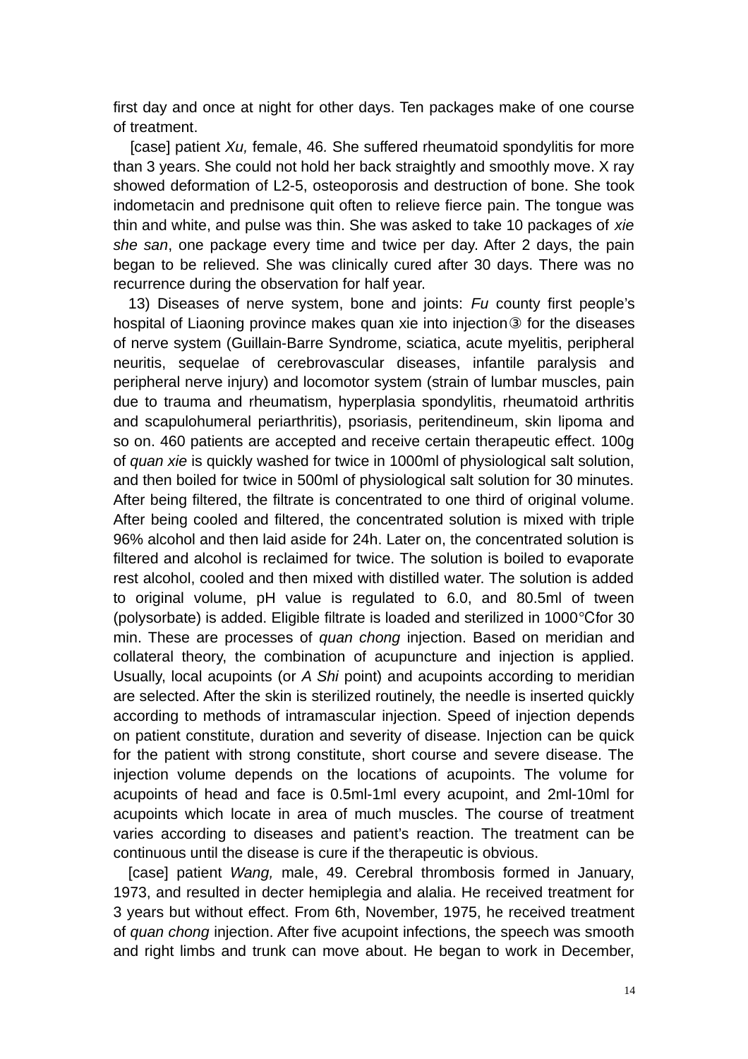first day and once at night for other days. Ten packages make of one course of treatment.

[case] patient *Xu,* female, 46. She suffered rheumatoid spondylitis for more than 3 years. She could not hold her back straightly and smoothly move. X ray showed deformation of L2-5, osteoporosis and destruction of bone. She took indometacin and prednisone quit often to relieve fierce pain. The tongue was thin and white, and pulse was thin. She was asked to take 10 packages of *xie she san*, one package every time and twice per day. After 2 days, the pain began to be relieved. She was clinically cured after 30 days. There was no recurrence during the observation for half year.

13) Diseases of nerve system, bone and joints: *Fu* county first people's hospital of Liaoning province makes quan xie into injection③ for the diseases of nerve system (Guillain-Barre Syndrome, sciatica, acute myelitis, peripheral neuritis, sequelae of cerebrovascular diseases, infantile paralysis and peripheral nerve injury) and locomotor system (strain of lumbar muscles, pain due to trauma and rheumatism, hyperplasia spondylitis, rheumatoid arthritis and scapulohumeral periarthritis), psoriasis, peritendineum, skin lipoma and so on. 460 patients are accepted and receive certain therapeutic effect. 100g of *quan xie* is quickly washed for twice in 1000ml of physiological salt solution, and then boiled for twice in 500ml of physiological salt solution for 30 minutes. After being filtered, the filtrate is concentrated to one third of original volume. After being cooled and filtered, the concentrated solution is mixed with triple 96% alcohol and then laid aside for 24h. Later on, the concentrated solution is filtered and alcohol is reclaimed for twice. The solution is boiled to evaporate rest alcohol, cooled and then mixed with distilled water. The solution is added to original volume, pH value is regulated to 6.0, and 80.5ml of tween (polysorbate) is added. Eligible filtrate is loaded and sterilized in 1000℃for 30 min. These are processes of *quan chong* injection. Based on meridian and collateral theory, the combination of acupuncture and injection is applied. Usually, local acupoints (or *A Shi* point) and acupoints according to meridian are selected. After the skin is sterilized routinely, the needle is inserted quickly according to methods of intramascular injection. Speed of injection depends on patient constitute, duration and severity of disease. Injection can be quick for the patient with strong constitute, short course and severe disease. The injection volume depends on the locations of acupoints. The volume for acupoints of head and face is 0.5ml-1ml every acupoint, and 2ml-10ml for acupoints which locate in area of much muscles. The course of treatment varies according to diseases and patient's reaction. The treatment can be continuous until the disease is cure if the therapeutic is obvious.

[case] patient *Wang,* male, 49. Cerebral thrombosis formed in January, 1973, and resulted in decter hemiplegia and alalia. He received treatment for 3 years but without effect. From 6th, November, 1975, he received treatment of *quan chong* injection. After five acupoint infections, the speech was smooth and right limbs and trunk can move about. He began to work in December,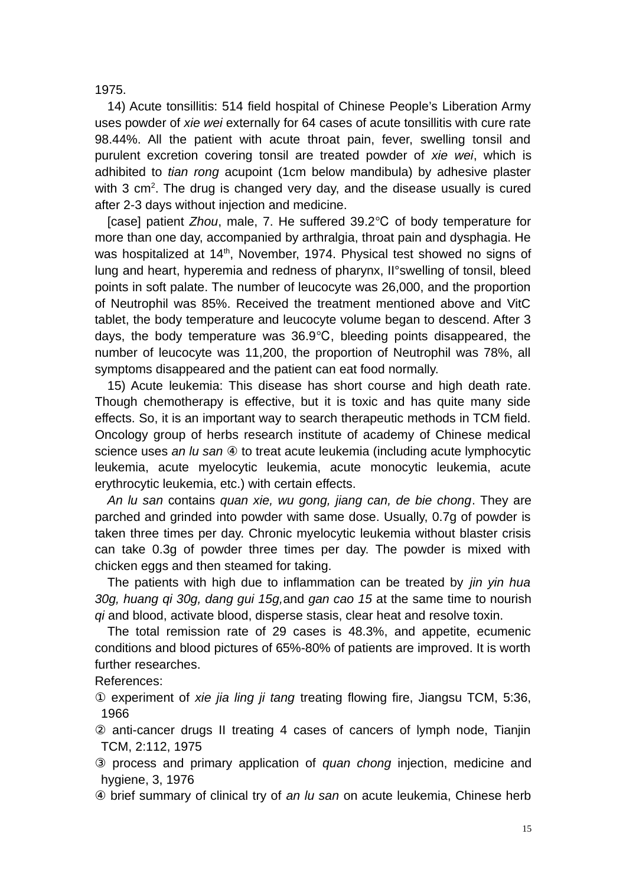1975.

14) Acute tonsillitis: 514 field hospital of Chinese People's Liberation Army uses powder of *xie wei* externally for 64 cases of acute tonsillitis with cure rate 98.44%. All the patient with acute throat pain, fever, swelling tonsil and purulent excretion covering tonsil are treated powder of *xie wei*, which is adhibited to *tian rong* acupoint (1cm below mandibula) by adhesive plaster with 3 $cm^2$. The drug is changed very day, and the disease usually is cured after 2-3 days without injection and medicine.

[case] patient *Zhou*, male, 7. He suffered 39.2℃ of body temperature for more than one day, accompanied by arthralgia, throat pain and dysphagia. He was hospitalized at 14th, November, 1974. Physical test showed no signs of lung and heart, hyperemia and redness of pharynx, II°swelling of tonsil, bleed points in soft palate. The number of leucocyte was 26,000, and the proportion of Neutrophil was 85%. Received the treatment mentioned above and VitC tablet, the body temperature and leucocyte volume began to descend. After 3 days, the body temperature was 36.9℃, bleeding points disappeared, the number of leucocyte was 11,200, the proportion of Neutrophil was 78%, all symptoms disappeared and the patient can eat food normally.

15) Acute leukemia: This disease has short course and high death rate. Though chemotherapy is effective, but it is toxic and has quite many side effects. So, it is an important way to search therapeutic methods in TCM field. Oncology group of herbs research institute of academy of Chinese medical science uses *an lu san* ④ to treat acute leukemia (including acute lymphocytic leukemia, acute myelocytic leukemia, acute monocytic leukemia, acute erythrocytic leukemia, etc.) with certain effects.

*An lu san* contains *quan xie, wu gong, jiang can, de bie chong*. They are parched and grinded into powder with same dose. Usually, 0.7g of powder is taken three times per day. Chronic myelocytic leukemia without blaster crisis can take 0.3g of powder three times per day. The powder is mixed with chicken eggs and then steamed for taking.

The patients with high due to inflammation can be treated by *jin yin hua 30g, huang qi 30g, dang gui 15g,*and *gan cao 15* at the same time to nourish *qi* and blood, activate blood, disperse stasis, clear heat and resolve toxin.

The total remission rate of 29 cases is 48.3%, and appetite, ecumenic conditions and blood pictures of 65%-80% of patients are improved. It is worth further researches.

References:

① experiment of *xie jia ling ji tang* treating flowing fire, Jiangsu TCM, 5:36, 1966

② anti-cancer drugs II treating 4 cases of cancers of lymph node, Tianjin TCM, 2:112, 1975

③ process and primary application of *quan chong* injection, medicine and hygiene, 3, 1976

④ brief summary of clinical try of *an lu san* on acute leukemia, Chinese herb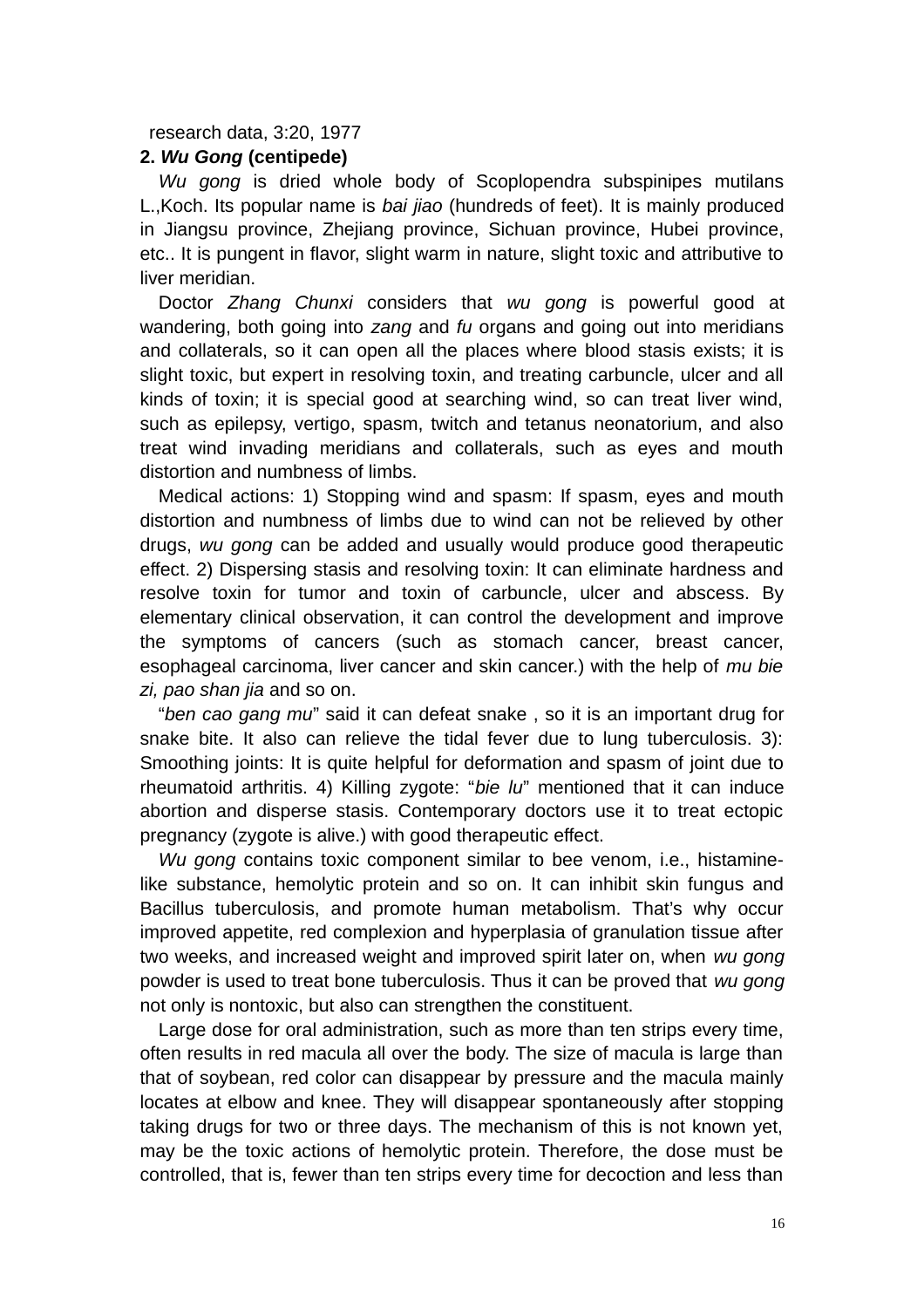research data, 3:20, 1977

**2. *Wu Gong* (centipede)**

*Wu gong* is dried whole body of Scoplopendra subspinipes mutilans L.,Koch. Its popular name is *bai jiao* (hundreds of feet). It is mainly produced in Jiangsu province, Zhejiang province, Sichuan province, Hubei province, etc.. It is pungent in flavor, slight warm in nature, slight toxic and attributive to liver meridian.

Doctor *Zhang Chunxi* considers that *wu gong* is powerful good at wandering, both going into *zang* and *fu* organs and going out into meridians and collaterals, so it can open all the places where blood stasis exists; it is slight toxic, but expert in resolving toxin, and treating carbuncle, ulcer and all kinds of toxin; it is special good at searching wind, so can treat liver wind, such as epilepsy, vertigo, spasm, twitch and tetanus neonatorium, and also treat wind invading meridians and collaterals, such as eyes and mouth distortion and numbness of limbs.

Medical actions: 1) Stopping wind and spasm: If spasm, eyes and mouth distortion and numbness of limbs due to wind can not be relieved by other drugs, *wu gong* can be added and usually would produce good therapeutic effect. 2) Dispersing stasis and resolving toxin: It can eliminate hardness and resolve toxin for tumor and toxin of carbuncle, ulcer and abscess. By elementary clinical observation, it can control the development and improve the symptoms of cancers (such as stomach cancer, breast cancer, esophageal carcinoma, liver cancer and skin cancer.) with the help of *mu bie zi, pao shan jia* and so on.

"*ben cao gang mu*" said it can defeat snake , so it is an important drug for snake bite. It also can relieve the tidal fever due to lung tuberculosis. 3): Smoothing joints: It is quite helpful for deformation and spasm of joint due to rheumatoid arthritis. 4) Killing zygote: "*bie lu*" mentioned that it can induce abortion and disperse stasis. Contemporary doctors use it to treat ectopic pregnancy (zygote is alive.) with good therapeutic effect.

*Wu gong* contains toxic component similar to bee venom, i.e., histamine-like substance, hemolytic protein and so on. It can inhibit skin fungus and Bacillus tuberculosis, and promote human metabolism. That's why occur improved appetite, red complexion and hyperplasia of granulation tissue after two weeks, and increased weight and improved spirit later on, when *wu gong* powder is used to treat bone tuberculosis. Thus it can be proved that *wu gong* not only is nontoxic, but also can strengthen the constituent.

Large dose for oral administration, such as more than ten strips every time, often results in red macula all over the body. The size of macula is large than that of soybean, red color can disappear by pressure and the macula mainly locates at elbow and knee. They will disappear spontaneously after stopping taking drugs for two or three days. The mechanism of this is not known yet, may be the toxic actions of hemolytic protein. Therefore, the dose must be controlled, that is, fewer than ten strips every time for decoction and less than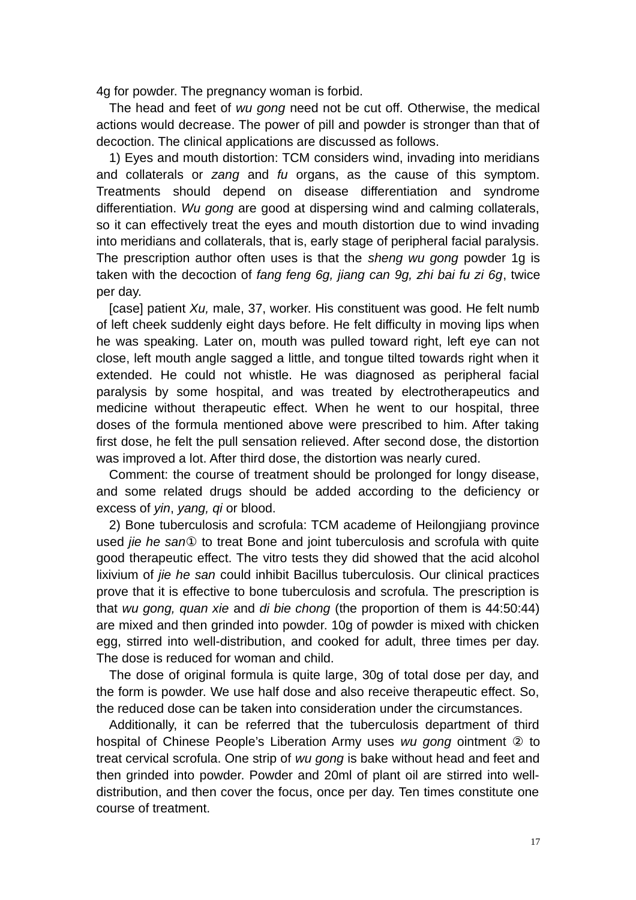4g for powder. The pregnancy woman is forbid.

The head and feet of *wu gong* need not be cut off. Otherwise, the medical actions would decrease. The power of pill and powder is stronger than that of decoction. The clinical applications are discussed as follows.

1) Eyes and mouth distortion: TCM considers wind, invading into meridians and collaterals or *zang* and *fu* organs, as the cause of this symptom. Treatments should depend on disease differentiation and syndrome differentiation. *Wu gong* are good at dispersing wind and calming collaterals, so it can effectively treat the eyes and mouth distortion due to wind invading into meridians and collaterals, that is, early stage of peripheral facial paralysis. The prescription author often uses is that the *sheng wu gong* powder 1g is taken with the decoction of *fang feng 6g, jiang can 9g, zhi bai fu zi 6g*, twice per day.

[case] patient *Xu,* male, 37, worker. His constituent was good. He felt numb of left cheek suddenly eight days before. He felt difficulty in moving lips when he was speaking. Later on, mouth was pulled toward right, left eye can not close, left mouth angle sagged a little, and tongue tilted towards right when it extended. He could not whistle. He was diagnosed as peripheral facial paralysis by some hospital, and was treated by electrotherapeutics and medicine without therapeutic effect. When he went to our hospital, three doses of the formula mentioned above were prescribed to him. After taking first dose, he felt the pull sensation relieved. After second dose, the distortion was improved a lot. After third dose, the distortion was nearly cured.

Comment: the course of treatment should be prolonged for longy disease, and some related drugs should be added according to the deficiency or excess of *yin*, *yang, qi* or blood.

2) Bone tuberculosis and scrofula: TCM academe of Heilongjiang province used *jie he san*① to treat Bone and joint tuberculosis and scrofula with quite good therapeutic effect. The vitro tests they did showed that the acid alcohol lixivium of *jie he san* could inhibit Bacillus tuberculosis. Our clinical practices prove that it is effective to bone tuberculosis and scrofula. The prescription is that *wu gong, quan xie* and *di bie chong* (the proportion of them is 44:50:44) are mixed and then grinded into powder. 10g of powder is mixed with chicken egg, stirred into well-distribution, and cooked for adult, three times per day. The dose is reduced for woman and child.

The dose of original formula is quite large, 30g of total dose per day, and the form is powder. We use half dose and also receive therapeutic effect. So, the reduced dose can be taken into consideration under the circumstances.

Additionally, it can be referred that the tuberculosis department of third hospital of Chinese People's Liberation Army uses *wu gong* ointment ② to treat cervical scrofula. One strip of *wu gong* is bake without head and feet and then grinded into powder. Powder and 20ml of plant oil are stirred into well-distribution, and then cover the focus, once per day. Ten times constitute one course of treatment.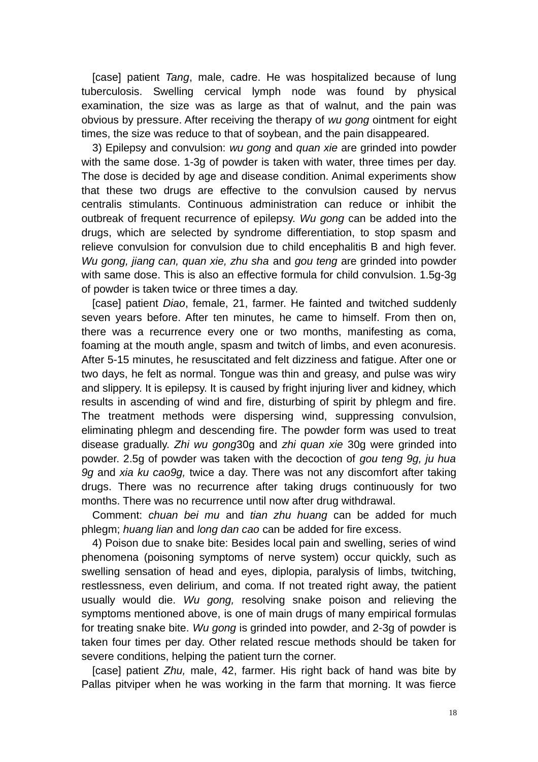[case] patient *Tang*, male, cadre. He was hospitalized because of lung tuberculosis. Swelling cervical lymph node was found by physical examination, the size was as large as that of walnut, and the pain was obvious by pressure. After receiving the therapy of *wu gong* ointment for eight times, the size was reduce to that of soybean, and the pain disappeared.

3) Epilepsy and convulsion: *wu gong* and *quan xie* are grinded into powder with the same dose. 1-3g of powder is taken with water, three times per day. The dose is decided by age and disease condition. Animal experiments show that these two drugs are effective to the convulsion caused by nervus centralis stimulants. Continuous administration can reduce or inhibit the outbreak of frequent recurrence of epilepsy. *Wu gong* can be added into the drugs, which are selected by syndrome differentiation, to stop spasm and relieve convulsion for convulsion due to child encephalitis B and high fever. *Wu gong, jiang can, quan xie, zhu sha* and *gou teng* are grinded into powder with same dose. This is also an effective formula for child convulsion. 1.5g-3g of powder is taken twice or three times a day.

[case] patient *Diao*, female, 21, farmer. He fainted and twitched suddenly seven years before. After ten minutes, he came to himself. From then on, there was a recurrence every one or two months, manifesting as coma, foaming at the mouth angle, spasm and twitch of limbs, and even aconuresis. After 5-15 minutes, he resuscitated and felt dizziness and fatigue. After one or two days, he felt as normal. Tongue was thin and greasy, and pulse was wiry and slippery. It is epilepsy. It is caused by fright injuring liver and kidney, which results in ascending of wind and fire, disturbing of spirit by phlegm and fire. The treatment methods were dispersing wind, suppressing convulsion, eliminating phlegm and descending fire. The powder form was used to treat disease gradually. *Zhi wu gong*30g and *zhi quan xie* 30g were grinded into powder. 2.5g of powder was taken with the decoction of *gou teng 9g, ju hua 9g* and *xia ku cao9g,* twice a day. There was not any discomfort after taking drugs. There was no recurrence after taking drugs continuously for two months. There was no recurrence until now after drug withdrawal.

Comment: *chuan bei mu* and *tian zhu huang* can be added for much phlegm; *huang lian* and *long dan cao* can be added for fire excess.

4) Poison due to snake bite: Besides local pain and swelling, series of wind phenomena (poisoning symptoms of nerve system) occur quickly, such as swelling sensation of head and eyes, diplopia, paralysis of limbs, twitching, restlessness, even delirium, and coma. If not treated right away, the patient usually would die. *Wu gong,* resolving snake poison and relieving the symptoms mentioned above, is one of main drugs of many empirical formulas for treating snake bite. *Wu gong* is grinded into powder, and 2-3g of powder is taken four times per day. Other related rescue methods should be taken for severe conditions, helping the patient turn the corner.

[case] patient *Zhu,* male, 42, farmer. His right back of hand was bite by Pallas pitviper when he was working in the farm that morning. It was fierce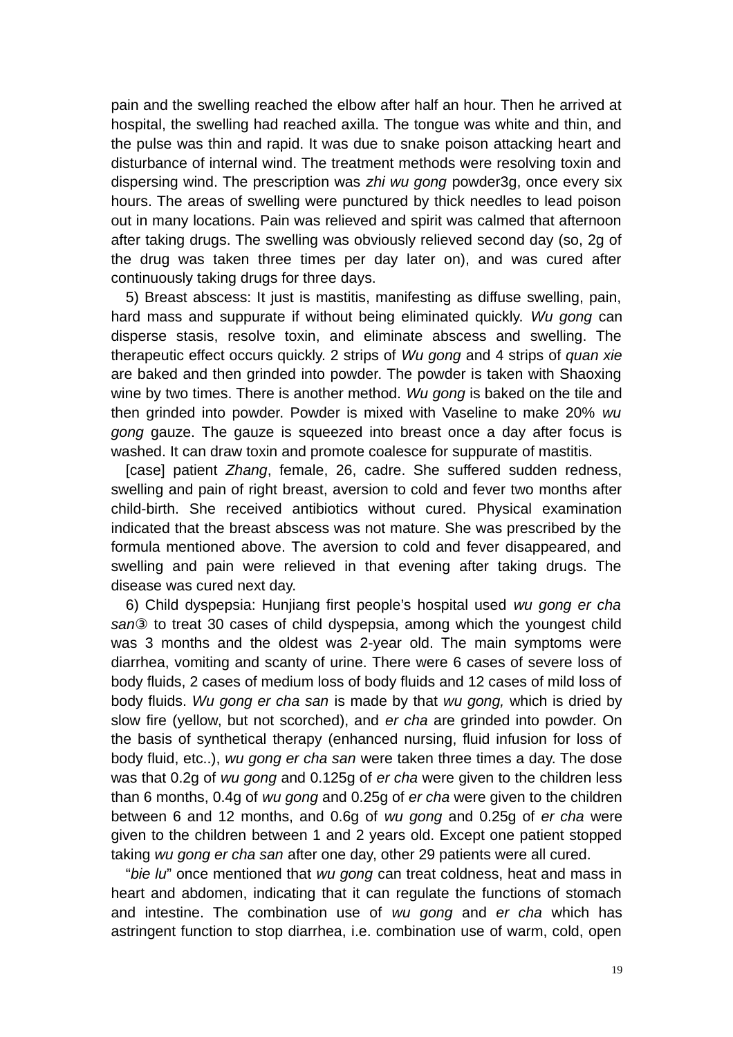pain and the swelling reached the elbow after half an hour. Then he arrived at hospital, the swelling had reached axilla. The tongue was white and thin, and the pulse was thin and rapid. It was due to snake poison attacking heart and disturbance of internal wind. The treatment methods were resolving toxin and dispersing wind. The prescription was *zhi wu gong* powder3g, once every six hours. The areas of swelling were punctured by thick needles to lead poison out in many locations. Pain was relieved and spirit was calmed that afternoon after taking drugs. The swelling was obviously relieved second day (so, 2g of the drug was taken three times per day later on), and was cured after continuously taking drugs for three days.

5) Breast abscess: It just is mastitis, manifesting as diffuse swelling, pain, hard mass and suppurate if without being eliminated quickly. *Wu gong* can disperse stasis, resolve toxin, and eliminate abscess and swelling. The therapeutic effect occurs quickly. 2 strips of *Wu gong* and 4 strips of *quan xie* are baked and then grinded into powder. The powder is taken with Shaoxing wine by two times. There is another method. *Wu gong* is baked on the tile and then grinded into powder. Powder is mixed with Vaseline to make 20% *wu gong* gauze. The gauze is squeezed into breast once a day after focus is washed. It can draw toxin and promote coalesce for suppurate of mastitis.

[case] patient *Zhang*, female, 26, cadre. She suffered sudden redness, swelling and pain of right breast, aversion to cold and fever two months after child-birth. She received antibiotics without cured. Physical examination indicated that the breast abscess was not mature. She was prescribed by the formula mentioned above. The aversion to cold and fever disappeared, and swelling and pain were relieved in that evening after taking drugs. The disease was cured next day.

6) Child dyspepsia: Hunjiang first people's hospital used *wu gong er cha san*③ to treat 30 cases of child dyspepsia, among which the youngest child was 3 months and the oldest was 2-year old. The main symptoms were diarrhea, vomiting and scanty of urine. There were 6 cases of severe loss of body fluids, 2 cases of medium loss of body fluids and 12 cases of mild loss of body fluids. *Wu gong er cha san* is made by that *wu gong,* which is dried by slow fire (yellow, but not scorched), and *er cha* are grinded into powder. On the basis of synthetical therapy (enhanced nursing, fluid infusion for loss of body fluid, etc..), *wu gong er cha san* were taken three times a day. The dose was that 0.2g of *wu gong* and 0.125g of *er cha* were given to the children less than 6 months, 0.4g of *wu gong* and 0.25g of *er cha* were given to the children between 6 and 12 months, and 0.6g of *wu gong* and 0.25g of *er cha* were given to the children between 1 and 2 years old. Except one patient stopped taking *wu gong er cha san* after one day, other 29 patients were all cured.

"*bie lu*" once mentioned that *wu gong* can treat coldness, heat and mass in heart and abdomen, indicating that it can regulate the functions of stomach and intestine. The combination use of *wu gong* and *er cha* which has astringent function to stop diarrhea, i.e. combination use of warm, cold, open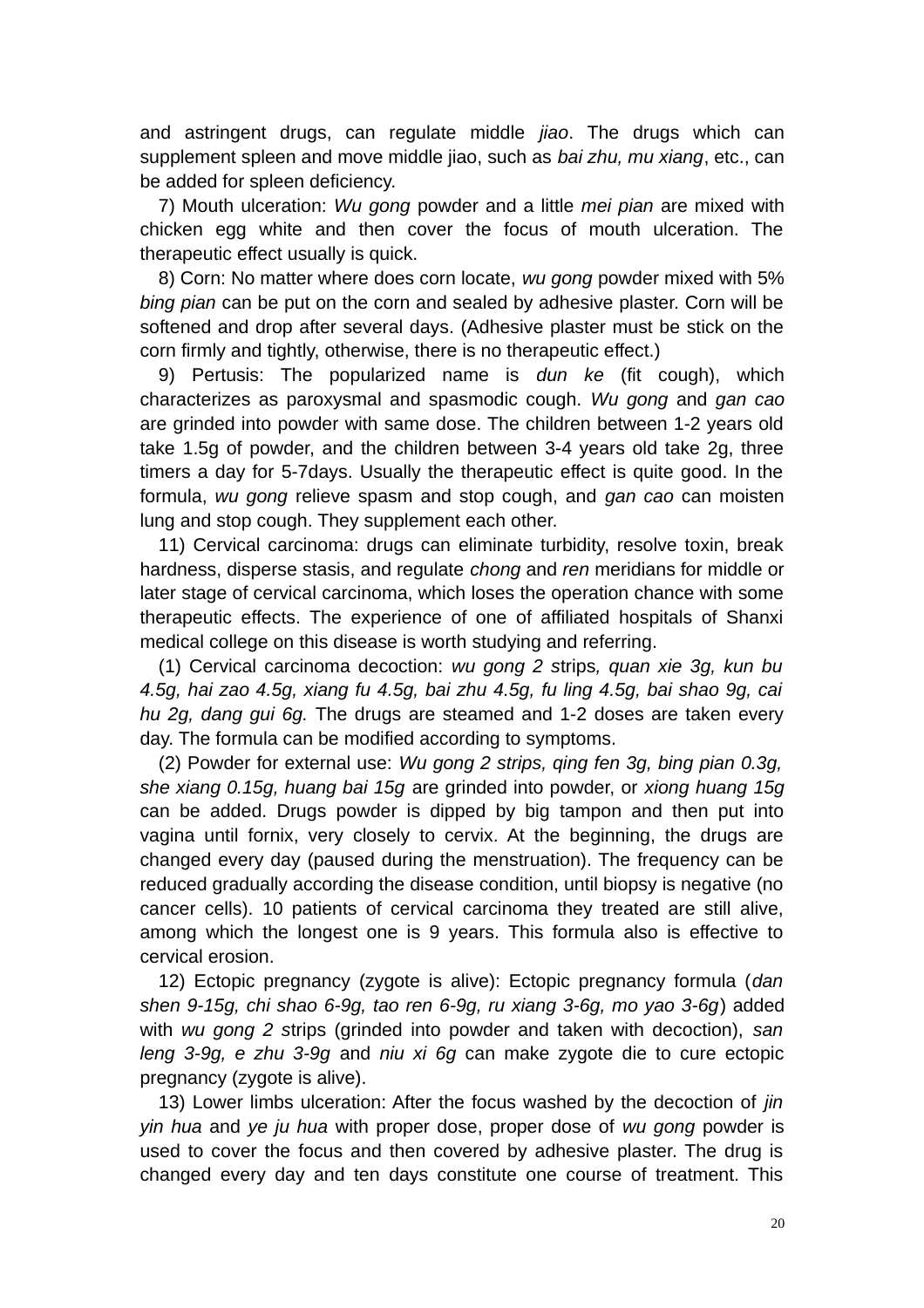and astringent drugs, can regulate middle *jiao*. The drugs which can supplement spleen and move middle jiao, such as *bai zhu, mu xiang*, etc., can be added for spleen deficiency.

7) Mouth ulceration: *Wu gong* powder and a little *mei pian* are mixed with chicken egg white and then cover the focus of mouth ulceration. The therapeutic effect usually is quick.

8) Corn: No matter where does corn locate, *wu gong* powder mixed with 5% *bing pian* can be put on the corn and sealed by adhesive plaster. Corn will be softened and drop after several days. (Adhesive plaster must be stick on the corn firmly and tightly, otherwise, there is no therapeutic effect.)

9) Pertusis: The popularized name is *dun ke* (fit cough), which characterizes as paroxysmal and spasmodic cough. *Wu gong* and *gan cao* are grinded into powder with same dose. The children between 1-2 years old take 1.5g of powder, and the children between 3-4 years old take 2g, three timers a day for 5-7days. Usually the therapeutic effect is quite good. In the formula, *wu gong* relieve spasm and stop cough, and *gan cao* can moisten lung and stop cough. They supplement each other.

11) Cervical carcinoma: drugs can eliminate turbidity, resolve toxin, break hardness, disperse stasis, and regulate *chong* and *ren* meridians for middle or later stage of cervical carcinoma, which loses the operation chance with some therapeutic effects. The experience of one of affiliated hospitals of Shanxi medical college on this disease is worth studying and referring.

(1) Cervical carcinoma decoction: *wu gong 2 s*trips*, quan xie 3g, kun bu 4.5g, hai zao 4.5g, xiang fu 4.5g, bai zhu 4.5g, fu ling 4.5g, bai shao 9g, cai hu 2g, dang gui 6g.* The drugs are steamed and 1-2 doses are taken every day. The formula can be modified according to symptoms.

(2) Powder for external use: *Wu gong 2 strips, qing fen 3g, bing pian 0.3g, she xiang 0.15g, huang bai 15g* are grinded into powder, or *xiong huang 15g* can be added. Drugs powder is dipped by big tampon and then put into vagina until fornix, very closely to cervix. At the beginning, the drugs are changed every day (paused during the menstruation). The frequency can be reduced gradually according the disease condition, until biopsy is negative (no cancer cells). 10 patients of cervical carcinoma they treated are still alive, among which the longest one is 9 years. This formula also is effective to cervical erosion.

12) Ectopic pregnancy (zygote is alive): Ectopic pregnancy formula (*dan shen 9-15g, chi shao 6-9g, tao ren 6-9g, ru xiang 3-6g, mo yao 3-6g*) added with *wu gong 2 s*trips (grinded into powder and taken with decoction), *san leng 3-9g, e zhu 3-9g* and *niu xi 6g* can make zygote die to cure ectopic pregnancy (zygote is alive).

13) Lower limbs ulceration: After the focus washed by the decoction of *jin yin hua* and *ye ju hua* with proper dose, proper dose of *wu gong* powder is used to cover the focus and then covered by adhesive plaster. The drug is changed every day and ten days constitute one course of treatment. This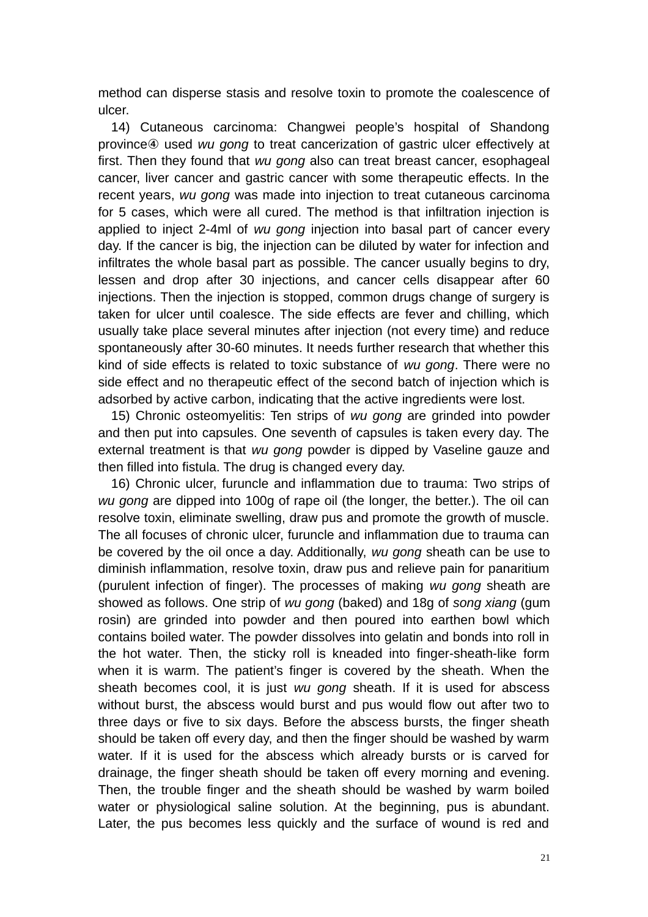method can disperse stasis and resolve toxin to promote the coalescence of ulcer.

14) Cutaneous carcinoma: Changwei people's hospital of Shandong province④ used *wu gong* to treat cancerization of gastric ulcer effectively at first. Then they found that *wu gong* also can treat breast cancer, esophageal cancer, liver cancer and gastric cancer with some therapeutic effects. In the recent years, *wu gong* was made into injection to treat cutaneous carcinoma for 5 cases, which were all cured. The method is that infiltration injection is applied to inject 2-4ml of *wu gong* injection into basal part of cancer every day. If the cancer is big, the injection can be diluted by water for infection and infiltrates the whole basal part as possible. The cancer usually begins to dry, lessen and drop after 30 injections, and cancer cells disappear after 60 injections. Then the injection is stopped, common drugs change of surgery is taken for ulcer until coalesce. The side effects are fever and chilling, which usually take place several minutes after injection (not every time) and reduce spontaneously after 30-60 minutes. It needs further research that whether this kind of side effects is related to toxic substance of *wu gong*. There were no side effect and no therapeutic effect of the second batch of injection which is adsorbed by active carbon, indicating that the active ingredients were lost.

15) Chronic osteomyelitis: Ten strips of *wu gong* are grinded into powder and then put into capsules. One seventh of capsules is taken every day. The external treatment is that *wu gong* powder is dipped by Vaseline gauze and then filled into fistula. The drug is changed every day.

16) Chronic ulcer, furuncle and inflammation due to trauma: Two strips of *wu gong* are dipped into 100g of rape oil (the longer, the better.). The oil can resolve toxin, eliminate swelling, draw pus and promote the growth of muscle. The all focuses of chronic ulcer, furuncle and inflammation due to trauma can be covered by the oil once a day. Additionally, *wu gong* sheath can be use to diminish inflammation, resolve toxin, draw pus and relieve pain for panaritium (purulent infection of finger). The processes of making *wu gong* sheath are showed as follows. One strip of *wu gong* (baked) and 18g of *song xiang* (gum rosin) are grinded into powder and then poured into earthen bowl which contains boiled water. The powder dissolves into gelatin and bonds into roll in the hot water. Then, the sticky roll is kneaded into finger-sheath-like form when it is warm. The patient's finger is covered by the sheath. When the sheath becomes cool, it is just *wu gong* sheath. If it is used for abscess without burst, the abscess would burst and pus would flow out after two to three days or five to six days. Before the abscess bursts, the finger sheath should be taken off every day, and then the finger should be washed by warm water. If it is used for the abscess which already bursts or is carved for drainage, the finger sheath should be taken off every morning and evening. Then, the trouble finger and the sheath should be washed by warm boiled water or physiological saline solution. At the beginning, pus is abundant. Later, the pus becomes less quickly and the surface of wound is red and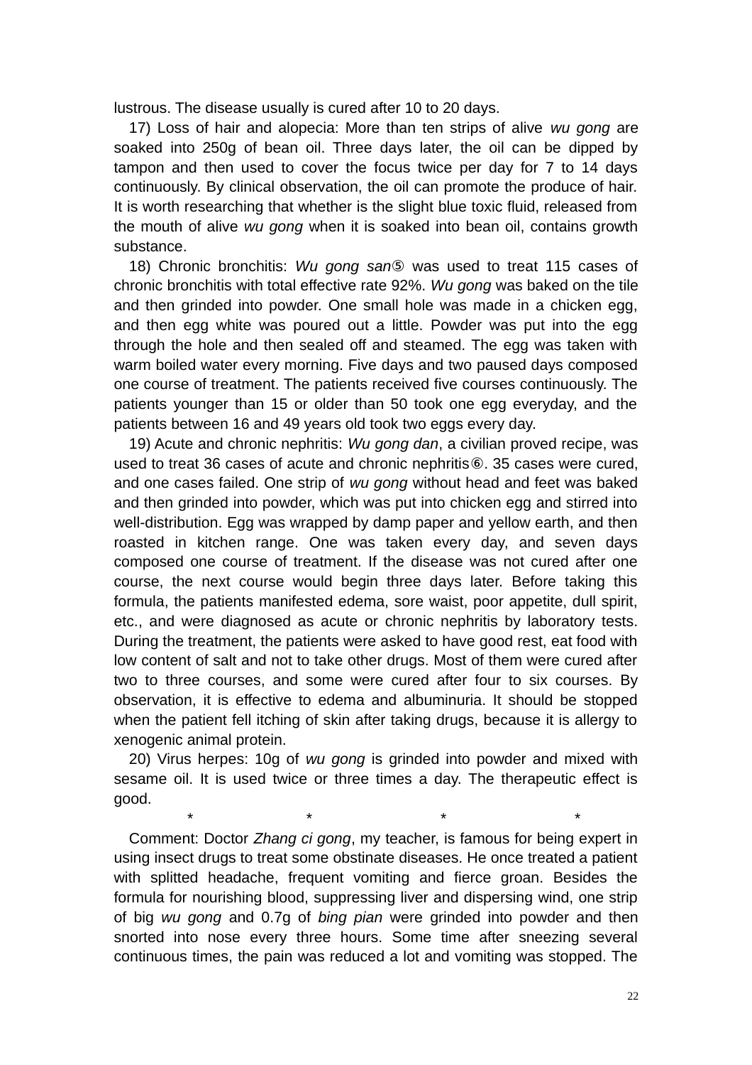lustrous. The disease usually is cured after 10 to 20 days.

17) Loss of hair and alopecia: More than ten strips of alive *wu gong* are soaked into 250g of bean oil. Three days later, the oil can be dipped by tampon and then used to cover the focus twice per day for 7 to 14 days continuously. By clinical observation, the oil can promote the produce of hair. It is worth researching that whether is the slight blue toxic fluid, released from the mouth of alive *wu gong* when it is soaked into bean oil, contains growth substance.

18) Chronic bronchitis: *Wu gong san*⑤ was used to treat 115 cases of chronic bronchitis with total effective rate 92%. *Wu gong* was baked on the tile and then grinded into powder. One small hole was made in a chicken egg, and then egg white was poured out a little. Powder was put into the egg through the hole and then sealed off and steamed. The egg was taken with warm boiled water every morning. Five days and two paused days composed one course of treatment. The patients received five courses continuously. The patients younger than 15 or older than 50 took one egg everyday, and the patients between 16 and 49 years old took two eggs every day.

19) Acute and chronic nephritis: *Wu gong dan*, a civilian proved recipe, was used to treat 36 cases of acute and chronic nephritis⑥. 35 cases were cured, and one cases failed. One strip of *wu gong* without head and feet was baked and then grinded into powder, which was put into chicken egg and stirred into well-distribution. Egg was wrapped by damp paper and yellow earth, and then roasted in kitchen range. One was taken every day, and seven days composed one course of treatment. If the disease was not cured after one course, the next course would begin three days later. Before taking this formula, the patients manifested edema, sore waist, poor appetite, dull spirit, etc., and were diagnosed as acute or chronic nephritis by laboratory tests. During the treatment, the patients were asked to have good rest, eat food with low content of salt and not to take other drugs. Most of them were cured after two to three courses, and some were cured after four to six courses. By observation, it is effective to edema and albuminuria. It should be stopped when the patient fell itching of skin after taking drugs, because it is allergy to xenogenic animal protein.

20) Virus herpes: 10g of *wu gong* is grinded into powder and mixed with sesame oil. It is used twice or three times a day. The therapeutic effect is good.

\* \* \* \*

Comment: Doctor *Zhang ci gong*, my teacher, is famous for being expert in using insect drugs to treat some obstinate diseases. He once treated a patient with splitted headache, frequent vomiting and fierce groan. Besides the formula for nourishing blood, suppressing liver and dispersing wind, one strip of big *wu gong* and 0.7g of *bing pian* were grinded into powder and then snorted into nose every three hours. Some time after sneezing several continuous times, the pain was reduced a lot and vomiting was stopped. The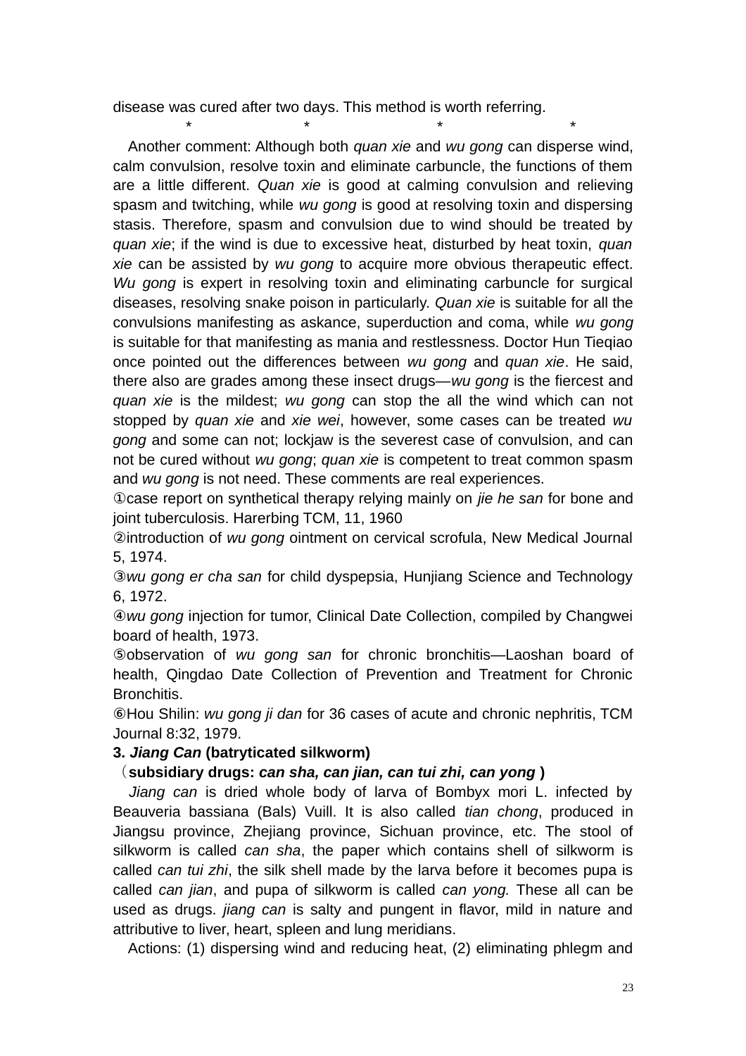disease was cured after two days. This method is worth referring.

\*　　　　\*　　　　\*　　　　\*

Another comment: Although both *quan xie* and *wu gong* can disperse wind, calm convulsion, resolve toxin and eliminate carbuncle, the functions of them are a little different. *Quan xie* is good at calming convulsion and relieving spasm and twitching, while *wu gong* is good at resolving toxin and dispersing stasis. Therefore, spasm and convulsion due to wind should be treated by *quan xie*; if the wind is due to excessive heat, disturbed by heat toxin, *quan xie* can be assisted by *wu gong* to acquire more obvious therapeutic effect. *Wu gong* is expert in resolving toxin and eliminating carbuncle for surgical diseases, resolving snake poison in particularly. *Quan xie* is suitable for all the convulsions manifesting as askance, superduction and coma, while *wu gong* is suitable for that manifesting as mania and restlessness. Doctor Hun Tieqiao once pointed out the differences between *wu gong* and *quan xie*. He said, there also are grades among these insect drugs—*wu gong* is the fiercest and *quan xie* is the mildest; *wu gong* can stop the all the wind which can not stopped by *quan xie* and *xie wei*, however, some cases can be treated *wu gong* and some can not; lockjaw is the severest case of convulsion, and can not be cured without *wu gong*; *quan xie* is competent to treat common spasm and *wu gong* is not need. These comments are real experiences.

①case report on synthetical therapy relying mainly on *jie he san* for bone and joint tuberculosis. Harerbing TCM, 11, 1960

②introduction of *wu gong* ointment on cervical scrofula, New Medical Journal 5, 1974.

③*wu gong er cha san* for child dyspepsia, Hunjiang Science and Technology 6, 1972.

④*wu gong* injection for tumor, Clinical Date Collection, compiled by Changwei board of health, 1973.

⑤observation of *wu gong san* for chronic bronchitis—Laoshan board of health, Qingdao Date Collection of Prevention and Treatment for Chronic Bronchitis.

⑥Hou Shilin: *wu gong ji dan* for 36 cases of acute and chronic nephritis, TCM Journal 8:32, 1979.

### 3. *Jiang Can* (batryticated silkworm)

**（subsidiary drugs: *can sha, can jian, can tui zhi, can yong* )**

*Jiang can* is dried whole body of larva of Bombyx mori L. infected by Beauveria bassiana (Bals) Vuill. It is also called *tian chong*, produced in Jiangsu province, Zhejiang province, Sichuan province, etc. The stool of silkworm is called *can sha*, the paper which contains shell of silkworm is called *can tui zhi*, the silk shell made by the larva before it becomes pupa is called *can jian*, and pupa of silkworm is called *can yong.* These all can be used as drugs. *jiang can* is salty and pungent in flavor, mild in nature and attributive to liver, heart, spleen and lung meridians.

Actions: (1) dispersing wind and reducing heat, (2) eliminating phlegm and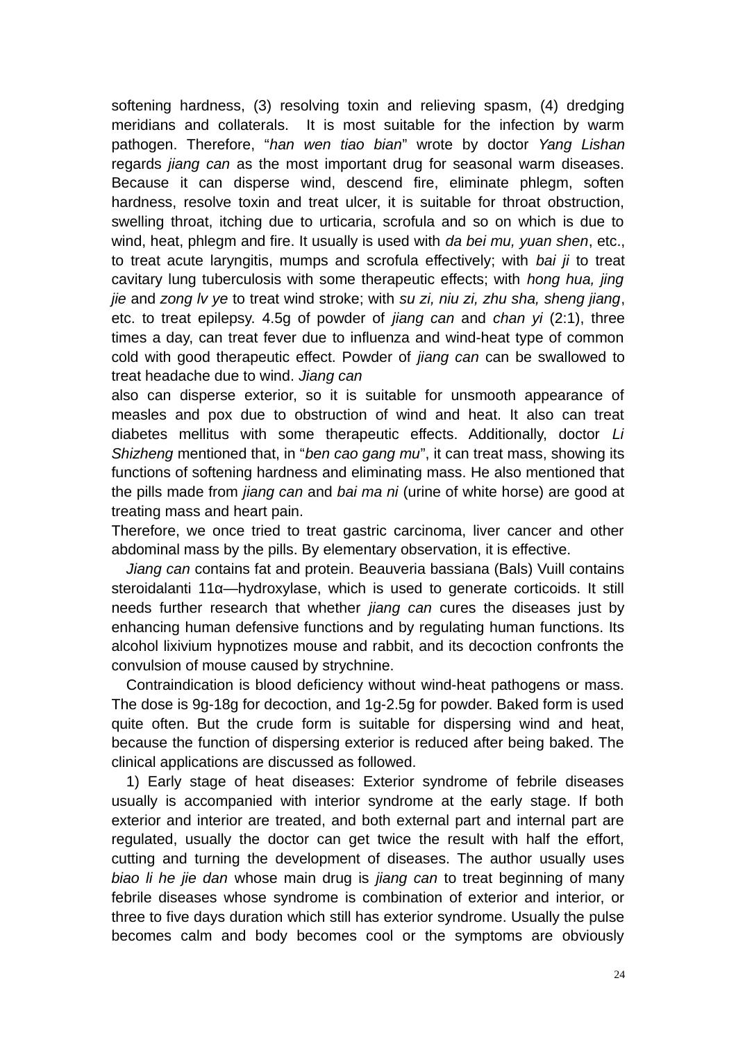softening hardness, (3) resolving toxin and relieving spasm, (4) dredging meridians and collaterals. It is most suitable for the infection by warm pathogen. Therefore, "*han wen tiao bian*" wrote by doctor *Yang Lishan* regards *jiang can* as the most important drug for seasonal warm diseases. Because it can disperse wind, descend fire, eliminate phlegm, soften hardness, resolve toxin and treat ulcer, it is suitable for throat obstruction, swelling throat, itching due to urticaria, scrofula and so on which is due to wind, heat, phlegm and fire. It usually is used with *da bei mu, yuan shen*, etc., to treat acute laryngitis, mumps and scrofula effectively; with *bai ji* to treat cavitary lung tuberculosis with some therapeutic effects; with *hong hua, jing jie* and *zong lv ye* to treat wind stroke; with *su zi, niu zi, zhu sha, sheng jiang*, etc. to treat epilepsy. 4.5g of powder of *jiang can* and *chan yi* (2:1), three times a day, can treat fever due to influenza and wind-heat type of common cold with good therapeutic effect. Powder of *jiang can* can be swallowed to treat headache due to wind. *Jiang can*
also can disperse exterior, so it is suitable for unsmooth appearance of measles and pox due to obstruction of wind and heat. It also can treat diabetes mellitus with some therapeutic effects. Additionally, doctor *Li Shizheng* mentioned that, in "*ben cao gang mu*", it can treat mass, showing its functions of softening hardness and eliminating mass. He also mentioned that the pills made from *jiang can* and *bai ma ni* (urine of white horse) are good at treating mass and heart pain.

Therefore, we once tried to treat gastric carcinoma, liver cancer and other abdominal mass by the pills. By elementary observation, it is effective.

*Jiang can* contains fat and protein. Beauveria bassiana (Bals) Vuill contains steroidalanti 11α—hydroxylase, which is used to generate corticoids. It still needs further research that whether *jiang can* cures the diseases just by enhancing human defensive functions and by regulating human functions. Its alcohol lixivium hypnotizes mouse and rabbit, and its decoction confronts the convulsion of mouse caused by strychnine.

Contraindication is blood deficiency without wind-heat pathogens or mass. The dose is 9g-18g for decoction, and 1g-2.5g for powder. Baked form is used quite often. But the crude form is suitable for dispersing wind and heat, because the function of dispersing exterior is reduced after being baked. The clinical applications are discussed as followed.

1) Early stage of heat diseases: Exterior syndrome of febrile diseases usually is accompanied with interior syndrome at the early stage. If both exterior and interior are treated, and both external part and internal part are regulated, usually the doctor can get twice the result with half the effort, cutting and turning the development of diseases. The author usually uses *biao li he jie dan* whose main drug is *jiang can* to treat beginning of many febrile diseases whose syndrome is combination of exterior and interior, or three to five days duration which still has exterior syndrome. Usually the pulse becomes calm and body becomes cool or the symptoms are obviously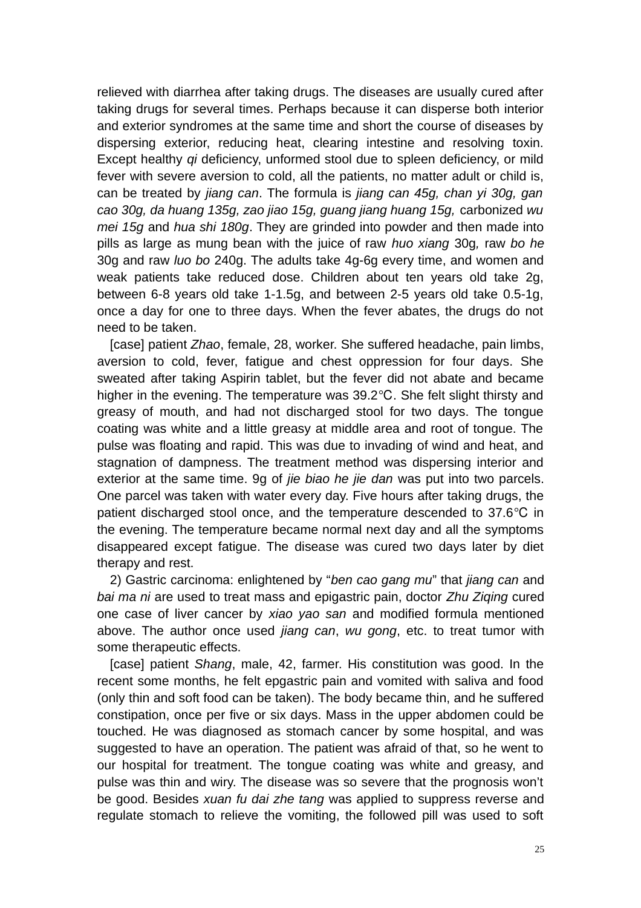relieved with diarrhea after taking drugs. The diseases are usually cured after taking drugs for several times. Perhaps because it can disperse both interior and exterior syndromes at the same time and short the course of diseases by dispersing exterior, reducing heat, clearing intestine and resolving toxin. Except healthy *qi* deficiency, unformed stool due to spleen deficiency, or mild fever with severe aversion to cold, all the patients, no matter adult or child is, can be treated by *jiang can*. The formula is *jiang can 45g, chan yi 30g, gan cao 30g, da huang 135g, zao jiao 15g, guang jiang huang 15g,* carbonized *wu mei 15g* and *hua shi 180g*. They are grinded into powder and then made into pills as large as mung bean with the juice of raw *huo xiang* 30g*,* raw *bo he* 30g and raw *luo bo* 240g. The adults take 4g-6g every time, and women and weak patients take reduced dose. Children about ten years old take 2g, between 6-8 years old take 1-1.5g, and between 2-5 years old take 0.5-1g, once a day for one to three days. When the fever abates, the drugs do not need to be taken.

[case] patient *Zhao*, female, 28, worker. She suffered headache, pain limbs, aversion to cold, fever, fatigue and chest oppression for four days. She sweated after taking Aspirin tablet, but the fever did not abate and became higher in the evening. The temperature was 39.2℃. She felt slight thirsty and greasy of mouth, and had not discharged stool for two days. The tongue coating was white and a little greasy at middle area and root of tongue. The pulse was floating and rapid. This was due to invading of wind and heat, and stagnation of dampness. The treatment method was dispersing interior and exterior at the same time. 9g of *jie biao he jie dan* was put into two parcels. One parcel was taken with water every day. Five hours after taking drugs, the patient discharged stool once, and the temperature descended to 37.6℃ in the evening. The temperature became normal next day and all the symptoms disappeared except fatigue. The disease was cured two days later by diet therapy and rest.

2) Gastric carcinoma: enlightened by "*ben cao gang mu*" that *jiang can* and *bai ma ni* are used to treat mass and epigastric pain, doctor *Zhu Ziqing* cured one case of liver cancer by *xiao yao san* and modified formula mentioned above. The author once used *jiang can*, *wu gong*, etc. to treat tumor with some therapeutic effects.

[case] patient *Shang*, male, 42, farmer. His constitution was good. In the recent some months, he felt epgastric pain and vomited with saliva and food (only thin and soft food can be taken). The body became thin, and he suffered constipation, once per five or six days. Mass in the upper abdomen could be touched. He was diagnosed as stomach cancer by some hospital, and was suggested to have an operation. The patient was afraid of that, so he went to our hospital for treatment. The tongue coating was white and greasy, and pulse was thin and wiry. The disease was so severe that the prognosis won't be good. Besides *xuan fu dai zhe tang* was applied to suppress reverse and regulate stomach to relieve the vomiting, the followed pill was used to soft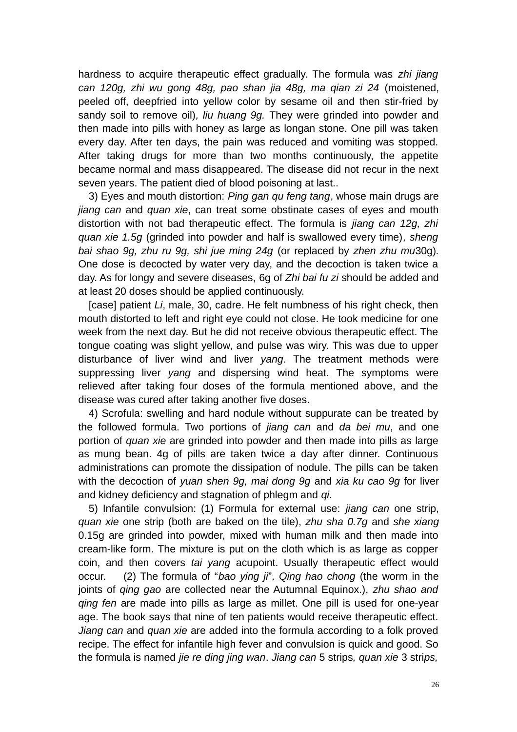hardness to acquire therapeutic effect gradually. The formula was *zhi jiang can 120g, zhi wu gong 48g, pao shan jia 48g, ma qian zi 24* (moistened, peeled off, deepfried into yellow color by sesame oil and then stir-fried by sandy soil to remove oil)*, liu huang 9g.* They were grinded into powder and then made into pills with honey as large as longan stone. One pill was taken every day. After ten days, the pain was reduced and vomiting was stopped. After taking drugs for more than two months continuously, the appetite became normal and mass disappeared. The disease did not recur in the next seven years. The patient died of blood poisoning at last..

3) Eyes and mouth distortion: *Ping gan qu feng tang*, whose main drugs are *jiang can* and *quan xie*, can treat some obstinate cases of eyes and mouth distortion with not bad therapeutic effect. The formula is *jiang can 12g, zhi quan xie 1.5g* (grinded into powder and half is swallowed every time)*, sheng bai shao 9g, zhu ru 9g, shi jue ming 24g* (or replaced by *zhen zhu mu*30g)*.* One dose is decocted by water very day, and the decoction is taken twice a day. As for longy and severe diseases, 6g of *Zhi bai fu zi* should be added and at least 20 doses should be applied continuously.

[case] patient *Li*, male, 30, cadre. He felt numbness of his right check, then mouth distorted to left and right eye could not close. He took medicine for one week from the next day. But he did not receive obvious therapeutic effect. The tongue coating was slight yellow, and pulse was wiry. This was due to upper disturbance of liver wind and liver *yang*. The treatment methods were suppressing liver *yang* and dispersing wind heat. The symptoms were relieved after taking four doses of the formula mentioned above, and the disease was cured after taking another five doses.

4) Scrofula: swelling and hard nodule without suppurate can be treated by the followed formula. Two portions of *jiang can* and *da bei mu*, and one portion of *quan xie* are grinded into powder and then made into pills as large as mung bean. 4g of pills are taken twice a day after dinner. Continuous administrations can promote the dissipation of nodule. The pills can be taken with the decoction of *yuan shen 9g, mai dong 9g* and *xia ku cao 9g* for liver and kidney deficiency and stagnation of phlegm and *qi*.

5) Infantile convulsion: (1) Formula for external use: *jiang can* one strip, *quan xie* one strip (both are baked on the tile), *zhu sha 0.7g* and *she xiang* 0.15g are grinded into powder, mixed with human milk and then made into cream-like form. The mixture is put on the cloth which is as large as copper coin, and then covers *tai yang* acupoint. Usually therapeutic effect would occur. (2) The formula of "*bao ying ji*". *Qing hao chong* (the worm in the joints of *qing gao* are collected near the Autumnal Equinox.), *zhu shao and qing fen* are made into pills as large as millet. One pill is used for one-year age. The book says that nine of ten patients would receive therapeutic effect. *Jiang can* and *quan xie* are added into the formula according to a folk proved recipe. The effect for infantile high fever and convulsion is quick and good. So the formula is named *jie re ding jing wan*. *Jiang can* 5 strips*, quan xie* 3 strips*,*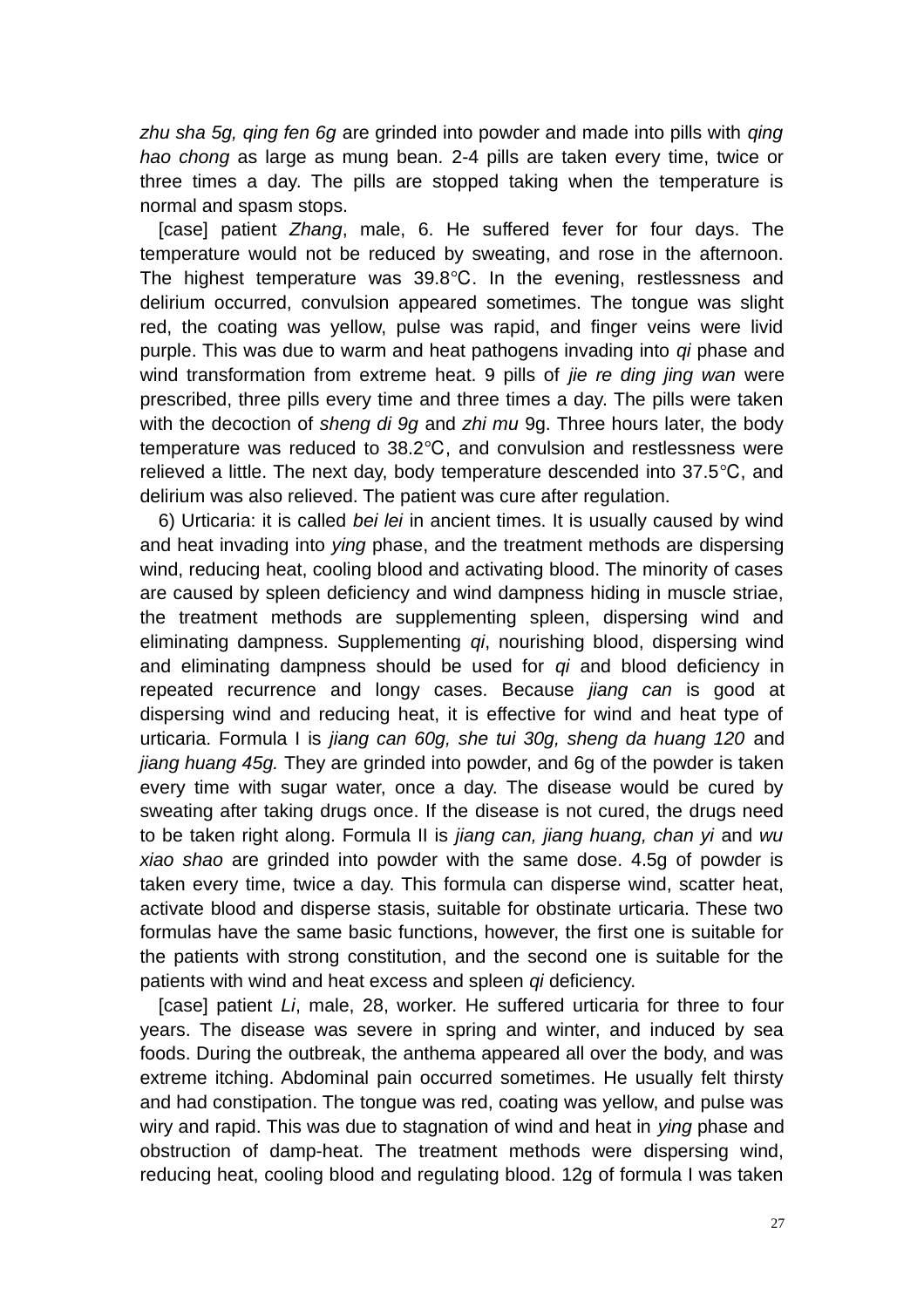*zhu sha 5g, qing fen 6g* are grinded into powder and made into pills with *qing hao chong* as large as mung bean. 2-4 pills are taken every time, twice or three times a day. The pills are stopped taking when the temperature is normal and spasm stops.

[case] patient *Zhang*, male, 6. He suffered fever for four days. The temperature would not be reduced by sweating, and rose in the afternoon. The highest temperature was 39.8℃. In the evening, restlessness and delirium occurred, convulsion appeared sometimes. The tongue was slight red, the coating was yellow, pulse was rapid, and finger veins were livid purple. This was due to warm and heat pathogens invading into *qi* phase and wind transformation from extreme heat. 9 pills of *jie re ding jing wan* were prescribed, three pills every time and three times a day. The pills were taken with the decoction of *sheng di 9g* and *zhi mu* 9g. Three hours later, the body temperature was reduced to 38.2℃, and convulsion and restlessness were relieved a little. The next day, body temperature descended into 37.5℃, and delirium was also relieved. The patient was cure after regulation.

6) Urticaria: it is called *bei lei* in ancient times. It is usually caused by wind and heat invading into *ying* phase, and the treatment methods are dispersing wind, reducing heat, cooling blood and activating blood. The minority of cases are caused by spleen deficiency and wind dampness hiding in muscle striae, the treatment methods are supplementing spleen, dispersing wind and eliminating dampness. Supplementing *qi*, nourishing blood, dispersing wind and eliminating dampness should be used for *qi* and blood deficiency in repeated recurrence and longy cases. Because *jiang can* is good at dispersing wind and reducing heat, it is effective for wind and heat type of urticaria. Formula I is *jiang can 60g, she tui 30g, sheng da huang 120* and *jiang huang 45g.* They are grinded into powder, and 6g of the powder is taken every time with sugar water, once a day. The disease would be cured by sweating after taking drugs once. If the disease is not cured, the drugs need to be taken right along. Formula II is *jiang can, jiang huang, chan yi* and *wu xiao shao* are grinded into powder with the same dose. 4.5g of powder is taken every time, twice a day. This formula can disperse wind, scatter heat, activate blood and disperse stasis, suitable for obstinate urticaria. These two formulas have the same basic functions, however, the first one is suitable for the patients with strong constitution, and the second one is suitable for the patients with wind and heat excess and spleen *qi* deficiency.

[case] patient *Li*, male, 28, worker. He suffered urticaria for three to four years. The disease was severe in spring and winter, and induced by sea foods. During the outbreak, the anthema appeared all over the body, and was extreme itching. Abdominal pain occurred sometimes. He usually felt thirsty and had constipation. The tongue was red, coating was yellow, and pulse was wiry and rapid. This was due to stagnation of wind and heat in *ying* phase and obstruction of damp-heat. The treatment methods were dispersing wind, reducing heat, cooling blood and regulating blood. 12g of formula I was taken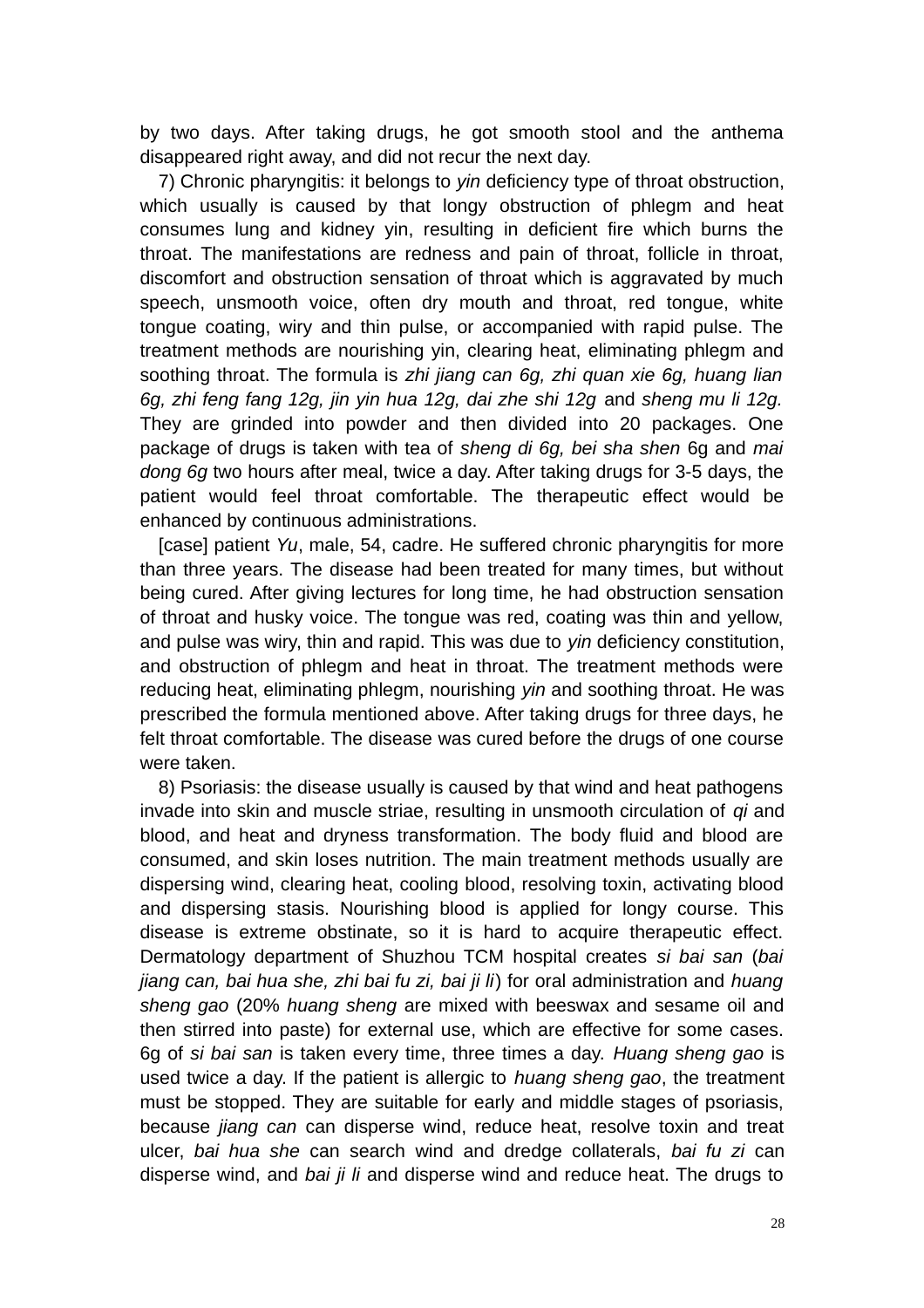by two days. After taking drugs, he got smooth stool and the anthema disappeared right away, and did not recur the next day.

7) Chronic pharyngitis: it belongs to *yin* deficiency type of throat obstruction, which usually is caused by that longy obstruction of phlegm and heat consumes lung and kidney yin, resulting in deficient fire which burns the throat. The manifestations are redness and pain of throat, follicle in throat, discomfort and obstruction sensation of throat which is aggravated by much speech, unsmooth voice, often dry mouth and throat, red tongue, white tongue coating, wiry and thin pulse, or accompanied with rapid pulse. The treatment methods are nourishing yin, clearing heat, eliminating phlegm and soothing throat. The formula is *zhi jiang can 6g, zhi quan xie 6g, huang lian 6g, zhi feng fang 12g, jin yin hua 12g, dai zhe shi 12g* and *sheng mu li 12g.* They are grinded into powder and then divided into 20 packages. One package of drugs is taken with tea of *sheng di 6g, bei sha shen* 6g and *mai dong 6g* two hours after meal, twice a day. After taking drugs for 3-5 days, the patient would feel throat comfortable. The therapeutic effect would be enhanced by continuous administrations.

[case] patient *Yu*, male, 54, cadre. He suffered chronic pharyngitis for more than three years. The disease had been treated for many times, but without being cured. After giving lectures for long time, he had obstruction sensation of throat and husky voice. The tongue was red, coating was thin and yellow, and pulse was wiry, thin and rapid. This was due to *yin* deficiency constitution, and obstruction of phlegm and heat in throat. The treatment methods were reducing heat, eliminating phlegm, nourishing *yin* and soothing throat. He was prescribed the formula mentioned above. After taking drugs for three days, he felt throat comfortable. The disease was cured before the drugs of one course were taken.

8) Psoriasis: the disease usually is caused by that wind and heat pathogens invade into skin and muscle striae, resulting in unsmooth circulation of *qi* and blood, and heat and dryness transformation. The body fluid and blood are consumed, and skin loses nutrition. The main treatment methods usually are dispersing wind, clearing heat, cooling blood, resolving toxin, activating blood and dispersing stasis. Nourishing blood is applied for longy course. This disease is extreme obstinate, so it is hard to acquire therapeutic effect. Dermatology department of Shuzhou TCM hospital creates *si bai san* (*bai jiang can, bai hua she, zhi bai fu zi, bai ji li*) for oral administration and *huang sheng gao* (20% *huang sheng* are mixed with beeswax and sesame oil and then stirred into paste) for external use, which are effective for some cases. 6g of *si bai san* is taken every time, three times a day. *Huang sheng gao* is used twice a day. If the patient is allergic to *huang sheng gao*, the treatment must be stopped. They are suitable for early and middle stages of psoriasis, because *jiang can* can disperse wind, reduce heat, resolve toxin and treat ulcer, *bai hua she* can search wind and dredge collaterals, *bai fu zi* can disperse wind, and *bai ji li* and disperse wind and reduce heat. The drugs to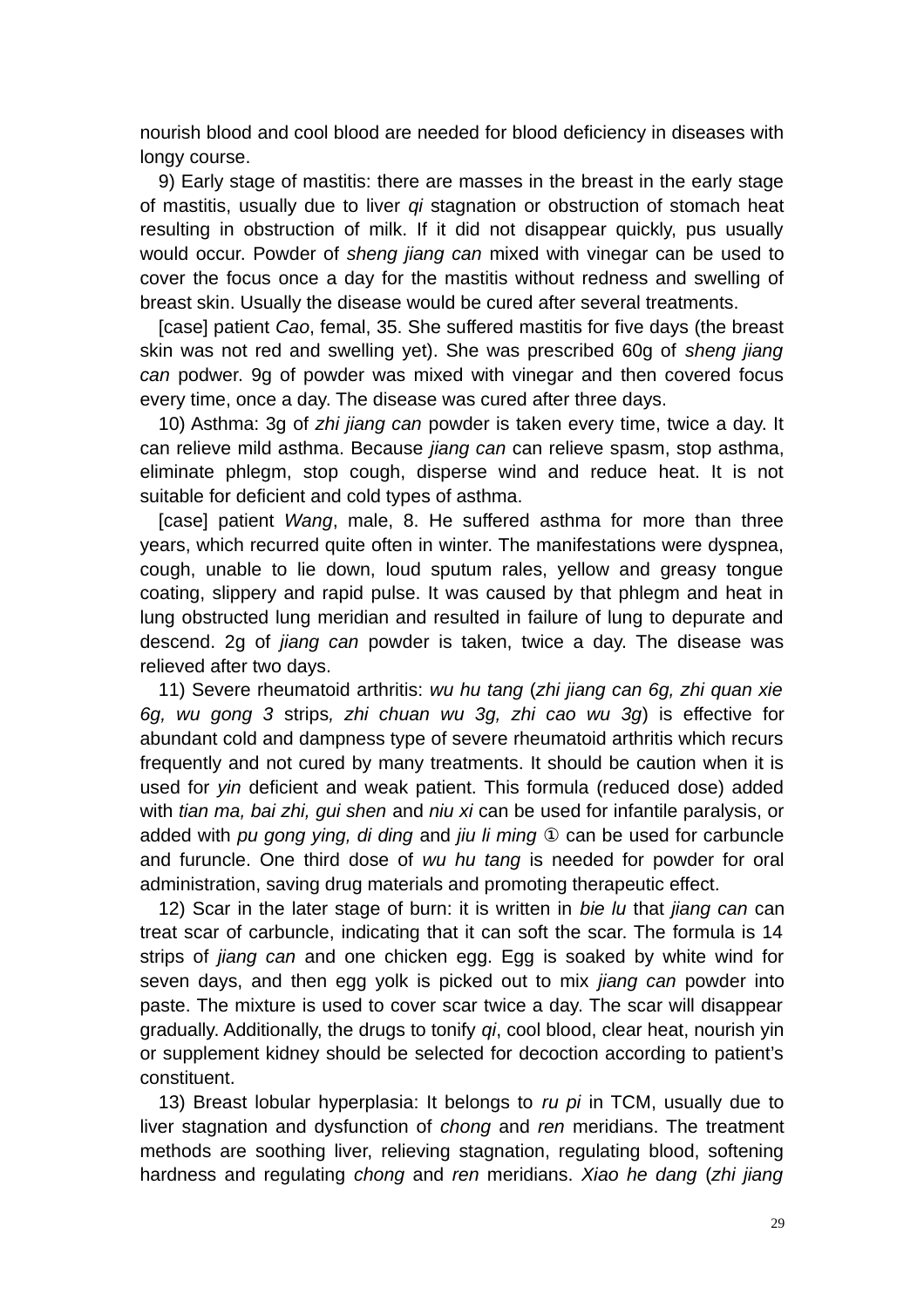nourish blood and cool blood are needed for blood deficiency in diseases with longy course.

9) Early stage of mastitis: there are masses in the breast in the early stage of mastitis, usually due to liver *qi* stagnation or obstruction of stomach heat resulting in obstruction of milk. If it did not disappear quickly, pus usually would occur. Powder of *sheng jiang can* mixed with vinegar can be used to cover the focus once a day for the mastitis without redness and swelling of breast skin. Usually the disease would be cured after several treatments.

[case] patient *Cao*, femal, 35. She suffered mastitis for five days (the breast skin was not red and swelling yet). She was prescribed 60g of *sheng jiang can* podwer. 9g of powder was mixed with vinegar and then covered focus every time, once a day. The disease was cured after three days.

10) Asthma: 3g of *zhi jiang can* powder is taken every time, twice a day. It can relieve mild asthma. Because *jiang can* can relieve spasm, stop asthma, eliminate phlegm, stop cough, disperse wind and reduce heat. It is not suitable for deficient and cold types of asthma.

[case] patient *Wang*, male, 8. He suffered asthma for more than three years, which recurred quite often in winter. The manifestations were dyspnea, cough, unable to lie down, loud sputum rales, yellow and greasy tongue coating, slippery and rapid pulse. It was caused by that phlegm and heat in lung obstructed lung meridian and resulted in failure of lung to depurate and descend. 2g of *jiang can* powder is taken, twice a day. The disease was relieved after two days.

11) Severe rheumatoid arthritis: *wu hu tang* (*zhi jiang can 6g, zhi quan xie 6g, wu gong 3* strips*, zhi chuan wu 3g, zhi cao wu 3g*) is effective for abundant cold and dampness type of severe rheumatoid arthritis which recurs frequently and not cured by many treatments. It should be caution when it is used for *yin* deficient and weak patient. This formula (reduced dose) added with *tian ma, bai zhi, gui shen* and *niu xi* can be used for infantile paralysis, or added with *pu gong ying, di ding* and *jiu li ming* ① can be used for carbuncle and furuncle. One third dose of *wu hu tang* is needed for powder for oral administration, saving drug materials and promoting therapeutic effect.

12) Scar in the later stage of burn: it is written in *bie lu* that *jiang can* can treat scar of carbuncle, indicating that it can soft the scar. The formula is 14 strips of *jiang can* and one chicken egg. Egg is soaked by white wind for seven days, and then egg yolk is picked out to mix *jiang can* powder into paste. The mixture is used to cover scar twice a day. The scar will disappear gradually. Additionally, the drugs to tonify *qi*, cool blood, clear heat, nourish yin or supplement kidney should be selected for decoction according to patient's constituent.

13) Breast lobular hyperplasia: It belongs to *ru pi* in TCM, usually due to liver stagnation and dysfunction of *chong* and *ren* meridians. The treatment methods are soothing liver, relieving stagnation, regulating blood, softening hardness and regulating *chong* and *ren* meridians. *Xiao he dang* (*zhi jiang*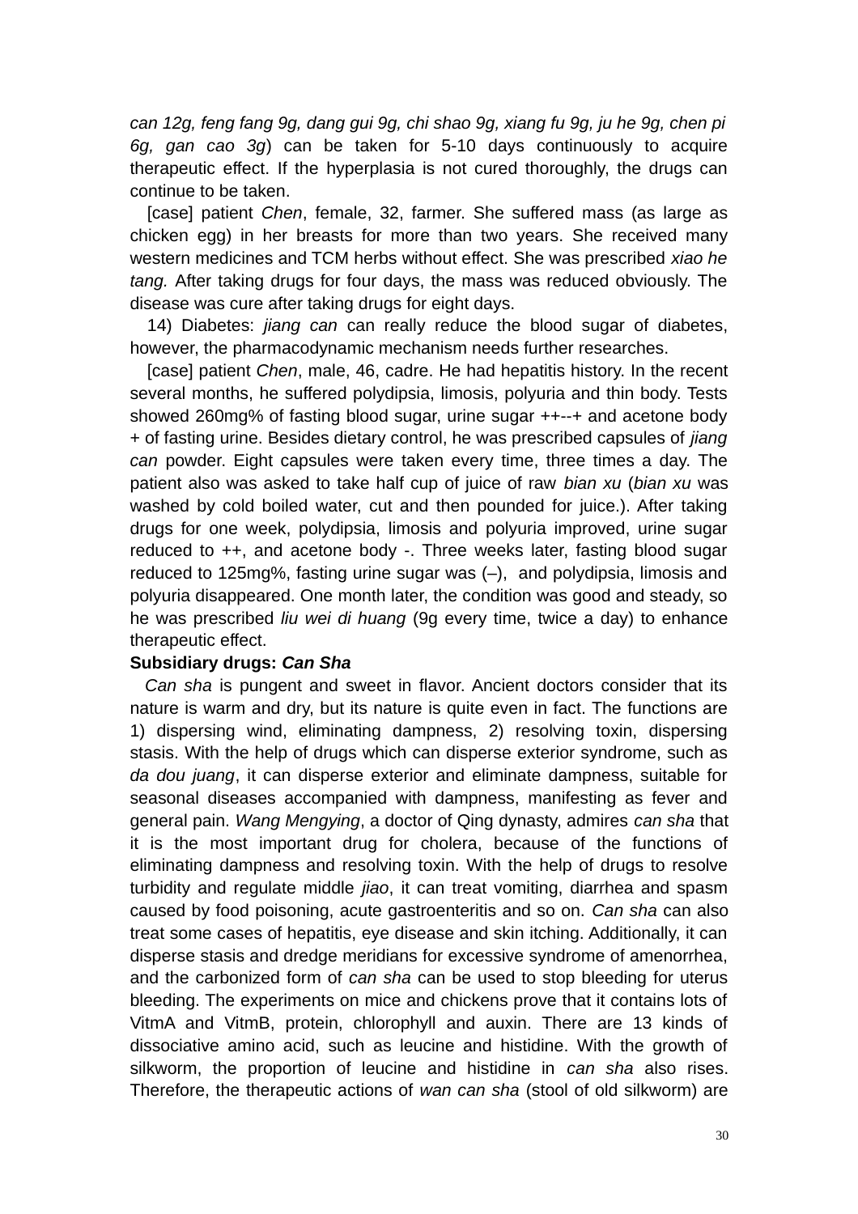*can 12g, feng fang 9g, dang gui 9g, chi shao 9g, xiang fu 9g, ju he 9g, chen pi 6g, gan cao 3g*) can be taken for 5-10 days continuously to acquire therapeutic effect. If the hyperplasia is not cured thoroughly, the drugs can continue to be taken.

[case] patient *Chen*, female, 32, farmer. She suffered mass (as large as chicken egg) in her breasts for more than two years. She received many western medicines and TCM herbs without effect. She was prescribed *xiao he tang*. After taking drugs for four days, the mass was reduced obviously. The disease was cure after taking drugs for eight days.

14) Diabetes: *jiang can* can really reduce the blood sugar of diabetes, however, the pharmacodynamic mechanism needs further researches.

[case] patient *Chen*, male, 46, cadre. He had hepatitis history. In the recent several months, he suffered polydipsia, limosis, polyuria and thin body. Tests showed 260mg% of fasting blood sugar, urine sugar ++--+ and acetone body + of fasting urine. Besides dietary control, he was prescribed capsules of *jiang can* powder. Eight capsules were taken every time, three times a day. The patient also was asked to take half cup of juice of raw *bian xu* (*bian xu* was washed by cold boiled water, cut and then pounded for juice.). After taking drugs for one week, polydipsia, limosis and polyuria improved, urine sugar reduced to ++, and acetone body -. Three weeks later, fasting blood sugar reduced to 125mg%, fasting urine sugar was (–), and polydipsia, limosis and polyuria disappeared. One month later, the condition was good and steady, so he was prescribed *liu wei di huang* (9g every time, twice a day) to enhance therapeutic effect.

**Subsidiary drugs: *Can Sha***

*Can sha* is pungent and sweet in flavor. Ancient doctors consider that its nature is warm and dry, but its nature is quite even in fact. The functions are 1) dispersing wind, eliminating dampness, 2) resolving toxin, dispersing stasis. With the help of drugs which can disperse exterior syndrome, such as *da dou juang*, it can disperse exterior and eliminate dampness, suitable for seasonal diseases accompanied with dampness, manifesting as fever and general pain. *Wang Mengying*, a doctor of Qing dynasty, admires *can sha* that it is the most important drug for cholera, because of the functions of eliminating dampness and resolving toxin. With the help of drugs to resolve turbidity and regulate middle *jiao*, it can treat vomiting, diarrhea and spasm caused by food poisoning, acute gastroenteritis and so on. *Can sha* can also treat some cases of hepatitis, eye disease and skin itching. Additionally, it can disperse stasis and dredge meridians for excessive syndrome of amenorrhea, and the carbonized form of *can sha* can be used to stop bleeding for uterus bleeding. The experiments on mice and chickens prove that it contains lots of VitmA and VitmB, protein, chlorophyll and auxin. There are 13 kinds of dissociative amino acid, such as leucine and histidine. With the growth of silkworm, the proportion of leucine and histidine in *can sha* also rises. Therefore, the therapeutic actions of *wan can sha* (stool of old silkworm) are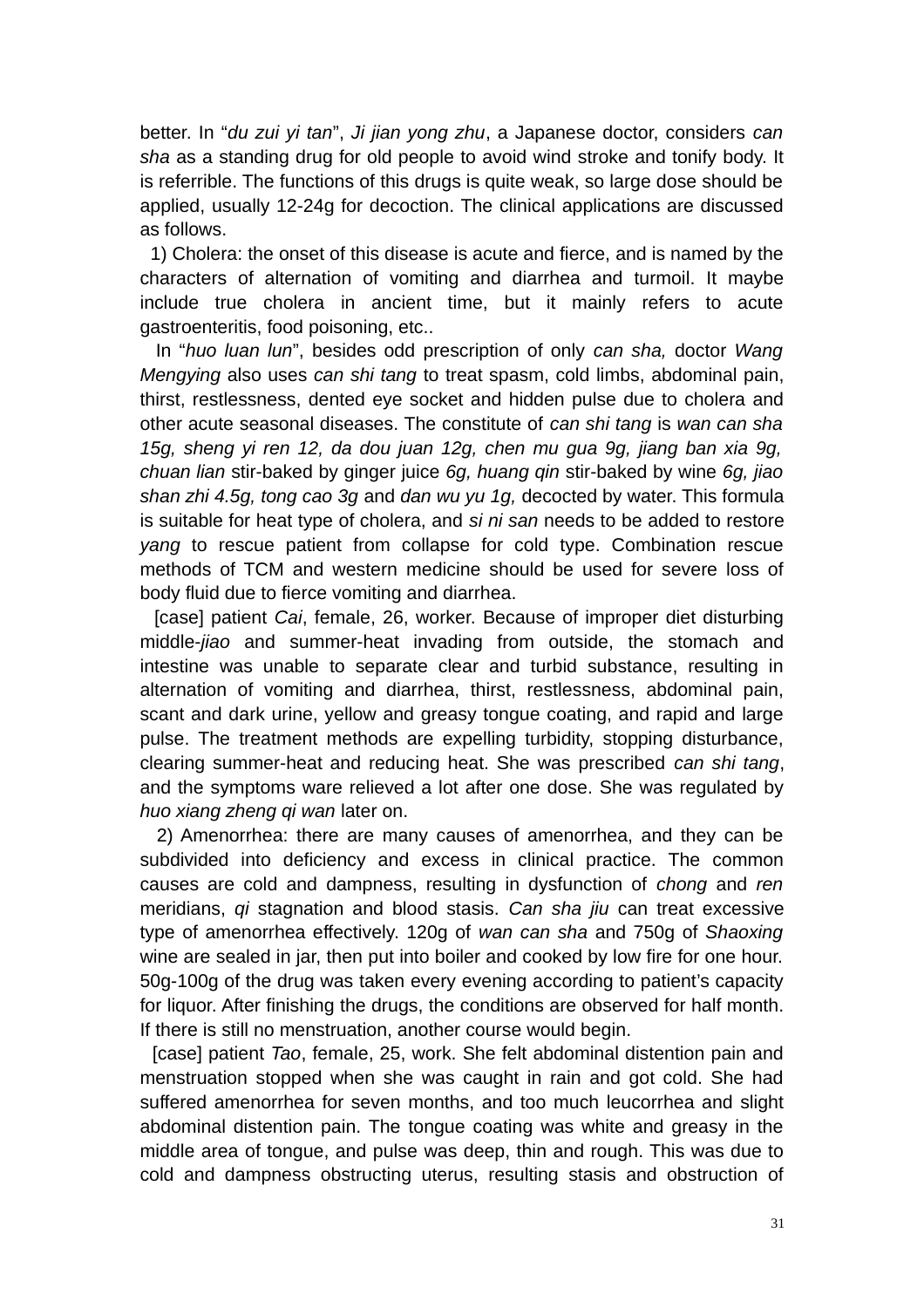better. In "*du zui yi tan*", *Ji jian yong zhu*, a Japanese doctor, considers *can sha* as a standing drug for old people to avoid wind stroke and tonify body. It is referrible. The functions of this drugs is quite weak, so large dose should be applied, usually 12-24g for decoction. The clinical applications are discussed as follows.

1) Cholera: the onset of this disease is acute and fierce, and is named by the characters of alternation of vomiting and diarrhea and turmoil. It maybe include true cholera in ancient time, but it mainly refers to acute gastroenteritis, food poisoning, etc..

In "*huo luan lun*", besides odd prescription of only *can sha,* doctor *Wang Mengying* also uses *can shi tang* to treat spasm, cold limbs, abdominal pain, thirst, restlessness, dented eye socket and hidden pulse due to cholera and other acute seasonal diseases. The constitute of *can shi tang* is *wan can sha 15g, sheng yi ren 12, da dou juan 12g, chen mu gua 9g, jiang ban xia 9g, chuan lian* stir-baked by ginger juice *6g, huang qin* stir-baked by wine *6g, jiao shan zhi 4.5g, tong cao 3g* and *dan wu yu 1g,* decocted by water. This formula is suitable for heat type of cholera, and *si ni san* needs to be added to restore *yang* to rescue patient from collapse for cold type. Combination rescue methods of TCM and western medicine should be used for severe loss of body fluid due to fierce vomiting and diarrhea.

[case] patient *Cai*, female, 26, worker. Because of improper diet disturbing middle-*jiao* and summer-heat invading from outside, the stomach and intestine was unable to separate clear and turbid substance, resulting in alternation of vomiting and diarrhea, thirst, restlessness, abdominal pain, scant and dark urine, yellow and greasy tongue coating, and rapid and large pulse. The treatment methods are expelling turbidity, stopping disturbance, clearing summer-heat and reducing heat. She was prescribed *can shi tang*, and the symptoms ware relieved a lot after one dose. She was regulated by *huo xiang zheng qi wan* later on.

2) Amenorrhea: there are many causes of amenorrhea, and they can be subdivided into deficiency and excess in clinical practice. The common causes are cold and dampness, resulting in dysfunction of *chong* and *ren* meridians, *qi* stagnation and blood stasis. *Can sha jiu* can treat excessive type of amenorrhea effectively. 120g of *wan can sha* and 750g of *Shaoxing* wine are sealed in jar, then put into boiler and cooked by low fire for one hour. 50g-100g of the drug was taken every evening according to patient's capacity for liquor. After finishing the drugs, the conditions are observed for half month. If there is still no menstruation, another course would begin.

[case] patient *Tao*, female, 25, work. She felt abdominal distention pain and menstruation stopped when she was caught in rain and got cold. She had suffered amenorrhea for seven months, and too much leucorrhea and slight abdominal distention pain. The tongue coating was white and greasy in the middle area of tongue, and pulse was deep, thin and rough. This was due to cold and dampness obstructing uterus, resulting stasis and obstruction of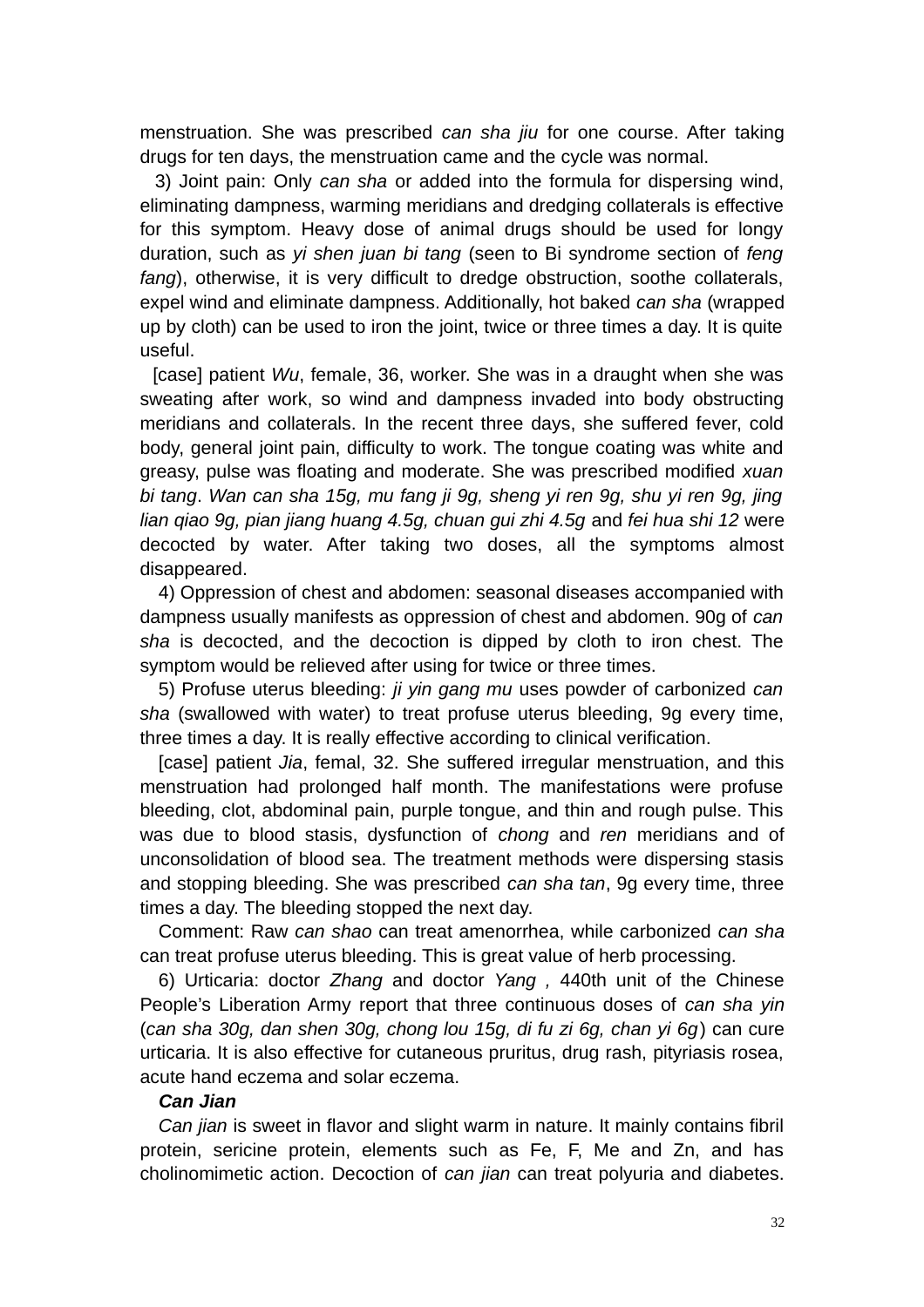menstruation. She was prescribed *can sha jiu* for one course. After taking drugs for ten days, the menstruation came and the cycle was normal.

3) Joint pain: Only *can sha* or added into the formula for dispersing wind, eliminating dampness, warming meridians and dredging collaterals is effective for this symptom. Heavy dose of animal drugs should be used for longy duration, such as *yi shen juan bi tang* (seen to Bi syndrome section of *feng fang*), otherwise, it is very difficult to dredge obstruction, soothe collaterals, expel wind and eliminate dampness. Additionally, hot baked *can sha* (wrapped up by cloth) can be used to iron the joint, twice or three times a day. It is quite useful.

[case] patient *Wu*, female, 36, worker. She was in a draught when she was sweating after work, so wind and dampness invaded into body obstructing meridians and collaterals. In the recent three days, she suffered fever, cold body, general joint pain, difficulty to work. The tongue coating was white and greasy, pulse was floating and moderate. She was prescribed modified *xuan bi tang*. *Wan can sha 15g, mu fang ji 9g, sheng yi ren 9g, shu yi ren 9g, jing lian qiao 9g, pian jiang huang 4.5g, chuan gui zhi 4.5g* and *fei hua shi 12* were decocted by water. After taking two doses, all the symptoms almost disappeared.

4) Oppression of chest and abdomen: seasonal diseases accompanied with dampness usually manifests as oppression of chest and abdomen. 90g of *can sha* is decocted, and the decoction is dipped by cloth to iron chest. The symptom would be relieved after using for twice or three times.

5) Profuse uterus bleeding: *ji yin gang mu* uses powder of carbonized *can sha* (swallowed with water) to treat profuse uterus bleeding, 9g every time, three times a day. It is really effective according to clinical verification.

[case] patient *Jia*, femal, 32. She suffered irregular menstruation, and this menstruation had prolonged half month. The manifestations were profuse bleeding, clot, abdominal pain, purple tongue, and thin and rough pulse. This was due to blood stasis, dysfunction of *chong* and *ren* meridians and of unconsolidation of blood sea. The treatment methods were dispersing stasis and stopping bleeding. She was prescribed *can sha tan*, 9g every time, three times a day. The bleeding stopped the next day.

Comment: Raw *can shao* can treat amenorrhea, while carbonized *can sha* can treat profuse uterus bleeding. This is great value of herb processing.

6) Urticaria: doctor *Zhang* and doctor *Yang* , 440th unit of the Chinese People's Liberation Army report that three continuous doses of *can sha yin* (*can sha 30g, dan shen 30g, chong lou 15g, di fu zi 6g, chan yi 6g*) can cure urticaria. It is also effective for cutaneous pruritus, drug rash, pityriasis rosea, acute hand eczema and solar eczema.

***Can Jian***

*Can jian* is sweet in flavor and slight warm in nature. It mainly contains fibril protein, sericine protein, elements such as Fe, F, Me and Zn, and has cholinomimetic action. Decoction of *can jian* can treat polyuria and diabetes.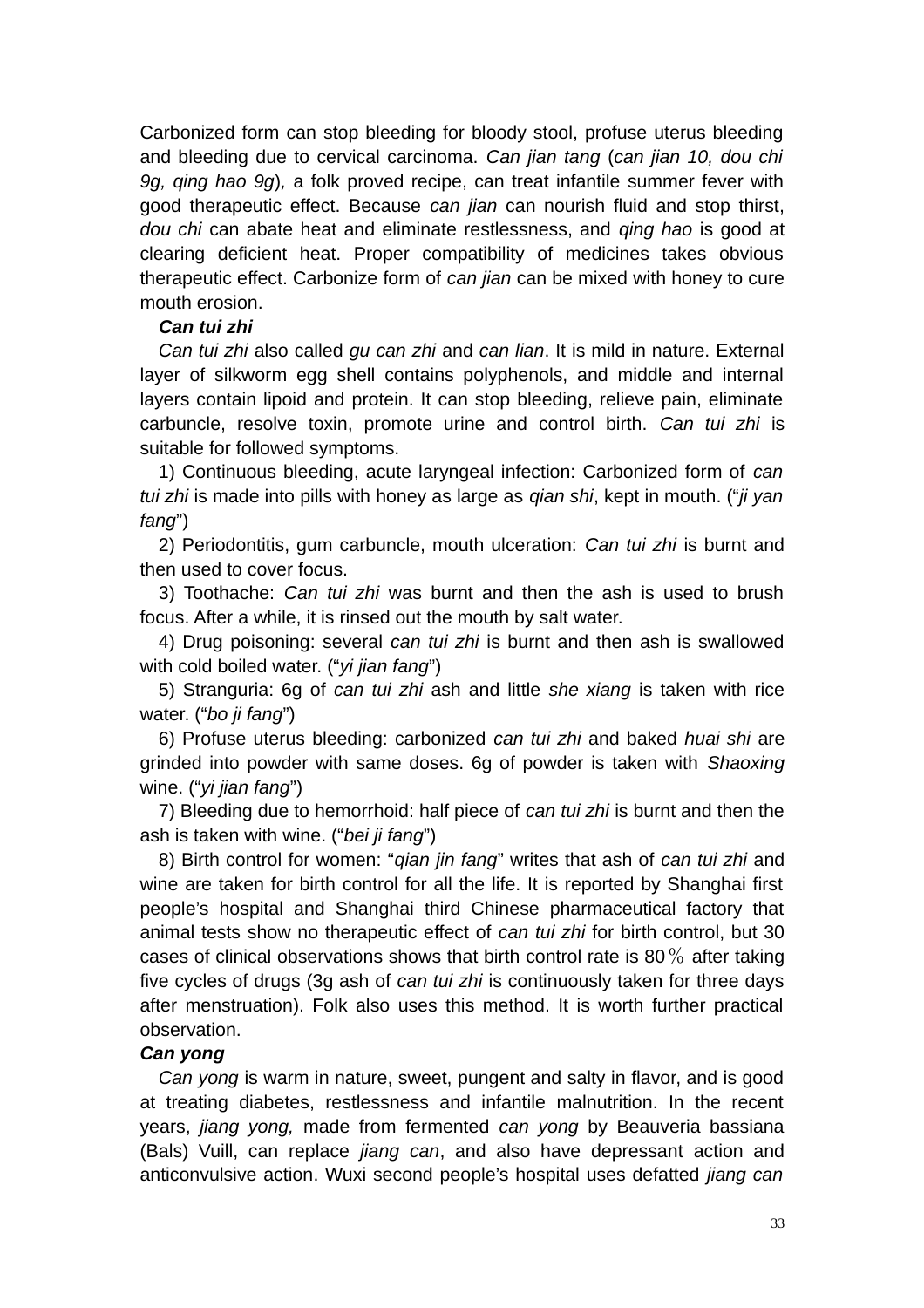Carbonized form can stop bleeding for bloody stool, profuse uterus bleeding and bleeding due to cervical carcinoma. *Can jian tang* (*can jian 10, dou chi 9g, qing hao 9g*)*,* a folk proved recipe, can treat infantile summer fever with good therapeutic effect. Because *can jian* can nourish fluid and stop thirst, *dou chi* can abate heat and eliminate restlessness, and *qing hao* is good at clearing deficient heat. Proper compatibility of medicines takes obvious therapeutic effect. Carbonize form of *can jian* can be mixed with honey to cure mouth erosion.

### *Can tui zhi*

*Can tui zhi* also called *gu can zhi* and *can lian*. It is mild in nature. External layer of silkworm egg shell contains polyphenols, and middle and internal layers contain lipoid and protein. It can stop bleeding, relieve pain, eliminate carbuncle, resolve toxin, promote urine and control birth. *Can tui zhi* is suitable for followed symptoms.

1) Continuous bleeding, acute laryngeal infection: Carbonized form of *can tui zhi* is made into pills with honey as large as *qian shi*, kept in mouth. ("*ji yan fang*")

2) Periodontitis, gum carbuncle, mouth ulceration: *Can tui zhi* is burnt and then used to cover focus.

3) Toothache: *Can tui zhi* was burnt and then the ash is used to brush focus. After a while, it is rinsed out the mouth by salt water.

4) Drug poisoning: several *can tui zhi* is burnt and then ash is swallowed with cold boiled water. ("*yi jian fang*")

5) Stranguria: 6g of *can tui zhi* ash and little *she xiang* is taken with rice water. ("*bo ji fang*")

6) Profuse uterus bleeding: carbonized *can tui zhi* and baked *huai shi* are grinded into powder with same doses. 6g of powder is taken with *Shaoxing* wine. ("*yi jian fang*")

7) Bleeding due to hemorrhoid: half piece of *can tui zhi* is burnt and then the ash is taken with wine. ("*bei ji fang*")

8) Birth control for women: "*qian jin fang*" writes that ash of *can tui zhi* and wine are taken for birth control for all the life. It is reported by Shanghai first people's hospital and Shanghai third Chinese pharmaceutical factory that animal tests show no therapeutic effect of *can tui zhi* for birth control, but 30 cases of clinical observations shows that birth control rate is 80％ after taking five cycles of drugs (3g ash of *can tui zhi* is continuously taken for three days after menstruation). Folk also uses this method. It is worth further practical observation.

### *Can yong*

*Can yong* is warm in nature, sweet, pungent and salty in flavor, and is good at treating diabetes, restlessness and infantile malnutrition. In the recent years, *jiang yong,* made from fermented *can yong* by Beauveria bassiana (Bals) Vuill, can replace *jiang can*, and also have depressant action and anticonvulsive action. Wuxi second people's hospital uses defatted *jiang can*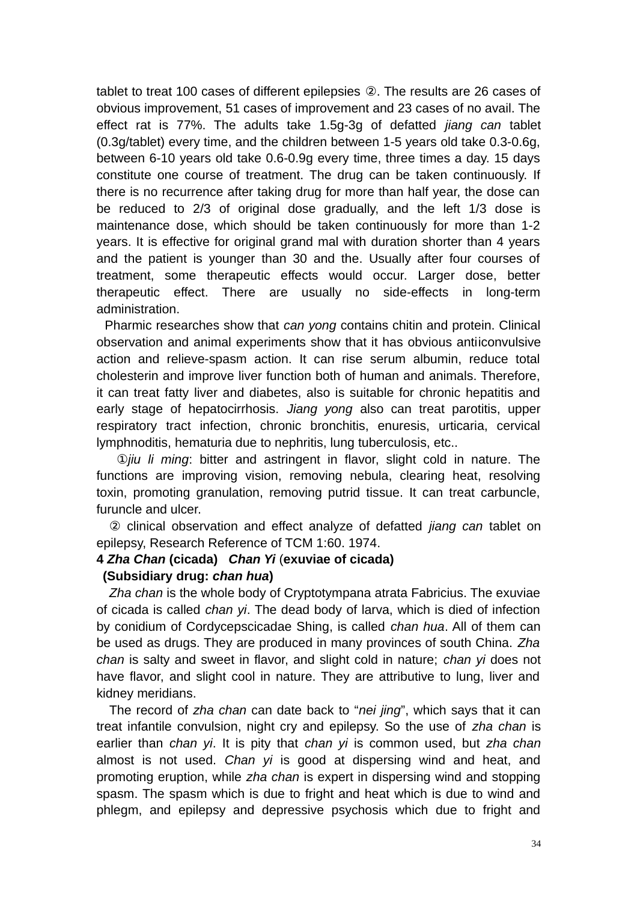tablet to treat 100 cases of different epilepsies ②. The results are 26 cases of obvious improvement, 51 cases of improvement and 23 cases of no avail. The effect rat is 77%. The adults take 1.5g-3g of defatted *jiang can* tablet (0.3g/tablet) every time, and the children between 1-5 years old take 0.3-0.6g, between 6-10 years old take 0.6-0.9g every time, three times a day. 15 days constitute one course of treatment. The drug can be taken continuously. If there is no recurrence after taking drug for more than half year, the dose can be reduced to 2/3 of original dose gradually, and the left 1/3 dose is maintenance dose, which should be taken continuously for more than 1-2 years. It is effective for original grand mal with duration shorter than 4 years and the patient is younger than 30 and the. Usually after four courses of treatment, some therapeutic effects would occur. Larger dose, better therapeutic effect. There are usually no side-effects in long-term administration.

Pharmic researches show that *can yong* contains chitin and protein. Clinical observation and animal experiments show that it has obvious antiiconvulsive action and relieve-spasm action. It can rise serum albumin, reduce total cholesterin and improve liver function both of human and animals. Therefore, it can treat fatty liver and diabetes, also is suitable for chronic hepatitis and early stage of hepatocirrhosis. *Jiang yong* also can treat parotitis, upper respiratory tract infection, chronic bronchitis, enuresis, urticaria, cervical lymphnoditis, hematuria due to nephritis, lung tuberculosis, etc..

①*jiu li ming*: bitter and astringent in flavor, slight cold in nature. The functions are improving vision, removing nebula, clearing heat, resolving toxin, promoting granulation, removing putrid tissue. It can treat carbuncle, furuncle and ulcer.

② clinical observation and effect analyze of defatted *jiang can* tablet on epilepsy, Research Reference of TCM 1:60. 1974.

**4 *Zha Chan* (cicada) *Chan Yi* (exuviae of cicada)**
**(Subsidiary drug: *chan hua*)**

*Zha chan* is the whole body of Cryptotympana atrata Fabricius. The exuviae of cicada is called *chan yi*. The dead body of larva, which is died of infection by conidium of Cordycepscicadae Shing, is called *chan hua*. All of them can be used as drugs. They are produced in many provinces of south China. *Zha chan* is salty and sweet in flavor, and slight cold in nature; *chan yi* does not have flavor, and slight cool in nature. They are attributive to lung, liver and kidney meridians.

The record of *zha chan* can date back to "*nei jing*", which says that it can treat infantile convulsion, night cry and epilepsy. So the use of *zha chan* is earlier than *chan yi*. It is pity that *chan yi* is common used, but *zha chan* almost is not used. *Chan yi* is good at dispersing wind and heat, and promoting eruption, while *zha chan* is expert in dispersing wind and stopping spasm. The spasm which is due to fright and heat which is due to wind and phlegm, and epilepsy and depressive psychosis which due to fright and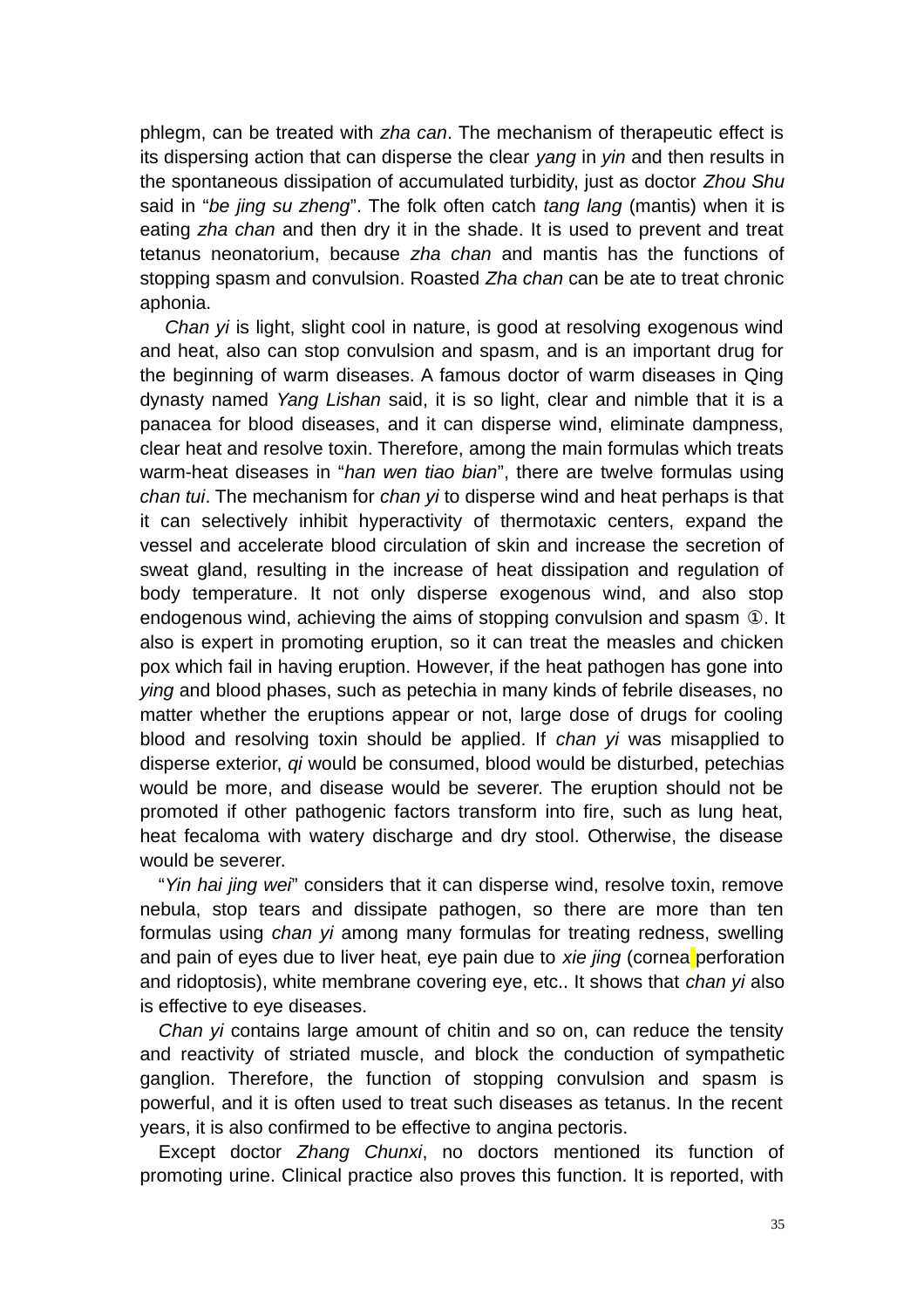phlegm, can be treated with *zha can*. The mechanism of therapeutic effect is its dispersing action that can disperse the clear *yang* in *yin* and then results in the spontaneous dissipation of accumulated turbidity, just as doctor *Zhou Shu* said in "*be jing su zheng*". The folk often catch *tang lang* (mantis) when it is eating *zha chan* and then dry it in the shade. It is used to prevent and treat tetanus neonatorium, because *zha chan* and mantis has the functions of stopping spasm and convulsion. Roasted *Zha chan* can be ate to treat chronic aphonia.

*Chan yi* is light, slight cool in nature, is good at resolving exogenous wind and heat, also can stop convulsion and spasm, and is an important drug for the beginning of warm diseases. A famous doctor of warm diseases in Qing dynasty named *Yang Lishan* said, it is so light, clear and nimble that it is a panacea for blood diseases, and it can disperse wind, eliminate dampness, clear heat and resolve toxin. Therefore, among the main formulas which treats warm-heat diseases in "*han wen tiao bian*", there are twelve formulas using *chan tui*. The mechanism for *chan yi* to disperse wind and heat perhaps is that it can selectively inhibit hyperactivity of thermotaxic centers, expand the vessel and accelerate blood circulation of skin and increase the secretion of sweat gland, resulting in the increase of heat dissipation and regulation of body temperature. It not only disperse exogenous wind, and also stop endogenous wind, achieving the aims of stopping convulsion and spasm ①. It also is expert in promoting eruption, so it can treat the measles and chicken pox which fail in having eruption. However, if the heat pathogen has gone into *ying* and blood phases, such as petechia in many kinds of febrile diseases, no matter whether the eruptions appear or not, large dose of drugs for cooling blood and resolving toxin should be applied. If *chan yi* was misapplied to disperse exterior, *qi* would be consumed, blood would be disturbed, petechias would be more, and disease would be severer. The eruption should not be promoted if other pathogenic factors transform into fire, such as lung heat, heat fecaloma with watery discharge and dry stool. Otherwise, the disease would be severer.

"*Yin hai jing wei*" considers that it can disperse wind, resolve toxin, remove nebula, stop tears and dissipate pathogen, so there are more than ten formulas using *chan yi* among many formulas for treating redness, swelling and pain of eyes due to liver heat, eye pain due to *xie jing* (cornea perforation and ridoptosis), white membrane covering eye, etc.. It shows that *chan yi* also is effective to eye diseases.

*Chan yi* contains large amount of chitin and so on, can reduce the tensity and reactivity of striated muscle, and block the conduction of sympathetic ganglion. Therefore, the function of stopping convulsion and spasm is powerful, and it is often used to treat such diseases as tetanus. In the recent years, it is also confirmed to be effective to angina pectoris.

Except doctor *Zhang Chunxi*, no doctors mentioned its function of promoting urine. Clinical practice also proves this function. It is reported, with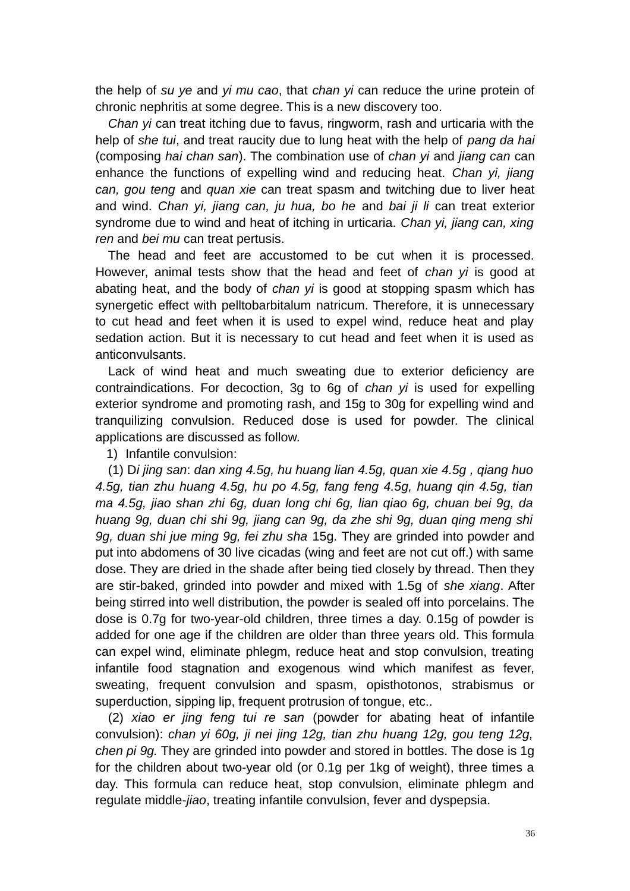the help of *su ye* and *yi mu cao*, that *chan yi* can reduce the urine protein of chronic nephritis at some degree. This is a new discovery too.

*Chan yi* can treat itching due to favus, ringworm, rash and urticaria with the help of *she tui*, and treat raucity due to lung heat with the help of *pang da hai* (composing *hai chan san*). The combination use of *chan yi* and *jiang can* can enhance the functions of expelling wind and reducing heat. *Chan yi, jiang can, gou teng* and *quan xie* can treat spasm and twitching due to liver heat and wind. *Chan yi, jiang can, ju hua, bo he* and *bai ji li* can treat exterior syndrome due to wind and heat of itching in urticaria. *Chan yi, jiang can, xing ren* and *bei mu* can treat pertusis.

The head and feet are accustomed to be cut when it is processed. However, animal tests show that the head and feet of *chan yi* is good at abating heat, and the body of *chan yi* is good at stopping spasm which has synergetic effect with pelltobarbitalum natricum. Therefore, it is unnecessary to cut head and feet when it is used to expel wind, reduce heat and play sedation action. But it is necessary to cut head and feet when it is used as anticonvulsants.

Lack of wind heat and much sweating due to exterior deficiency are contraindications. For decoction, 3g to 6g of *chan yi* is used for expelling exterior syndrome and promoting rash, and 15g to 30g for expelling wind and tranquilizing convulsion. Reduced dose is used for powder. The clinical applications are discussed as follow.

1) Infantile convulsion:

(1) D*i jing san*: *dan xing 4.5g, hu huang lian 4.5g, quan xie 4.5g , qiang huo 4.5g, tian zhu huang 4.5g, hu po 4.5g, fang feng 4.5g, huang qin 4.5g, tian ma 4.5g, jiao shan zhi 6g, duan long chi 6g, lian qiao 6g, chuan bei 9g, da huang 9g, duan chi shi 9g, jiang can 9g, da zhe shi 9g, duan qing meng shi 9g, duan shi jue ming 9g, fei zhu sha* 15g. They are grinded into powder and put into abdomens of 30 live cicadas (wing and feet are not cut off.) with same dose. They are dried in the shade after being tied closely by thread. Then they are stir-baked, grinded into powder and mixed with 1.5g of *she xiang*. After being stirred into well distribution, the powder is sealed off into porcelains. The dose is 0.7g for two-year-old children, three times a day. 0.15g of powder is added for one age if the children are older than three years old. This formula can expel wind, eliminate phlegm, reduce heat and stop convulsion, treating infantile food stagnation and exogenous wind which manifest as fever, sweating, frequent convulsion and spasm, opisthotonos, strabismus or superduction, sipping lip, frequent protrusion of tongue, etc..

(2) *xiao er jing feng tui re san* (powder for abating heat of infantile convulsion): *chan yi 60g, ji nei jing 12g, tian zhu huang 12g, gou teng 12g, chen pi 9g.* They are grinded into powder and stored in bottles. The dose is 1g for the children about two-year old (or 0.1g per 1kg of weight), three times a day. This formula can reduce heat, stop convulsion, eliminate phlegm and regulate middle-*jiao*, treating infantile convulsion, fever and dyspepsia.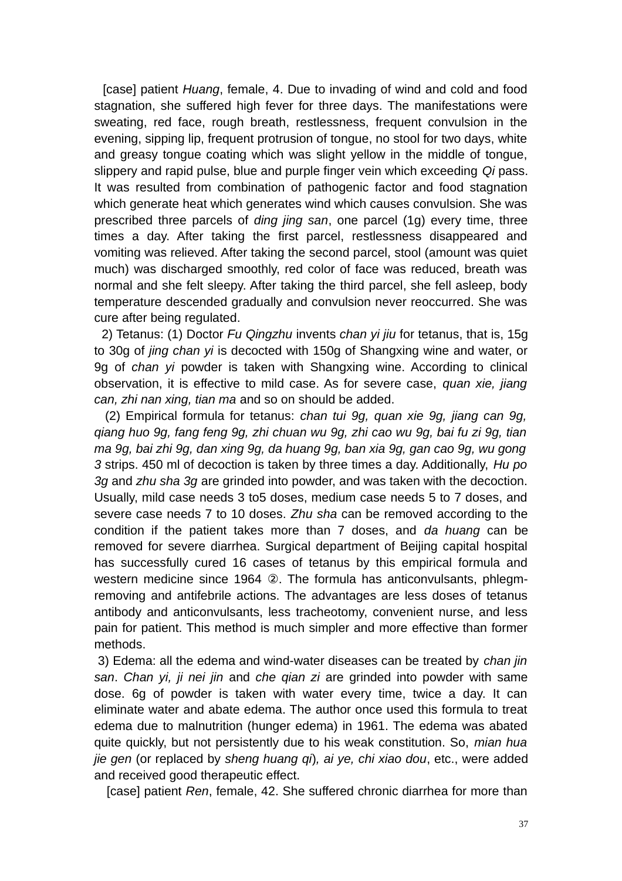[case] patient *Huang*, female, 4. Due to invading of wind and cold and food stagnation, she suffered high fever for three days. The manifestations were sweating, red face, rough breath, restlessness, frequent convulsion in the evening, sipping lip, frequent protrusion of tongue, no stool for two days, white and greasy tongue coating which was slight yellow in the middle of tongue, slippery and rapid pulse, blue and purple finger vein which exceeding *Qi* pass. It was resulted from combination of pathogenic factor and food stagnation which generate heat which generates wind which causes convulsion. She was prescribed three parcels of *ding jing san*, one parcel (1g) every time, three times a day. After taking the first parcel, restlessness disappeared and vomiting was relieved. After taking the second parcel, stool (amount was quiet much) was discharged smoothly, red color of face was reduced, breath was normal and she felt sleepy. After taking the third parcel, she fell asleep, body temperature descended gradually and convulsion never reoccurred. She was cure after being regulated.

2) Tetanus: (1) Doctor *Fu Qingzhu* invents *chan yi jiu* for tetanus, that is, 15g to 30g of *jing chan yi* is decocted with 150g of Shangxing wine and water, or 9g of *chan yi* powder is taken with Shangxing wine. According to clinical observation, it is effective to mild case. As for severe case, *quan xie, jiang can, zhi nan xing, tian ma* and so on should be added.

(2) Empirical formula for tetanus: *chan tui 9g, quan xie 9g, jiang can 9g, qiang huo 9g, fang feng 9g, zhi chuan wu 9g, zhi cao wu 9g, bai fu zi 9g, tian ma 9g, bai zhi 9g, dan xing 9g, da huang 9g, ban xia 9g, gan cao 9g, wu gong 3* strips. 450 ml of decoction is taken by three times a day. Additionally, *Hu po 3g* and *zhu sha 3g* are grinded into powder, and was taken with the decoction. Usually, mild case needs 3 to5 doses, medium case needs 5 to 7 doses, and severe case needs 7 to 10 doses. *Zhu sha* can be removed according to the condition if the patient takes more than 7 doses, and *da huang* can be removed for severe diarrhea. Surgical department of Beijing capital hospital has successfully cured 16 cases of tetanus by this empirical formula and western medicine since 1964 ②. The formula has anticonvulsants, phlegm-removing and antifebrile actions. The advantages are less doses of tetanus antibody and anticonvulsants, less tracheotomy, convenient nurse, and less pain for patient. This method is much simpler and more effective than former methods.

3) Edema: all the edema and wind-water diseases can be treated by *chan jin san*. *Chan yi, ji nei jin* and *che qian zi* are grinded into powder with same dose. 6g of powder is taken with water every time, twice a day. It can eliminate water and abate edema. The author once used this formula to treat edema due to malnutrition (hunger edema) in 1961. The edema was abated quite quickly, but not persistently due to his weak constitution. So, *mian hua jie gen* (or replaced by *sheng huang qi*), *ai ye, chi xiao dou*, etc., were added and received good therapeutic effect.

[case] patient *Ren*, female, 42. She suffered chronic diarrhea for more than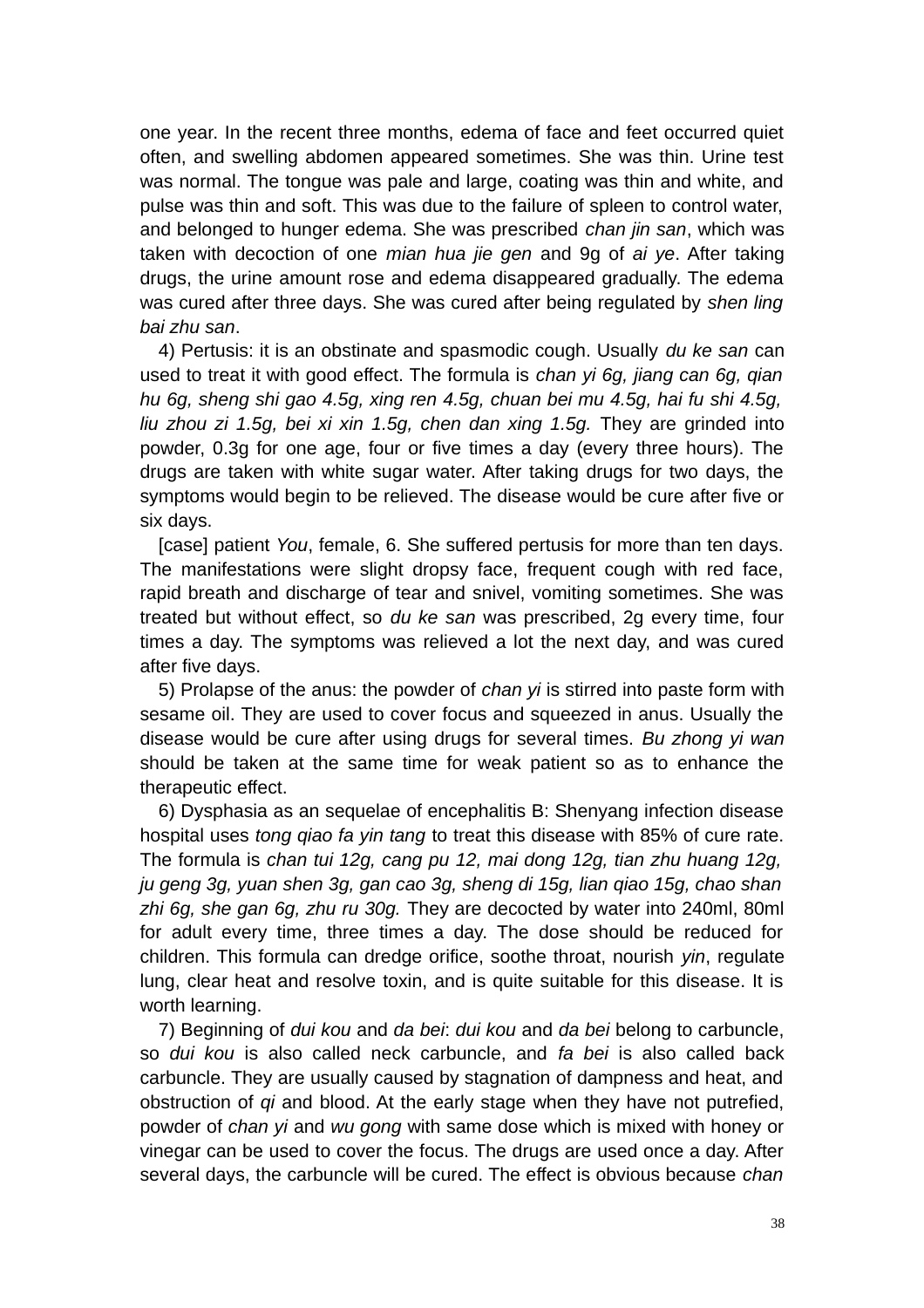one year. In the recent three months, edema of face and feet occurred quiet often, and swelling abdomen appeared sometimes. She was thin. Urine test was normal. The tongue was pale and large, coating was thin and white, and pulse was thin and soft. This was due to the failure of spleen to control water, and belonged to hunger edema. She was prescribed *chan jin san*, which was taken with decoction of one *mian hua jie gen* and 9g of *ai ye*. After taking drugs, the urine amount rose and edema disappeared gradually. The edema was cured after three days. She was cured after being regulated by *shen ling bai zhu san*.

4) Pertusis: it is an obstinate and spasmodic cough. Usually *du ke san* can used to treat it with good effect. The formula is *chan yi 6g, jiang can 6g, qian hu 6g, sheng shi gao 4.5g, xing ren 4.5g, chuan bei mu 4.5g, hai fu shi 4.5g, liu zhou zi 1.5g, bei xi xin 1.5g, chen dan xing 1.5g.* They are grinded into powder, 0.3g for one age, four or five times a day (every three hours). The drugs are taken with white sugar water. After taking drugs for two days, the symptoms would begin to be relieved. The disease would be cure after five or six days.

[case] patient *You*, female, 6. She suffered pertusis for more than ten days. The manifestations were slight dropsy face, frequent cough with red face, rapid breath and discharge of tear and snivel, vomiting sometimes. She was treated but without effect, so *du ke san* was prescribed, 2g every time, four times a day. The symptoms was relieved a lot the next day, and was cured after five days.

5) Prolapse of the anus: the powder of *chan yi* is stirred into paste form with sesame oil. They are used to cover focus and squeezed in anus. Usually the disease would be cure after using drugs for several times. *Bu zhong yi wan* should be taken at the same time for weak patient so as to enhance the therapeutic effect.

6) Dysphasia as an sequelae of encephalitis B: Shenyang infection disease hospital uses *tong qiao fa yin tang* to treat this disease with 85% of cure rate. The formula is *chan tui 12g, cang pu 12, mai dong 12g, tian zhu huang 12g, ju geng 3g, yuan shen 3g, gan cao 3g, sheng di 15g, lian qiao 15g, chao shan zhi 6g, she gan 6g, zhu ru 30g.* They are decocted by water into 240ml, 80ml for adult every time, three times a day. The dose should be reduced for children. This formula can dredge orifice, soothe throat, nourish *yin*, regulate lung, clear heat and resolve toxin, and is quite suitable for this disease. It is worth learning.

7) Beginning of *dui kou* and *da bei*: *dui kou* and *da bei* belong to carbuncle, so *dui kou* is also called neck carbuncle, and *fa bei* is called back carbuncle. They are usually caused by stagnation of dampness and heat, and obstruction of *qi* and blood. At the early stage when they have not putrefied, powder of *chan yi* and *wu gong* with same dose which is mixed with honey or vinegar can be used to cover the focus. The drugs are used once a day. After several days, the carbuncle will be cured. The effect is obvious because *chan*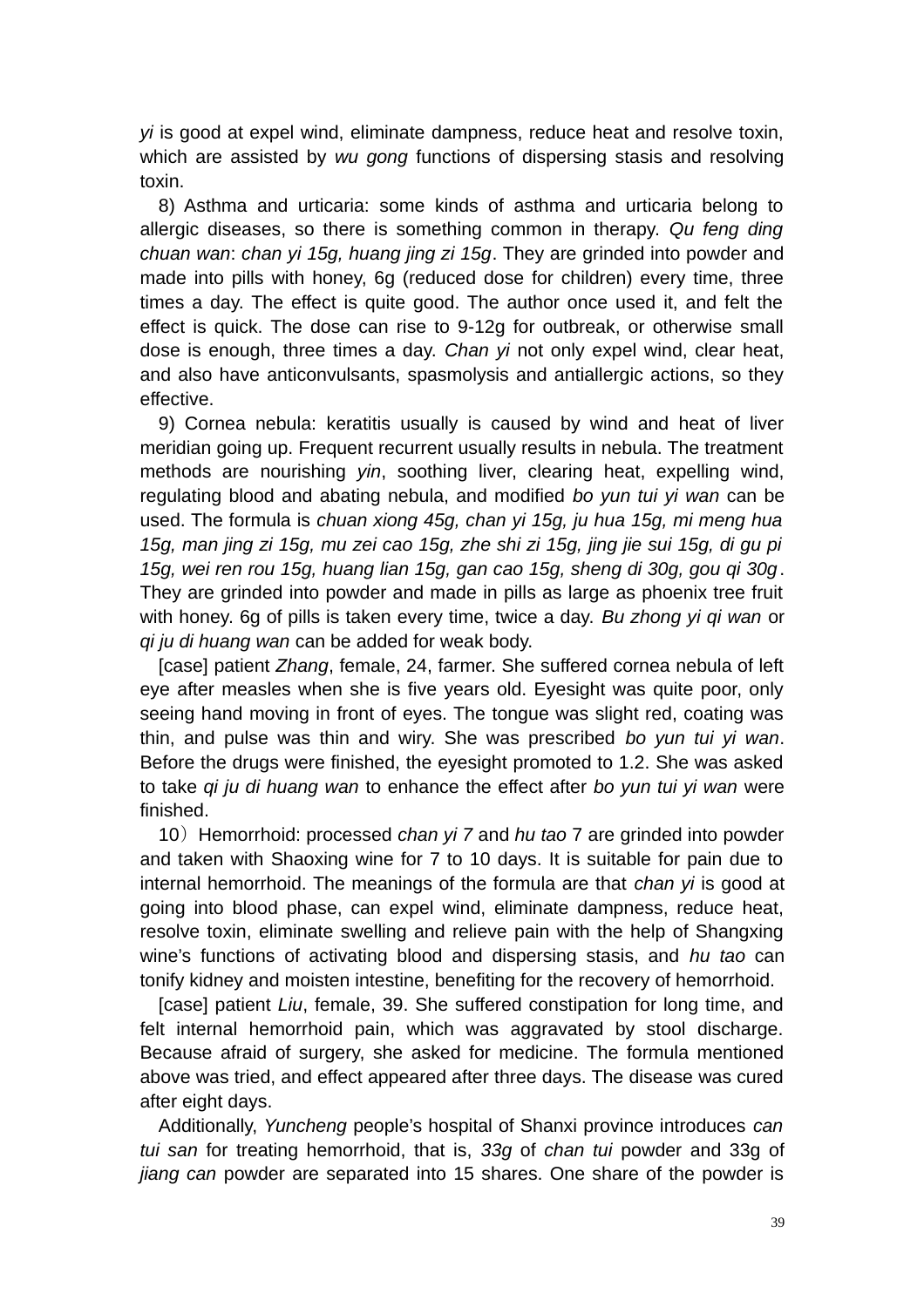*yi* is good at expel wind, eliminate dampness, reduce heat and resolve toxin, which are assisted by *wu gong* functions of dispersing stasis and resolving toxin.

8) Asthma and urticaria: some kinds of asthma and urticaria belong to allergic diseases, so there is something common in therapy. *Qu feng ding chuan wan*: *chan yi 15g, huang jing zi 15g*. They are grinded into powder and made into pills with honey, 6g (reduced dose for children) every time, three times a day. The effect is quite good. The author once used it, and felt the effect is quick. The dose can rise to 9-12g for outbreak, or otherwise small dose is enough, three times a day. *Chan yi* not only expel wind, clear heat, and also have anticonvulsants, spasmolysis and antiallergic actions, so they effective.

9) Cornea nebula: keratitis usually is caused by wind and heat of liver meridian going up. Frequent recurrent usually results in nebula. The treatment methods are nourishing *yin*, soothing liver, clearing heat, expelling wind, regulating blood and abating nebula, and modified *bo yun tui yi wan* can be used. The formula is *chuan xiong 45g, chan yi 15g, ju hua 15g, mi meng hua 15g, man jing zi 15g, mu zei cao 15g, zhe shi zi 15g, jing jie sui 15g, di gu pi 15g, wei ren rou 15g, huang lian 15g, gan cao 15g, sheng di 30g, gou qi 30g*. They are grinded into powder and made in pills as large as phoenix tree fruit with honey. 6g of pills is taken every time, twice a day. *Bu zhong yi qi wan* or *qi ju di huang wan* can be added for weak body.

[case] patient *Zhang*, female, 24, farmer. She suffered cornea nebula of left eye after measles when she is five years old. Eyesight was quite poor, only seeing hand moving in front of eyes. The tongue was slight red, coating was thin, and pulse was thin and wiry. She was prescribed *bo yun tui yi wan*. Before the drugs were finished, the eyesight promoted to 1.2. She was asked to take *qi ju di huang wan* to enhance the effect after *bo yun tui yi wan* were finished.

10）Hemorrhoid: processed *chan yi 7* and *hu tao* 7 are grinded into powder and taken with Shaoxing wine for 7 to 10 days. It is suitable for pain due to internal hemorrhoid. The meanings of the formula are that *chan yi* is good at going into blood phase, can expel wind, eliminate dampness, reduce heat, resolve toxin, eliminate swelling and relieve pain with the help of Shangxing wine's functions of activating blood and dispersing stasis, and *hu tao* can tonify kidney and moisten intestine, benefiting for the recovery of hemorrhoid.

[case] patient *Liu*, female, 39. She suffered constipation for long time, and felt internal hemorrhoid pain, which was aggravated by stool discharge. Because afraid of surgery, she asked for medicine. The formula mentioned above was tried, and effect appeared after three days. The disease was cured after eight days.

Additionally, *Yuncheng* people's hospital of Shanxi province introduces *can tui san* for treating hemorrhoid, that is, *33g* of *chan tui* powder and 33g of *jiang can* powder are separated into 15 shares. One share of the powder is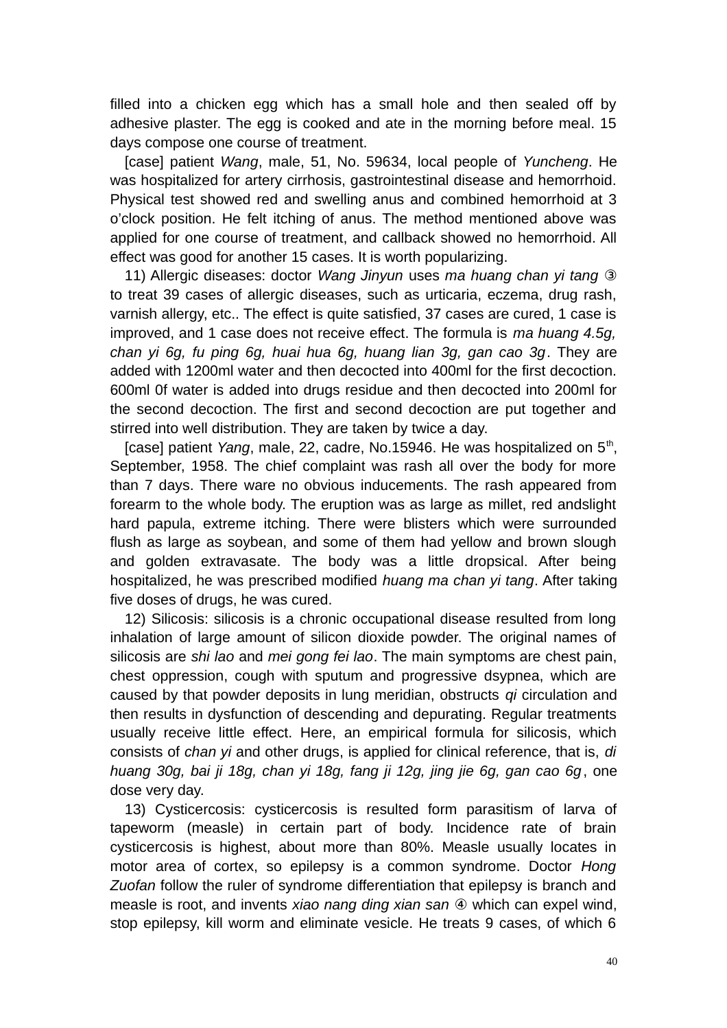filled into a chicken egg which has a small hole and then sealed off by adhesive plaster. The egg is cooked and ate in the morning before meal. 15 days compose one course of treatment.

[case] patient *Wang*, male, 51, No. 59634, local people of *Yuncheng*. He was hospitalized for artery cirrhosis, gastrointestinal disease and hemorrhoid. Physical test showed red and swelling anus and combined hemorrhoid at 3 o'clock position. He felt itching of anus. The method mentioned above was applied for one course of treatment, and callback showed no hemorrhoid. All effect was good for another 15 cases. It is worth popularizing.

11) Allergic diseases: doctor *Wang Jinyun* uses *ma huang chan yi tang* ③ to treat 39 cases of allergic diseases, such as urticaria, eczema, drug rash, varnish allergy, etc.. The effect is quite satisfied, 37 cases are cured, 1 case is improved, and 1 case does not receive effect. The formula is *ma huang 4.5g, chan yi 6g, fu ping 6g, huai hua 6g, huang lian 3g, gan cao 3g*. They are added with 1200ml water and then decocted into 400ml for the first decoction. 600ml 0f water is added into drugs residue and then decocted into 200ml for the second decoction. The first and second decoction are put together and stirred into well distribution. They are taken by twice a day.

[case] patient *Yang*, male, 22, cadre, No.15946. He was hospitalized on 5th, September, 1958. The chief complaint was rash all over the body for more than 7 days. There ware no obvious inducements. The rash appeared from forearm to the whole body. The eruption was as large as millet, red andslight hard papula, extreme itching. There were blisters which were surrounded flush as large as soybean, and some of them had yellow and brown slough and golden extravasate. The body was a little dropsical. After being hospitalized, he was prescribed modified *huang ma chan yi tang*. After taking five doses of drugs, he was cured.

12) Silicosis: silicosis is a chronic occupational disease resulted from long inhalation of large amount of silicon dioxide powder. The original names of silicosis are *shi lao* and *mei gong fei lao*. The main symptoms are chest pain, chest oppression, cough with sputum and progressive dsypnea, which are caused by that powder deposits in lung meridian, obstructs *qi* circulation and then results in dysfunction of descending and depurating. Regular treatments usually receive little effect. Here, an empirical formula for silicosis, which consists of *chan yi* and other drugs, is applied for clinical reference, that is, *di huang 30g, bai ji 18g, chan yi 18g, fang ji 12g, jing jie 6g, gan cao 6g*, one dose very day.

13) Cysticercosis: cysticercosis is resulted form parasitism of larva of tapeworm (measle) in certain part of body. Incidence rate of brain cysticercosis is highest, about more than 80%. Measle usually locates in motor area of cortex, so epilepsy is a common syndrome. Doctor *Hong Zuofan* follow the ruler of syndrome differentiation that epilepsy is branch and measle is root, and invents *xiao nang ding xian san* ④ which can expel wind, stop epilepsy, kill worm and eliminate vesicle. He treats 9 cases, of which 6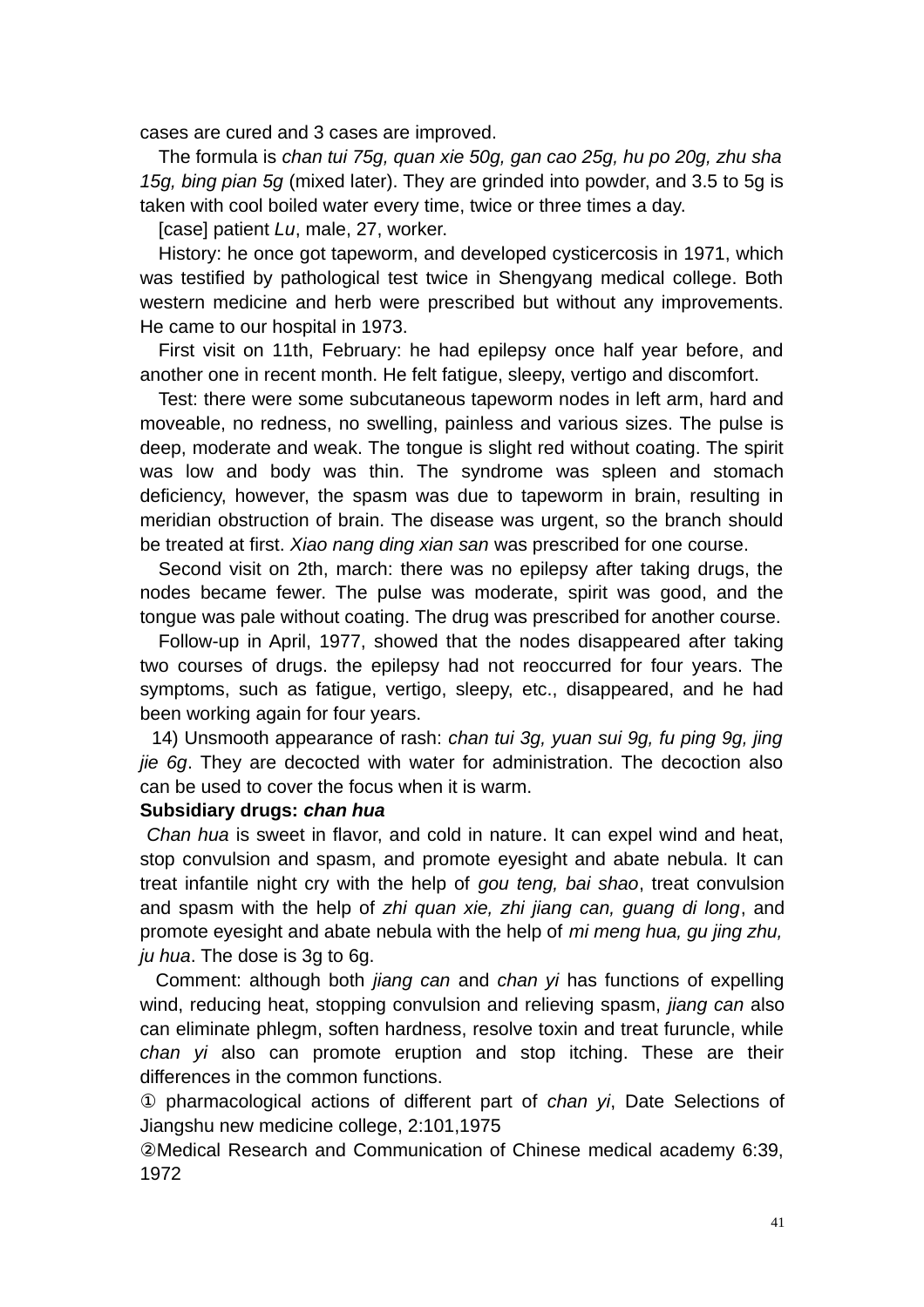cases are cured and 3 cases are improved.

The formula is *chan tui 75g, quan xie 50g, gan cao 25g, hu po 20g, zhu sha 15g, bing pian 5g* (mixed later). They are grinded into powder, and 3.5 to 5g is taken with cool boiled water every time, twice or three times a day.

[case] patient *Lu*, male, 27, worker.

History: he once got tapeworm, and developed cysticercosis in 1971, which was testified by pathological test twice in Shengyang medical college. Both western medicine and herb were prescribed but without any improvements. He came to our hospital in 1973.

First visit on 11th, February: he had epilepsy once half year before, and another one in recent month. He felt fatigue, sleepy, vertigo and discomfort.

Test: there were some subcutaneous tapeworm nodes in left arm, hard and moveable, no redness, no swelling, painless and various sizes. The pulse is deep, moderate and weak. The tongue is slight red without coating. The spirit was low and body was thin. The syndrome was spleen and stomach deficiency, however, the spasm was due to tapeworm in brain, resulting in meridian obstruction of brain. The disease was urgent, so the branch should be treated at first. *Xiao nang ding xian san* was prescribed for one course.

Second visit on 2th, march: there was no epilepsy after taking drugs, the nodes became fewer. The pulse was moderate, spirit was good, and the tongue was pale without coating. The drug was prescribed for another course.

Follow-up in April, 1977, showed that the nodes disappeared after taking two courses of drugs. the epilepsy had not reoccurred for four years. The symptoms, such as fatigue, vertigo, sleepy, etc., disappeared, and he had been working again for four years.

14) Unsmooth appearance of rash: *chan tui 3g, yuan sui 9g, fu ping 9g, jing jie 6g*. They are decocted with water for administration. The decoction also can be used to cover the focus when it is warm.

**Subsidiary drugs: *chan hua***

*Chan hua* is sweet in flavor, and cold in nature. It can expel wind and heat, stop convulsion and spasm, and promote eyesight and abate nebula. It can treat infantile night cry with the help of *gou teng, bai shao*, treat convulsion and spasm with the help of *zhi quan xie, zhi jiang can, guang di long*, and promote eyesight and abate nebula with the help of *mi meng hua, gu jing zhu, ju hua*. The dose is 3g to 6g.

Comment: although both *jiang can* and *chan yi* has functions of expelling wind, reducing heat, stopping convulsion and relieving spasm, *jiang can* also can eliminate phlegm, soften hardness, resolve toxin and treat furuncle, while *chan yi* also can promote eruption and stop itching. These are their differences in the common functions.

① pharmacological actions of different part of *chan yi*, Date Selections of Jiangshu new medicine college, 2:101,1975

②Medical Research and Communication of Chinese medical academy 6:39, 1972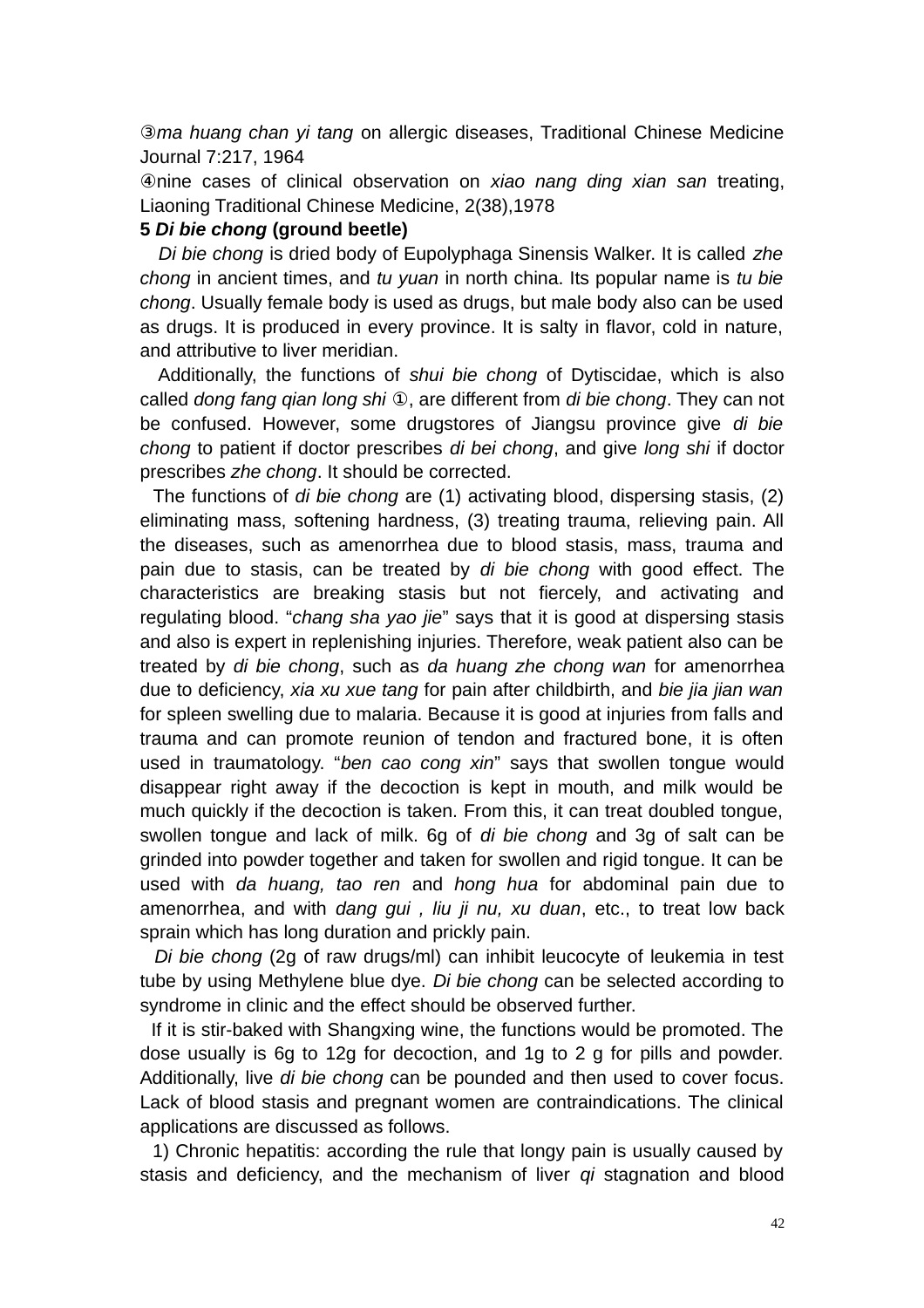③*ma huang chan yi tang* on allergic diseases, Traditional Chinese Medicine Journal 7:217, 1964

④nine cases of clinical observation on *xiao nang ding xian san* treating, Liaoning Traditional Chinese Medicine, 2(38),1978

**5 *Di bie chong* (ground beetle)**

*Di bie chong* is dried body of Eupolyphaga Sinensis Walker. It is called *zhe chong* in ancient times, and *tu yuan* in north china. Its popular name is *tu bie chong*. Usually female body is used as drugs, but male body also can be used as drugs. It is produced in every province. It is salty in flavor, cold in nature, and attributive to liver meridian.

Additionally, the functions of *shui bie chong* of Dytiscidae, which is also called *dong fang qian long shi* ①, are different from *di bie chong*. They can not be confused. However, some drugstores of Jiangsu province give *di bie chong* to patient if doctor prescribes *di bei chong*, and give *long shi* if doctor prescribes *zhe chong*. It should be corrected.

The functions of *di bie chong* are (1) activating blood, dispersing stasis, (2) eliminating mass, softening hardness, (3) treating trauma, relieving pain. All the diseases, such as amenorrhea due to blood stasis, mass, trauma and pain due to stasis, can be treated by *di bie chong* with good effect. The characteristics are breaking stasis but not fiercely, and activating and regulating blood. "*chang sha yao jie*" says that it is good at dispersing stasis and also is expert in replenishing injuries. Therefore, weak patient also can be treated by *di bie chong*, such as *da huang zhe chong wan* for amenorrhea due to deficiency, *xia xu xue tang* for pain after childbirth, and *bie jia jian wan* for spleen swelling due to malaria. Because it is good at injuries from falls and trauma and can promote reunion of tendon and fractured bone, it is often used in traumatology. "*ben cao cong xin*" says that swollen tongue would disappear right away if the decoction is kept in mouth, and milk would be much quickly if the decoction is taken. From this, it can treat doubled tongue, swollen tongue and lack of milk. 6g of *di bie chong* and 3g of salt can be grinded into powder together and taken for swollen and rigid tongue. It can be used with *da huang, tao ren* and *hong hua* for abdominal pain due to amenorrhea, and with *dang gui , liu ji nu, xu duan*, etc., to treat low back sprain which has long duration and prickly pain.

*Di bie chong* (2g of raw drugs/ml) can inhibit leucocyte of leukemia in test tube by using Methylene blue dye. *Di bie chong* can be selected according to syndrome in clinic and the effect should be observed further.

If it is stir-baked with Shangxing wine, the functions would be promoted. The dose usually is 6g to 12g for decoction, and 1g to 2 g for pills and powder. Additionally, live *di bie chong* can be pounded and then used to cover focus. Lack of blood stasis and pregnant women are contraindications. The clinical applications are discussed as follows.

1) Chronic hepatitis: according the rule that longy pain is usually caused by stasis and deficiency, and the mechanism of liver *qi* stagnation and blood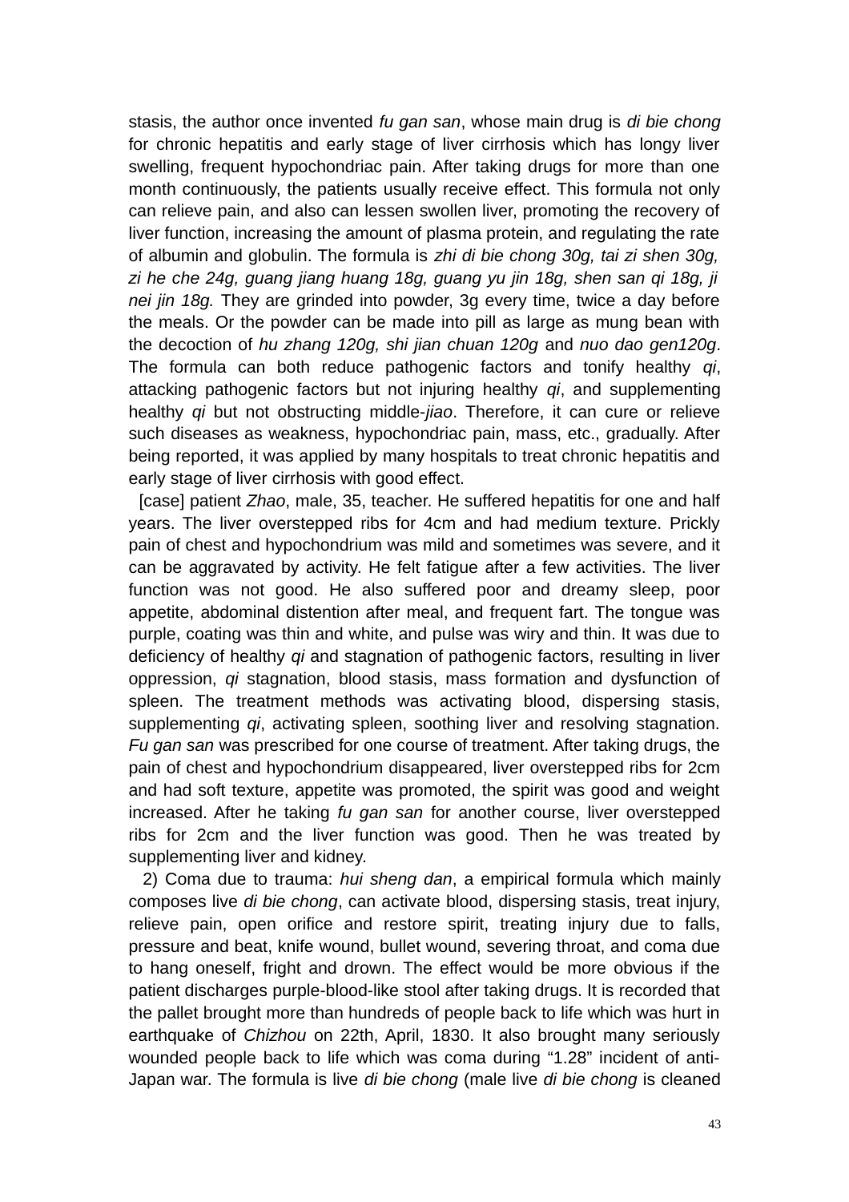stasis, the author once invented *fu gan san*, whose main drug is *di bie chong* for chronic hepatitis and early stage of liver cirrhosis which has longy liver swelling, frequent hypochondriac pain. After taking drugs for more than one month continuously, the patients usually receive effect. This formula not only can relieve pain, and also can lessen swollen liver, promoting the recovery of liver function, increasing the amount of plasma protein, and regulating the rate of albumin and globulin. The formula is *zhi di bie chong 30g, tai zi shen 30g, zi he che 24g, guang jiang huang 18g, guang yu jin 18g, shen san qi 18g, ji nei jin 18g.* They are grinded into powder, 3g every time, twice a day before the meals. Or the powder can be made into pill as large as mung bean with the decoction of *hu zhang 120g, shi jian chuan 120g* and *nuo dao gen120g*. The formula can both reduce pathogenic factors and tonify healthy *qi*, attacking pathogenic factors but not injuring healthy *qi*, and supplementing healthy *qi* but not obstructing middle-*jiao*. Therefore, it can cure or relieve such diseases as weakness, hypochondriac pain, mass, etc., gradually. After being reported, it was applied by many hospitals to treat chronic hepatitis and early stage of liver cirrhosis with good effect.

[case] patient *Zhao*, male, 35, teacher. He suffered hepatitis for one and half years. The liver overstepped ribs for 4cm and had medium texture. Prickly pain of chest and hypochondrium was mild and sometimes was severe, and it can be aggravated by activity. He felt fatigue after a few activities. The liver function was not good. He also suffered poor and dreamy sleep, poor appetite, abdominal distention after meal, and frequent fart. The tongue was purple, coating was thin and white, and pulse was wiry and thin. It was due to deficiency of healthy *qi* and stagnation of pathogenic factors, resulting in liver oppression, *qi* stagnation, blood stasis, mass formation and dysfunction of spleen. The treatment methods was activating blood, dispersing stasis, supplementing *qi*, activating spleen, soothing liver and resolving stagnation. *Fu gan san* was prescribed for one course of treatment. After taking drugs, the pain of chest and hypochondrium disappeared, liver overstepped ribs for 2cm and had soft texture, appetite was promoted, the spirit was good and weight increased. After he taking *fu gan san* for another course, liver overstepped ribs for 2cm and the liver function was good. Then he was treated by supplementing liver and kidney.

2) Coma due to trauma: *hui sheng dan*, a empirical formula which mainly composes live *di bie chong*, can activate blood, dispersing stasis, treat injury, relieve pain, open orifice and restore spirit, treating injury due to falls, pressure and beat, knife wound, bullet wound, severing throat, and coma due to hang oneself, fright and drown. The effect would be more obvious if the patient discharges purple-blood-like stool after taking drugs. It is recorded that the pallet brought more than hundreds of people back to life which was hurt in earthquake of *Chizhou* on 22th, April, 1830. It also brought many seriously wounded people back to life which was coma during “1.28” incident of anti-Japan war. The formula is live *di bie chong* (male live *di bie chong* is cleaned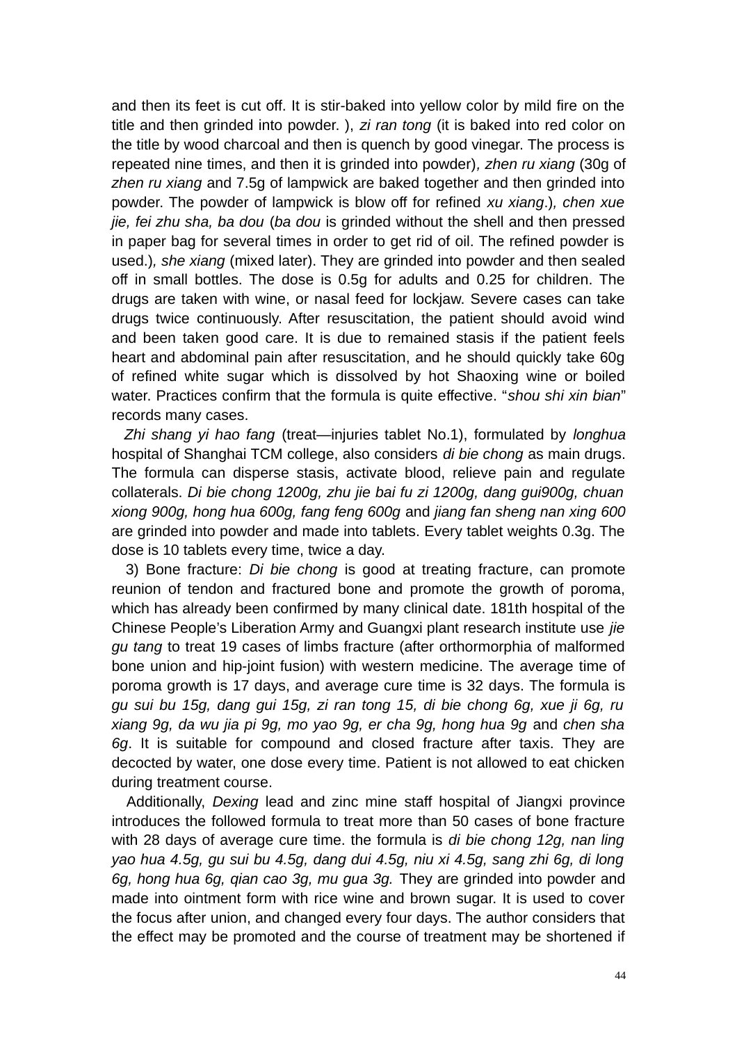and then its feet is cut off. It is stir-baked into yellow color by mild fire on the title and then grinded into powder. ), *zi ran tong* (it is baked into red color on the title by wood charcoal and then is quench by good vinegar. The process is repeated nine times, and then it is grinded into powder)*, zhen ru xiang* (30g of *zhen ru xiang* and 7.5g of lampwick are baked together and then grinded into powder. The powder of lampwick is blow off for refined *xu xiang*.)*, chen xue jie, fei zhu sha, ba dou* (*ba dou* is grinded without the shell and then pressed in paper bag for several times in order to get rid of oil. The refined powder is used.)*, she xiang* (mixed later). They are grinded into powder and then sealed off in small bottles. The dose is 0.5g for adults and 0.25 for children. The drugs are taken with wine, or nasal feed for lockjaw. Severe cases can take drugs twice continuously. After resuscitation, the patient should avoid wind and been taken good care. It is due to remained stasis if the patient feels heart and abdominal pain after resuscitation, and he should quickly take 60g of refined white sugar which is dissolved by hot Shaoxing wine or boiled water. Practices confirm that the formula is quite effective. "*shou shi xin bian*" records many cases.

*Zhi shang yi hao fang* (treat—injuries tablet No.1), formulated by *longhua* hospital of Shanghai TCM college, also considers *di bie chong* as main drugs. The formula can disperse stasis, activate blood, relieve pain and regulate collaterals. *Di bie chong 1200g, zhu jie bai fu zi 1200g, dang gui900g, chuan xiong 900g, hong hua 600g, fang feng 600g* and *jiang fan sheng nan xing 600* are grinded into powder and made into tablets. Every tablet weights 0.3g. The dose is 10 tablets every time, twice a day.

3) Bone fracture: *Di bie chong* is good at treating fracture, can promote reunion of tendon and fractured bone and promote the growth of poroma, which has already been confirmed by many clinical date. 181th hospital of the Chinese People's Liberation Army and Guangxi plant research institute use *jie gu tang* to treat 19 cases of limbs fracture (after orthormorphia of malformed bone union and hip-joint fusion) with western medicine. The average time of poroma growth is 17 days, and average cure time is 32 days. The formula is *gu sui bu 15g, dang gui 15g, zi ran tong 15, di bie chong 6g, xue ji 6g, ru xiang 9g, da wu jia pi 9g, mo yao 9g, er cha 9g, hong hua 9g* and *chen sha 6g*. It is suitable for compound and closed fracture after taxis. They are decocted by water, one dose every time. Patient is not allowed to eat chicken during treatment course.

Additionally, *Dexing* lead and zinc mine staff hospital of Jiangxi province introduces the followed formula to treat more than 50 cases of bone fracture with 28 days of average cure time. the formula is *di bie chong 12g, nan ling yao hua 4.5g, gu sui bu 4.5g, dang dui 4.5g, niu xi 4.5g, sang zhi 6g, di long 6g, hong hua 6g, qian cao 3g, mu gua 3g.* They are grinded into powder and made into ointment form with rice wine and brown sugar. It is used to cover the focus after union, and changed every four days. The author considers that the effect may be promoted and the course of treatment may be shortened if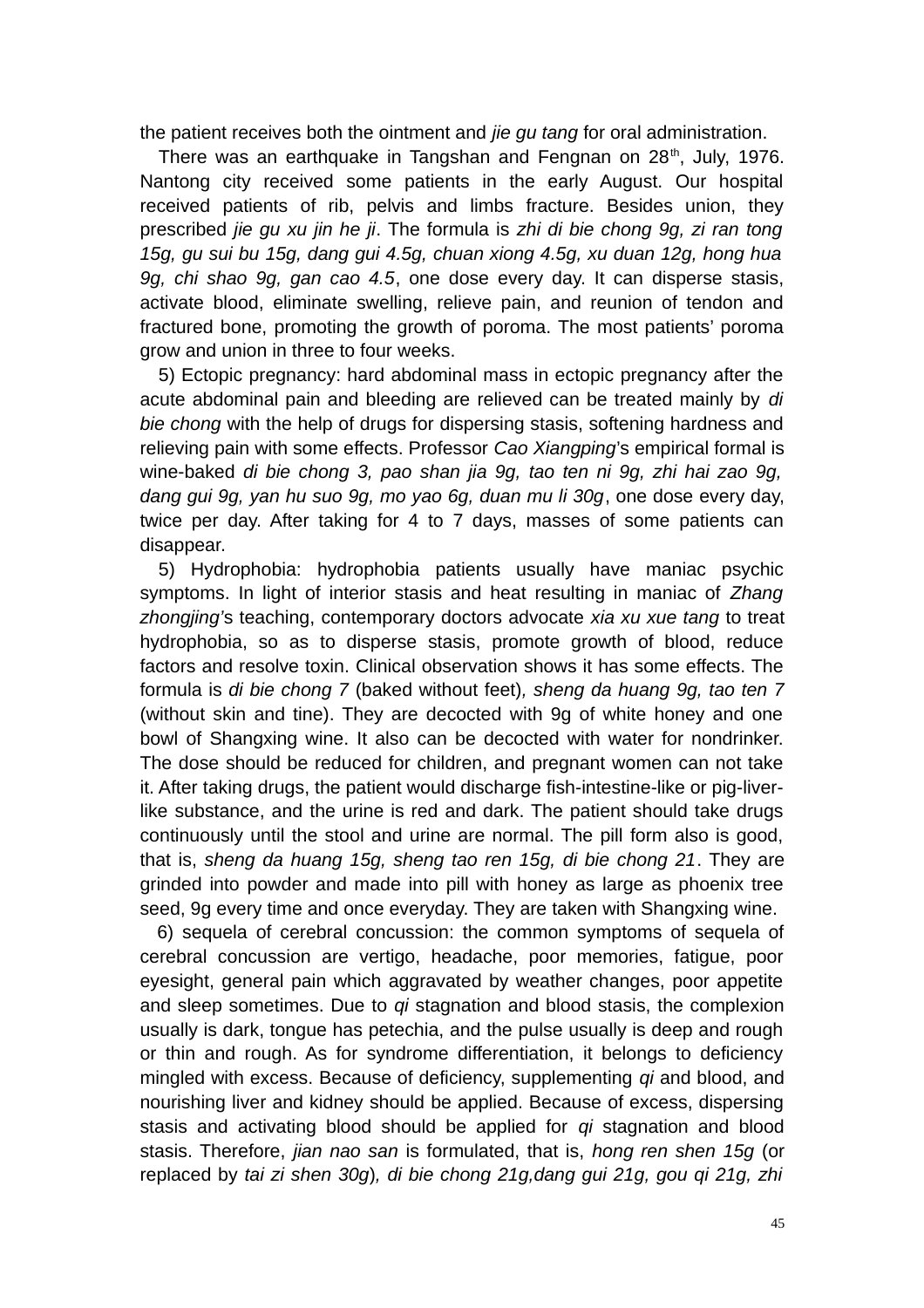the patient receives both the ointment and *jie gu tang* for oral administration.

There was an earthquake in Tangshan and Fengnan on 28th, July, 1976. Nantong city received some patients in the early August. Our hospital received patients of rib, pelvis and limbs fracture. Besides union, they prescribed *jie gu xu jin he ji*. The formula is *zhi di bie chong 9g, zi ran tong 15g, gu sui bu 15g, dang gui 4.5g, chuan xiong 4.5g, xu duan 12g, hong hua 9g, chi shao 9g, gan cao 4.5*, one dose every day. It can disperse stasis, activate blood, eliminate swelling, relieve pain, and reunion of tendon and fractured bone, promoting the growth of poroma. The most patients' poroma grow and union in three to four weeks.

5) Ectopic pregnancy: hard abdominal mass in ectopic pregnancy after the acute abdominal pain and bleeding are relieved can be treated mainly by *di bie chong* with the help of drugs for dispersing stasis, softening hardness and relieving pain with some effects. Professor *Cao Xiangping*'s empirical formal is wine-baked *di bie chong 3, pao shan jia 9g, tao ten ni 9g, zhi hai zao 9g, dang gui 9g, yan hu suo 9g, mo yao 6g, duan mu li 30g*, one dose every day, twice per day. After taking for 4 to 7 days, masses of some patients can disappear.

5) Hydrophobia: hydrophobia patients usually have maniac psychic symptoms. In light of interior stasis and heat resulting in maniac of *Zhang zhongjing*'s teaching, contemporary doctors advocate *xia xu xue tang* to treat hydrophobia, so as to disperse stasis, promote growth of blood, reduce factors and resolve toxin. Clinical observation shows it has some effects. The formula is *di bie chong 7* (baked without feet), *sheng da huang 9g, tao ten 7* (without skin and tine). They are decocted with 9g of white honey and one bowl of Shangxing wine. It also can be decocted with water for nondrinker. The dose should be reduced for children, and pregnant women can not take it. After taking drugs, the patient would discharge fish-intestine-like or pig-liver-like substance, and the urine is red and dark. The patient should take drugs continuously until the stool and urine are normal. The pill form also is good, that is, *sheng da huang 15g, sheng tao ren 15g, di bie chong 21*. They are grinded into powder and made into pill with honey as large as phoenix tree seed, 9g every time and once everyday. They are taken with Shangxing wine.

6) sequela of cerebral concussion: the common symptoms of sequela of cerebral concussion are vertigo, headache, poor memories, fatigue, poor eyesight, general pain which aggravated by weather changes, poor appetite and sleep sometimes. Due to *qi* stagnation and blood stasis, the complexion usually is dark, tongue has petechia, and the pulse usually is deep and rough or thin and rough. As for syndrome differentiation, it belongs to deficiency mingled with excess. Because of deficiency, supplementing *qi* and blood, and nourishing liver and kidney should be applied. Because of excess, dispersing stasis and activating blood should be applied for *qi* stagnation and blood stasis. Therefore, *jian nao san* is formulated, that is, *hong ren shen 15g* (or replaced by *tai zi shen 30g*), *di bie chong 21g,dang gui 21g, gou qi 21g, zhi*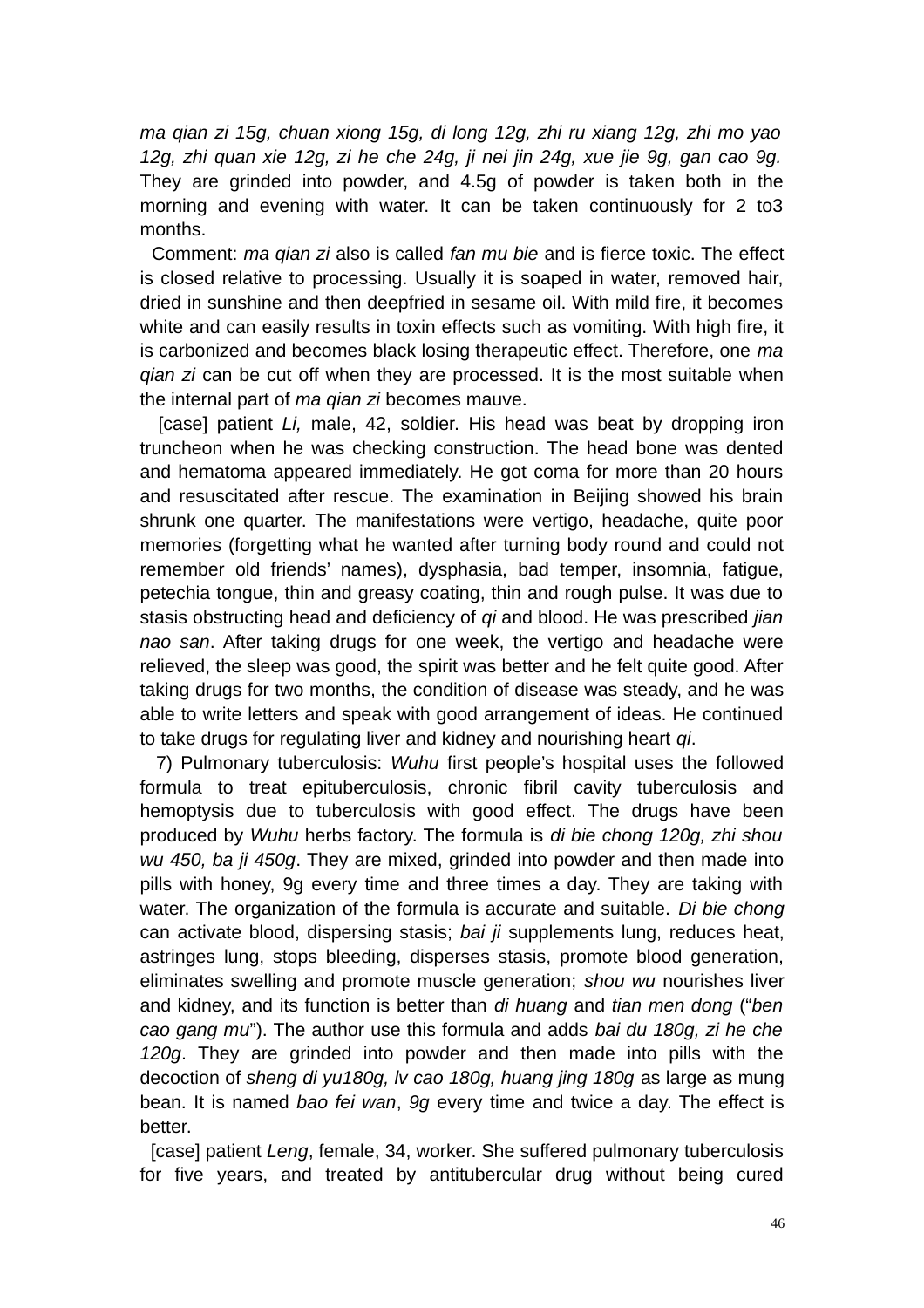*ma qian zi 15g, chuan xiong 15g, di long 12g, zhi ru xiang 12g, zhi mo yao 12g, zhi quan xie 12g, zi he che 24g, ji nei jin 24g, xue jie 9g, gan cao 9g.* They are grinded into powder, and 4.5g of powder is taken both in the morning and evening with water. It can be taken continuously for 2 to3 months.

Comment: *ma qian zi* also is called *fan mu bie* and is fierce toxic. The effect is closed relative to processing. Usually it is soaped in water, removed hair, dried in sunshine and then deepfried in sesame oil. With mild fire, it becomes white and can easily results in toxin effects such as vomiting. With high fire, it is carbonized and becomes black losing therapeutic effect. Therefore, one *ma qian zi* can be cut off when they are processed. It is the most suitable when the internal part of *ma qian zi* becomes mauve.

[case] patient *Li,* male, 42, soldier. His head was beat by dropping iron truncheon when he was checking construction. The head bone was dented and hematoma appeared immediately. He got coma for more than 20 hours and resuscitated after rescue. The examination in Beijing showed his brain shrunk one quarter. The manifestations were vertigo, headache, quite poor memories (forgetting what he wanted after turning body round and could not remember old friends' names), dysphasia, bad temper, insomnia, fatigue, petechia tongue, thin and greasy coating, thin and rough pulse. It was due to stasis obstructing head and deficiency of *qi* and blood. He was prescribed *jian nao san*. After taking drugs for one week, the vertigo and headache were relieved, the sleep was good, the spirit was better and he felt quite good. After taking drugs for two months, the condition of disease was steady, and he was able to write letters and speak with good arrangement of ideas. He continued to take drugs for regulating liver and kidney and nourishing heart *qi*.

7) Pulmonary tuberculosis: *Wuhu* first people's hospital uses the followed formula to treat epituberculosis, chronic fibril cavity tuberculosis and hemoptysis due to tuberculosis with good effect. The drugs have been produced by *Wuhu* herbs factory. The formula is *di bie chong 120g, zhi shou wu 450, ba ji 450g*. They are mixed, grinded into powder and then made into pills with honey, 9g every time and three times a day. They are taking with water. The organization of the formula is accurate and suitable. *Di bie chong* can activate blood, dispersing stasis; *bai ji* supplements lung, reduces heat, astringes lung, stops bleeding, disperses stasis, promote blood generation, eliminates swelling and promote muscle generation; *shou wu* nourishes liver and kidney, and its function is better than *di huang* and *tian men dong* ("*ben cao gang mu*"). The author use this formula and adds *bai du 180g, zi he che 120g*. They are grinded into powder and then made into pills with the decoction of *sheng di yu180g, lv cao 180g, huang jing 180g* as large as mung bean. It is named *bao fei wan*, *9g* every time and twice a day. The effect is better.

[case] patient *Leng*, female, 34, worker. She suffered pulmonary tuberculosis for five years, and treated by antitubercular drug without being cured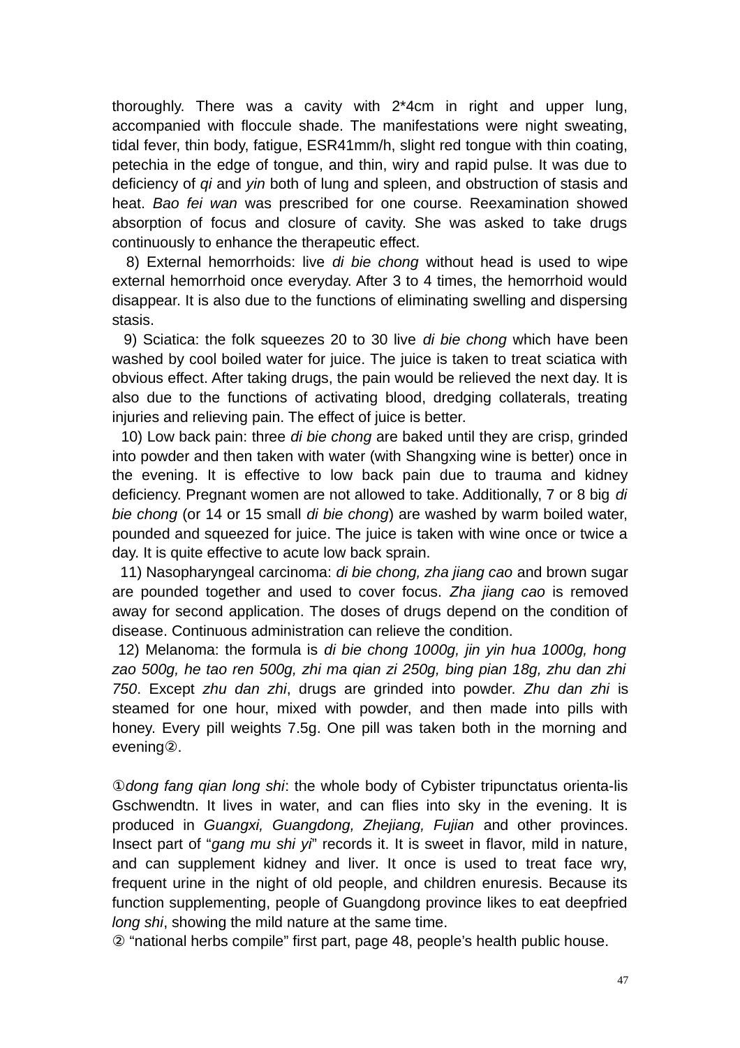thoroughly. There was a cavity with 2*4cm in right and upper lung, accompanied with floccule shade. The manifestations were night sweating, tidal fever, thin body, fatigue, ESR41mm/h, slight red tongue with thin coating, petechia in the edge of tongue, and thin, wiry and rapid pulse. It was due to deficiency of *qi* and *yin* both of lung and spleen, and obstruction of stasis and heat. *Bao fei wan* was prescribed for one course. Reexamination showed absorption of focus and closure of cavity. She was asked to take drugs continuously to enhance the therapeutic effect.

8) External hemorrhoids: live *di bie chong* without head is used to wipe external hemorrhoid once everyday. After 3 to 4 times, the hemorrhoid would disappear. It is also due to the functions of eliminating swelling and dispersing stasis.

9) Sciatica: the folk squeezes 20 to 30 live *di bie chong* which have been washed by cool boiled water for juice. The juice is taken to treat sciatica with obvious effect. After taking drugs, the pain would be relieved the next day. It is also due to the functions of activating blood, dredging collaterals, treating injuries and relieving pain. The effect of juice is better.

10) Low back pain: three *di bie chong* are baked until they are crisp, grinded into powder and then taken with water (with Shangxing wine is better) once in the evening. It is effective to low back pain due to trauma and kidney deficiency. Pregnant women are not allowed to take. Additionally, 7 or 8 big *di bie chong* (or 14 or 15 small *di bie chong*) are washed by warm boiled water, pounded and squeezed for juice. The juice is taken with wine once or twice a day. It is quite effective to acute low back sprain.

11) Nasopharyngeal carcinoma: *di bie chong, zha jiang cao* and brown sugar are pounded together and used to cover focus. *Zha jiang cao* is removed away for second application. The doses of drugs depend on the condition of disease. Continuous administration can relieve the condition.

12) Melanoma: the formula is *di bie chong 1000g, jin yin hua 1000g, hong zao 500g, he tao ren 500g, zhi ma qian zi 250g, bing pian 18g, zhu dan zhi 750*. Except *zhu dan zhi*, drugs are grinded into powder. *Zhu dan zhi* is steamed for one hour, mixed with powder, and then made into pills with honey. Every pill weights 7.5g. One pill was taken both in the morning and evening②.

①*dong fang qian long shi*: the whole body of Cybister tripunctatus orienta-lis Gschwendtn. It lives in water, and can flies into sky in the evening. It is produced in *Guangxi, Guangdong, Zhejiang, Fujian* and other provinces. Insect part of "*gang mu shi yi*" records it. It is sweet in flavor, mild in nature, and can supplement kidney and liver. It once is used to treat face wry, frequent urine in the night of old people, and children enuresis. Because its function supplementing, people of Guangdong province likes to eat deepfried *long shi*, showing the mild nature at the same time.

② "national herbs compile" first part, page 48, people's health public house.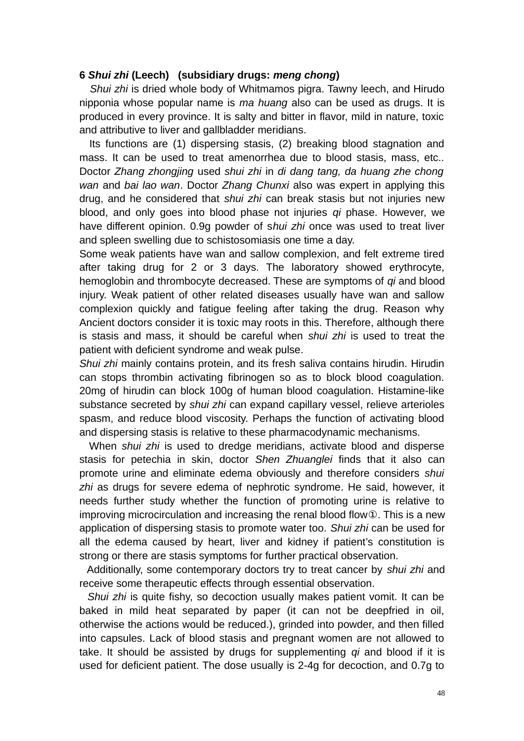**6 *Shui zhi* (Leech) (subsidiary drugs: *meng chong*)**

*Shui zhi* is dried whole body of Whitmamos pigra. Tawny leech, and Hirudo nipponia whose popular name is *ma huang* also can be used as drugs. It is produced in every province. It is salty and bitter in flavor, mild in nature, toxic and attributive to liver and gallbladder meridians.

Its functions are (1) dispersing stasis, (2) breaking blood stagnation and mass. It can be used to treat amenorrhea due to blood stasis, mass, etc.. Doctor *Zhang zhongjing* used *shui zhi* in *di dang tang, da huang zhe chong wan* and *bai lao wan*. Doctor *Zhang Chunxi* also was expert in applying this drug, and he considered that *shui zhi* can break stasis but not injuries new blood, and only goes into blood phase not injuries *qi* phase. However, we have different opinion. 0.9g powder of s*hui zhi* once was used to treat liver and spleen swelling due to schistosomiasis one time a day.

Some weak patients have wan and sallow complexion, and felt extreme tired after taking drug for 2 or 3 days. The laboratory showed erythrocyte, hemoglobin and thrombocyte decreased. These are symptoms of *qi* and blood injury. Weak patient of other related diseases usually have wan and sallow complexion quickly and fatigue feeling after taking the drug. Reason why Ancient doctors consider it is toxic may roots in this. Therefore, although there is stasis and mass, it should be careful when *shui zhi* is used to treat the patient with deficient syndrome and weak pulse.

*Shui zhi* mainly contains protein, and its fresh saliva contains hirudin. Hirudin can stops thrombin activating fibrinogen so as to block blood coagulation. 20mg of hirudin can block 100g of human blood coagulation. Histamine-like substance secreted by *shui zhi* can expand capillary vessel, relieve arterioles spasm, and reduce blood viscosity. Perhaps the function of activating blood and dispersing stasis is relative to these pharmacodynamic mechanisms.

When *shui zhi* is used to dredge meridians, activate blood and disperse stasis for petechia in skin, doctor *Shen Zhuanglei* finds that it also can promote urine and eliminate edema obviously and therefore considers *shui zhi* as drugs for severe edema of nephrotic syndrome. He said, however, it needs further study whether the function of promoting urine is relative to improving microcirculation and increasing the renal blood flow①. This is a new application of dispersing stasis to promote water too. *Shui zhi* can be used for all the edema caused by heart, liver and kidney if patient's constitution is strong or there are stasis symptoms for further practical observation.

Additionally, some contemporary doctors try to treat cancer by *shui zhi* and receive some therapeutic effects through essential observation.

*Shui zhi* is quite fishy, so decoction usually makes patient vomit. It can be baked in mild heat separated by paper (it can not be deepfried in oil, otherwise the actions would be reduced.), grinded into powder, and then filled into capsules. Lack of blood stasis and pregnant women are not allowed to take. It should be assisted by drugs for supplementing *qi* and blood if it is used for deficient patient. The dose usually is 2-4g for decoction, and 0.7g to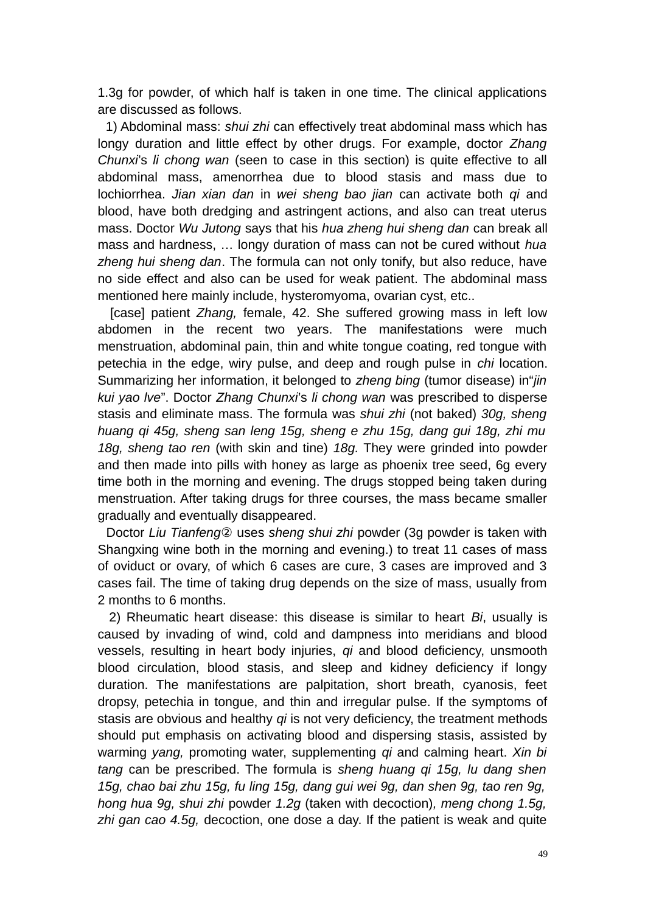1.3g for powder, of which half is taken in one time. The clinical applications are discussed as follows.

1) Abdominal mass: *shui zhi* can effectively treat abdominal mass which has longy duration and little effect by other drugs. For example, doctor *Zhang Chunxi*'s *li chong wan* (seen to case in this section) is quite effective to all abdominal mass, amenorrhea due to blood stasis and mass due to lochiorrhea. *Jian xian dan* in *wei sheng bao jian* can activate both *qi* and blood, have both dredging and astringent actions, and also can treat uterus mass. Doctor *Wu Jutong* says that his *hua zheng hui sheng dan* can break all mass and hardness, … longy duration of mass can not be cured without *hua zheng hui sheng dan*. The formula can not only tonify, but also reduce, have no side effect and also can be used for weak patient. The abdominal mass mentioned here mainly include, hysteromyoma, ovarian cyst, etc..

[case] patient *Zhang,* female, 42. She suffered growing mass in left low abdomen in the recent two years. The manifestations were much menstruation, abdominal pain, thin and white tongue coating, red tongue with petechia in the edge, wiry pulse, and deep and rough pulse in *chi* location. Summarizing her information, it belonged to *zheng bing* (tumor disease) in"*jin kui yao lve*". Doctor *Zhang Chunxi*'s *li chong wan* was prescribed to disperse stasis and eliminate mass. The formula was *shui zhi* (not baked) *30g, sheng huang qi 45g, sheng san leng 15g, sheng e zhu 15g, dang gui 18g, zhi mu 18g, sheng tao ren* (with skin and tine) *18g.* They were grinded into powder and then made into pills with honey as large as phoenix tree seed, 6g every time both in the morning and evening. The drugs stopped being taken during menstruation. After taking drugs for three courses, the mass became smaller gradually and eventually disappeared.

Doctor *Liu Tianfeng*② uses *sheng shui zhi* powder (3g powder is taken with Shangxing wine both in the morning and evening.) to treat 11 cases of mass of oviduct or ovary, of which 6 cases are cure, 3 cases are improved and 3 cases fail. The time of taking drug depends on the size of mass, usually from 2 months to 6 months.

2) Rheumatic heart disease: this disease is similar to heart *Bi*, usually is caused by invading of wind, cold and dampness into meridians and blood vessels, resulting in heart body injuries, *qi* and blood deficiency, unsmooth blood circulation, blood stasis, and sleep and kidney deficiency if longy duration. The manifestations are palpitation, short breath, cyanosis, feet dropsy, petechia in tongue, and thin and irregular pulse. If the symptoms of stasis are obvious and healthy *qi* is not very deficiency, the treatment methods should put emphasis on activating blood and dispersing stasis, assisted by warming *yang,* promoting water, supplementing *qi* and calming heart. *Xin bi tang* can be prescribed. The formula is *sheng huang qi 15g, lu dang shen 15g, chao bai zhu 15g, fu ling 15g, dang gui wei 9g, dan shen 9g, tao ren 9g, hong hua 9g, shui zhi* powder *1.2g* (taken with decoction)*, meng chong 1.5g, zhi gan cao 4.5g,* decoction, one dose a day. If the patient is weak and quite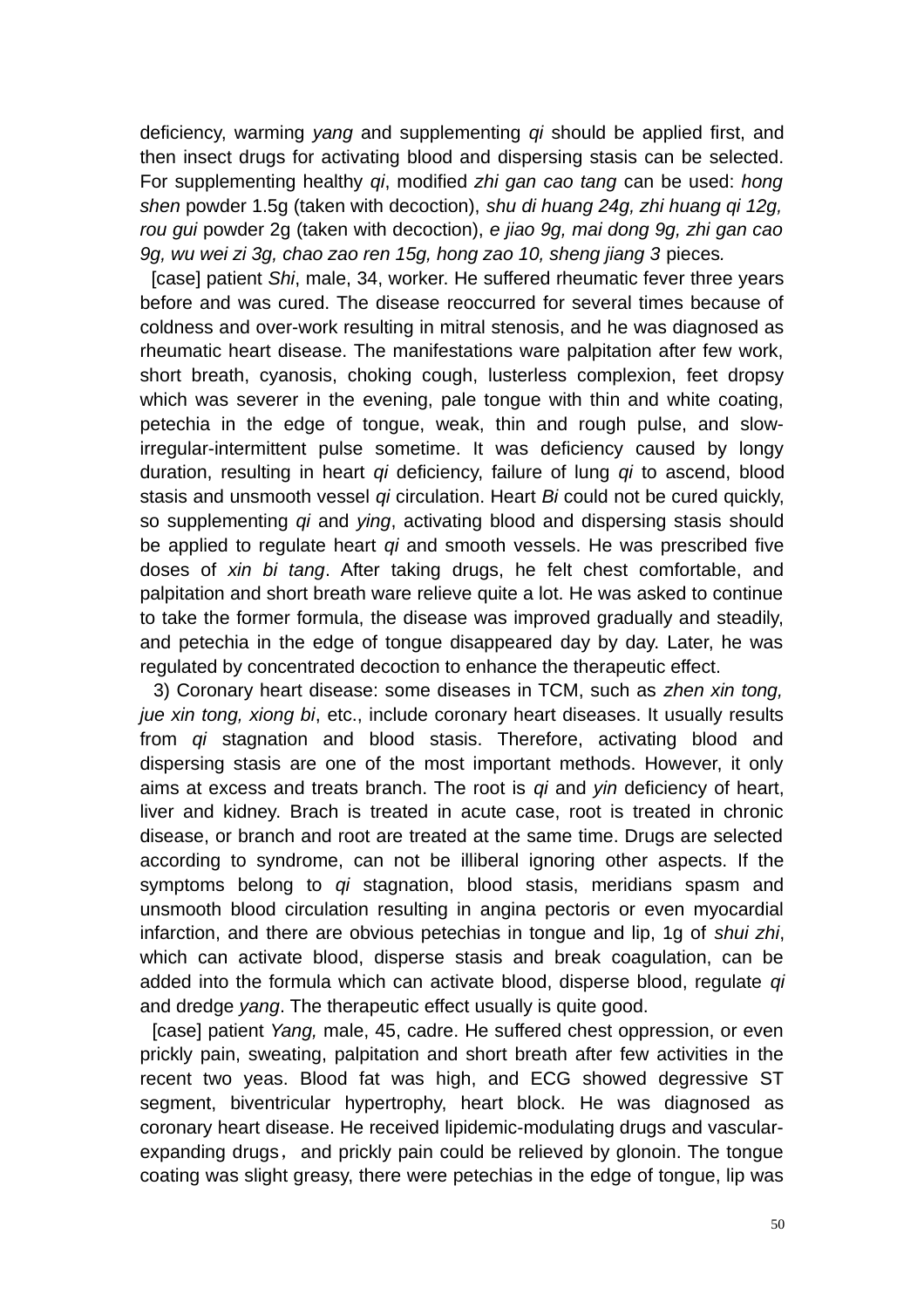deficiency, warming *yang* and supplementing *qi* should be applied first, and then insect drugs for activating blood and dispersing stasis can be selected. For supplementing healthy *qi*, modified *zhi gan cao tang* can be used: *hong shen* powder 1.5g (taken with decoction), *shu di huang 24g, zhi huang qi 12g, rou gui* powder 2g (taken with decoction), *e jiao 9g, mai dong 9g, zhi gan cao 9g, wu wei zi 3g, chao zao ren 15g, hong zao 10, sheng jiang 3* pieces*.*

[case] patient *Shi*, male, 34, worker. He suffered rheumatic fever three years before and was cured. The disease reoccurred for several times because of coldness and over-work resulting in mitral stenosis, and he was diagnosed as rheumatic heart disease. The manifestations ware palpitation after few work, short breath, cyanosis, choking cough, lusterless complexion, feet dropsy which was severer in the evening, pale tongue with thin and white coating, petechia in the edge of tongue, weak, thin and rough pulse, and slow-irregular-intermittent pulse sometime. It was deficiency caused by longy duration, resulting in heart *qi* deficiency, failure of lung *qi* to ascend, blood stasis and unsmooth vessel *qi* circulation. Heart *Bi* could not be cured quickly, so supplementing *qi* and *ying*, activating blood and dispersing stasis should be applied to regulate heart *qi* and smooth vessels. He was prescribed five doses of *xin bi tang*. After taking drugs, he felt chest comfortable, and palpitation and short breath ware relieve quite a lot. He was asked to continue to take the former formula, the disease was improved gradually and steadily, and petechia in the edge of tongue disappeared day by day. Later, he was regulated by concentrated decoction to enhance the therapeutic effect.

3) Coronary heart disease: some diseases in TCM, such as *zhen xin tong, jue xin tong, xiong bi*, etc., include coronary heart diseases. It usually results from *qi* stagnation and blood stasis. Therefore, activating blood and dispersing stasis are one of the most important methods. However, it only aims at excess and treats branch. The root is *qi* and *yin* deficiency of heart, liver and kidney. Brach is treated in acute case, root is treated in chronic disease, or branch and root are treated at the same time. Drugs are selected according to syndrome, can not be illiberal ignoring other aspects. If the symptoms belong to *qi* stagnation, blood stasis, meridians spasm and unsmooth blood circulation resulting in angina pectoris or even myocardial infarction, and there are obvious petechias in tongue and lip, 1g of *shui zhi*, which can activate blood, disperse stasis and break coagulation, can be added into the formula which can activate blood, disperse blood, regulate *qi* and dredge *yang*. The therapeutic effect usually is quite good.

[case] patient *Yang,* male, 45, cadre. He suffered chest oppression, or even prickly pain, sweating, palpitation and short breath after few activities in the recent two yeas. Blood fat was high, and ECG showed degressive ST segment, biventricular hypertrophy, heart block. He was diagnosed as coronary heart disease. He received lipidemic-modulating drugs and vascular-expanding drugs， and prickly pain could be relieved by glonoin. The tongue coating was slight greasy, there were petechias in the edge of tongue, lip was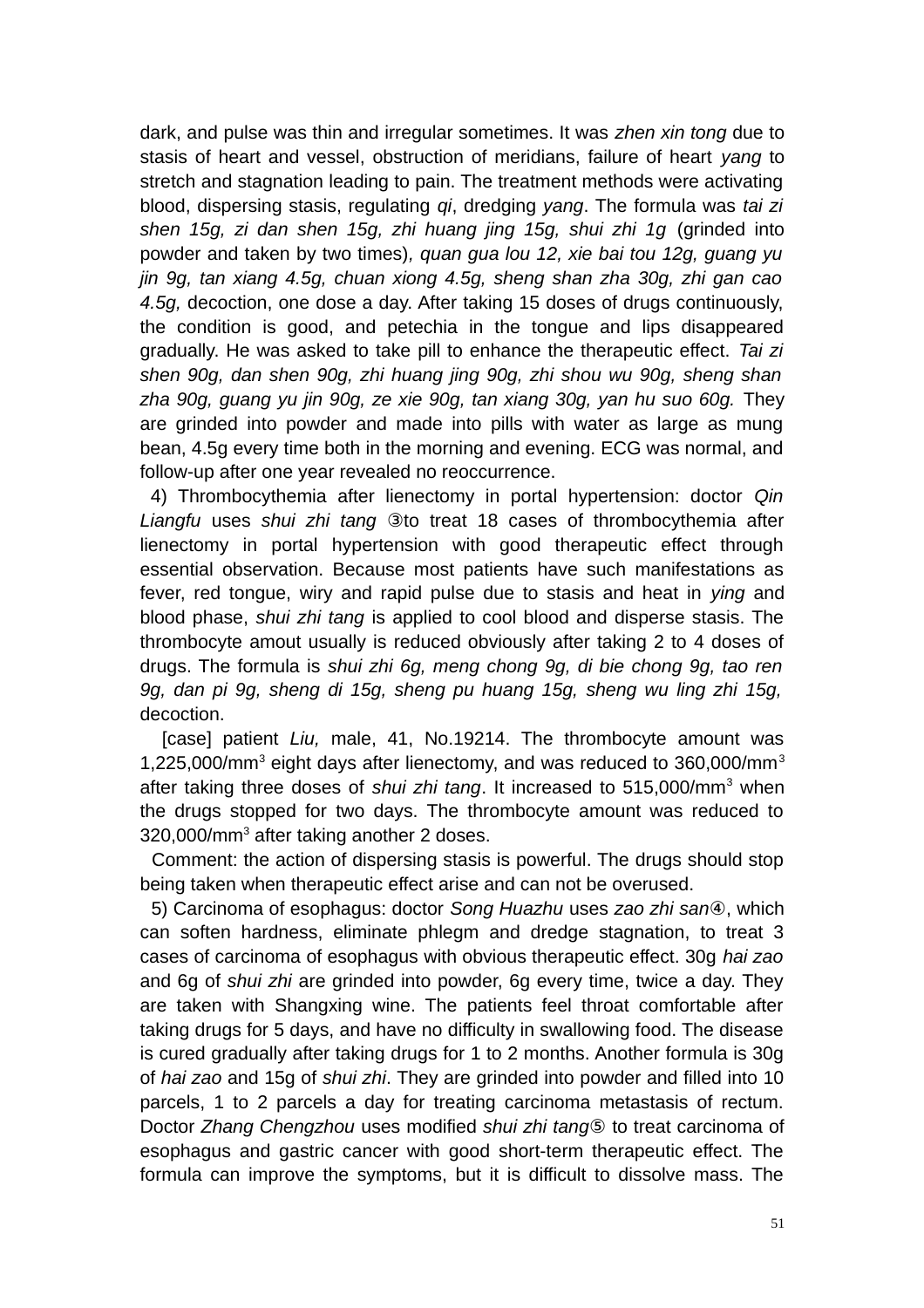dark, and pulse was thin and irregular sometimes. It was *zhen xin tong* due to stasis of heart and vessel, obstruction of meridians, failure of heart *yang* to stretch and stagnation leading to pain. The treatment methods were activating blood, dispersing stasis, regulating *qi*, dredging *yang*. The formula was *tai zi shen 15g, zi dan shen 15g, zhi huang jing 15g, shui zhi 1g* (grinded into powder and taken by two times), *quan gua lou 12, xie bai tou 12g, guang yu jin 9g, tan xiang 4.5g, chuan xiong 4.5g, sheng shan zha 30g, zhi gan cao 4.5g,* decoction, one dose a day. After taking 15 doses of drugs continuously, the condition is good, and petechia in the tongue and lips disappeared gradually. He was asked to take pill to enhance the therapeutic effect. *Tai zi shen 90g, dan shen 90g, zhi huang jing 90g, zhi shou wu 90g, sheng shan zha 90g, guang yu jin 90g, ze xie 90g, tan xiang 30g, yan hu suo 60g.* They are grinded into powder and made into pills with water as large as mung bean, 4.5g every time both in the morning and evening. ECG was normal, and follow-up after one year revealed no reoccurrence.

4) Thrombocythemia after lienectomy in portal hypertension: doctor *Qin Liangfu* uses *shui zhi tang* ③to treat 18 cases of thrombocythemia after lienectomy in portal hypertension with good therapeutic effect through essential observation. Because most patients have such manifestations as fever, red tongue, wiry and rapid pulse due to stasis and heat in *ying* and blood phase, *shui zhi tang* is applied to cool blood and disperse stasis. The thrombocyte amout usually is reduced obviously after taking 2 to 4 doses of drugs. The formula is *shui zhi 6g, meng chong 9g, di bie chong 9g, tao ren 9g, dan pi 9g, sheng di 15g, sheng pu huang 15g, sheng wu ling zhi 15g,* decoction.

[case] patient *Liu,* male, 41, No.19214. The thrombocyte amount was 1,225,000/$mm^3$ eight days after lienectomy, and was reduced to 360,000/$mm^3$ after taking three doses of *shui zhi tang*. It increased to 515,000/$mm^3$ when the drugs stopped for two days. The thrombocyte amount was reduced to 320,000/$mm^3$ after taking another 2 doses.

Comment: the action of dispersing stasis is powerful. The drugs should stop being taken when therapeutic effect arise and can not be overused.

5) Carcinoma of esophagus: doctor *Song Huazhu* uses *zao zhi san*④, which can soften hardness, eliminate phlegm and dredge stagnation, to treat 3 cases of carcinoma of esophagus with obvious therapeutic effect. 30g *hai zao* and 6g of *shui zhi* are grinded into powder, 6g every time, twice a day. They are taken with Shangxing wine. The patients feel throat comfortable after taking drugs for 5 days, and have no difficulty in swallowing food. The disease is cured gradually after taking drugs for 1 to 2 months. Another formula is 30g of *hai zao* and 15g of *shui zhi*. They are grinded into powder and filled into 10 parcels, 1 to 2 parcels a day for treating carcinoma metastasis of rectum. Doctor *Zhang Chengzhou* uses modified *shui zhi tang*⑤ to treat carcinoma of esophagus and gastric cancer with good short-term therapeutic effect. The formula can improve the symptoms, but it is difficult to dissolve mass. The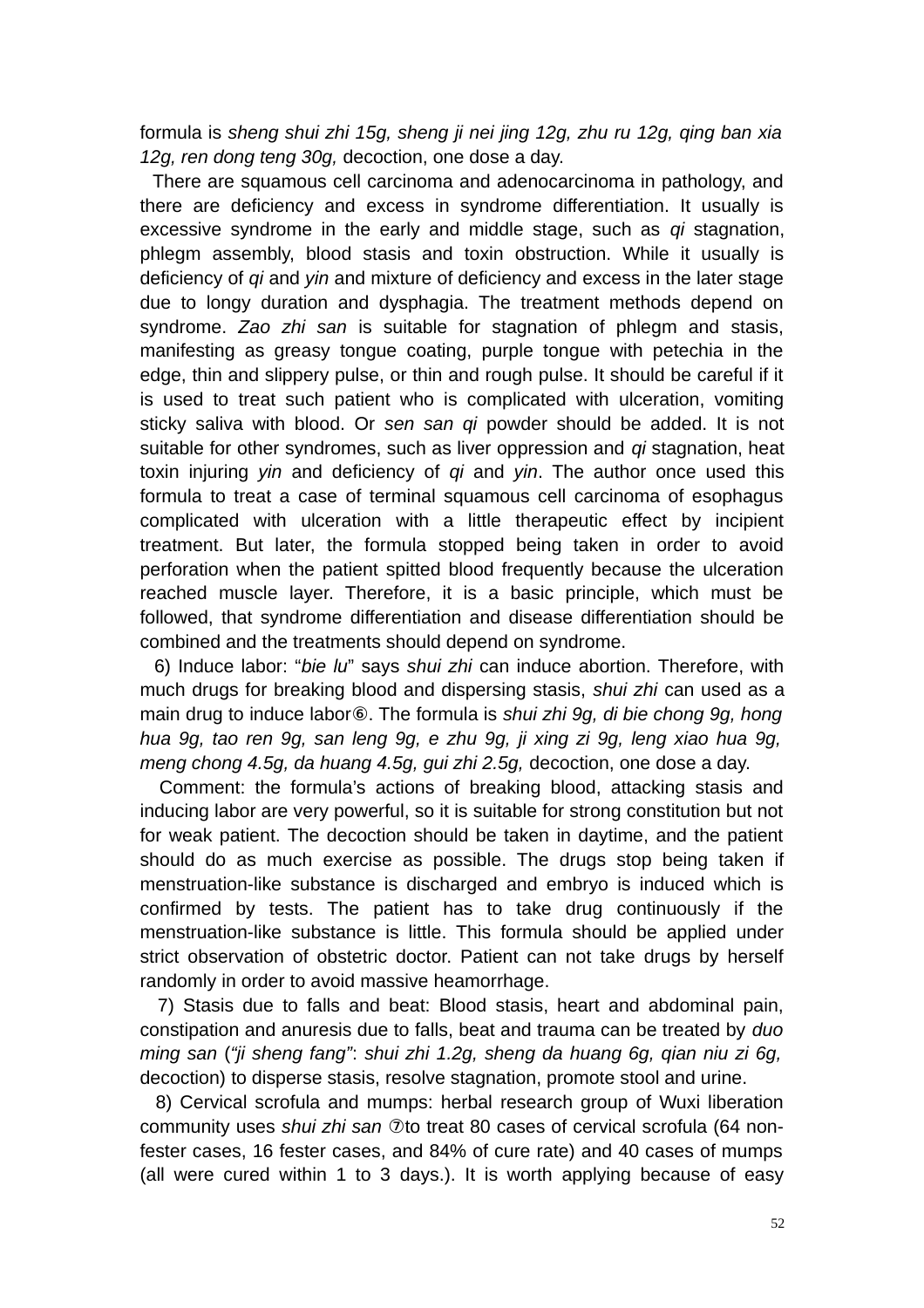formula is *sheng shui zhi 15g, sheng ji nei jing 12g, zhu ru 12g, qing ban xia 12g, ren dong teng 30g,* decoction, one dose a day.

There are squamous cell carcinoma and adenocarcinoma in pathology, and there are deficiency and excess in syndrome differentiation. It usually is excessive syndrome in the early and middle stage, such as *qi* stagnation, phlegm assembly, blood stasis and toxin obstruction. While it usually is deficiency of *qi* and *yin* and mixture of deficiency and excess in the later stage due to longy duration and dysphagia. The treatment methods depend on syndrome. *Zao zhi san* is suitable for stagnation of phlegm and stasis, manifesting as greasy tongue coating, purple tongue with petechia in the edge, thin and slippery pulse, or thin and rough pulse. It should be careful if it is used to treat such patient who is complicated with ulceration, vomiting sticky saliva with blood. Or *sen san qi* powder should be added. It is not suitable for other syndromes, such as liver oppression and *qi* stagnation, heat toxin injuring *yin* and deficiency of *qi* and *yin*. The author once used this formula to treat a case of terminal squamous cell carcinoma of esophagus complicated with ulceration with a little therapeutic effect by incipient treatment. But later, the formula stopped being taken in order to avoid perforation when the patient spitted blood frequently because the ulceration reached muscle layer. Therefore, it is a basic principle, which must be followed, that syndrome differentiation and disease differentiation should be combined and the treatments should depend on syndrome.

6) Induce labor: "*bie lu*" says *shui zhi* can induce abortion. Therefore, with much drugs for breaking blood and dispersing stasis, *shui zhi* can used as a main drug to induce labor⑥. The formula is *shui zhi 9g, di bie chong 9g, hong hua 9g, tao ren 9g, san leng 9g, e zhu 9g, ji xing zi 9g, leng xiao hua 9g, meng chong 4.5g, da huang 4.5g, gui zhi 2.5g,* decoction, one dose a day.

Comment: the formula's actions of breaking blood, attacking stasis and inducing labor are very powerful, so it is suitable for strong constitution but not for weak patient. The decoction should be taken in daytime, and the patient should do as much exercise as possible. The drugs stop being taken if menstruation-like substance is discharged and embryo is induced which is confirmed by tests. The patient has to take drug continuously if the menstruation-like substance is little. This formula should be applied under strict observation of obstetric doctor. Patient can not take drugs by herself randomly in order to avoid massive heamorrhage.

7) Stasis due to falls and beat: Blood stasis, heart and abdominal pain, constipation and anuresis due to falls, beat and trauma can be treated by *duo ming san* (*"ji sheng fang"*: *shui zhi 1.2g, sheng da huang 6g, qian niu zi 6g,* decoction) to disperse stasis, resolve stagnation, promote stool and urine.

8) Cervical scrofula and mumps: herbal research group of Wuxi liberation community uses *shui zhi san* ⑦to treat 80 cases of cervical scrofula (64 non-fester cases, 16 fester cases, and 84% of cure rate) and 40 cases of mumps (all were cured within 1 to 3 days.). It is worth applying because of easy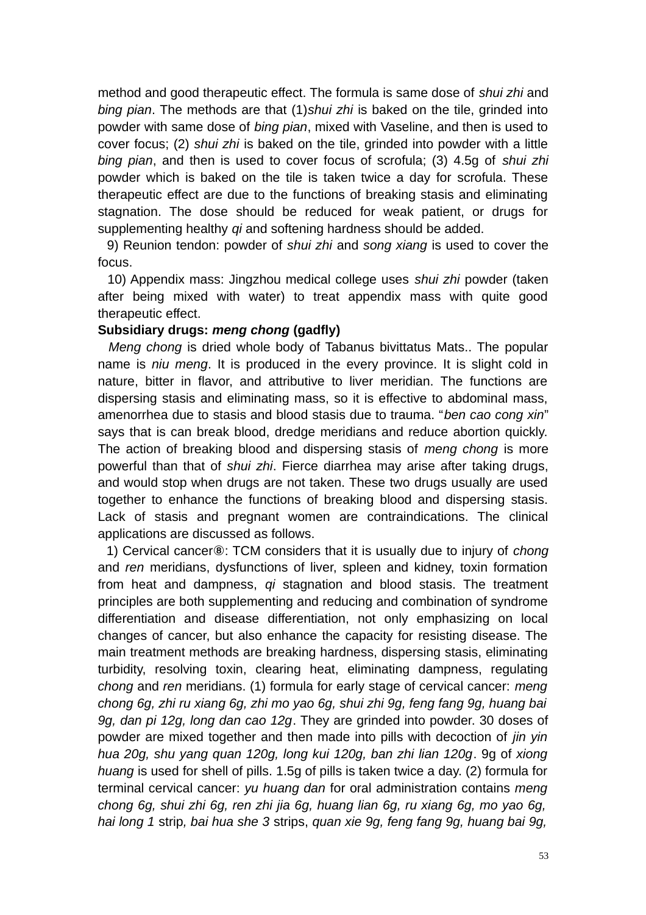method and good therapeutic effect. The formula is same dose of *shui zhi* and *bing pian*. The methods are that (1)*shui zhi* is baked on the tile, grinded into powder with same dose of *bing pian*, mixed with Vaseline, and then is used to cover focus; (2) *shui zhi* is baked on the tile, grinded into powder with a little *bing pian*, and then is used to cover focus of scrofula; (3) 4.5g of *shui zhi* powder which is baked on the tile is taken twice a day for scrofula. These therapeutic effect are due to the functions of breaking stasis and eliminating stagnation. The dose should be reduced for weak patient, or drugs for supplementing healthy *qi* and softening hardness should be added.

9) Reunion tendon: powder of *shui zhi* and *song xiang* is used to cover the focus.

10) Appendix mass: Jingzhou medical college uses *shui zhi* powder (taken after being mixed with water) to treat appendix mass with quite good therapeutic effect.

**Subsidiary drugs: *meng chong* (gadfly)**

*Meng chong* is dried whole body of Tabanus bivittatus Mats.. The popular name is *niu meng*. It is produced in the every province. It is slight cold in nature, bitter in flavor, and attributive to liver meridian. The functions are dispersing stasis and eliminating mass, so it is effective to abdominal mass, amenorrhea due to stasis and blood stasis due to trauma. "*ben cao cong xin*" says that is can break blood, dredge meridians and reduce abortion quickly. The action of breaking blood and dispersing stasis of *meng chong* is more powerful than that of *shui zhi*. Fierce diarrhea may arise after taking drugs, and would stop when drugs are not taken. These two drugs usually are used together to enhance the functions of breaking blood and dispersing stasis. Lack of stasis and pregnant women are contraindications. The clinical applications are discussed as follows.

1) Cervical cancer⑧: TCM considers that it is usually due to injury of *chong* and *ren* meridians, dysfunctions of liver, spleen and kidney, toxin formation from heat and dampness, *qi* stagnation and blood stasis. The treatment principles are both supplementing and reducing and combination of syndrome differentiation and disease differentiation, not only emphasizing on local changes of cancer, but also enhance the capacity for resisting disease. The main treatment methods are breaking hardness, dispersing stasis, eliminating turbidity, resolving toxin, clearing heat, eliminating dampness, regulating *chong* and *ren* meridians. (1) formula for early stage of cervical cancer: *meng chong 6g, zhi ru xiang 6g, zhi mo yao 6g, shui zhi 9g, feng fang 9g, huang bai 9g, dan pi 12g, long dan cao 12g*. They are grinded into powder. 30 doses of powder are mixed together and then made into pills with decoction of *jin yin hua 20g, shu yang quan 120g, long kui 120g, ban zhi lian 120g*. 9g of *xiong huang* is used for shell of pills. 1.5g of pills is taken twice a day. (2) formula for terminal cervical cancer: *yu huang dan* for oral administration contains *meng chong 6g, shui zhi 6g, ren zhi jia 6g, huang lian 6g, ru xiang 6g, mo yao 6g, hai long 1* strip*, bai hua she 3* strips, *quan xie 9g, feng fang 9g, huang bai 9g,*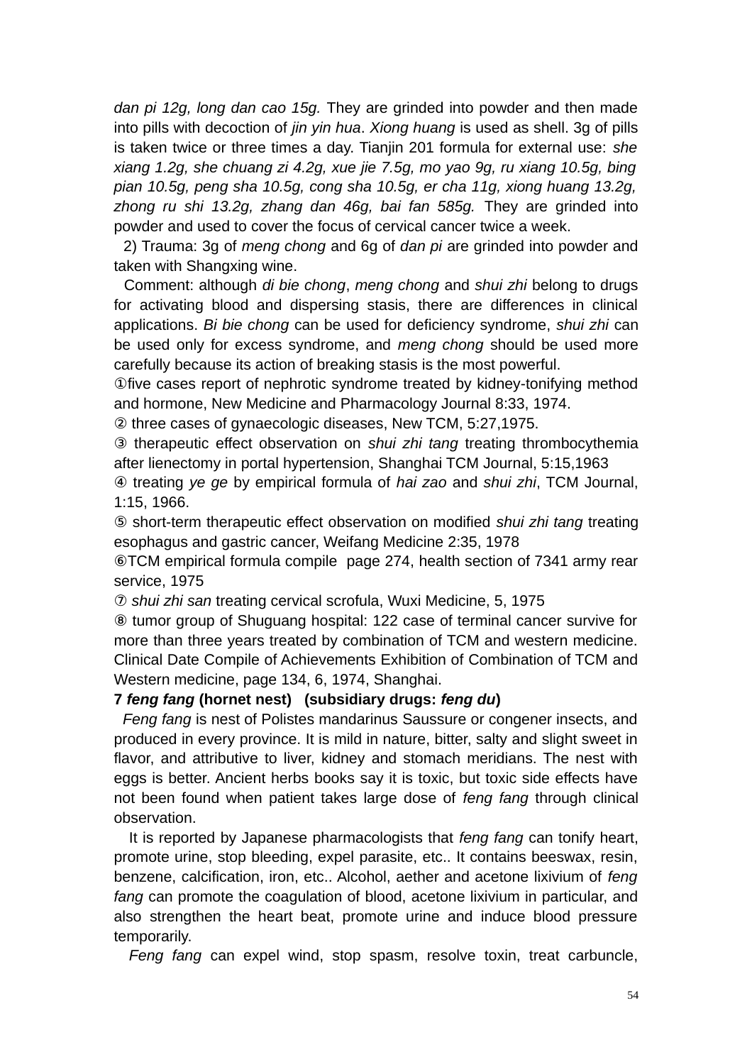*dan pi 12g, long dan cao 15g.* They are grinded into powder and then made into pills with decoction of *jin yin hua*. *Xiong huang* is used as shell. 3g of pills is taken twice or three times a day. Tianjin 201 formula for external use: *she xiang 1.2g, she chuang zi 4.2g, xue jie 7.5g, mo yao 9g, ru xiang 10.5g, bing pian 10.5g, peng sha 10.5g, cong sha 10.5g, er cha 11g, xiong huang 13.2g, zhong ru shi 13.2g, zhang dan 46g, bai fan 585g.* They are grinded into powder and used to cover the focus of cervical cancer twice a week.

2) Trauma: 3g of *meng chong* and 6g of *dan pi* are grinded into powder and taken with Shangxing wine.

Comment: although *di bie chong*, *meng chong* and *shui zhi* belong to drugs for activating blood and dispersing stasis, there are differences in clinical applications. *Bi bie chong* can be used for deficiency syndrome, *shui zhi* can be used only for excess syndrome, and *meng chong* should be used more carefully because its action of breaking stasis is the most powerful.

①five cases report of nephrotic syndrome treated by kidney-tonifying method and hormone, New Medicine and Pharmacology Journal 8:33, 1974.

② three cases of gynaecologic diseases, New TCM, 5:27,1975.

③ therapeutic effect observation on *shui zhi tang* treating thrombocythemia after lienectomy in portal hypertension, Shanghai TCM Journal, 5:15,1963

④ treating *ye ge* by empirical formula of *hai zao* and *shui zhi*, TCM Journal, 1:15, 1966.

⑤ short-term therapeutic effect observation on modified *shui zhi tang* treating esophagus and gastric cancer, Weifang Medicine 2:35, 1978

⑥TCM empirical formula compile page 274, health section of 7341 army rear service, 1975

⑦ *shui zhi san* treating cervical scrofula, Wuxi Medicine, 5, 1975

⑧ tumor group of Shuguang hospital: 122 case of terminal cancer survive for more than three years treated by combination of TCM and western medicine. Clinical Date Compile of Achievements Exhibition of Combination of TCM and Western medicine, page 134, 6, 1974, Shanghai.

**7 *feng fang* (hornet nest) (subsidiary drugs: *feng du*)**

*Feng fang* is nest of Polistes mandarinus Saussure or congener insects, and produced in every province. It is mild in nature, bitter, salty and slight sweet in flavor, and attributive to liver, kidney and stomach meridians. The nest with eggs is better. Ancient herbs books say it is toxic, but toxic side effects have not been found when patient takes large dose of *feng fang* through clinical observation.

It is reported by Japanese pharmacologists that *feng fang* can tonify heart, promote urine, stop bleeding, expel parasite, etc.. It contains beeswax, resin, benzene, calcification, iron, etc.. Alcohol, aether and acetone lixivium of *feng fang* can promote the coagulation of blood, acetone lixivium in particular, and also strengthen the heart beat, promote urine and induce blood pressure temporarily.

*Feng fang* can expel wind, stop spasm, resolve toxin, treat carbuncle,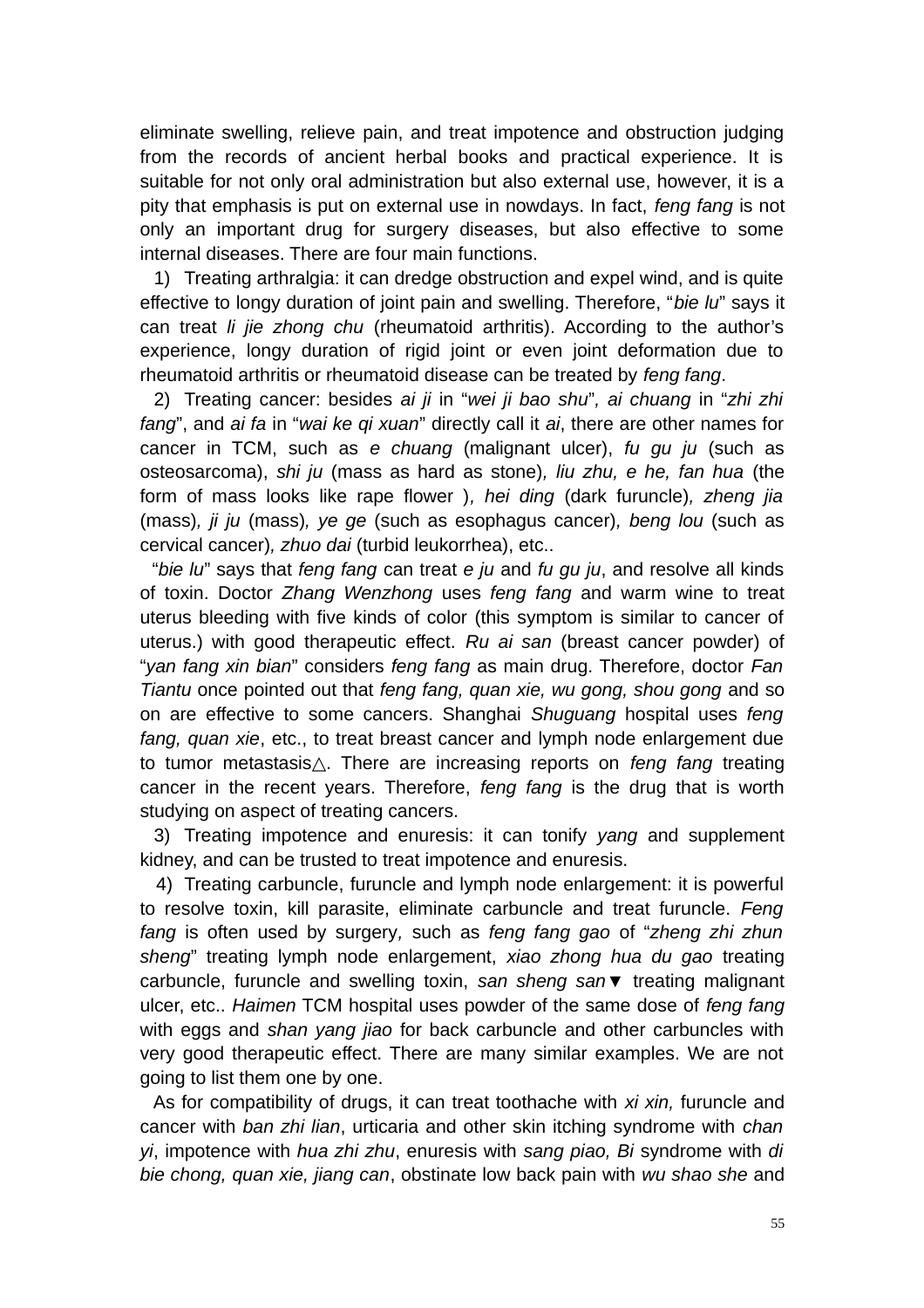eliminate swelling, relieve pain, and treat impotence and obstruction judging from the records of ancient herbal books and practical experience. It is suitable for not only oral administration but also external use, however, it is a pity that emphasis is put on external use in nowdays. In fact, *feng fang* is not only an important drug for surgery diseases, but also effective to some internal diseases. There are four main functions.

1) Treating arthralgia: it can dredge obstruction and expel wind, and is quite effective to longy duration of joint pain and swelling. Therefore, "*bie lu*" says it can treat *li jie zhong chu* (rheumatoid arthritis). According to the author's experience, longy duration of rigid joint or even joint deformation due to rheumatoid arthritis or rheumatoid disease can be treated by *feng fang*.

2) Treating cancer: besides *ai ji* in "*wei ji bao shu*", *ai chuang* in "*zhi zhi fang*", and *ai fa* in "*wai ke qi xuan*" directly call it *ai*, there are other names for cancer in TCM, such as *e chuang* (malignant ulcer), *fu gu ju* (such as osteosarcoma), *shi ju* (mass as hard as stone), *liu zhu, e he, fan hua* (the form of mass looks like rape flower ), *hei ding* (dark furuncle), *zheng jia* (mass), *ji ju* (mass), *ye ge* (such as esophagus cancer), *beng lou* (such as cervical cancer), *zhuo dai* (turbid leukorrhea), etc..

"*bie lu*" says that *feng fang* can treat *e ju* and *fu gu ju*, and resolve all kinds of toxin. Doctor *Zhang Wenzhong* uses *feng fang* and warm wine to treat uterus bleeding with five kinds of color (this symptom is similar to cancer of uterus.) with good therapeutic effect. *Ru ai san* (breast cancer powder) of "*yan fang xin bian*" considers *feng fang* as main drug. Therefore, doctor *Fan Tiantu* once pointed out that *feng fang, quan xie, wu gong, shou gong* and so on are effective to some cancers. Shanghai *Shuguang* hospital uses *feng fang, quan xie*, etc., to treat breast cancer and lymph node enlargement due to tumor metastasis△. There are increasing reports on *feng fang* treating cancer in the recent years. Therefore, *feng fang* is the drug that is worth studying on aspect of treating cancers.

3) Treating impotence and enuresis: it can tonify *yang* and supplement kidney, and can be trusted to treat impotence and enuresis.

4) Treating carbuncle, furuncle and lymph node enlargement: it is powerful to resolve toxin, kill parasite, eliminate carbuncle and treat furuncle. *Feng fang* is often used by surgery, such as *feng fang gao* of "*zheng zhi zhun sheng*" treating lymph node enlargement, *xiao zhong hua du gao* treating carbuncle, furuncle and swelling toxin, *san sheng san*▼ treating malignant ulcer, etc.. *Haimen* TCM hospital uses powder of the same dose of *feng fang* with eggs and *shan yang jiao* for back carbuncle and other carbuncles with very good therapeutic effect. There are many similar examples. We are not going to list them one by one.

As for compatibility of drugs, it can treat toothache with *xi xin,* furuncle and cancer with *ban zhi lian*, urticaria and other skin itching syndrome with *chan yi*, impotence with *hua zhi zhu*, enuresis with *sang piao, Bi* syndrome with *di bie chong, quan xie, jiang can*, obstinate low back pain with *wu shao she* and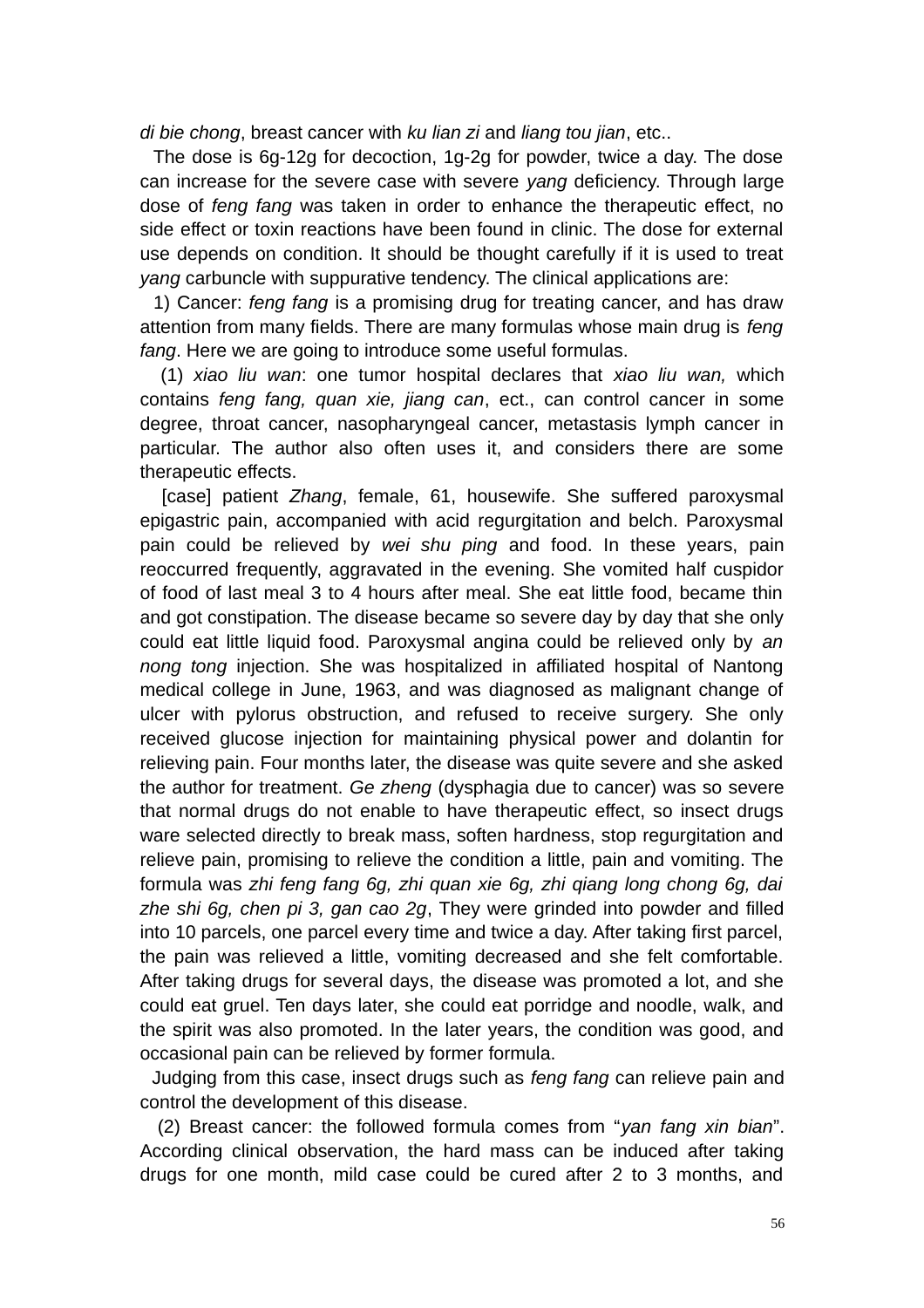*di bie chong*, breast cancer with *ku lian zi* and *liang tou jian*, etc..

The dose is 6g-12g for decoction, 1g-2g for powder, twice a day. The dose can increase for the severe case with severe *yang* deficiency. Through large dose of *feng fang* was taken in order to enhance the therapeutic effect, no side effect or toxin reactions have been found in clinic. The dose for external use depends on condition. It should be thought carefully if it is used to treat *yang* carbuncle with suppurative tendency. The clinical applications are:

1) Cancer: *feng fang* is a promising drug for treating cancer, and has draw attention from many fields. There are many formulas whose main drug is *feng fang*. Here we are going to introduce some useful formulas.

(1) *xiao liu wan*: one tumor hospital declares that *xiao liu wan,* which contains *feng fang, quan xie, jiang can*, ect., can control cancer in some degree, throat cancer, nasopharyngeal cancer, metastasis lymph cancer in particular. The author also often uses it, and considers there are some therapeutic effects.

[case] patient *Zhang*, female, 61, housewife. She suffered paroxysmal epigastric pain, accompanied with acid regurgitation and belch. Paroxysmal pain could be relieved by *wei shu ping* and food. In these years, pain reoccurred frequently, aggravated in the evening. She vomited half cuspidor of food of last meal 3 to 4 hours after meal. She eat little food, became thin and got constipation. The disease became so severe day by day that she only could eat little liquid food. Paroxysmal angina could be relieved only by *an nong tong* injection. She was hospitalized in affiliated hospital of Nantong medical college in June, 1963, and was diagnosed as malignant change of ulcer with pylorus obstruction, and refused to receive surgery. She only received glucose injection for maintaining physical power and dolantin for relieving pain. Four months later, the disease was quite severe and she asked the author for treatment. *Ge zheng* (dysphagia due to cancer) was so severe that normal drugs do not enable to have therapeutic effect, so insect drugs ware selected directly to break mass, soften hardness, stop regurgitation and relieve pain, promising to relieve the condition a little, pain and vomiting. The formula was *zhi feng fang 6g, zhi quan xie 6g, zhi qiang long chong 6g, dai zhe shi 6g, chen pi 3, gan cao 2g*, They were grinded into powder and filled into 10 parcels, one parcel every time and twice a day. After taking first parcel, the pain was relieved a little, vomiting decreased and she felt comfortable. After taking drugs for several days, the disease was promoted a lot, and she could eat gruel. Ten days later, she could eat porridge and noodle, walk, and the spirit was also promoted. In the later years, the condition was good, and occasional pain can be relieved by former formula.

Judging from this case, insect drugs such as *feng fang* can relieve pain and control the development of this disease.

(2) Breast cancer: the followed formula comes from "*yan fang xin bian*". According clinical observation, the hard mass can be induced after taking drugs for one month, mild case could be cured after 2 to 3 months, and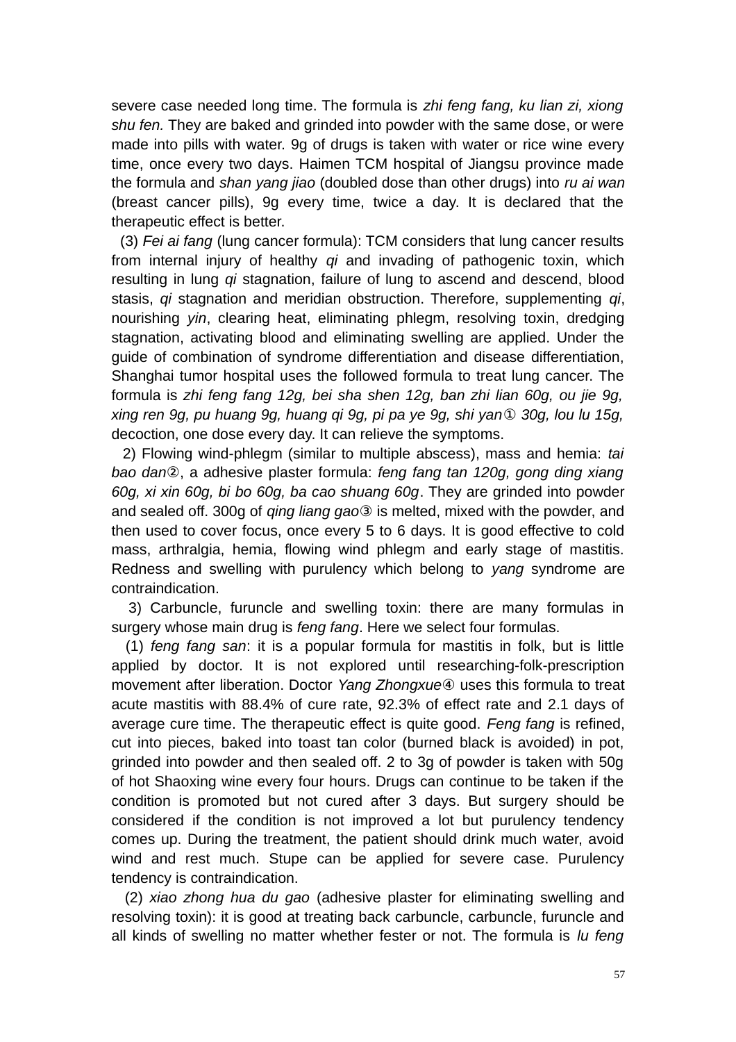severe case needed long time. The formula is *zhi feng fang, ku lian zi, xiong shu fen.* They are baked and grinded into powder with the same dose, or were made into pills with water. 9g of drugs is taken with water or rice wine every time, once every two days. Haimen TCM hospital of Jiangsu province made the formula and *shan yang jiao* (doubled dose than other drugs) into *ru ai wan* (breast cancer pills), 9g every time, twice a day. It is declared that the therapeutic effect is better.

(3) *Fei ai fang* (lung cancer formula): TCM considers that lung cancer results from internal injury of healthy *qi* and invading of pathogenic toxin, which resulting in lung *qi* stagnation, failure of lung to ascend and descend, blood stasis, *qi* stagnation and meridian obstruction. Therefore, supplementing *qi*, nourishing *yin*, clearing heat, eliminating phlegm, resolving toxin, dredging stagnation, activating blood and eliminating swelling are applied. Under the guide of combination of syndrome differentiation and disease differentiation, Shanghai tumor hospital uses the followed formula to treat lung cancer. The formula is *zhi feng fang 12g, bei sha shen 12g, ban zhi lian 60g, ou jie 9g, xing ren 9g, pu huang 9g, huang qi 9g, pi pa ye 9g, shi yan① 30g, lou lu 15g,* decoction, one dose every day. It can relieve the symptoms.

2) Flowing wind-phlegm (similar to multiple abscess), mass and hemia: *tai bao dan*②, a adhesive plaster formula: *feng fang tan 120g, gong ding xiang 60g, xi xin 60g, bi bo 60g, ba cao shuang 60g*. They are grinded into powder and sealed off. 300g of *qing liang gao*③ is melted, mixed with the powder, and then used to cover focus, once every 5 to 6 days. It is good effective to cold mass, arthralgia, hemia, flowing wind phlegm and early stage of mastitis. Redness and swelling with purulency which belong to *yang* syndrome are contraindication.

3) Carbuncle, furuncle and swelling toxin: there are many formulas in surgery whose main drug is *feng fang*. Here we select four formulas.

(1) *feng fang san*: it is a popular formula for mastitis in folk, but is little applied by doctor. It is not explored until researching-folk-prescription movement after liberation. Doctor *Yang Zhongxue*④ uses this formula to treat acute mastitis with 88.4% of cure rate, 92.3% of effect rate and 2.1 days of average cure time. The therapeutic effect is quite good. *Feng fang* is refined, cut into pieces, baked into toast tan color (burned black is avoided) in pot, grinded into powder and then sealed off. 2 to 3g of powder is taken with 50g of hot Shaoxing wine every four hours. Drugs can continue to be taken if the condition is promoted but not cured after 3 days. But surgery should be considered if the condition is not improved a lot but purulency tendency comes up. During the treatment, the patient should drink much water, avoid wind and rest much. Stupe can be applied for severe case. Purulency tendency is contraindication.

(2) *xiao zhong hua du gao* (adhesive plaster for eliminating swelling and resolving toxin): it is good at treating back carbuncle, carbuncle, furuncle and all kinds of swelling no matter whether fester or not. The formula is *lu feng*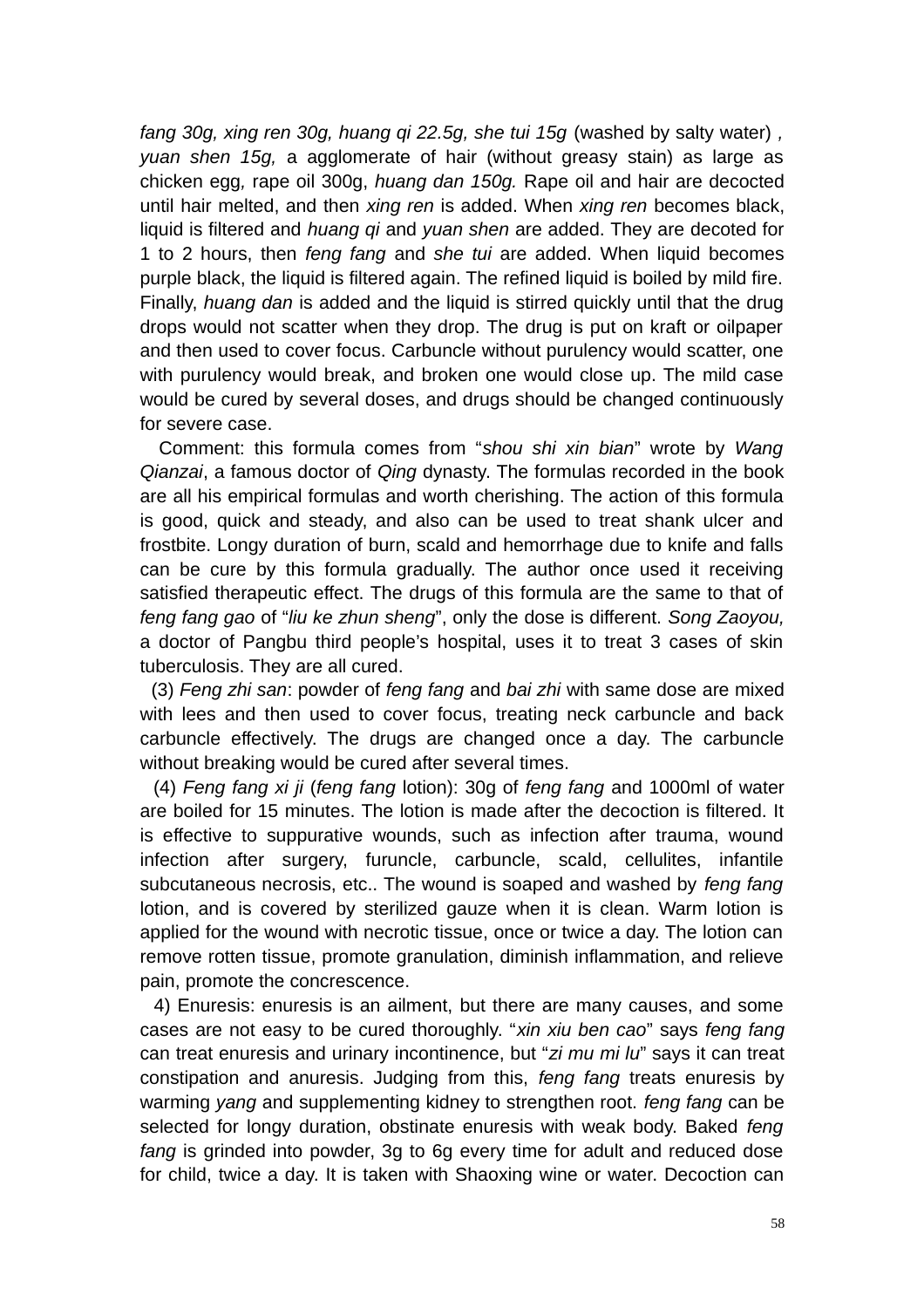*fang 30g, xing ren 30g, huang qi 22.5g, she tui 15g* (washed by salty water) *, yuan shen 15g,* a agglomerate of hair (without greasy stain) as large as chicken egg*,* rape oil 300g, *huang dan 150g.* Rape oil and hair are decocted until hair melted, and then *xing ren* is added. When *xing ren* becomes black, liquid is filtered and *huang qi* and *yuan shen* are added. They are decoted for 1 to 2 hours, then *feng fang* and *she tui* are added. When liquid becomes purple black, the liquid is filtered again. The refined liquid is boiled by mild fire. Finally, *huang dan* is added and the liquid is stirred quickly until that the drug drops would not scatter when they drop. The drug is put on kraft or oilpaper and then used to cover focus. Carbuncle without purulency would scatter, one with purulency would break, and broken one would close up. The mild case would be cured by several doses, and drugs should be changed continuously for severe case.

Comment: this formula comes from "*shou shi xin bian*" wrote by *Wang Qianzai*, a famous doctor of *Qing* dynasty. The formulas recorded in the book are all his empirical formulas and worth cherishing. The action of this formula is good, quick and steady, and also can be used to treat shank ulcer and frostbite. Longy duration of burn, scald and hemorrhage due to knife and falls can be cure by this formula gradually. The author once used it receiving satisfied therapeutic effect. The drugs of this formula are the same to that of *feng fang gao* of "*liu ke zhun sheng*", only the dose is different. *Song Zaoyou,* a doctor of Pangbu third people's hospital, uses it to treat 3 cases of skin tuberculosis. They are all cured.

(3) *Feng zhi san*: powder of *feng fang* and *bai zhi* with same dose are mixed with lees and then used to cover focus, treating neck carbuncle and back carbuncle effectively. The drugs are changed once a day. The carbuncle without breaking would be cured after several times.

(4) *Feng fang xi ji* (*feng fang* lotion): 30g of *feng fang* and 1000ml of water are boiled for 15 minutes. The lotion is made after the decoction is filtered. It is effective to suppurative wounds, such as infection after trauma, wound infection after surgery, furuncle, carbuncle, scald, cellulites, infantile subcutaneous necrosis, etc.. The wound is soaped and washed by *feng fang* lotion, and is covered by sterilized gauze when it is clean. Warm lotion is applied for the wound with necrotic tissue, once or twice a day. The lotion can remove rotten tissue, promote granulation, diminish inflammation, and relieve pain, promote the concrescence.

4) Enuresis: enuresis is an ailment, but there are many causes, and some cases are not easy to be cured thoroughly. "*xin xiu ben cao*" says *feng fang* can treat enuresis and urinary incontinence, but "*zi mu mi lu*" says it can treat constipation and anuresis. Judging from this, *feng fang* treats enuresis by warming *yang* and supplementing kidney to strengthen root. *feng fang* can be selected for longy duration, obstinate enuresis with weak body. Baked *feng fang* is grinded into powder, 3g to 6g every time for adult and reduced dose for child, twice a day. It is taken with Shaoxing wine or water. Decoction can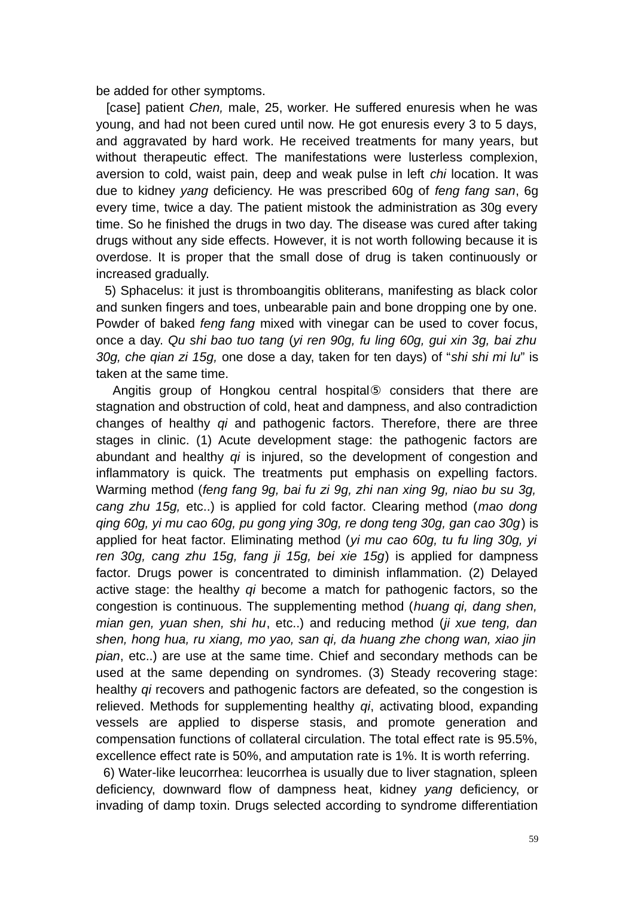be added for other symptoms.

[case] patient *Chen,* male, 25, worker. He suffered enuresis when he was young, and had not been cured until now. He got enuresis every 3 to 5 days, and aggravated by hard work. He received treatments for many years, but without therapeutic effect. The manifestations were lusterless complexion, aversion to cold, waist pain, deep and weak pulse in left *chi* location. It was due to kidney *yang* deficiency. He was prescribed 60g of *feng fang san*, 6g every time, twice a day. The patient mistook the administration as 30g every time. So he finished the drugs in two day. The disease was cured after taking drugs without any side effects. However, it is not worth following because it is overdose. It is proper that the small dose of drug is taken continuously or increased gradually.

5) Sphacelus: it just is thromboangitis obliterans, manifesting as black color and sunken fingers and toes, unbearable pain and bone dropping one by one. Powder of baked *feng fang* mixed with vinegar can be used to cover focus, once a day. *Qu shi bao tuo tang* (*yi ren 90g, fu ling 60g, gui xin 3g, bai zhu 30g, che qian zi 15g,* one dose a day, taken for ten days) of "*shi shi mi lu*" is taken at the same time.

Angitis group of Hongkou central hospital⑤ considers that there are stagnation and obstruction of cold, heat and dampness, and also contradiction changes of healthy *qi* and pathogenic factors. Therefore, there are three stages in clinic. (1) Acute development stage: the pathogenic factors are abundant and healthy *qi* is injured, so the development of congestion and inflammatory is quick. The treatments put emphasis on expelling factors. Warming method (*feng fang 9g, bai fu zi 9g, zhi nan xing 9g, niao bu su 3g, cang zhu 15g,* etc..) is applied for cold factor. Clearing method (*mao dong qing 60g, yi mu cao 60g, pu gong ying 30g, re dong teng 30g, gan cao 30g*) is applied for heat factor. Eliminating method (*yi mu cao 60g, tu fu ling 30g, yi ren 30g, cang zhu 15g, fang ji 15g, bei xie 15g*) is applied for dampness factor. Drugs power is concentrated to diminish inflammation. (2) Delayed active stage: the healthy *qi* become a match for pathogenic factors, so the congestion is continuous. The supplementing method (*huang qi, dang shen, mian gen, yuan shen, shi hu*, etc..) and reducing method (*ji xue teng, dan shen, hong hua, ru xiang, mo yao, san qi, da huang zhe chong wan, xiao jin pian*, etc..) are use at the same time. Chief and secondary methods can be used at the same depending on syndromes. (3) Steady recovering stage: healthy *qi* recovers and pathogenic factors are defeated, so the congestion is relieved. Methods for supplementing healthy *qi*, activating blood, expanding vessels are applied to disperse stasis, and promote generation and compensation functions of collateral circulation. The total effect rate is 95.5%, excellence effect rate is 50%, and amputation rate is 1%. It is worth referring.

6) Water-like leucorrhea: leucorrhea is usually due to liver stagnation, spleen deficiency, downward flow of dampness heat, kidney *yang* deficiency, or invading of damp toxin. Drugs selected according to syndrome differentiation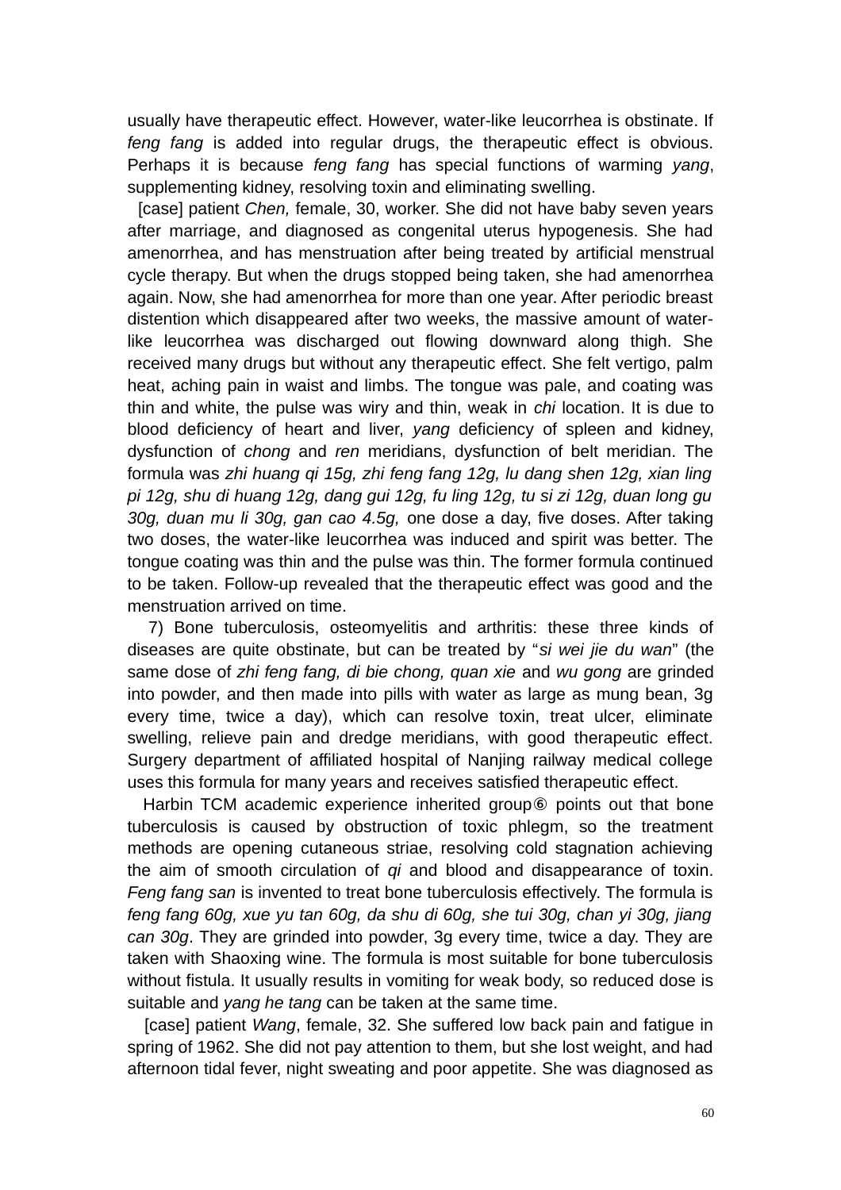usually have therapeutic effect. However, water-like leucorrhea is obstinate. If *feng fang* is added into regular drugs, the therapeutic effect is obvious. Perhaps it is because *feng fang* has special functions of warming *yang*, supplementing kidney, resolving toxin and eliminating swelling.

[case] patient *Chen,* female, 30, worker. She did not have baby seven years after marriage, and diagnosed as congenital uterus hypogenesis. She had amenorrhea, and has menstruation after being treated by artificial menstrual cycle therapy. But when the drugs stopped being taken, she had amenorrhea again. Now, she had amenorrhea for more than one year. After periodic breast distention which disappeared after two weeks, the massive amount of water-like leucorrhea was discharged out flowing downward along thigh. She received many drugs but without any therapeutic effect. She felt vertigo, palm heat, aching pain in waist and limbs. The tongue was pale, and coating was thin and white, the pulse was wiry and thin, weak in *chi* location. It is due to blood deficiency of heart and liver, *yang* deficiency of spleen and kidney, dysfunction of *chong* and *ren* meridians, dysfunction of belt meridian. The formula was *zhi huang qi 15g, zhi feng fang 12g, lu dang shen 12g, xian ling pi 12g, shu di huang 12g, dang gui 12g, fu ling 12g, tu si zi 12g, duan long gu 30g, duan mu li 30g, gan cao 4.5g,* one dose a day, five doses. After taking two doses, the water-like leucorrhea was induced and spirit was better. The tongue coating was thin and the pulse was thin. The former formula continued to be taken. Follow-up revealed that the therapeutic effect was good and the menstruation arrived on time.

7) Bone tuberculosis, osteomyelitis and arthritis: these three kinds of diseases are quite obstinate, but can be treated by "*si wei jie du wan*" (the same dose of *zhi feng fang, di bie chong, quan xie* and *wu gong* are grinded into powder, and then made into pills with water as large as mung bean, 3g every time, twice a day), which can resolve toxin, treat ulcer, eliminate swelling, relieve pain and dredge meridians, with good therapeutic effect. Surgery department of affiliated hospital of Nanjing railway medical college uses this formula for many years and receives satisfied therapeutic effect.

Harbin TCM academic experience inherited group⑥ points out that bone tuberculosis is caused by obstruction of toxic phlegm, so the treatment methods are opening cutaneous striae, resolving cold stagnation achieving the aim of smooth circulation of *qi* and blood and disappearance of toxin. *Feng fang san* is invented to treat bone tuberculosis effectively. The formula is *feng fang 60g, xue yu tan 60g, da shu di 60g, she tui 30g, chan yi 30g, jiang can 30g*. They are grinded into powder, 3g every time, twice a day. They are taken with Shaoxing wine. The formula is most suitable for bone tuberculosis without fistula. It usually results in vomiting for weak body, so reduced dose is suitable and *yang he tang* can be taken at the same time.

[case] patient *Wang*, female, 32. She suffered low back pain and fatigue in spring of 1962. She did not pay attention to them, but she lost weight, and had afternoon tidal fever, night sweating and poor appetite. She was diagnosed as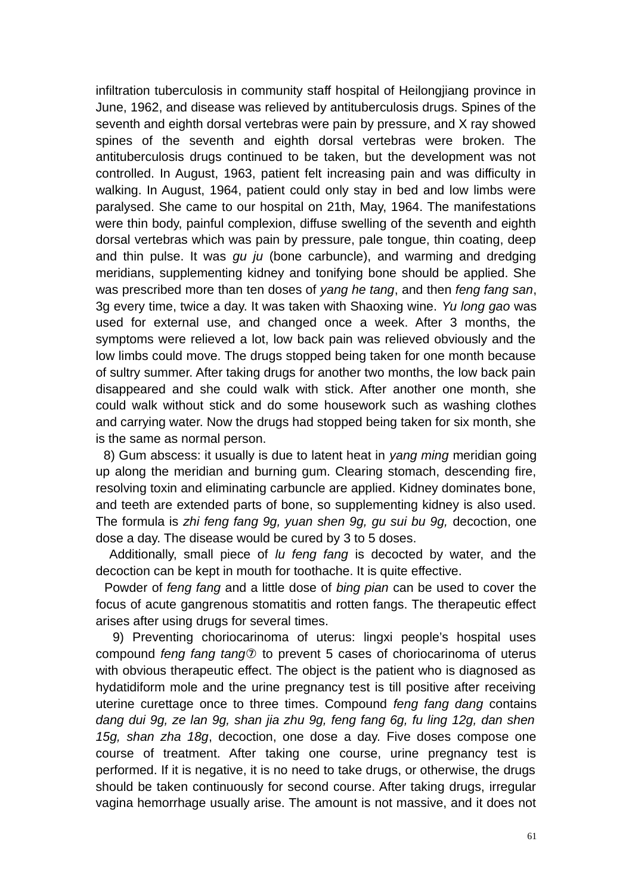infiltration tuberculosis in community staff hospital of Heilongjiang province in June, 1962, and disease was relieved by antituberculosis drugs. Spines of the seventh and eighth dorsal vertebras were pain by pressure, and X ray showed spines of the seventh and eighth dorsal vertebras were broken. The antituberculosis drugs continued to be taken, but the development was not controlled. In August, 1963, patient felt increasing pain and was difficulty in walking. In August, 1964, patient could only stay in bed and low limbs were paralysed. She came to our hospital on 21th, May, 1964. The manifestations were thin body, painful complexion, diffuse swelling of the seventh and eighth dorsal vertebras which was pain by pressure, pale tongue, thin coating, deep and thin pulse. It was *gu ju* (bone carbuncle), and warming and dredging meridians, supplementing kidney and tonifying bone should be applied. She was prescribed more than ten doses of *yang he tang*, and then *feng fang san*, 3g every time, twice a day. It was taken with Shaoxing wine. *Yu long gao* was used for external use, and changed once a week. After 3 months, the symptoms were relieved a lot, low back pain was relieved obviously and the low limbs could move. The drugs stopped being taken for one month because of sultry summer. After taking drugs for another two months, the low back pain disappeared and she could walk with stick. After another one month, she could walk without stick and do some housework such as washing clothes and carrying water. Now the drugs had stopped being taken for six month, she is the same as normal person.

8) Gum abscess: it usually is due to latent heat in *yang ming* meridian going up along the meridian and burning gum. Clearing stomach, descending fire, resolving toxin and eliminating carbuncle are applied. Kidney dominates bone, and teeth are extended parts of bone, so supplementing kidney is also used. The formula is *zhi feng fang 9g, yuan shen 9g, gu sui bu 9g,* decoction, one dose a day. The disease would be cured by 3 to 5 doses.

Additionally, small piece of *lu feng fang* is decocted by water, and the decoction can be kept in mouth for toothache. It is quite effective.

Powder of *feng fang* and a little dose of *bing pian* can be used to cover the focus of acute gangrenous stomatitis and rotten fangs. The therapeutic effect arises after using drugs for several times.

9) Preventing choriocarinoma of uterus: lingxi people's hospital uses compound *feng fang tang*⑦ to prevent 5 cases of choriocarinoma of uterus with obvious therapeutic effect. The object is the patient who is diagnosed as hydatidiform mole and the urine pregnancy test is till positive after receiving uterine curettage once to three times. Compound *feng fang dang* contains *dang dui 9g, ze lan 9g, shan jia zhu 9g, feng fang 6g, fu ling 12g, dan shen 15g, shan zha 18g*, decoction, one dose a day. Five doses compose one course of treatment. After taking one course, urine pregnancy test is performed. If it is negative, it is no need to take drugs, or otherwise, the drugs should be taken continuously for second course. After taking drugs, irregular vagina hemorrhage usually arise. The amount is not massive, and it does not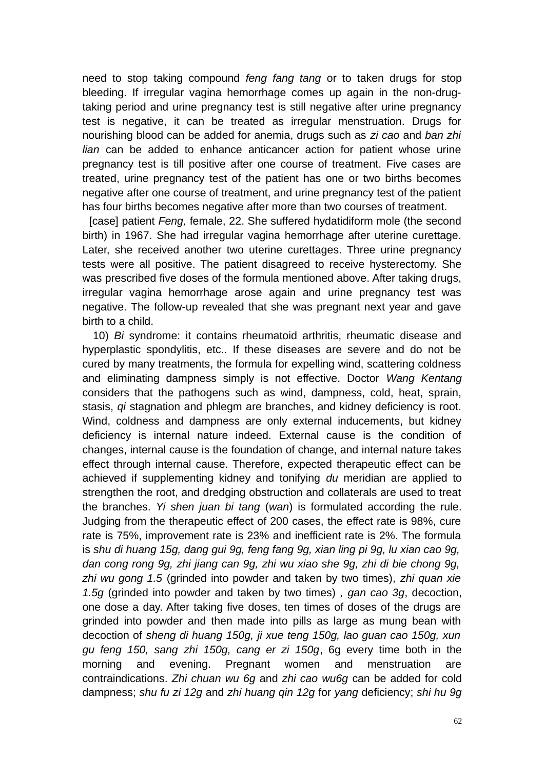need to stop taking compound *feng fang tang* or to taken drugs for stop bleeding. If irregular vagina hemorrhage comes up again in the non-drug-taking period and urine pregnancy test is still negative after urine pregnancy test is negative, it can be treated as irregular menstruation. Drugs for nourishing blood can be added for anemia, drugs such as *zi cao* and *ban zhi lian* can be added to enhance anticancer action for patient whose urine pregnancy test is till positive after one course of treatment. Five cases are treated, urine pregnancy test of the patient has one or two births becomes negative after one course of treatment, and urine pregnancy test of the patient has four births becomes negative after more than two courses of treatment.

[case] patient *Feng,* female, 22. She suffered hydatidiform mole (the second birth) in 1967. She had irregular vagina hemorrhage after uterine curettage. Later, she received another two uterine curettages. Three urine pregnancy tests were all positive. The patient disagreed to receive hysterectomy. She was prescribed five doses of the formula mentioned above. After taking drugs, irregular vagina hemorrhage arose again and urine pregnancy test was negative. The follow-up revealed that she was pregnant next year and gave birth to a child.

10) *Bi* syndrome: it contains rheumatoid arthritis, rheumatic disease and hyperplastic spondylitis, etc.. If these diseases are severe and do not be cured by many treatments, the formula for expelling wind, scattering coldness and eliminating dampness simply is not effective. Doctor *Wang Kentang* considers that the pathogens such as wind, dampness, cold, heat, sprain, stasis, *qi* stagnation and phlegm are branches, and kidney deficiency is root. Wind, coldness and dampness are only external inducements, but kidney deficiency is internal nature indeed. External cause is the condition of changes, internal cause is the foundation of change, and internal nature takes effect through internal cause. Therefore, expected therapeutic effect can be achieved if supplementing kidney and tonifying *du* meridian are applied to strengthen the root, and dredging obstruction and collaterals are used to treat the branches. *Yi shen juan bi tang* (*wan*) is formulated according the rule. Judging from the therapeutic effect of 200 cases, the effect rate is 98%, cure rate is 75%, improvement rate is 23% and inefficient rate is 2%. The formula is *shu di huang 15g, dang gui 9g, feng fang 9g, xian ling pi 9g, lu xian cao 9g, dan cong rong 9g, zhi jiang can 9g, zhi wu xiao she 9g, zhi di bie chong 9g, zhi wu gong 1.5* (grinded into powder and taken by two times)*, zhi quan xie 1.5g* (grinded into powder and taken by two times) *, gan cao 3g*, decoction, one dose a day. After taking five doses, ten times of doses of the drugs are grinded into powder and then made into pills as large as mung bean with decoction of *sheng di huang 150g, ji xue teng 150g, lao guan cao 150g, xun gu feng 150, sang zhi 150g, cang er zi 150g*, 6g every time both in the morning and evening. Pregnant women and menstruation are contraindications. *Zhi chuan wu 6g* and *zhi cao wu6g* can be added for cold dampness; *shu fu zi 12g* and *zhi huang qin 12g* for *yang* deficiency; *shi hu 9g*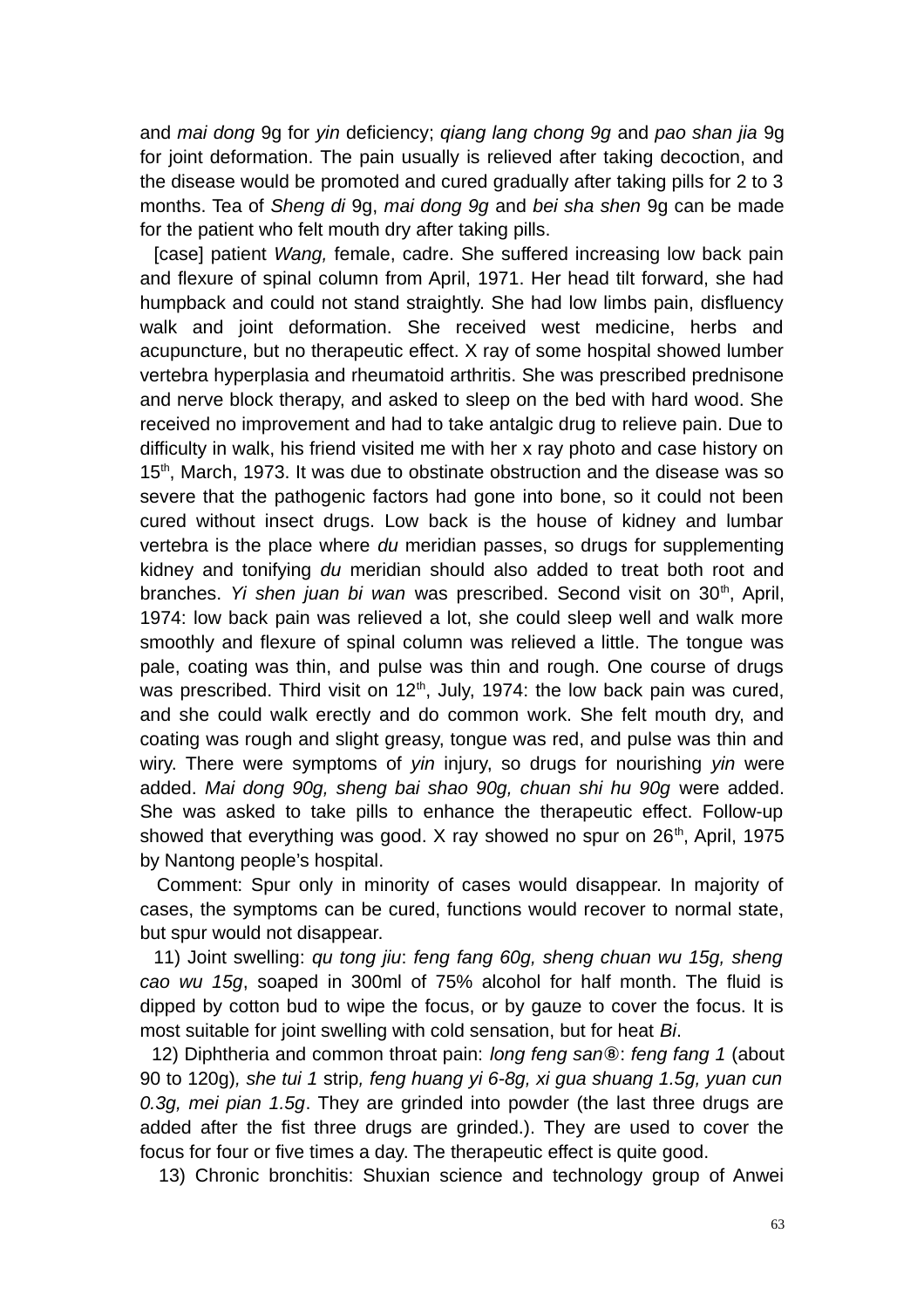and *mai dong* 9g for *yin* deficiency; *qiang lang chong 9g* and *pao shan jia* 9g for joint deformation. The pain usually is relieved after taking decoction, and the disease would be promoted and cured gradually after taking pills for 2 to 3 months. Tea of *Sheng di* 9g, *mai dong 9g* and *bei sha shen* 9g can be made for the patient who felt mouth dry after taking pills.

[case] patient *Wang,* female, cadre. She suffered increasing low back pain and flexure of spinal column from April, 1971. Her head tilt forward, she had humpback and could not stand straightly. She had low limbs pain, disfluency walk and joint deformation. She received west medicine, herbs and acupuncture, but no therapeutic effect. X ray of some hospital showed lumber vertebra hyperplasia and rheumatoid arthritis. She was prescribed prednisone and nerve block therapy, and asked to sleep on the bed with hard wood. She received no improvement and had to take antalgic drug to relieve pain. Due to difficulty in walk, his friend visited me with her x ray photo and case history on 15th, March, 1973. It was due to obstinate obstruction and the disease was so severe that the pathogenic factors had gone into bone, so it could not been cured without insect drugs. Low back is the house of kidney and lumbar vertebra is the place where *du* meridian passes, so drugs for supplementing kidney and tonifying *du* meridian should also added to treat both root and branches. *Yi shen juan bi wan* was prescribed. Second visit on 30th, April, 1974: low back pain was relieved a lot, she could sleep well and walk more smoothly and flexure of spinal column was relieved a little. The tongue was pale, coating was thin, and pulse was thin and rough. One course of drugs was prescribed. Third visit on 12th, July, 1974: the low back pain was cured, and she could walk erectly and do common work. She felt mouth dry, and coating was rough and slight greasy, tongue was red, and pulse was thin and wiry. There were symptoms of *yin* injury, so drugs for nourishing *yin* were added. *Mai dong 90g, sheng bai shao 90g, chuan shi hu 90g* were added. She was asked to take pills to enhance the therapeutic effect. Follow-up showed that everything was good. X ray showed no spur on 26th, April, 1975 by Nantong people's hospital.

Comment: Spur only in minority of cases would disappear. In majority of cases, the symptoms can be cured, functions would recover to normal state, but spur would not disappear.

11) Joint swelling: *qu tong jiu*: *feng fang 60g, sheng chuan wu 15g, sheng cao wu 15g*, soaped in 300ml of 75% alcohol for half month. The fluid is dipped by cotton bud to wipe the focus, or by gauze to cover the focus. It is most suitable for joint swelling with cold sensation, but for heat *Bi*.

12) Diphtheria and common throat pain: *long feng san*⑧: *feng fang 1* (about 90 to 120g)*, she tui 1* strip*, feng huang yi 6-8g, xi gua shuang 1.5g, yuan cun 0.3g, mei pian 1.5g*. They are grinded into powder (the last three drugs are added after the fist three drugs are grinded.). They are used to cover the focus for four or five times a day. The therapeutic effect is quite good.

13) Chronic bronchitis: Shuxian science and technology group of Anwei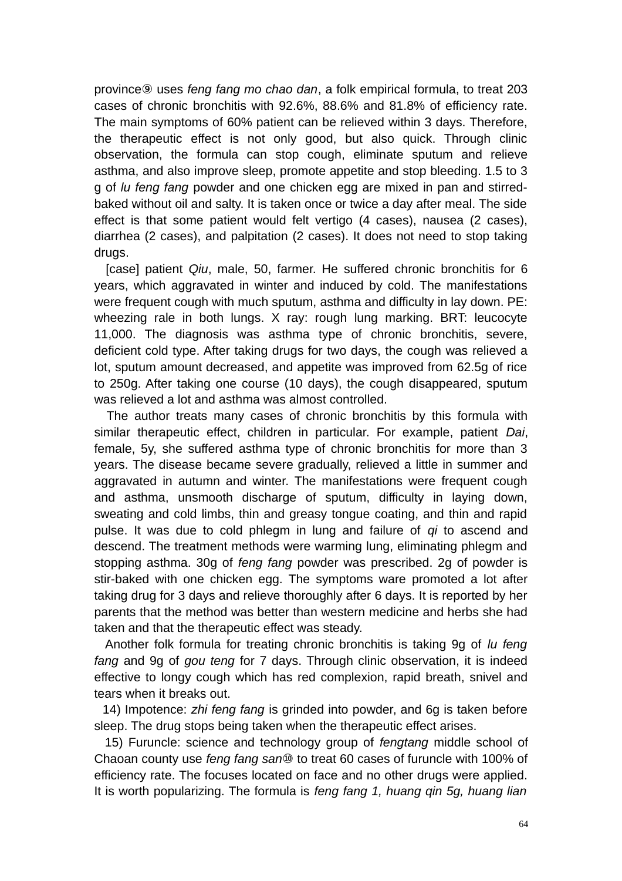province⑨ uses *feng fang mo chao dan*, a folk empirical formula, to treat 203 cases of chronic bronchitis with 92.6%, 88.6% and 81.8% of efficiency rate. The main symptoms of 60% patient can be relieved within 3 days. Therefore, the therapeutic effect is not only good, but also quick. Through clinic observation, the formula can stop cough, eliminate sputum and relieve asthma, and also improve sleep, promote appetite and stop bleeding. 1.5 to 3 g of *lu feng fang* powder and one chicken egg are mixed in pan and stirred-baked without oil and salty. It is taken once or twice a day after meal. The side effect is that some patient would felt vertigo (4 cases), nausea (2 cases), diarrhea (2 cases), and palpitation (2 cases). It does not need to stop taking drugs.

[case] patient *Qiu*, male, 50, farmer. He suffered chronic bronchitis for 6 years, which aggravated in winter and induced by cold. The manifestations were frequent cough with much sputum, asthma and difficulty in lay down. PE: wheezing rale in both lungs. X ray: rough lung marking. BRT: leucocyte 11,000. The diagnosis was asthma type of chronic bronchitis, severe, deficient cold type. After taking drugs for two days, the cough was relieved a lot, sputum amount decreased, and appetite was improved from 62.5g of rice to 250g. After taking one course (10 days), the cough disappeared, sputum was relieved a lot and asthma was almost controlled.

The author treats many cases of chronic bronchitis by this formula with similar therapeutic effect, children in particular. For example, patient *Dai*, female, 5y, she suffered asthma type of chronic bronchitis for more than 3 years. The disease became severe gradually, relieved a little in summer and aggravated in autumn and winter. The manifestations were frequent cough and asthma, unsmooth discharge of sputum, difficulty in laying down, sweating and cold limbs, thin and greasy tongue coating, and thin and rapid pulse. It was due to cold phlegm in lung and failure of *qi* to ascend and descend. The treatment methods were warming lung, eliminating phlegm and stopping asthma. 30g of *feng fang* powder was prescribed. 2g of powder is stir-baked with one chicken egg. The symptoms ware promoted a lot after taking drug for 3 days and relieve thoroughly after 6 days. It is reported by her parents that the method was better than western medicine and herbs she had taken and that the therapeutic effect was steady.

Another folk formula for treating chronic bronchitis is taking 9g of *lu feng fang* and 9g of *gou teng* for 7 days. Through clinic observation, it is indeed effective to longy cough which has red complexion, rapid breath, snivel and tears when it breaks out.

14) Impotence: *zhi feng fang* is grinded into powder, and 6g is taken before sleep. The drug stops being taken when the therapeutic effect arises.

15) Furuncle: science and technology group of *fengtang* middle school of Chaoan county use *feng fang san*⑩ to treat 60 cases of furuncle with 100% of efficiency rate. The focuses located on face and no other drugs were applied. It is worth popularizing. The formula is *feng fang 1, huang qin 5g, huang lian*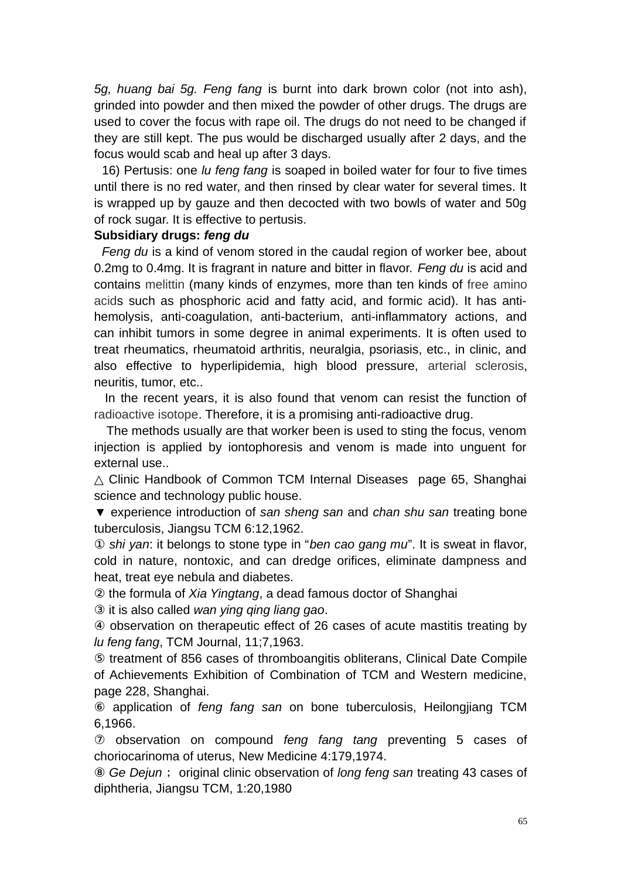*5g, huang bai 5g. Feng fang* is burnt into dark brown color (not into ash), grinded into powder and then mixed the powder of other drugs. The drugs are used to cover the focus with rape oil. The drugs do not need to be changed if they are still kept. The pus would be discharged usually after 2 days, and the focus would scab and heal up after 3 days.

16) Pertusis: one *lu feng fang* is soaped in boiled water for four to five times until there is no red water, and then rinsed by clear water for several times. It is wrapped up by gauze and then decocted with two bowls of water and 50g of rock sugar. It is effective to pertusis.

**Subsidiary drugs: *feng du***

*Feng du* is a kind of venom stored in the caudal region of worker bee, about 0.2mg to 0.4mg. It is fragrant in nature and bitter in flavor. *Feng du* is acid and contains melittin (many kinds of enzymes, more than ten kinds of free amino acids such as phosphoric acid and fatty acid, and formic acid). It has anti-hemolysis, anti-coagulation, anti-bacterium, anti-inflammatory actions, and can inhibit tumors in some degree in animal experiments. It is often used to treat rheumatics, rheumatoid arthritis, neuralgia, psoriasis, etc., in clinic, and also effective to hyperlipidemia, high blood pressure, arterial sclerosis, neuritis, tumor, etc..

In the recent years, it is also found that venom can resist the function of radioactive isotope. Therefore, it is a promising anti-radioactive drug.

The methods usually are that worker been is used to sting the focus, venom injection is applied by iontophoresis and venom is made into unguent for external use..

△ Clinic Handbook of Common TCM Internal Diseases page 65, Shanghai science and technology public house.

▼ experience introduction of *san sheng san* and *chan shu san* treating bone tuberculosis, Jiangsu TCM 6:12,1962.

① *shi yan*: it belongs to stone type in "*ben cao gang mu*". It is sweat in flavor, cold in nature, nontoxic, and can dredge orifices, eliminate dampness and heat, treat eye nebula and diabetes.

② the formula of *Xia Yingtang*, a dead famous doctor of Shanghai

③ it is also called *wan ying qing liang gao*.

④ observation on therapeutic effect of 26 cases of acute mastitis treating by *lu feng fang*, TCM Journal, 11;7,1963.

⑤ treatment of 856 cases of thromboangitis obliterans, Clinical Date Compile of Achievements Exhibition of Combination of TCM and Western medicine, page 228, Shanghai.

⑥ application of *feng fang san* on bone tuberculosis, Heilongjiang TCM 6,1966.

⑦ observation on compound *feng fang tang* preventing 5 cases of choriocarinoma of uterus, New Medicine 4:179,1974.

⑧ *Ge Dejun*； original clinic observation of *long feng san* treating 43 cases of diphtheria, Jiangsu TCM, 1:20,1980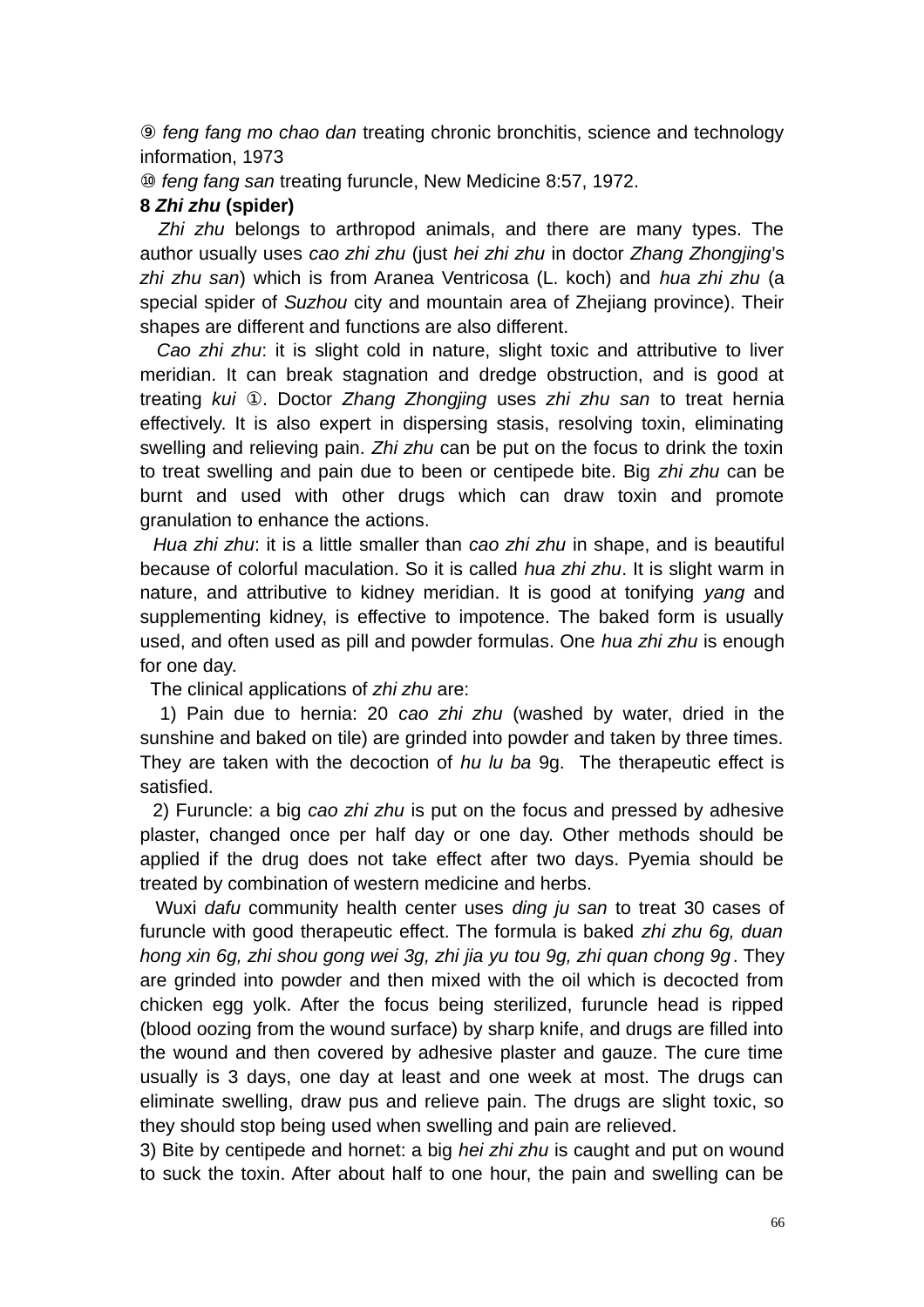⑨ *feng fang mo chao dan* treating chronic bronchitis, science and technology information, 1973

⑩ *feng fang san* treating furuncle, New Medicine 8:57, 1972.

**8 *Zhi zhu* (spider)**

*Zhi zhu* belongs to arthropod animals, and there are many types. The author usually uses *cao zhi zhu* (just *hei zhi zhu* in doctor *Zhang Zhongjing*'s *zhi zhu san*) which is from Aranea Ventricosa (L. koch) and *hua zhi zhu* (a special spider of *Suzhou* city and mountain area of Zhejiang province). Their shapes are different and functions are also different.

*Cao zhi zhu*: it is slight cold in nature, slight toxic and attributive to liver meridian. It can break stagnation and dredge obstruction, and is good at treating *kui* ①. Doctor *Zhang Zhongjing* uses *zhi zhu san* to treat hernia effectively. It is also expert in dispersing stasis, resolving toxin, eliminating swelling and relieving pain. *Zhi zhu* can be put on the focus to drink the toxin to treat swelling and pain due to been or centipede bite. Big *zhi zhu* can be burnt and used with other drugs which can draw toxin and promote granulation to enhance the actions.

*Hua zhi zhu*: it is a little smaller than *cao zhi zhu* in shape, and is beautiful because of colorful maculation. So it is called *hua zhi zhu*. It is slight warm in nature, and attributive to kidney meridian. It is good at tonifying *yang* and supplementing kidney, is effective to impotence. The baked form is usually used, and often used as pill and powder formulas. One *hua zhi zhu* is enough for one day.

The clinical applications of *zhi zhu* are:

1) Pain due to hernia: 20 *cao zhi zhu* (washed by water, dried in the sunshine and baked on tile) are grinded into powder and taken by three times. They are taken with the decoction of *hu lu ba* 9g. The therapeutic effect is satisfied.

2) Furuncle: a big *cao zhi zhu* is put on the focus and pressed by adhesive plaster, changed once per half day or one day. Other methods should be applied if the drug does not take effect after two days. Pyemia should be treated by combination of western medicine and herbs.

Wuxi *dafu* community health center uses *ding ju san* to treat 30 cases of furuncle with good therapeutic effect. The formula is baked *zhi zhu 6g, duan hong xin 6g, zhi shou gong wei 3g, zhi jia yu tou 9g, zhi quan chong 9g*. They are grinded into powder and then mixed with the oil which is decocted from chicken egg yolk. After the focus being sterilized, furuncle head is ripped (blood oozing from the wound surface) by sharp knife, and drugs are filled into the wound and then covered by adhesive plaster and gauze. The cure time usually is 3 days, one day at least and one week at most. The drugs can eliminate swelling, draw pus and relieve pain. The drugs are slight toxic, so they should stop being used when swelling and pain are relieved.

3) Bite by centipede and hornet: a big *hei zhi zhu* is caught and put on wound to suck the toxin. After about half to one hour, the pain and swelling can be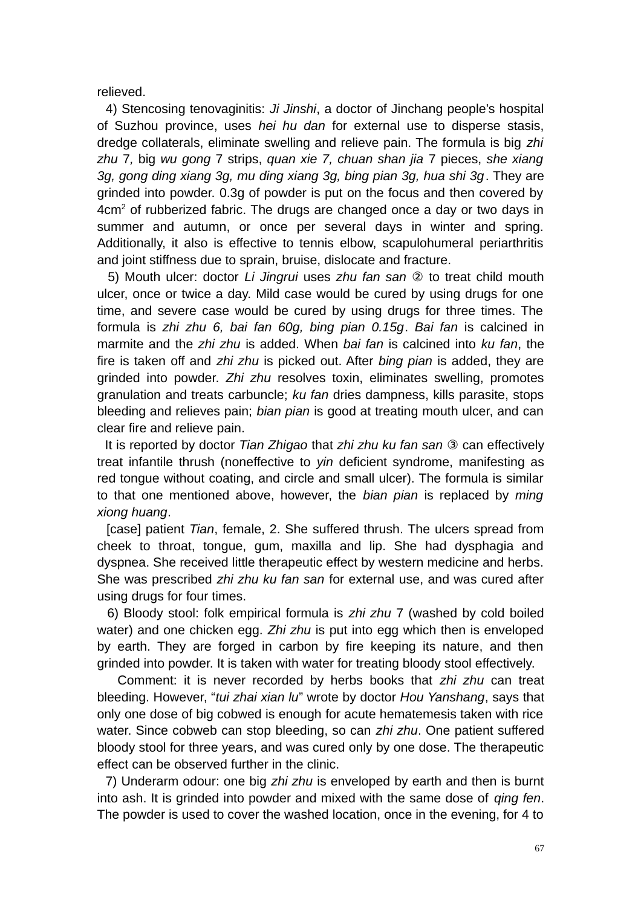relieved.

4) Stencosing tenovaginitis: *Ji Jinshi*, a doctor of Jinchang people's hospital of Suzhou province, uses *hei hu dan* for external use to disperse stasis, dredge collaterals, eliminate swelling and relieve pain. The formula is big *zhi zhu* 7, big *wu gong* 7 strips, *quan xie 7, chuan shan jia* 7 pieces, *she xiang 3g, gong ding xiang 3g, mu ding xiang 3g, bing pian 3g, hua shi 3g*. They are grinded into powder. 0.3g of powder is put on the focus and then covered by 4cm$^2$ of rubberized fabric. The drugs are changed once a day or two days in summer and autumn, or once per several days in winter and spring. Additionally, it also is effective to tennis elbow, scapulohumeral periarthritis and joint stiffness due to sprain, bruise, dislocate and fracture.

5) Mouth ulcer: doctor *Li Jingrui* uses *zhu fan san* ② to treat child mouth ulcer, once or twice a day. Mild case would be cured by using drugs for one time, and severe case would be cured by using drugs for three times. The formula is *zhi zhu 6, bai fan 60g, bing pian 0.15g*. *Bai fan* is calcined in marmite and the *zhi zhu* is added. When *bai fan* is calcined into *ku fan*, the fire is taken off and *zhi zhu* is picked out. After *bing pian* is added, they are grinded into powder. *Zhi zhu* resolves toxin, eliminates swelling, promotes granulation and treats carbuncle; *ku fan* dries dampness, kills parasite, stops bleeding and relieves pain; *bian pian* is good at treating mouth ulcer, and can clear fire and relieve pain.

It is reported by doctor *Tian Zhigao* that *zhi zhu ku fan san* ③ can effectively treat infantile thrush (noneffective to *yin* deficient syndrome, manifesting as red tongue without coating, and circle and small ulcer). The formula is similar to that one mentioned above, however, the *bian pian* is replaced by *ming xiong huang*.

[case] patient *Tian*, female, 2. She suffered thrush. The ulcers spread from cheek to throat, tongue, gum, maxilla and lip. She had dysphagia and dyspnea. She received little therapeutic effect by western medicine and herbs. She was prescribed *zhi zhu ku fan san* for external use, and was cured after using drugs for four times.

6) Bloody stool: folk empirical formula is *zhi zhu* 7 (washed by cold boiled water) and one chicken egg. *Zhi zhu* is put into egg which then is enveloped by earth. They are forged in carbon by fire keeping its nature, and then grinded into powder. It is taken with water for treating bloody stool effectively.

Comment: it is never recorded by herbs books that *zhi zhu* can treat bleeding. However, "*tui zhai xian lu*" wrote by doctor *Hou Yanshang*, says that only one dose of big cobwed is enough for acute hematemesis taken with rice water. Since cobweb can stop bleeding, so can *zhi zhu*. One patient suffered bloody stool for three years, and was cured only by one dose. The therapeutic effect can be observed further in the clinic.

7) Underarm odour: one big *zhi zhu* is enveloped by earth and then is burnt into ash. It is grinded into powder and mixed with the same dose of *qing fen*. The powder is used to cover the washed location, once in the evening, for 4 to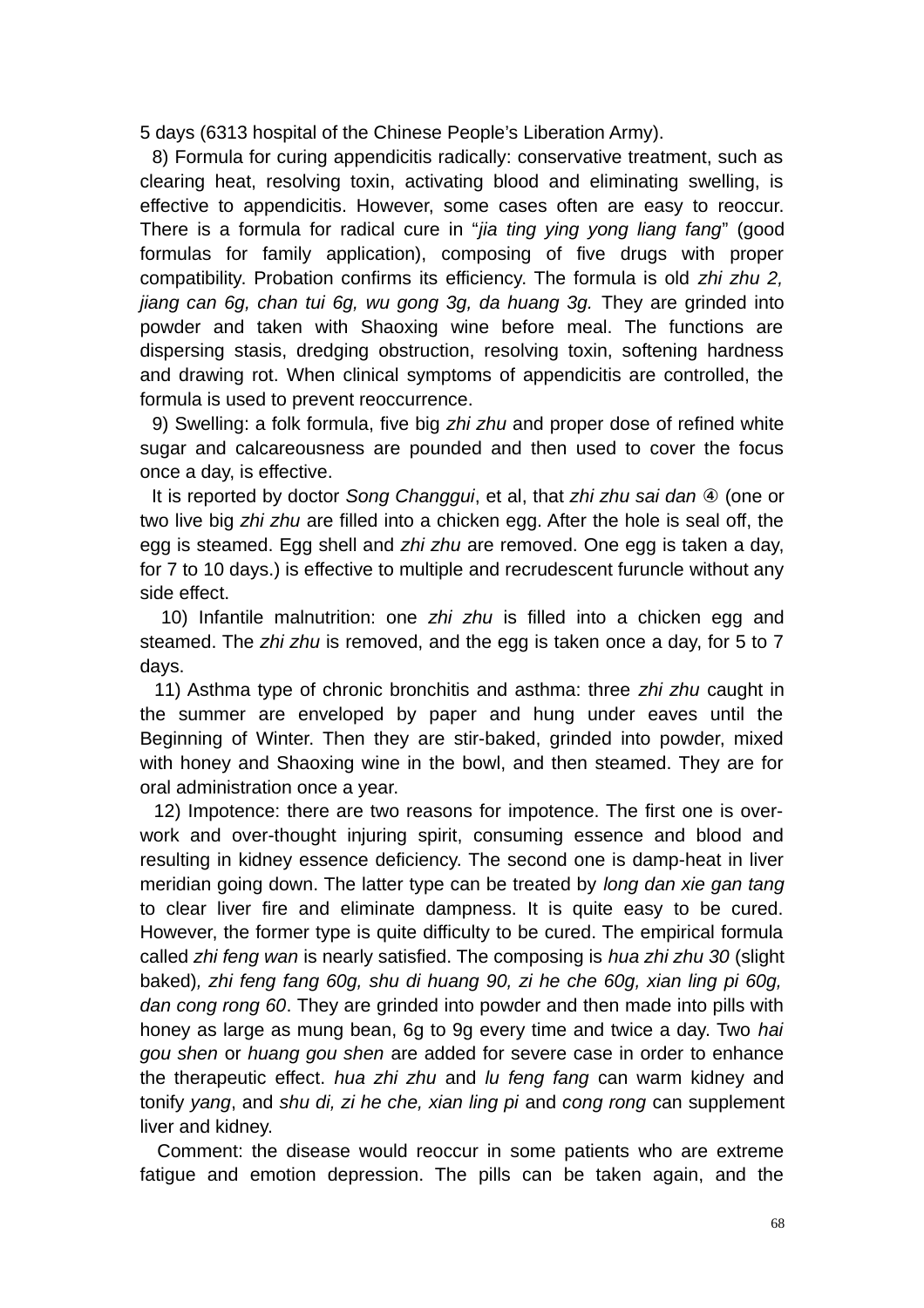5 days (6313 hospital of the Chinese People's Liberation Army).

8) Formula for curing appendicitis radically: conservative treatment, such as clearing heat, resolving toxin, activating blood and eliminating swelling, is effective to appendicitis. However, some cases often are easy to reoccur. There is a formula for radical cure in "*jia ting ying yong liang fang*" (good formulas for family application), composing of five drugs with proper compatibility. Probation confirms its efficiency. The formula is old *zhi zhu 2, jiang can 6g, chan tui 6g, wu gong 3g, da huang 3g.* They are grinded into powder and taken with Shaoxing wine before meal. The functions are dispersing stasis, dredging obstruction, resolving toxin, softening hardness and drawing rot. When clinical symptoms of appendicitis are controlled, the formula is used to prevent reoccurrence.

9) Swelling: a folk formula, five big *zhi zhu* and proper dose of refined white sugar and calcareousness are pounded and then used to cover the focus once a day, is effective.

It is reported by doctor *Song Changgui*, et al, that *zhi zhu sai dan* ④ (one or two live big *zhi zhu* are filled into a chicken egg. After the hole is seal off, the egg is steamed. Egg shell and *zhi zhu* are removed. One egg is taken a day, for 7 to 10 days.) is effective to multiple and recrudescent furuncle without any side effect.

10) Infantile malnutrition: one *zhi zhu* is filled into a chicken egg and steamed. The *zhi zhu* is removed, and the egg is taken once a day, for 5 to 7 days.

11) Asthma type of chronic bronchitis and asthma: three *zhi zhu* caught in the summer are enveloped by paper and hung under eaves until the Beginning of Winter. Then they are stir-baked, grinded into powder, mixed with honey and Shaoxing wine in the bowl, and then steamed. They are for oral administration once a year.

12) Impotence: there are two reasons for impotence. The first one is over-work and over-thought injuring spirit, consuming essence and blood and resulting in kidney essence deficiency. The second one is damp-heat in liver meridian going down. The latter type can be treated by *long dan xie gan tang* to clear liver fire and eliminate dampness. It is quite easy to be cured. However, the former type is quite difficulty to be cured. The empirical formula called *zhi feng wan* is nearly satisfied. The composing is *hua zhi zhu 30* (slight baked)*, zhi feng fang 60g, shu di huang 90, zi he che 60g, xian ling pi 60g, dan cong rong 60*. They are grinded into powder and then made into pills with honey as large as mung bean, 6g to 9g every time and twice a day. Two *hai gou shen* or *huang gou shen* are added for severe case in order to enhance the therapeutic effect. *hua zhi zhu* and *lu feng fang* can warm kidney and tonify *yang*, and *shu di, zi he che, xian ling pi* and *cong rong* can supplement liver and kidney.

Comment: the disease would reoccur in some patients who are extreme fatigue and emotion depression. The pills can be taken again, and the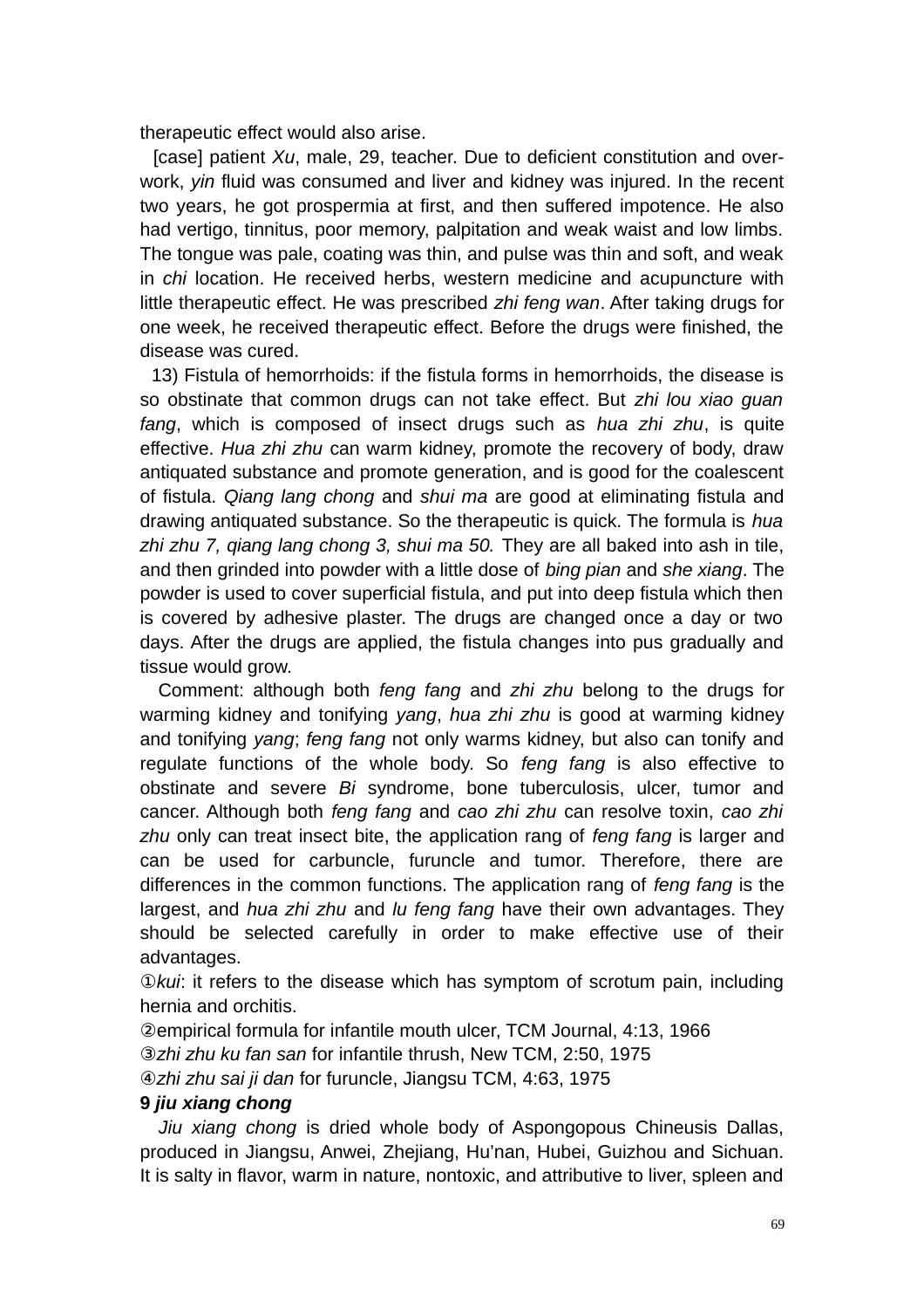therapeutic effect would also arise.

[case] patient *Xu*, male, 29, teacher. Due to deficient constitution and over-work, *yin* fluid was consumed and liver and kidney was injured. In the recent two years, he got prospermia at first, and then suffered impotence. He also had vertigo, tinnitus, poor memory, palpitation and weak waist and low limbs. The tongue was pale, coating was thin, and pulse was thin and soft, and weak in *chi* location. He received herbs, western medicine and acupuncture with little therapeutic effect. He was prescribed *zhi feng wan*. After taking drugs for one week, he received therapeutic effect. Before the drugs were finished, the disease was cured.

13) Fistula of hemorrhoids: if the fistula forms in hemorrhoids, the disease is so obstinate that common drugs can not take effect. But *zhi lou xiao guan fang*, which is composed of insect drugs such as *hua zhi zhu*, is quite effective. *Hua zhi zhu* can warm kidney, promote the recovery of body, draw antiquated substance and promote generation, and is good for the coalescent of fistula. *Qiang lang chong* and *shui ma* are good at eliminating fistula and drawing antiquated substance. So the therapeutic is quick. The formula is *hua zhi zhu 7, qiang lang chong 3, shui ma 50.* They are all baked into ash in tile, and then grinded into powder with a little dose of *bing pian* and *she xiang*. The powder is used to cover superficial fistula, and put into deep fistula which then is covered by adhesive plaster. The drugs are changed once a day or two days. After the drugs are applied, the fistula changes into pus gradually and tissue would grow.

Comment: although both *feng fang* and *zhi zhu* belong to the drugs for warming kidney and tonifying *yang*, *hua zhi zhu* is good at warming kidney and tonifying *yang*; *feng fang* not only warms kidney, but also can tonify and regulate functions of the whole body. So *feng fang* is also effective to obstinate and severe *Bi* syndrome, bone tuberculosis, ulcer, tumor and cancer. Although both *feng fang* and *cao zhi zhu* can resolve toxin, *cao zhi zhu* only can treat insect bite, the application rang of *feng fang* is larger and can be used for carbuncle, furuncle and tumor. Therefore, there are differences in the common functions. The application rang of *feng fang* is the largest, and *hua zhi zhu* and *lu feng fang* have their own advantages. They should be selected carefully in order to make effective use of their advantages.

①*kui*: it refers to the disease which has symptom of scrotum pain, including hernia and orchitis.

②empirical formula for infantile mouth ulcer, TCM Journal, 4:13, 1966

③*zhi zhu ku fan san* for infantile thrush, New TCM, 2:50, 1975

④*zhi zhu sai ji dan* for furuncle, Jiangsu TCM, 4:63, 1975

### 9 *jiu xiang chong*

*Jiu xiang chong* is dried whole body of Aspongopous Chineusis Dallas, produced in Jiangsu, Anwei, Zhejiang, Hu'nan, Hubei, Guizhou and Sichuan. It is salty in flavor, warm in nature, nontoxic, and attributive to liver, spleen and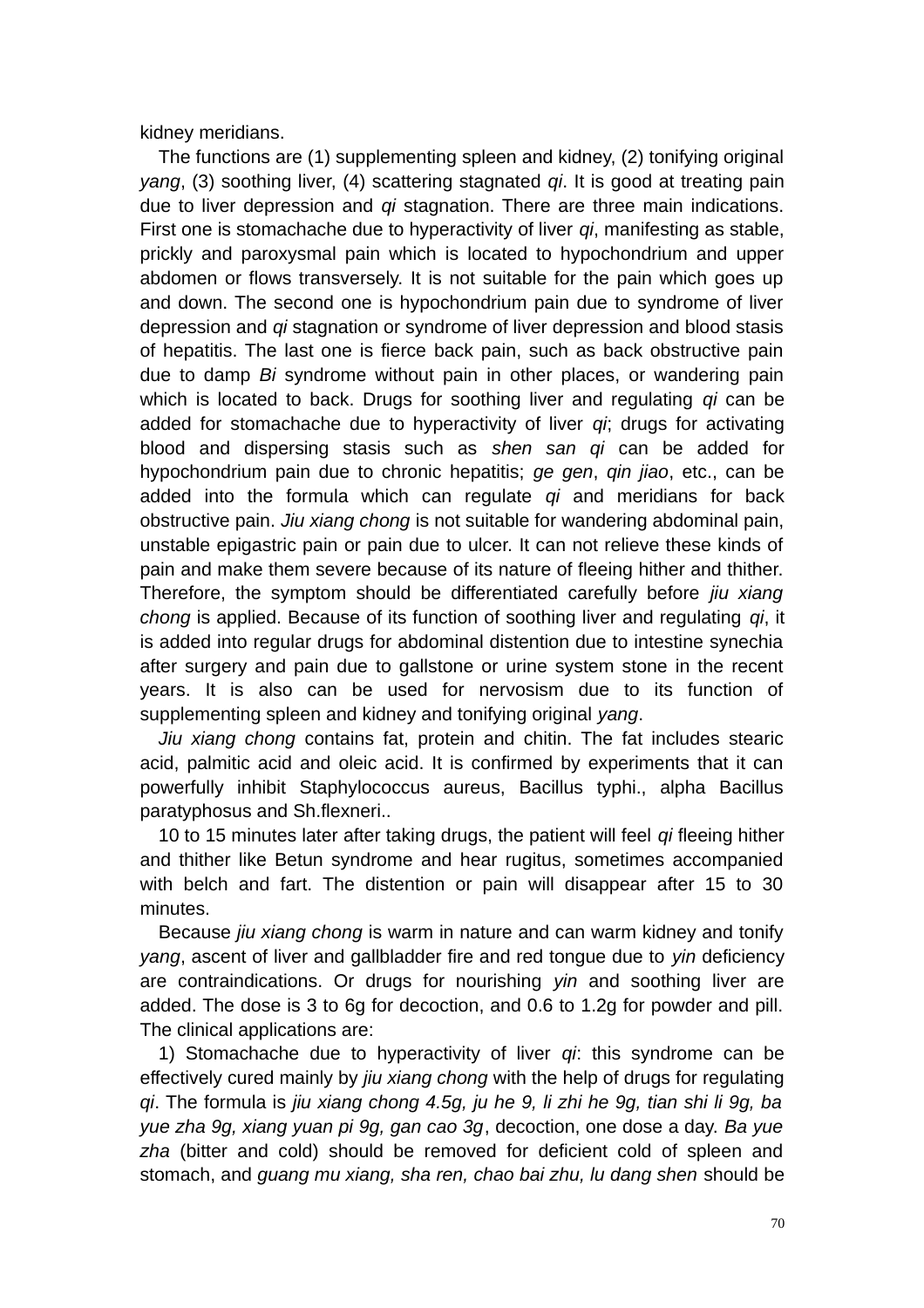kidney meridians.

The functions are (1) supplementing spleen and kidney, (2) tonifying original *yang*, (3) soothing liver, (4) scattering stagnated *qi*. It is good at treating pain due to liver depression and *qi* stagnation. There are three main indications. First one is stomachache due to hyperactivity of liver *qi*, manifesting as stable, prickly and paroxysmal pain which is located to hypochondrium and upper abdomen or flows transversely. It is not suitable for the pain which goes up and down. The second one is hypochondrium pain due to syndrome of liver depression and *qi* stagnation or syndrome of liver depression and blood stasis of hepatitis. The last one is fierce back pain, such as back obstructive pain due to damp *Bi* syndrome without pain in other places, or wandering pain which is located to back. Drugs for soothing liver and regulating *qi* can be added for stomachache due to hyperactivity of liver *qi*; drugs for activating blood and dispersing stasis such as *shen san qi* can be added for hypochondrium pain due to chronic hepatitis; *ge gen*, *qin jiao*, etc., can be added into the formula which can regulate *qi* and meridians for back obstructive pain. *Jiu xiang chong* is not suitable for wandering abdominal pain, unstable epigastric pain or pain due to ulcer. It can not relieve these kinds of pain and make them severe because of its nature of fleeing hither and thither. Therefore, the symptom should be differentiated carefully before *jiu xiang chong* is applied. Because of its function of soothing liver and regulating *qi*, it is added into regular drugs for abdominal distention due to intestine synechia after surgery and pain due to gallstone or urine system stone in the recent years. It is also can be used for nervosism due to its function of supplementing spleen and kidney and tonifying original *yang*.

*Jiu xiang chong* contains fat, protein and chitin. The fat includes stearic acid, palmitic acid and oleic acid. It is confirmed by experiments that it can powerfully inhibit Staphylococcus aureus, Bacillus typhi., alpha Bacillus paratyphosus and Sh.flexneri..

10 to 15 minutes later after taking drugs, the patient will feel *qi* fleeing hither and thither like Betun syndrome and hear rugitus, sometimes accompanied with belch and fart. The distention or pain will disappear after 15 to 30 minutes.

Because *jiu xiang chong* is warm in nature and can warm kidney and tonify *yang*, ascent of liver and gallbladder fire and red tongue due to *yin* deficiency are contraindications. Or drugs for nourishing *yin* and soothing liver are added. The dose is 3 to 6g for decoction, and 0.6 to 1.2g for powder and pill. The clinical applications are:

1) Stomachache due to hyperactivity of liver *qi*: this syndrome can be effectively cured mainly by *jiu xiang chong* with the help of drugs for regulating *qi*. The formula is *jiu xiang chong 4.5g, ju he 9, li zhi he 9g, tian shi li 9g, ba yue zha 9g, xiang yuan pi 9g, gan cao 3g*, decoction, one dose a day. *Ba yue zha* (bitter and cold) should be removed for deficient cold of spleen and stomach, and *guang mu xiang, sha ren, chao bai zhu, lu dang shen* should be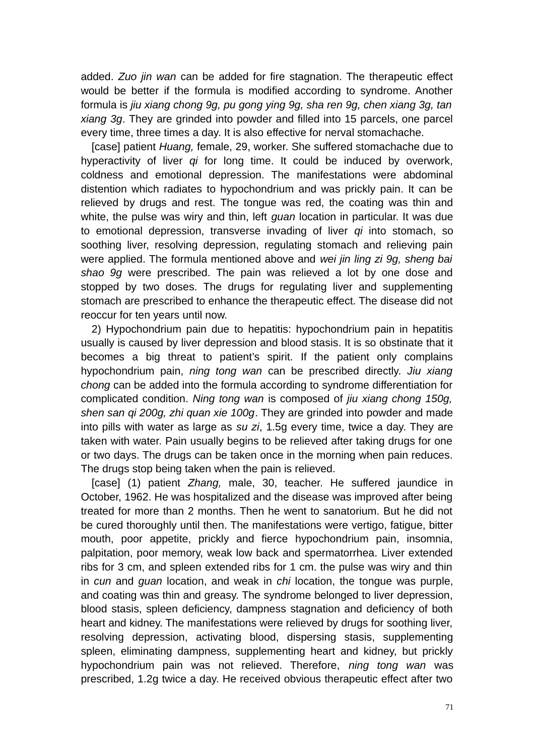added. *Zuo jin wan* can be added for fire stagnation. The therapeutic effect would be better if the formula is modified according to syndrome. Another formula is *jiu xiang chong 9g, pu gong ying 9g, sha ren 9g, chen xiang 3g, tan xiang 3g*. They are grinded into powder and filled into 15 parcels, one parcel every time, three times a day. It is also effective for nerval stomachache.

[case] patient *Huang,* female, 29, worker. She suffered stomachache due to hyperactivity of liver *qi* for long time. It could be induced by overwork, coldness and emotional depression. The manifestations were abdominal distention which radiates to hypochondrium and was prickly pain. It can be relieved by drugs and rest. The tongue was red, the coating was thin and white, the pulse was wiry and thin, left *guan* location in particular. It was due to emotional depression, transverse invading of liver *qi* into stomach, so soothing liver, resolving depression, regulating stomach and relieving pain were applied. The formula mentioned above and *wei jin ling zi 9g, sheng bai shao 9g* were prescribed. The pain was relieved a lot by one dose and stopped by two doses. The drugs for regulating liver and supplementing stomach are prescribed to enhance the therapeutic effect. The disease did not reoccur for ten years until now.

2) Hypochondrium pain due to hepatitis: hypochondrium pain in hepatitis usually is caused by liver depression and blood stasis. It is so obstinate that it becomes a big threat to patient's spirit. If the patient only complains hypochondrium pain, *ning tong wan* can be prescribed directly. *Jiu xiang chong* can be added into the formula according to syndrome differentiation for complicated condition. *Ning tong wan* is composed of *jiu xiang chong 150g, shen san qi 200g, zhi quan xie 100g*. They are grinded into powder and made into pills with water as large as *su zi*, 1.5g every time, twice a day. They are taken with water. Pain usually begins to be relieved after taking drugs for one or two days. The drugs can be taken once in the morning when pain reduces. The drugs stop being taken when the pain is relieved.

[case] (1) patient *Zhang,* male, 30, teacher. He suffered jaundice in October, 1962. He was hospitalized and the disease was improved after being treated for more than 2 months. Then he went to sanatorium. But he did not be cured thoroughly until then. The manifestations were vertigo, fatigue, bitter mouth, poor appetite, prickly and fierce hypochondrium pain, insomnia, palpitation, poor memory, weak low back and spermatorrhea. Liver extended ribs for 3 cm, and spleen extended ribs for 1 cm. the pulse was wiry and thin in *cun* and *guan* location, and weak in *chi* location, the tongue was purple, and coating was thin and greasy. The syndrome belonged to liver depression, blood stasis, spleen deficiency, dampness stagnation and deficiency of both heart and kidney. The manifestations were relieved by drugs for soothing liver, resolving depression, activating blood, dispersing stasis, supplementing spleen, eliminating dampness, supplementing heart and kidney, but prickly hypochondrium pain was not relieved. Therefore, *ning tong wan* was prescribed, 1.2g twice a day. He received obvious therapeutic effect after two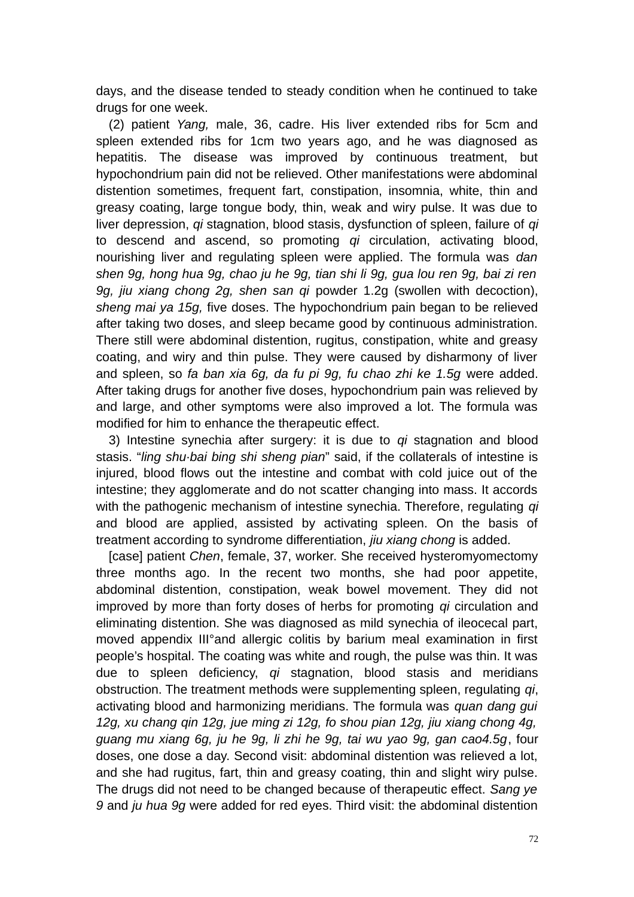days, and the disease tended to steady condition when he continued to take drugs for one week.

(2) patient *Yang,* male, 36, cadre. His liver extended ribs for 5cm and spleen extended ribs for 1cm two years ago, and he was diagnosed as hepatitis. The disease was improved by continuous treatment, but hypochondrium pain did not be relieved. Other manifestations were abdominal distention sometimes, frequent fart, constipation, insomnia, white, thin and greasy coating, large tongue body, thin, weak and wiry pulse. It was due to liver depression, *qi* stagnation, blood stasis, dysfunction of spleen, failure of *qi* to descend and ascend, so promoting *qi* circulation, activating blood, nourishing liver and regulating spleen were applied. The formula was *dan shen 9g, hong hua 9g, chao ju he 9g, tian shi li 9g, gua lou ren 9g, bai zi ren 9g, jiu xiang chong 2g, shen san qi* powder 1.2g (swollen with decoction), *sheng mai ya 15g,* five doses. The hypochondrium pain began to be relieved after taking two doses, and sleep became good by continuous administration. There still were abdominal distention, rugitus, constipation, white and greasy coating, and wiry and thin pulse. They were caused by disharmony of liver and spleen, so *fa ban xia 6g, da fu pi 9g, fu chao zhi ke 1.5g* were added. After taking drugs for another five doses, hypochondrium pain was relieved by and large, and other symptoms were also improved a lot. The formula was modified for him to enhance the therapeutic effect.

3) Intestine synechia after surgery: it is due to *qi* stagnation and blood stasis. "*ling shu·bai bing shi sheng pian*" said, if the collaterals of intestine is injured, blood flows out the intestine and combat with cold juice out of the intestine; they agglomerate and do not scatter changing into mass. It accords with the pathogenic mechanism of intestine synechia. Therefore, regulating *qi* and blood are applied, assisted by activating spleen. On the basis of treatment according to syndrome differentiation, *jiu xiang chong* is added.

[case] patient *Chen*, female, 37, worker. She received hysteromyomectomy three months ago. In the recent two months, she had poor appetite, abdominal distention, constipation, weak bowel movement. They did not improved by more than forty doses of herbs for promoting *qi* circulation and eliminating distention. She was diagnosed as mild synechia of ileocecal part, moved appendix III°and allergic colitis by barium meal examination in first people's hospital. The coating was white and rough, the pulse was thin. It was due to spleen deficiency, *qi* stagnation, blood stasis and meridians obstruction. The treatment methods were supplementing spleen, regulating *qi*, activating blood and harmonizing meridians. The formula was *quan dang gui 12g, xu chang qin 12g, jue ming zi 12g, fo shou pian 12g, jiu xiang chong 4g, guang mu xiang 6g, ju he 9g, li zhi he 9g, tai wu yao 9g, gan cao4.5g*, four doses, one dose a day. Second visit: abdominal distention was relieved a lot, and she had rugitus, fart, thin and greasy coating, thin and slight wiry pulse. The drugs did not need to be changed because of therapeutic effect. *Sang ye 9* and *ju hua 9g* were added for red eyes. Third visit: the abdominal distention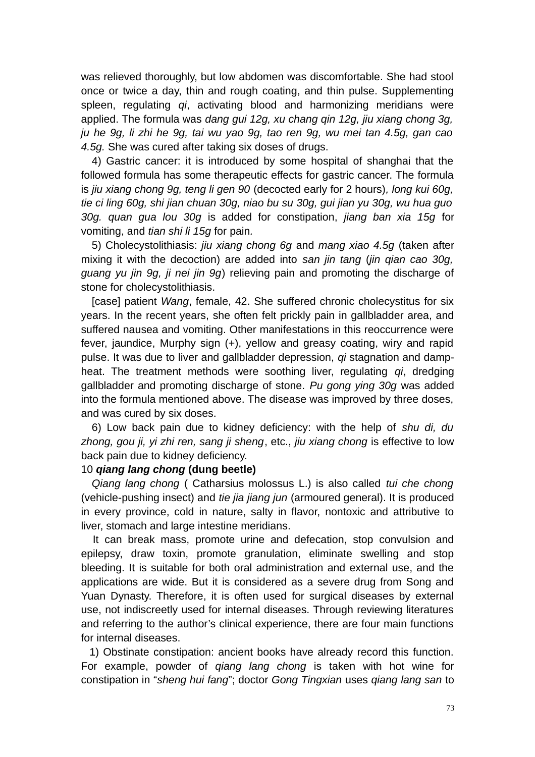was relieved thoroughly, but low abdomen was discomfortable. She had stool once or twice a day, thin and rough coating, and thin pulse. Supplementing spleen, regulating *qi*, activating blood and harmonizing meridians were applied. The formula was *dang gui 12g, xu chang qin 12g, jiu xiang chong 3g, ju he 9g, li zhi he 9g, tai wu yao 9g, tao ren 9g, wu mei tan 4.5g, gan cao 4.5g.* She was cured after taking six doses of drugs.

4) Gastric cancer: it is introduced by some hospital of shanghai that the followed formula has some therapeutic effects for gastric cancer. The formula is *jiu xiang chong 9g, teng li gen 90* (decocted early for 2 hours)*, long kui 60g, tie ci ling 60g, shi jian chuan 30g, niao bu su 30g, gui jian yu 30g, wu hua guo 30g. quan gua lou 30g* is added for constipation, *jiang ban xia 15g* for vomiting, and *tian shi li 15g* for pain.

5) Cholecystolithiasis: *jiu xiang chong 6g* and *mang xiao 4.5g* (taken after mixing it with the decoction) are added into *san jin tang* (*jin qian cao 30g, guang yu jin 9g, ji nei jin 9g*) relieving pain and promoting the discharge of stone for cholecystolithiasis.

[case] patient *Wang*, female, 42. She suffered chronic cholecystitus for six years. In the recent years, she often felt prickly pain in gallbladder area, and suffered nausea and vomiting. Other manifestations in this reoccurrence were fever, jaundice, Murphy sign (+), yellow and greasy coating, wiry and rapid pulse. It was due to liver and gallbladder depression, *qi* stagnation and damp-heat. The treatment methods were soothing liver, regulating *qi*, dredging gallbladder and promoting discharge of stone. *Pu gong ying 30g* was added into the formula mentioned above. The disease was improved by three doses, and was cured by six doses.

6) Low back pain due to kidney deficiency: with the help of *shu di, du zhong, gou ji, yi zhi ren, sang ji sheng*, etc., *jiu xiang chong* is effective to low back pain due to kidney deficiency.

**10 *qiang lang chong* (dung beetle)**

*Qiang lang chong* ( Catharsius molossus L.) is also called *tui che chong* (vehicle-pushing insect) and *tie jia jiang jun* (armoured general). It is produced in every province, cold in nature, salty in flavor, nontoxic and attributive to liver, stomach and large intestine meridians.

It can break mass, promote urine and defecation, stop convulsion and epilepsy, draw toxin, promote granulation, eliminate swelling and stop bleeding. It is suitable for both oral administration and external use, and the applications are wide. But it is considered as a severe drug from Song and Yuan Dynasty. Therefore, it is often used for surgical diseases by external use, not indiscreetly used for internal diseases. Through reviewing literatures and referring to the author's clinical experience, there are four main functions for internal diseases.

1) Obstinate constipation: ancient books have already record this function. For example, powder of *qiang lang chong* is taken with hot wine for constipation in "*sheng hui fang*"; doctor *Gong Tingxian* uses *qiang lang san* to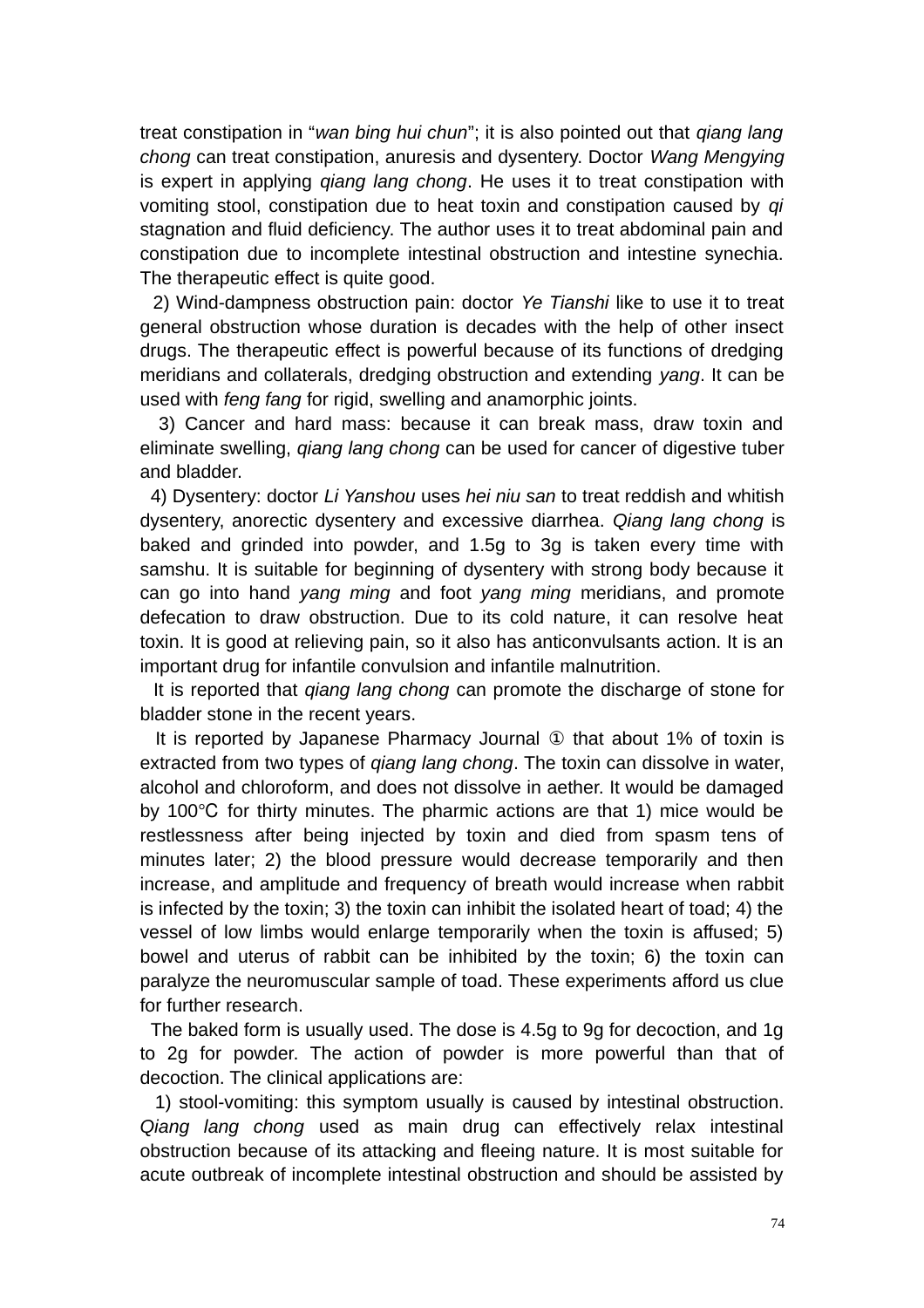treat constipation in "*wan bing hui chun*"; it is also pointed out that *qiang lang chong* can treat constipation, anuresis and dysentery. Doctor *Wang Mengying* is expert in applying *qiang lang chong*. He uses it to treat constipation with vomiting stool, constipation due to heat toxin and constipation caused by *qi* stagnation and fluid deficiency. The author uses it to treat abdominal pain and constipation due to incomplete intestinal obstruction and intestine synechia. The therapeutic effect is quite good.

2) Wind-dampness obstruction pain: doctor *Ye Tianshi* like to use it to treat general obstruction whose duration is decades with the help of other insect drugs. The therapeutic effect is powerful because of its functions of dredging meridians and collaterals, dredging obstruction and extending *yang*. It can be used with *feng fang* for rigid, swelling and anamorphic joints.

3) Cancer and hard mass: because it can break mass, draw toxin and eliminate swelling, *qiang lang chong* can be used for cancer of digestive tuber and bladder.

4) Dysentery: doctor *Li Yanshou* uses *hei niu san* to treat reddish and whitish dysentery, anorectic dysentery and excessive diarrhea. *Qiang lang chong* is baked and grinded into powder, and 1.5g to 3g is taken every time with samshu. It is suitable for beginning of dysentery with strong body because it can go into hand *yang ming* and foot *yang ming* meridians, and promote defecation to draw obstruction. Due to its cold nature, it can resolve heat toxin. It is good at relieving pain, so it also has anticonvulsants action. It is an important drug for infantile convulsion and infantile malnutrition.

It is reported that *qiang lang chong* can promote the discharge of stone for bladder stone in the recent years.

It is reported by Japanese Pharmacy Journal ① that about 1% of toxin is extracted from two types of *qiang lang chong*. The toxin can dissolve in water, alcohol and chloroform, and does not dissolve in aether. It would be damaged by 100℃ for thirty minutes. The pharmic actions are that 1) mice would be restlessness after being injected by toxin and died from spasm tens of minutes later; 2) the blood pressure would decrease temporarily and then increase, and amplitude and frequency of breath would increase when rabbit is infected by the toxin; 3) the toxin can inhibit the isolated heart of toad; 4) the vessel of low limbs would enlarge temporarily when the toxin is affused; 5) bowel and uterus of rabbit can be inhibited by the toxin; 6) the toxin can paralyze the neuromuscular sample of toad. These experiments afford us clue for further research.

The baked form is usually used. The dose is 4.5g to 9g for decoction, and 1g to 2g for powder. The action of powder is more powerful than that of decoction. The clinical applications are:

1) stool-vomiting: this symptom usually is caused by intestinal obstruction. *Qiang lang chong* used as main drug can effectively relax intestinal obstruction because of its attacking and fleeing nature. It is most suitable for acute outbreak of incomplete intestinal obstruction and should be assisted by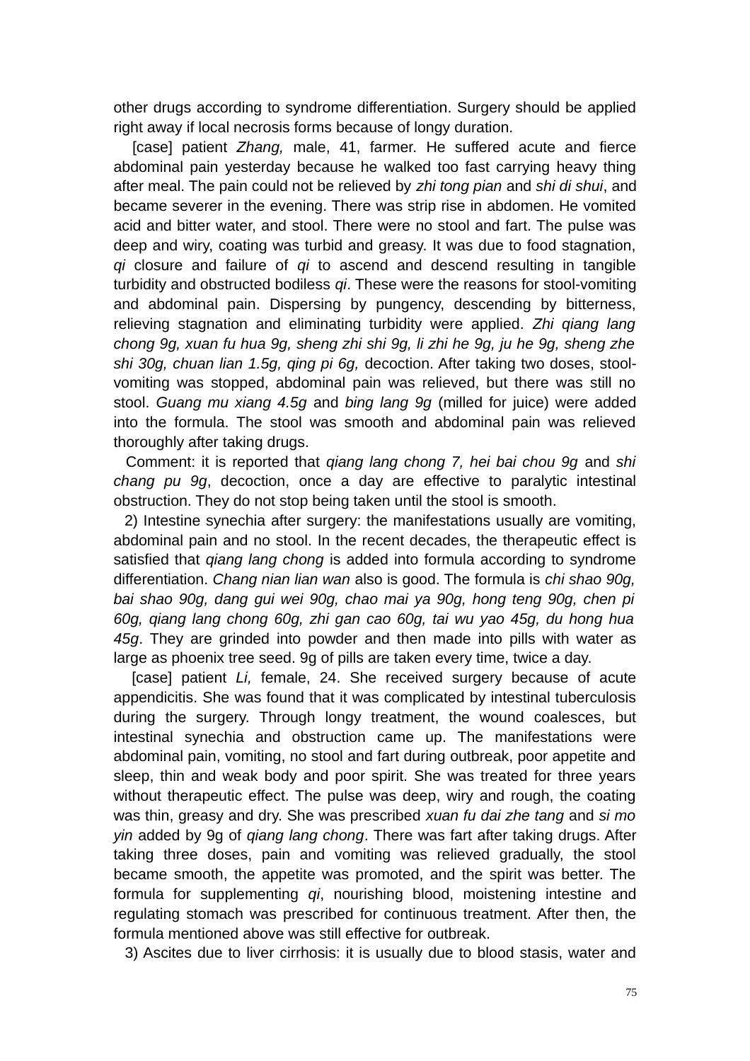other drugs according to syndrome differentiation. Surgery should be applied right away if local necrosis forms because of longy duration.

[case] patient *Zhang,* male, 41, farmer. He suffered acute and fierce abdominal pain yesterday because he walked too fast carrying heavy thing after meal. The pain could not be relieved by *zhi tong pian* and *shi di shui*, and became severer in the evening. There was strip rise in abdomen. He vomited acid and bitter water, and stool. There were no stool and fart. The pulse was deep and wiry, coating was turbid and greasy. It was due to food stagnation, *qi* closure and failure of *qi* to ascend and descend resulting in tangible turbidity and obstructed bodiless *qi*. These were the reasons for stool-vomiting and abdominal pain. Dispersing by pungency, descending by bitterness, relieving stagnation and eliminating turbidity were applied. *Zhi qiang lang chong 9g, xuan fu hua 9g, sheng zhi shi 9g, li zhi he 9g, ju he 9g, sheng zhe shi 30g, chuan lian 1.5g, qing pi 6g,* decoction. After taking two doses, stool-vomiting was stopped, abdominal pain was relieved, but there was still no stool. *Guang mu xiang 4.5g* and *bing lang 9g* (milled for juice) were added into the formula. The stool was smooth and abdominal pain was relieved thoroughly after taking drugs.

Comment: it is reported that *qiang lang chong 7, hei bai chou 9g* and *shi chang pu 9g*, decoction, once a day are effective to paralytic intestinal obstruction. They do not stop being taken until the stool is smooth.

2) Intestine synechia after surgery: the manifestations usually are vomiting, abdominal pain and no stool. In the recent decades, the therapeutic effect is satisfied that *qiang lang chong* is added into formula according to syndrome differentiation. *Chang nian lian wan* also is good. The formula is *chi shao 90g, bai shao 90g, dang gui wei 90g, chao mai ya 90g, hong teng 90g, chen pi 60g, qiang lang chong 60g, zhi gan cao 60g, tai wu yao 45g, du hong hua 45g*. They are grinded into powder and then made into pills with water as large as phoenix tree seed. 9g of pills are taken every time, twice a day.

[case] patient *Li,* female, 24. She received surgery because of acute appendicitis. She was found that it was complicated by intestinal tuberculosis during the surgery. Through longy treatment, the wound coalesces, but intestinal synechia and obstruction came up. The manifestations were abdominal pain, vomiting, no stool and fart during outbreak, poor appetite and sleep, thin and weak body and poor spirit. She was treated for three years without therapeutic effect. The pulse was deep, wiry and rough, the coating was thin, greasy and dry. She was prescribed *xuan fu dai zhe tang* and *si mo yin* added by 9g of *qiang lang chong*. There was fart after taking drugs. After taking three doses, pain and vomiting was relieved gradually, the stool became smooth, the appetite was promoted, and the spirit was better. The formula for supplementing *qi*, nourishing blood, moistening intestine and regulating stomach was prescribed for continuous treatment. After then, the formula mentioned above was still effective for outbreak.

3) Ascites due to liver cirrhosis: it is usually due to blood stasis, water and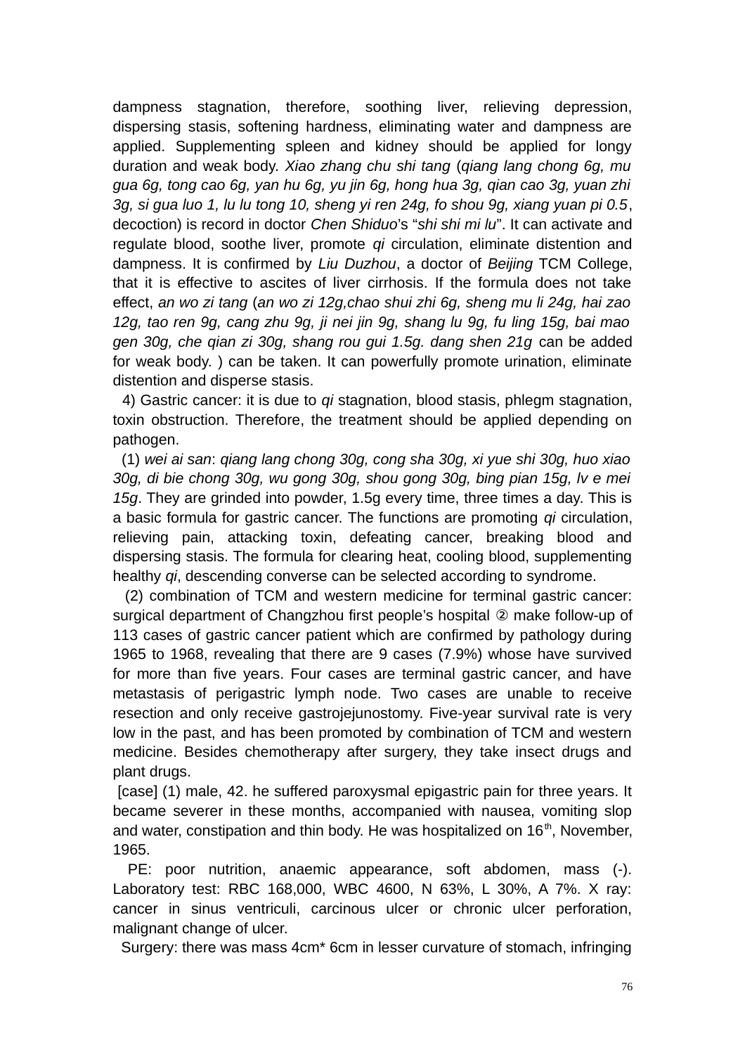dampness stagnation, therefore, soothing liver, relieving depression, dispersing stasis, softening hardness, eliminating water and dampness are applied. Supplementing spleen and kidney should be applied for longy duration and weak body. *Xiao zhang chu shi tang* (*qiang lang chong 6g, mu gua 6g, tong cao 6g, yan hu 6g, yu jin 6g, hong hua 3g, qian cao 3g, yuan zhi 3g, si gua luo 1, lu lu tong 10, sheng yi ren 24g, fo shou 9g, xiang yuan pi 0.5*, decoction) is record in doctor *Chen Shiduo*'s "*shi shi mi lu*". It can activate and regulate blood, soothe liver, promote *qi* circulation, eliminate distention and dampness. It is confirmed by *Liu Duzhou*, a doctor of *Beijing* TCM College, that it is effective to ascites of liver cirrhosis. If the formula does not take effect, *an wo zi tang* (*an wo zi 12g,chao shui zhi 6g, sheng mu li 24g, hai zao 12g, tao ren 9g, cang zhu 9g, ji nei jin 9g, shang lu 9g, fu ling 15g, bai mao gen 30g, che qian zi 30g, shang rou gui 1.5g. dang shen 21g* can be added for weak body. ) can be taken. It can powerfully promote urination, eliminate distention and disperse stasis.

4) Gastric cancer: it is due to *qi* stagnation, blood stasis, phlegm stagnation, toxin obstruction. Therefore, the treatment should be applied depending on pathogen.

(1) *wei ai san*: *qiang lang chong 30g, cong sha 30g, xi yue shi 30g, huo xiao 30g, di bie chong 30g, wu gong 30g, shou gong 30g, bing pian 15g, lv e mei 15g*. They are grinded into powder, 1.5g every time, three times a day. This is a basic formula for gastric cancer. The functions are promoting *qi* circulation, relieving pain, attacking toxin, defeating cancer, breaking blood and dispersing stasis. The formula for clearing heat, cooling blood, supplementing healthy *qi*, descending converse can be selected according to syndrome.

(2) combination of TCM and western medicine for terminal gastric cancer: surgical department of Changzhou first people's hospital ② make follow-up of 113 cases of gastric cancer patient which are confirmed by pathology during 1965 to 1968, revealing that there are 9 cases (7.9%) whose have survived for more than five years. Four cases are terminal gastric cancer, and have metastasis of perigastric lymph node. Two cases are unable to receive resection and only receive gastrojejunostomy. Five-year survival rate is very low in the past, and has been promoted by combination of TCM and western medicine. Besides chemotherapy after surgery, they take insect drugs and plant drugs.

[case] (1) male, 42. he suffered paroxysmal epigastric pain for three years. It became severer in these months, accompanied with nausea, vomiting slop and water, constipation and thin body. He was hospitalized on 16th, November, 1965.

PE: poor nutrition, anaemic appearance, soft abdomen, mass (-). Laboratory test: RBC 168,000, WBC 4600, N 63%, L 30%, A 7%. X ray: cancer in sinus ventriculi, carcinous ulcer or chronic ulcer perforation, malignant change of ulcer.

Surgery: there was mass 4cm* 6cm in lesser curvature of stomach, infringing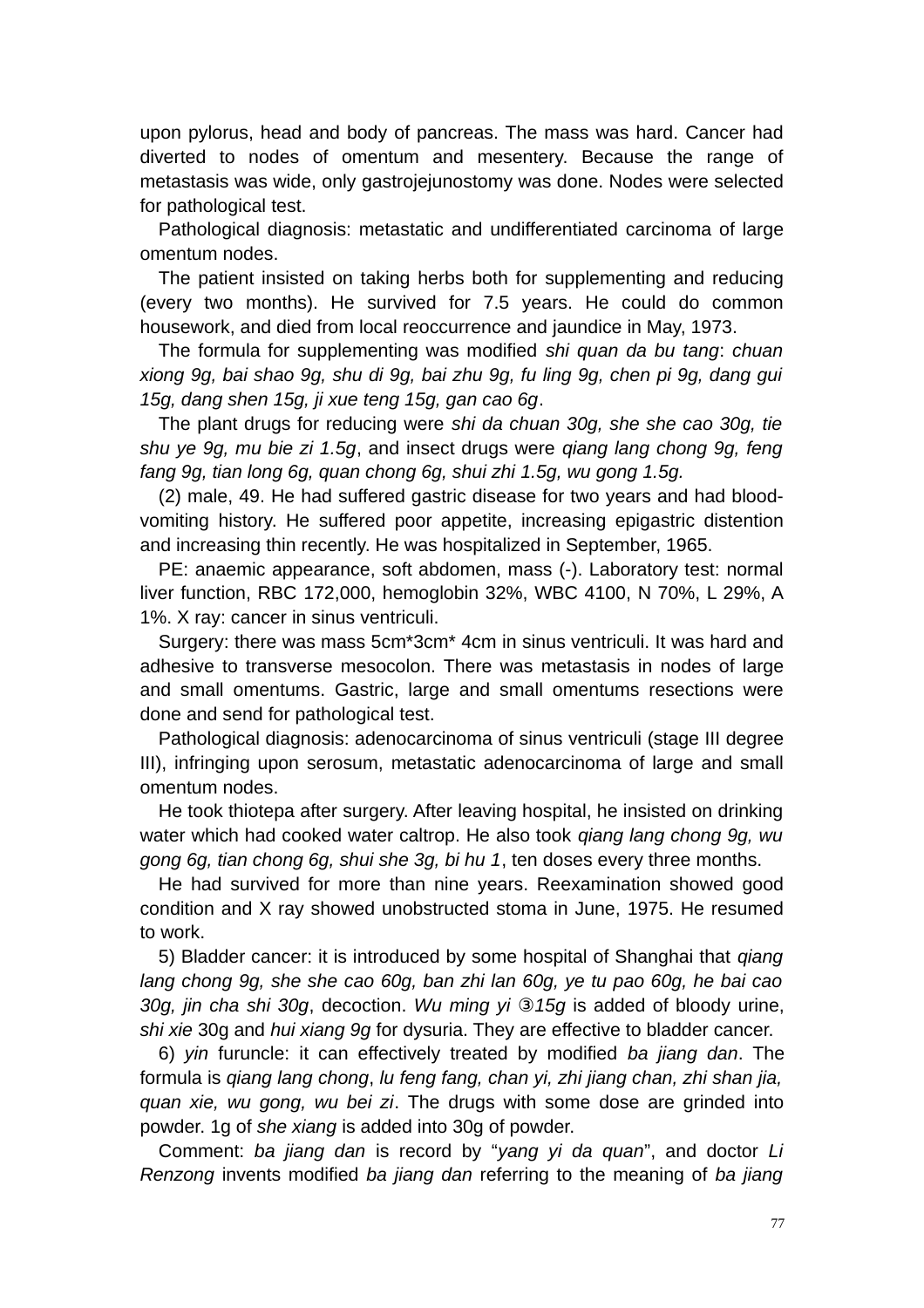upon pylorus, head and body of pancreas. The mass was hard. Cancer had diverted to nodes of omentum and mesentery. Because the range of metastasis was wide, only gastrojejunostomy was done. Nodes were selected for pathological test.

Pathological diagnosis: metastatic and undifferentiated carcinoma of large omentum nodes.

The patient insisted on taking herbs both for supplementing and reducing (every two months). He survived for 7.5 years. He could do common housework, and died from local reoccurrence and jaundice in May, 1973.

The formula for supplementing was modified *shi quan da bu tang*: *chuan xiong 9g, bai shao 9g, shu di 9g, bai zhu 9g, fu ling 9g, chen pi 9g, dang gui 15g, dang shen 15g, ji xue teng 15g, gan cao 6g*.

The plant drugs for reducing were *shi da chuan 30g, she she cao 30g, tie shu ye 9g, mu bie zi 1.5g*, and insect drugs were *qiang lang chong 9g, feng fang 9g, tian long 6g, quan chong 6g, shui zhi 1.5g, wu gong 1.5g.*

(2) male, 49. He had suffered gastric disease for two years and had blood-vomiting history. He suffered poor appetite, increasing epigastric distention and increasing thin recently. He was hospitalized in September, 1965.

PE: anaemic appearance, soft abdomen, mass (-). Laboratory test: normal liver function, RBC 172,000, hemoglobin 32%, WBC 4100, N 70%, L 29%, A 1%. X ray: cancer in sinus ventriculi.

Surgery: there was mass 5cm*3cm* 4cm in sinus ventriculi. It was hard and adhesive to transverse mesocolon. There was metastasis in nodes of large and small omentums. Gastric, large and small omentums resections were done and send for pathological test.

Pathological diagnosis: adenocarcinoma of sinus ventriculi (stage III degree III), infringing upon serosum, metastatic adenocarcinoma of large and small omentum nodes.

He took thiotepa after surgery. After leaving hospital, he insisted on drinking water which had cooked water caltrop. He also took *qiang lang chong 9g, wu gong 6g, tian chong 6g, shui she 3g, bi hu 1*, ten doses every three months.

He had survived for more than nine years. Reexamination showed good condition and X ray showed unobstructed stoma in June, 1975. He resumed to work.

5) Bladder cancer: it is introduced by some hospital of Shanghai that *qiang lang chong 9g, she she cao 60g, ban zhi lan 60g, ye tu pao 60g, he bai cao 30g, jin cha shi 30g*, decoction. *Wu ming yi ③15g* is added of bloody urine, *shi xie* 30g and *hui xiang 9g* for dysuria. They are effective to bladder cancer.

6) *yin* furuncle: it can effectively treated by modified *ba jiang dan*. The formula is *qiang lang chong*, *lu feng fang, chan yi, zhi jiang chan, zhi shan jia, quan xie, wu gong, wu bei zi*. The drugs with some dose are grinded into powder. 1g of *she xiang* is added into 30g of powder.

Comment: *ba jiang dan* is record by "*yang yi da quan*", and doctor *Li Renzong* invents modified *ba jiang dan* referring to the meaning of *ba jiang*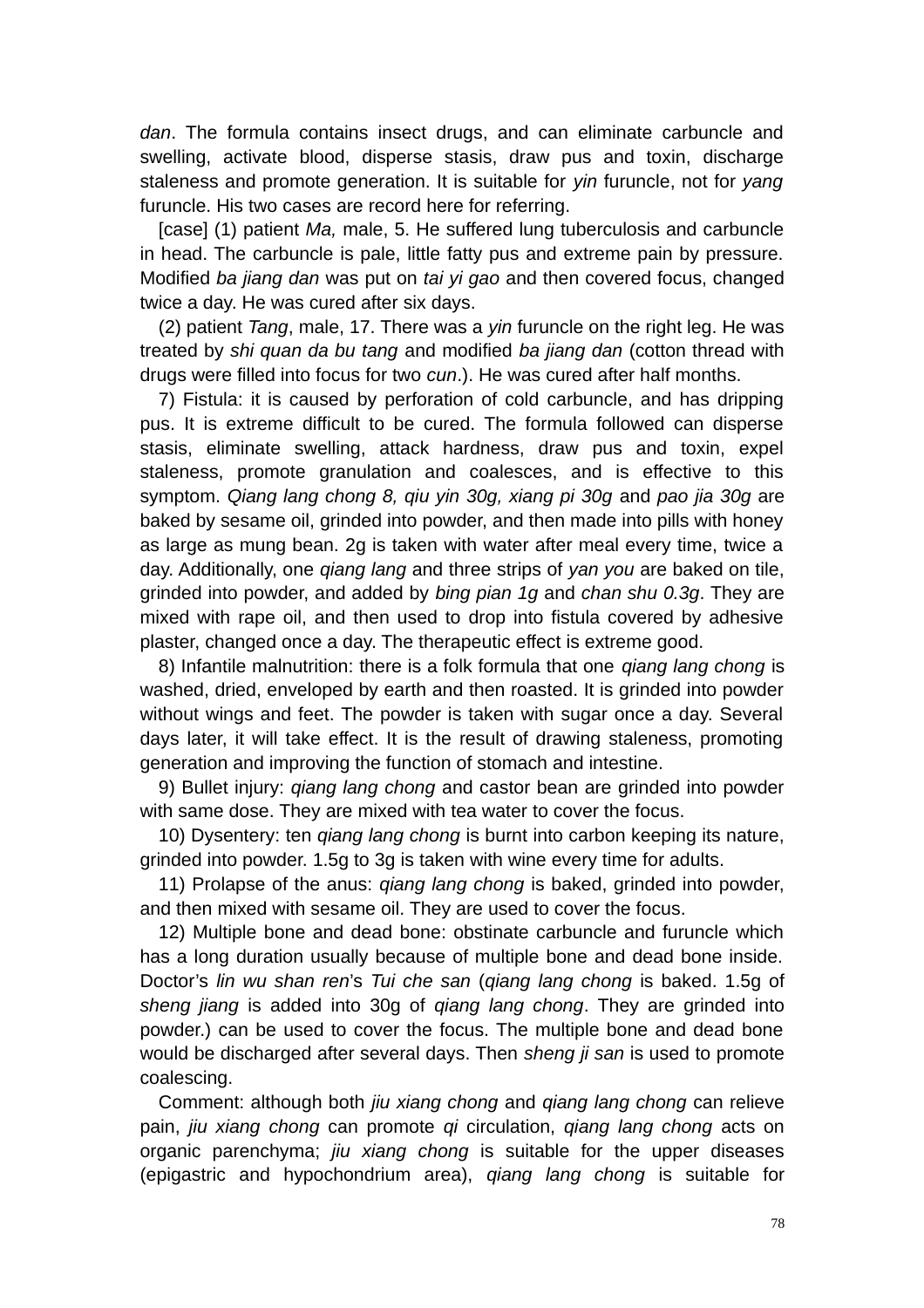*dan*. The formula contains insect drugs, and can eliminate carbuncle and swelling, activate blood, disperse stasis, draw pus and toxin, discharge staleness and promote generation. It is suitable for *yin* furuncle, not for *yang* furuncle. His two cases are record here for referring.

[case] (1) patient *Ma,* male, 5. He suffered lung tuberculosis and carbuncle in head. The carbuncle is pale, little fatty pus and extreme pain by pressure. Modified *ba jiang dan* was put on *tai yi gao* and then covered focus, changed twice a day. He was cured after six days.

(2) patient *Tang*, male, 17. There was a *yin* furuncle on the right leg. He was treated by *shi quan da bu tang* and modified *ba jiang dan* (cotton thread with drugs were filled into focus for two *cun*.). He was cured after half months.

7) Fistula: it is caused by perforation of cold carbuncle, and has dripping pus. It is extreme difficult to be cured. The formula followed can disperse stasis, eliminate swelling, attack hardness, draw pus and toxin, expel staleness, promote granulation and coalesces, and is effective to this symptom. *Qiang lang chong 8, qiu yin 30g, xiang pi 30g* and *pao jia 30g* are baked by sesame oil, grinded into powder, and then made into pills with honey as large as mung bean. 2g is taken with water after meal every time, twice a day. Additionally, one *qiang lang* and three strips of *yan you* are baked on tile, grinded into powder, and added by *bing pian 1g* and *chan shu 0.3g*. They are mixed with rape oil, and then used to drop into fistula covered by adhesive plaster, changed once a day. The therapeutic effect is extreme good.

8) Infantile malnutrition: there is a folk formula that one *qiang lang chong* is washed, dried, enveloped by earth and then roasted. It is grinded into powder without wings and feet. The powder is taken with sugar once a day. Several days later, it will take effect. It is the result of drawing staleness, promoting generation and improving the function of stomach and intestine.

9) Bullet injury: *qiang lang chong* and castor bean are grinded into powder with same dose. They are mixed with tea water to cover the focus.

10) Dysentery: ten *qiang lang chong* is burnt into carbon keeping its nature, grinded into powder. 1.5g to 3g is taken with wine every time for adults.

11) Prolapse of the anus: *qiang lang chong* is baked, grinded into powder, and then mixed with sesame oil. They are used to cover the focus.

12) Multiple bone and dead bone: obstinate carbuncle and furuncle which has a long duration usually because of multiple bone and dead bone inside. Doctor's *lin wu shan ren*'s *Tui che san* (*qiang lang chong* is baked. 1.5g of *sheng jiang* is added into 30g of *qiang lang chong*. They are grinded into powder.) can be used to cover the focus. The multiple bone and dead bone would be discharged after several days. Then *sheng ji san* is used to promote coalescing.

Comment: although both *jiu xiang chong* and *qiang lang chong* can relieve pain, *jiu xiang chong* can promote *qi* circulation, *qiang lang chong* acts on organic parenchyma; *jiu xiang chong* is suitable for the upper diseases (epigastric and hypochondrium area), *qiang lang chong* is suitable for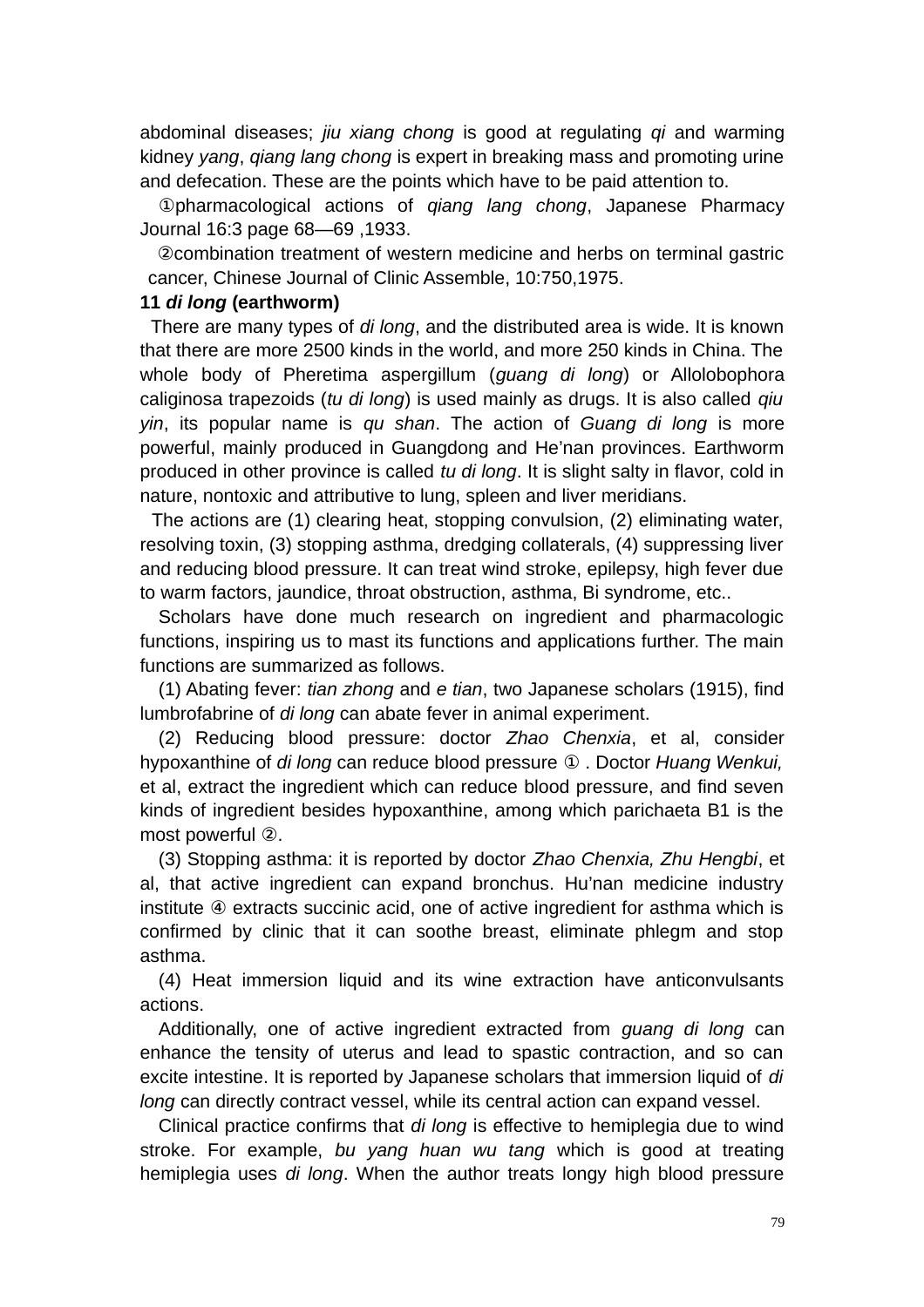abdominal diseases; *jiu xiang chong* is good at regulating *qi* and warming kidney *yang*, *qiang lang chong* is expert in breaking mass and promoting urine and defecation. These are the points which have to be paid attention to.

①pharmacological actions of *qiang lang chong*, Japanese Pharmacy Journal 16:3 page 68—69 ,1933.

②combination treatment of western medicine and herbs on terminal gastric cancer, Chinese Journal of Clinic Assemble, 10:750,1975.

**11 *di long* (earthworm)**

There are many types of *di long*, and the distributed area is wide. It is known that there are more 2500 kinds in the world, and more 250 kinds in China. The whole body of Pheretima aspergillum (*guang di long*) or Allolobophora caliginosa trapezoids (*tu di long*) is used mainly as drugs. It is also called *qiu yin*, its popular name is *qu shan*. The action of *Guang di long* is more powerful, mainly produced in Guangdong and He'nan provinces. Earthworm produced in other province is called *tu di long*. It is slight salty in flavor, cold in nature, nontoxic and attributive to lung, spleen and liver meridians.

The actions are (1) clearing heat, stopping convulsion, (2) eliminating water, resolving toxin, (3) stopping asthma, dredging collaterals, (4) suppressing liver and reducing blood pressure. It can treat wind stroke, epilepsy, high fever due to warm factors, jaundice, throat obstruction, asthma, Bi syndrome, etc..

Scholars have done much research on ingredient and pharmacologic functions, inspiring us to mast its functions and applications further. The main functions are summarized as follows.

(1) Abating fever: *tian zhong* and *e tian*, two Japanese scholars (1915), find lumbrofabrine of *di long* can abate fever in animal experiment.

(2) Reducing blood pressure: doctor *Zhao Chenxia*, et al, consider hypoxanthine of *di long* can reduce blood pressure ① . Doctor *Huang Wenkui,* et al, extract the ingredient which can reduce blood pressure, and find seven kinds of ingredient besides hypoxanthine, among which parichaeta B1 is the most powerful ②.

(3) Stopping asthma: it is reported by doctor *Zhao Chenxia, Zhu Hengbi*, et al, that active ingredient can expand bronchus. Hu'nan medicine industry institute ④ extracts succinic acid, one of active ingredient for asthma which is confirmed by clinic that it can soothe breast, eliminate phlegm and stop asthma.

(4) Heat immersion liquid and its wine extraction have anticonvulsants actions.

Additionally, one of active ingredient extracted from *guang di long* can enhance the tensity of uterus and lead to spastic contraction, and so can excite intestine. It is reported by Japanese scholars that immersion liquid of *di long* can directly contract vessel, while its central action can expand vessel.

Clinical practice confirms that *di long* is effective to hemiplegia due to wind stroke. For example, *bu yang huan wu tang* which is good at treating hemiplegia uses *di long*. When the author treats longy high blood pressure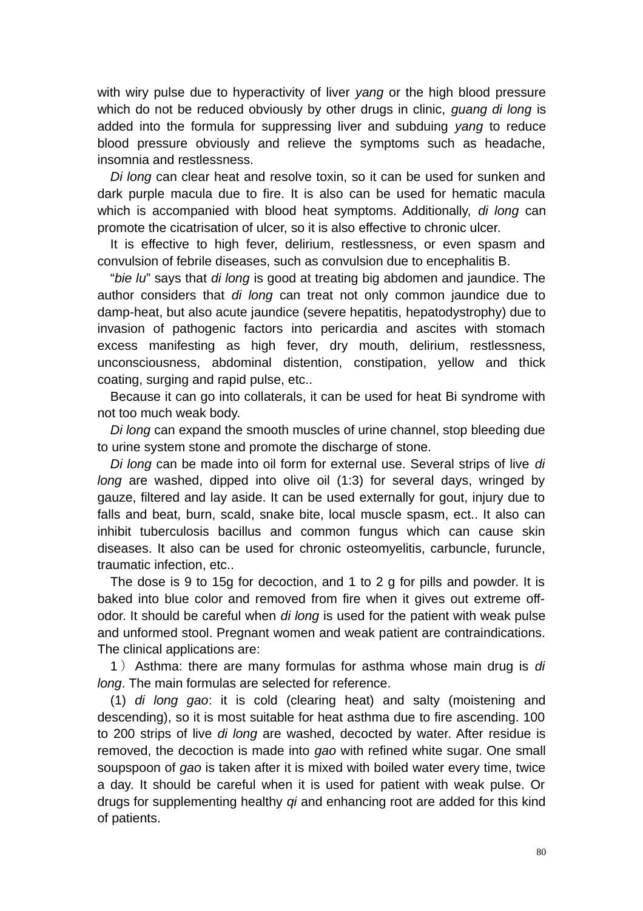with wiry pulse due to hyperactivity of liver *yang* or the high blood pressure which do not be reduced obviously by other drugs in clinic, *guang di long* is added into the formula for suppressing liver and subduing *yang* to reduce blood pressure obviously and relieve the symptoms such as headache, insomnia and restlessness.

*Di long* can clear heat and resolve toxin, so it can be used for sunken and dark purple macula due to fire. It is also can be used for hematic macula which is accompanied with blood heat symptoms. Additionally, *di long* can promote the cicatrisation of ulcer, so it is also effective to chronic ulcer.

It is effective to high fever, delirium, restlessness, or even spasm and convulsion of febrile diseases, such as convulsion due to encephalitis B.

"*bie lu*" says that *di long* is good at treating big abdomen and jaundice. The author considers that *di long* can treat not only common jaundice due to damp-heat, but also acute jaundice (severe hepatitis, hepatodystrophy) due to invasion of pathogenic factors into pericardia and ascites with stomach excess manifesting as high fever, dry mouth, delirium, restlessness, unconsciousness, abdominal distention, constipation, yellow and thick coating, surging and rapid pulse, etc..

Because it can go into collaterals, it can be used for heat Bi syndrome with not too much weak body.

*Di long* can expand the smooth muscles of urine channel, stop bleeding due to urine system stone and promote the discharge of stone.

*Di long* can be made into oil form for external use. Several strips of live *di long* are washed, dipped into olive oil (1:3) for several days, wringed by gauze, filtered and lay aside. It can be used externally for gout, injury due to falls and beat, burn, scald, snake bite, local muscle spasm, ect.. It also can inhibit tuberculosis bacillus and common fungus which can cause skin diseases. It also can be used for chronic osteomyelitis, carbuncle, furuncle, traumatic infection, etc..

The dose is 9 to 15g for decoction, and 1 to 2 g for pills and powder. It is baked into blue color and removed from fire when it gives out extreme off-odor. It should be careful when *di long* is used for the patient with weak pulse and unformed stool. Pregnant women and weak patient are contraindications. The clinical applications are:

1） Asthma: there are many formulas for asthma whose main drug is *di long*. The main formulas are selected for reference.

(1) *di long gao*: it is cold (clearing heat) and salty (moistening and descending), so it is most suitable for heat asthma due to fire ascending. 100 to 200 strips of live *di long* are washed, decocted by water. After residue is removed, the decoction is made into *gao* with refined white sugar. One small soupspoon of *gao* is taken after it is mixed with boiled water every time, twice a day. It should be careful when it is used for patient with weak pulse. Or drugs for supplementing healthy *qi* and enhancing root are added for this kind of patients.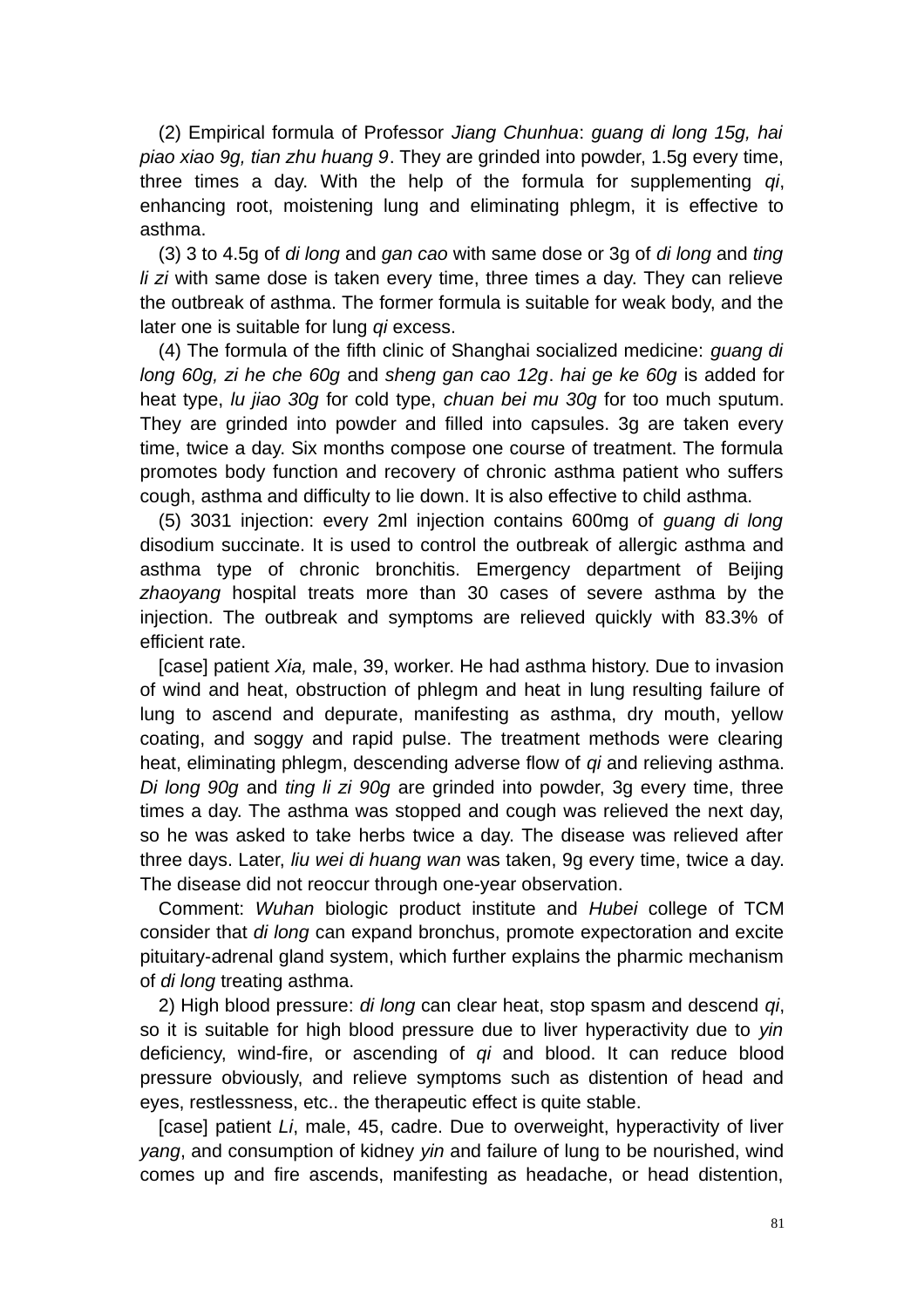(2) Empirical formula of Professor *Jiang Chunhua*: *guang di long 15g, hai piao xiao 9g, tian zhu huang 9*. They are grinded into powder, 1.5g every time, three times a day. With the help of the formula for supplementing *qi*, enhancing root, moistening lung and eliminating phlegm, it is effective to asthma.

(3) 3 to 4.5g of *di long* and *gan cao* with same dose or 3g of *di long* and *ting li zi* with same dose is taken every time, three times a day. They can relieve the outbreak of asthma. The former formula is suitable for weak body, and the later one is suitable for lung *qi* excess.

(4) The formula of the fifth clinic of Shanghai socialized medicine: *guang di long 60g, zi he che 60g* and *sheng gan cao 12g*. *hai ge ke 60g* is added for heat type, *lu jiao 30g* for cold type, *chuan bei mu 30g* for too much sputum. They are grinded into powder and filled into capsules. 3g are taken every time, twice a day. Six months compose one course of treatment. The formula promotes body function and recovery of chronic asthma patient who suffers cough, asthma and difficulty to lie down. It is also effective to child asthma.

(5) 3031 injection: every 2ml injection contains 600mg of *guang di long* disodium succinate. It is used to control the outbreak of allergic asthma and asthma type of chronic bronchitis. Emergency department of Beijing *zhaoyang* hospital treats more than 30 cases of severe asthma by the injection. The outbreak and symptoms are relieved quickly with 83.3% of efficient rate.

[case] patient *Xia,* male, 39, worker. He had asthma history. Due to invasion of wind and heat, obstruction of phlegm and heat in lung resulting failure of lung to ascend and depurate, manifesting as asthma, dry mouth, yellow coating, and soggy and rapid pulse. The treatment methods were clearing heat, eliminating phlegm, descending adverse flow of *qi* and relieving asthma. *Di long 90g* and *ting li zi 90g* are grinded into powder, 3g every time, three times a day. The asthma was stopped and cough was relieved the next day, so he was asked to take herbs twice a day. The disease was relieved after three days. Later, *liu wei di huang wan* was taken, 9g every time, twice a day. The disease did not reoccur through one-year observation.

Comment: *Wuhan* biologic product institute and *Hubei* college of TCM consider that *di long* can expand bronchus, promote expectoration and excite pituitary-adrenal gland system, which further explains the pharmic mechanism of *di long* treating asthma.

2) High blood pressure: *di long* can clear heat, stop spasm and descend *qi*, so it is suitable for high blood pressure due to liver hyperactivity due to *yin* deficiency, wind-fire, or ascending of *qi* and blood. It can reduce blood pressure obviously, and relieve symptoms such as distention of head and eyes, restlessness, etc.. the therapeutic effect is quite stable.

[case] patient *Li*, male, 45, cadre. Due to overweight, hyperactivity of liver *yang*, and consumption of kidney *yin* and failure of lung to be nourished, wind comes up and fire ascends, manifesting as headache, or head distention,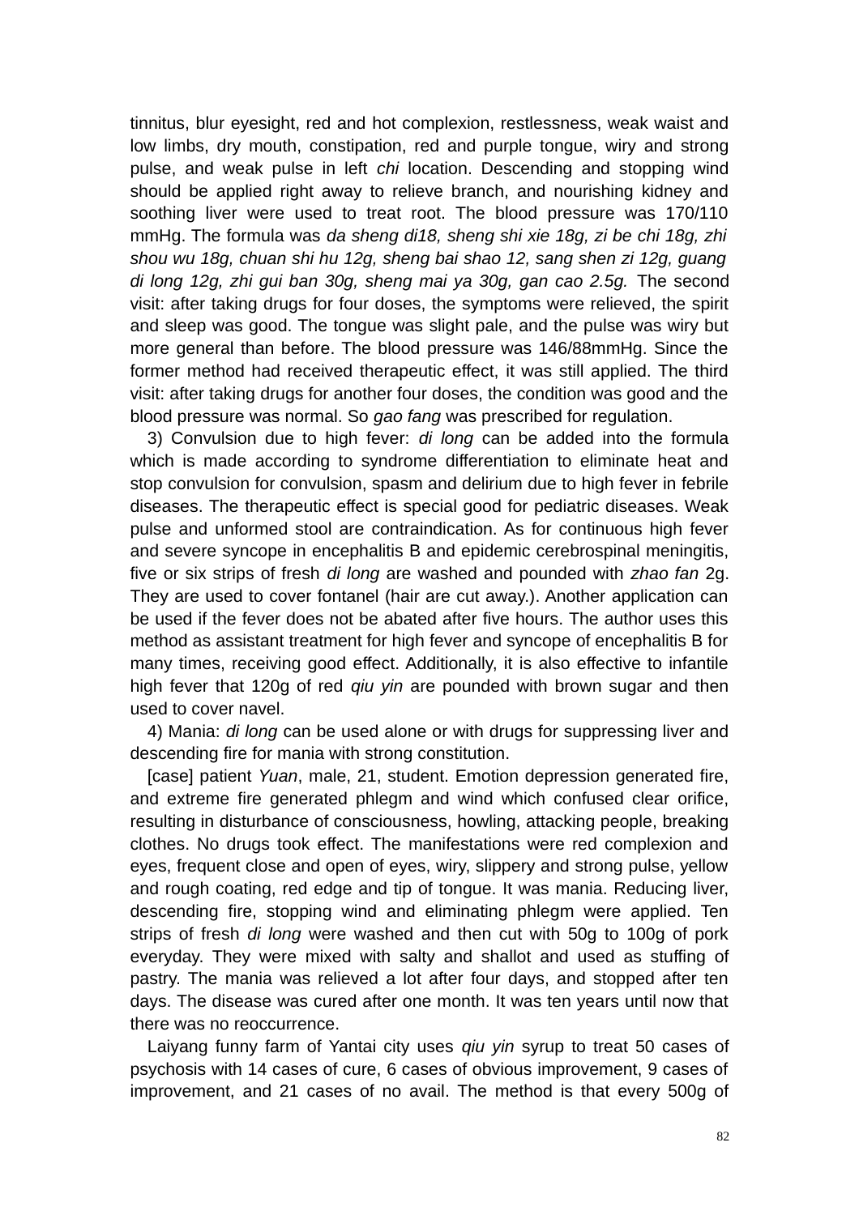tinnitus, blur eyesight, red and hot complexion, restlessness, weak waist and low limbs, dry mouth, constipation, red and purple tongue, wiry and strong pulse, and weak pulse in left *chi* location. Descending and stopping wind should be applied right away to relieve branch, and nourishing kidney and soothing liver were used to treat root. The blood pressure was 170/110 mmHg. The formula was *da sheng di18, sheng shi xie 18g, zi be chi 18g, zhi shou wu 18g, chuan shi hu 12g, sheng bai shao 12, sang shen zi 12g, guang di long 12g, zhi gui ban 30g, sheng mai ya 30g, gan cao 2.5g.* The second visit: after taking drugs for four doses, the symptoms were relieved, the spirit and sleep was good. The tongue was slight pale, and the pulse was wiry but more general than before. The blood pressure was 146/88mmHg. Since the former method had received therapeutic effect, it was still applied. The third visit: after taking drugs for another four doses, the condition was good and the blood pressure was normal. So *gao fang* was prescribed for regulation.

3) Convulsion due to high fever: *di long* can be added into the formula which is made according to syndrome differentiation to eliminate heat and stop convulsion for convulsion, spasm and delirium due to high fever in febrile diseases. The therapeutic effect is special good for pediatric diseases. Weak pulse and unformed stool are contraindication. As for continuous high fever and severe syncope in encephalitis B and epidemic cerebrospinal meningitis, five or six strips of fresh *di long* are washed and pounded with *zhao fan* 2g. They are used to cover fontanel (hair are cut away.). Another application can be used if the fever does not be abated after five hours. The author uses this method as assistant treatment for high fever and syncope of encephalitis B for many times, receiving good effect. Additionally, it is also effective to infantile high fever that 120g of red *qiu yin* are pounded with brown sugar and then used to cover navel.

4) Mania: *di long* can be used alone or with drugs for suppressing liver and descending fire for mania with strong constitution.

[case] patient *Yuan*, male, 21, student. Emotion depression generated fire, and extreme fire generated phlegm and wind which confused clear orifice, resulting in disturbance of consciousness, howling, attacking people, breaking clothes. No drugs took effect. The manifestations were red complexion and eyes, frequent close and open of eyes, wiry, slippery and strong pulse, yellow and rough coating, red edge and tip of tongue. It was mania. Reducing liver, descending fire, stopping wind and eliminating phlegm were applied. Ten strips of fresh *di long* were washed and then cut with 50g to 100g of pork everyday. They were mixed with salty and shallot and used as stuffing of pastry. The mania was relieved a lot after four days, and stopped after ten days. The disease was cured after one month. It was ten years until now that there was no reoccurrence.

Laiyang funny farm of Yantai city uses *qiu yin* syrup to treat 50 cases of psychosis with 14 cases of cure, 6 cases of obvious improvement, 9 cases of improvement, and 21 cases of no avail. The method is that every 500g of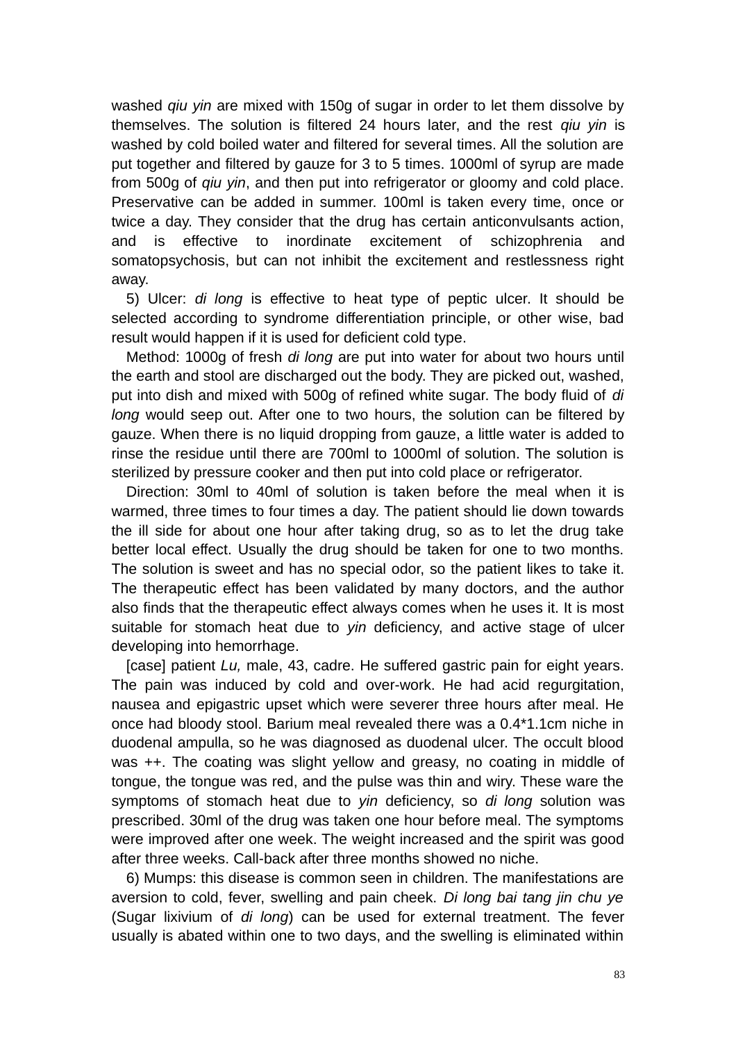washed *qiu yin* are mixed with 150g of sugar in order to let them dissolve by themselves. The solution is filtered 24 hours later, and the rest *qiu yin* is washed by cold boiled water and filtered for several times. All the solution are put together and filtered by gauze for 3 to 5 times. 1000ml of syrup are made from 500g of *qiu yin*, and then put into refrigerator or gloomy and cold place. Preservative can be added in summer. 100ml is taken every time, once or twice a day. They consider that the drug has certain anticonvulsants action, and is effective to inordinate excitement of schizophrenia and somatopsychosis, but can not inhibit the excitement and restlessness right away.

5) Ulcer: *di long* is effective to heat type of peptic ulcer. It should be selected according to syndrome differentiation principle, or other wise, bad result would happen if it is used for deficient cold type.

Method: 1000g of fresh *di long* are put into water for about two hours until the earth and stool are discharged out the body. They are picked out, washed, put into dish and mixed with 500g of refined white sugar. The body fluid of *di long* would seep out. After one to two hours, the solution can be filtered by gauze. When there is no liquid dropping from gauze, a little water is added to rinse the residue until there are 700ml to 1000ml of solution. The solution is sterilized by pressure cooker and then put into cold place or refrigerator.

Direction: 30ml to 40ml of solution is taken before the meal when it is warmed, three times to four times a day. The patient should lie down towards the ill side for about one hour after taking drug, so as to let the drug take better local effect. Usually the drug should be taken for one to two months. The solution is sweet and has no special odor, so the patient likes to take it. The therapeutic effect has been validated by many doctors, and the author also finds that the therapeutic effect always comes when he uses it. It is most suitable for stomach heat due to *yin* deficiency, and active stage of ulcer developing into hemorrhage.

[case] patient *Lu,* male, 43, cadre. He suffered gastric pain for eight years. The pain was induced by cold and over-work. He had acid regurgitation, nausea and epigastric upset which were severer three hours after meal. He once had bloody stool. Barium meal revealed there was a 0.4*1.1cm niche in duodenal ampulla, so he was diagnosed as duodenal ulcer. The occult blood was ++. The coating was slight yellow and greasy, no coating in middle of tongue, the tongue was red, and the pulse was thin and wiry. These ware the symptoms of stomach heat due to *yin* deficiency, so *di long* solution was prescribed. 30ml of the drug was taken one hour before meal. The symptoms were improved after one week. The weight increased and the spirit was good after three weeks. Call-back after three months showed no niche.

6) Mumps: this disease is common seen in children. The manifestations are aversion to cold, fever, swelling and pain cheek. *Di long bai tang jin chu ye* (Sugar lixivium of *di long*) can be used for external treatment. The fever usually is abated within one to two days, and the swelling is eliminated within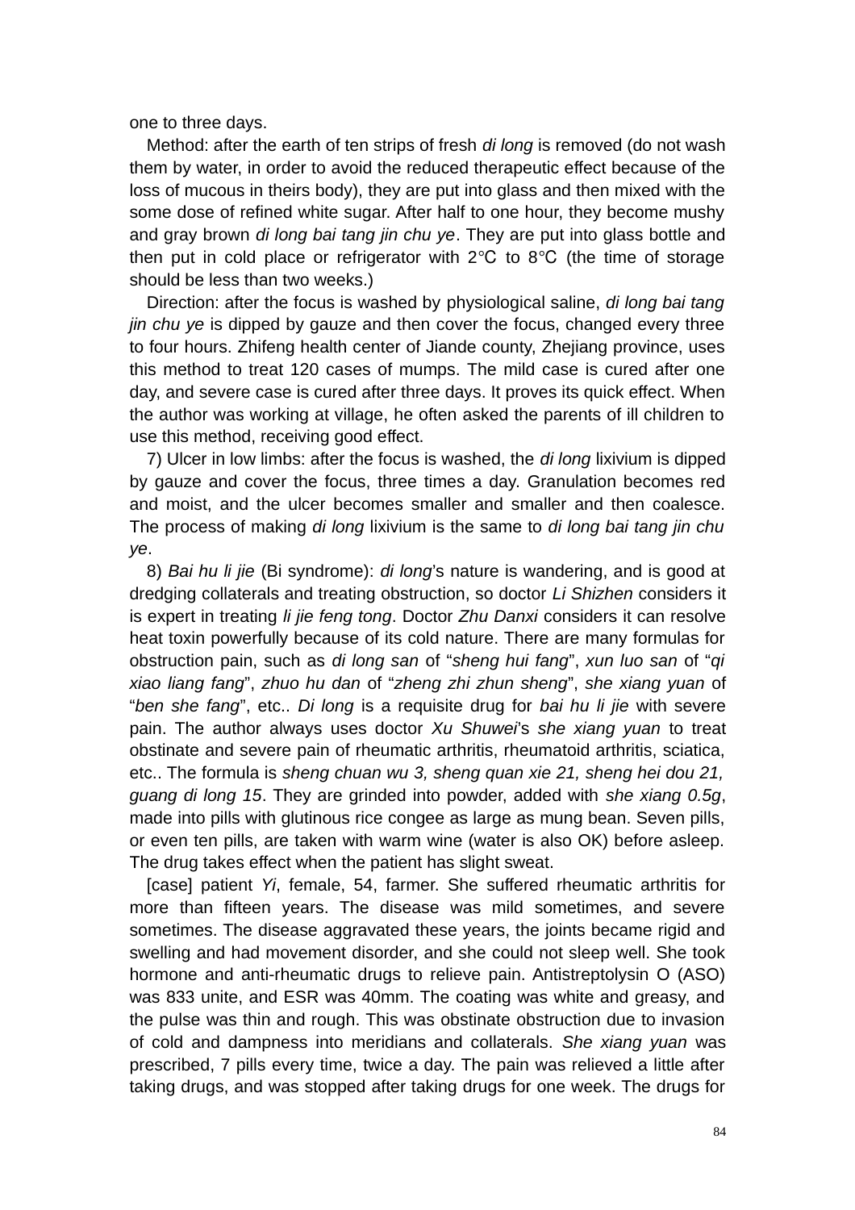one to three days.

Method: after the earth of ten strips of fresh *di long* is removed (do not wash them by water, in order to avoid the reduced therapeutic effect because of the loss of mucous in theirs body), they are put into glass and then mixed with the some dose of refined white sugar. After half to one hour, they become mushy and gray brown *di long bai tang jin chu ye*. They are put into glass bottle and then put in cold place or refrigerator with 2℃ to 8℃ (the time of storage should be less than two weeks.)

Direction: after the focus is washed by physiological saline, *di long bai tang jin chu ye* is dipped by gauze and then cover the focus, changed every three to four hours. Zhifeng health center of Jiande county, Zhejiang province, uses this method to treat 120 cases of mumps. The mild case is cured after one day, and severe case is cured after three days. It proves its quick effect. When the author was working at village, he often asked the parents of ill children to use this method, receiving good effect.

7) Ulcer in low limbs: after the focus is washed, the *di long* lixivium is dipped by gauze and cover the focus, three times a day. Granulation becomes red and moist, and the ulcer becomes smaller and smaller and then coalesce. The process of making *di long* lixivium is the same to *di long bai tang jin chu ye*.

8) *Bai hu li jie* (Bi syndrome): *di long*'s nature is wandering, and is good at dredging collaterals and treating obstruction, so doctor *Li Shizhen* considers it is expert in treating *li jie feng tong*. Doctor *Zhu Danxi* considers it can resolve heat toxin powerfully because of its cold nature. There are many formulas for obstruction pain, such as *di long san* of "*sheng hui fang*", *xun luo san* of "*qi xiao liang fang*", *zhuo hu dan* of "*zheng zhi zhun sheng*", *she xiang yuan* of "*ben she fang*", etc.. *Di long* is a requisite drug for *bai hu li jie* with severe pain. The author always uses doctor *Xu Shuwei*'s *she xiang yuan* to treat obstinate and severe pain of rheumatic arthritis, rheumatoid arthritis, sciatica, etc.. The formula is *sheng chuan wu 3, sheng quan xie 21, sheng hei dou 21, guang di long 15*. They are grinded into powder, added with *she xiang 0.5g*, made into pills with glutinous rice congee as large as mung bean. Seven pills, or even ten pills, are taken with warm wine (water is also OK) before asleep. The drug takes effect when the patient has slight sweat.

[case] patient *Yi*, female, 54, farmer. She suffered rheumatic arthritis for more than fifteen years. The disease was mild sometimes, and severe sometimes. The disease aggravated these years, the joints became rigid and swelling and had movement disorder, and she could not sleep well. She took hormone and anti-rheumatic drugs to relieve pain. Antistreptolysin O (ASO) was 833 unite, and ESR was 40mm. The coating was white and greasy, and the pulse was thin and rough. This was obstinate obstruction due to invasion of cold and dampness into meridians and collaterals. *She xiang yuan* was prescribed, 7 pills every time, twice a day. The pain was relieved a little after taking drugs, and was stopped after taking drugs for one week. The drugs for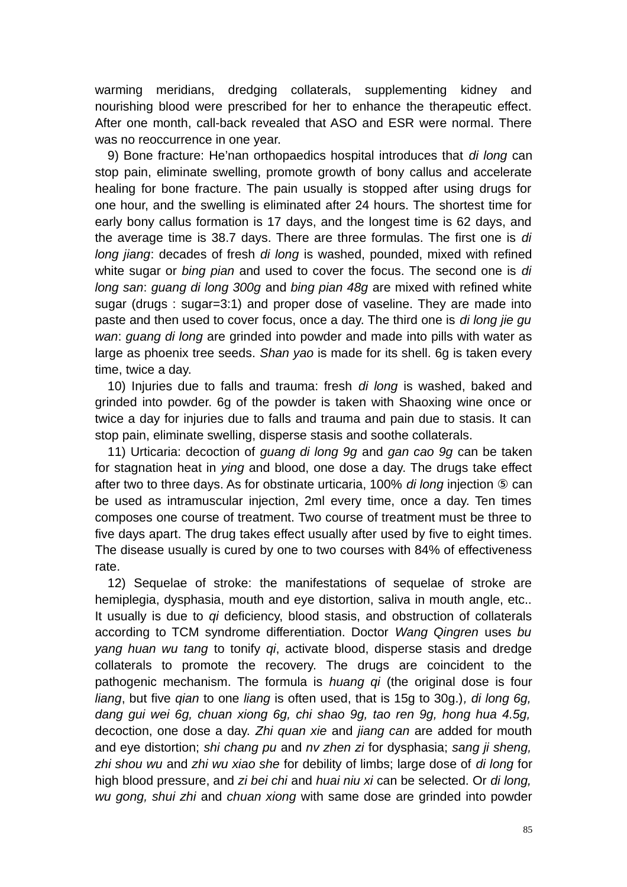warming meridians, dredging collaterals, supplementing kidney and nourishing blood were prescribed for her to enhance the therapeutic effect. After one month, call-back revealed that ASO and ESR were normal. There was no reoccurrence in one year.

9) Bone fracture: He'nan orthopaedics hospital introduces that *di long* can stop pain, eliminate swelling, promote growth of bony callus and accelerate healing for bone fracture. The pain usually is stopped after using drugs for one hour, and the swelling is eliminated after 24 hours. The shortest time for early bony callus formation is 17 days, and the longest time is 62 days, and the average time is 38.7 days. There are three formulas. The first one is *di long jiang*: decades of fresh *di long* is washed, pounded, mixed with refined white sugar or *bing pian* and used to cover the focus. The second one is *di long san*: *guang di long 300g* and *bing pian 48g* are mixed with refined white sugar (drugs : sugar=3:1) and proper dose of vaseline. They are made into paste and then used to cover focus, once a day. The third one is *di long jie gu wan*: *guang di long* are grinded into powder and made into pills with water as large as phoenix tree seeds. *Shan yao* is made for its shell. 6g is taken every time, twice a day.

10) Injuries due to falls and trauma: fresh *di long* is washed, baked and grinded into powder. 6g of the powder is taken with Shaoxing wine once or twice a day for injuries due to falls and trauma and pain due to stasis. It can stop pain, eliminate swelling, disperse stasis and soothe collaterals.

11) Urticaria: decoction of *guang di long 9g* and *gan cao 9g* can be taken for stagnation heat in *ying* and blood, one dose a day. The drugs take effect after two to three days. As for obstinate urticaria, 100% *di long* injection ⑤ can be used as intramuscular injection, 2ml every time, once a day. Ten times composes one course of treatment. Two course of treatment must be three to five days apart. The drug takes effect usually after used by five to eight times. The disease usually is cured by one to two courses with 84% of effectiveness rate.

12) Sequelae of stroke: the manifestations of sequelae of stroke are hemiplegia, dysphasia, mouth and eye distortion, saliva in mouth angle, etc.. It usually is due to *qi* deficiency, blood stasis, and obstruction of collaterals according to TCM syndrome differentiation. Doctor *Wang Qingren* uses *bu yang huan wu tang* to tonify *qi*, activate blood, disperse stasis and dredge collaterals to promote the recovery. The drugs are coincident to the pathogenic mechanism. The formula is *huang qi* (the original dose is four *liang*, but five *qian* to one *liang* is often used, that is 15g to 30g.)*, di long 6g, dang gui wei 6g, chuan xiong 6g, chi shao 9g, tao ren 9g, hong hua 4.5g,* decoction, one dose a day. *Zhi quan xie* and *jiang can* are added for mouth and eye distortion; *shi chang pu* and *nv zhen zi* for dysphasia; *sang ji sheng, zhi shou wu* and *zhi wu xiao she* for debility of limbs; large dose of *di long* for high blood pressure, and *zi bei chi* and *huai niu xi* can be selected. Or *di long, wu gong, shui zhi* and *chuan xiong* with same dose are grinded into powder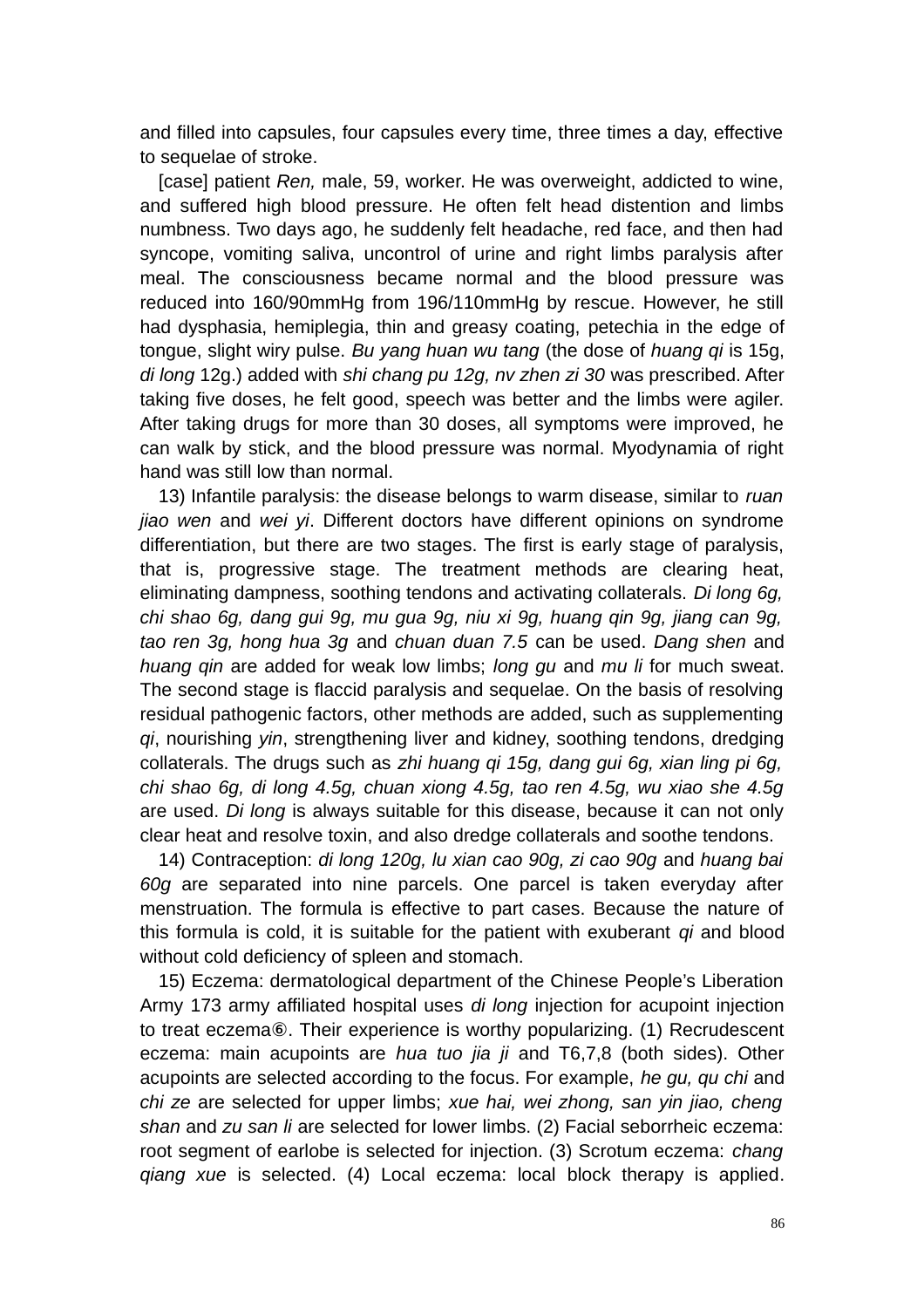and filled into capsules, four capsules every time, three times a day, effective to sequelae of stroke.

[case] patient *Ren,* male, 59, worker. He was overweight, addicted to wine, and suffered high blood pressure. He often felt head distention and limbs numbness. Two days ago, he suddenly felt headache, red face, and then had syncope, vomiting saliva, uncontrol of urine and right limbs paralysis after meal. The consciousness became normal and the blood pressure was reduced into 160/90mmHg from 196/110mmHg by rescue. However, he still had dysphasia, hemiplegia, thin and greasy coating, petechia in the edge of tongue, slight wiry pulse. *Bu yang huan wu tang* (the dose of *huang qi* is 15g, *di long* 12g.) added with *shi chang pu 12g, nv zhen zi 30* was prescribed. After taking five doses, he felt good, speech was better and the limbs were agiler. After taking drugs for more than 30 doses, all symptoms were improved, he can walk by stick, and the blood pressure was normal. Myodynamia of right hand was still low than normal.

13) Infantile paralysis: the disease belongs to warm disease, similar to *ruan jiao wen* and *wei yi*. Different doctors have different opinions on syndrome differentiation, but there are two stages. The first is early stage of paralysis, that is, progressive stage. The treatment methods are clearing heat, eliminating dampness, soothing tendons and activating collaterals. *Di long 6g, chi shao 6g, dang gui 9g, mu gua 9g, niu xi 9g, huang qin 9g, jiang can 9g, tao ren 3g, hong hua 3g* and *chuan duan 7.5* can be used. *Dang shen* and *huang qin* are added for weak low limbs; *long gu* and *mu li* for much sweat. The second stage is flaccid paralysis and sequelae. On the basis of resolving residual pathogenic factors, other methods are added, such as supplementing *qi*, nourishing *yin*, strengthening liver and kidney, soothing tendons, dredging collaterals. The drugs such as *zhi huang qi 15g, dang gui 6g, xian ling pi 6g, chi shao 6g, di long 4.5g, chuan xiong 4.5g, tao ren 4.5g, wu xiao she 4.5g* are used. *Di long* is always suitable for this disease, because it can not only clear heat and resolve toxin, and also dredge collaterals and soothe tendons.

14) Contraception: *di long 120g, lu xian cao 90g, zi cao 90g* and *huang bai 60g* are separated into nine parcels. One parcel is taken everyday after menstruation. The formula is effective to part cases. Because the nature of this formula is cold, it is suitable for the patient with exuberant *qi* and blood without cold deficiency of spleen and stomach.

15) Eczema: dermatological department of the Chinese People's Liberation Army 173 army affiliated hospital uses *di long* injection for acupoint injection to treat eczema⑥. Their experience is worthy popularizing. (1) Recrudescent eczema: main acupoints are *hua tuo jia ji* and T6,7,8 (both sides). Other acupoints are selected according to the focus. For example, *he gu, qu chi* and *chi ze* are selected for upper limbs; *xue hai, wei zhong, san yin jiao, cheng shan* and *zu san li* are selected for lower limbs. (2) Facial seborrheic eczema: root segment of earlobe is selected for injection. (3) Scrotum eczema: *chang qiang xue* is selected. (4) Local eczema: local block therapy is applied.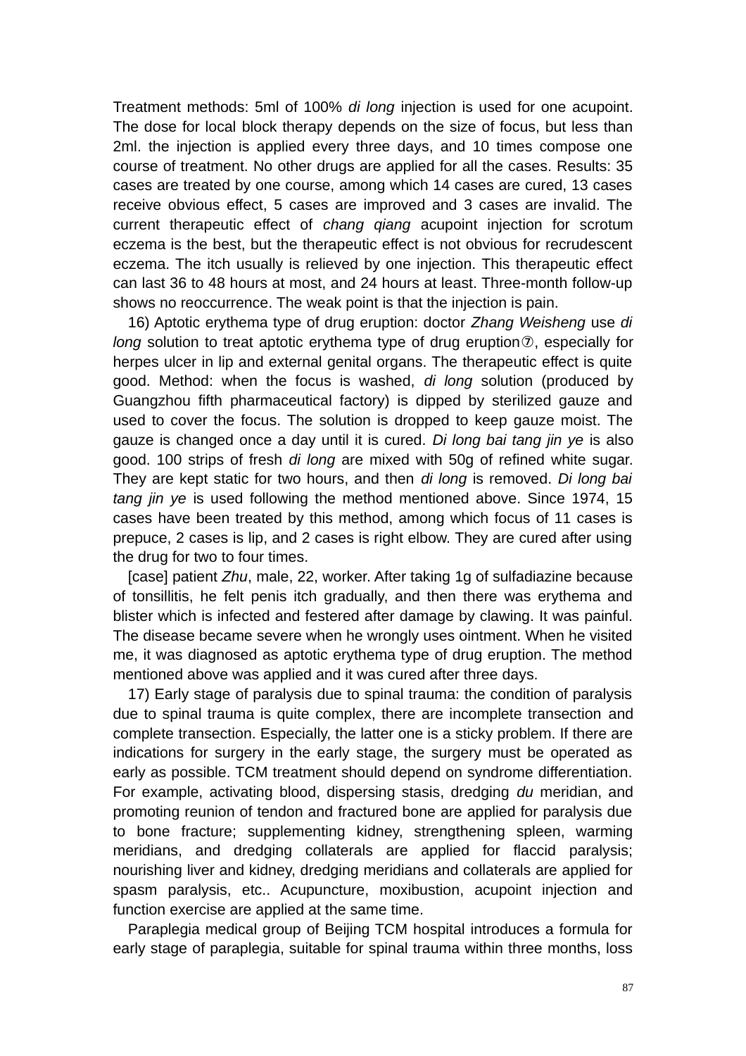Treatment methods: 5ml of 100% *di long* injection is used for one acupoint. The dose for local block therapy depends on the size of focus, but less than 2ml. the injection is applied every three days, and 10 times compose one course of treatment. No other drugs are applied for all the cases. Results: 35 cases are treated by one course, among which 14 cases are cured, 13 cases receive obvious effect, 5 cases are improved and 3 cases are invalid. The current therapeutic effect of *chang qiang* acupoint injection for scrotum eczema is the best, but the therapeutic effect is not obvious for recrudescent eczema. The itch usually is relieved by one injection. This therapeutic effect can last 36 to 48 hours at most, and 24 hours at least. Three-month follow-up shows no reoccurrence. The weak point is that the injection is pain.

16) Aptotic erythema type of drug eruption: doctor *Zhang Weisheng* use *di long* solution to treat aptotic erythema type of drug eruption⑦, especially for herpes ulcer in lip and external genital organs. The therapeutic effect is quite good. Method: when the focus is washed, *di long* solution (produced by Guangzhou fifth pharmaceutical factory) is dipped by sterilized gauze and used to cover the focus. The solution is dropped to keep gauze moist. The gauze is changed once a day until it is cured. *Di long bai tang jin ye* is also good. 100 strips of fresh *di long* are mixed with 50g of refined white sugar. They are kept static for two hours, and then *di long* is removed. *Di long bai tang jin ye* is used following the method mentioned above. Since 1974, 15 cases have been treated by this method, among which focus of 11 cases is prepuce, 2 cases is lip, and 2 cases is right elbow. They are cured after using the drug for two to four times.

[case] patient *Zhu*, male, 22, worker. After taking 1g of sulfadiazine because of tonsillitis, he felt penis itch gradually, and then there was erythema and blister which is infected and festered after damage by clawing. It was painful. The disease became severe when he wrongly uses ointment. When he visited me, it was diagnosed as aptotic erythema type of drug eruption. The method mentioned above was applied and it was cured after three days.

17) Early stage of paralysis due to spinal trauma: the condition of paralysis due to spinal trauma is quite complex, there are incomplete transection and complete transection. Especially, the latter one is a sticky problem. If there are indications for surgery in the early stage, the surgery must be operated as early as possible. TCM treatment should depend on syndrome differentiation. For example, activating blood, dispersing stasis, dredging *du* meridian, and promoting reunion of tendon and fractured bone are applied for paralysis due to bone fracture; supplementing kidney, strengthening spleen, warming meridians, and dredging collaterals are applied for flaccid paralysis; nourishing liver and kidney, dredging meridians and collaterals are applied for spasm paralysis, etc.. Acupuncture, moxibustion, acupoint injection and function exercise are applied at the same time.

Paraplegia medical group of Beijing TCM hospital introduces a formula for early stage of paraplegia, suitable for spinal trauma within three months, loss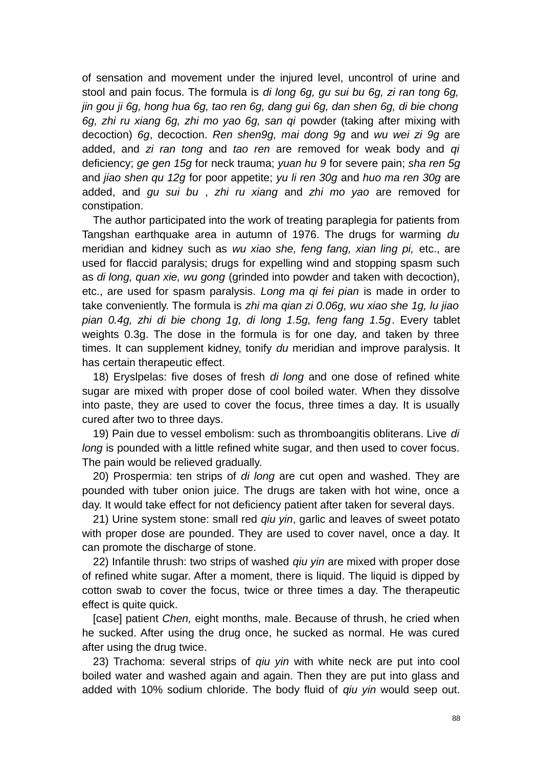of sensation and movement under the injured level, uncontrol of urine and stool and pain focus. The formula is *di long 6g, gu sui bu 6g, zi ran tong 6g, jin gou ji 6g, hong hua 6g, tao ren 6g, dang gui 6g, dan shen 6g, di bie chong 6g, zhi ru xiang 6g, zhi mo yao 6g, san qi* powder (taking after mixing with decoction) *6g*, decoction. *Ren shen9g, mai dong 9g* and *wu wei zi 9g* are added, and *zi ran tong* and *tao ren* are removed for weak body and *qi* deficiency; *ge gen 15g* for neck trauma; *yuan hu 9* for severe pain; *sha ren 5g* and *jiao shen qu 12g* for poor appetite; *yu li ren 30g* and *huo ma ren 30g* are added, and *gu sui bu* , *zhi ru xiang* and *zhi mo yao* are removed for constipation.

The author participated into the work of treating paraplegia for patients from Tangshan earthquake area in autumn of 1976. The drugs for warming *du* meridian and kidney such as *wu xiao she, feng fang, xian ling pi,* etc., are used for flaccid paralysis; drugs for expelling wind and stopping spasm such as *di long, quan xie, wu gong* (grinded into powder and taken with decoction), etc., are used for spasm paralysis. *Long ma qi fei pian* is made in order to take conveniently. The formula is *zhi ma qian zi 0.06g, wu xiao she 1g, lu jiao pian 0.4g, zhi di bie chong 1g, di long 1.5g, feng fang 1.5g*. Every tablet weights 0.3g. The dose in the formula is for one day, and taken by three times. It can supplement kidney, tonify *du* meridian and improve paralysis. It has certain therapeutic effect.

18) Eryslpelas: five doses of fresh *di long* and one dose of refined white sugar are mixed with proper dose of cool boiled water. When they dissolve into paste, they are used to cover the focus, three times a day. It is usually cured after two to three days.

19) Pain due to vessel embolism: such as thromboangitis obliterans. Live *di long* is pounded with a little refined white sugar, and then used to cover focus. The pain would be relieved gradually.

20) Prospermia: ten strips of *di long* are cut open and washed. They are pounded with tuber onion juice. The drugs are taken with hot wine, once a day. It would take effect for not deficiency patient after taken for several days.

21) Urine system stone: small red *qiu yin*, garlic and leaves of sweet potato with proper dose are pounded. They are used to cover navel, once a day. It can promote the discharge of stone.

22) Infantile thrush: two strips of washed *qiu yin* are mixed with proper dose of refined white sugar. After a moment, there is liquid. The liquid is dipped by cotton swab to cover the focus, twice or three times a day. The therapeutic effect is quite quick.

[case] patient *Chen,* eight months, male. Because of thrush, he cried when he sucked. After using the drug once, he sucked as normal. He was cured after using the drug twice.

23) Trachoma: several strips of *qiu yin* with white neck are put into cool boiled water and washed again and again. Then they are put into glass and added with 10% sodium chloride. The body fluid of *qiu yin* would seep out.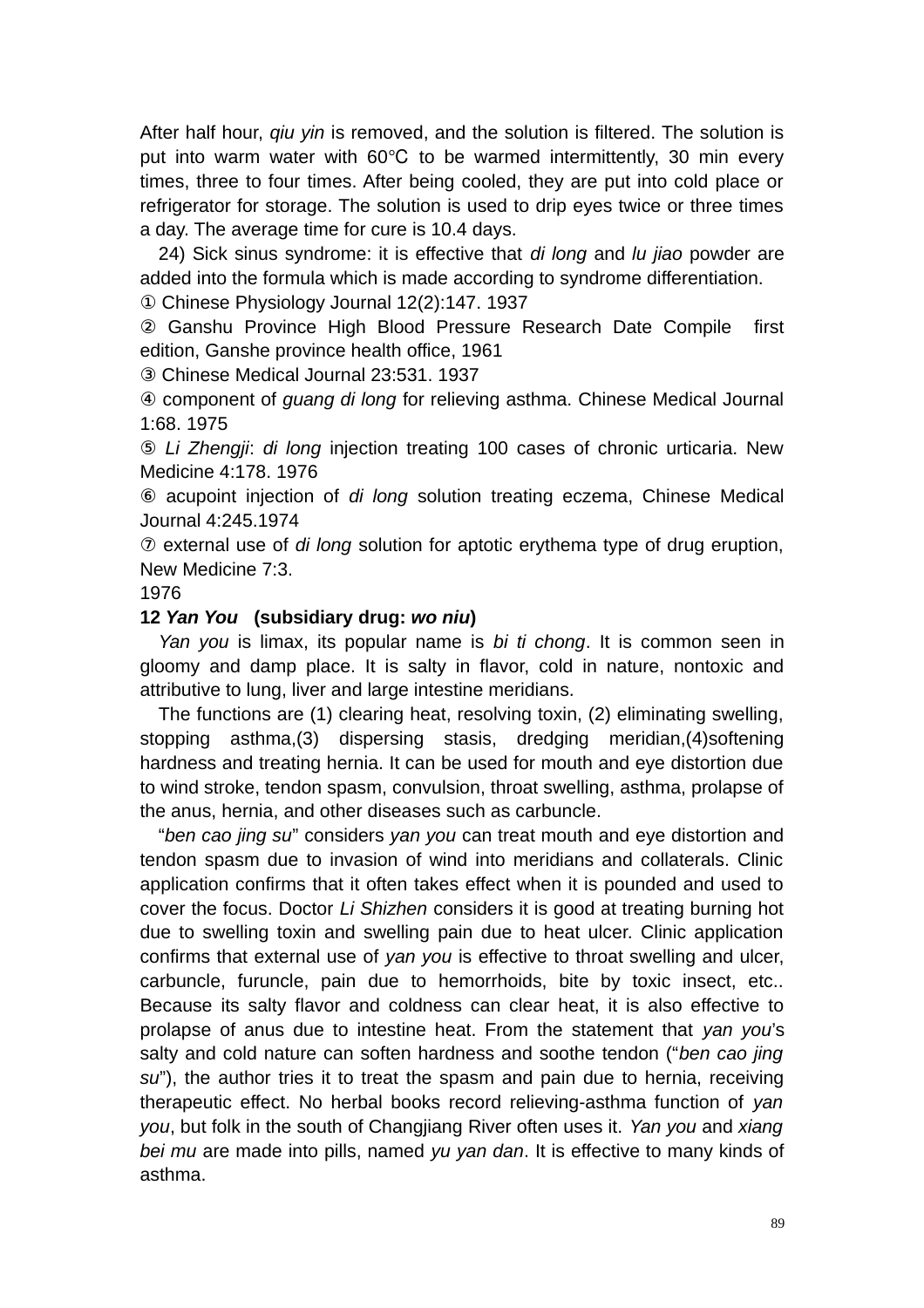After half hour, *qiu yin* is removed, and the solution is filtered. The solution is put into warm water with 60℃ to be warmed intermittently, 30 min every times, three to four times. After being cooled, they are put into cold place or refrigerator for storage. The solution is used to drip eyes twice or three times a day. The average time for cure is 10.4 days.

24) Sick sinus syndrome: it is effective that *di long* and *lu jiao* powder are added into the formula which is made according to syndrome differentiation.

① Chinese Physiology Journal 12(2):147. 1937

② Ganshu Province High Blood Pressure Research Date Compile first edition, Ganshe province health office, 1961

③ Chinese Medical Journal 23:531. 1937

④ component of *guang di long* for relieving asthma. Chinese Medical Journal 1:68. 1975

⑤ *Li Zhengji*: *di long* injection treating 100 cases of chronic urticaria. New Medicine 4:178. 1976

⑥ acupoint injection of *di long* solution treating eczema, Chinese Medical Journal 4:245.1974

⑦ external use of *di long* solution for aptotic erythema type of drug eruption, New Medicine 7:3.
1976

**12 *Yan You* (subsidiary drug: *wo niu*)**

*Yan you* is limax, its popular name is *bi ti chong*. It is common seen in gloomy and damp place. It is salty in flavor, cold in nature, nontoxic and attributive to lung, liver and large intestine meridians.

The functions are (1) clearing heat, resolving toxin, (2) eliminating swelling, stopping asthma,(3) dispersing stasis, dredging meridian,(4)softening hardness and treating hernia. It can be used for mouth and eye distortion due to wind stroke, tendon spasm, convulsion, throat swelling, asthma, prolapse of the anus, hernia, and other diseases such as carbuncle.

"*ben cao jing su*" considers *yan you* can treat mouth and eye distortion and tendon spasm due to invasion of wind into meridians and collaterals. Clinic application confirms that it often takes effect when it is pounded and used to cover the focus. Doctor *Li Shizhen* considers it is good at treating burning hot due to swelling toxin and swelling pain due to heat ulcer. Clinic application confirms that external use of *yan you* is effective to throat swelling and ulcer, carbuncle, furuncle, pain due to hemorrhoids, bite by toxic insect, etc.. Because its salty flavor and coldness can clear heat, it is also effective to prolapse of anus due to intestine heat. From the statement that *yan you*'s salty and cold nature can soften hardness and soothe tendon ("*ben cao jing su*"), the author tries it to treat the spasm and pain due to hernia, receiving therapeutic effect. No herbal books record relieving-asthma function of *yan you*, but folk in the south of Changjiang River often uses it. *Yan you* and *xiang bei mu* are made into pills, named *yu yan dan*. It is effective to many kinds of asthma.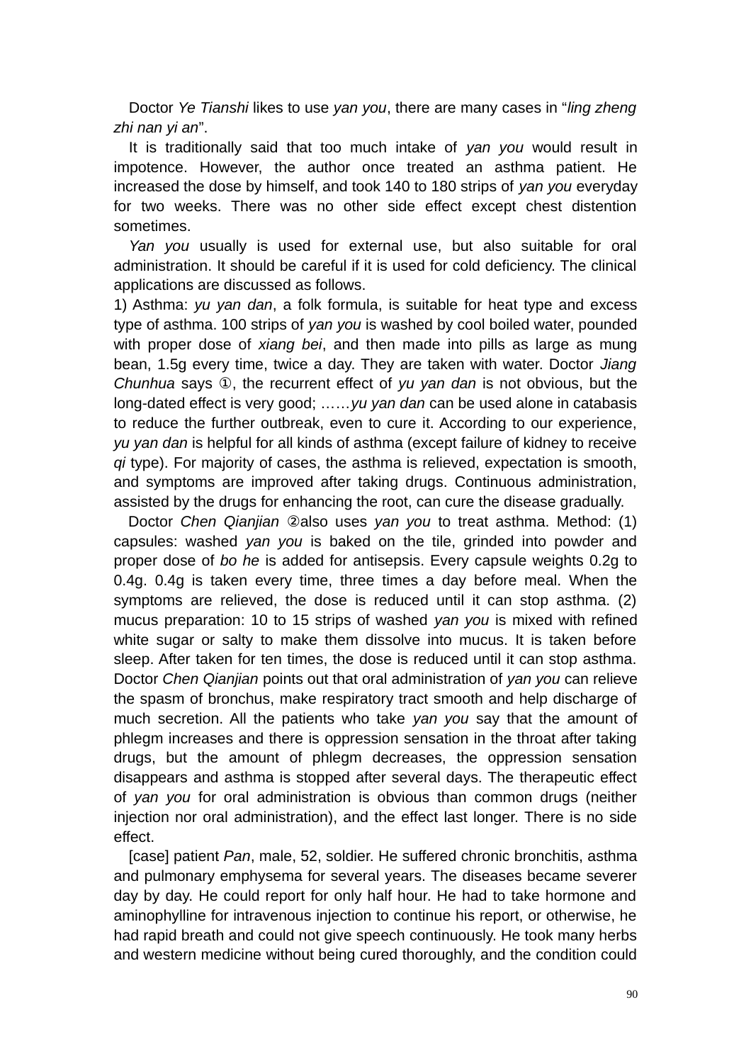Doctor *Ye Tianshi* likes to use *yan you*, there are many cases in "*ling zheng zhi nan yi an*".

It is traditionally said that too much intake of *yan you* would result in impotence. However, the author once treated an asthma patient. He increased the dose by himself, and took 140 to 180 strips of *yan you* everyday for two weeks. There was no other side effect except chest distention sometimes.

*Yan you* usually is used for external use, but also suitable for oral administration. It should be careful if it is used for cold deficiency. The clinical applications are discussed as follows.

1) Asthma: *yu yan dan*, a folk formula, is suitable for heat type and excess type of asthma. 100 strips of *yan you* is washed by cool boiled water, pounded with proper dose of *xiang bei*, and then made into pills as large as mung bean, 1.5g every time, twice a day. They are taken with water. Doctor *Jiang Chunhua* says ①, the recurrent effect of *yu yan dan* is not obvious, but the long-dated effect is very good; ……*yu yan dan* can be used alone in catabasis to reduce the further outbreak, even to cure it. According to our experience, *yu yan dan* is helpful for all kinds of asthma (except failure of kidney to receive *qi* type). For majority of cases, the asthma is relieved, expectation is smooth, and symptoms are improved after taking drugs. Continuous administration, assisted by the drugs for enhancing the root, can cure the disease gradually.

Doctor *Chen Qianjian* ②also uses *yan you* to treat asthma. Method: (1) capsules: washed *yan you* is baked on the tile, grinded into powder and proper dose of *bo he* is added for antisepsis. Every capsule weights 0.2g to 0.4g. 0.4g is taken every time, three times a day before meal. When the symptoms are relieved, the dose is reduced until it can stop asthma. (2) mucus preparation: 10 to 15 strips of washed *yan you* is mixed with refined white sugar or salty to make them dissolve into mucus. It is taken before sleep. After taken for ten times, the dose is reduced until it can stop asthma. Doctor *Chen Qianjian* points out that oral administration of *yan you* can relieve the spasm of bronchus, make respiratory tract smooth and help discharge of much secretion. All the patients who take *yan you* say that the amount of phlegm increases and there is oppression sensation in the throat after taking drugs, but the amount of phlegm decreases, the oppression sensation disappears and asthma is stopped after several days. The therapeutic effect of *yan you* for oral administration is obvious than common drugs (neither injection nor oral administration), and the effect last longer. There is no side effect.

[case] patient *Pan*, male, 52, soldier. He suffered chronic bronchitis, asthma and pulmonary emphysema for several years. The diseases became severer day by day. He could report for only half hour. He had to take hormone and aminophylline for intravenous injection to continue his report, or otherwise, he had rapid breath and could not give speech continuously. He took many herbs and western medicine without being cured thoroughly, and the condition could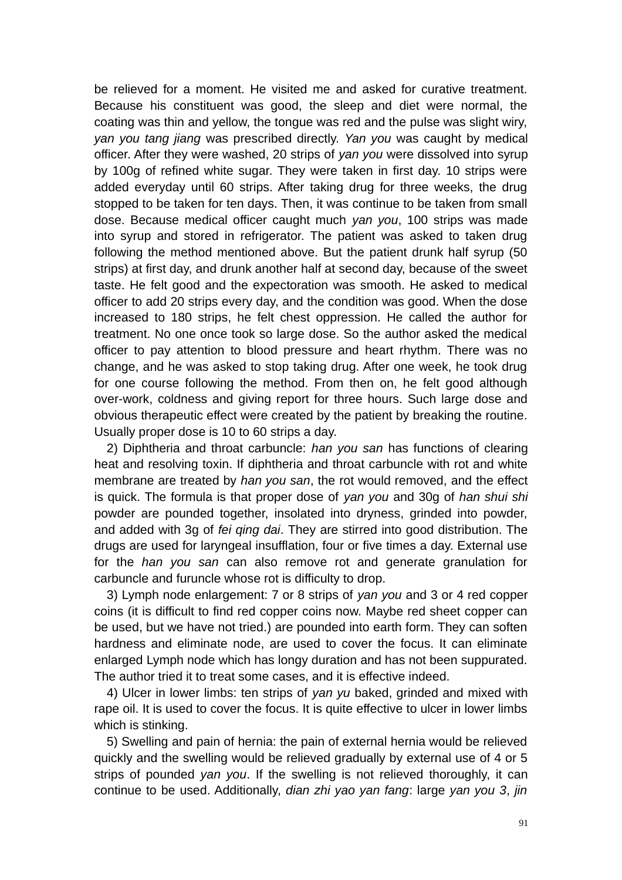be relieved for a moment. He visited me and asked for curative treatment. Because his constituent was good, the sleep and diet were normal, the coating was thin and yellow, the tongue was red and the pulse was slight wiry, *yan you tang jiang* was prescribed directly. *Yan you* was caught by medical officer. After they were washed, 20 strips of *yan you* were dissolved into syrup by 100g of refined white sugar. They were taken in first day. 10 strips were added everyday until 60 strips. After taking drug for three weeks, the drug stopped to be taken for ten days. Then, it was continue to be taken from small dose. Because medical officer caught much *yan you*, 100 strips was made into syrup and stored in refrigerator. The patient was asked to taken drug following the method mentioned above. But the patient drunk half syrup (50 strips) at first day, and drunk another half at second day, because of the sweet taste. He felt good and the expectoration was smooth. He asked to medical officer to add 20 strips every day, and the condition was good. When the dose increased to 180 strips, he felt chest oppression. He called the author for treatment. No one once took so large dose. So the author asked the medical officer to pay attention to blood pressure and heart rhythm. There was no change, and he was asked to stop taking drug. After one week, he took drug for one course following the method. From then on, he felt good although over-work, coldness and giving report for three hours. Such large dose and obvious therapeutic effect were created by the patient by breaking the routine. Usually proper dose is 10 to 60 strips a day.

2) Diphtheria and throat carbuncle: *han you san* has functions of clearing heat and resolving toxin. If diphtheria and throat carbuncle with rot and white membrane are treated by *han you san*, the rot would removed, and the effect is quick. The formula is that proper dose of *yan you* and 30g of *han shui shi* powder are pounded together, insolated into dryness, grinded into powder, and added with 3g of *fei qing dai*. They are stirred into good distribution. The drugs are used for laryngeal insufflation, four or five times a day. External use for the *han you san* can also remove rot and generate granulation for carbuncle and furuncle whose rot is difficulty to drop.

3) Lymph node enlargement: 7 or 8 strips of *yan you* and 3 or 4 red copper coins (it is difficult to find red copper coins now. Maybe red sheet copper can be used, but we have not tried.) are pounded into earth form. They can soften hardness and eliminate node, are used to cover the focus. It can eliminate enlarged Lymph node which has longy duration and has not been suppurated. The author tried it to treat some cases, and it is effective indeed.

4) Ulcer in lower limbs: ten strips of *yan yu* baked, grinded and mixed with rape oil. It is used to cover the focus. It is quite effective to ulcer in lower limbs which is stinking.

5) Swelling and pain of hernia: the pain of external hernia would be relieved quickly and the swelling would be relieved gradually by external use of 4 or 5 strips of pounded *yan you*. If the swelling is not relieved thoroughly, it can continue to be used. Additionally, *dian zhi yao yan fang*: large *yan you 3*, *jin*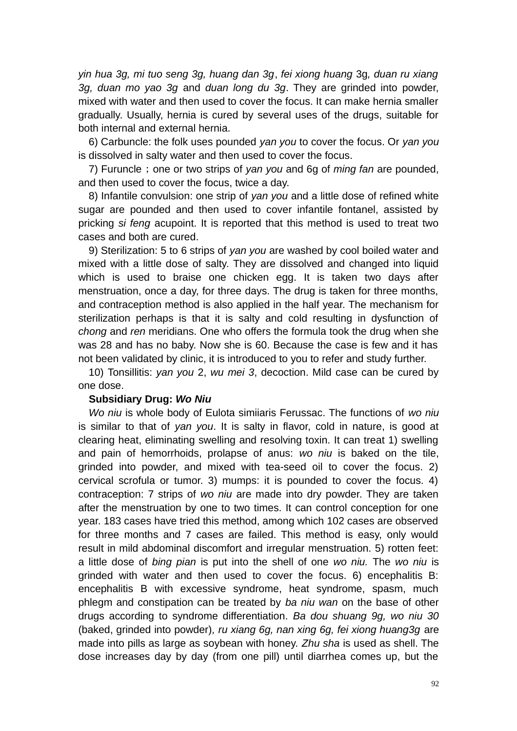*yin hua 3g, mi tuo seng 3g, huang dan 3g*, *fei xiong huang* 3g*, duan ru xiang 3g, duan mo yao 3g* and *duan long du 3g*. They are grinded into powder, mixed with water and then used to cover the focus. It can make hernia smaller gradually. Usually, hernia is cured by several uses of the drugs, suitable for both internal and external hernia.

6) Carbuncle: the folk uses pounded *yan you* to cover the focus. Or *yan you* is dissolved in salty water and then used to cover the focus.

7) Furuncle；one or two strips of *yan you* and 6g of *ming fan* are pounded, and then used to cover the focus, twice a day.

8) Infantile convulsion: one strip of *yan you* and a little dose of refined white sugar are pounded and then used to cover infantile fontanel, assisted by pricking *si feng* acupoint. It is reported that this method is used to treat two cases and both are cured.

9) Sterilization: 5 to 6 strips of *yan you* are washed by cool boiled water and mixed with a little dose of salty. They are dissolved and changed into liquid which is used to braise one chicken egg. It is taken two days after menstruation, once a day, for three days. The drug is taken for three months, and contraception method is also applied in the half year. The mechanism for sterilization perhaps is that it is salty and cold resulting in dysfunction of *chong* and *ren* meridians. One who offers the formula took the drug when she was 28 and has no baby. Now she is 60. Because the case is few and it has not been validated by clinic, it is introduced to you to refer and study further.

10) Tonsillitis: *yan you* 2, *wu mei 3*, decoction. Mild case can be cured by one dose.

**Subsidiary Drug: *Wo Niu***

*Wo niu* is whole body of Eulota simiiaris Ferussac. The functions of *wo niu* is similar to that of *yan you*. It is salty in flavor, cold in nature, is good at clearing heat, eliminating swelling and resolving toxin. It can treat 1) swelling and pain of hemorrhoids, prolapse of anus: *wo niu* is baked on the tile, grinded into powder, and mixed with tea-seed oil to cover the focus. 2) cervical scrofula or tumor. 3) mumps: it is pounded to cover the focus. 4) contraception: 7 strips of *wo niu* are made into dry powder. They are taken after the menstruation by one to two times. It can control conception for one year. 183 cases have tried this method, among which 102 cases are observed for three months and 7 cases are failed. This method is easy, only would result in mild abdominal discomfort and irregular menstruation. 5) rotten feet: a little dose of *bing pian* is put into the shell of one *wo niu.* The *wo niu* is grinded with water and then used to cover the focus. 6) encephalitis B: encephalitis B with excessive syndrome, heat syndrome, spasm, much phlegm and constipation can be treated by *ba niu wan* on the base of other drugs according to syndrome differentiation. *Ba dou shuang 9g, wo niu 30* (baked, grinded into powder)*, ru xiang 6g, nan xing 6g, fei xiong huang3g* are made into pills as large as soybean with honey. *Zhu sha* is used as shell. The dose increases day by day (from one pill) until diarrhea comes up, but the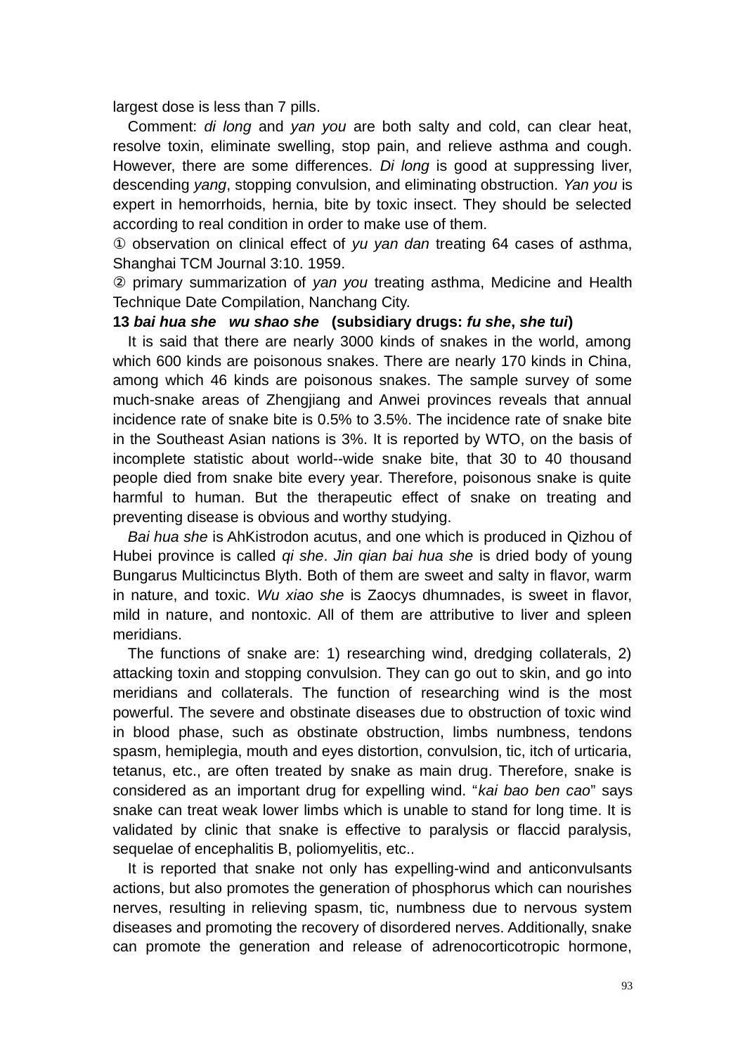largest dose is less than 7 pills.

Comment: *di long* and *yan you* are both salty and cold, can clear heat, resolve toxin, eliminate swelling, stop pain, and relieve asthma and cough. However, there are some differences. *Di long* is good at suppressing liver, descending *yang*, stopping convulsion, and eliminating obstruction. *Yan you* is expert in hemorrhoids, hernia, bite by toxic insect. They should be selected according to real condition in order to make use of them.

① observation on clinical effect of *yu yan dan* treating 64 cases of asthma, Shanghai TCM Journal 3:10. 1959.

② primary summarization of *yan you* treating asthma, Medicine and Health Technique Date Compilation, Nanchang City.

**13 *bai hua she*   *wu shao she*   (subsidiary drugs: *fu she*, *she tui*)**

It is said that there are nearly 3000 kinds of snakes in the world, among which 600 kinds are poisonous snakes. There are nearly 170 kinds in China, among which 46 kinds are poisonous snakes. The sample survey of some much-snake areas of Zhengjiang and Anwei provinces reveals that annual incidence rate of snake bite is 0.5% to 3.5%. The incidence rate of snake bite in the Southeast Asian nations is 3%. It is reported by WTO, on the basis of incomplete statistic about world--wide snake bite, that 30 to 40 thousand people died from snake bite every year. Therefore, poisonous snake is quite harmful to human. But the therapeutic effect of snake on treating and preventing disease is obvious and worthy studying.

*Bai hua she* is AhKistrodon acutus, and one which is produced in Qizhou of Hubei province is called *qi she*. *Jin qian bai hua she* is dried body of young Bungarus Multicinctus Blyth. Both of them are sweet and salty in flavor, warm in nature, and toxic. *Wu xiao she* is Zaocys dhumnades, is sweet in flavor, mild in nature, and nontoxic. All of them are attributive to liver and spleen meridians.

The functions of snake are: 1) researching wind, dredging collaterals, 2) attacking toxin and stopping convulsion. They can go out to skin, and go into meridians and collaterals. The function of researching wind is the most powerful. The severe and obstinate diseases due to obstruction of toxic wind in blood phase, such as obstinate obstruction, limbs numbness, tendons spasm, hemiplegia, mouth and eyes distortion, convulsion, tic, itch of urticaria, tetanus, etc., are often treated by snake as main drug. Therefore, snake is considered as an important drug for expelling wind. "*kai bao ben cao*" says snake can treat weak lower limbs which is unable to stand for long time. It is validated by clinic that snake is effective to paralysis or flaccid paralysis, sequelae of encephalitis B, poliomyelitis, etc..

It is reported that snake not only has expelling-wind and anticonvulsants actions, but also promotes the generation of phosphorus which can nourishes nerves, resulting in relieving spasm, tic, numbness due to nervous system diseases and promoting the recovery of disordered nerves. Additionally, snake can promote the generation and release of adrenocorticotropic hormone,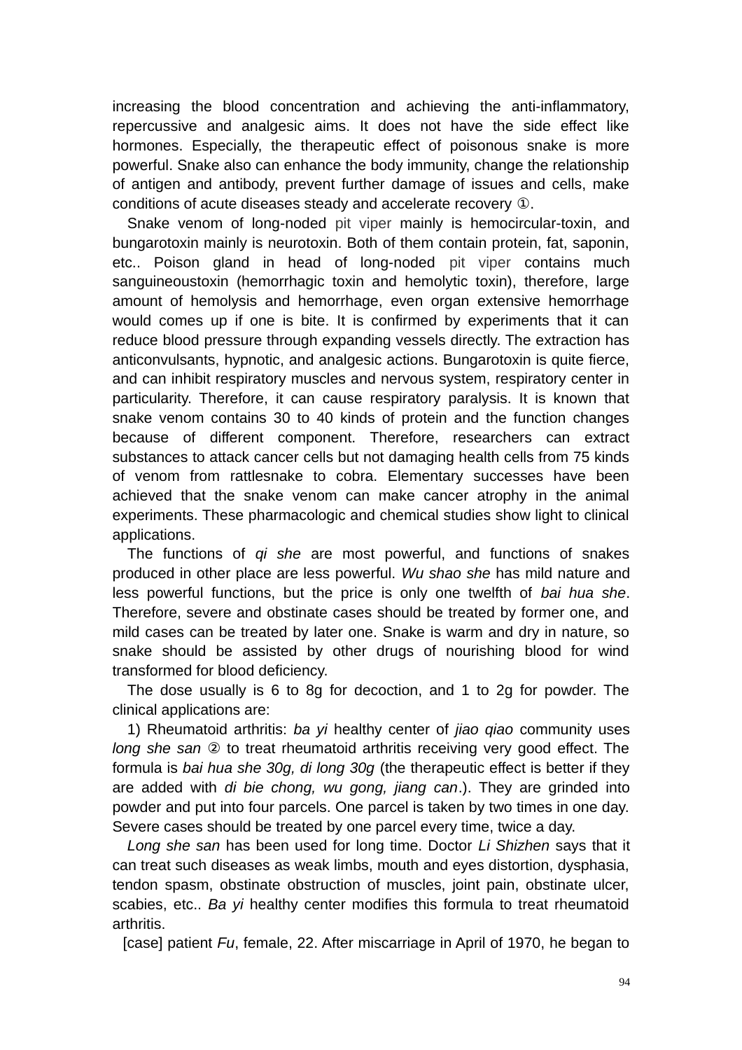increasing the blood concentration and achieving the anti-inflammatory, repercussive and analgesic aims. It does not have the side effect like hormones. Especially, the therapeutic effect of poisonous snake is more powerful. Snake also can enhance the body immunity, change the relationship of antigen and antibody, prevent further damage of issues and cells, make conditions of acute diseases steady and accelerate recovery ①.

Snake venom of long-noded pit viper mainly is hemocircular-toxin, and bungarotoxin mainly is neurotoxin. Both of them contain protein, fat, saponin, etc.. Poison gland in head of long-noded pit viper contains much sanguineoustoxin (hemorrhagic toxin and hemolytic toxin), therefore, large amount of hemolysis and hemorrhage, even organ extensive hemorrhage would comes up if one is bite. It is confirmed by experiments that it can reduce blood pressure through expanding vessels directly. The extraction has anticonvulsants, hypnotic, and analgesic actions. Bungarotoxin is quite fierce, and can inhibit respiratory muscles and nervous system, respiratory center in particularity. Therefore, it can cause respiratory paralysis. It is known that snake venom contains 30 to 40 kinds of protein and the function changes because of different component. Therefore, researchers can extract substances to attack cancer cells but not damaging health cells from 75 kinds of venom from rattlesnake to cobra. Elementary successes have been achieved that the snake venom can make cancer atrophy in the animal experiments. These pharmacologic and chemical studies show light to clinical applications.

The functions of *qi she* are most powerful, and functions of snakes produced in other place are less powerful. *Wu shao she* has mild nature and less powerful functions, but the price is only one twelfth of *bai hua she*. Therefore, severe and obstinate cases should be treated by former one, and mild cases can be treated by later one. Snake is warm and dry in nature, so snake should be assisted by other drugs of nourishing blood for wind transformed for blood deficiency.

The dose usually is 6 to 8g for decoction, and 1 to 2g for powder. The clinical applications are:

1) Rheumatoid arthritis: *ba yi* healthy center of *jiao qiao* community uses *long she san* ② to treat rheumatoid arthritis receiving very good effect. The formula is *bai hua she 30g, di long 30g* (the therapeutic effect is better if they are added with *di bie chong, wu gong, jiang can*.). They are grinded into powder and put into four parcels. One parcel is taken by two times in one day. Severe cases should be treated by one parcel every time, twice a day.

*Long she san* has been used for long time. Doctor *Li Shizhen* says that it can treat such diseases as weak limbs, mouth and eyes distortion, dysphasia, tendon spasm, obstinate obstruction of muscles, joint pain, obstinate ulcer, scabies, etc.. *Ba yi* healthy center modifies this formula to treat rheumatoid arthritis.

[case] patient *Fu*, female, 22. After miscarriage in April of 1970, he began to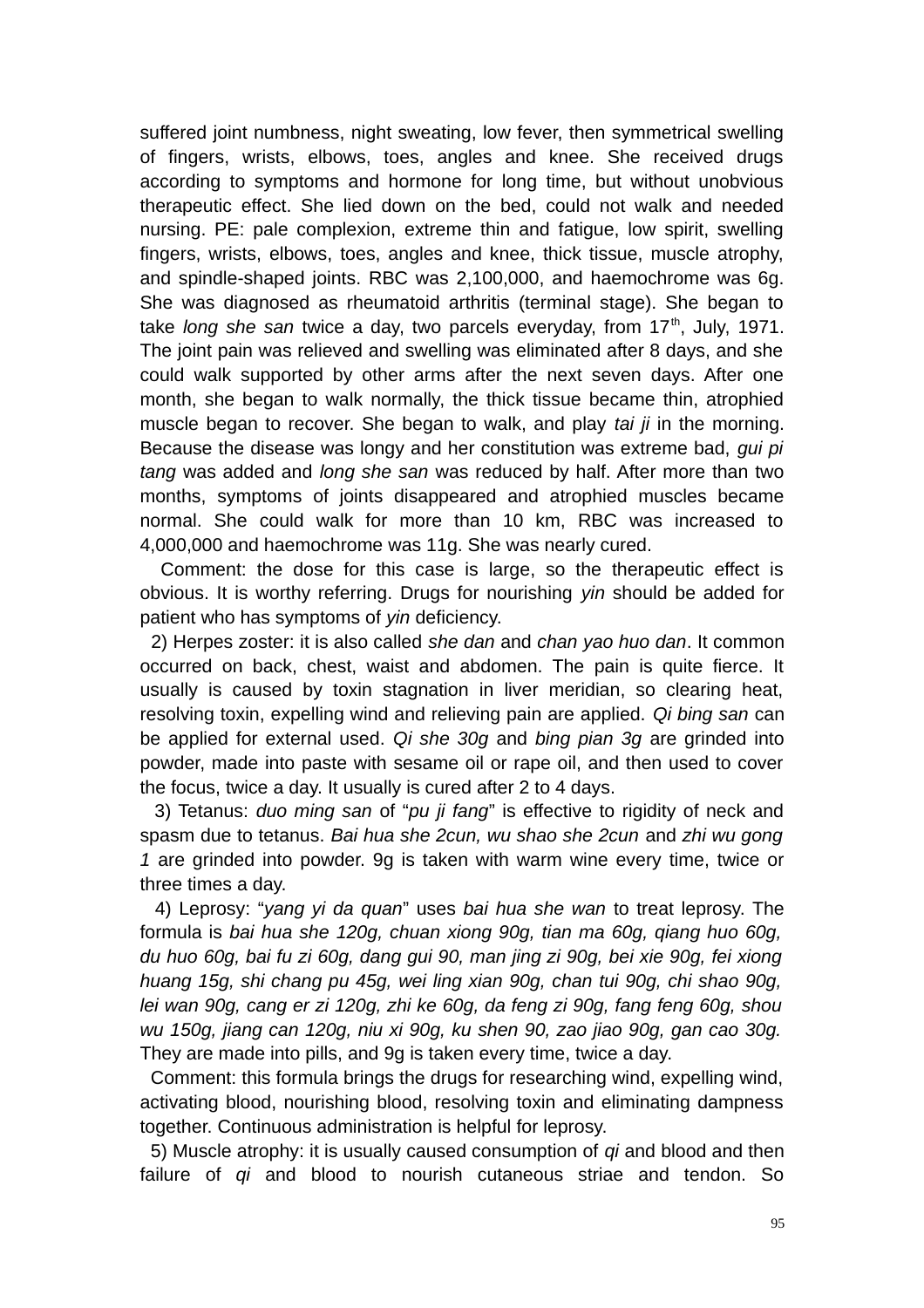suffered joint numbness, night sweating, low fever, then symmetrical swelling of fingers, wrists, elbows, toes, angles and knee. She received drugs according to symptoms and hormone for long time, but without unobvious therapeutic effect. She lied down on the bed, could not walk and needed nursing. PE: pale complexion, extreme thin and fatigue, low spirit, swelling fingers, wrists, elbows, toes, angles and knee, thick tissue, muscle atrophy, and spindle-shaped joints. RBC was 2,100,000, and haemochrome was 6g. She was diagnosed as rheumatoid arthritis (terminal stage). She began to take *long she san* twice a day, two parcels everyday, from 17th, July, 1971. The joint pain was relieved and swelling was eliminated after 8 days, and she could walk supported by other arms after the next seven days. After one month, she began to walk normally, the thick tissue became thin, atrophied muscle began to recover. She began to walk, and play *tai ji* in the morning. Because the disease was longy and her constitution was extreme bad, *gui pi tang* was added and *long she san* was reduced by half. After more than two months, symptoms of joints disappeared and atrophied muscles became normal. She could walk for more than 10 km, RBC was increased to 4,000,000 and haemochrome was 11g. She was nearly cured.

Comment: the dose for this case is large, so the therapeutic effect is obvious. It is worthy referring. Drugs for nourishing *yin* should be added for patient who has symptoms of *yin* deficiency.

2) Herpes zoster: it is also called *she dan* and *chan yao huo dan*. It common occurred on back, chest, waist and abdomen. The pain is quite fierce. It usually is caused by toxin stagnation in liver meridian, so clearing heat, resolving toxin, expelling wind and relieving pain are applied. *Qi bing san* can be applied for external used. *Qi she 30g* and *bing pian 3g* are grinded into powder, made into paste with sesame oil or rape oil, and then used to cover the focus, twice a day. It usually is cured after 2 to 4 days.

3) Tetanus: *duo ming san* of "*pu ji fang*" is effective to rigidity of neck and spasm due to tetanus. *Bai hua she 2cun, wu shao she 2cun* and *zhi wu gong 1* are grinded into powder. 9g is taken with warm wine every time, twice or three times a day.

4) Leprosy: "*yang yi da quan*" uses *bai hua she wan* to treat leprosy. The formula is *bai hua she 120g, chuan xiong 90g, tian ma 60g, qiang huo 60g, du huo 60g, bai fu zi 60g, dang gui 90, man jing zi 90g, bei xie 90g, fei xiong huang 15g, shi chang pu 45g, wei ling xian 90g, chan tui 90g, chi shao 90g, lei wan 90g, cang er zi 120g, zhi ke 60g, da feng zi 90g, fang feng 60g, shou wu 150g, jiang can 120g, niu xi 90g, ku shen 90, zao jiao 90g, gan cao 30g.* They are made into pills, and 9g is taken every time, twice a day.

Comment: this formula brings the drugs for researching wind, expelling wind, activating blood, nourishing blood, resolving toxin and eliminating dampness together. Continuous administration is helpful for leprosy.

5) Muscle atrophy: it is usually caused consumption of *qi* and blood and then failure of *qi* and blood to nourish cutaneous striae and tendon. So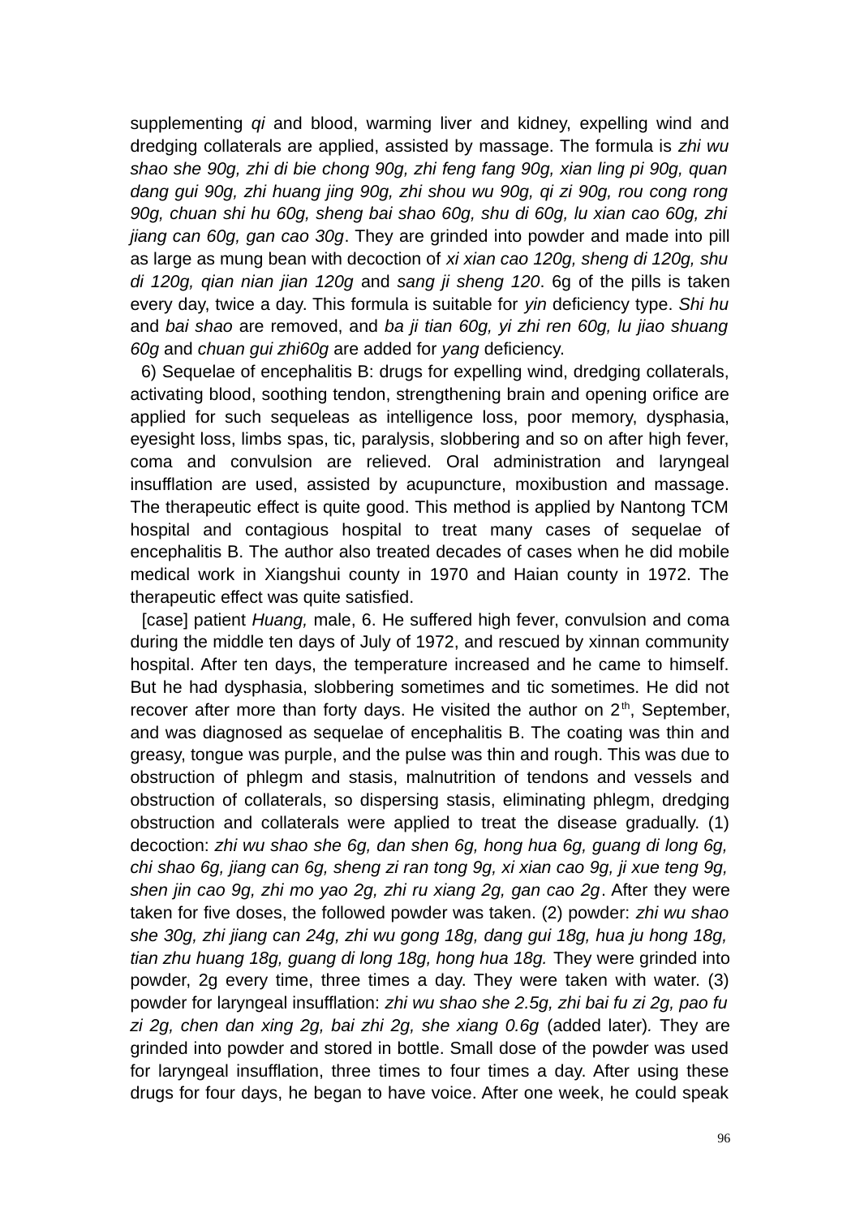supplementing *qi* and blood, warming liver and kidney, expelling wind and dredging collaterals are applied, assisted by massage. The formula is *zhi wu shao she 90g, zhi di bie chong 90g, zhi feng fang 90g, xian ling pi 90g, quan dang gui 90g, zhi huang jing 90g, zhi shou wu 90g, qi zi 90g, rou cong rong 90g, chuan shi hu 60g, sheng bai shao 60g, shu di 60g, lu xian cao 60g, zhi jiang can 60g, gan cao 30g*. They are grinded into powder and made into pill as large as mung bean with decoction of *xi xian cao 120g, sheng di 120g, shu di 120g, qian nian jian 120g* and *sang ji sheng 120*. 6g of the pills is taken every day, twice a day. This formula is suitable for *yin* deficiency type. *Shi hu* and *bai shao* are removed, and *ba ji tian 60g, yi zhi ren 60g, lu jiao shuang 60g* and *chuan gui zhi60g* are added for *yang* deficiency.

6) Sequelae of encephalitis B: drugs for expelling wind, dredging collaterals, activating blood, soothing tendon, strengthening brain and opening orifice are applied for such sequeleas as intelligence loss, poor memory, dysphasia, eyesight loss, limbs spas, tic, paralysis, slobbering and so on after high fever, coma and convulsion are relieved. Oral administration and laryngeal insufflation are used, assisted by acupuncture, moxibustion and massage. The therapeutic effect is quite good. This method is applied by Nantong TCM hospital and contagious hospital to treat many cases of sequelae of encephalitis B. The author also treated decades of cases when he did mobile medical work in Xiangshui county in 1970 and Haian county in 1972. The therapeutic effect was quite satisfied.

[case] patient *Huang,* male, 6. He suffered high fever, convulsion and coma during the middle ten days of July of 1972, and rescued by xinnan community hospital. After ten days, the temperature increased and he came to himself. But he had dysphasia, slobbering sometimes and tic sometimes. He did not recover after more than forty days. He visited the author on 2th, September, and was diagnosed as sequelae of encephalitis B. The coating was thin and greasy, tongue was purple, and the pulse was thin and rough. This was due to obstruction of phlegm and stasis, malnutrition of tendons and vessels and obstruction of collaterals, so dispersing stasis, eliminating phlegm, dredging obstruction and collaterals were applied to treat the disease gradually. (1) decoction: *zhi wu shao she 6g, dan shen 6g, hong hua 6g, guang di long 6g, chi shao 6g, jiang can 6g, sheng zi ran tong 9g, xi xian cao 9g, ji xue teng 9g, shen jin cao 9g, zhi mo yao 2g, zhi ru xiang 2g, gan cao 2g*. After they were taken for five doses, the followed powder was taken. (2) powder: *zhi wu shao she 30g, zhi jiang can 24g, zhi wu gong 18g, dang gui 18g, hua ju hong 18g, tian zhu huang 18g, guang di long 18g, hong hua 18g.* They were grinded into powder, 2g every time, three times a day. They were taken with water. (3) powder for laryngeal insufflation: *zhi wu shao she 2.5g, zhi bai fu zi 2g, pao fu zi 2g, chen dan xing 2g, bai zhi 2g, she xiang 0.6g* (added later). They are grinded into powder and stored in bottle. Small dose of the powder was used for laryngeal insufflation, three times to four times a day. After using these drugs for four days, he began to have voice. After one week, he could speak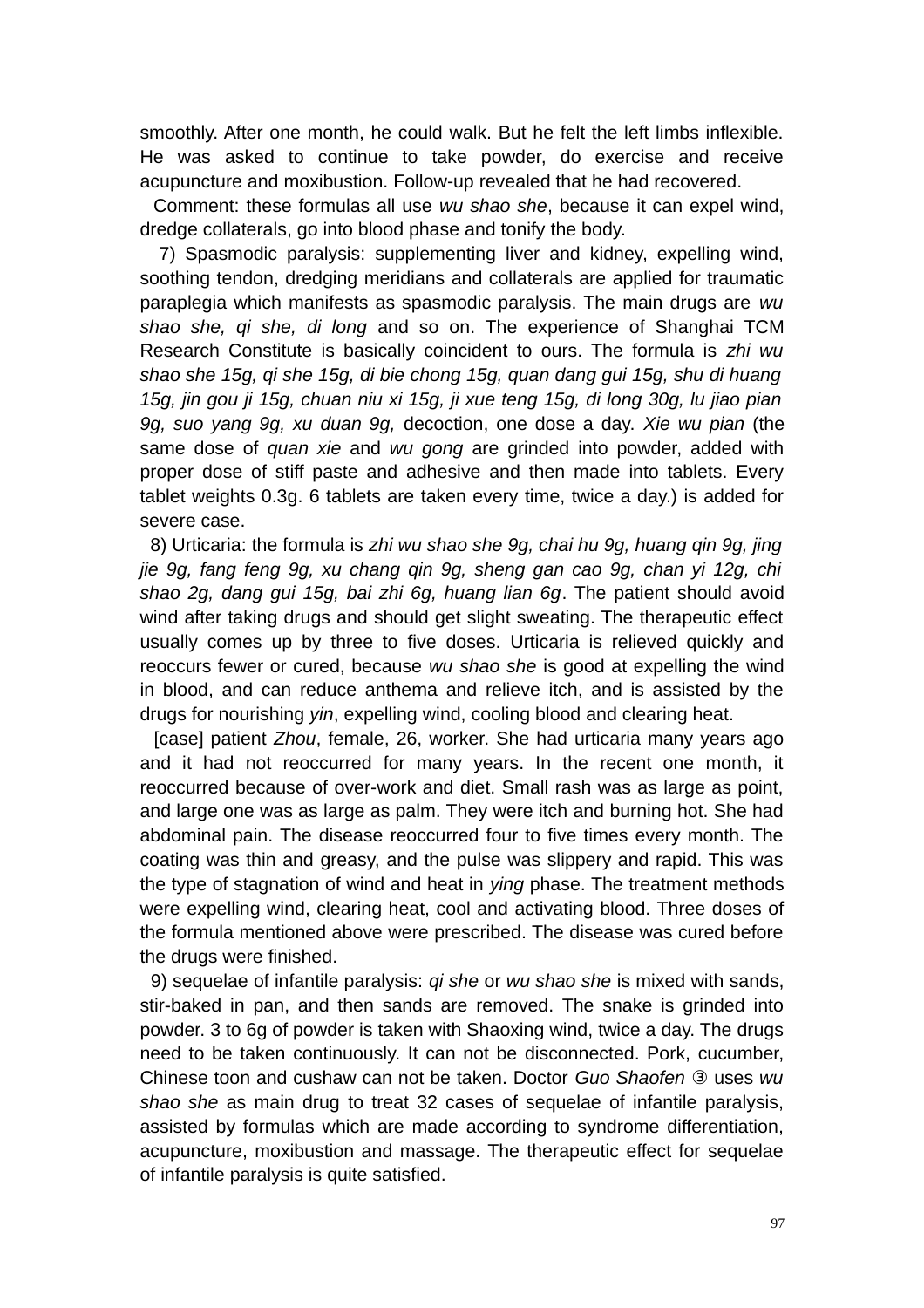smoothly. After one month, he could walk. But he felt the left limbs inflexible. He was asked to continue to take powder, do exercise and receive acupuncture and moxibustion. Follow-up revealed that he had recovered.

Comment: these formulas all use *wu shao she*, because it can expel wind, dredge collaterals, go into blood phase and tonify the body.

7) Spasmodic paralysis: supplementing liver and kidney, expelling wind, soothing tendon, dredging meridians and collaterals are applied for traumatic paraplegia which manifests as spasmodic paralysis. The main drugs are *wu shao she, qi she, di long* and so on. The experience of Shanghai TCM Research Constitute is basically coincident to ours. The formula is *zhi wu shao she 15g, qi she 15g, di bie chong 15g, quan dang gui 15g, shu di huang 15g, jin gou ji 15g, chuan niu xi 15g, ji xue teng 15g, di long 30g, lu jiao pian 9g, suo yang 9g, xu duan 9g,* decoction, one dose a day. *Xie wu pian* (the same dose of *quan xie* and *wu gong* are grinded into powder, added with proper dose of stiff paste and adhesive and then made into tablets. Every tablet weights 0.3g. 6 tablets are taken every time, twice a day.) is added for severe case.

8) Urticaria: the formula is *zhi wu shao she 9g, chai hu 9g, huang qin 9g, jing jie 9g, fang feng 9g, xu chang qin 9g, sheng gan cao 9g, chan yi 12g, chi shao 2g, dang gui 15g, bai zhi 6g, huang lian 6g*. The patient should avoid wind after taking drugs and should get slight sweating. The therapeutic effect usually comes up by three to five doses. Urticaria is relieved quickly and reoccurs fewer or cured, because *wu shao she* is good at expelling the wind in blood, and can reduce anthema and relieve itch, and is assisted by the drugs for nourishing *yin*, expelling wind, cooling blood and clearing heat.

[case] patient *Zhou*, female, 26, worker. She had urticaria many years ago and it had not reoccurred for many years. In the recent one month, it reoccurred because of over-work and diet. Small rash was as large as point, and large one was as large as palm. They were itch and burning hot. She had abdominal pain. The disease reoccurred four to five times every month. The coating was thin and greasy, and the pulse was slippery and rapid. This was the type of stagnation of wind and heat in *ying* phase. The treatment methods were expelling wind, clearing heat, cool and activating blood. Three doses of the formula mentioned above were prescribed. The disease was cured before the drugs were finished.

9) sequelae of infantile paralysis: *qi she* or *wu shao she* is mixed with sands, stir-baked in pan, and then sands are removed. The snake is grinded into powder. 3 to 6g of powder is taken with Shaoxing wind, twice a day. The drugs need to be taken continuously. It can not be disconnected. Pork, cucumber, Chinese toon and cushaw can not be taken. Doctor *Guo Shaofen* ③ uses *wu shao she* as main drug to treat 32 cases of sequelae of infantile paralysis, assisted by formulas which are made according to syndrome differentiation, acupuncture, moxibustion and massage. The therapeutic effect for sequelae of infantile paralysis is quite satisfied.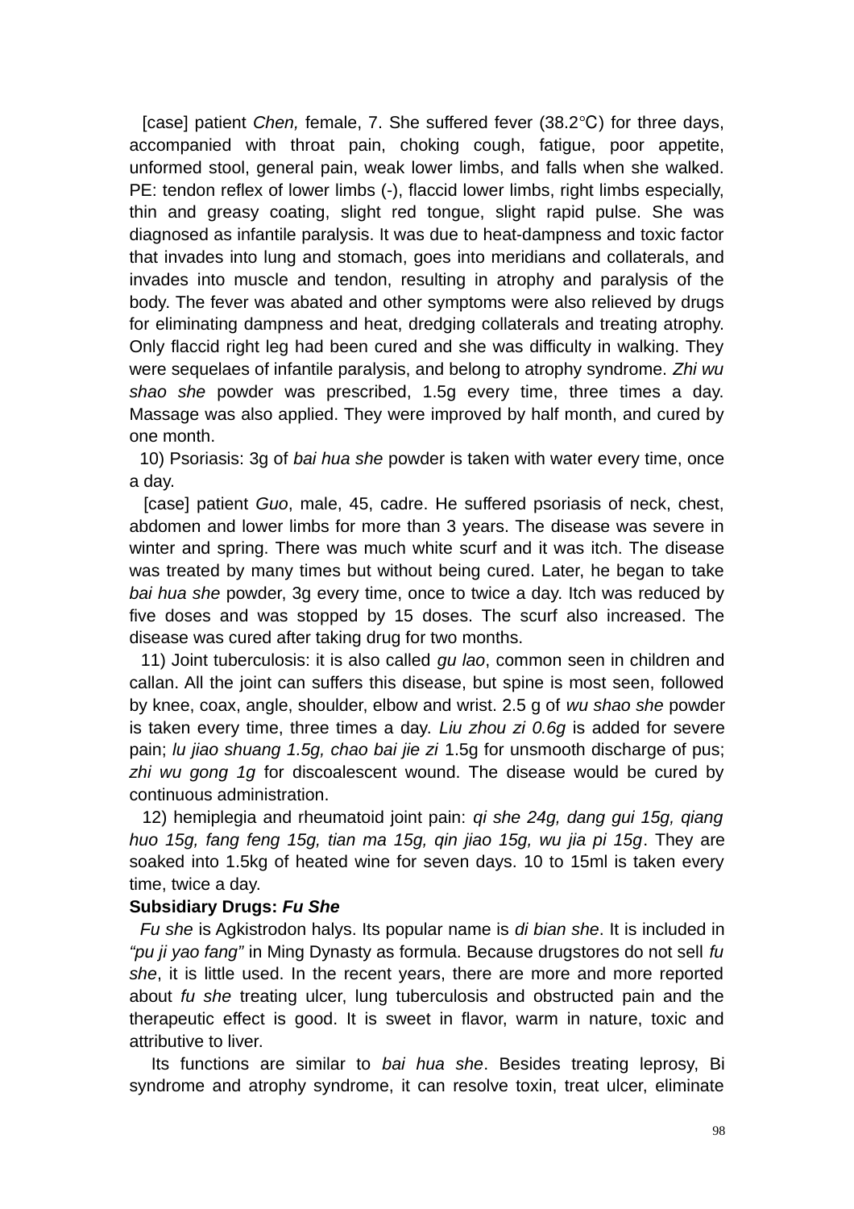[case] patient *Chen,* female, 7. She suffered fever (38.2℃) for three days, accompanied with throat pain, choking cough, fatigue, poor appetite, unformed stool, general pain, weak lower limbs, and falls when she walked. PE: tendon reflex of lower limbs (-), flaccid lower limbs, right limbs especially, thin and greasy coating, slight red tongue, slight rapid pulse. She was diagnosed as infantile paralysis. It was due to heat-dampness and toxic factor that invades into lung and stomach, goes into meridians and collaterals, and invades into muscle and tendon, resulting in atrophy and paralysis of the body. The fever was abated and other symptoms were also relieved by drugs for eliminating dampness and heat, dredging collaterals and treating atrophy. Only flaccid right leg had been cured and she was difficulty in walking. They were sequelaes of infantile paralysis, and belong to atrophy syndrome. *Zhi wu shao she* powder was prescribed, 1.5g every time, three times a day. Massage was also applied. They were improved by half month, and cured by one month.

10) Psoriasis: 3g of *bai hua she* powder is taken with water every time, once a day.

[case] patient *Guo*, male, 45, cadre. He suffered psoriasis of neck, chest, abdomen and lower limbs for more than 3 years. The disease was severe in winter and spring. There was much white scurf and it was itch. The disease was treated by many times but without being cured. Later, he began to take *bai hua she* powder, 3g every time, once to twice a day. Itch was reduced by five doses and was stopped by 15 doses. The scurf also increased. The disease was cured after taking drug for two months.

11) Joint tuberculosis: it is also called *gu lao*, common seen in children and callan. All the joint can suffers this disease, but spine is most seen, followed by knee, coax, angle, shoulder, elbow and wrist. 2.5 g of *wu shao she* powder is taken every time, three times a day. *Liu zhou zi 0.6g* is added for severe pain; *lu jiao shuang 1.5g, chao bai jie zi* 1.5g for unsmooth discharge of pus; *zhi wu gong 1g* for discoalescent wound. The disease would be cured by continuous administration.

12) hemiplegia and rheumatoid joint pain: *qi she 24g, dang gui 15g, qiang huo 15g, fang feng 15g, tian ma 15g, qin jiao 15g, wu jia pi 15g*. They are soaked into 1.5kg of heated wine for seven days. 10 to 15ml is taken every time, twice a day.

**Subsidiary Drugs: *Fu She***

*Fu she* is Agkistrodon halys. Its popular name is *di bian she*. It is included in *"pu ji yao fang"* in Ming Dynasty as formula. Because drugstores do not sell *fu she*, it is little used. In the recent years, there are more and more reported about *fu she* treating ulcer, lung tuberculosis and obstructed pain and the therapeutic effect is good. It is sweet in flavor, warm in nature, toxic and attributive to liver.

Its functions are similar to *bai hua she*. Besides treating leprosy, Bi syndrome and atrophy syndrome, it can resolve toxin, treat ulcer, eliminate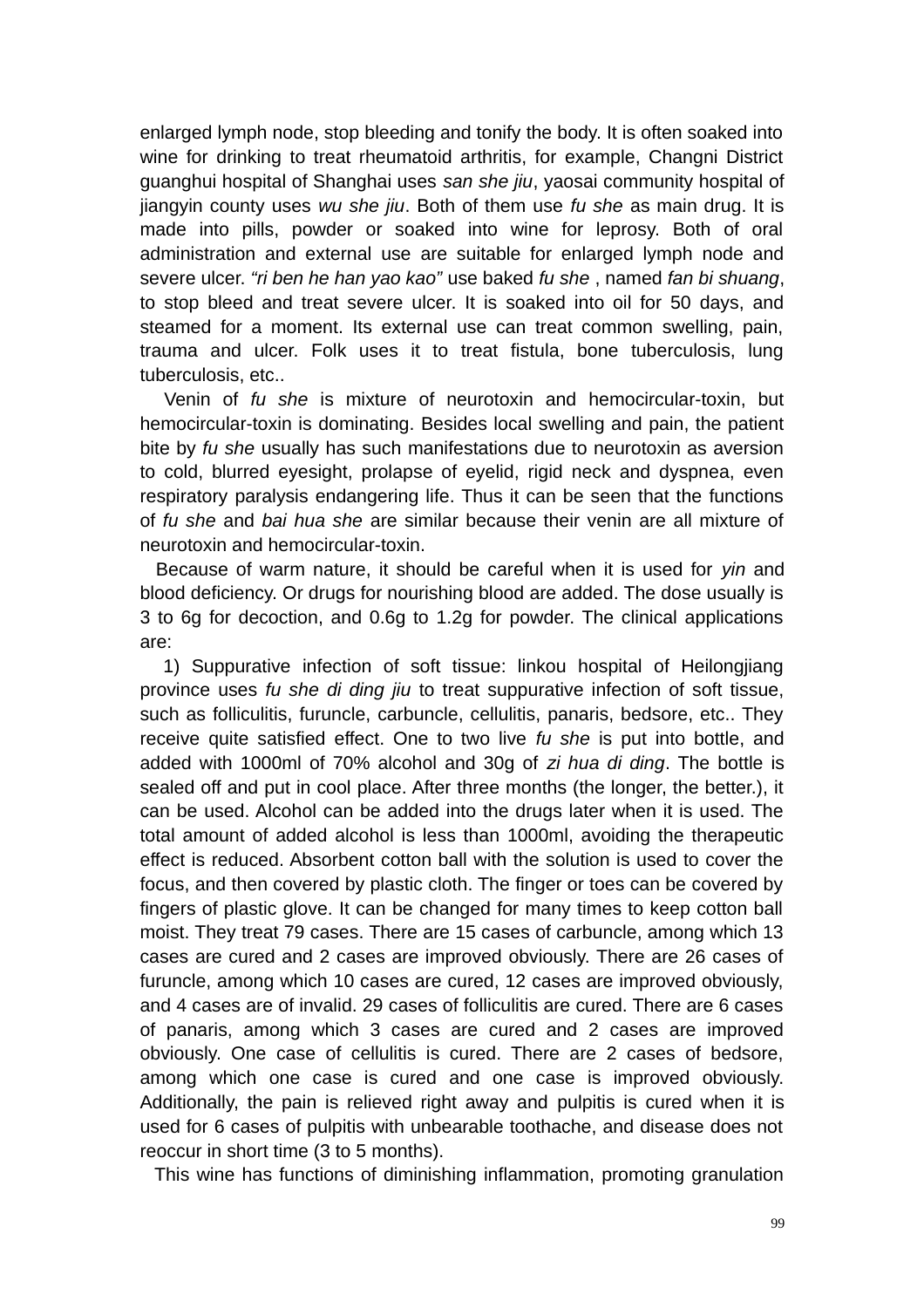enlarged lymph node, stop bleeding and tonify the body. It is often soaked into wine for drinking to treat rheumatoid arthritis, for example, Changni District guanghui hospital of Shanghai uses *san she jiu*, yaosai community hospital of jiangyin county uses *wu she jiu*. Both of them use *fu she* as main drug. It is made into pills, powder or soaked into wine for leprosy. Both of oral administration and external use are suitable for enlarged lymph node and severe ulcer. *"ri ben he han yao kao"* use baked *fu she* , named *fan bi shuang*, to stop bleed and treat severe ulcer. It is soaked into oil for 50 days, and steamed for a moment. Its external use can treat common swelling, pain, trauma and ulcer. Folk uses it to treat fistula, bone tuberculosis, lung tuberculosis, etc..

Venin of *fu she* is mixture of neurotoxin and hemocircular-toxin, but hemocircular-toxin is dominating. Besides local swelling and pain, the patient bite by *fu she* usually has such manifestations due to neurotoxin as aversion to cold, blurred eyesight, prolapse of eyelid, rigid neck and dyspnea, even respiratory paralysis endangering life. Thus it can be seen that the functions of *fu she* and *bai hua she* are similar because their venin are all mixture of neurotoxin and hemocircular-toxin.

Because of warm nature, it should be careful when it is used for *yin* and blood deficiency. Or drugs for nourishing blood are added. The dose usually is 3 to 6g for decoction, and 0.6g to 1.2g for powder. The clinical applications are:

1) Suppurative infection of soft tissue: linkou hospital of Heilongjiang province uses *fu she di ding jiu* to treat suppurative infection of soft tissue, such as folliculitis, furuncle, carbuncle, cellulitis, panaris, bedsore, etc.. They receive quite satisfied effect. One to two live *fu she* is put into bottle, and added with 1000ml of 70% alcohol and 30g of *zi hua di ding*. The bottle is sealed off and put in cool place. After three months (the longer, the better.), it can be used. Alcohol can be added into the drugs later when it is used. The total amount of added alcohol is less than 1000ml, avoiding the therapeutic effect is reduced. Absorbent cotton ball with the solution is used to cover the focus, and then covered by plastic cloth. The finger or toes can be covered by fingers of plastic glove. It can be changed for many times to keep cotton ball moist. They treat 79 cases. There are 15 cases of carbuncle, among which 13 cases are cured and 2 cases are improved obviously. There are 26 cases of furuncle, among which 10 cases are cured, 12 cases are improved obviously, and 4 cases are of invalid. 29 cases of folliculitis are cured. There are 6 cases of panaris, among which 3 cases are cured and 2 cases are improved obviously. One case of cellulitis is cured. There are 2 cases of bedsore, among which one case is cured and one case is improved obviously. Additionally, the pain is relieved right away and pulpitis is cured when it is used for 6 cases of pulpitis with unbearable toothache, and disease does not reoccur in short time (3 to 5 months).

This wine has functions of diminishing inflammation, promoting granulation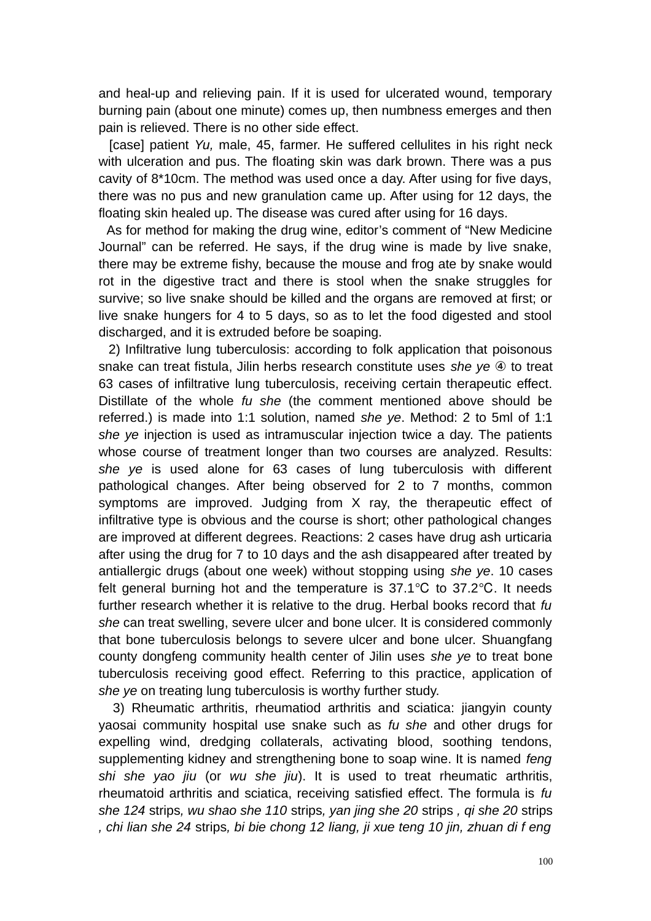and heal-up and relieving pain. If it is used for ulcerated wound, temporary burning pain (about one minute) comes up, then numbness emerges and then pain is relieved. There is no other side effect.

[case] patient *Yu,* male, 45, farmer. He suffered cellulites in his right neck with ulceration and pus. The floating skin was dark brown. There was a pus cavity of 8*10cm. The method was used once a day. After using for five days, there was no pus and new granulation came up. After using for 12 days, the floating skin healed up. The disease was cured after using for 16 days.

As for method for making the drug wine, editor's comment of "New Medicine Journal" can be referred. He says, if the drug wine is made by live snake, there may be extreme fishy, because the mouse and frog ate by snake would rot in the digestive tract and there is stool when the snake struggles for survive; so live snake should be killed and the organs are removed at first; or live snake hungers for 4 to 5 days, so as to let the food digested and stool discharged, and it is extruded before be soaping.

2) Infiltrative lung tuberculosis: according to folk application that poisonous snake can treat fistula, Jilin herbs research constitute uses *she ye* ④ to treat 63 cases of infiltrative lung tuberculosis, receiving certain therapeutic effect. Distillate of the whole *fu she* (the comment mentioned above should be referred.) is made into 1:1 solution, named *she ye*. Method: 2 to 5ml of 1:1 *she ye* injection is used as intramuscular injection twice a day. The patients whose course of treatment longer than two courses are analyzed. Results: *she ye* is used alone for 63 cases of lung tuberculosis with different pathological changes. After being observed for 2 to 7 months, common symptoms are improved. Judging from X ray, the therapeutic effect of infiltrative type is obvious and the course is short; other pathological changes are improved at different degrees. Reactions: 2 cases have drug ash urticaria after using the drug for 7 to 10 days and the ash disappeared after treated by antiallergic drugs (about one week) without stopping using *she ye*. 10 cases felt general burning hot and the temperature is 37.1℃ to 37.2℃. It needs further research whether it is relative to the drug. Herbal books record that *fu she* can treat swelling, severe ulcer and bone ulcer. It is considered commonly that bone tuberculosis belongs to severe ulcer and bone ulcer. Shuangfang county dongfeng community health center of Jilin uses *she ye* to treat bone tuberculosis receiving good effect. Referring to this practice, application of *she ye* on treating lung tuberculosis is worthy further study.

3) Rheumatic arthritis, rheumatiod arthritis and sciatica: jiangyin county yaosai community hospital use snake such as *fu she* and other drugs for expelling wind, dredging collaterals, activating blood, soothing tendons, supplementing kidney and strengthening bone to soap wine. It is named *feng shi she yao jiu* (or *wu she jiu*). It is used to treat rheumatic arthritis, rheumatoid arthritis and sciatica, receiving satisfied effect. The formula is *fu she 124* strips*, wu shao she 110* strips*, yan jing she 20* strips *, qi she 20* strips *, chi lian she 24* strips*, bi bie chong 12 liang, ji xue teng 10 jin, zhuan di f eng*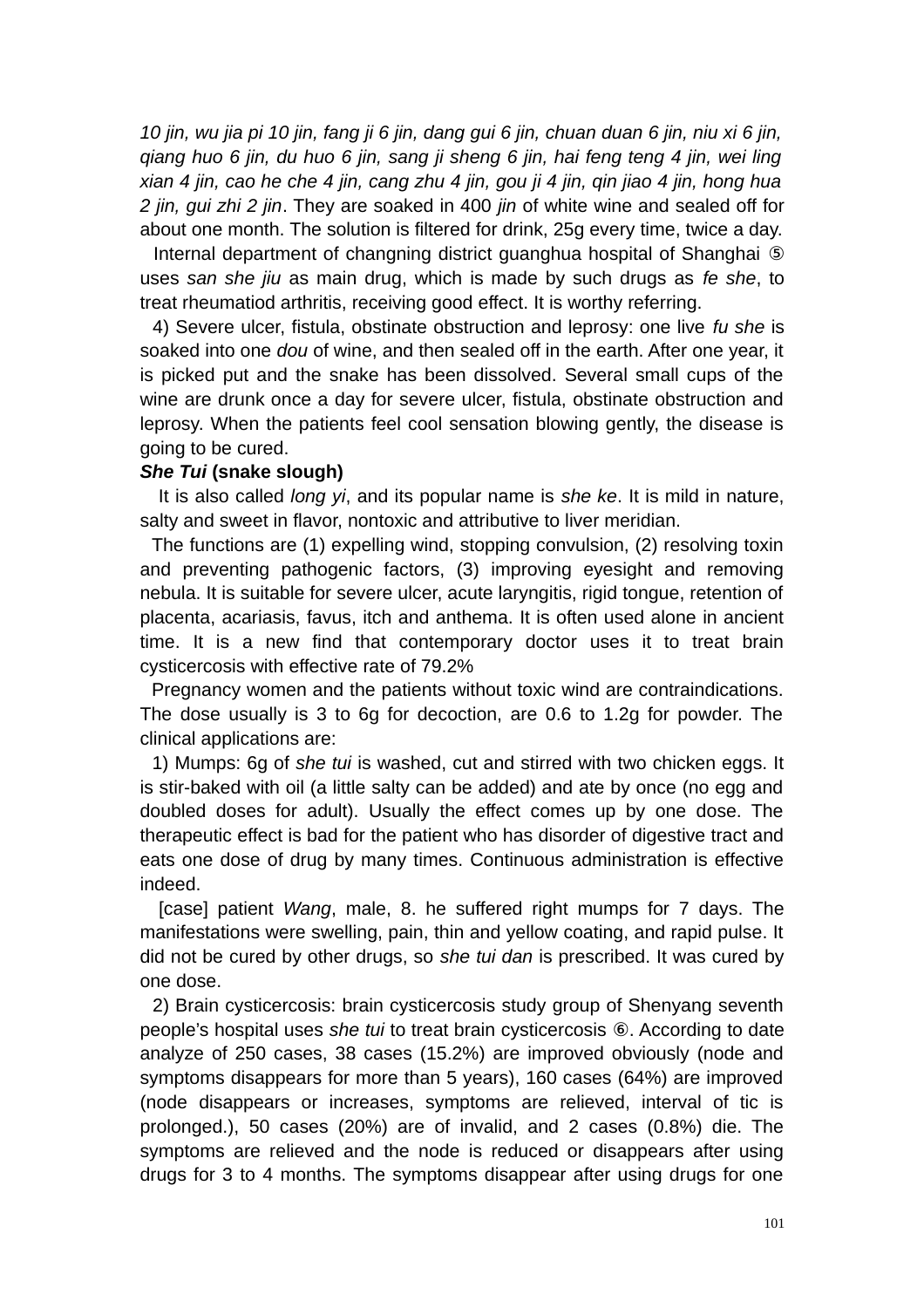*10 jin, wu jia pi 10 jin, fang ji 6 jin, dang gui 6 jin, chuan duan 6 jin, niu xi 6 jin, qiang huo 6 jin, du huo 6 jin, sang ji sheng 6 jin, hai feng teng 4 jin, wei ling xian 4 jin, cao he che 4 jin, cang zhu 4 jin, gou ji 4 jin, qin jiao 4 jin, hong hua 2 jin, gui zhi 2 jin*. They are soaked in 400 *jin* of white wine and sealed off for about one month. The solution is filtered for drink, 25g every time, twice a day.

Internal department of changning district guanghua hospital of Shanghai ⑤ uses *san she jiu* as main drug, which is made by such drugs as *fe she*, to treat rheumatiod arthritis, receiving good effect. It is worthy referring.

4) Severe ulcer, fistula, obstinate obstruction and leprosy: one live *fu she* is soaked into one *dou* of wine, and then sealed off in the earth. After one year, it is picked put and the snake has been dissolved. Several small cups of the wine are drunk once a day for severe ulcer, fistula, obstinate obstruction and leprosy. When the patients feel cool sensation blowing gently, the disease is going to be cured.

***She Tui* (snake slough)**

It is also called *long yi*, and its popular name is *she ke*. It is mild in nature, salty and sweet in flavor, nontoxic and attributive to liver meridian.

The functions are (1) expelling wind, stopping convulsion, (2) resolving toxin and preventing pathogenic factors, (3) improving eyesight and removing nebula. It is suitable for severe ulcer, acute laryngitis, rigid tongue, retention of placenta, acariasis, favus, itch and anthema. It is often used alone in ancient time. It is a new find that contemporary doctor uses it to treat brain cysticercosis with effective rate of 79.2%

Pregnancy women and the patients without toxic wind are contraindications. The dose usually is 3 to 6g for decoction, are 0.6 to 1.2g for powder. The clinical applications are:

1) Mumps: 6g of *she tui* is washed, cut and stirred with two chicken eggs. It is stir-baked with oil (a little salty can be added) and ate by once (no egg and doubled doses for adult). Usually the effect comes up by one dose. The therapeutic effect is bad for the patient who has disorder of digestive tract and eats one dose of drug by many times. Continuous administration is effective indeed.

[case] patient *Wang*, male, 8. he suffered right mumps for 7 days. The manifestations were swelling, pain, thin and yellow coating, and rapid pulse. It did not be cured by other drugs, so *she tui dan* is prescribed. It was cured by one dose.

2) Brain cysticercosis: brain cysticercosis study group of Shenyang seventh people's hospital uses *she tui* to treat brain cysticercosis ⑥. According to date analyze of 250 cases, 38 cases (15.2%) are improved obviously (node and symptoms disappears for more than 5 years), 160 cases (64%) are improved (node disappears or increases, symptoms are relieved, interval of tic is prolonged.), 50 cases (20%) are of invalid, and 2 cases (0.8%) die. The symptoms are relieved and the node is reduced or disappears after using drugs for 3 to 4 months. The symptoms disappear after using drugs for one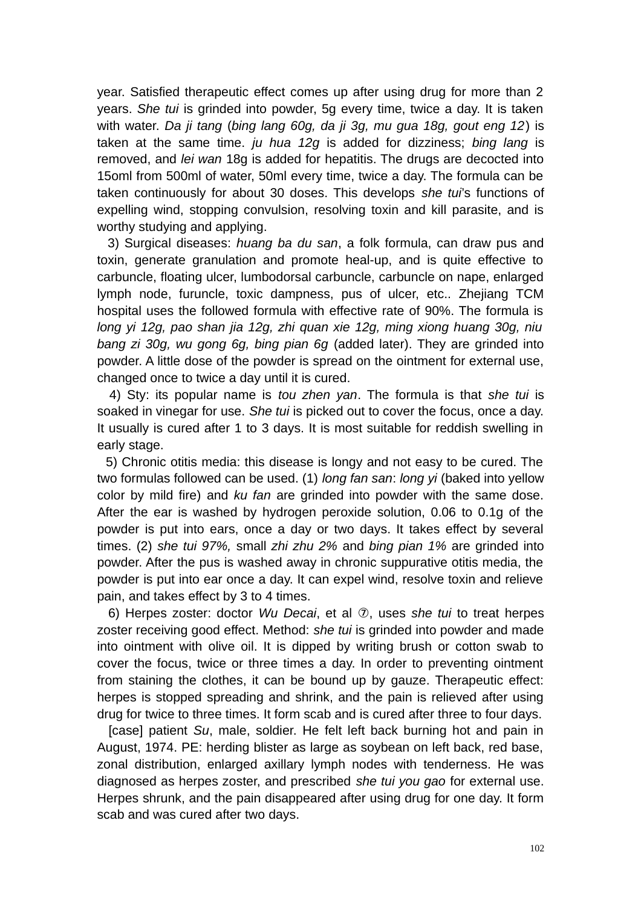year. Satisfied therapeutic effect comes up after using drug for more than 2 years. *She tui* is grinded into powder, 5g every time, twice a day. It is taken with water. *Da ji tang* (*bing lang 60g, da ji 3g, mu gua 18g, gout eng 12*) is taken at the same time. *ju hua 12g* is added for dizziness; *bing lang* is removed, and *lei wan* 18g is added for hepatitis. The drugs are decocted into 15oml from 500ml of water, 50ml every time, twice a day. The formula can be taken continuously for about 30 doses. This develops *she tui*'s functions of expelling wind, stopping convulsion, resolving toxin and kill parasite, and is worthy studying and applying.

3) Surgical diseases: *huang ba du san*, a folk formula, can draw pus and toxin, generate granulation and promote heal-up, and is quite effective to carbuncle, floating ulcer, lumbodorsal carbuncle, carbuncle on nape, enlarged lymph node, furuncle, toxic dampness, pus of ulcer, etc.. Zhejiang TCM hospital uses the followed formula with effective rate of 90%. The formula is *long yi 12g, pao shan jia 12g, zhi quan xie 12g, ming xiong huang 30g, niu bang zi 30g, wu gong 6g, bing pian 6g* (added later). They are grinded into powder. A little dose of the powder is spread on the ointment for external use, changed once to twice a day until it is cured.

4) Sty: its popular name is *tou zhen yan*. The formula is that *she tui* is soaked in vinegar for use. *She tui* is picked out to cover the focus, once a day. It usually is cured after 1 to 3 days. It is most suitable for reddish swelling in early stage.

5) Chronic otitis media: this disease is longy and not easy to be cured. The two formulas followed can be used. (1) *long fan san*: *long yi* (baked into yellow color by mild fire) and *ku fan* are grinded into powder with the same dose. After the ear is washed by hydrogen peroxide solution, 0.06 to 0.1g of the powder is put into ears, once a day or two days. It takes effect by several times. (2) *she tui 97%,* small *zhi zhu 2%* and *bing pian 1%* are grinded into powder. After the pus is washed away in chronic suppurative otitis media, the powder is put into ear once a day. It can expel wind, resolve toxin and relieve pain, and takes effect by 3 to 4 times.

6) Herpes zoster: doctor *Wu Decai*, et al ⑦, uses *she tui* to treat herpes zoster receiving good effect. Method: *she tui* is grinded into powder and made into ointment with olive oil. It is dipped by writing brush or cotton swab to cover the focus, twice or three times a day. In order to preventing ointment from staining the clothes, it can be bound up by gauze. Therapeutic effect: herpes is stopped spreading and shrink, and the pain is relieved after using drug for twice to three times. It form scab and is cured after three to four days.

[case] patient *Su*, male, soldier. He felt left back burning hot and pain in August, 1974. PE: herding blister as large as soybean on left back, red base, zonal distribution, enlarged axillary lymph nodes with tenderness. He was diagnosed as herpes zoster, and prescribed *she tui you gao* for external use. Herpes shrunk, and the pain disappeared after using drug for one day. It form scab and was cured after two days.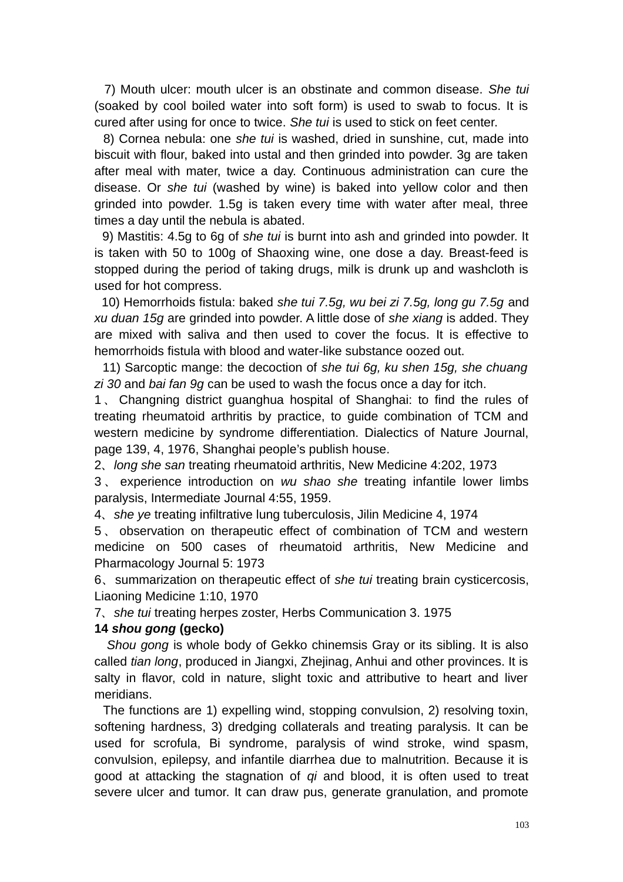7) Mouth ulcer: mouth ulcer is an obstinate and common disease. *She tui* (soaked by cool boiled water into soft form) is used to swab to focus. It is cured after using for once to twice. *She tui* is used to stick on feet center.

8) Cornea nebula: one *she tui* is washed, dried in sunshine, cut, made into biscuit with flour, baked into ustal and then grinded into powder. 3g are taken after meal with mater, twice a day. Continuous administration can cure the disease. Or *she tui* (washed by wine) is baked into yellow color and then grinded into powder. 1.5g is taken every time with water after meal, three times a day until the nebula is abated.

9) Mastitis: 4.5g to 6g of *she tui* is burnt into ash and grinded into powder. It is taken with 50 to 100g of Shaoxing wine, one dose a day. Breast-feed is stopped during the period of taking drugs, milk is drunk up and washcloth is used for hot compress.

10) Hemorrhoids fistula: baked *she tui 7.5g, wu bei zi 7.5g, long gu 7.5g* and *xu duan 15g* are grinded into powder. A little dose of *she xiang* is added. They are mixed with saliva and then used to cover the focus. It is effective to hemorrhoids fistula with blood and water-like substance oozed out.

11) Sarcoptic mange: the decoction of *she tui 6g, ku shen 15g, she chuang zi 30* and *bai fan 9g* can be used to wash the focus once a day for itch.

1、Changning district guanghua hospital of Shanghai: to find the rules of treating rheumatoid arthritis by practice, to guide combination of TCM and western medicine by syndrome differentiation. Dialectics of Nature Journal, page 139, 4, 1976, Shanghai people's publish house.

2、*long she san* treating rheumatoid arthritis, New Medicine 4:202, 1973

3、experience introduction on *wu shao she* treating infantile lower limbs paralysis, Intermediate Journal 4:55, 1959.

4、*she ye* treating infiltrative lung tuberculosis, Jilin Medicine 4, 1974

5、observation on therapeutic effect of combination of TCM and western medicine on 500 cases of rheumatoid arthritis, New Medicine and Pharmacology Journal 5: 1973

6、summarization on therapeutic effect of *she tui* treating brain cysticercosis, Liaoning Medicine 1:10, 1970

7、*she tui* treating herpes zoster, Herbs Communication 3. 1975

**14 *shou gong* (gecko)**

*Shou gong* is whole body of Gekko chinemsis Gray or its sibling. It is also called *tian long*, produced in Jiangxi, Zhejinag, Anhui and other provinces. It is salty in flavor, cold in nature, slight toxic and attributive to heart and liver meridians.

The functions are 1) expelling wind, stopping convulsion, 2) resolving toxin, softening hardness, 3) dredging collaterals and treating paralysis. It can be used for scrofula, Bi syndrome, paralysis of wind stroke, wind spasm, convulsion, epilepsy, and infantile diarrhea due to malnutrition. Because it is good at attacking the stagnation of *qi* and blood, it is often used to treat severe ulcer and tumor. It can draw pus, generate granulation, and promote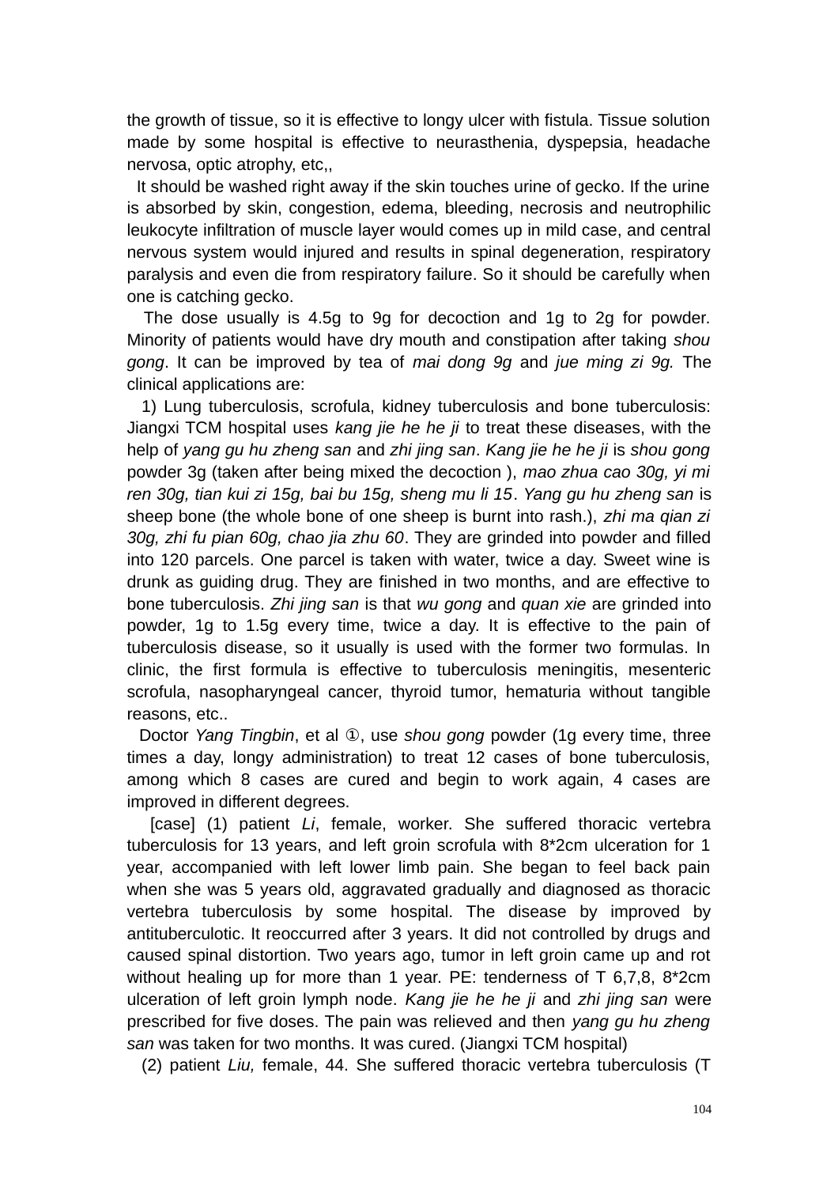the growth of tissue, so it is effective to longy ulcer with fistula. Tissue solution made by some hospital is effective to neurasthenia, dyspepsia, headache nervosa, optic atrophy, etc,,

It should be washed right away if the skin touches urine of gecko. If the urine is absorbed by skin, congestion, edema, bleeding, necrosis and neutrophilic leukocyte infiltration of muscle layer would comes up in mild case, and central nervous system would injured and results in spinal degeneration, respiratory paralysis and even die from respiratory failure. So it should be carefully when one is catching gecko.

The dose usually is 4.5g to 9g for decoction and 1g to 2g for powder. Minority of patients would have dry mouth and constipation after taking *shou gong*. It can be improved by tea of *mai dong 9g* and *jue ming zi 9g.* The clinical applications are:

1) Lung tuberculosis, scrofula, kidney tuberculosis and bone tuberculosis: Jiangxi TCM hospital uses *kang jie he he ji* to treat these diseases, with the help of *yang gu hu zheng san* and *zhi jing san*. *Kang jie he he ji* is *shou gong* powder 3g (taken after being mixed the decoction ), *mao zhua cao 30g, yi mi ren 30g, tian kui zi 15g, bai bu 15g, sheng mu li 15*. *Yang gu hu zheng san* is sheep bone (the whole bone of one sheep is burnt into rash.), *zhi ma qian zi 30g, zhi fu pian 60g, chao jia zhu 60*. They are grinded into powder and filled into 120 parcels. One parcel is taken with water, twice a day. Sweet wine is drunk as guiding drug. They are finished in two months, and are effective to bone tuberculosis. *Zhi jing san* is that *wu gong* and *quan xie* are grinded into powder, 1g to 1.5g every time, twice a day. It is effective to the pain of tuberculosis disease, so it usually is used with the former two formulas. In clinic, the first formula is effective to tuberculosis meningitis, mesenteric scrofula, nasopharyngeal cancer, thyroid tumor, hematuria without tangible reasons, etc..

Doctor *Yang Tingbin*, et al ①, use *shou gong* powder (1g every time, three times a day, longy administration) to treat 12 cases of bone tuberculosis, among which 8 cases are cured and begin to work again, 4 cases are improved in different degrees.

[case] (1) patient *Li*, female, worker. She suffered thoracic vertebra tuberculosis for 13 years, and left groin scrofula with 8*2cm ulceration for 1 year, accompanied with left lower limb pain. She began to feel back pain when she was 5 years old, aggravated gradually and diagnosed as thoracic vertebra tuberculosis by some hospital. The disease by improved by antituberculotic. It reoccurred after 3 years. It did not controlled by drugs and caused spinal distortion. Two years ago, tumor in left groin came up and rot without healing up for more than 1 year. PE: tenderness of T 6,7,8, 8*2cm ulceration of left groin lymph node. *Kang jie he he ji* and *zhi jing san* were prescribed for five doses. The pain was relieved and then *yang gu hu zheng san* was taken for two months. It was cured. (Jiangxi TCM hospital)

(2) patient *Liu,* female, 44. She suffered thoracic vertebra tuberculosis (T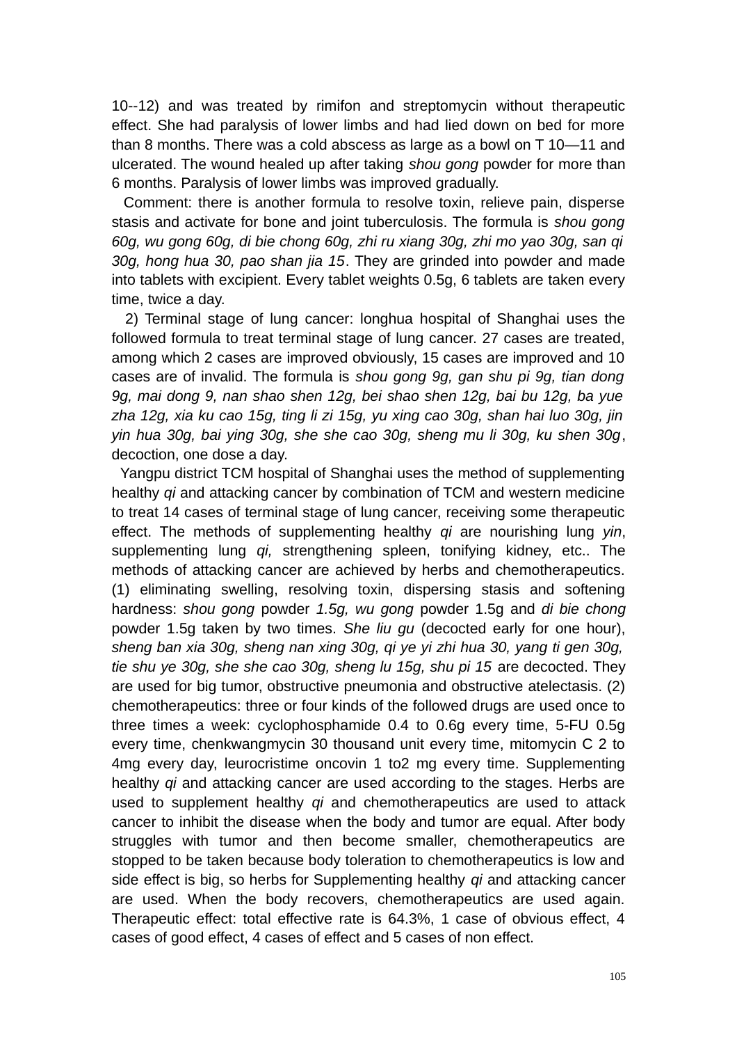10--12) and was treated by rimifon and streptomycin without therapeutic effect. She had paralysis of lower limbs and had lied down on bed for more than 8 months. There was a cold abscess as large as a bowl on T 10—11 and ulcerated. The wound healed up after taking *shou gong* powder for more than 6 months. Paralysis of lower limbs was improved gradually.

Comment: there is another formula to resolve toxin, relieve pain, disperse stasis and activate for bone and joint tuberculosis. The formula is *shou gong 60g, wu gong 60g, di bie chong 60g, zhi ru xiang 30g, zhi mo yao 30g, san qi 30g, hong hua 30, pao shan jia 15*. They are grinded into powder and made into tablets with excipient. Every tablet weights 0.5g, 6 tablets are taken every time, twice a day.

2) Terminal stage of lung cancer: longhua hospital of Shanghai uses the followed formula to treat terminal stage of lung cancer. 27 cases are treated, among which 2 cases are improved obviously, 15 cases are improved and 10 cases are of invalid. The formula is *shou gong 9g, gan shu pi 9g, tian dong 9g, mai dong 9, nan shao shen 12g, bei shao shen 12g, bai bu 12g, ba yue zha 12g, xia ku cao 15g, ting li zi 15g, yu xing cao 30g, shan hai luo 30g, jin yin hua 30g, bai ying 30g, she she cao 30g, sheng mu li 30g, ku shen 30g*, decoction, one dose a day.

Yangpu district TCM hospital of Shanghai uses the method of supplementing healthy *qi* and attacking cancer by combination of TCM and western medicine to treat 14 cases of terminal stage of lung cancer, receiving some therapeutic effect. The methods of supplementing healthy *qi* are nourishing lung *yin*, supplementing lung *qi,* strengthening spleen, tonifying kidney, etc.. The methods of attacking cancer are achieved by herbs and chemotherapeutics. (1) eliminating swelling, resolving toxin, dispersing stasis and softening hardness: *shou gong* powder *1.5g, wu gong* powder 1.5g and *di bie chong* powder 1.5g taken by two times. *She liu gu* (decocted early for one hour), *sheng ban xia 30g, sheng nan xing 30g, qi ye yi zhi hua 30, yang ti gen 30g, tie shu ye 30g, she she cao 30g, sheng lu 15g, shu pi 15* are decocted. They are used for big tumor, obstructive pneumonia and obstructive atelectasis. (2) chemotherapeutics: three or four kinds of the followed drugs are used once to three times a week: cyclophosphamide 0.4 to 0.6g every time, 5-FU 0.5g every time, chenkwangmycin 30 thousand unit every time, mitomycin C 2 to 4mg every day, leurocristime oncovin 1 to2 mg every time. Supplementing healthy *qi* and attacking cancer are used according to the stages. Herbs are used to supplement healthy *qi* and chemotherapeutics are used to attack cancer to inhibit the disease when the body and tumor are equal. After body struggles with tumor and then become smaller, chemotherapeutics are stopped to be taken because body toleration to chemotherapeutics is low and side effect is big, so herbs for Supplementing healthy *qi* and attacking cancer are used. When the body recovers, chemotherapeutics are used again. Therapeutic effect: total effective rate is 64.3%, 1 case of obvious effect, 4 cases of good effect, 4 cases of effect and 5 cases of non effect.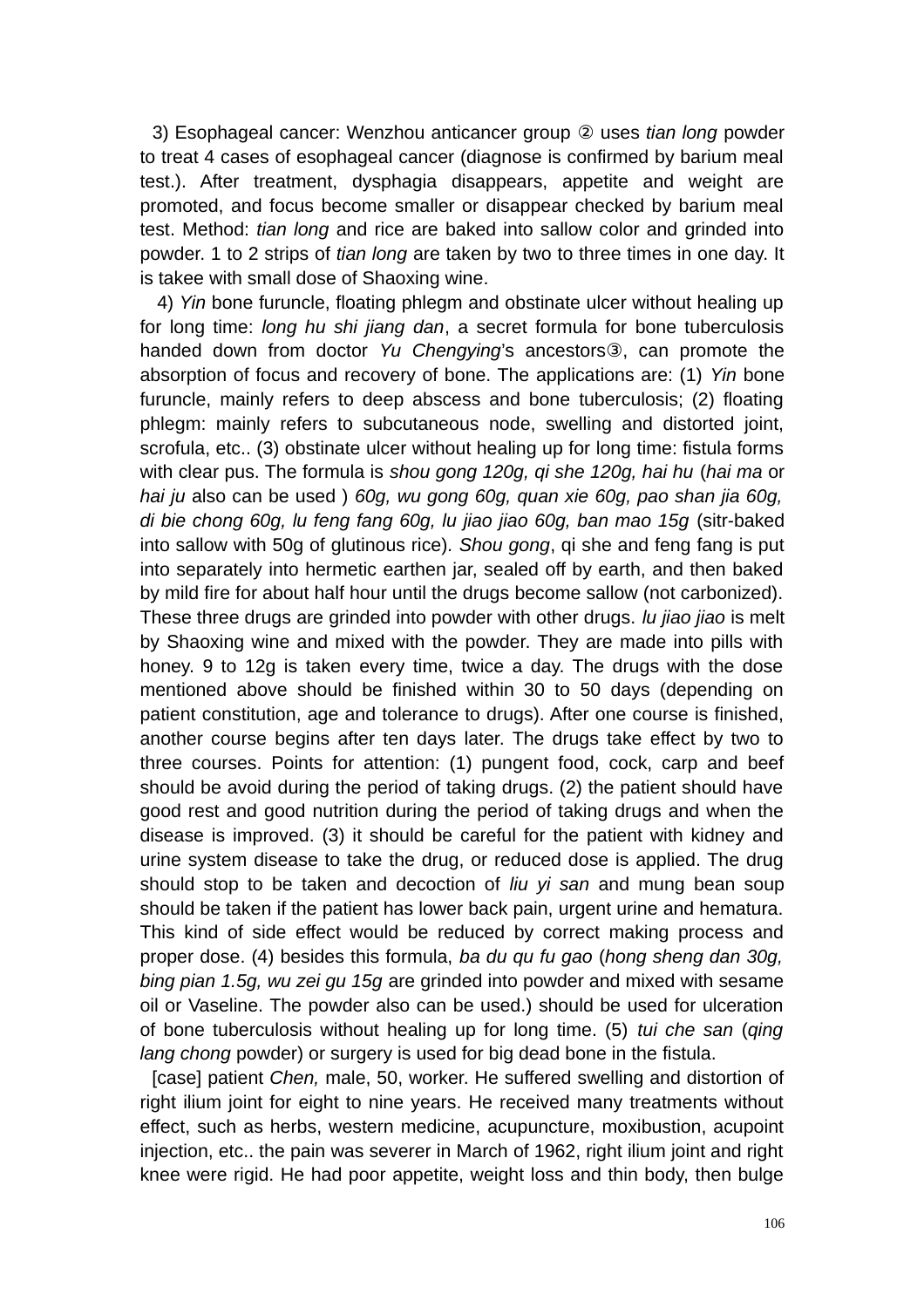3) Esophageal cancer: Wenzhou anticancer group ② uses *tian long* powder to treat 4 cases of esophageal cancer (diagnose is confirmed by barium meal test.). After treatment, dysphagia disappears, appetite and weight are promoted, and focus become smaller or disappear checked by barium meal test. Method: *tian long* and rice are baked into sallow color and grinded into powder. 1 to 2 strips of *tian long* are taken by two to three times in one day. It is takee with small dose of Shaoxing wine.

4) *Yin* bone furuncle, floating phlegm and obstinate ulcer without healing up for long time: *long hu shi jiang dan*, a secret formula for bone tuberculosis handed down from doctor *Yu Chengying*'s ancestors③, can promote the absorption of focus and recovery of bone. The applications are: (1) *Yin* bone furuncle, mainly refers to deep abscess and bone tuberculosis; (2) floating phlegm: mainly refers to subcutaneous node, swelling and distorted joint, scrofula, etc.. (3) obstinate ulcer without healing up for long time: fistula forms with clear pus. The formula is *shou gong 120g, qi she 120g, hai hu* (*hai ma* or *hai ju* also can be used ) *60g, wu gong 60g, quan xie 60g, pao shan jia 60g, di bie chong 60g, lu feng fang 60g, lu jiao jiao 60g, ban mao 15g* (sitr-baked into sallow with 50g of glutinous rice). *Shou gong*, qi she and feng fang is put into separately into hermetic earthen jar, sealed off by earth, and then baked by mild fire for about half hour until the drugs become sallow (not carbonized). These three drugs are grinded into powder with other drugs. *lu jiao jiao* is melt by Shaoxing wine and mixed with the powder. They are made into pills with honey. 9 to 12g is taken every time, twice a day. The drugs with the dose mentioned above should be finished within 30 to 50 days (depending on patient constitution, age and tolerance to drugs). After one course is finished, another course begins after ten days later. The drugs take effect by two to three courses. Points for attention: (1) pungent food, cock, carp and beef should be avoid during the period of taking drugs. (2) the patient should have good rest and good nutrition during the period of taking drugs and when the disease is improved. (3) it should be careful for the patient with kidney and urine system disease to take the drug, or reduced dose is applied. The drug should stop to be taken and decoction of *liu yi san* and mung bean soup should be taken if the patient has lower back pain, urgent urine and hematura. This kind of side effect would be reduced by correct making process and proper dose. (4) besides this formula, *ba du qu fu gao* (*hong sheng dan 30g, bing pian 1.5g, wu zei gu 15g* are grinded into powder and mixed with sesame oil or Vaseline. The powder also can be used.) should be used for ulceration of bone tuberculosis without healing up for long time. (5) *tui che san* (*qing lang chong* powder) or surgery is used for big dead bone in the fistula.

[case] patient *Chen,* male, 50, worker. He suffered swelling and distortion of right ilium joint for eight to nine years. He received many treatments without effect, such as herbs, western medicine, acupuncture, moxibustion, acupoint injection, etc.. the pain was severer in March of 1962, right ilium joint and right knee were rigid. He had poor appetite, weight loss and thin body, then bulge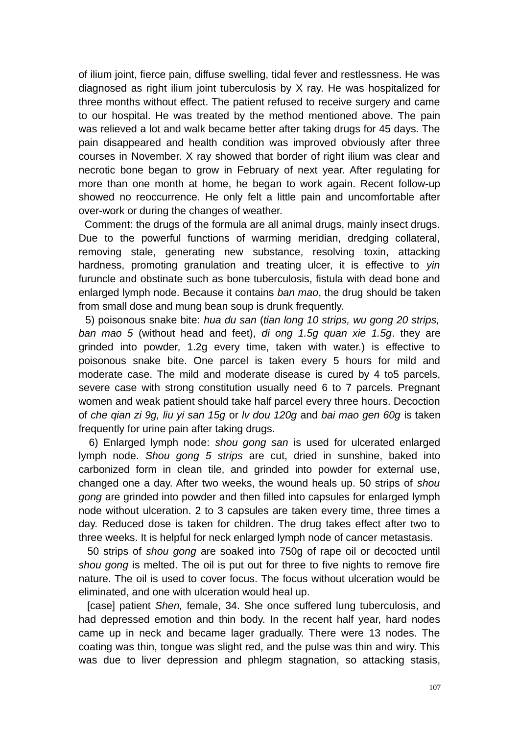of ilium joint, fierce pain, diffuse swelling, tidal fever and restlessness. He was diagnosed as right ilium joint tuberculosis by X ray. He was hospitalized for three months without effect. The patient refused to receive surgery and came to our hospital. He was treated by the method mentioned above. The pain was relieved a lot and walk became better after taking drugs for 45 days. The pain disappeared and health condition was improved obviously after three courses in November. X ray showed that border of right ilium was clear and necrotic bone began to grow in February of next year. After regulating for more than one month at home, he began to work again. Recent follow-up showed no reoccurrence. He only felt a little pain and uncomfortable after over-work or during the changes of weather.

Comment: the drugs of the formula are all animal drugs, mainly insect drugs. Due to the powerful functions of warming meridian, dredging collateral, removing stale, generating new substance, resolving toxin, attacking hardness, promoting granulation and treating ulcer, it is effective to *yin* furuncle and obstinate such as bone tuberculosis, fistula with dead bone and enlarged lymph node. Because it contains *ban mao*, the drug should be taken from small dose and mung bean soup is drunk frequently.

5) poisonous snake bite: *hua du san* (*tian long 10 strips, wu gong 20 strips, ban mao 5* (without head and feet)*, di ong 1.5g quan xie 1.5g*. they are grinded into powder, 1.2g every time, taken with water.) is effective to poisonous snake bite. One parcel is taken every 5 hours for mild and moderate case. The mild and moderate disease is cured by 4 to5 parcels, severe case with strong constitution usually need 6 to 7 parcels. Pregnant women and weak patient should take half parcel every three hours. Decoction of *che qian zi 9g, liu yi san 15g* or *lv dou 120g* and *bai mao gen 60g* is taken frequently for urine pain after taking drugs.

6) Enlarged lymph node: *shou gong san* is used for ulcerated enlarged lymph node. *Shou gong 5 strips* are cut, dried in sunshine, baked into carbonized form in clean tile, and grinded into powder for external use, changed one a day. After two weeks, the wound heals up. 50 strips of *shou gong* are grinded into powder and then filled into capsules for enlarged lymph node without ulceration. 2 to 3 capsules are taken every time, three times a day. Reduced dose is taken for children. The drug takes effect after two to three weeks. It is helpful for neck enlarged lymph node of cancer metastasis.

50 strips of *shou gong* are soaked into 750g of rape oil or decocted until *shou gong* is melted. The oil is put out for three to five nights to remove fire nature. The oil is used to cover focus. The focus without ulceration would be eliminated, and one with ulceration would heal up.

[case] patient *Shen,* female, 34. She once suffered lung tuberculosis, and had depressed emotion and thin body. In the recent half year, hard nodes came up in neck and became lager gradually. There were 13 nodes. The coating was thin, tongue was slight red, and the pulse was thin and wiry. This was due to liver depression and phlegm stagnation, so attacking stasis,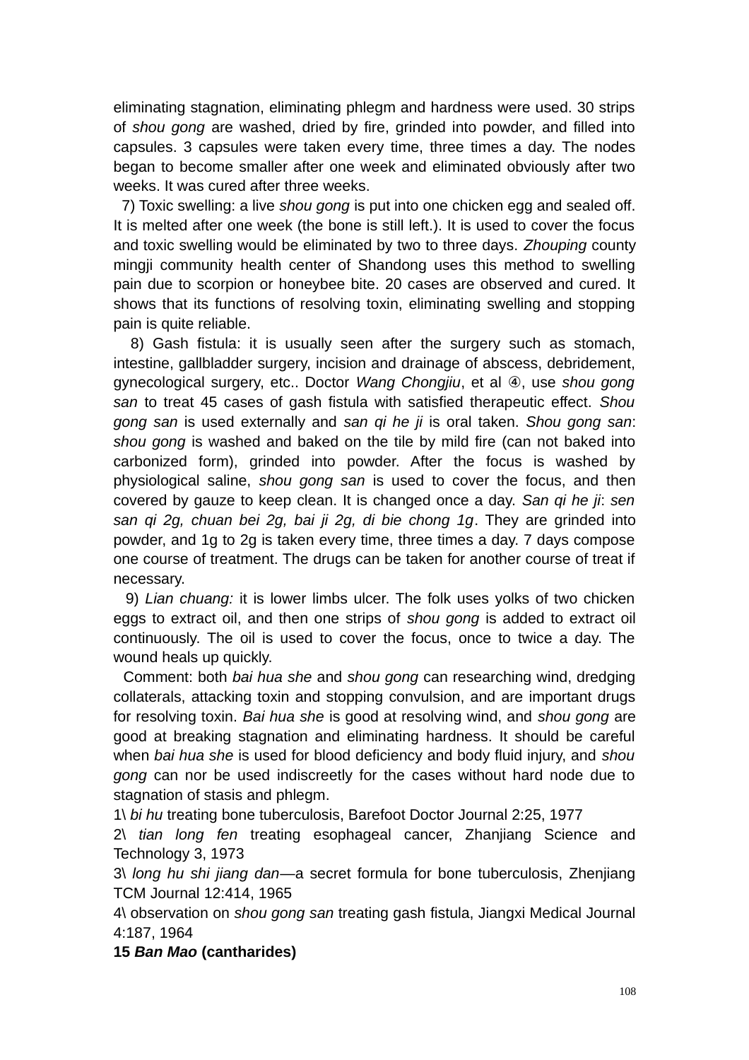eliminating stagnation, eliminating phlegm and hardness were used. 30 strips of *shou gong* are washed, dried by fire, grinded into powder, and filled into capsules. 3 capsules were taken every time, three times a day. The nodes began to become smaller after one week and eliminated obviously after two weeks. It was cured after three weeks.

7) Toxic swelling: a live *shou gong* is put into one chicken egg and sealed off. It is melted after one week (the bone is still left.). It is used to cover the focus and toxic swelling would be eliminated by two to three days. *Zhouping* county mingji community health center of Shandong uses this method to swelling pain due to scorpion or honeybee bite. 20 cases are observed and cured. It shows that its functions of resolving toxin, eliminating swelling and stopping pain is quite reliable.

8) Gash fistula: it is usually seen after the surgery such as stomach, intestine, gallbladder surgery, incision and drainage of abscess, debridement, gynecological surgery, etc.. Doctor *Wang Chongjiu*, et al ④, use *shou gong san* to treat 45 cases of gash fistula with satisfied therapeutic effect. *Shou gong san* is used externally and *san qi he ji* is oral taken. *Shou gong san*: *shou gong* is washed and baked on the tile by mild fire (can not baked into carbonized form), grinded into powder. After the focus is washed by physiological saline, *shou gong san* is used to cover the focus, and then covered by gauze to keep clean. It is changed once a day. *San qi he ji*: *sen san qi 2g, chuan bei 2g, bai ji 2g, di bie chong 1g*. They are grinded into powder, and 1g to 2g is taken every time, three times a day. 7 days compose one course of treatment. The drugs can be taken for another course of treat if necessary.

9) *Lian chuang:* it is lower limbs ulcer. The folk uses yolks of two chicken eggs to extract oil, and then one strips of *shou gong* is added to extract oil continuously. The oil is used to cover the focus, once to twice a day. The wound heals up quickly.

Comment: both *bai hua she* and *shou gong* can researching wind, dredging collaterals, attacking toxin and stopping convulsion, and are important drugs for resolving toxin. *Bai hua she* is good at resolving wind, and *shou gong* are good at breaking stagnation and eliminating hardness. It should be careful when *bai hua she* is used for blood deficiency and body fluid injury, and *shou gong* can nor be used indiscreetly for the cases without hard node due to stagnation of stasis and phlegm.

1\ *bi hu* treating bone tuberculosis, Barefoot Doctor Journal 2:25, 1977

2\ *tian long fen* treating esophageal cancer, Zhanjiang Science and Technology 3, 1973

3\ *long hu shi jiang dan*—a secret formula for bone tuberculosis, Zhenjiang TCM Journal 12:414, 1965

4\ observation on *shou gong san* treating gash fistula, Jiangxi Medical Journal 4:187, 1964

**15 *Ban Mao* (cantharides)**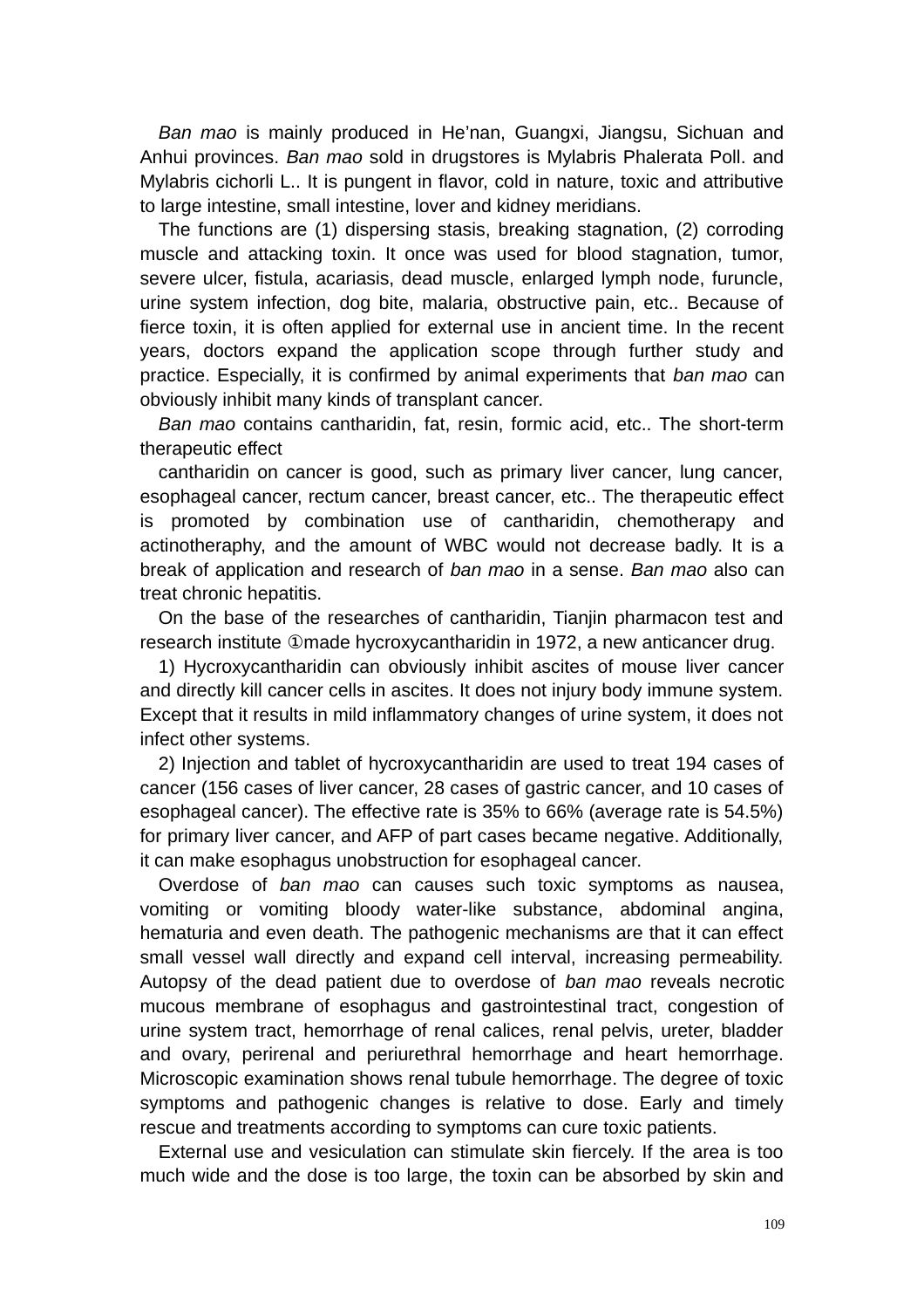*Ban mao* is mainly produced in He'nan, Guangxi, Jiangsu, Sichuan and Anhui provinces. *Ban mao* sold in drugstores is Mylabris Phalerata Poll. and Mylabris cichorli L.. It is pungent in flavor, cold in nature, toxic and attributive to large intestine, small intestine, lover and kidney meridians.

The functions are (1) dispersing stasis, breaking stagnation, (2) corroding muscle and attacking toxin. It once was used for blood stagnation, tumor, severe ulcer, fistula, acariasis, dead muscle, enlarged lymph node, furuncle, urine system infection, dog bite, malaria, obstructive pain, etc.. Because of fierce toxin, it is often applied for external use in ancient time. In the recent years, doctors expand the application scope through further study and practice. Especially, it is confirmed by animal experiments that *ban mao* can obviously inhibit many kinds of transplant cancer.

*Ban mao* contains cantharidin, fat, resin, formic acid, etc.. The short-term therapeutic effect

cantharidin on cancer is good, such as primary liver cancer, lung cancer, esophageal cancer, rectum cancer, breast cancer, etc.. The therapeutic effect is promoted by combination use of cantharidin, chemotherapy and actinotheraphy, and the amount of WBC would not decrease badly. It is a break of application and research of *ban mao* in a sense. *Ban mao* also can treat chronic hepatitis.

On the base of the researches of cantharidin, Tianjin pharmacon test and research institute ①made hycroxycantharidin in 1972, a new anticancer drug.

1) Hycroxycantharidin can obviously inhibit ascites of mouse liver cancer and directly kill cancer cells in ascites. It does not injury body immune system. Except that it results in mild inflammatory changes of urine system, it does not infect other systems.

2) Injection and tablet of hycroxycantharidin are used to treat 194 cases of cancer (156 cases of liver cancer, 28 cases of gastric cancer, and 10 cases of esophageal cancer). The effective rate is 35% to 66% (average rate is 54.5%) for primary liver cancer, and AFP of part cases became negative. Additionally, it can make esophagus unobstruction for esophageal cancer.

Overdose of *ban mao* can causes such toxic symptoms as nausea, vomiting or vomiting bloody water-like substance, abdominal angina, hematuria and even death. The pathogenic mechanisms are that it can effect small vessel wall directly and expand cell interval, increasing permeability. Autopsy of the dead patient due to overdose of *ban mao* reveals necrotic mucous membrane of esophagus and gastrointestinal tract, congestion of urine system tract, hemorrhage of renal calices, renal pelvis, ureter, bladder and ovary, perirenal and periurethral hemorrhage and heart hemorrhage. Microscopic examination shows renal tubule hemorrhage. The degree of toxic symptoms and pathogenic changes is relative to dose. Early and timely rescue and treatments according to symptoms can cure toxic patients.

External use and vesiculation can stimulate skin fiercely. If the area is too much wide and the dose is too large, the toxin can be absorbed by skin and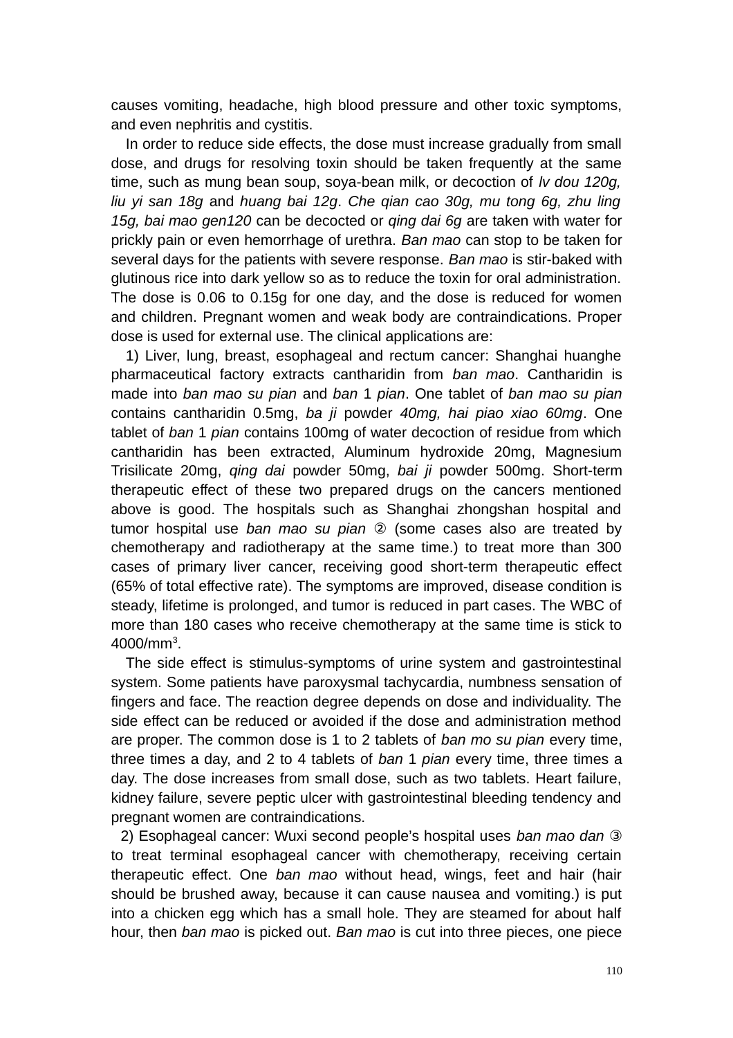causes vomiting, headache, high blood pressure and other toxic symptoms, and even nephritis and cystitis.

In order to reduce side effects, the dose must increase gradually from small dose, and drugs for resolving toxin should be taken frequently at the same time, such as mung bean soup, soya-bean milk, or decoction of *lv dou 120g, liu yi san 18g* and *huang bai 12g*. *Che qian cao 30g, mu tong 6g, zhu ling 15g, bai mao gen120* can be decocted or *qing dai 6g* are taken with water for prickly pain or even hemorrhage of urethra. *Ban mao* can stop to be taken for several days for the patients with severe response. *Ban mao* is stir-baked with glutinous rice into dark yellow so as to reduce the toxin for oral administration. The dose is 0.06 to 0.15g for one day, and the dose is reduced for women and children. Pregnant women and weak body are contraindications. Proper dose is used for external use. The clinical applications are:

1) Liver, lung, breast, esophageal and rectum cancer: Shanghai huanghe pharmaceutical factory extracts cantharidin from *ban mao*. Cantharidin is made into *ban mao su pian* and *ban* 1 *pian*. One tablet of *ban mao su pian* contains cantharidin 0.5mg, *ba ji* powder *40mg, hai piao xiao 60mg*. One tablet of *ban* 1 *pian* contains 100mg of water decoction of residue from which cantharidin has been extracted, Aluminum hydroxide 20mg, Magnesium Trisilicate 20mg, *qing dai* powder 50mg, *bai ji* powder 500mg. Short-term therapeutic effect of these two prepared drugs on the cancers mentioned above is good. The hospitals such as Shanghai zhongshan hospital and tumor hospital use *ban mao su pian* ② (some cases also are treated by chemotherapy and radiotherapy at the same time.) to treat more than 300 cases of primary liver cancer, receiving good short-term therapeutic effect (65% of total effective rate). The symptoms are improved, disease condition is steady, lifetime is prolonged, and tumor is reduced in part cases. The WBC of more than 180 cases who receive chemotherapy at the same time is stick to 4000/mm$^3$.

The side effect is stimulus-symptoms of urine system and gastrointestinal system. Some patients have paroxysmal tachycardia, numbness sensation of fingers and face. The reaction degree depends on dose and individuality. The side effect can be reduced or avoided if the dose and administration method are proper. The common dose is 1 to 2 tablets of *ban mo su pian* every time, three times a day, and 2 to 4 tablets of *ban* 1 *pian* every time, three times a day. The dose increases from small dose, such as two tablets. Heart failure, kidney failure, severe peptic ulcer with gastrointestinal bleeding tendency and pregnant women are contraindications.

2) Esophageal cancer: Wuxi second people's hospital uses *ban mao dan* ③ to treat terminal esophageal cancer with chemotherapy, receiving certain therapeutic effect. One *ban mao* without head, wings, feet and hair (hair should be brushed away, because it can cause nausea and vomiting.) is put into a chicken egg which has a small hole. They are steamed for about half hour, then *ban mao* is picked out. *Ban mao* is cut into three pieces, one piece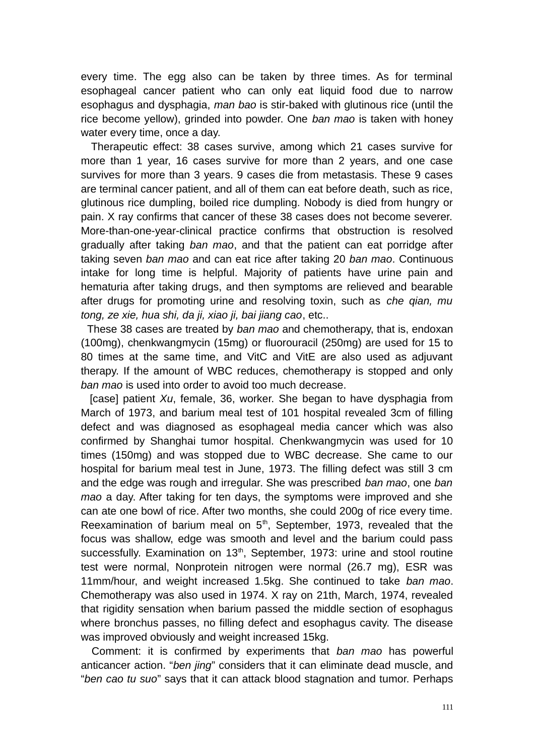every time. The egg also can be taken by three times. As for terminal esophageal cancer patient who can only eat liquid food due to narrow esophagus and dysphagia, *man bao* is stir-baked with glutinous rice (until the rice become yellow), grinded into powder. One *ban mao* is taken with honey water every time, once a day.

Therapeutic effect: 38 cases survive, among which 21 cases survive for more than 1 year, 16 cases survive for more than 2 years, and one case survives for more than 3 years. 9 cases die from metastasis. These 9 cases are terminal cancer patient, and all of them can eat before death, such as rice, glutinous rice dumpling, boiled rice dumpling. Nobody is died from hungry or pain. X ray confirms that cancer of these 38 cases does not become severer. More-than-one-year-clinical practice confirms that obstruction is resolved gradually after taking *ban mao*, and that the patient can eat porridge after taking seven *ban mao* and can eat rice after taking 20 *ban mao*. Continuous intake for long time is helpful. Majority of patients have urine pain and hematuria after taking drugs, and then symptoms are relieved and bearable after drugs for promoting urine and resolving toxin, such as *che qian, mu tong, ze xie, hua shi, da ji, xiao ji, bai jiang cao*, etc..

These 38 cases are treated by *ban mao* and chemotherapy, that is, endoxan (100mg), chenkwangmycin (15mg) or fluorouracil (250mg) are used for 15 to 80 times at the same time, and VitC and VitE are also used as adjuvant therapy. If the amount of WBC reduces, chemotherapy is stopped and only *ban mao* is used into order to avoid too much decrease.

[case] patient *Xu*, female, 36, worker. She began to have dysphagia from March of 1973, and barium meal test of 101 hospital revealed 3cm of filling defect and was diagnosed as esophageal media cancer which was also confirmed by Shanghai tumor hospital. Chenkwangmycin was used for 10 times (150mg) and was stopped due to WBC decrease. She came to our hospital for barium meal test in June, 1973. The filling defect was still 3 cm and the edge was rough and irregular. She was prescribed *ban mao*, one *ban mao* a day. After taking for ten days, the symptoms were improved and she can ate one bowl of rice. After two months, she could 200g of rice every time. Reexamination of barium meal on 5th, September, 1973, revealed that the focus was shallow, edge was smooth and level and the barium could pass successfully. Examination on 13th, September, 1973: urine and stool routine test were normal, Nonprotein nitrogen were normal (26.7 mg), ESR was 11mm/hour, and weight increased 1.5kg. She continued to take *ban mao*. Chemotherapy was also used in 1974. X ray on 21th, March, 1974, revealed that rigidity sensation when barium passed the middle section of esophagus where bronchus passes, no filling defect and esophagus cavity. The disease was improved obviously and weight increased 15kg.

Comment: it is confirmed by experiments that *ban mao* has powerful anticancer action. "*ben jing*" considers that it can eliminate dead muscle, and "*ben cao tu suo*" says that it can attack blood stagnation and tumor. Perhaps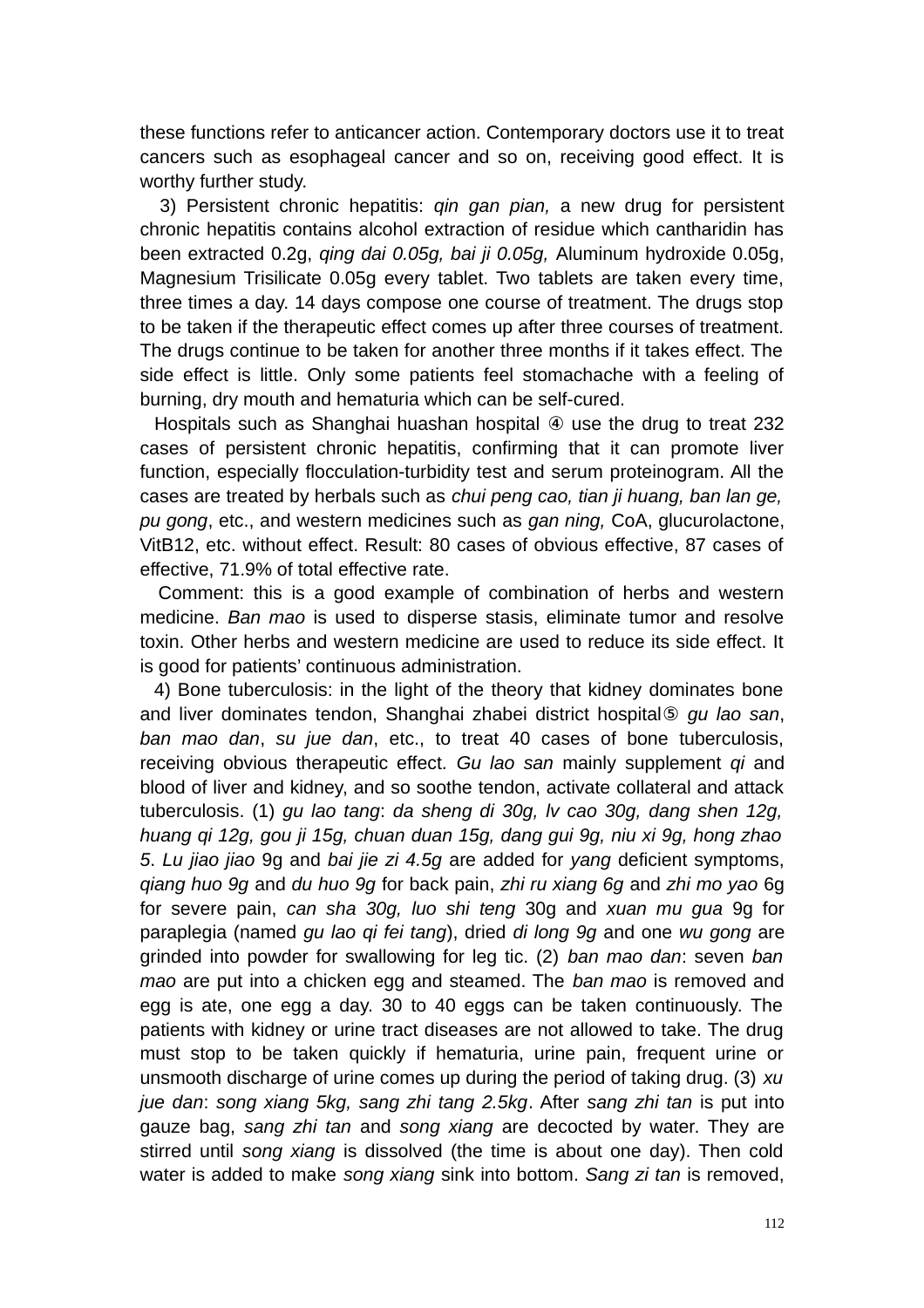these functions refer to anticancer action. Contemporary doctors use it to treat cancers such as esophageal cancer and so on, receiving good effect. It is worthy further study.

3) Persistent chronic hepatitis: *qin gan pian,* a new drug for persistent chronic hepatitis contains alcohol extraction of residue which cantharidin has been extracted 0.2g, *qing dai 0.05g, bai ji 0.05g,* Aluminum hydroxide 0.05g, Magnesium Trisilicate 0.05g every tablet. Two tablets are taken every time, three times a day. 14 days compose one course of treatment. The drugs stop to be taken if the therapeutic effect comes up after three courses of treatment. The drugs continue to be taken for another three months if it takes effect. The side effect is little. Only some patients feel stomachache with a feeling of burning, dry mouth and hematuria which can be self-cured.

Hospitals such as Shanghai huashan hospital ④ use the drug to treat 232 cases of persistent chronic hepatitis, confirming that it can promote liver function, especially flocculation-turbidity test and serum proteinogram. All the cases are treated by herbals such as *chui peng cao, tian ji huang, ban lan ge, pu gong*, etc., and western medicines such as *gan ning,* CoA, glucurolactone, VitB12, etc. without effect. Result: 80 cases of obvious effective, 87 cases of effective, 71.9% of total effective rate.

Comment: this is a good example of combination of herbs and western medicine. *Ban mao* is used to disperse stasis, eliminate tumor and resolve toxin. Other herbs and western medicine are used to reduce its side effect. It is good for patients' continuous administration.

4) Bone tuberculosis: in the light of the theory that kidney dominates bone and liver dominates tendon, Shanghai zhabei district hospital⑤ *gu lao san*, *ban mao dan*, *su jue dan*, etc., to treat 40 cases of bone tuberculosis, receiving obvious therapeutic effect. *Gu lao san* mainly supplement *qi* and blood of liver and kidney, and so soothe tendon, activate collateral and attack tuberculosis. (1) *gu lao tang*: *da sheng di 30g, lv cao 30g, dang shen 12g, huang qi 12g, gou ji 15g, chuan duan 15g, dang gui 9g, niu xi 9g, hong zhao 5*. *Lu jiao jiao* 9g and *bai jie zi 4.5g* are added for *yang* deficient symptoms, *qiang huo 9g* and *du huo 9g* for back pain, *zhi ru xiang 6g* and *zhi mo yao* 6g for severe pain, *can sha 30g, luo shi teng* 30g and *xuan mu gua* 9g for paraplegia (named *gu lao qi fei tang*), dried *di long 9g* and one *wu gong* are grinded into powder for swallowing for leg tic. (2) *ban mao dan*: seven *ban mao* are put into a chicken egg and steamed. The *ban mao* is removed and egg is ate, one egg a day. 30 to 40 eggs can be taken continuously. The patients with kidney or urine tract diseases are not allowed to take. The drug must stop to be taken quickly if hematuria, urine pain, frequent urine or unsmooth discharge of urine comes up during the period of taking drug. (3) *xu jue dan*: *song xiang 5kg, sang zhi tang 2.5kg*. After *sang zhi tan* is put into gauze bag, *sang zhi tan* and *song xiang* are decocted by water. They are stirred until *song xiang* is dissolved (the time is about one day). Then cold water is added to make *song xiang* sink into bottom. *Sang zi tan* is removed,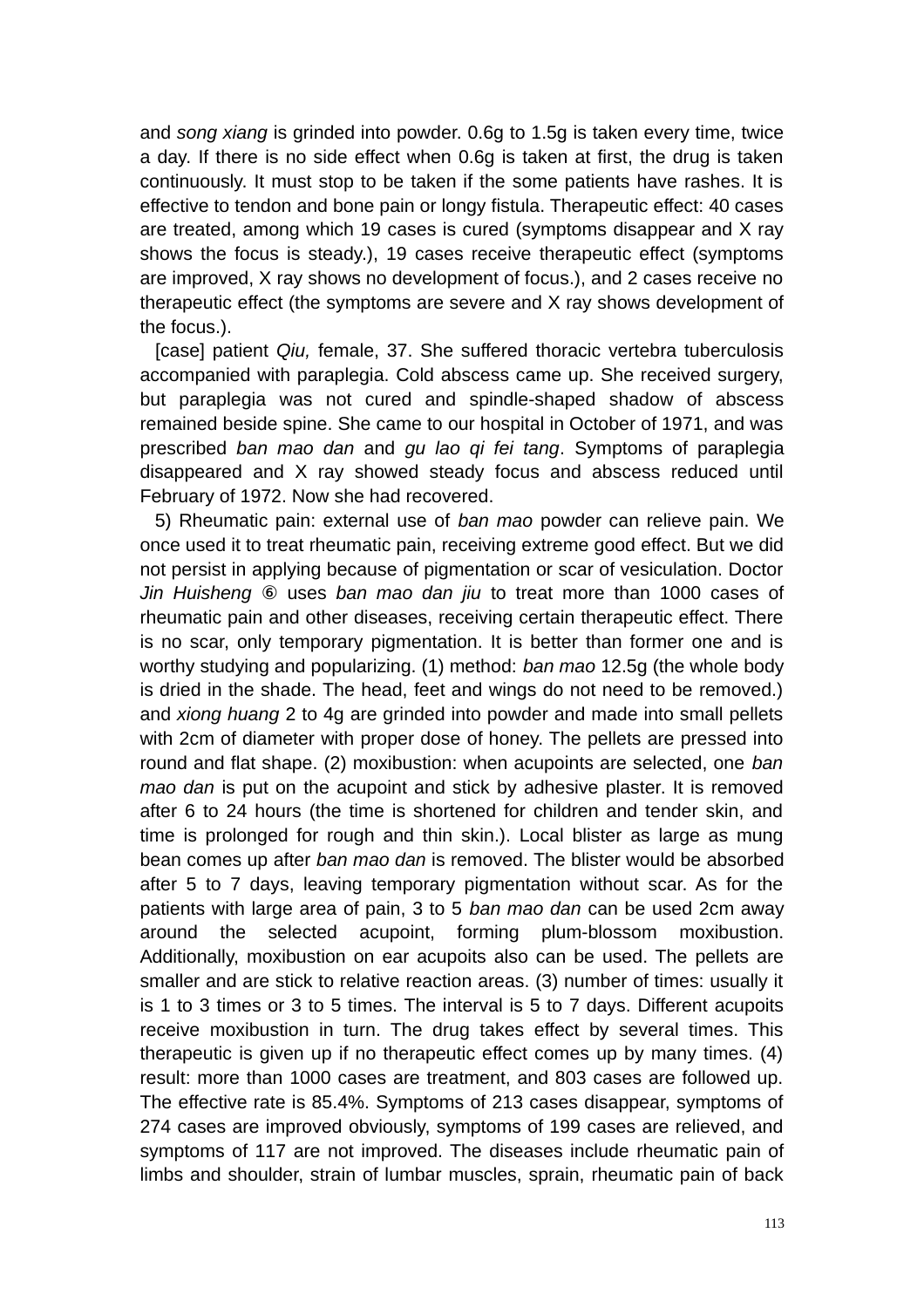and *song xiang* is grinded into powder. 0.6g to 1.5g is taken every time, twice a day. If there is no side effect when 0.6g is taken at first, the drug is taken continuously. It must stop to be taken if the some patients have rashes. It is effective to tendon and bone pain or longy fistula. Therapeutic effect: 40 cases are treated, among which 19 cases is cured (symptoms disappear and X ray shows the focus is steady.), 19 cases receive therapeutic effect (symptoms are improved, X ray shows no development of focus.), and 2 cases receive no therapeutic effect (the symptoms are severe and X ray shows development of the focus.).

[case] patient *Qiu,* female, 37. She suffered thoracic vertebra tuberculosis accompanied with paraplegia. Cold abscess came up. She received surgery, but paraplegia was not cured and spindle-shaped shadow of abscess remained beside spine. She came to our hospital in October of 1971, and was prescribed *ban mao dan* and *gu lao qi fei tang*. Symptoms of paraplegia disappeared and X ray showed steady focus and abscess reduced until February of 1972. Now she had recovered.

5) Rheumatic pain: external use of *ban mao* powder can relieve pain. We once used it to treat rheumatic pain, receiving extreme good effect. But we did not persist in applying because of pigmentation or scar of vesiculation. Doctor *Jin Huisheng* ⑥ uses *ban mao dan jiu* to treat more than 1000 cases of rheumatic pain and other diseases, receiving certain therapeutic effect. There is no scar, only temporary pigmentation. It is better than former one and is worthy studying and popularizing. (1) method: *ban mao* 12.5g (the whole body is dried in the shade. The head, feet and wings do not need to be removed.) and *xiong huang* 2 to 4g are grinded into powder and made into small pellets with 2cm of diameter with proper dose of honey. The pellets are pressed into round and flat shape. (2) moxibustion: when acupoints are selected, one *ban mao dan* is put on the acupoint and stick by adhesive plaster. It is removed after 6 to 24 hours (the time is shortened for children and tender skin, and time is prolonged for rough and thin skin.). Local blister as large as mung bean comes up after *ban mao dan* is removed. The blister would be absorbed after 5 to 7 days, leaving temporary pigmentation without scar. As for the patients with large area of pain, 3 to 5 *ban mao dan* can be used 2cm away around the selected acupoint, forming plum-blossom moxibustion. Additionally, moxibustion on ear acupoits also can be used. The pellets are smaller and are stick to relative reaction areas. (3) number of times: usually it is 1 to 3 times or 3 to 5 times. The interval is 5 to 7 days. Different acupoits receive moxibustion in turn. The drug takes effect by several times. This therapeutic is given up if no therapeutic effect comes up by many times. (4) result: more than 1000 cases are treatment, and 803 cases are followed up. The effective rate is 85.4%. Symptoms of 213 cases disappear, symptoms of 274 cases are improved obviously, symptoms of 199 cases are relieved, and symptoms of 117 are not improved. The diseases include rheumatic pain of limbs and shoulder, strain of lumbar muscles, sprain, rheumatic pain of back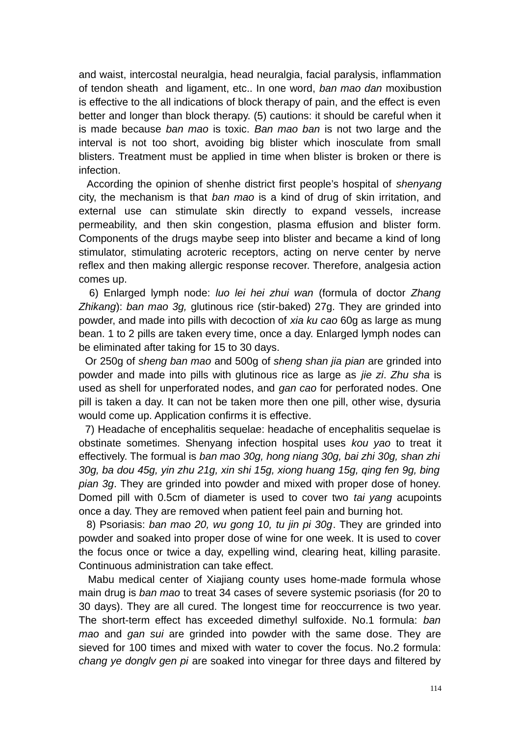and waist, intercostal neuralgia, head neuralgia, facial paralysis, inflammation of tendon sheath and ligament, etc.. In one word, *ban mao dan* moxibustion is effective to the all indications of block therapy of pain, and the effect is even better and longer than block therapy. (5) cautions: it should be careful when it is made because *ban mao* is toxic. *Ban mao ban* is not two large and the interval is not too short, avoiding big blister which inosculate from small blisters. Treatment must be applied in time when blister is broken or there is infection.

According the opinion of shenhe district first people's hospital of *shenyang* city, the mechanism is that *ban mao* is a kind of drug of skin irritation, and external use can stimulate skin directly to expand vessels, increase permeability, and then skin congestion, plasma effusion and blister form. Components of the drugs maybe seep into blister and became a kind of long stimulator, stimulating acroteric receptors, acting on nerve center by nerve reflex and then making allergic response recover. Therefore, analgesia action comes up.

6) Enlarged lymph node: *luo lei hei zhui wan* (formula of doctor *Zhang Zhikang*): *ban mao 3g,* glutinous rice (stir-baked) 27g. They are grinded into powder, and made into pills with decoction of *xia ku cao* 60g as large as mung bean. 1 to 2 pills are taken every time, once a day. Enlarged lymph nodes can be eliminated after taking for 15 to 30 days.

Or 250g of *sheng ban mao* and 500g of *sheng shan jia pian* are grinded into powder and made into pills with glutinous rice as large as *jie zi*. *Zhu sha* is used as shell for unperforated nodes, and *gan cao* for perforated nodes. One pill is taken a day. It can not be taken more then one pill, other wise, dysuria would come up. Application confirms it is effective.

7) Headache of encephalitis sequelae: headache of encephalitis sequelae is obstinate sometimes. Shenyang infection hospital uses *kou yao* to treat it effectively. The formual is *ban mao 30g, hong niang 30g, bai zhi 30g, shan zhi 30g, ba dou 45g, yin zhu 21g, xin shi 15g, xiong huang 15g, qing fen 9g, bing pian 3g*. They are grinded into powder and mixed with proper dose of honey. Domed pill with 0.5cm of diameter is used to cover two *tai yang* acupoints once a day. They are removed when patient feel pain and burning hot.

8) Psoriasis: *ban mao 20, wu gong 10, tu jin pi 30g*. They are grinded into powder and soaked into proper dose of wine for one week. It is used to cover the focus once or twice a day, expelling wind, clearing heat, killing parasite. Continuous administration can take effect.

Mabu medical center of Xiajiang county uses home-made formula whose main drug is *ban mao* to treat 34 cases of severe systemic psoriasis (for 20 to 30 days). They are all cured. The longest time for reoccurrence is two year. The short-term effect has exceeded dimethyl sulfoxide. No.1 formula: *ban mao* and *gan sui* are grinded into powder with the same dose. They are sieved for 100 times and mixed with water to cover the focus. No.2 formula: *chang ye donglv gen pi* are soaked into vinegar for three days and filtered by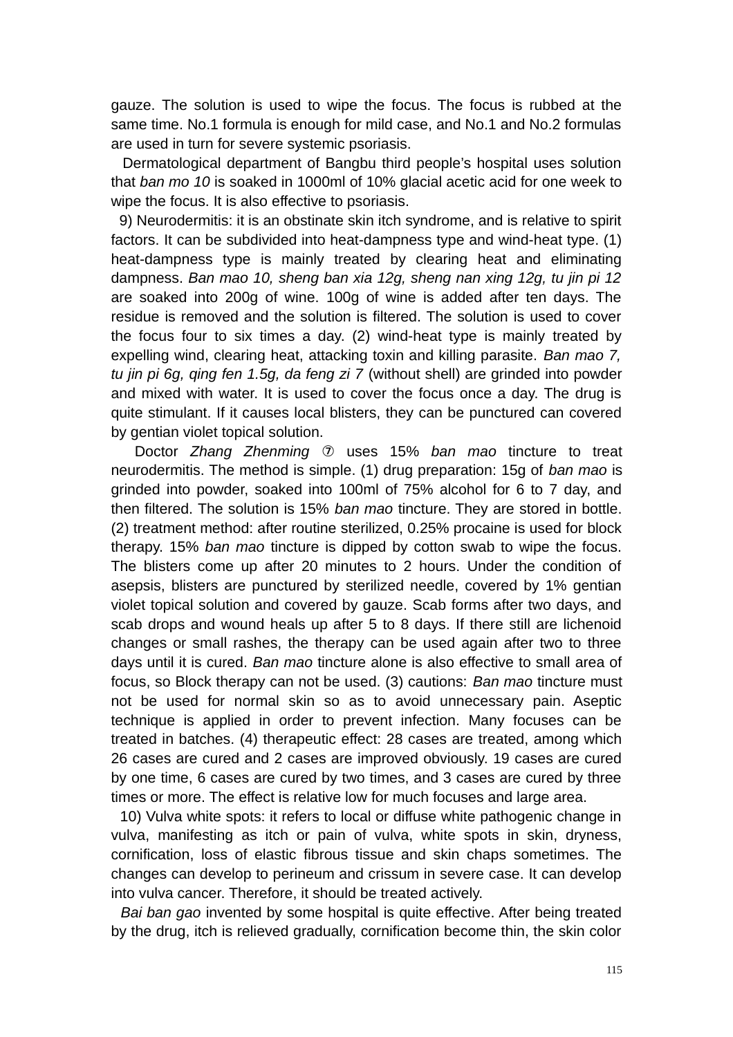gauze. The solution is used to wipe the focus. The focus is rubbed at the same time. No.1 formula is enough for mild case, and No.1 and No.2 formulas are used in turn for severe systemic psoriasis.

Dermatological department of Bangbu third people's hospital uses solution that *ban mo 10* is soaked in 1000ml of 10% glacial acetic acid for one week to wipe the focus. It is also effective to psoriasis.

9) Neurodermitis: it is an obstinate skin itch syndrome, and is relative to spirit factors. It can be subdivided into heat-dampness type and wind-heat type. (1) heat-dampness type is mainly treated by clearing heat and eliminating dampness. *Ban mao 10, sheng ban xia 12g, sheng nan xing 12g, tu jin pi 12* are soaked into 200g of wine. 100g of wine is added after ten days. The residue is removed and the solution is filtered. The solution is used to cover the focus four to six times a day. (2) wind-heat type is mainly treated by expelling wind, clearing heat, attacking toxin and killing parasite. *Ban mao 7, tu jin pi 6g, qing fen 1.5g, da feng zi 7* (without shell) are grinded into powder and mixed with water. It is used to cover the focus once a day. The drug is quite stimulant. If it causes local blisters, they can be punctured can covered by gentian violet topical solution.

Doctor *Zhang Zhenming* ⑦ uses 15% *ban mao* tincture to treat neurodermitis. The method is simple. (1) drug preparation: 15g of *ban mao* is grinded into powder, soaked into 100ml of 75% alcohol for 6 to 7 day, and then filtered. The solution is 15% *ban mao* tincture. They are stored in bottle. (2) treatment method: after routine sterilized, 0.25% procaine is used for block therapy. 15% *ban mao* tincture is dipped by cotton swab to wipe the focus. The blisters come up after 20 minutes to 2 hours. Under the condition of asepsis, blisters are punctured by sterilized needle, covered by 1% gentian violet topical solution and covered by gauze. Scab forms after two days, and scab drops and wound heals up after 5 to 8 days. If there still are lichenoid changes or small rashes, the therapy can be used again after two to three days until it is cured. *Ban mao* tincture alone is also effective to small area of focus, so Block therapy can not be used. (3) cautions: *Ban mao* tincture must not be used for normal skin so as to avoid unnecessary pain. Aseptic technique is applied in order to prevent infection. Many focuses can be treated in batches. (4) therapeutic effect: 28 cases are treated, among which 26 cases are cured and 2 cases are improved obviously. 19 cases are cured by one time, 6 cases are cured by two times, and 3 cases are cured by three times or more. The effect is relative low for much focuses and large area.

10) Vulva white spots: it refers to local or diffuse white pathogenic change in vulva, manifesting as itch or pain of vulva, white spots in skin, dryness, cornification, loss of elastic fibrous tissue and skin chaps sometimes. The changes can develop to perineum and crissum in severe case. It can develop into vulva cancer. Therefore, it should be treated actively.

*Bai ban gao* invented by some hospital is quite effective. After being treated by the drug, itch is relieved gradually, cornification become thin, the skin color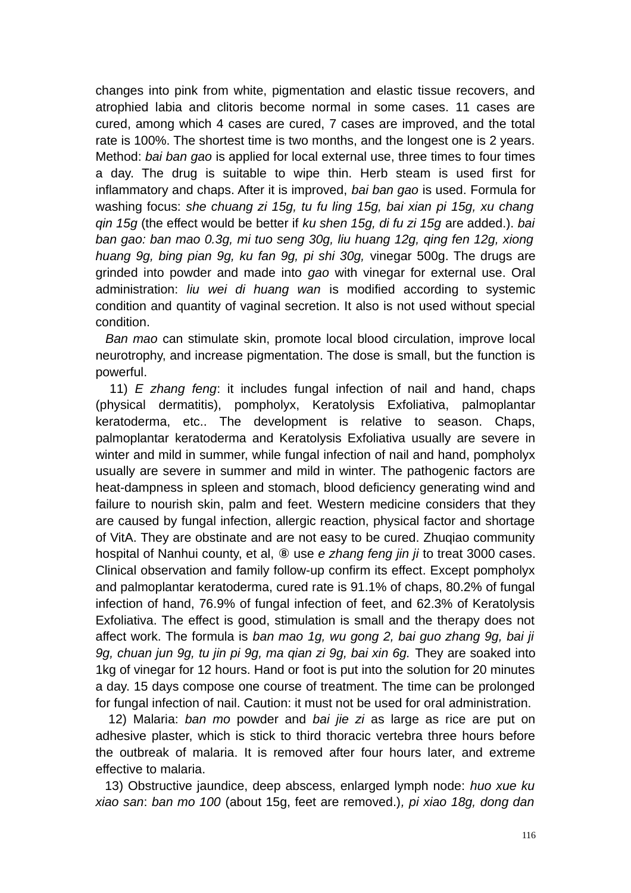changes into pink from white, pigmentation and elastic tissue recovers, and atrophied labia and clitoris become normal in some cases. 11 cases are cured, among which 4 cases are cured, 7 cases are improved, and the total rate is 100%. The shortest time is two months, and the longest one is 2 years. Method: *bai ban gao* is applied for local external use, three times to four times a day. The drug is suitable to wipe thin. Herb steam is used first for inflammatory and chaps. After it is improved, *bai ban gao* is used. Formula for washing focus: *she chuang zi 15g, tu fu ling 15g, bai xian pi 15g, xu chang qin 15g* (the effect would be better if *ku shen 15g, di fu zi 15g* are added.). *bai ban gao: ban mao 0.3g, mi tuo seng 30g, liu huang 12g, qing fen 12g, xiong huang 9g, bing pian 9g, ku fan 9g, pi shi 30g,* vinegar 500g. The drugs are grinded into powder and made into *gao* with vinegar for external use. Oral administration: *liu wei di huang wan* is modified according to systemic condition and quantity of vaginal secretion. It also is not used without special condition.

*Ban mao* can stimulate skin, promote local blood circulation, improve local neurotrophy, and increase pigmentation. The dose is small, but the function is powerful.

11) *E zhang feng*: it includes fungal infection of nail and hand, chaps (physical dermatitis), pompholyx, Keratolysis Exfoliativa, palmoplantar keratoderma, etc.. The development is relative to season. Chaps, palmoplantar keratoderma and Keratolysis Exfoliativa usually are severe in winter and mild in summer, while fungal infection of nail and hand, pompholyx usually are severe in summer and mild in winter. The pathogenic factors are heat-dampness in spleen and stomach, blood deficiency generating wind and failure to nourish skin, palm and feet. Western medicine considers that they are caused by fungal infection, allergic reaction, physical factor and shortage of VitA. They are obstinate and are not easy to be cured. Zhuqiao community hospital of Nanhui county, et al, ⑧ use *e zhang feng jin ji* to treat 3000 cases. Clinical observation and family follow-up confirm its effect. Except pompholyx and palmoplantar keratoderma, cured rate is 91.1% of chaps, 80.2% of fungal infection of hand, 76.9% of fungal infection of feet, and 62.3% of Keratolysis Exfoliativa. The effect is good, stimulation is small and the therapy does not affect work. The formula is *ban mao 1g, wu gong 2, bai guo zhang 9g, bai ji 9g, chuan jun 9g, tu jin pi 9g, ma qian zi 9g, bai xin 6g.* They are soaked into 1kg of vinegar for 12 hours. Hand or foot is put into the solution for 20 minutes a day. 15 days compose one course of treatment. The time can be prolonged for fungal infection of nail. Caution: it must not be used for oral administration.

12) Malaria: *ban mo* powder and *bai jie zi* as large as rice are put on adhesive plaster, which is stick to third thoracic vertebra three hours before the outbreak of malaria. It is removed after four hours later, and extreme effective to malaria.

13) Obstructive jaundice, deep abscess, enlarged lymph node: *huo xue ku xiao san*: *ban mo 100* (about 15g, feet are removed.)*, pi xiao 18g, dong dan*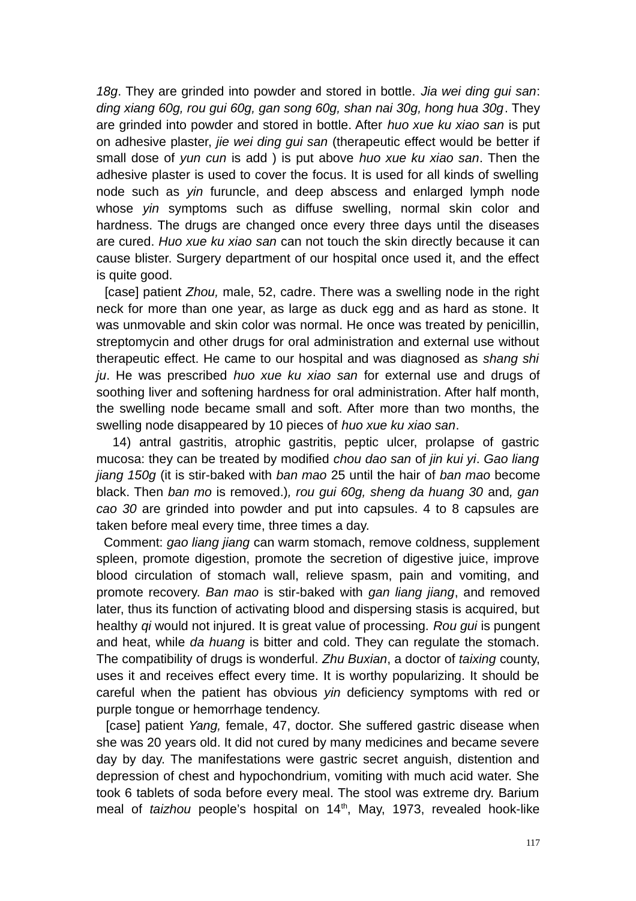*18g*. They are grinded into powder and stored in bottle. *Jia wei ding gui san*: *ding xiang 60g, rou gui 60g, gan song 60g, shan nai 30g, hong hua 30g*. They are grinded into powder and stored in bottle. After *huo xue ku xiao san* is put on adhesive plaster, *jie wei ding gui san* (therapeutic effect would be better if small dose of *yun cun* is add ) is put above *huo xue ku xiao san*. Then the adhesive plaster is used to cover the focus. It is used for all kinds of swelling node such as *yin* furuncle, and deep abscess and enlarged lymph node whose *yin* symptoms such as diffuse swelling, normal skin color and hardness. The drugs are changed once every three days until the diseases are cured. *Huo xue ku xiao san* can not touch the skin directly because it can cause blister. Surgery department of our hospital once used it, and the effect is quite good.

[case] patient *Zhou,* male, 52, cadre. There was a swelling node in the right neck for more than one year, as large as duck egg and as hard as stone. It was unmovable and skin color was normal. He once was treated by penicillin, streptomycin and other drugs for oral administration and external use without therapeutic effect. He came to our hospital and was diagnosed as *shang shi ju*. He was prescribed *huo xue ku xiao san* for external use and drugs of soothing liver and softening hardness for oral administration. After half month, the swelling node became small and soft. After more than two months, the swelling node disappeared by 10 pieces of *huo xue ku xiao san*.

14) antral gastritis, atrophic gastritis, peptic ulcer, prolapse of gastric mucosa: they can be treated by modified *chou dao san* of *jin kui yi*. *Gao liang jiang 150g* (it is stir-baked with *ban mao* 25 until the hair of *ban mao* become black. Then *ban mo* is removed.)*, rou gui 60g, sheng da huang 30* and*, gan cao 30* are grinded into powder and put into capsules. 4 to 8 capsules are taken before meal every time, three times a day.

Comment: *gao liang jiang* can warm stomach, remove coldness, supplement spleen, promote digestion, promote the secretion of digestive juice, improve blood circulation of stomach wall, relieve spasm, pain and vomiting, and promote recovery. *Ban mao* is stir-baked with *gan liang jiang*, and removed later, thus its function of activating blood and dispersing stasis is acquired, but healthy *qi* would not injured. It is great value of processing. *Rou gui* is pungent and heat, while *da huang* is bitter and cold. They can regulate the stomach. The compatibility of drugs is wonderful. *Zhu Buxian*, a doctor of *taixing* county, uses it and receives effect every time. It is worthy popularizing. It should be careful when the patient has obvious *yin* deficiency symptoms with red or purple tongue or hemorrhage tendency.

[case] patient *Yang,* female, 47, doctor. She suffered gastric disease when she was 20 years old. It did not cured by many medicines and became severe day by day. The manifestations were gastric secret anguish, distention and depression of chest and hypochondrium, vomiting with much acid water. She took 6 tablets of soda before every meal. The stool was extreme dry. Barium meal of *taizhou* people's hospital on 14th, May, 1973, revealed hook-like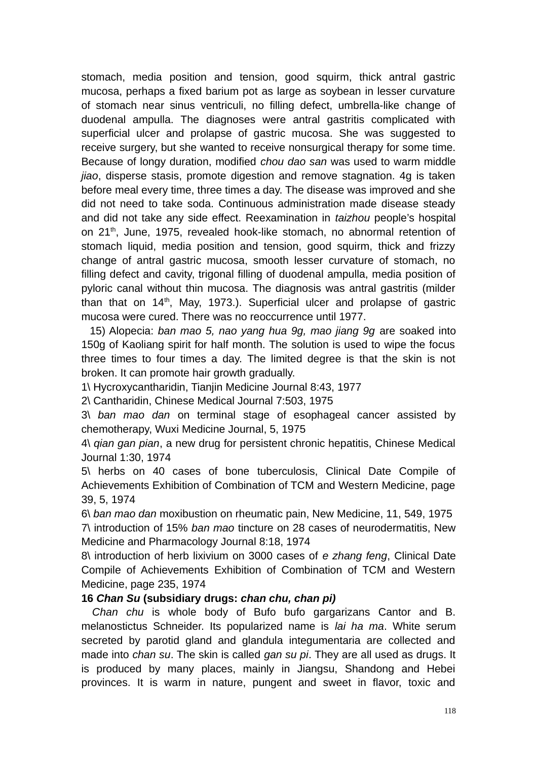stomach, media position and tension, good squirm, thick antral gastric mucosa, perhaps a fixed barium pot as large as soybean in lesser curvature of stomach near sinus ventriculi, no filling defect, umbrella-like change of duodenal ampulla. The diagnoses were antral gastritis complicated with superficial ulcer and prolapse of gastric mucosa. She was suggested to receive surgery, but she wanted to receive nonsurgical therapy for some time. Because of longy duration, modified *chou dao san* was used to warm middle *jiao*, disperse stasis, promote digestion and remove stagnation. 4g is taken before meal every time, three times a day. The disease was improved and she did not need to take soda. Continuous administration made disease steady and did not take any side effect. Reexamination in *taizhou* people's hospital on 21th, June, 1975, revealed hook-like stomach, no abnormal retention of stomach liquid, media position and tension, good squirm, thick and frizzy change of antral gastric mucosa, smooth lesser curvature of stomach, no filling defect and cavity, trigonal filling of duodenal ampulla, media position of pyloric canal without thin mucosa. The diagnosis was antral gastritis (milder than that on 14th, May, 1973.). Superficial ulcer and prolapse of gastric mucosa were cured. There was no reoccurrence until 1977.

15) Alopecia: *ban mao 5, nao yang hua 9g, mao jiang 9g* are soaked into 150g of Kaoliang spirit for half month. The solution is used to wipe the focus three times to four times a day. The limited degree is that the skin is not broken. It can promote hair growth gradually.

1\ Hycroxycantharidin, Tianjin Medicine Journal 8:43, 1977

2\ Cantharidin, Chinese Medical Journal 7:503, 1975

3\ *ban mao dan* on terminal stage of esophageal cancer assisted by chemotherapy, Wuxi Medicine Journal, 5, 1975

4\ *qian gan pian*, a new drug for persistent chronic hepatitis, Chinese Medical Journal 1:30, 1974

5\ herbs on 40 cases of bone tuberculosis, Clinical Date Compile of Achievements Exhibition of Combination of TCM and Western Medicine, page 39, 5, 1974

6\ *ban mao dan* moxibustion on rheumatic pain, New Medicine, 11, 549, 1975

7\ introduction of 15% *ban mao* tincture on 28 cases of neurodermatitis, New Medicine and Pharmacology Journal 8:18, 1974

8\ introduction of herb lixivium on 3000 cases of *e zhang feng*, Clinical Date Compile of Achievements Exhibition of Combination of TCM and Western Medicine, page 235, 1974

**16 *Chan Su* (subsidiary drugs: *chan chu, chan pi)***

*Chan chu* is whole body of Bufo bufo gargarizans Cantor and B. melanostictus Schneider. Its popularized name is *lai ha ma*. White serum secreted by parotid gland and glandula integumentaria are collected and made into *chan su*. The skin is called *gan su pi*. They are all used as drugs. It is produced by many places, mainly in Jiangsu, Shandong and Hebei provinces. It is warm in nature, pungent and sweet in flavor, toxic and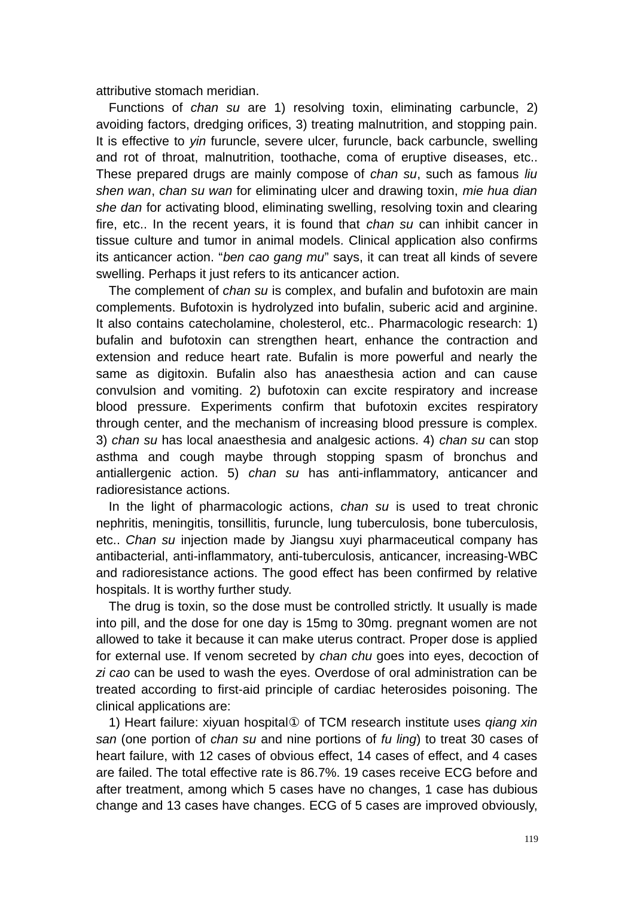attributive stomach meridian.

Functions of *chan su* are 1) resolving toxin, eliminating carbuncle, 2) avoiding factors, dredging orifices, 3) treating malnutrition, and stopping pain. It is effective to *yin* furuncle, severe ulcer, furuncle, back carbuncle, swelling and rot of throat, malnutrition, toothache, coma of eruptive diseases, etc.. These prepared drugs are mainly compose of *chan su*, such as famous *liu shen wan*, *chan su wan* for eliminating ulcer and drawing toxin, *mie hua dian she dan* for activating blood, eliminating swelling, resolving toxin and clearing fire, etc.. In the recent years, it is found that *chan su* can inhibit cancer in tissue culture and tumor in animal models. Clinical application also confirms its anticancer action. “*ben cao gang mu*” says, it can treat all kinds of severe swelling. Perhaps it just refers to its anticancer action.

The complement of *chan su* is complex, and bufalin and bufotoxin are main complements. Bufotoxin is hydrolyzed into bufalin, suberic acid and arginine. It also contains catecholamine, cholesterol, etc.. Pharmacologic research: 1) bufalin and bufotoxin can strengthen heart, enhance the contraction and extension and reduce heart rate. Bufalin is more powerful and nearly the same as digitoxin. Bufalin also has anaesthesia action and can cause convulsion and vomiting. 2) bufotoxin can excite respiratory and increase blood pressure. Experiments confirm that bufotoxin excites respiratory through center, and the mechanism of increasing blood pressure is complex. 3) *chan su* has local anaesthesia and analgesic actions. 4) *chan su* can stop asthma and cough maybe through stopping spasm of bronchus and antiallergenic action. 5) *chan su* has anti-inflammatory, anticancer and radioresistance actions.

In the light of pharmacologic actions, *chan su* is used to treat chronic nephritis, meningitis, tonsillitis, furuncle, lung tuberculosis, bone tuberculosis, etc.. *Chan su* injection made by Jiangsu xuyi pharmaceutical company has antibacterial, anti-inflammatory, anti-tuberculosis, anticancer, increasing-WBC and radioresistance actions. The good effect has been confirmed by relative hospitals. It is worthy further study.

The drug is toxin, so the dose must be controlled strictly. It usually is made into pill, and the dose for one day is 15mg to 30mg. pregnant women are not allowed to take it because it can make uterus contract. Proper dose is applied for external use. If venom secreted by *chan chu* goes into eyes, decoction of *zi cao* can be used to wash the eyes. Overdose of oral administration can be treated according to first-aid principle of cardiac heterosides poisoning. The clinical applications are:

1) Heart failure: xiyuan hospital① of TCM research institute uses *qiang xin san* (one portion of *chan su* and nine portions of *fu ling*) to treat 30 cases of heart failure, with 12 cases of obvious effect, 14 cases of effect, and 4 cases are failed. The total effective rate is 86.7%. 19 cases receive ECG before and after treatment, among which 5 cases have no changes, 1 case has dubious change and 13 cases have changes. ECG of 5 cases are improved obviously,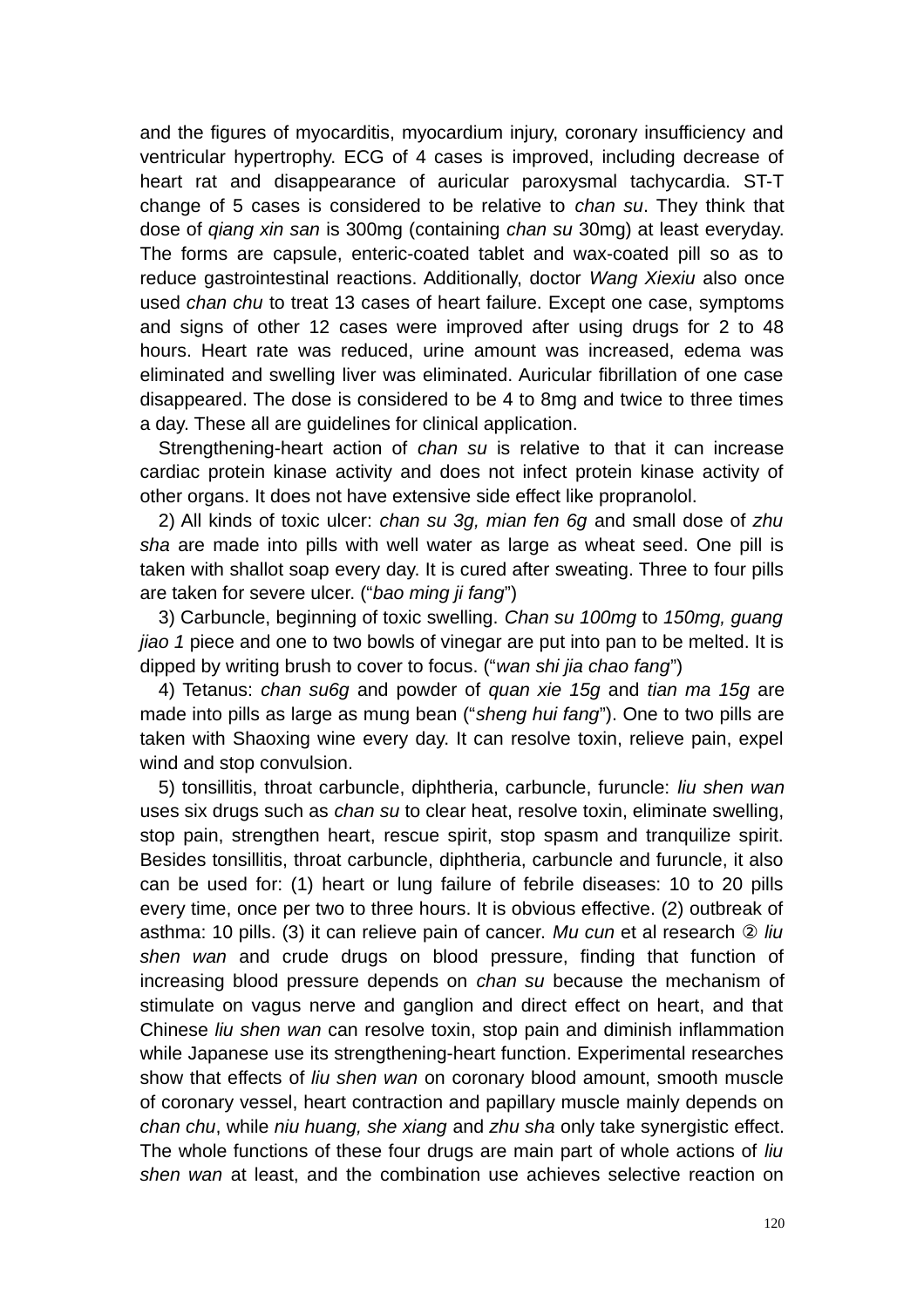and the figures of myocarditis, myocardium injury, coronary insufficiency and ventricular hypertrophy. ECG of 4 cases is improved, including decrease of heart rat and disappearance of auricular paroxysmal tachycardia. ST-T change of 5 cases is considered to be relative to *chan su*. They think that dose of *qiang xin san* is 300mg (containing *chan su* 30mg) at least everyday. The forms are capsule, enteric-coated tablet and wax-coated pill so as to reduce gastrointestinal reactions. Additionally, doctor *Wang Xiexiu* also once used *chan chu* to treat 13 cases of heart failure. Except one case, symptoms and signs of other 12 cases were improved after using drugs for 2 to 48 hours. Heart rate was reduced, urine amount was increased, edema was eliminated and swelling liver was eliminated. Auricular fibrillation of one case disappeared. The dose is considered to be 4 to 8mg and twice to three times a day. These all are guidelines for clinical application.

Strengthening-heart action of *chan su* is relative to that it can increase cardiac protein kinase activity and does not infect protein kinase activity of other organs. It does not have extensive side effect like propranolol.

2) All kinds of toxic ulcer: *chan su 3g, mian fen 6g* and small dose of *zhu sha* are made into pills with well water as large as wheat seed. One pill is taken with shallot soap every day. It is cured after sweating. Three to four pills are taken for severe ulcer. ("*bao ming ji fang*")

3) Carbuncle, beginning of toxic swelling. *Chan su 100mg* to *150mg, guang jiao 1* piece and one to two bowls of vinegar are put into pan to be melted. It is dipped by writing brush to cover to focus. ("*wan shi jia chao fang*")

4) Tetanus: *chan su6g* and powder of *quan xie 15g* and *tian ma 15g* are made into pills as large as mung bean ("*sheng hui fang*"). One to two pills are taken with Shaoxing wine every day. It can resolve toxin, relieve pain, expel wind and stop convulsion.

5) tonsillitis, throat carbuncle, diphtheria, carbuncle, furuncle: *liu shen wan* uses six drugs such as *chan su* to clear heat, resolve toxin, eliminate swelling, stop pain, strengthen heart, rescue spirit, stop spasm and tranquilize spirit. Besides tonsillitis, throat carbuncle, diphtheria, carbuncle and furuncle, it also can be used for: (1) heart or lung failure of febrile diseases: 10 to 20 pills every time, once per two to three hours. It is obvious effective. (2) outbreak of asthma: 10 pills. (3) it can relieve pain of cancer. *Mu cun* et al research ② *liu shen wan* and crude drugs on blood pressure, finding that function of increasing blood pressure depends on *chan su* because the mechanism of stimulate on vagus nerve and ganglion and direct effect on heart, and that Chinese *liu shen wan* can resolve toxin, stop pain and diminish inflammation while Japanese use its strengthening-heart function. Experimental researches show that effects of *liu shen wan* on coronary blood amount, smooth muscle of coronary vessel, heart contraction and papillary muscle mainly depends on *chan chu*, while *niu huang, she xiang* and *zhu sha* only take synergistic effect. The whole functions of these four drugs are main part of whole actions of *liu shen wan* at least, and the combination use achieves selective reaction on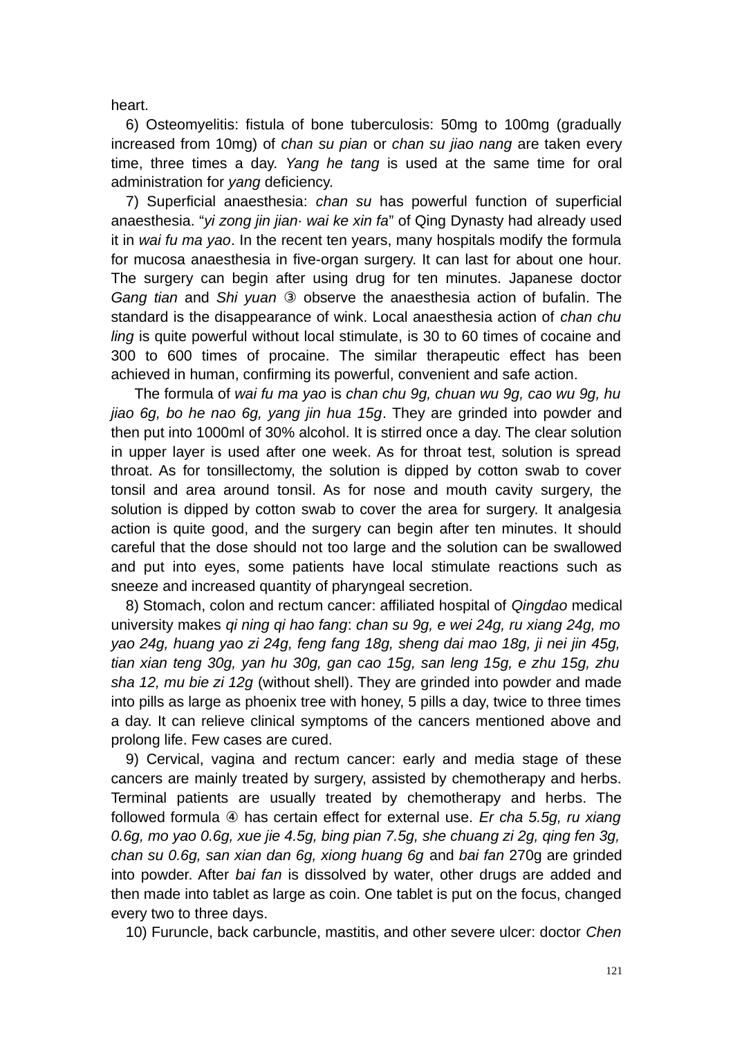heart.

6) Osteomyelitis: fistula of bone tuberculosis: 50mg to 100mg (gradually increased from 10mg) of *chan su pian* or *chan su jiao nang* are taken every time, three times a day. *Yang he tang* is used at the same time for oral administration for *yang* deficiency.

7) Superficial anaesthesia: *chan su* has powerful function of superficial anaesthesia. "*yi zong jin jian· wai ke xin fa*" of Qing Dynasty had already used it in *wai fu ma yao*. In the recent ten years, many hospitals modify the formula for mucosa anaesthesia in five-organ surgery. It can last for about one hour. The surgery can begin after using drug for ten minutes. Japanese doctor *Gang tian* and *Shi yuan* ③ observe the anaesthesia action of bufalin. The standard is the disappearance of wink. Local anaesthesia action of *chan chu ling* is quite powerful without local stimulate, is 30 to 60 times of cocaine and 300 to 600 times of procaine. The similar therapeutic effect has been achieved in human, confirming its powerful, convenient and safe action.

The formula of *wai fu ma yao* is *chan chu 9g, chuan wu 9g, cao wu 9g, hu jiao 6g, bo he nao 6g, yang jin hua 15g*. They are grinded into powder and then put into 1000ml of 30% alcohol. It is stirred once a day. The clear solution in upper layer is used after one week. As for throat test, solution is spread throat. As for tonsillectomy, the solution is dipped by cotton swab to cover tonsil and area around tonsil. As for nose and mouth cavity surgery, the solution is dipped by cotton swab to cover the area for surgery. It analgesia action is quite good, and the surgery can begin after ten minutes. It should careful that the dose should not too large and the solution can be swallowed and put into eyes, some patients have local stimulate reactions such as sneeze and increased quantity of pharyngeal secretion.

8) Stomach, colon and rectum cancer: affiliated hospital of *Qingdao* medical university makes *qi ning qi hao fang*: *chan su 9g, e wei 24g, ru xiang 24g, mo yao 24g, huang yao zi 24g, feng fang 18g, sheng dai mao 18g, ji nei jin 45g, tian xian teng 30g, yan hu 30g, gan cao 15g, san leng 15g, e zhu 15g, zhu sha 12, mu bie zi 12g* (without shell). They are grinded into powder and made into pills as large as phoenix tree with honey, 5 pills a day, twice to three times a day. It can relieve clinical symptoms of the cancers mentioned above and prolong life. Few cases are cured.

9) Cervical, vagina and rectum cancer: early and media stage of these cancers are mainly treated by surgery, assisted by chemotherapy and herbs. Terminal patients are usually treated by chemotherapy and herbs. The followed formula ④ has certain effect for external use. *Er cha 5.5g, ru xiang 0.6g, mo yao 0.6g, xue jie 4.5g, bing pian 7.5g, she chuang zi 2g, qing fen 3g, chan su 0.6g, san xian dan 6g, xiong huang 6g* and *bai fan* 270g are grinded into powder. After *bai fan* is dissolved by water, other drugs are added and then made into tablet as large as coin. One tablet is put on the focus, changed every two to three days.

10) Furuncle, back carbuncle, mastitis, and other severe ulcer: doctor *Chen*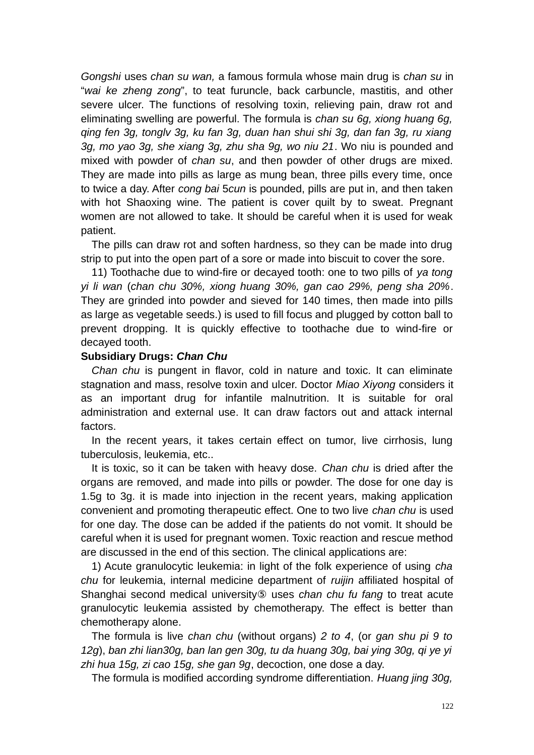*Gongshi* uses *chan su wan,* a famous formula whose main drug is *chan su* in "*wai ke zheng zong*", to teat furuncle, back carbuncle, mastitis, and other severe ulcer. The functions of resolving toxin, relieving pain, draw rot and eliminating swelling are powerful. The formula is *chan su 6g, xiong huang 6g, qing fen 3g, tonglv 3g, ku fan 3g, duan han shui shi 3g, dan fan 3g, ru xiang 3g, mo yao 3g, she xiang 3g, zhu sha 9g, wo niu 21*. Wo niu is pounded and mixed with powder of *chan su*, and then powder of other drugs are mixed. They are made into pills as large as mung bean, three pills every time, once to twice a day. After *cong bai* 5*cun* is pounded, pills are put in, and then taken with hot Shaoxing wine. The patient is cover quilt by to sweat. Pregnant women are not allowed to take. It should be careful when it is used for weak patient.

The pills can draw rot and soften hardness, so they can be made into drug strip to put into the open part of a sore or made into biscuit to cover the sore.

11) Toothache due to wind-fire or decayed tooth: one to two pills of *ya tong yi li wan* (*chan chu 30%, xiong huang 30%, gan cao 29%, peng sha 20%*. They are grinded into powder and sieved for 140 times, then made into pills as large as vegetable seeds.) is used to fill focus and plugged by cotton ball to prevent dropping. It is quickly effective to toothache due to wind-fire or decayed tooth.

**Subsidiary Drugs: *Chan Chu***

*Chan chu* is pungent in flavor, cold in nature and toxic. It can eliminate stagnation and mass, resolve toxin and ulcer. Doctor *Miao Xiyong* considers it as an important drug for infantile malnutrition. It is suitable for oral administration and external use. It can draw factors out and attack internal factors.

In the recent years, it takes certain effect on tumor, live cirrhosis, lung tuberculosis, leukemia, etc..

It is toxic, so it can be taken with heavy dose. *Chan chu* is dried after the organs are removed, and made into pills or powder. The dose for one day is 1.5g to 3g. it is made into injection in the recent years, making application convenient and promoting therapeutic effect. One to two live *chan chu* is used for one day. The dose can be added if the patients do not vomit. It should be careful when it is used for pregnant women. Toxic reaction and rescue method are discussed in the end of this section. The clinical applications are:

1) Acute granulocytic leukemia: in light of the folk experience of using *cha chu* for leukemia, internal medicine department of *ruijin* affiliated hospital of Shanghai second medical university⑤ uses *chan chu fu fang* to treat acute granulocytic leukemia assisted by chemotherapy. The effect is better than chemotherapy alone.

The formula is live *chan chu* (without organs) *2 to 4*, (or *gan shu pi 9 to 12g*), *ban zhi lian30g, ban lan gen 30g, tu da huang 30g, bai ying 30g, qi ye yi zhi hua 15g, zi cao 15g, she gan 9g*, decoction, one dose a day.

The formula is modified according syndrome differentiation. *Huang jing 30g,*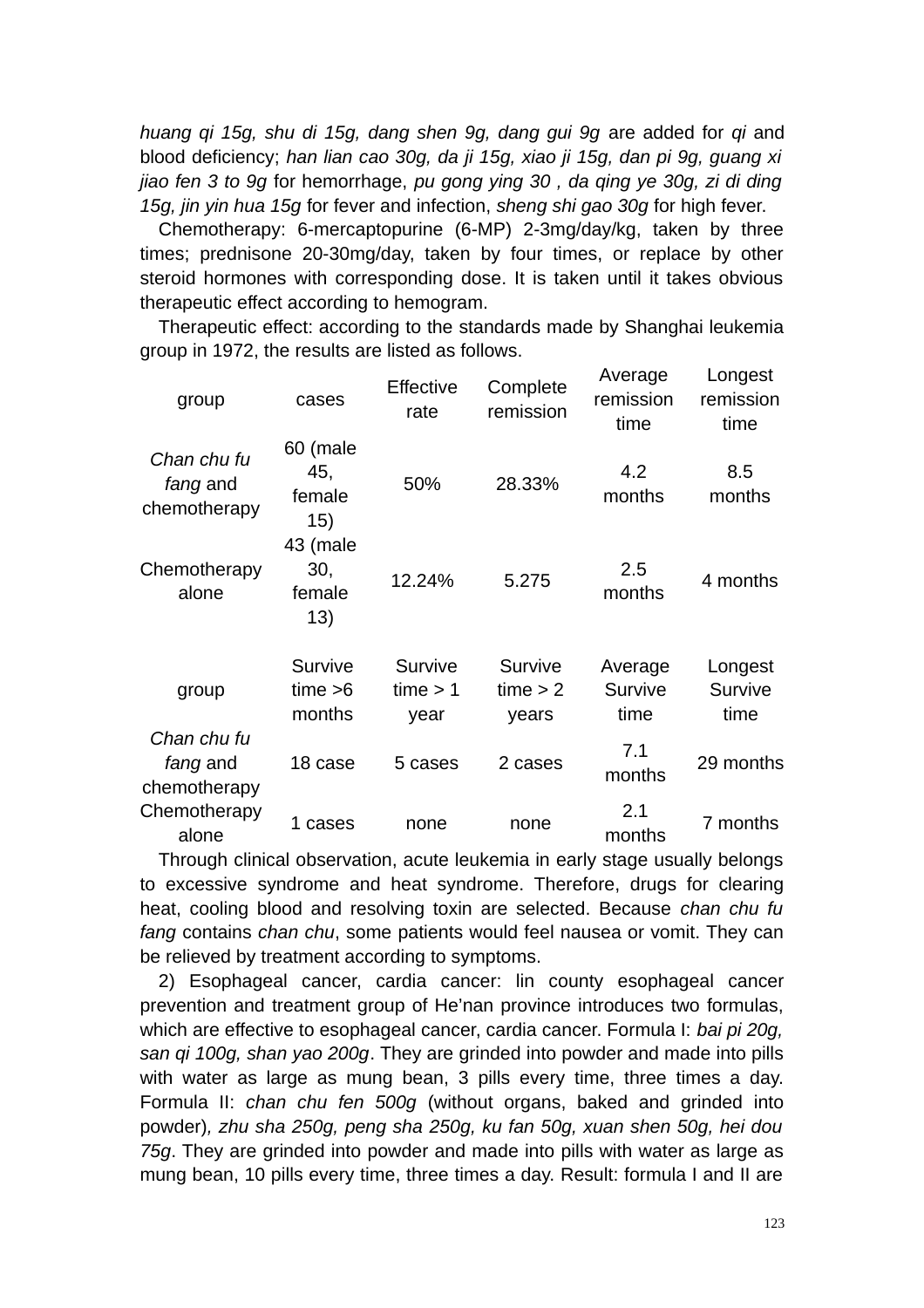*huang qi 15g, shu di 15g, dang shen 9g, dang gui 9g* are added for *qi* and blood deficiency; *han lian cao 30g, da ji 15g, xiao ji 15g, dan pi 9g, guang xi jiao fen 3 to 9g* for hemorrhage, *pu gong ying 30 , da qing ye 30g, zi di ding 15g, jin yin hua 15g* for fever and infection, *sheng shi gao 30g* for high fever.

Chemotherapy: 6-mercaptopurine (6-MP) 2-3mg/day/kg, taken by three times; prednisone 20-30mg/day, taken by four times, or replace by other steroid hormones with corresponding dose. It is taken until it takes obvious therapeutic effect according to hemogram.

Therapeutic effect: according to the standards made by Shanghai leukemia group in 1972, the results are listed as follows.

| group | cases | Effective rate | Complete remission | Average remission time | Longest remission time |
|---|---|---|---|---|---|
| *Chan chu fu fang* and chemotherapy | 60 (male 45, female 15) | 50% | 28.33% | 4.2 months | 8.5 months |
| Chemotherapy alone | 43 (male 30, female 13) | 12.24% | 5.275 | 2.5 months | 4 months |

| group | Survive time >6 months | Survive time > 1 year | Survive time > 2 years | Average Survive time | Longest Survive time |
|---|---|---|---|---|---|
| *Chan chu fu fang* and chemotherapy | 18 case | 5 cases | 2 cases | 7.1 months | 29 months |
| Chemotherapy alone | 1 cases | none | none | 2.1 months | 7 months |

Through clinical observation, acute leukemia in early stage usually belongs to excessive syndrome and heat syndrome. Therefore, drugs for clearing heat, cooling blood and resolving toxin are selected. Because *chan chu fu fang* contains *chan chu*, some patients would feel nausea or vomit. They can be relieved by treatment according to symptoms.

2) Esophageal cancer, cardia cancer: lin county esophageal cancer prevention and treatment group of He'nan province introduces two formulas, which are effective to esophageal cancer, cardia cancer. Formula I: *bai pi 20g, san qi 100g, shan yao 200g*. They are grinded into powder and made into pills with water as large as mung bean, 3 pills every time, three times a day. Formula II: *chan chu fen 500g* (without organs, baked and grinded into powder)*, zhu sha 250g, peng sha 250g, ku fan 50g, xuan shen 50g, hei dou 75g*. They are grinded into powder and made into pills with water as large as mung bean, 10 pills every time, three times a day. Result: formula I and II are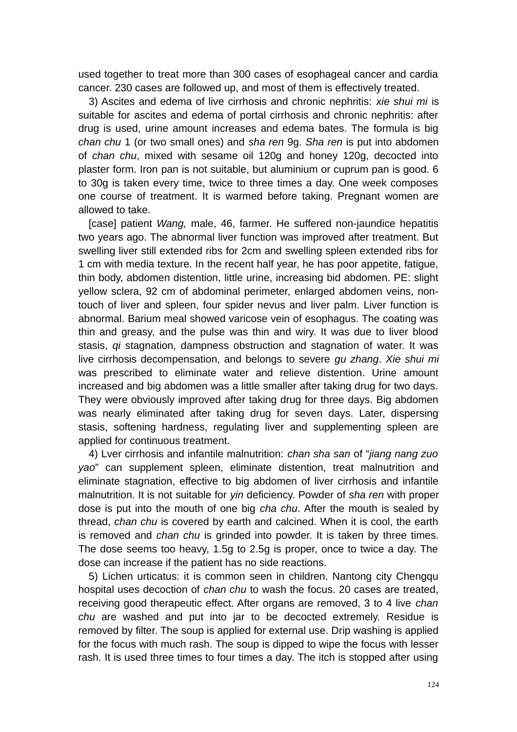used together to treat more than 300 cases of esophageal cancer and cardia cancer. 230 cases are followed up, and most of them is effectively treated.

3) Ascites and edema of live cirrhosis and chronic nephritis: *xie shui mi* is suitable for ascites and edema of portal cirrhosis and chronic nephritis: after drug is used, urine amount increases and edema bates. The formula is big *chan chu* 1 (or two small ones) and *sha ren* 9g. *Sha ren* is put into abdomen of *chan chu*, mixed with sesame oil 120g and honey 120g, decocted into plaster form. Iron pan is not suitable, but aluminium or cuprum pan is good. 6 to 30g is taken every time, twice to three times a day. One week composes one course of treatment. It is warmed before taking. Pregnant women are allowed to take.

[case] patient *Wang,* male, 46, farmer. He suffered non-jaundice hepatitis two years ago. The abnormal liver function was improved after treatment. But swelling liver still extended ribs for 2cm and swelling spleen extended ribs for 1 cm with media texture. In the recent half year, he has poor appetite, fatigue, thin body, abdomen distention, little urine, increasing bid abdomen. PE: slight yellow sclera, 92 cm of abdominal perimeter, enlarged abdomen veins, non-touch of liver and spleen, four spider nevus and liver palm. Liver function is abnormal. Barium meal showed varicose vein of esophagus. The coating was thin and greasy, and the pulse was thin and wiry. It was due to liver blood stasis, *qi* stagnation, dampness obstruction and stagnation of water. It was live cirrhosis decompensation, and belongs to severe *gu zhang*. *Xie shui mi* was prescribed to eliminate water and relieve distention. Urine amount increased and big abdomen was a little smaller after taking drug for two days. They were obviously improved after taking drug for three days. Big abdomen was nearly eliminated after taking drug for seven days. Later, dispersing stasis, softening hardness, regulating liver and supplementing spleen are applied for continuous treatment.

4) Lver cirrhosis and infantile malnutrition: *chan sha san* of "*jiang nang zuo yao*" can supplement spleen, eliminate distention, treat malnutrition and eliminate stagnation, effective to big abdomen of liver cirrhosis and infantile malnutrition. It is not suitable for *yin* deficiency. Powder of *sha ren* with proper dose is put into the mouth of one big *cha chu*. After the mouth is sealed by thread, *chan chu* is covered by earth and calcined. When it is cool, the earth is removed and *chan chu* is grinded into powder. It is taken by three times. The dose seems too heavy, 1.5g to 2.5g is proper, once to twice a day. The dose can increase if the patient has no side reactions.

5) Lichen urticatus: it is common seen in children. Nantong city Chengqu hospital uses decoction of *chan chu* to wash the focus. 20 cases are treated, receiving good therapeutic effect. After organs are removed, 3 to 4 live *chan chu* are washed and put into jar to be decocted extremely. Residue is removed by filter. The soup is applied for external use. Drip washing is applied for the focus with much rash. The soup is dipped to wipe the focus with lesser rash. It is used three times to four times a day. The itch is stopped after using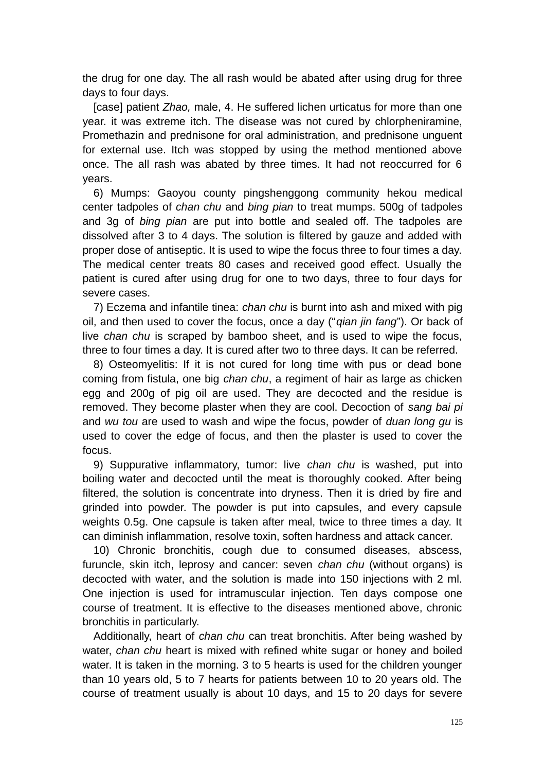the drug for one day. The all rash would be abated after using drug for three days to four days.

[case] patient *Zhao,* male, 4. He suffered lichen urticatus for more than one year. it was extreme itch. The disease was not cured by chlorpheniramine, Promethazin and prednisone for oral administration, and prednisone unguent for external use. Itch was stopped by using the method mentioned above once. The all rash was abated by three times. It had not reoccurred for 6 years.

6) Mumps: Gaoyou county pingshenggong community hekou medical center tadpoles of *chan chu* and *bing pian* to treat mumps. 500g of tadpoles and 3g of *bing pian* are put into bottle and sealed off. The tadpoles are dissolved after 3 to 4 days. The solution is filtered by gauze and added with proper dose of antiseptic. It is used to wipe the focus three to four times a day. The medical center treats 80 cases and received good effect. Usually the patient is cured after using drug for one to two days, three to four days for severe cases.

7) Eczema and infantile tinea: *chan chu* is burnt into ash and mixed with pig oil, and then used to cover the focus, once a day ("*qian jin fang*"). Or back of live *chan chu* is scraped by bamboo sheet, and is used to wipe the focus, three to four times a day. It is cured after two to three days. It can be referred.

8) Osteomyelitis: If it is not cured for long time with pus or dead bone coming from fistula, one big *chan chu*, a regiment of hair as large as chicken egg and 200g of pig oil are used. They are decocted and the residue is removed. They become plaster when they are cool. Decoction of *sang bai pi* and *wu tou* are used to wash and wipe the focus, powder of *duan long gu* is used to cover the edge of focus, and then the plaster is used to cover the focus.

9) Suppurative inflammatory, tumor: live *chan chu* is washed, put into boiling water and decocted until the meat is thoroughly cooked. After being filtered, the solution is concentrate into dryness. Then it is dried by fire and grinded into powder. The powder is put into capsules, and every capsule weights 0.5g. One capsule is taken after meal, twice to three times a day. It can diminish inflammation, resolve toxin, soften hardness and attack cancer.

10) Chronic bronchitis, cough due to consumed diseases, abscess, furuncle, skin itch, leprosy and cancer: seven *chan chu* (without organs) is decocted with water, and the solution is made into 150 injections with 2 ml. One injection is used for intramuscular injection. Ten days compose one course of treatment. It is effective to the diseases mentioned above, chronic bronchitis in particularly.

Additionally, heart of *chan chu* can treat bronchitis. After being washed by water, *chan chu* heart is mixed with refined white sugar or honey and boiled water. It is taken in the morning. 3 to 5 hearts is used for the children younger than 10 years old, 5 to 7 hearts for patients between 10 to 20 years old. The course of treatment usually is about 10 days, and 15 to 20 days for severe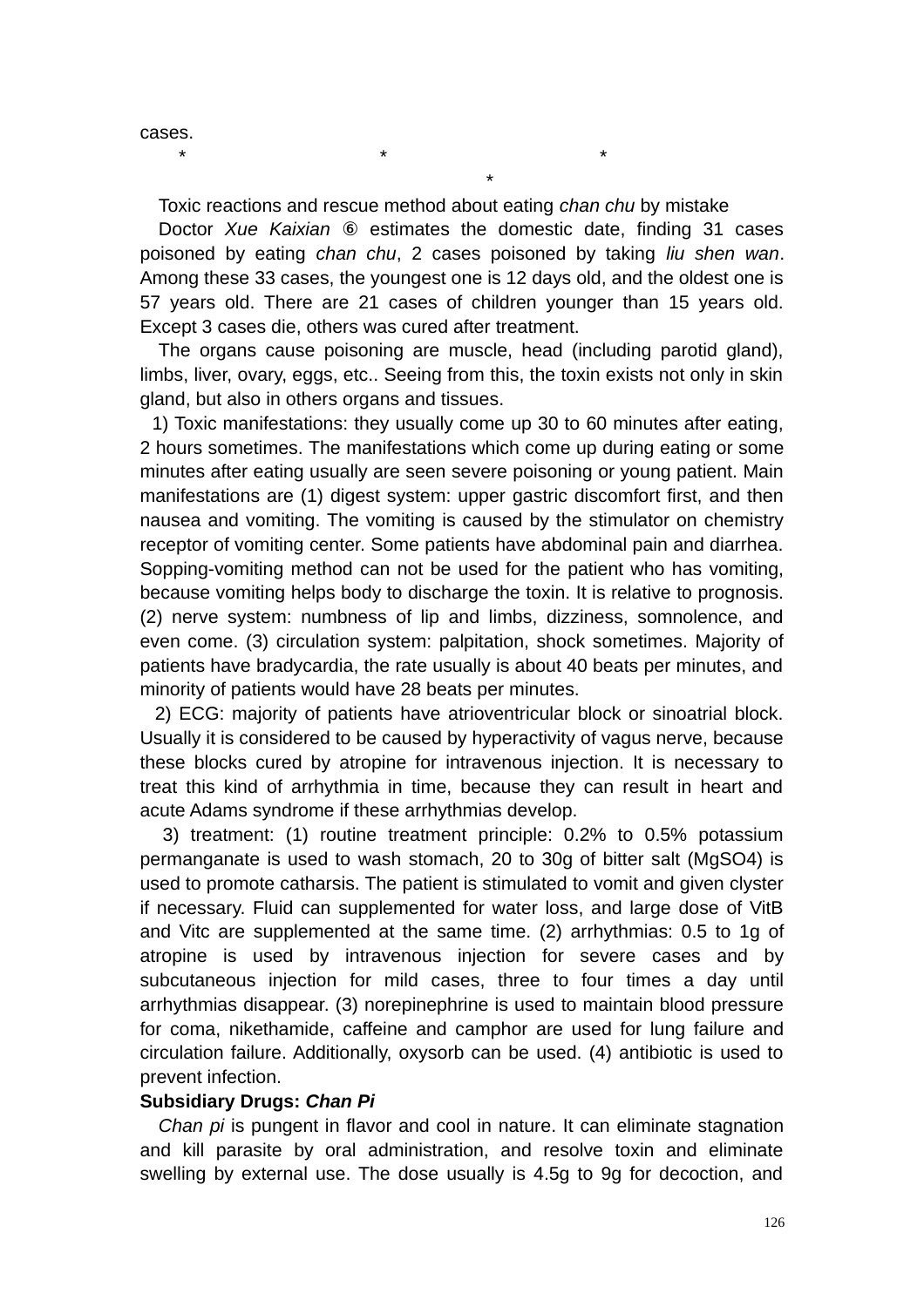cases.

\*                    \*                    \*

\*

Toxic reactions and rescue method about eating *chan chu* by mistake

Doctor *Xue Kaixian* ⑥ estimates the domestic date, finding 31 cases poisoned by eating *chan chu*, 2 cases poisoned by taking *liu shen wan*. Among these 33 cases, the youngest one is 12 days old, and the oldest one is 57 years old. There are 21 cases of children younger than 15 years old. Except 3 cases die, others was cured after treatment.

The organs cause poisoning are muscle, head (including parotid gland), limbs, liver, ovary, eggs, etc.. Seeing from this, the toxin exists not only in skin gland, but also in others organs and tissues.

1) Toxic manifestations: they usually come up 30 to 60 minutes after eating, 2 hours sometimes. The manifestations which come up during eating or some minutes after eating usually are seen severe poisoning or young patient. Main manifestations are (1) digest system: upper gastric discomfort first, and then nausea and vomiting. The vomiting is caused by the stimulator on chemistry receptor of vomiting center. Some patients have abdominal pain and diarrhea. Sopping-vomiting method can not be used for the patient who has vomiting, because vomiting helps body to discharge the toxin. It is relative to prognosis. (2) nerve system: numbness of lip and limbs, dizziness, somnolence, and even come. (3) circulation system: palpitation, shock sometimes. Majority of patients have bradycardia, the rate usually is about 40 beats per minutes, and minority of patients would have 28 beats per minutes.

2) ECG: majority of patients have atrioventricular block or sinoatrial block. Usually it is considered to be caused by hyperactivity of vagus nerve, because these blocks cured by atropine for intravenous injection. It is necessary to treat this kind of arrhythmia in time, because they can result in heart and acute Adams syndrome if these arrhythmias develop.

3) treatment: (1) routine treatment principle: 0.2% to 0.5% potassium permanganate is used to wash stomach, 20 to 30g of bitter salt ($MgSO_4$) is used to promote catharsis. The patient is stimulated to vomit and given clyster if necessary. Fluid can supplemented for water loss, and large dose of VitB and Vitc are supplemented at the same time. (2) arrhythmias: 0.5 to 1g of atropine is used by intravenous injection for severe cases and by subcutaneous injection for mild cases, three to four times a day until arrhythmias disappear. (3) norepinephrine is used to maintain blood pressure for coma, nikethamide, caffeine and camphor are used for lung failure and circulation failure. Additionally, oxysorb can be used. (4) antibiotic is used to prevent infection.

**Subsidiary Drugs: *Chan Pi***

*Chan pi* is pungent in flavor and cool in nature. It can eliminate stagnation and kill parasite by oral administration, and resolve toxin and eliminate swelling by external use. The dose usually is 4.5g to 9g for decoction, and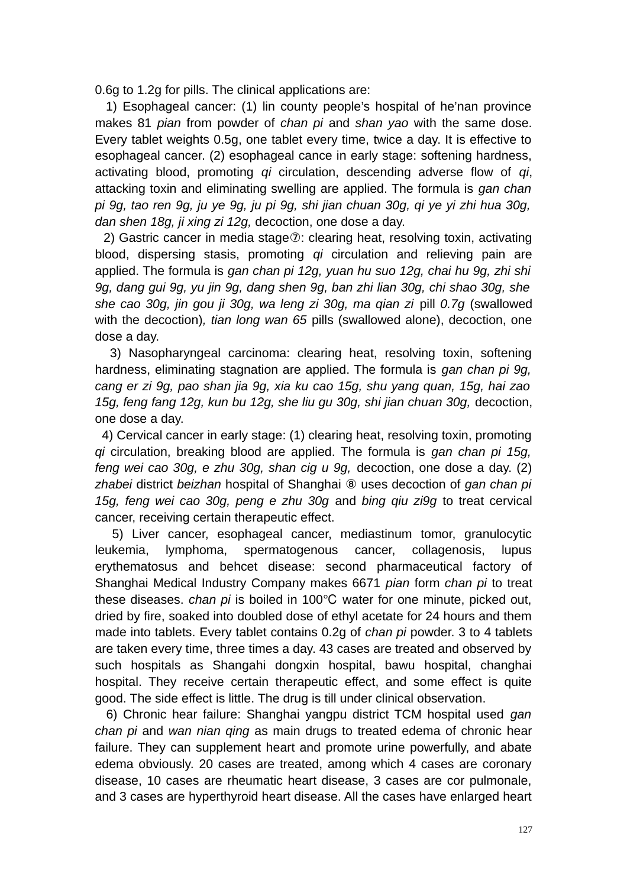0.6g to 1.2g for pills. The clinical applications are:

1) Esophageal cancer: (1) lin county people's hospital of he'nan province makes 81 *pian* from powder of *chan pi* and *shan yao* with the same dose. Every tablet weights 0.5g, one tablet every time, twice a day. It is effective to esophageal cancer. (2) esophageal cance in early stage: softening hardness, activating blood, promoting *qi* circulation, descending adverse flow of *qi*, attacking toxin and eliminating swelling are applied. The formula is *gan chan pi 9g, tao ren 9g, ju ye 9g, ju pi 9g, shi jian chuan 30g, qi ye yi zhi hua 30g, dan shen 18g, ji xing zi 12g,* decoction, one dose a day.

2) Gastric cancer in media stage⑦: clearing heat, resolving toxin, activating blood, dispersing stasis, promoting *qi* circulation and relieving pain are applied. The formula is *gan chan pi 12g, yuan hu suo 12g, chai hu 9g, zhi shi 9g, dang gui 9g, yu jin 9g, dang shen 9g, ban zhi lian 30g, chi shao 30g, she she cao 30g, jin gou ji 30g, wa leng zi 30g, ma qian zi* pill *0.7g* (swallowed with the decoction)*, tian long wan 65* pills (swallowed alone), decoction, one dose a day.

3) Nasopharyngeal carcinoma: clearing heat, resolving toxin, softening hardness, eliminating stagnation are applied. The formula is *gan chan pi 9g, cang er zi 9g, pao shan jia 9g, xia ku cao 15g, shu yang quan, 15g, hai zao 15g, feng fang 12g, kun bu 12g, she liu gu 30g, shi jian chuan 30g,* decoction, one dose a day.

4) Cervical cancer in early stage: (1) clearing heat, resolving toxin, promoting *qi* circulation, breaking blood are applied. The formula is *gan chan pi 15g, feng wei cao 30g, e zhu 30g, shan cig u 9g,* decoction, one dose a day. (2) *zhabei* district *beizhan* hospital of Shanghai ⑧ uses decoction of *gan chan pi 15g, feng wei cao 30g, peng e zhu 30g* and *bing qiu zi9g* to treat cervical cancer, receiving certain therapeutic effect.

5) Liver cancer, esophageal cancer, mediastinum tomor, granulocytic leukemia, lymphoma, spermatogenous cancer, collagenosis, lupus erythematosus and behcet disease: second pharmaceutical factory of Shanghai Medical Industry Company makes 6671 *pian* form *chan pi* to treat these diseases. *chan pi* is boiled in 100℃ water for one minute, picked out, dried by fire, soaked into doubled dose of ethyl acetate for 24 hours and them made into tablets. Every tablet contains 0.2g of *chan pi* powder. 3 to 4 tablets are taken every time, three times a day. 43 cases are treated and observed by such hospitals as Shangahi dongxin hospital, bawu hospital, changhai hospital. They receive certain therapeutic effect, and some effect is quite good. The side effect is little. The drug is till under clinical observation.

6) Chronic hear failure: Shanghai yangpu district TCM hospital used *gan chan pi* and *wan nian qing* as main drugs to treated edema of chronic hear failure. They can supplement heart and promote urine powerfully, and abate edema obviously. 20 cases are treated, among which 4 cases are coronary disease, 10 cases are rheumatic heart disease, 3 cases are cor pulmonale, and 3 cases are hyperthyroid heart disease. All the cases have enlarged heart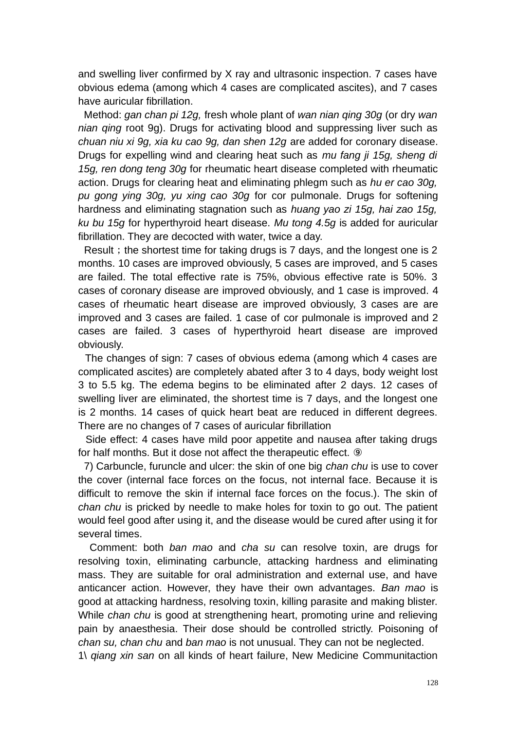and swelling liver confirmed by X ray and ultrasonic inspection. 7 cases have obvious edema (among which 4 cases are complicated ascites), and 7 cases have auricular fibrillation.

Method: *gan chan pi 12g,* fresh whole plant of *wan nian qing 30g* (or dry *wan nian qing* root 9g). Drugs for activating blood and suppressing liver such as *chuan niu xi 9g, xia ku cao 9g, dan shen 12g* are added for coronary disease. Drugs for expelling wind and clearing heat such as *mu fang ji 15g, sheng di 15g, ren dong teng 30g* for rheumatic heart disease completed with rheumatic action. Drugs for clearing heat and eliminating phlegm such as *hu er cao 30g, pu gong ying 30g, yu xing cao 30g* for cor pulmonale. Drugs for softening hardness and eliminating stagnation such as *huang yao zi 15g, hai zao 15g, ku bu 15g* for hyperthyroid heart disease. *Mu tong 4.5g* is added for auricular fibrillation. They are decocted with water, twice a day.

Result；the shortest time for taking drugs is 7 days, and the longest one is 2 months. 10 cases are improved obviously, 5 cases are improved, and 5 cases are failed. The total effective rate is 75%, obvious effective rate is 50%. 3 cases of coronary disease are improved obviously, and 1 case is improved. 4 cases of rheumatic heart disease are improved obviously, 3 cases are are improved and 3 cases are failed. 1 case of cor pulmonale is improved and 2 cases are failed. 3 cases of hyperthyroid heart disease are improved obviously.

The changes of sign: 7 cases of obvious edema (among which 4 cases are complicated ascites) are completely abated after 3 to 4 days, body weight lost 3 to 5.5 kg. The edema begins to be eliminated after 2 days. 12 cases of swelling liver are eliminated, the shortest time is 7 days, and the longest one is 2 months. 14 cases of quick heart beat are reduced in different degrees. There are no changes of 7 cases of auricular fibrillation

Side effect: 4 cases have mild poor appetite and nausea after taking drugs for half months. But it dose not affect the therapeutic effect. ⑨

7) Carbuncle, furuncle and ulcer: the skin of one big *chan chu* is use to cover the cover (internal face forces on the focus, not internal face. Because it is difficult to remove the skin if internal face forces on the focus.). The skin of *chan chu* is pricked by needle to make holes for toxin to go out. The patient would feel good after using it, and the disease would be cured after using it for several times.

Comment: both *ban mao* and *cha su* can resolve toxin, are drugs for resolving toxin, eliminating carbuncle, attacking hardness and eliminating mass. They are suitable for oral administration and external use, and have anticancer action. However, they have their own advantages. *Ban mao* is good at attacking hardness, resolving toxin, killing parasite and making blister. While *chan chu* is good at strengthening heart, promoting urine and relieving pain by anaesthesia. Their dose should be controlled strictly. Poisoning of *chan su, chan chu* and *ban mao* is not unusual. They can not be neglected.

1\ *qiang xin san* on all kinds of heart failure, New Medicine Communitaction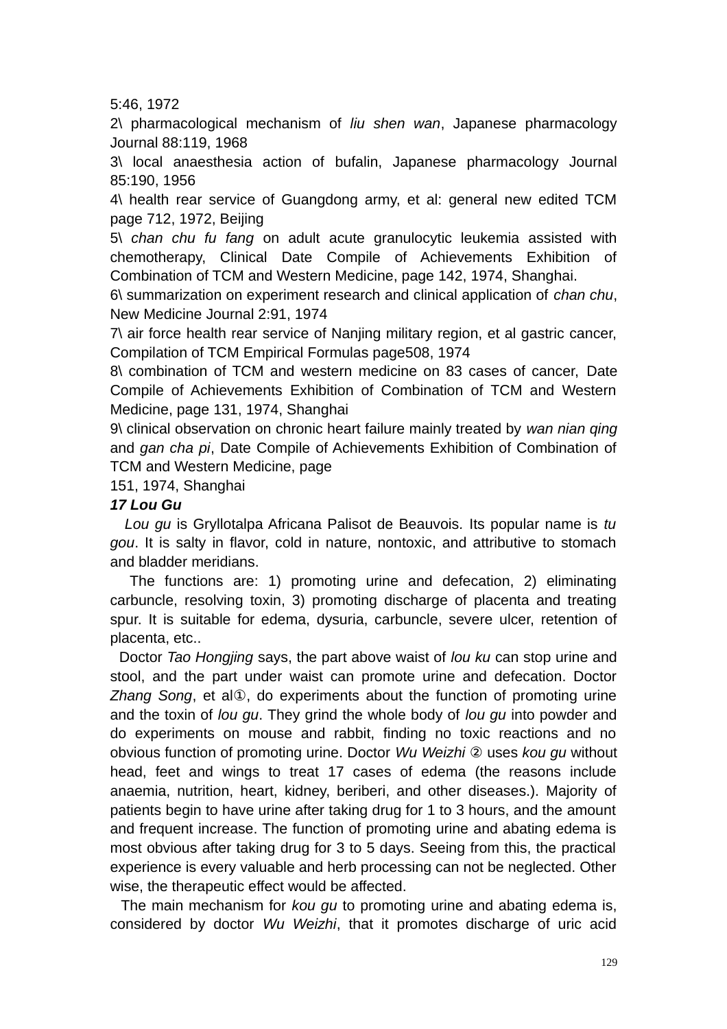5:46, 1972

2\ pharmacological mechanism of *liu shen wan*, Japanese pharmacology Journal 88:119, 1968

3\ local anaesthesia action of bufalin, Japanese pharmacology Journal 85:190, 1956

4\ health rear service of Guangdong army, et al: general new edited TCM page 712, 1972, Beijing

5\ *chan chu fu fang* on adult acute granulocytic leukemia assisted with chemotherapy, Clinical Date Compile of Achievements Exhibition of Combination of TCM and Western Medicine, page 142, 1974, Shanghai.

6\ summarization on experiment research and clinical application of *chan chu*, New Medicine Journal 2:91, 1974

7\ air force health rear service of Nanjing military region, et al gastric cancer, Compilation of TCM Empirical Formulas page508, 1974

8\ combination of TCM and western medicine on 83 cases of cancer, Date Compile of Achievements Exhibition of Combination of TCM and Western Medicine, page 131, 1974, Shanghai

9\ clinical observation on chronic heart failure mainly treated by *wan nian qing* and *gan cha pi*, Date Compile of Achievements Exhibition of Combination of TCM and Western Medicine, page

151, 1974, Shanghai

***17 Lou Gu***

*Lou gu* is Gryllotalpa Africana Palisot de Beauvois. Its popular name is *tu gou*. It is salty in flavor, cold in nature, nontoxic, and attributive to stomach and bladder meridians.

The functions are: 1) promoting urine and defecation, 2) eliminating carbuncle, resolving toxin, 3) promoting discharge of placenta and treating spur. It is suitable for edema, dysuria, carbuncle, severe ulcer, retention of placenta, etc..

Doctor *Tao Hongjing* says, the part above waist of *lou ku* can stop urine and stool, and the part under waist can promote urine and defecation. Doctor *Zhang Song*, et al①, do experiments about the function of promoting urine and the toxin of *lou gu*. They grind the whole body of *lou gu* into powder and do experiments on mouse and rabbit, finding no toxic reactions and no obvious function of promoting urine. Doctor *Wu Weizhi* ② uses *kou gu* without head, feet and wings to treat 17 cases of edema (the reasons include anaemia, nutrition, heart, kidney, beriberi, and other diseases.). Majority of patients begin to have urine after taking drug for 1 to 3 hours, and the amount and frequent increase. The function of promoting urine and abating edema is most obvious after taking drug for 3 to 5 days. Seeing from this, the practical experience is every valuable and herb processing can not be neglected. Other wise, the therapeutic effect would be affected.

The main mechanism for *kou gu* to promoting urine and abating edema is, considered by doctor *Wu Weizhi*, that it promotes discharge of uric acid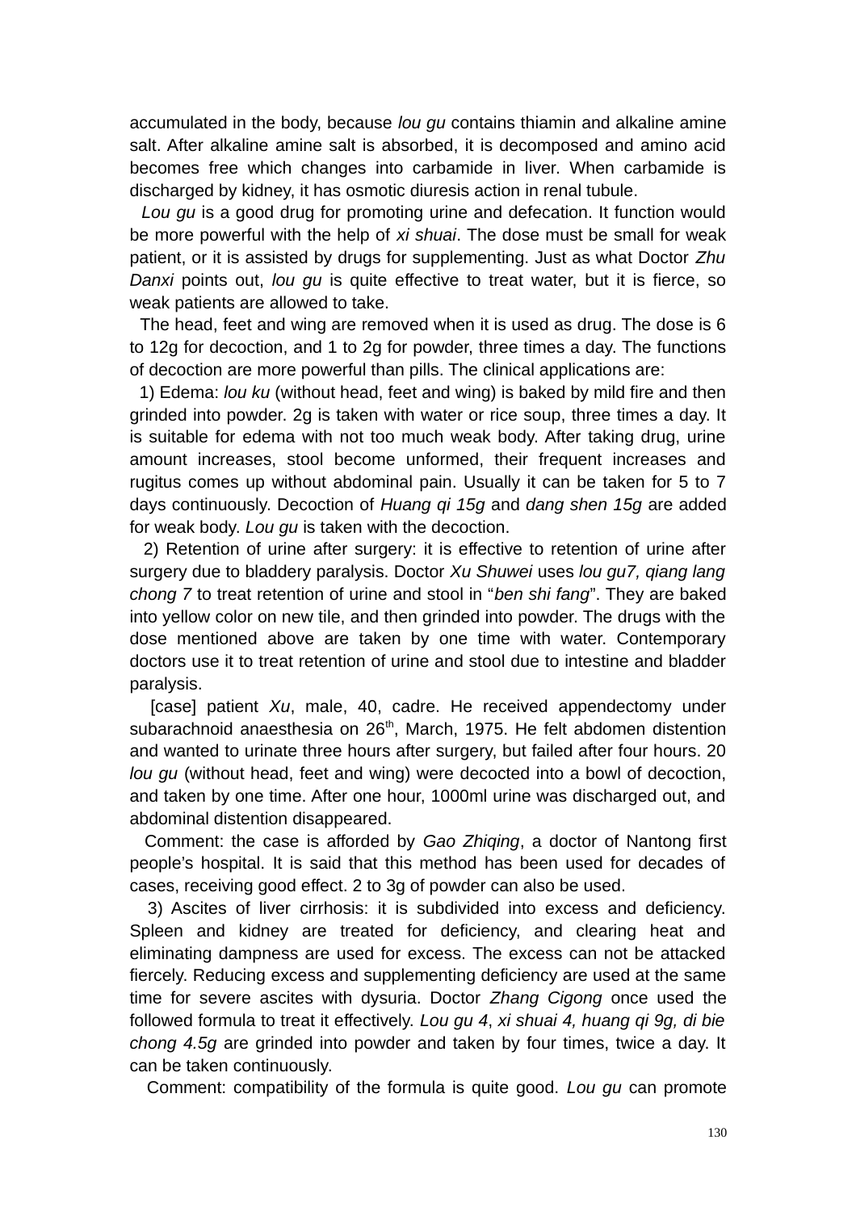accumulated in the body, because *lou gu* contains thiamin and alkaline amine salt. After alkaline amine salt is absorbed, it is decomposed and amino acid becomes free which changes into carbamide in liver. When carbamide is discharged by kidney, it has osmotic diuresis action in renal tubule.

*Lou gu* is a good drug for promoting urine and defecation. It function would be more powerful with the help of *xi shuai*. The dose must be small for weak patient, or it is assisted by drugs for supplementing. Just as what Doctor *Zhu Danxi* points out, *lou gu* is quite effective to treat water, but it is fierce, so weak patients are allowed to take.

The head, feet and wing are removed when it is used as drug. The dose is 6 to 12g for decoction, and 1 to 2g for powder, three times a day. The functions of decoction are more powerful than pills. The clinical applications are:

1) Edema: *lou ku* (without head, feet and wing) is baked by mild fire and then grinded into powder. 2g is taken with water or rice soup, three times a day. It is suitable for edema with not too much weak body. After taking drug, urine amount increases, stool become unformed, their frequent increases and rugitus comes up without abdominal pain. Usually it can be taken for 5 to 7 days continuously. Decoction of *Huang qi 15g* and *dang shen 15g* are added for weak body. *Lou gu* is taken with the decoction.

2) Retention of urine after surgery: it is effective to retention of urine after surgery due to bladdery paralysis. Doctor *Xu Shuwei* uses *lou gu7, qiang lang chong 7* to treat retention of urine and stool in "*ben shi fang*". They are baked into yellow color on new tile, and then grinded into powder. The drugs with the dose mentioned above are taken by one time with water. Contemporary doctors use it to treat retention of urine and stool due to intestine and bladder paralysis.

[case] patient *Xu*, male, 40, cadre. He received appendectomy under subarachnoid anaesthesia on 26th, March, 1975. He felt abdomen distention and wanted to urinate three hours after surgery, but failed after four hours. 20 *lou gu* (without head, feet and wing) were decocted into a bowl of decoction, and taken by one time. After one hour, 1000ml urine was discharged out, and abdominal distention disappeared.

Comment: the case is afforded by *Gao Zhiqing*, a doctor of Nantong first people's hospital. It is said that this method has been used for decades of cases, receiving good effect. 2 to 3g of powder can also be used.

3) Ascites of liver cirrhosis: it is subdivided into excess and deficiency. Spleen and kidney are treated for deficiency, and clearing heat and eliminating dampness are used for excess. The excess can not be attacked fiercely. Reducing excess and supplementing deficiency are used at the same time for severe ascites with dysuria. Doctor *Zhang Cigong* once used the followed formula to treat it effectively. *Lou gu 4*, *xi shuai 4, huang qi 9g, di bie chong 4.5g* are grinded into powder and taken by four times, twice a day. It can be taken continuously.

Comment: compatibility of the formula is quite good. *Lou gu* can promote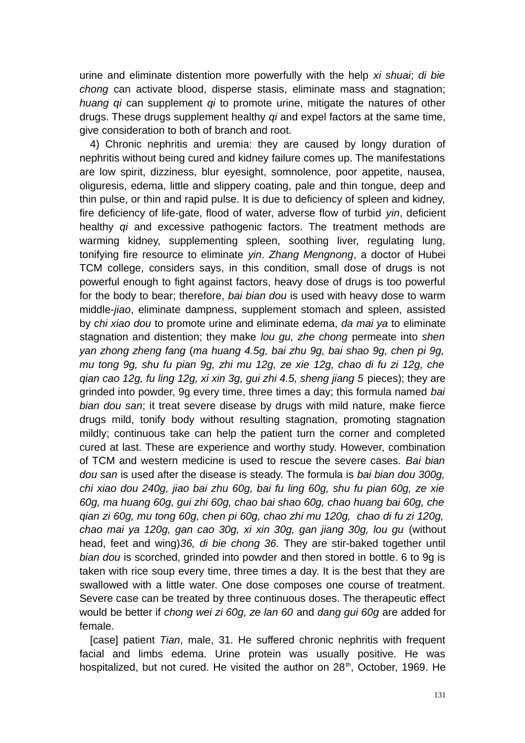urine and eliminate distention more powerfully with the help *xi shuai*; *di bie chong* can activate blood, disperse stasis, eliminate mass and stagnation; *huang qi* can supplement *qi* to promote urine, mitigate the natures of other drugs. These drugs supplement healthy *qi* and expel factors at the same time, give consideration to both of branch and root.

4) Chronic nephritis and uremia: they are caused by longy duration of nephritis without being cured and kidney failure comes up. The manifestations are low spirit, dizziness, blur eyesight, somnolence, poor appetite, nausea, oliguresis, edema, little and slippery coating, pale and thin tongue, deep and thin pulse, or thin and rapid pulse. It is due to deficiency of spleen and kidney, fire deficiency of life-gate, flood of water, adverse flow of turbid *yin*, deficient healthy *qi* and excessive pathogenic factors. The treatment methods are warming kidney, supplementing spleen, soothing liver, regulating lung, tonifying fire resource to eliminate *yin*. *Zhang Mengnong*, a doctor of Hubei TCM college, considers says, in this condition, small dose of drugs is not powerful enough to fight against factors, heavy dose of drugs is too powerful for the body to bear; therefore, *bai bian dou* is used with heavy dose to warm middle-*jiao*, eliminate dampness, supplement stomach and spleen, assisted by *chi xiao dou* to promote urine and eliminate edema, *da mai ya* to eliminate stagnation and distention; they make *lou gu, zhe chong* permeate into *shen yan zhong zheng fang* (*ma huang 4.5g, bai zhu 9g, bai shao 9g, chen pi 9g, mu tong 9g, shu fu pian 9g, zhi mu 12g, ze xie 12g, chao di fu zi 12g, che qian cao 12g, fu ling 12g, xi xin 3g, gui zhi 4.5, sheng jiang 5* pieces); they are grinded into powder, 9g every time, three times a day; this formula named *bai bian dou san*; it treat severe disease by drugs with mild nature, make fierce drugs mild, tonify body without resulting stagnation, promoting stagnation mildly; continuous take can help the patient turn the corner and completed cured at last. These are experience and worthy study. However, combination of TCM and western medicine is used to rescue the severe cases. *Bai bian dou san* is used after the disease is steady. The formula is *bai bian dou 300g, chi xiao dou 240g, jiao bai zhu 60g, bai fu ling 60g, shu fu pian 60g, ze xie 60g, ma huang 60g, gui zhi 60g, chao bai shao 60g, chao huang bai 60g, che qian zi 60g, mu tong 60g, chen pi 60g, chao zhi mu 120g, chao di fu zi 120g, chao mai ya 120g, gan cao 30g, xi xin 30g, gan jiang 30g, lou gu* (without head, feet and wing)*36, di bie chong 36.* They are stir-baked together until *bian dou* is scorched, grinded into powder and then stored in bottle. 6 to 9g is taken with rice soup every time, three times a day. It is the best that they are swallowed with a little water. One dose composes one course of treatment. Severe case can be treated by three continuous doses. The therapeutic effect would be better if *chong wei zi 60g, ze lan 60* and *dang gui 60g* are added for female.

[case] patient *Tian*, male, 31. He suffered chronic nephritis with frequent facial and limbs edema. Urine protein was usually positive. He was hospitalized, but not cured. He visited the author on 28th, October, 1969. He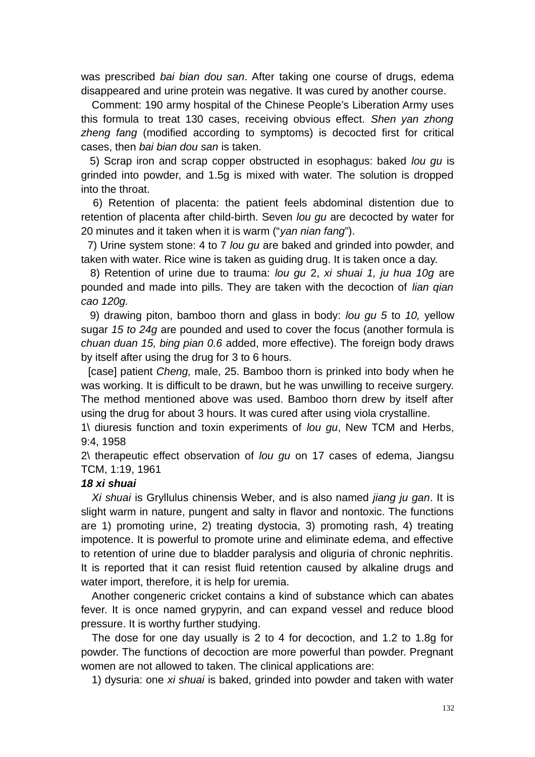was prescribed *bai bian dou san*. After taking one course of drugs, edema disappeared and urine protein was negative. It was cured by another course.

Comment: 190 army hospital of the Chinese People's Liberation Army uses this formula to treat 130 cases, receiving obvious effect. *Shen yan zhong zheng fang* (modified according to symptoms) is decocted first for critical cases, then *bai bian dou san* is taken.

5) Scrap iron and scrap copper obstructed in esophagus: baked *lou gu* is grinded into powder, and 1.5g is mixed with water. The solution is dropped into the throat.

6) Retention of placenta: the patient feels abdominal distention due to retention of placenta after child-birth. Seven *lou gu* are decocted by water for 20 minutes and it taken when it is warm ("*yan nian fang*").

7) Urine system stone: 4 to 7 *lou gu* are baked and grinded into powder, and taken with water. Rice wine is taken as guiding drug. It is taken once a day.

8) Retention of urine due to trauma: *lou gu* 2, *xi shuai 1, ju hua 10g* are pounded and made into pills. They are taken with the decoction of *lian qian cao 120g.*

9) drawing piton, bamboo thorn and glass in body: *lou gu 5* to *10,* yellow sugar *15 to 24g* are pounded and used to cover the focus (another formula is *chuan duan 15, bing pian 0.6* added, more effective). The foreign body draws by itself after using the drug for 3 to 6 hours.

[case] patient *Cheng,* male, 25. Bamboo thorn is prinked into body when he was working. It is difficult to be drawn, but he was unwilling to receive surgery. The method mentioned above was used. Bamboo thorn drew by itself after using the drug for about 3 hours. It was cured after using viola crystalline.

1\ diuresis function and toxin experiments of *lou gu*, New TCM and Herbs, 9:4, 1958

2\ therapeutic effect observation of *lou gu* on 17 cases of edema, Jiangsu TCM, 1:19, 1961

***18 xi shuai***

*Xi shuai* is Gryllulus chinensis Weber, and is also named *jiang ju gan*. It is slight warm in nature, pungent and salty in flavor and nontoxic. The functions are 1) promoting urine, 2) treating dystocia, 3) promoting rash, 4) treating impotence. It is powerful to promote urine and eliminate edema, and effective to retention of urine due to bladder paralysis and oliguria of chronic nephritis. It is reported that it can resist fluid retention caused by alkaline drugs and water import, therefore, it is help for uremia.

Another congeneric cricket contains a kind of substance which can abates fever. It is once named grypyrin, and can expand vessel and reduce blood pressure. It is worthy further studying.

The dose for one day usually is 2 to 4 for decoction, and 1.2 to 1.8g for powder. The functions of decoction are more powerful than powder. Pregnant women are not allowed to taken. The clinical applications are:

1) dysuria: one *xi shuai* is baked, grinded into powder and taken with water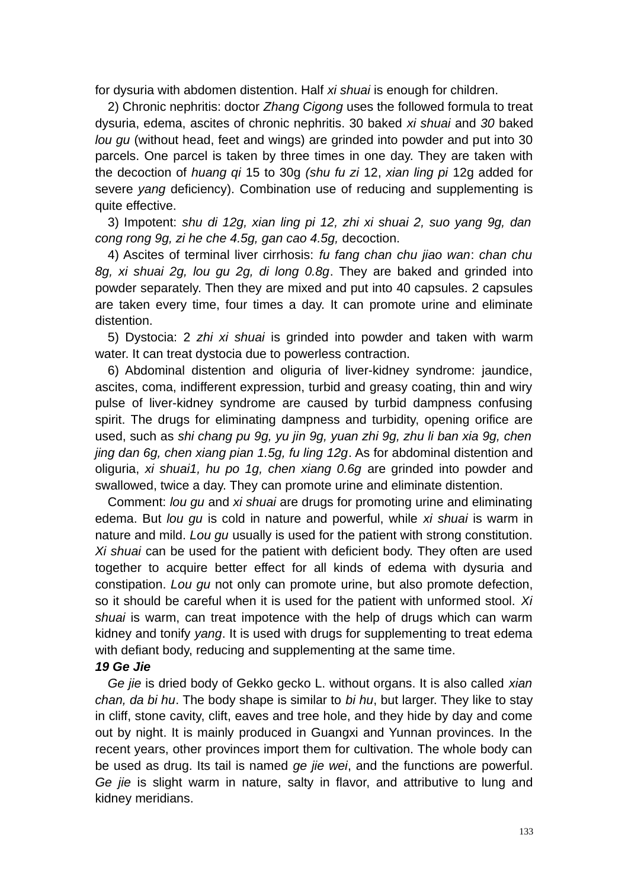for dysuria with abdomen distention. Half *xi shuai* is enough for children.

2) Chronic nephritis: doctor *Zhang Cigong* uses the followed formula to treat dysuria, edema, ascites of chronic nephritis. 30 baked *xi shuai* and *30* baked *lou gu* (without head, feet and wings) are grinded into powder and put into 30 parcels. One parcel is taken by three times in one day. They are taken with the decoction of *huang qi* 15 to 30g *(shu fu zi* 12, *xian ling pi* 12g added for severe *yang* deficiency). Combination use of reducing and supplementing is quite effective.

3) Impotent: *shu di 12g, xian ling pi 12, zhi xi shuai 2, suo yang 9g, dan cong rong 9g, zi he che 4.5g, gan cao 4.5g,* decoction.

4) Ascites of terminal liver cirrhosis: *fu fang chan chu jiao wan*: *chan chu 8g, xi shuai 2g, lou gu 2g, di long 0.8g*. They are baked and grinded into powder separately. Then they are mixed and put into 40 capsules. 2 capsules are taken every time, four times a day. It can promote urine and eliminate distention.

5) Dystocia: 2 *zhi xi shuai* is grinded into powder and taken with warm water. It can treat dystocia due to powerless contraction.

6) Abdominal distention and oliguria of liver-kidney syndrome: jaundice, ascites, coma, indifferent expression, turbid and greasy coating, thin and wiry pulse of liver-kidney syndrome are caused by turbid dampness confusing spirit. The drugs for eliminating dampness and turbidity, opening orifice are used, such as *shi chang pu 9g, yu jin 9g, yuan zhi 9g, zhu li ban xia 9g, chen jing dan 6g, chen xiang pian 1.5g, fu ling 12g*. As for abdominal distention and oliguria, *xi shuai1, hu po 1g, chen xiang 0.6g* are grinded into powder and swallowed, twice a day. They can promote urine and eliminate distention.

Comment: *lou gu* and *xi shuai* are drugs for promoting urine and eliminating edema. But *lou gu* is cold in nature and powerful, while *xi shuai* is warm in nature and mild. *Lou gu* usually is used for the patient with strong constitution. *Xi shuai* can be used for the patient with deficient body. They often are used together to acquire better effect for all kinds of edema with dysuria and constipation. *Lou gu* not only can promote urine, but also promote defection, so it should be careful when it is used for the patient with unformed stool. *Xi shuai* is warm, can treat impotence with the help of drugs which can warm kidney and tonify *yang*. It is used with drugs for supplementing to treat edema with defiant body, reducing and supplementing at the same time.

### 19 Ge Jie

*Ge jie* is dried body of Gekko gecko L. without organs. It is also called *xian chan, da bi hu*. The body shape is similar to *bi hu*, but larger. They like to stay in cliff, stone cavity, clift, eaves and tree hole, and they hide by day and come out by night. It is mainly produced in Guangxi and Yunnan provinces. In the recent years, other provinces import them for cultivation. The whole body can be used as drug. Its tail is named *ge jie wei*, and the functions are powerful. *Ge jie* is slight warm in nature, salty in flavor, and attributive to lung and kidney meridians.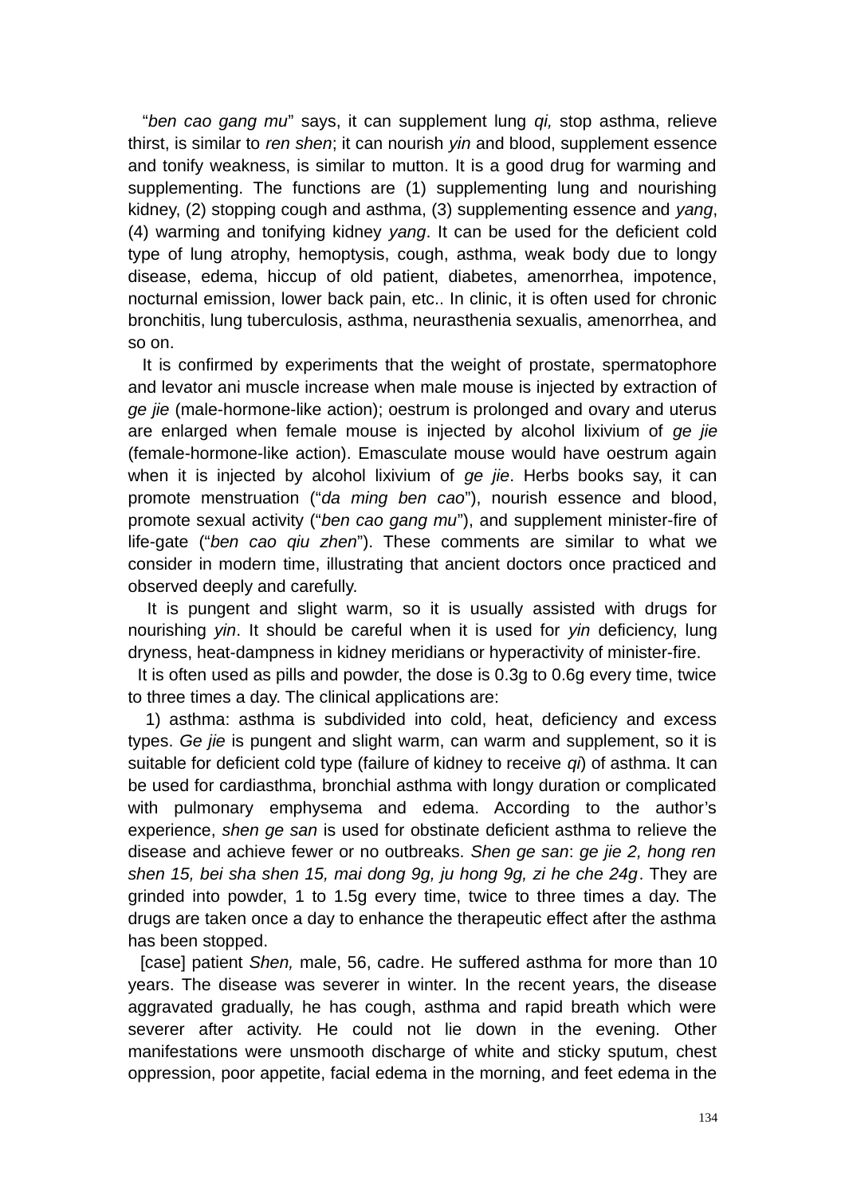"*ben cao gang mu*" says, it can supplement lung *qi,* stop asthma, relieve thirst, is similar to *ren shen*; it can nourish *yin* and blood, supplement essence and tonify weakness, is similar to mutton. It is a good drug for warming and supplementing. The functions are (1) supplementing lung and nourishing kidney, (2) stopping cough and asthma, (3) supplementing essence and *yang*, (4) warming and tonifying kidney *yang*. It can be used for the deficient cold type of lung atrophy, hemoptysis, cough, asthma, weak body due to longy disease, edema, hiccup of old patient, diabetes, amenorrhea, impotence, nocturnal emission, lower back pain, etc.. In clinic, it is often used for chronic bronchitis, lung tuberculosis, asthma, neurasthenia sexualis, amenorrhea, and so on.

It is confirmed by experiments that the weight of prostate, spermatophore and levator ani muscle increase when male mouse is injected by extraction of *ge jie* (male-hormone-like action); oestrum is prolonged and ovary and uterus are enlarged when female mouse is injected by alcohol lixivium of *ge jie* (female-hormone-like action). Emasculate mouse would have oestrum again when it is injected by alcohol lixivium of *ge jie*. Herbs books say, it can promote menstruation ("*da ming ben cao*"), nourish essence and blood, promote sexual activity ("*ben cao gang mu*"), and supplement minister-fire of life-gate ("*ben cao qiu zhen*"). These comments are similar to what we consider in modern time, illustrating that ancient doctors once practiced and observed deeply and carefully.

It is pungent and slight warm, so it is usually assisted with drugs for nourishing *yin*. It should be careful when it is used for *yin* deficiency, lung dryness, heat-dampness in kidney meridians or hyperactivity of minister-fire.

It is often used as pills and powder, the dose is 0.3g to 0.6g every time, twice to three times a day. The clinical applications are:

1) asthma: asthma is subdivided into cold, heat, deficiency and excess types. *Ge jie* is pungent and slight warm, can warm and supplement, so it is suitable for deficient cold type (failure of kidney to receive *qi*) of asthma. It can be used for cardiasthma, bronchial asthma with longy duration or complicated with pulmonary emphysema and edema. According to the author's experience, *shen ge san* is used for obstinate deficient asthma to relieve the disease and achieve fewer or no outbreaks. *Shen ge san*: *ge jie 2, hong ren shen 15, bei sha shen 15, mai dong 9g, ju hong 9g, zi he che 24g*. They are grinded into powder, 1 to 1.5g every time, twice to three times a day. The drugs are taken once a day to enhance the therapeutic effect after the asthma has been stopped.

[case] patient *Shen,* male, 56, cadre. He suffered asthma for more than 10 years. The disease was severer in winter. In the recent years, the disease aggravated gradually, he has cough, asthma and rapid breath which were severer after activity. He could not lie down in the evening. Other manifestations were unsmooth discharge of white and sticky sputum, chest oppression, poor appetite, facial edema in the morning, and feet edema in the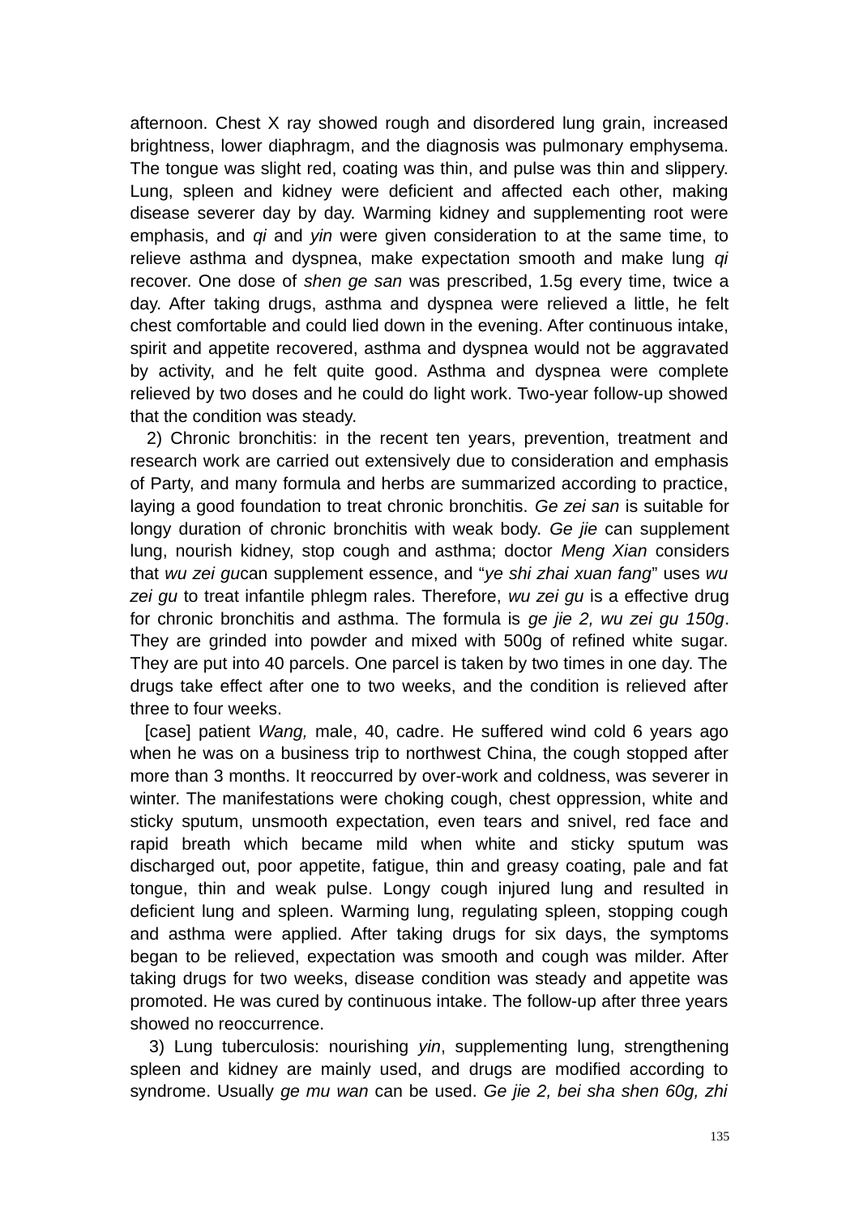afternoon. Chest X ray showed rough and disordered lung grain, increased brightness, lower diaphragm, and the diagnosis was pulmonary emphysema. The tongue was slight red, coating was thin, and pulse was thin and slippery. Lung, spleen and kidney were deficient and affected each other, making disease severer day by day. Warming kidney and supplementing root were emphasis, and *qi* and *yin* were given consideration to at the same time, to relieve asthma and dyspnea, make expectation smooth and make lung *qi* recover. One dose of *shen ge san* was prescribed, 1.5g every time, twice a day. After taking drugs, asthma and dyspnea were relieved a little, he felt chest comfortable and could lied down in the evening. After continuous intake, spirit and appetite recovered, asthma and dyspnea would not be aggravated by activity, and he felt quite good. Asthma and dyspnea were complete relieved by two doses and he could do light work. Two-year follow-up showed that the condition was steady.

2) Chronic bronchitis: in the recent ten years, prevention, treatment and research work are carried out extensively due to consideration and emphasis of Party, and many formula and herbs are summarized according to practice, laying a good foundation to treat chronic bronchitis. *Ge zei san* is suitable for longy duration of chronic bronchitis with weak body. *Ge jie* can supplement lung, nourish kidney, stop cough and asthma; doctor *Meng Xian* considers that *wu zei gu*can supplement essence, and "*ye shi zhai xuan fang*" uses *wu zei gu* to treat infantile phlegm rales. Therefore, *wu zei gu* is a effective drug for chronic bronchitis and asthma. The formula is *ge jie 2, wu zei gu 150g*. They are grinded into powder and mixed with 500g of refined white sugar. They are put into 40 parcels. One parcel is taken by two times in one day. The drugs take effect after one to two weeks, and the condition is relieved after three to four weeks.

[case] patient *Wang,* male, 40, cadre. He suffered wind cold 6 years ago when he was on a business trip to northwest China, the cough stopped after more than 3 months. It reoccurred by over-work and coldness, was severer in winter. The manifestations were choking cough, chest oppression, white and sticky sputum, unsmooth expectation, even tears and snivel, red face and rapid breath which became mild when white and sticky sputum was discharged out, poor appetite, fatigue, thin and greasy coating, pale and fat tongue, thin and weak pulse. Longy cough injured lung and resulted in deficient lung and spleen. Warming lung, regulating spleen, stopping cough and asthma were applied. After taking drugs for six days, the symptoms began to be relieved, expectation was smooth and cough was milder. After taking drugs for two weeks, disease condition was steady and appetite was promoted. He was cured by continuous intake. The follow-up after three years showed no reoccurrence.

3) Lung tuberculosis: nourishing *yin*, supplementing lung, strengthening spleen and kidney are mainly used, and drugs are modified according to syndrome. Usually *ge mu wan* can be used. *Ge jie 2, bei sha shen 60g, zhi*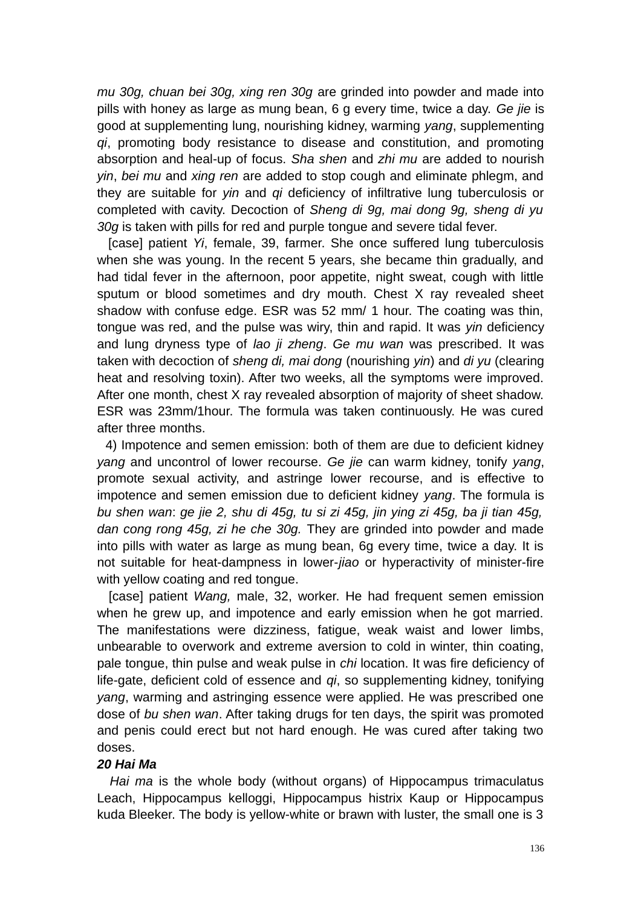*mu 30g, chuan bei 30g, xing ren 30g* are grinded into powder and made into pills with honey as large as mung bean, 6 g every time, twice a day. *Ge jie* is good at supplementing lung, nourishing kidney, warming *yang*, supplementing *qi*, promoting body resistance to disease and constitution, and promoting absorption and heal-up of focus. *Sha shen* and *zhi mu* are added to nourish *yin*, *bei mu* and *xing ren* are added to stop cough and eliminate phlegm, and they are suitable for *yin* and *qi* deficiency of infiltrative lung tuberculosis or completed with cavity. Decoction of *Sheng di 9g, mai dong 9g, sheng di yu 30g* is taken with pills for red and purple tongue and severe tidal fever.

[case] patient *Yi*, female, 39, farmer. She once suffered lung tuberculosis when she was young. In the recent 5 years, she became thin gradually, and had tidal fever in the afternoon, poor appetite, night sweat, cough with little sputum or blood sometimes and dry mouth. Chest X ray revealed sheet shadow with confuse edge. ESR was 52 mm/ 1 hour. The coating was thin, tongue was red, and the pulse was wiry, thin and rapid. It was *yin* deficiency and lung dryness type of *lao ji zheng*. *Ge mu wan* was prescribed. It was taken with decoction of *sheng di, mai dong* (nourishing *yin*) and *di yu* (clearing heat and resolving toxin). After two weeks, all the symptoms were improved. After one month, chest X ray revealed absorption of majority of sheet shadow. ESR was 23mm/1hour. The formula was taken continuously. He was cured after three months.

4) Impotence and semen emission: both of them are due to deficient kidney *yang* and uncontrol of lower recourse. *Ge jie* can warm kidney, tonify *yang*, promote sexual activity, and astringe lower recourse, and is effective to impotence and semen emission due to deficient kidney *yang*. The formula is *bu shen wan*: *ge jie 2, shu di 45g, tu si zi 45g, jin ying zi 45g, ba ji tian 45g, dan cong rong 45g, zi he che 30g.* They are grinded into powder and made into pills with water as large as mung bean, 6g every time, twice a day. It is not suitable for heat-dampness in lower-*jiao* or hyperactivity of minister-fire with yellow coating and red tongue.

[case] patient *Wang,* male, 32, worker. He had frequent semen emission when he grew up, and impotence and early emission when he got married. The manifestations were dizziness, fatigue, weak waist and lower limbs, unbearable to overwork and extreme aversion to cold in winter, thin coating, pale tongue, thin pulse and weak pulse in *chi* location. It was fire deficiency of life-gate, deficient cold of essence and *qi*, so supplementing kidney, tonifying *yang*, warming and astringing essence were applied. He was prescribed one dose of *bu shen wan*. After taking drugs for ten days, the spirit was promoted and penis could erect but not hard enough. He was cured after taking two doses.

***20 Hai Ma***

*Hai ma* is the whole body (without organs) of Hippocampus trimaculatus Leach, Hippocampus kelloggi, Hippocampus histrix Kaup or Hippocampus kuda Bleeker. The body is yellow-white or brawn with luster, the small one is 3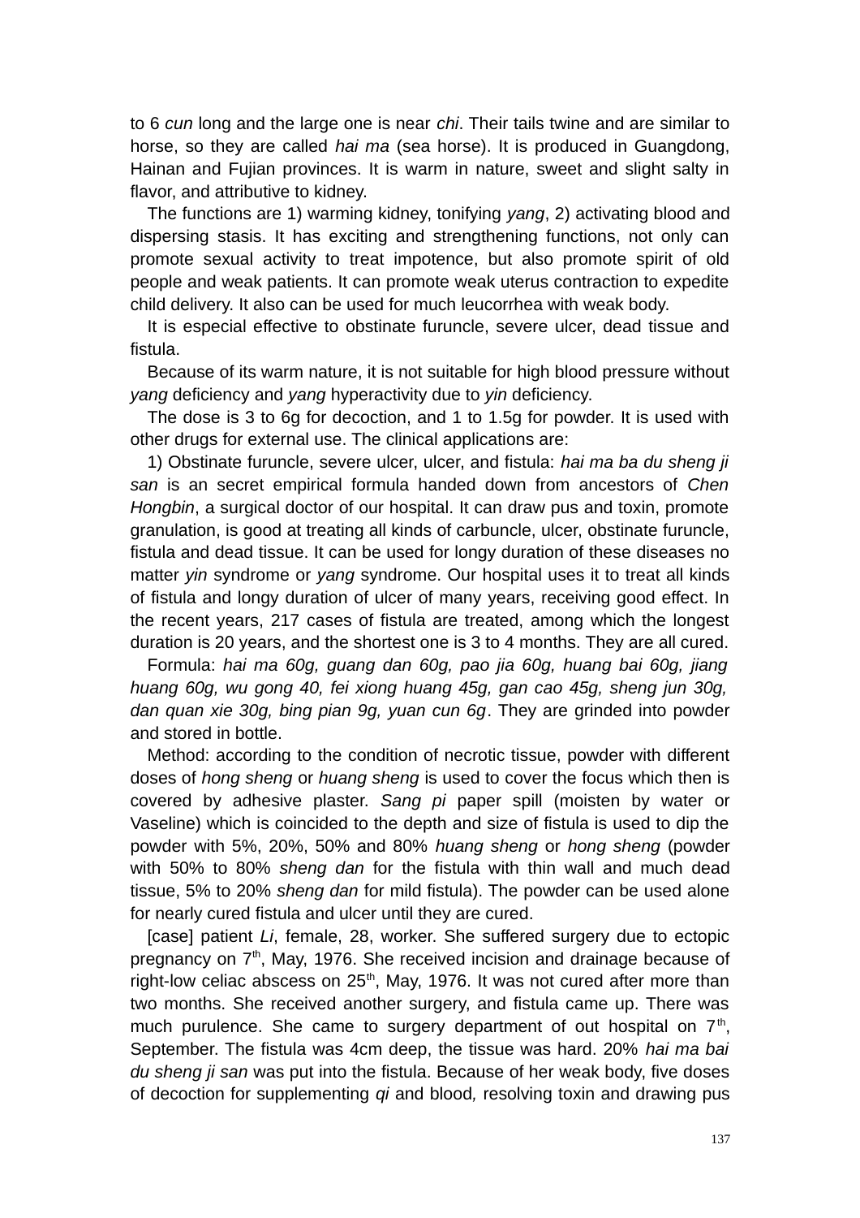to 6 *cun* long and the large one is near *chi*. Their tails twine and are similar to horse, so they are called *hai ma* (sea horse). It is produced in Guangdong, Hainan and Fujian provinces. It is warm in nature, sweet and slight salty in flavor, and attributive to kidney.

The functions are 1) warming kidney, tonifying *yang*, 2) activating blood and dispersing stasis. It has exciting and strengthening functions, not only can promote sexual activity to treat impotence, but also promote spirit of old people and weak patients. It can promote weak uterus contraction to expedite child delivery. It also can be used for much leucorrhea with weak body.

It is especial effective to obstinate furuncle, severe ulcer, dead tissue and fistula.

Because of its warm nature, it is not suitable for high blood pressure without *yang* deficiency and *yang* hyperactivity due to *yin* deficiency.

The dose is 3 to 6g for decoction, and 1 to 1.5g for powder. It is used with other drugs for external use. The clinical applications are:

1) Obstinate furuncle, severe ulcer, ulcer, and fistula: *hai ma ba du sheng ji san* is an secret empirical formula handed down from ancestors of *Chen Hongbin*, a surgical doctor of our hospital. It can draw pus and toxin, promote granulation, is good at treating all kinds of carbuncle, ulcer, obstinate furuncle, fistula and dead tissue. It can be used for longy duration of these diseases no matter *yin* syndrome or *yang* syndrome. Our hospital uses it to treat all kinds of fistula and longy duration of ulcer of many years, receiving good effect. In the recent years, 217 cases of fistula are treated, among which the longest duration is 20 years, and the shortest one is 3 to 4 months. They are all cured.

Formula: *hai ma 60g, guang dan 60g, pao jia 60g, huang bai 60g, jiang huang 60g, wu gong 40, fei xiong huang 45g, gan cao 45g, sheng jun 30g, dan quan xie 30g, bing pian 9g, yuan cun 6g*. They are grinded into powder and stored in bottle.

Method: according to the condition of necrotic tissue, powder with different doses of *hong sheng* or *huang sheng* is used to cover the focus which then is covered by adhesive plaster. *Sang pi* paper spill (moisten by water or Vaseline) which is coincided to the depth and size of fistula is used to dip the powder with 5%, 20%, 50% and 80% *huang sheng* or *hong sheng* (powder with 50% to 80% *sheng dan* for the fistula with thin wall and much dead tissue, 5% to 20% *sheng dan* for mild fistula). The powder can be used alone for nearly cured fistula and ulcer until they are cured.

[case] patient *Li*, female, 28, worker. She suffered surgery due to ectopic pregnancy on 7th, May, 1976. She received incision and drainage because of right-low celiac abscess on 25th, May, 1976. It was not cured after more than two months. She received another surgery, and fistula came up. There was much purulence. She came to surgery department of out hospital on 7th, September. The fistula was 4cm deep, the tissue was hard. 20% *hai ma bai du sheng ji san* was put into the fistula. Because of her weak body, five doses of decoction for supplementing *qi* and blood, resolving toxin and drawing pus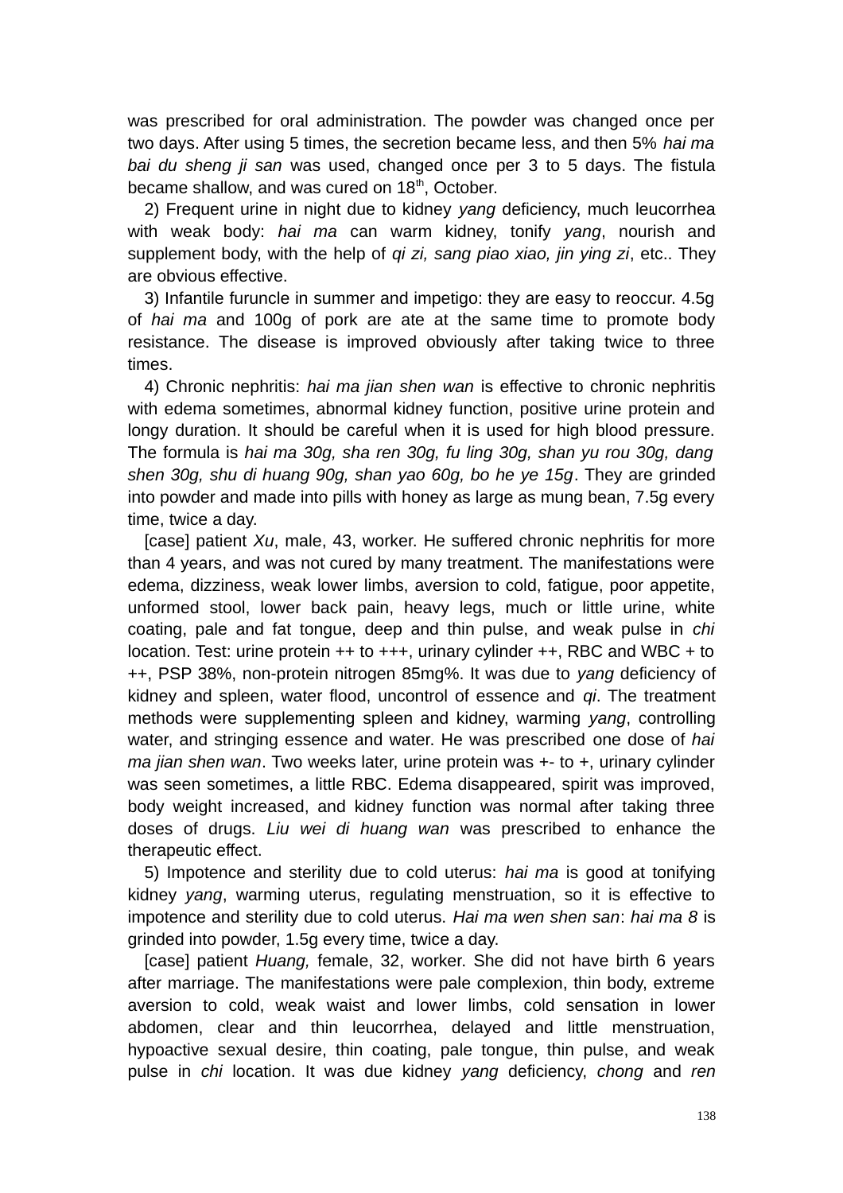was prescribed for oral administration. The powder was changed once per two days. After using 5 times, the secretion became less, and then 5% *hai ma bai du sheng ji san* was used, changed once per 3 to 5 days. The fistula became shallow, and was cured on 18th, October.

2) Frequent urine in night due to kidney *yang* deficiency, much leucorrhea with weak body: *hai ma* can warm kidney, tonify *yang*, nourish and supplement body, with the help of *qi zi, sang piao xiao, jin ying zi*, etc.. They are obvious effective.

3) Infantile furuncle in summer and impetigo: they are easy to reoccur. 4.5g of *hai ma* and 100g of pork are ate at the same time to promote body resistance. The disease is improved obviously after taking twice to three times.

4) Chronic nephritis: *hai ma jian shen wan* is effective to chronic nephritis with edema sometimes, abnormal kidney function, positive urine protein and longy duration. It should be careful when it is used for high blood pressure. The formula is *hai ma 30g, sha ren 30g, fu ling 30g, shan yu rou 30g, dang shen 30g, shu di huang 90g, shan yao 60g, bo he ye 15g*. They are grinded into powder and made into pills with honey as large as mung bean, 7.5g every time, twice a day.

[case] patient *Xu*, male, 43, worker. He suffered chronic nephritis for more than 4 years, and was not cured by many treatment. The manifestations were edema, dizziness, weak lower limbs, aversion to cold, fatigue, poor appetite, unformed stool, lower back pain, heavy legs, much or little urine, white coating, pale and fat tongue, deep and thin pulse, and weak pulse in *chi* location. Test: urine protein ++ to +++, urinary cylinder ++, RBC and WBC + to ++, PSP 38%, non-protein nitrogen 85mg%. It was due to *yang* deficiency of kidney and spleen, water flood, uncontrol of essence and *qi*. The treatment methods were supplementing spleen and kidney, warming *yang*, controlling water, and stringing essence and water. He was prescribed one dose of *hai ma jian shen wan*. Two weeks later, urine protein was +- to +, urinary cylinder was seen sometimes, a little RBC. Edema disappeared, spirit was improved, body weight increased, and kidney function was normal after taking three doses of drugs. *Liu wei di huang wan* was prescribed to enhance the therapeutic effect.

5) Impotence and sterility due to cold uterus: *hai ma* is good at tonifying kidney *yang*, warming uterus, regulating menstruation, so it is effective to impotence and sterility due to cold uterus. *Hai ma wen shen san*: *hai ma 8* is grinded into powder, 1.5g every time, twice a day.

[case] patient *Huang,* female, 32, worker. She did not have birth 6 years after marriage. The manifestations were pale complexion, thin body, extreme aversion to cold, weak waist and lower limbs, cold sensation in lower abdomen, clear and thin leucorrhea, delayed and little menstruation, hypoactive sexual desire, thin coating, pale tongue, thin pulse, and weak pulse in *chi* location. It was due kidney *yang* deficiency, *chong* and *ren*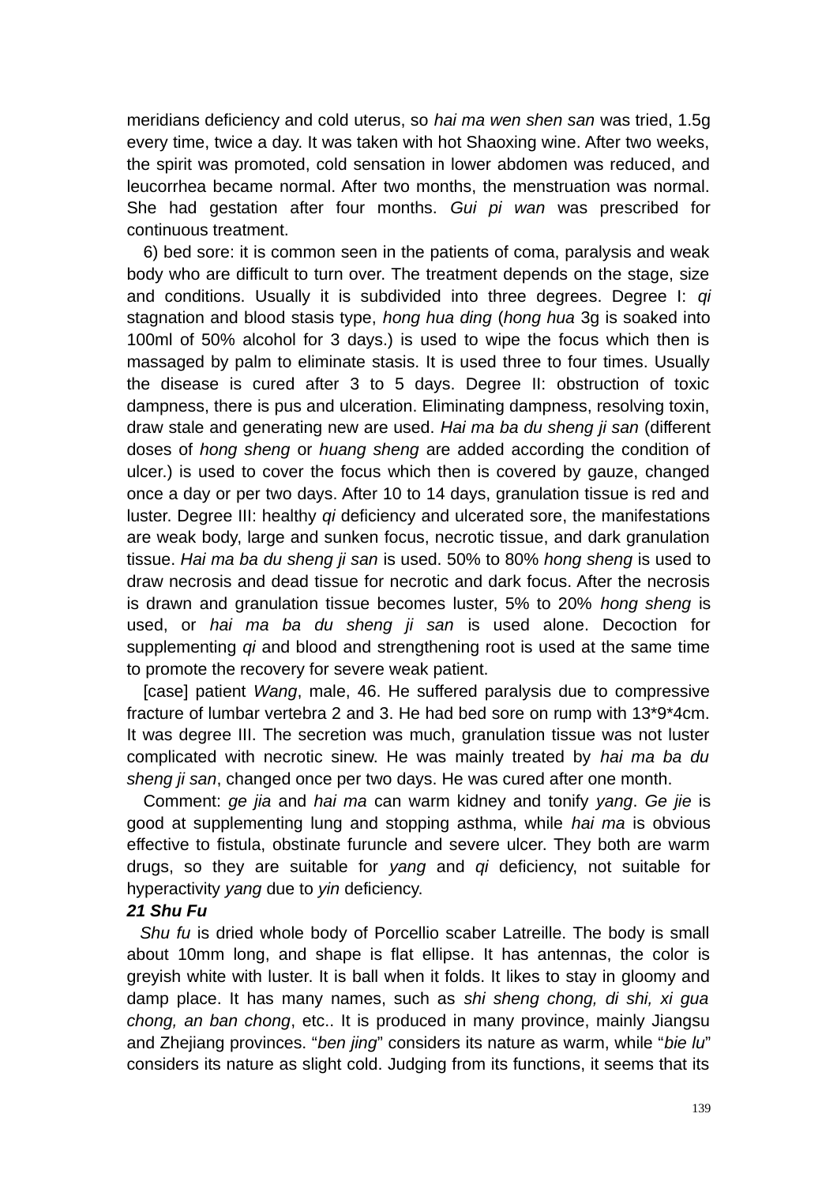meridians deficiency and cold uterus, so *hai ma wen shen san* was tried, 1.5g every time, twice a day. It was taken with hot Shaoxing wine. After two weeks, the spirit was promoted, cold sensation in lower abdomen was reduced, and leucorrhea became normal. After two months, the menstruation was normal. She had gestation after four months. *Gui pi wan* was prescribed for continuous treatment.

6) bed sore: it is common seen in the patients of coma, paralysis and weak body who are difficult to turn over. The treatment depends on the stage, size and conditions. Usually it is subdivided into three degrees. Degree I: *qi* stagnation and blood stasis type, *hong hua ding* (*hong hua* 3g is soaked into 100ml of 50% alcohol for 3 days.) is used to wipe the focus which then is massaged by palm to eliminate stasis. It is used three to four times. Usually the disease is cured after 3 to 5 days. Degree II: obstruction of toxic dampness, there is pus and ulceration. Eliminating dampness, resolving toxin, draw stale and generating new are used. *Hai ma ba du sheng ji san* (different doses of *hong sheng* or *huang sheng* are added according the condition of ulcer.) is used to cover the focus which then is covered by gauze, changed once a day or per two days. After 10 to 14 days, granulation tissue is red and luster. Degree III: healthy *qi* deficiency and ulcerated sore, the manifestations are weak body, large and sunken focus, necrotic tissue, and dark granulation tissue. *Hai ma ba du sheng ji san* is used. 50% to 80% *hong sheng* is used to draw necrosis and dead tissue for necrotic and dark focus. After the necrosis is drawn and granulation tissue becomes luster, 5% to 20% *hong sheng* is used, or *hai ma ba du sheng ji san* is used alone. Decoction for supplementing *qi* and blood and strengthening root is used at the same time to promote the recovery for severe weak patient.

[case] patient *Wang*, male, 46. He suffered paralysis due to compressive fracture of lumbar vertebra 2 and 3. He had bed sore on rump with 13*9*4cm. It was degree III. The secretion was much, granulation tissue was not luster complicated with necrotic sinew. He was mainly treated by *hai ma ba du sheng ji san*, changed once per two days. He was cured after one month.

Comment: *ge jia* and *hai ma* can warm kidney and tonify *yang*. *Ge jie* is good at supplementing lung and stopping asthma, while *hai ma* is obvious effective to fistula, obstinate furuncle and severe ulcer. They both are warm drugs, so they are suitable for *yang* and *qi* deficiency, not suitable for hyperactivity *yang* due to *yin* deficiency.

### 21 Shu Fu

*Shu fu* is dried whole body of Porcellio scaber Latreille. The body is small about 10mm long, and shape is flat ellipse. It has antennas, the color is greyish white with luster. It is ball when it folds. It likes to stay in gloomy and damp place. It has many names, such as *shi sheng chong, di shi, xi gua chong, an ban chong*, etc.. It is produced in many province, mainly Jiangsu and Zhejiang provinces. "*ben jing*" considers its nature as warm, while "*bie lu*" considers its nature as slight cold. Judging from its functions, it seems that its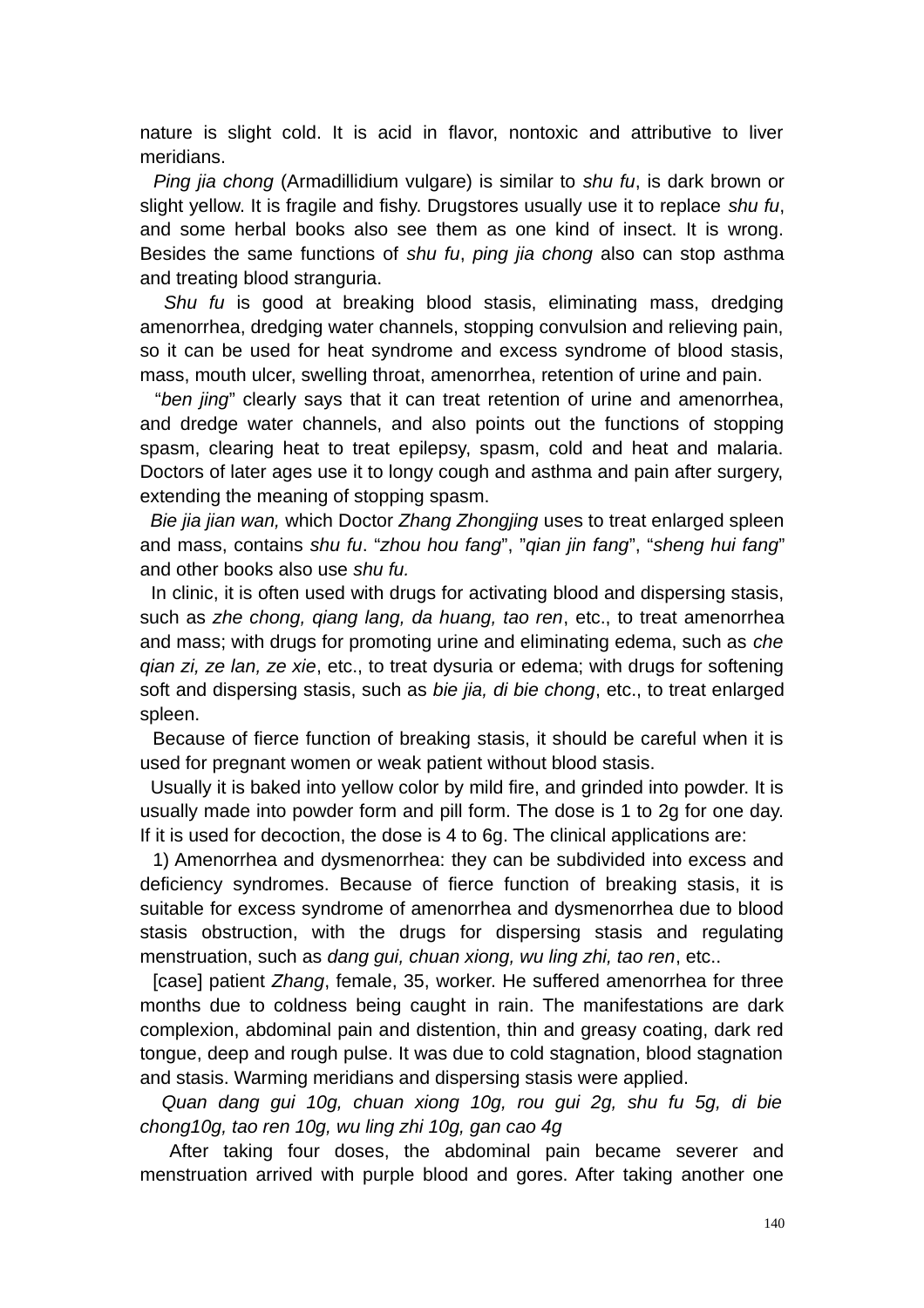nature is slight cold. It is acid in flavor, nontoxic and attributive to liver meridians.

*Ping jia chong* (Armadillidium vulgare) is similar to *shu fu*, is dark brown or slight yellow. It is fragile and fishy. Drugstores usually use it to replace *shu fu*, and some herbal books also see them as one kind of insect. It is wrong. Besides the same functions of *shu fu*, *ping jia chong* also can stop asthma and treating blood stranguria.

*Shu fu* is good at breaking blood stasis, eliminating mass, dredging amenorrhea, dredging water channels, stopping convulsion and relieving pain, so it can be used for heat syndrome and excess syndrome of blood stasis, mass, mouth ulcer, swelling throat, amenorrhea, retention of urine and pain.

"*ben jing*" clearly says that it can treat retention of urine and amenorrhea, and dredge water channels, and also points out the functions of stopping spasm, clearing heat to treat epilepsy, spasm, cold and heat and malaria. Doctors of later ages use it to longy cough and asthma and pain after surgery, extending the meaning of stopping spasm.

*Bie jia jian wan,* which Doctor *Zhang Zhongjing* uses to treat enlarged spleen and mass, contains *shu fu*. "*zhou hou fang*", "*qian jin fang*", "*sheng hui fang*" and other books also use *shu fu.*

In clinic, it is often used with drugs for activating blood and dispersing stasis, such as *zhe chong, qiang lang, da huang, tao ren*, etc., to treat amenorrhea and mass; with drugs for promoting urine and eliminating edema, such as *che qian zi, ze lan, ze xie*, etc., to treat dysuria or edema; with drugs for softening soft and dispersing stasis, such as *bie jia, di bie chong*, etc., to treat enlarged spleen.

Because of fierce function of breaking stasis, it should be careful when it is used for pregnant women or weak patient without blood stasis.

Usually it is baked into yellow color by mild fire, and grinded into powder. It is usually made into powder form and pill form. The dose is 1 to 2g for one day. If it is used for decoction, the dose is 4 to 6g. The clinical applications are:

1) Amenorrhea and dysmenorrhea: they can be subdivided into excess and deficiency syndromes. Because of fierce function of breaking stasis, it is suitable for excess syndrome of amenorrhea and dysmenorrhea due to blood stasis obstruction, with the drugs for dispersing stasis and regulating menstruation, such as *dang gui, chuan xiong, wu ling zhi, tao ren*, etc..

[case] patient *Zhang*, female, 35, worker. He suffered amenorrhea for three months due to coldness being caught in rain. The manifestations are dark complexion, abdominal pain and distention, thin and greasy coating, dark red tongue, deep and rough pulse. It was due to cold stagnation, blood stagnation and stasis. Warming meridians and dispersing stasis were applied.

*Quan dang gui 10g, chuan xiong 10g, rou gui 2g, shu fu 5g, di bie chong10g, tao ren 10g, wu ling zhi 10g, gan cao 4g*

After taking four doses, the abdominal pain became severer and menstruation arrived with purple blood and gores. After taking another one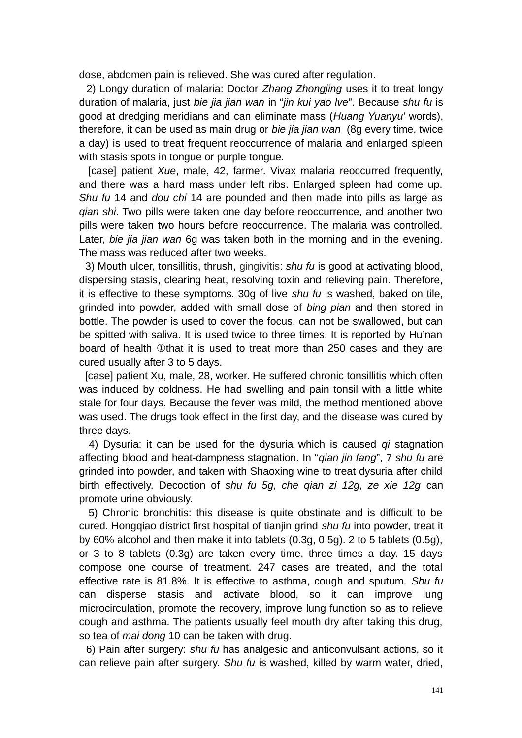dose, abdomen pain is relieved. She was cured after regulation.

2) Longy duration of malaria: Doctor *Zhang Zhongjing* uses it to treat longy duration of malaria, just *bie jia jian wan* in "*jin kui yao lve*". Because *shu fu* is good at dredging meridians and can eliminate mass (*Huang Yuanyu*' words), therefore, it can be used as main drug or *bie jia jian wan* (8g every time, twice a day) is used to treat frequent reoccurrence of malaria and enlarged spleen with stasis spots in tongue or purple tongue.

[case] patient *Xue*, male, 42, farmer. Vivax malaria reoccurred frequently, and there was a hard mass under left ribs. Enlarged spleen had come up. *Shu fu* 14 and *dou chi* 14 are pounded and then made into pills as large as *qian shi*. Two pills were taken one day before reoccurrence, and another two pills were taken two hours before reoccurrence. The malaria was controlled. Later, *bie jia jian wan* 6g was taken both in the morning and in the evening. The mass was reduced after two weeks.

3) Mouth ulcer, tonsillitis, thrush, gingivitis: *shu fu* is good at activating blood, dispersing stasis, clearing heat, resolving toxin and relieving pain. Therefore, it is effective to these symptoms. 30g of live *shu fu* is washed, baked on tile, grinded into powder, added with small dose of *bing pian* and then stored in bottle. The powder is used to cover the focus, can not be swallowed, but can be spitted with saliva. It is used twice to three times. It is reported by Hu'nan board of health ①that it is used to treat more than 250 cases and they are cured usually after 3 to 5 days.

[case] patient Xu, male, 28, worker. He suffered chronic tonsillitis which often was induced by coldness. He had swelling and pain tonsil with a little white stale for four days. Because the fever was mild, the method mentioned above was used. The drugs took effect in the first day, and the disease was cured by three days.

4) Dysuria: it can be used for the dysuria which is caused *qi* stagnation affecting blood and heat-dampness stagnation. In "*qian jin fang*", 7 *shu fu* are grinded into powder, and taken with Shaoxing wine to treat dysuria after child birth effectively. Decoction of *shu fu 5g, che qian zi 12g, ze xie 12g* can promote urine obviously.

5) Chronic bronchitis: this disease is quite obstinate and is difficult to be cured. Hongqiao district first hospital of tianjin grind *shu fu* into powder, treat it by 60% alcohol and then make it into tablets (0.3g, 0.5g). 2 to 5 tablets (0.5g), or 3 to 8 tablets (0.3g) are taken every time, three times a day. 15 days compose one course of treatment. 247 cases are treated, and the total effective rate is 81.8%. It is effective to asthma, cough and sputum. *Shu fu* can disperse stasis and activate blood, so it can improve lung microcirculation, promote the recovery, improve lung function so as to relieve cough and asthma. The patients usually feel mouth dry after taking this drug, so tea of *mai dong* 10 can be taken with drug.

6) Pain after surgery: *shu fu* has analgesic and anticonvulsant actions, so it can relieve pain after surgery. *Shu fu* is washed, killed by warm water, dried,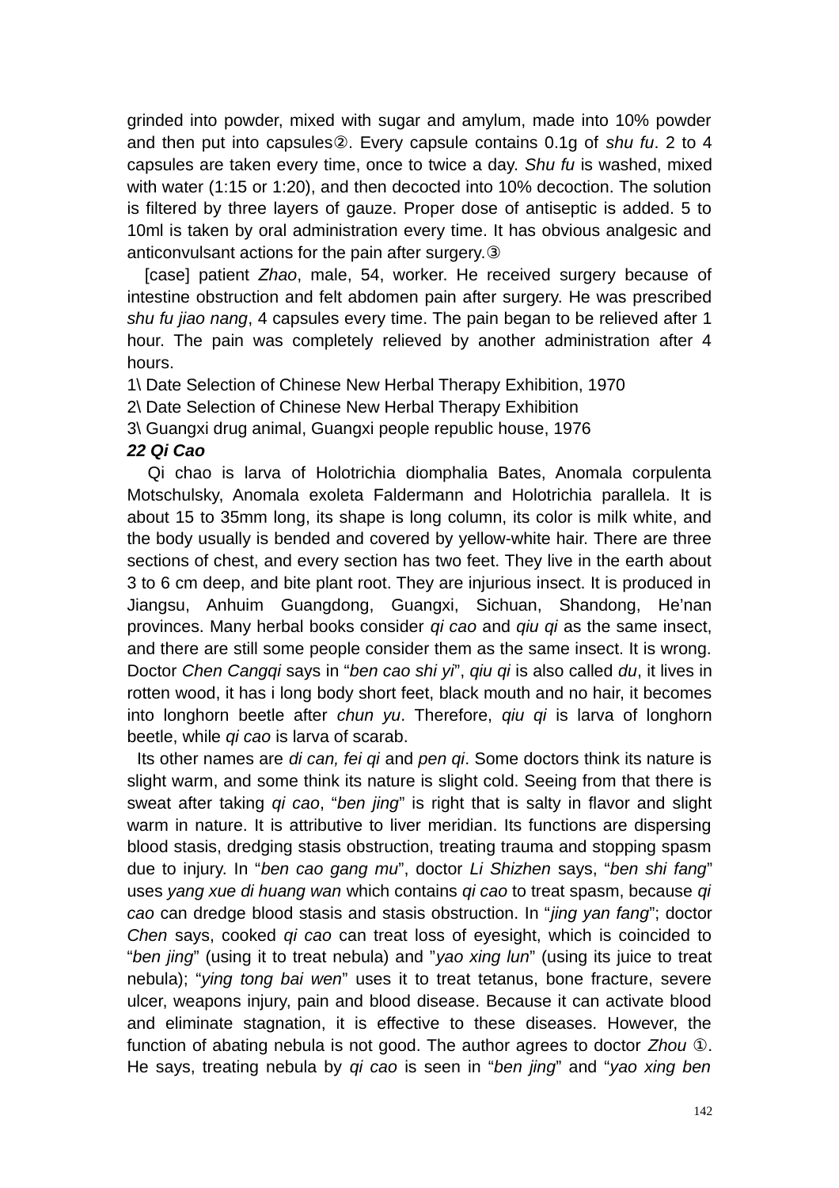grinded into powder, mixed with sugar and amylum, made into 10% powder and then put into capsules②. Every capsule contains 0.1g of *shu fu*. 2 to 4 capsules are taken every time, once to twice a day. *Shu fu* is washed, mixed with water (1:15 or 1:20), and then decocted into 10% decoction. The solution is filtered by three layers of gauze. Proper dose of antiseptic is added. 5 to 10ml is taken by oral administration every time. It has obvious analgesic and anticonvulsant actions for the pain after surgery.③

[case] patient *Zhao*, male, 54, worker. He received surgery because of intestine obstruction and felt abdomen pain after surgery. He was prescribed *shu fu jiao nang*, 4 capsules every time. The pain began to be relieved after 1 hour. The pain was completely relieved by another administration after 4 hours.

1\ Date Selection of Chinese New Herbal Therapy Exhibition, 1970

2\ Date Selection of Chinese New Herbal Therapy Exhibition

3\ Guangxi drug animal, Guangxi people republic house, 1976

***22 Qi Cao***

Qi chao is larva of Holotrichia diomphalia Bates, Anomala corpulenta Motschulsky, Anomala exoleta Faldermann and Holotrichia parallela. It is about 15 to 35mm long, its shape is long column, its color is milk white, and the body usually is bended and covered by yellow-white hair. There are three sections of chest, and every section has two feet. They live in the earth about 3 to 6 cm deep, and bite plant root. They are injurious insect. It is produced in Jiangsu, Anhuim Guangdong, Guangxi, Sichuan, Shandong, He'nan provinces. Many herbal books consider *qi cao* and *qiu qi* as the same insect, and there are still some people consider them as the same insect. It is wrong. Doctor *Chen Cangqi* says in "*ben cao shi yi*", *qiu qi* is also called *du*, it lives in rotten wood, it has i long body short feet, black mouth and no hair, it becomes into longhorn beetle after *chun yu*. Therefore, *qiu qi* is larva of longhorn beetle, while *qi cao* is larva of scarab.

Its other names are *di can, fei qi* and *pen qi*. Some doctors think its nature is slight warm, and some think its nature is slight cold. Seeing from that there is sweat after taking *qi cao*, "*ben jing*" is right that is salty in flavor and slight warm in nature. It is attributive to liver meridian. Its functions are dispersing blood stasis, dredging stasis obstruction, treating trauma and stopping spasm due to injury. In "*ben cao gang mu*", doctor *Li Shizhen* says, "*ben shi fang*" uses *yang xue di huang wan* which contains *qi cao* to treat spasm, because *qi cao* can dredge blood stasis and stasis obstruction. In "*jing yan fang*"; doctor *Chen* says, cooked *qi cao* can treat loss of eyesight, which is coincided to "*ben jing*" (using it to treat nebula) and "*yao xing lun*" (using its juice to treat nebula); "*ying tong bai wen*" uses it to treat tetanus, bone fracture, severe ulcer, weapons injury, pain and blood disease. Because it can activate blood and eliminate stagnation, it is effective to these diseases. However, the function of abating nebula is not good. The author agrees to doctor *Zhou* ①. He says, treating nebula by *qi cao* is seen in "*ben jing*" and "*yao xing ben*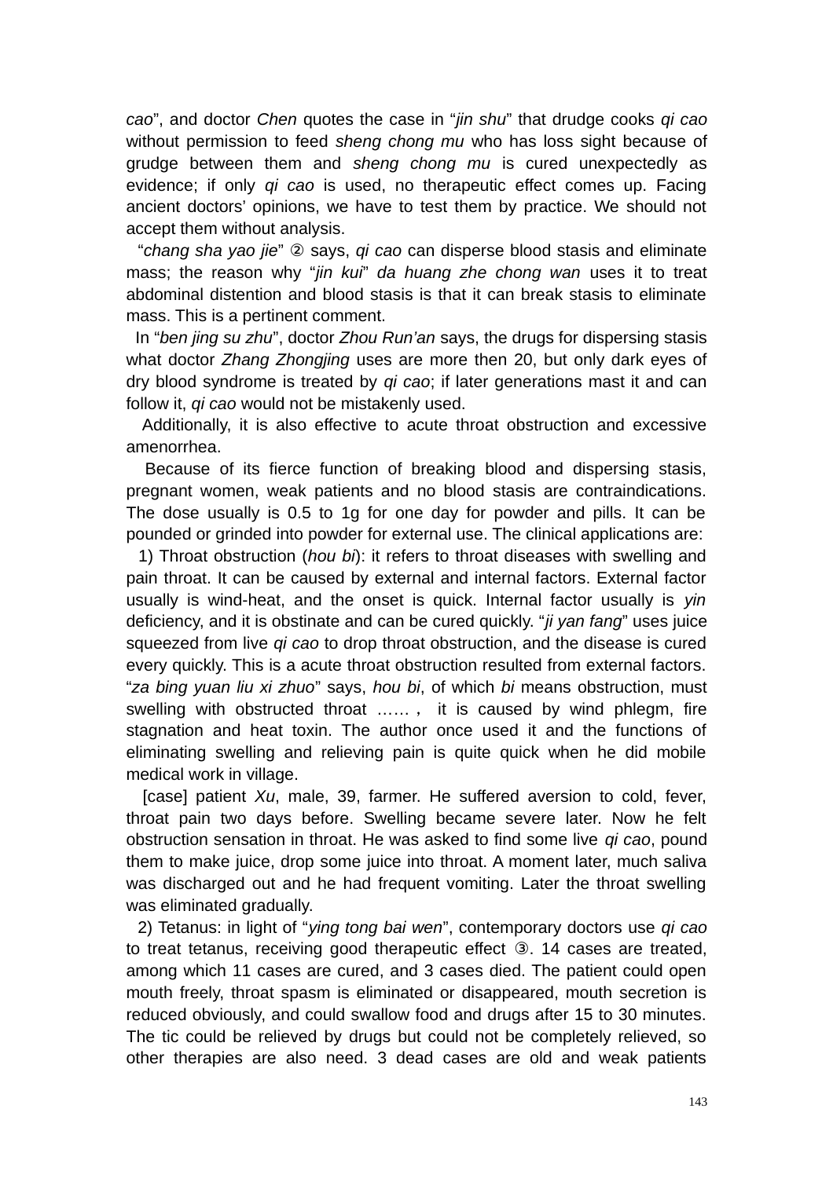*cao*", and doctor *Chen* quotes the case in "*jin shu*" that drudge cooks *qi cao* without permission to feed *sheng chong mu* who has loss sight because of grudge between them and *sheng chong mu* is cured unexpectedly as evidence; if only *qi cao* is used, no therapeutic effect comes up. Facing ancient doctors' opinions, we have to test them by practice. We should not accept them without analysis.

"*chang sha yao jie*" ② says, *qi cao* can disperse blood stasis and eliminate mass; the reason why "*jin kui*" *da huang zhe chong wan* uses it to treat abdominal distention and blood stasis is that it can break stasis to eliminate mass. This is a pertinent comment.

In "*ben jing su zhu*", doctor *Zhou Run'an* says, the drugs for dispersing stasis what doctor *Zhang Zhongjing* uses are more then 20, but only dark eyes of dry blood syndrome is treated by *qi cao*; if later generations mast it and can follow it, *qi cao* would not be mistakenly used.

Additionally, it is also effective to acute throat obstruction and excessive amenorrhea.

Because of its fierce function of breaking blood and dispersing stasis, pregnant women, weak patients and no blood stasis are contraindications. The dose usually is 0.5 to 1g for one day for powder and pills. It can be pounded or grinded into powder for external use. The clinical applications are:

1) Throat obstruction (*hou bi*): it refers to throat diseases with swelling and pain throat. It can be caused by external and internal factors. External factor usually is wind-heat, and the onset is quick. Internal factor usually is *yin* deficiency, and it is obstinate and can be cured quickly. "*ji yan fang*" uses juice squeezed from live *qi cao* to drop throat obstruction, and the disease is cured every quickly. This is a acute throat obstruction resulted from external factors. "*za bing yuan liu xi zhuo*" says, *hou bi*, of which *bi* means obstruction, must swelling with obstructed throat …… , it is caused by wind phlegm, fire stagnation and heat toxin. The author once used it and the functions of eliminating swelling and relieving pain is quite quick when he did mobile medical work in village.

[case] patient *Xu*, male, 39, farmer. He suffered aversion to cold, fever, throat pain two days before. Swelling became severe later. Now he felt obstruction sensation in throat. He was asked to find some live *qi cao*, pound them to make juice, drop some juice into throat. A moment later, much saliva was discharged out and he had frequent vomiting. Later the throat swelling was eliminated gradually.

2) Tetanus: in light of "*ying tong bai wen*", contemporary doctors use *qi cao* to treat tetanus, receiving good therapeutic effect ③. 14 cases are treated, among which 11 cases are cured, and 3 cases died. The patient could open mouth freely, throat spasm is eliminated or disappeared, mouth secretion is reduced obviously, and could swallow food and drugs after 15 to 30 minutes. The tic could be relieved by drugs but could not be completely relieved, so other therapies are also need. 3 dead cases are old and weak patients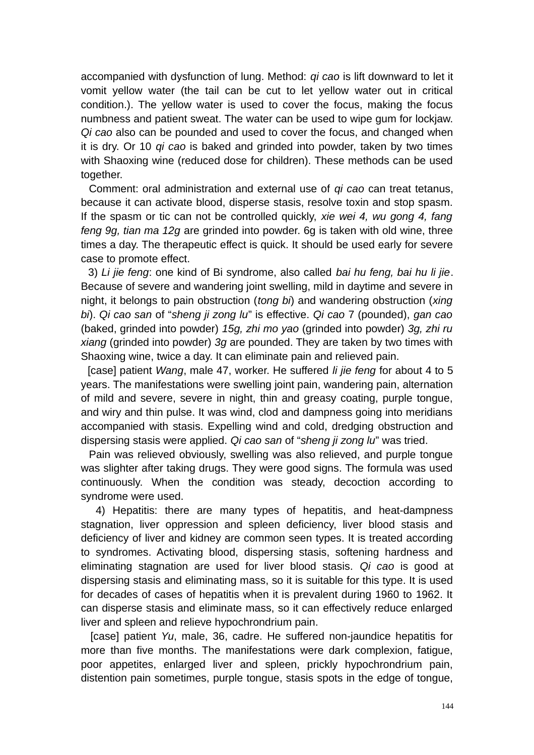accompanied with dysfunction of lung. Method: *qi cao* is lift downward to let it vomit yellow water (the tail can be cut to let yellow water out in critical condition.). The yellow water is used to cover the focus, making the focus numbness and patient sweat. The water can be used to wipe gum for lockjaw. *Qi cao* also can be pounded and used to cover the focus, and changed when it is dry. Or 10 *qi cao* is baked and grinded into powder, taken by two times with Shaoxing wine (reduced dose for children). These methods can be used together.

Comment: oral administration and external use of *qi cao* can treat tetanus, because it can activate blood, disperse stasis, resolve toxin and stop spasm. If the spasm or tic can not be controlled quickly, *xie wei 4, wu gong 4, fang feng 9g, tian ma 12g* are grinded into powder. 6g is taken with old wine, three times a day. The therapeutic effect is quick. It should be used early for severe case to promote effect.

3) *Li jie feng*: one kind of Bi syndrome, also called *bai hu feng, bai hu li jie*. Because of severe and wandering joint swelling, mild in daytime and severe in night, it belongs to pain obstruction (*tong bi*) and wandering obstruction (*xing bi*). *Qi cao san* of "*sheng ji zong lu*" is effective. *Qi cao* 7 (pounded), *gan cao* (baked, grinded into powder) *15g, zhi mo yao* (grinded into powder) *3g, zhi ru xiang* (grinded into powder) *3g* are pounded. They are taken by two times with Shaoxing wine, twice a day. It can eliminate pain and relieved pain.

[case] patient *Wang*, male 47, worker. He suffered *li jie feng* for about 4 to 5 years. The manifestations were swelling joint pain, wandering pain, alternation of mild and severe, severe in night, thin and greasy coating, purple tongue, and wiry and thin pulse. It was wind, clod and dampness going into meridians accompanied with stasis. Expelling wind and cold, dredging obstruction and dispersing stasis were applied. *Qi cao san* of "*sheng ji zong lu*" was tried.

Pain was relieved obviously, swelling was also relieved, and purple tongue was slighter after taking drugs. They were good signs. The formula was used continuously. When the condition was steady, decoction according to syndrome were used.

4) Hepatitis: there are many types of hepatitis, and heat-dampness stagnation, liver oppression and spleen deficiency, liver blood stasis and deficiency of liver and kidney are common seen types. It is treated according to syndromes. Activating blood, dispersing stasis, softening hardness and eliminating stagnation are used for liver blood stasis. *Qi cao* is good at dispersing stasis and eliminating mass, so it is suitable for this type. It is used for decades of cases of hepatitis when it is prevalent during 1960 to 1962. It can disperse stasis and eliminate mass, so it can effectively reduce enlarged liver and spleen and relieve hypochrondrium pain.

[case] patient *Yu*, male, 36, cadre. He suffered non-jaundice hepatitis for more than five months. The manifestations were dark complexion, fatigue, poor appetites, enlarged liver and spleen, prickly hypochrondrium pain, distention pain sometimes, purple tongue, stasis spots in the edge of tongue,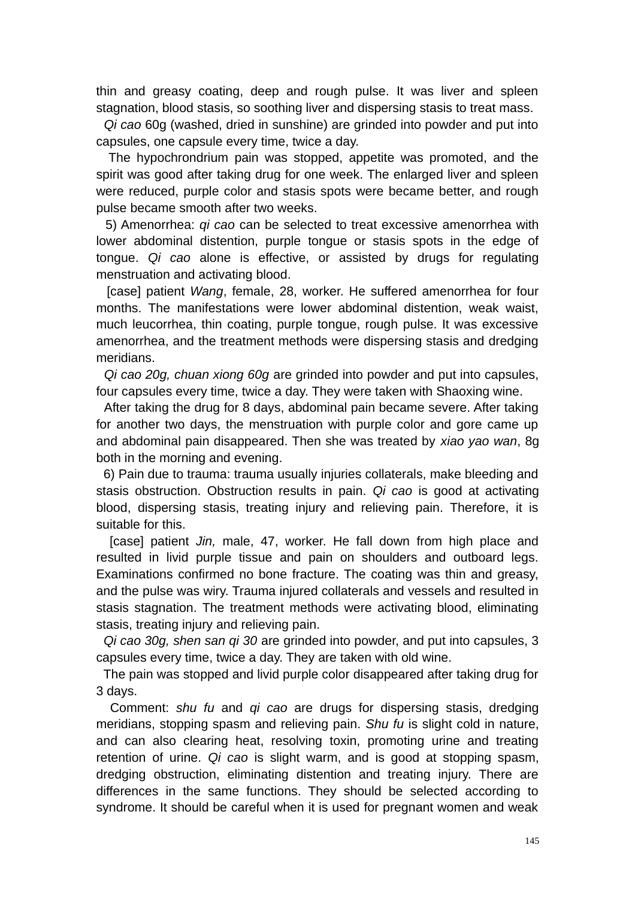thin and greasy coating, deep and rough pulse. It was liver and spleen stagnation, blood stasis, so soothing liver and dispersing stasis to treat mass.

*Qi cao* 60g (washed, dried in sunshine) are grinded into powder and put into capsules, one capsule every time, twice a day.

The hypochrondrium pain was stopped, appetite was promoted, and the spirit was good after taking drug for one week. The enlarged liver and spleen were reduced, purple color and stasis spots were became better, and rough pulse became smooth after two weeks.

5) Amenorrhea: *qi cao* can be selected to treat excessive amenorrhea with lower abdominal distention, purple tongue or stasis spots in the edge of tongue. *Qi cao* alone is effective, or assisted by drugs for regulating menstruation and activating blood.

[case] patient *Wang*, female, 28, worker. He suffered amenorrhea for four months. The manifestations were lower abdominal distention, weak waist, much leucorrhea, thin coating, purple tongue, rough pulse. It was excessive amenorrhea, and the treatment methods were dispersing stasis and dredging meridians.

*Qi cao 20g, chuan xiong 60g* are grinded into powder and put into capsules, four capsules every time, twice a day. They were taken with Shaoxing wine.

After taking the drug for 8 days, abdominal pain became severe. After taking for another two days, the menstruation with purple color and gore came up and abdominal pain disappeared. Then she was treated by *xiao yao wan*, 8g both in the morning and evening.

6) Pain due to trauma: trauma usually injuries collaterals, make bleeding and stasis obstruction. Obstruction results in pain. *Qi cao* is good at activating blood, dispersing stasis, treating injury and relieving pain. Therefore, it is suitable for this.

[case] patient *Jin,* male, 47, worker. He fall down from high place and resulted in livid purple tissue and pain on shoulders and outboard legs. Examinations confirmed no bone fracture. The coating was thin and greasy, and the pulse was wiry. Trauma injured collaterals and vessels and resulted in stasis stagnation. The treatment methods were activating blood, eliminating stasis, treating injury and relieving pain.

*Qi cao 30g, shen san qi 30* are grinded into powder, and put into capsules, 3 capsules every time, twice a day. They are taken with old wine.

The pain was stopped and livid purple color disappeared after taking drug for 3 days.

Comment: *shu fu* and *qi cao* are drugs for dispersing stasis, dredging meridians, stopping spasm and relieving pain. *Shu fu* is slight cold in nature, and can also clearing heat, resolving toxin, promoting urine and treating retention of urine. *Qi cao* is slight warm, and is good at stopping spasm, dredging obstruction, eliminating distention and treating injury. There are differences in the same functions. They should be selected according to syndrome. It should be careful when it is used for pregnant women and weak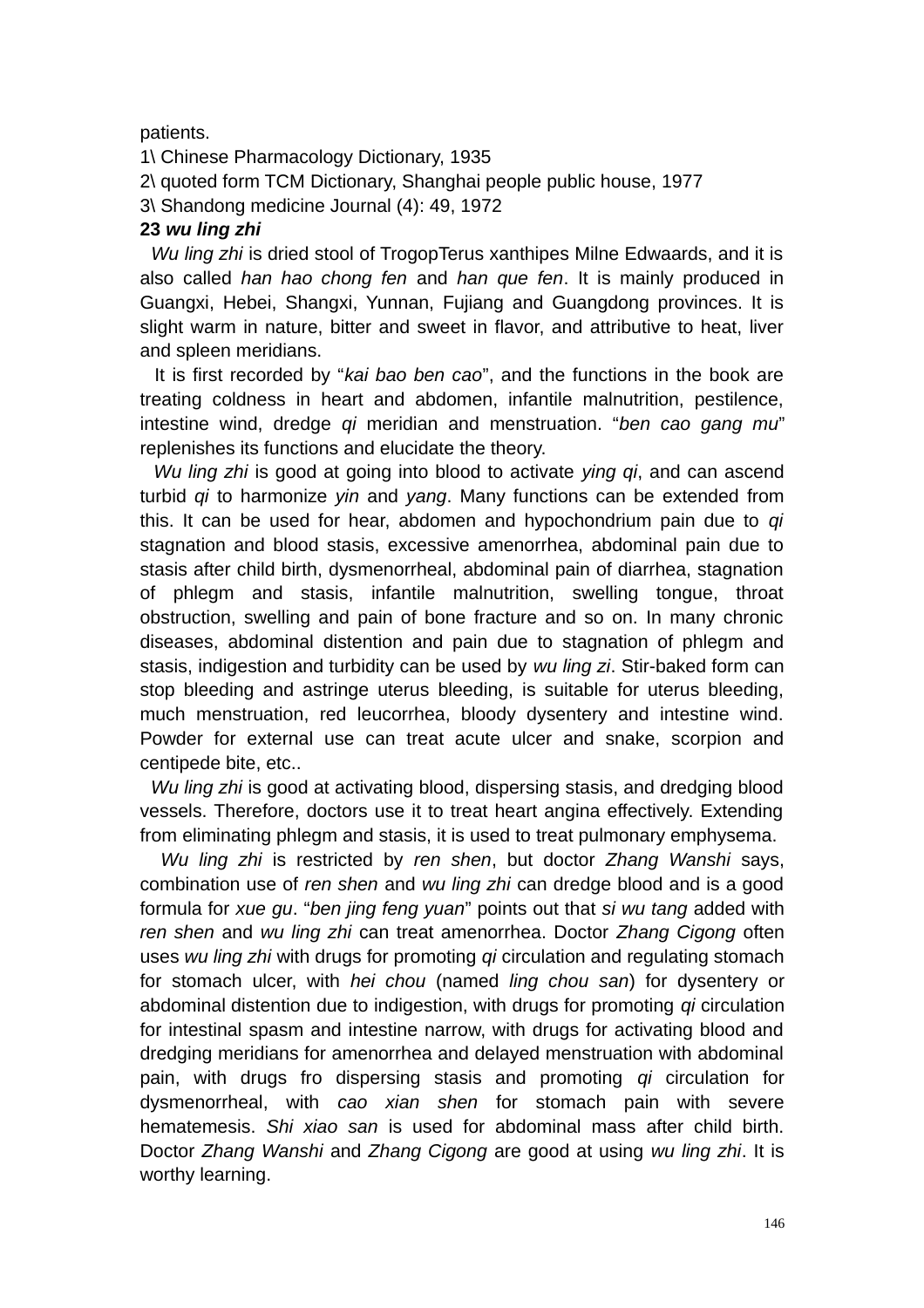patients.

1\ Chinese Pharmacology Dictionary, 1935

2\ quoted form TCM Dictionary, Shanghai people public house, 1977

3\ Shandong medicine Journal (4): 49, 1972

**23 *wu ling zhi***

*Wu ling zhi* is dried stool of TrogopTerus xanthipes Milne Edwaards, and it is also called *han hao chong fen* and *han que fen*. It is mainly produced in Guangxi, Hebei, Shangxi, Yunnan, Fujiang and Guangdong provinces. It is slight warm in nature, bitter and sweet in flavor, and attributive to heat, liver and spleen meridians.

It is first recorded by "*kai bao ben cao*", and the functions in the book are treating coldness in heart and abdomen, infantile malnutrition, pestilence, intestine wind, dredge *qi* meridian and menstruation. "*ben cao gang mu*" replenishes its functions and elucidate the theory.

*Wu ling zhi* is good at going into blood to activate *ying qi*, and can ascend turbid *qi* to harmonize *yin* and *yang*. Many functions can be extended from this. It can be used for hear, abdomen and hypochondrium pain due to *qi* stagnation and blood stasis, excessive amenorrhea, abdominal pain due to stasis after child birth, dysmenorrheal, abdominal pain of diarrhea, stagnation of phlegm and stasis, infantile malnutrition, swelling tongue, throat obstruction, swelling and pain of bone fracture and so on. In many chronic diseases, abdominal distention and pain due to stagnation of phlegm and stasis, indigestion and turbidity can be used by *wu ling zi*. Stir-baked form can stop bleeding and astringe uterus bleeding, is suitable for uterus bleeding, much menstruation, red leucorrhea, bloody dysentery and intestine wind. Powder for external use can treat acute ulcer and snake, scorpion and centipede bite, etc..

*Wu ling zhi* is good at activating blood, dispersing stasis, and dredging blood vessels. Therefore, doctors use it to treat heart angina effectively. Extending from eliminating phlegm and stasis, it is used to treat pulmonary emphysema.

*Wu ling zhi* is restricted by *ren shen*, but doctor *Zhang Wanshi* says, combination use of *ren shen* and *wu ling zhi* can dredge blood and is a good formula for *xue gu*. "*ben jing feng yuan*" points out that *si wu tang* added with *ren shen* and *wu ling zhi* can treat amenorrhea. Doctor *Zhang Cigong* often uses *wu ling zhi* with drugs for promoting *qi* circulation and regulating stomach for stomach ulcer, with *hei chou* (named *ling chou san*) for dysentery or abdominal distention due to indigestion, with drugs for promoting *qi* circulation for intestinal spasm and intestine narrow, with drugs for activating blood and dredging meridians for amenorrhea and delayed menstruation with abdominal pain, with drugs fro dispersing stasis and promoting *qi* circulation for dysmenorrheal, with *cao xian shen* for stomach pain with severe hematemesis. *Shi xiao san* is used for abdominal mass after child birth. Doctor *Zhang Wanshi* and *Zhang Cigong* are good at using *wu ling zhi*. It is worthy learning.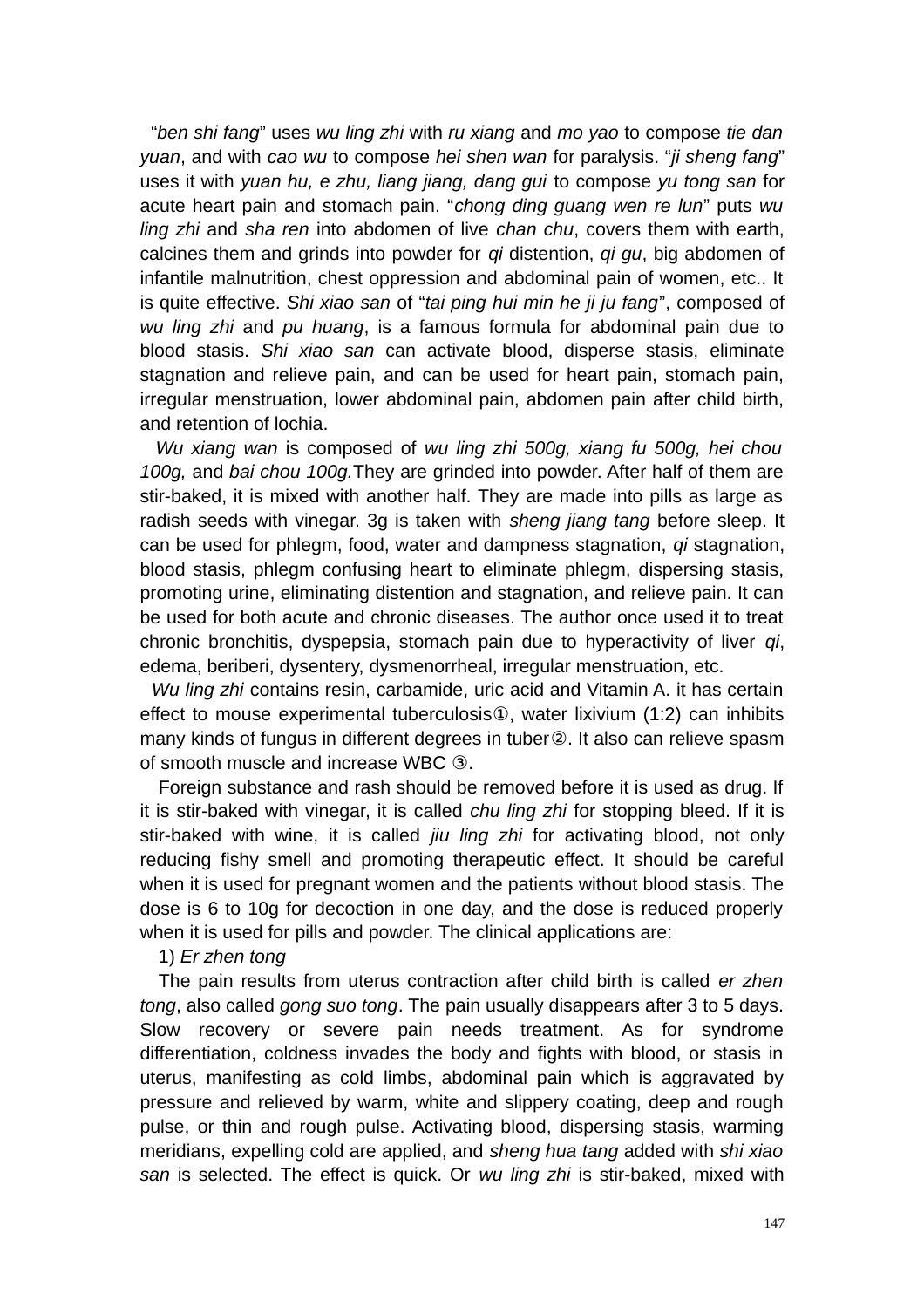"*ben shi fang*" uses *wu ling zhi* with *ru xiang* and *mo yao* to compose *tie dan yuan*, and with *cao wu* to compose *hei shen wan* for paralysis. "*ji sheng fang*" uses it with *yuan hu, e zhu, liang jiang, dang gui* to compose *yu tong san* for acute heart pain and stomach pain. "*chong ding guang wen re lun*" puts *wu ling zhi* and *sha ren* into abdomen of live *chan chu*, covers them with earth, calcines them and grinds into powder for *qi* distention, *qi gu*, big abdomen of infantile malnutrition, chest oppression and abdominal pain of women, etc.. It is quite effective. *Shi xiao san* of "*tai ping hui min he ji ju fang*", composed of *wu ling zhi* and *pu huang*, is a famous formula for abdominal pain due to blood stasis. *Shi xiao san* can activate blood, disperse stasis, eliminate stagnation and relieve pain, and can be used for heart pain, stomach pain, irregular menstruation, lower abdominal pain, abdomen pain after child birth, and retention of lochia.

*Wu xiang wan* is composed of *wu ling zhi 500g, xiang fu 500g, hei chou 100g,* and *bai chou 100g.* They are grinded into powder. After half of them are stir-baked, it is mixed with another half. They are made into pills as large as radish seeds with vinegar. 3g is taken with *sheng jiang tang* before sleep. It can be used for phlegm, food, water and dampness stagnation, *qi* stagnation, blood stasis, phlegm confusing heart to eliminate phlegm, dispersing stasis, promoting urine, eliminating distention and stagnation, and relieve pain. It can be used for both acute and chronic diseases. The author once used it to treat chronic bronchitis, dyspepsia, stomach pain due to hyperactivity of liver *qi*, edema, beriberi, dysentery, dysmenorrheal, irregular menstruation, etc.

*Wu ling zhi* contains resin, carbamide, uric acid and Vitamin A. it has certain effect to mouse experimental tuberculosis①, water lixivium (1:2) can inhibits many kinds of fungus in different degrees in tuber②. It also can relieve spasm of smooth muscle and increase WBC ③.

Foreign substance and rash should be removed before it is used as drug. If it is stir-baked with vinegar, it is called *chu ling zhi* for stopping bleed. If it is stir-baked with wine, it is called *jiu ling zhi* for activating blood, not only reducing fishy smell and promoting therapeutic effect. It should be careful when it is used for pregnant women and the patients without blood stasis. The dose is 6 to 10g for decoction in one day, and the dose is reduced properly when it is used for pills and powder. The clinical applications are:

1) *Er zhen tong*

The pain results from uterus contraction after child birth is called *er zhen tong*, also called *gong suo tong*. The pain usually disappears after 3 to 5 days. Slow recovery or severe pain needs treatment. As for syndrome differentiation, coldness invades the body and fights with blood, or stasis in uterus, manifesting as cold limbs, abdominal pain which is aggravated by pressure and relieved by warm, white and slippery coating, deep and rough pulse, or thin and rough pulse. Activating blood, dispersing stasis, warming meridians, expelling cold are applied, and *sheng hua tang* added with *shi xiao san* is selected. The effect is quick. Or *wu ling zhi* is stir-baked, mixed with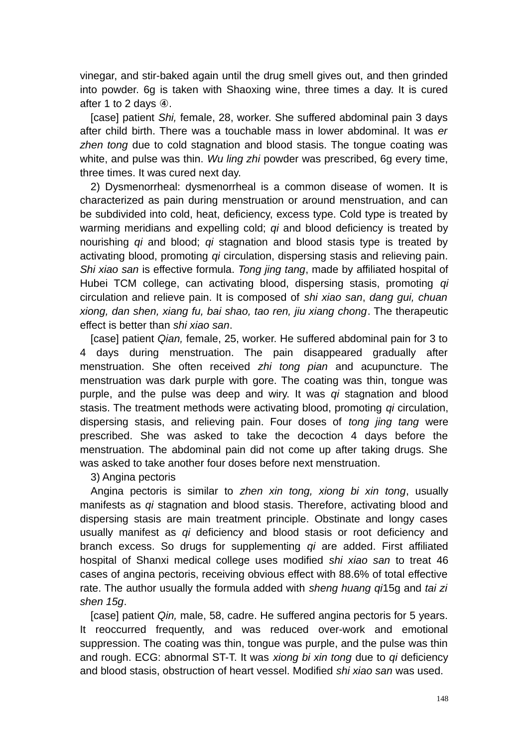vinegar, and stir-baked again until the drug smell gives out, and then grinded into powder. 6g is taken with Shaoxing wine, three times a day. It is cured after 1 to 2 days ④.

[case] patient *Shi,* female, 28, worker. She suffered abdominal pain 3 days after child birth. There was a touchable mass in lower abdominal. It was *er zhen tong* due to cold stagnation and blood stasis. The tongue coating was white, and pulse was thin. *Wu ling zhi* powder was prescribed, 6g every time, three times. It was cured next day.

2) Dysmenorrheal: dysmenorrheal is a common disease of women. It is characterized as pain during menstruation or around menstruation, and can be subdivided into cold, heat, deficiency, excess type. Cold type is treated by warming meridians and expelling cold; *qi* and blood deficiency is treated by nourishing *qi* and blood; *qi* stagnation and blood stasis type is treated by activating blood, promoting *qi* circulation, dispersing stasis and relieving pain. *Shi xiao san* is effective formula. *Tong jing tang*, made by affiliated hospital of Hubei TCM college, can activating blood, dispersing stasis, promoting *qi* circulation and relieve pain. It is composed of *shi xiao san*, *dang gui, chuan xiong, dan shen, xiang fu, bai shao, tao ren, jiu xiang chong*. The therapeutic effect is better than *shi xiao san*.

[case] patient *Qian,* female, 25, worker. He suffered abdominal pain for 3 to 4 days during menstruation. The pain disappeared gradually after menstruation. She often received *zhi tong pian* and acupuncture. The menstruation was dark purple with gore. The coating was thin, tongue was purple, and the pulse was deep and wiry. It was *qi* stagnation and blood stasis. The treatment methods were activating blood, promoting *qi* circulation, dispersing stasis, and relieving pain. Four doses of *tong jing tang* were prescribed. She was asked to take the decoction 4 days before the menstruation. The abdominal pain did not come up after taking drugs. She was asked to take another four doses before next menstruation.

3) Angina pectoris

Angina pectoris is similar to *zhen xin tong, xiong bi xin tong*, usually manifests as *qi* stagnation and blood stasis. Therefore, activating blood and dispersing stasis are main treatment principle. Obstinate and longy cases usually manifest as *qi* deficiency and blood stasis or root deficiency and branch excess. So drugs for supplementing *qi* are added. First affiliated hospital of Shanxi medical college uses modified *shi xiao san* to treat 46 cases of angina pectoris, receiving obvious effect with 88.6% of total effective rate. The author usually the formula added with *sheng huang qi*15g and *tai zi shen 15g*.

[case] patient *Qin,* male, 58, cadre. He suffered angina pectoris for 5 years. It reoccurred frequently, and was reduced over-work and emotional suppression. The coating was thin, tongue was purple, and the pulse was thin and rough. ECG: abnormal ST-T. It was *xiong bi xin tong* due to *qi* deficiency and blood stasis, obstruction of heart vessel. Modified *shi xiao san* was used.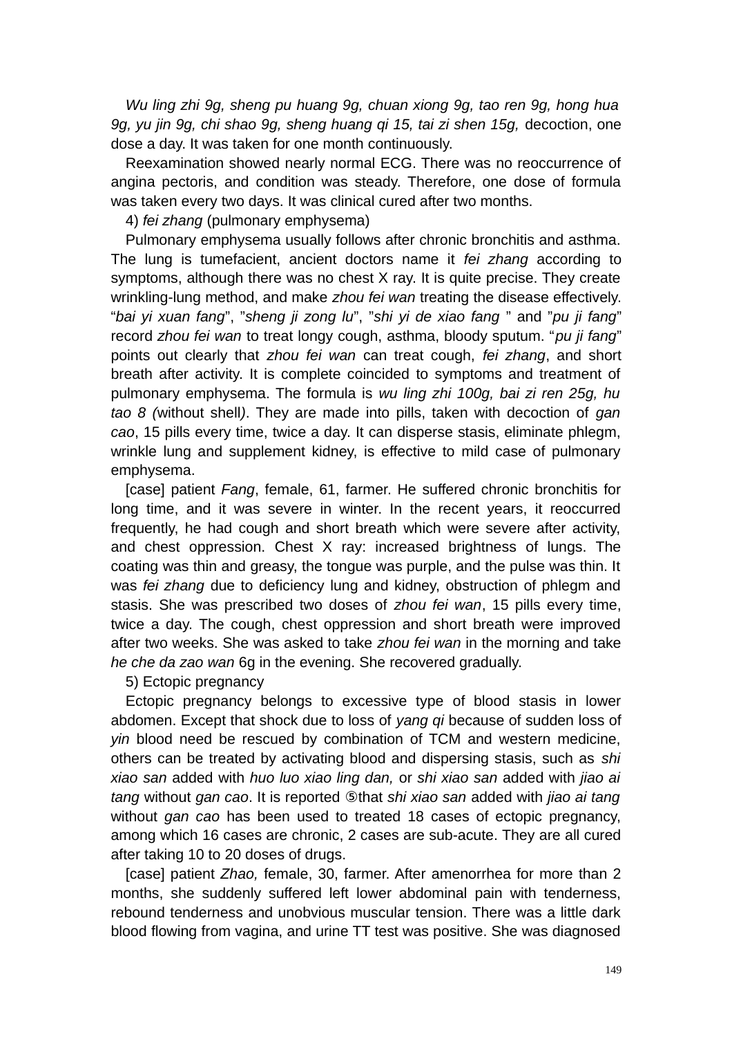*Wu ling zhi 9g, sheng pu huang 9g, chuan xiong 9g, tao ren 9g, hong hua 9g, yu jin 9g, chi shao 9g, sheng huang qi 15, tai zi shen 15g,* decoction, one dose a day. It was taken for one month continuously.

Reexamination showed nearly normal ECG. There was no reoccurrence of angina pectoris, and condition was steady. Therefore, one dose of formula was taken every two days. It was clinical cured after two months.

4) *fei zhang* (pulmonary emphysema)

Pulmonary emphysema usually follows after chronic bronchitis and asthma. The lung is tumefacient, ancient doctors name it *fei zhang* according to symptoms, although there was no chest X ray. It is quite precise. They create wrinkling-lung method, and make *zhou fei wan* treating the disease effectively. "*bai yi xuan fang*", "*sheng ji zong lu*", "*shi yi de xiao fang* " and "*pu ji fang*" record *zhou fei wan* to treat longy cough, asthma, bloody sputum. "*pu ji fang*" points out clearly that *zhou fei wan* can treat cough, *fei zhang*, and short breath after activity. It is complete coincided to symptoms and treatment of pulmonary emphysema. The formula is *wu ling zhi 100g, bai zi ren 25g, hu tao 8 (*without shell*)*. They are made into pills, taken with decoction of *gan cao*, 15 pills every time, twice a day. It can disperse stasis, eliminate phlegm, wrinkle lung and supplement kidney, is effective to mild case of pulmonary emphysema.

[case] patient *Fang*, female, 61, farmer. He suffered chronic bronchitis for long time, and it was severe in winter. In the recent years, it reoccurred frequently, he had cough and short breath which were severe after activity, and chest oppression. Chest X ray: increased brightness of lungs. The coating was thin and greasy, the tongue was purple, and the pulse was thin. It was *fei zhang* due to deficiency lung and kidney, obstruction of phlegm and stasis. She was prescribed two doses of *zhou fei wan*, 15 pills every time, twice a day. The cough, chest oppression and short breath were improved after two weeks. She was asked to take *zhou fei wan* in the morning and take *he che da zao wan* 6g in the evening. She recovered gradually.

5) Ectopic pregnancy

Ectopic pregnancy belongs to excessive type of blood stasis in lower abdomen. Except that shock due to loss of *yang qi* because of sudden loss of *yin* blood need be rescued by combination of TCM and western medicine, others can be treated by activating blood and dispersing stasis, such as *shi xiao san* added with *huo luo xiao ling dan,* or *shi xiao san* added with *jiao ai tang* without *gan cao*. It is reported ⑤that *shi xiao san* added with *jiao ai tang* without *gan cao* has been used to treated 18 cases of ectopic pregnancy, among which 16 cases are chronic, 2 cases are sub-acute. They are all cured after taking 10 to 20 doses of drugs.

[case] patient *Zhao,* female, 30, farmer. After amenorrhea for more than 2 months, she suddenly suffered left lower abdominal pain with tenderness, rebound tenderness and unobvious muscular tension. There was a little dark blood flowing from vagina, and urine TT test was positive. She was diagnosed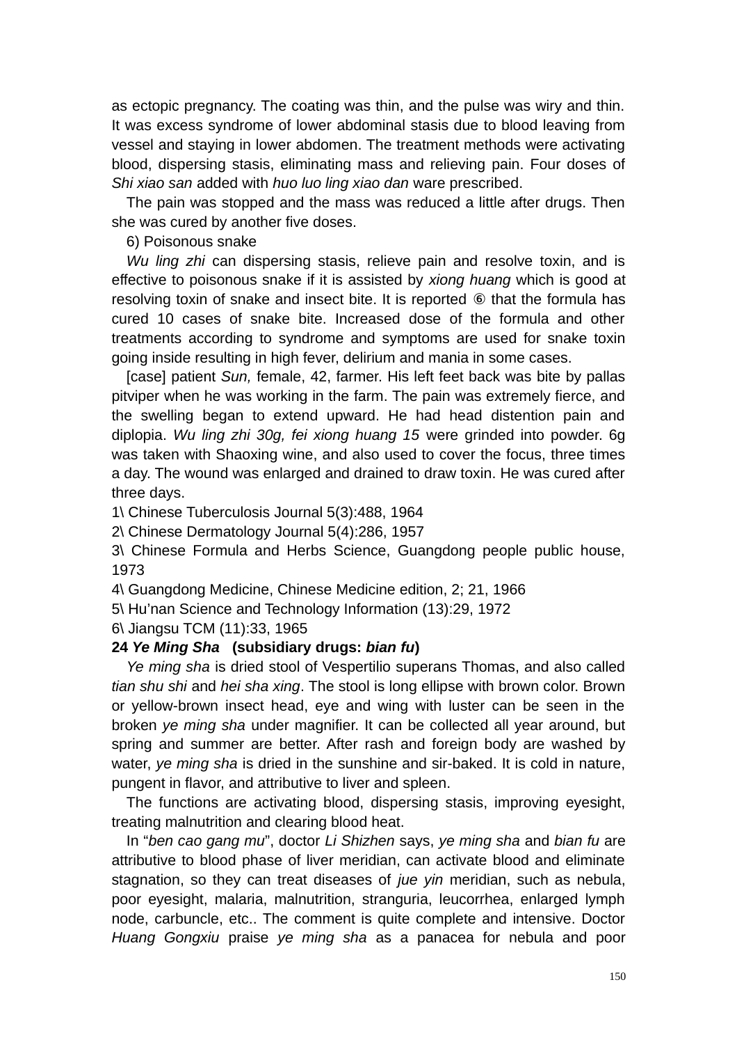as ectopic pregnancy. The coating was thin, and the pulse was wiry and thin. It was excess syndrome of lower abdominal stasis due to blood leaving from vessel and staying in lower abdomen. The treatment methods were activating blood, dispersing stasis, eliminating mass and relieving pain. Four doses of *Shi xiao san* added with *huo luo ling xiao dan* ware prescribed.

The pain was stopped and the mass was reduced a little after drugs. Then she was cured by another five doses.

6) Poisonous snake

*Wu ling zhi* can dispersing stasis, relieve pain and resolve toxin, and is effective to poisonous snake if it is assisted by *xiong huang* which is good at resolving toxin of snake and insect bite. It is reported ⑥ that the formula has cured 10 cases of snake bite. Increased dose of the formula and other treatments according to syndrome and symptoms are used for snake toxin going inside resulting in high fever, delirium and mania in some cases.

[case] patient *Sun,* female, 42, farmer. His left feet back was bite by pallas pitviper when he was working in the farm. The pain was extremely fierce, and the swelling began to extend upward. He had head distention pain and diplopia. *Wu ling zhi 30g, fei xiong huang 15* were grinded into powder. 6g was taken with Shaoxing wine, and also used to cover the focus, three times a day. The wound was enlarged and drained to draw toxin. He was cured after three days.

1\ Chinese Tuberculosis Journal 5(3):488, 1964

2\ Chinese Dermatology Journal 5(4):286, 1957

3\ Chinese Formula and Herbs Science, Guangdong people public house, 1973

4\ Guangdong Medicine, Chinese Medicine edition, 2; 21, 1966

5\ Hu'nan Science and Technology Information (13):29, 1972

6\ Jiangsu TCM (11):33, 1965

**24 *Ye Ming Sha* (subsidiary drugs: *bian fu*)**

*Ye ming sha* is dried stool of Vespertilio superans Thomas, and also called *tian shu shi* and *hei sha xing*. The stool is long ellipse with brown color. Brown or yellow-brown insect head, eye and wing with luster can be seen in the broken *ye ming sha* under magnifier. It can be collected all year around, but spring and summer are better. After rash and foreign body are washed by water, *ye ming sha* is dried in the sunshine and sir-baked. It is cold in nature, pungent in flavor, and attributive to liver and spleen.

The functions are activating blood, dispersing stasis, improving eyesight, treating malnutrition and clearing blood heat.

In "*ben cao gang mu*", doctor *Li Shizhen* says, *ye ming sha* and *bian fu* are attributive to blood phase of liver meridian, can activate blood and eliminate stagnation, so they can treat diseases of *jue yin* meridian, such as nebula, poor eyesight, malaria, malnutrition, stranguria, leucorrhea, enlarged lymph node, carbuncle, etc.. The comment is quite complete and intensive. Doctor *Huang Gongxiu* praise *ye ming sha* as a panacea for nebula and poor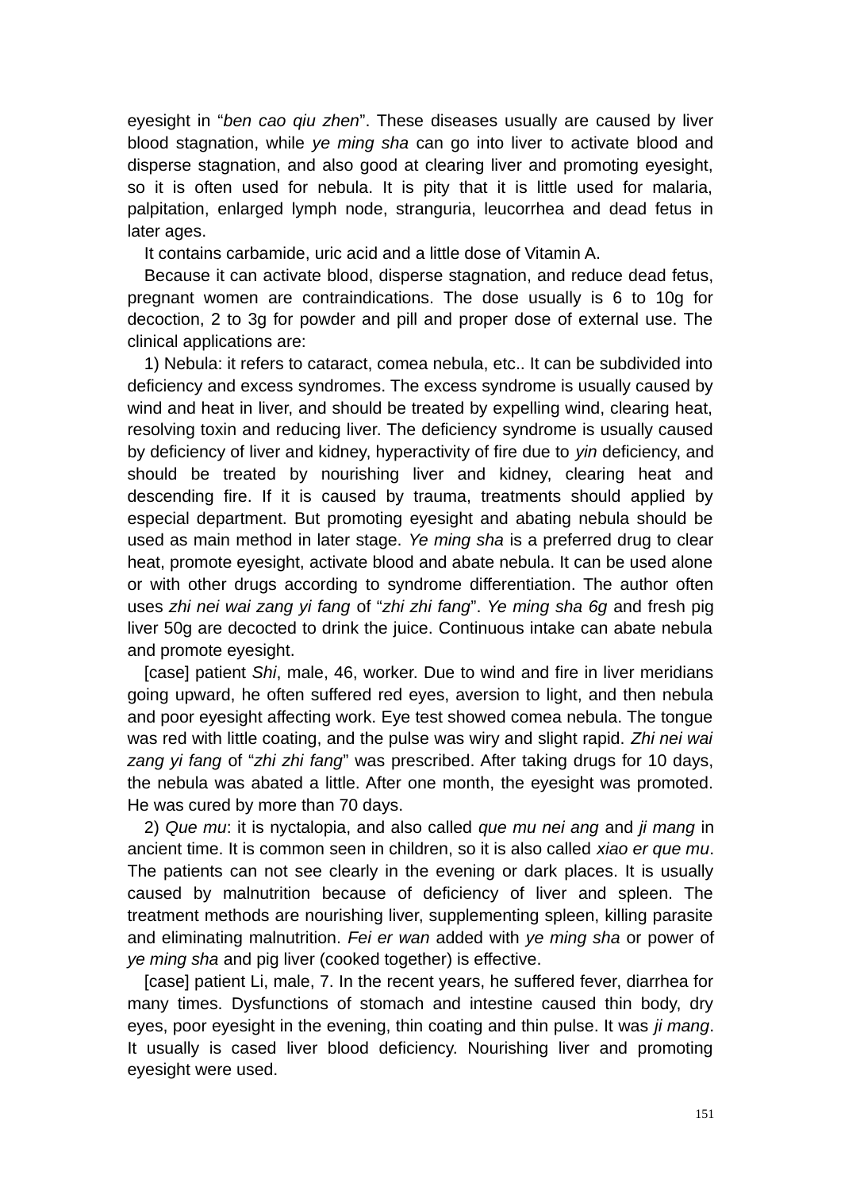eyesight in “*ben cao qiu zhen*”. These diseases usually are caused by liver blood stagnation, while *ye ming sha* can go into liver to activate blood and disperse stagnation, and also good at clearing liver and promoting eyesight, so it is often used for nebula. It is pity that it is little used for malaria, palpitation, enlarged lymph node, stranguria, leucorrhea and dead fetus in later ages.

It contains carbamide, uric acid and a little dose of Vitamin A.

Because it can activate blood, disperse stagnation, and reduce dead fetus, pregnant women are contraindications. The dose usually is 6 to 10g for decoction, 2 to 3g for powder and pill and proper dose of external use. The clinical applications are:

1) Nebula: it refers to cataract, comea nebula, etc.. It can be subdivided into deficiency and excess syndromes. The excess syndrome is usually caused by wind and heat in liver, and should be treated by expelling wind, clearing heat, resolving toxin and reducing liver. The deficiency syndrome is usually caused by deficiency of liver and kidney, hyperactivity of fire due to *yin* deficiency, and should be treated by nourishing liver and kidney, clearing heat and descending fire. If it is caused by trauma, treatments should applied by especial department. But promoting eyesight and abating nebula should be used as main method in later stage. *Ye ming sha* is a preferred drug to clear heat, promote eyesight, activate blood and abate nebula. It can be used alone or with other drugs according to syndrome differentiation. The author often uses *zhi nei wai zang yi fang* of “*zhi zhi fang*”. *Ye ming sha 6g* and fresh pig liver 50g are decocted to drink the juice. Continuous intake can abate nebula and promote eyesight.

[case] patient *Shi*, male, 46, worker. Due to wind and fire in liver meridians going upward, he often suffered red eyes, aversion to light, and then nebula and poor eyesight affecting work. Eye test showed comea nebula. The tongue was red with little coating, and the pulse was wiry and slight rapid. *Zhi nei wai zang yi fang* of “*zhi zhi fang*” was prescribed. After taking drugs for 10 days, the nebula was abated a little. After one month, the eyesight was promoted. He was cured by more than 70 days.

2) *Que mu*: it is nyctalopia, and also called *que mu nei ang* and *ji mang* in ancient time. It is common seen in children, so it is also called *xiao er que mu*. The patients can not see clearly in the evening or dark places. It is usually caused by malnutrition because of deficiency of liver and spleen. The treatment methods are nourishing liver, supplementing spleen, killing parasite and eliminating malnutrition. *Fei er wan* added with *ye ming sha* or power of *ye ming sha* and pig liver (cooked together) is effective.

[case] patient Li, male, 7. In the recent years, he suffered fever, diarrhea for many times. Dysfunctions of stomach and intestine caused thin body, dry eyes, poor eyesight in the evening, thin coating and thin pulse. It was *ji mang*. It usually is cased liver blood deficiency. Nourishing liver and promoting eyesight were used.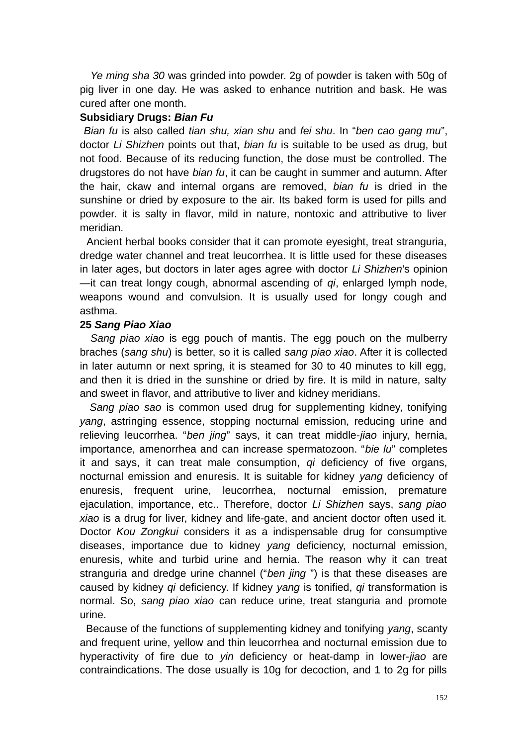*Ye ming sha 30* was grinded into powder. 2g of powder is taken with 50g of pig liver in one day. He was asked to enhance nutrition and bask. He was cured after one month.

**Subsidiary Drugs: *Bian Fu***

*Bian fu* is also called *tian shu, xian shu* and *fei shu*. In "*ben cao gang mu*", doctor *Li Shizhen* points out that, *bian fu* is suitable to be used as drug, but not food. Because of its reducing function, the dose must be controlled. The drugstores do not have *bian fu*, it can be caught in summer and autumn. After the hair, ckaw and internal organs are removed, *bian fu* is dried in the sunshine or dried by exposure to the air. Its baked form is used for pills and powder. it is salty in flavor, mild in nature, nontoxic and attributive to liver meridian.

Ancient herbal books consider that it can promote eyesight, treat stranguria, dredge water channel and treat leucorrhea. It is little used for these diseases in later ages, but doctors in later ages agree with doctor *Li Shizhen*'s opinion —it can treat longy cough, abnormal ascending of *qi*, enlarged lymph node, weapons wound and convulsion. It is usually used for longy cough and asthma.

**25 *Sang Piao Xiao***

*Sang piao xiao* is egg pouch of mantis. The egg pouch on the mulberry braches (*sang shu*) is better, so it is called *sang piao xiao*. After it is collected in later autumn or next spring, it is steamed for 30 to 40 minutes to kill egg, and then it is dried in the sunshine or dried by fire. It is mild in nature, salty and sweet in flavor, and attributive to liver and kidney meridians.

*Sang piao sao* is common used drug for supplementing kidney, tonifying *yang*, astringing essence, stopping nocturnal emission, reducing urine and relieving leucorrhea. "*ben jing*" says, it can treat middle-*jiao* injury, hernia, importance, amenorrhea and can increase spermatozoon. "*bie lu*" completes it and says, it can treat male consumption, *qi* deficiency of five organs, nocturnal emission and enuresis. It is suitable for kidney *yang* deficiency of enuresis, frequent urine, leucorrhea, nocturnal emission, premature ejaculation, importance, etc.. Therefore, doctor *Li Shizhen* says, *sang piao xiao* is a drug for liver, kidney and life-gate, and ancient doctor often used it. Doctor *Kou Zongkui* considers it as a indispensable drug for consumptive diseases, importance due to kidney *yang* deficiency, nocturnal emission, enuresis, white and turbid urine and hernia. The reason why it can treat stranguria and dredge urine channel ("*ben jing* ") is that these diseases are caused by kidney *qi* deficiency. If kidney *yang* is tonified, *qi* transformation is normal. So, *sang piao xiao* can reduce urine, treat stanguria and promote urine.

Because of the functions of supplementing kidney and tonifying *yang*, scanty and frequent urine, yellow and thin leucorrhea and nocturnal emission due to hyperactivity of fire due to *yin* deficiency or heat-damp in lower-*jiao* are contraindications. The dose usually is 10g for decoction, and 1 to 2g for pills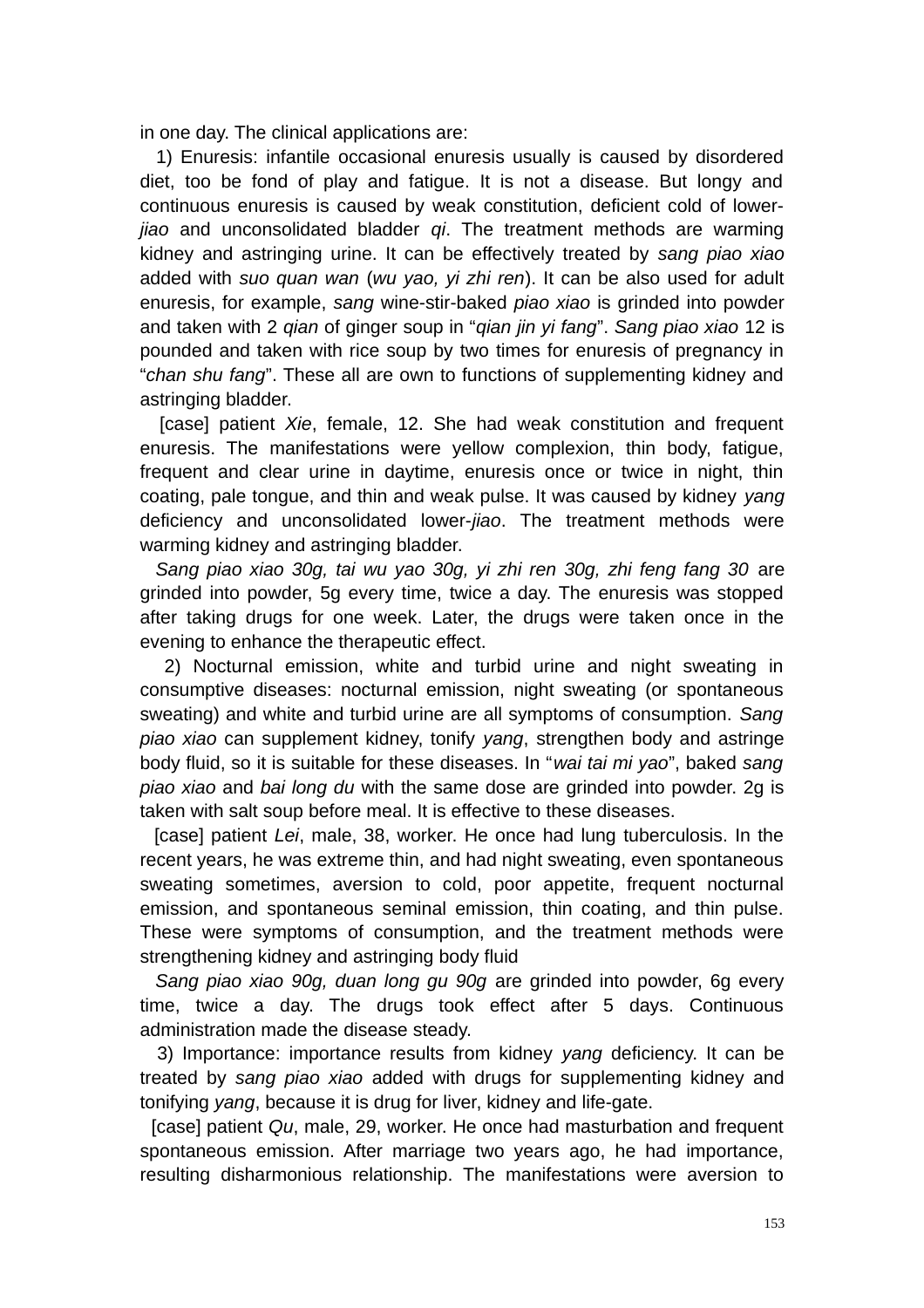in one day. The clinical applications are:

1) Enuresis: infantile occasional enuresis usually is caused by disordered diet, too be fond of play and fatigue. It is not a disease. But longy and continuous enuresis is caused by weak constitution, deficient cold of lower-*jiao* and unconsolidated bladder *qi*. The treatment methods are warming kidney and astringing urine. It can be effectively treated by *sang piao xiao* added with *suo quan wan* (*wu yao, yi zhi ren*). It can be also used for adult enuresis, for example, *sang* wine-stir-baked *piao xiao* is grinded into powder and taken with 2 *qian* of ginger soup in "*qian jin yi fang*". *Sang piao xiao* 12 is pounded and taken with rice soup by two times for enuresis of pregnancy in "*chan shu fang*". These all are own to functions of supplementing kidney and astringing bladder.

[case] patient *Xie*, female, 12. She had weak constitution and frequent enuresis. The manifestations were yellow complexion, thin body, fatigue, frequent and clear urine in daytime, enuresis once or twice in night, thin coating, pale tongue, and thin and weak pulse. It was caused by kidney *yang* deficiency and unconsolidated lower-*jiao*. The treatment methods were warming kidney and astringing bladder.

*Sang piao xiao 30g, tai wu yao 30g, yi zhi ren 30g, zhi feng fang 30* are grinded into powder, 5g every time, twice a day. The enuresis was stopped after taking drugs for one week. Later, the drugs were taken once in the evening to enhance the therapeutic effect.

2) Nocturnal emission, white and turbid urine and night sweating in consumptive diseases: nocturnal emission, night sweating (or spontaneous sweating) and white and turbid urine are all symptoms of consumption. *Sang piao xiao* can supplement kidney, tonify *yang*, strengthen body and astringe body fluid, so it is suitable for these diseases. In "*wai tai mi yao*", baked *sang piao xiao* and *bai long du* with the same dose are grinded into powder. 2g is taken with salt soup before meal. It is effective to these diseases.

[case] patient *Lei*, male, 38, worker. He once had lung tuberculosis. In the recent years, he was extreme thin, and had night sweating, even spontaneous sweating sometimes, aversion to cold, poor appetite, frequent nocturnal emission, and spontaneous seminal emission, thin coating, and thin pulse. These were symptoms of consumption, and the treatment methods were strengthening kidney and astringing body fluid

*Sang piao xiao 90g, duan long gu 90g* are grinded into powder, 6g every time, twice a day. The drugs took effect after 5 days. Continuous administration made the disease steady.

3) Importance: importance results from kidney *yang* deficiency. It can be treated by *sang piao xiao* added with drugs for supplementing kidney and tonifying *yang*, because it is drug for liver, kidney and life-gate.

[case] patient *Qu*, male, 29, worker. He once had masturbation and frequent spontaneous emission. After marriage two years ago, he had importance, resulting disharmonious relationship. The manifestations were aversion to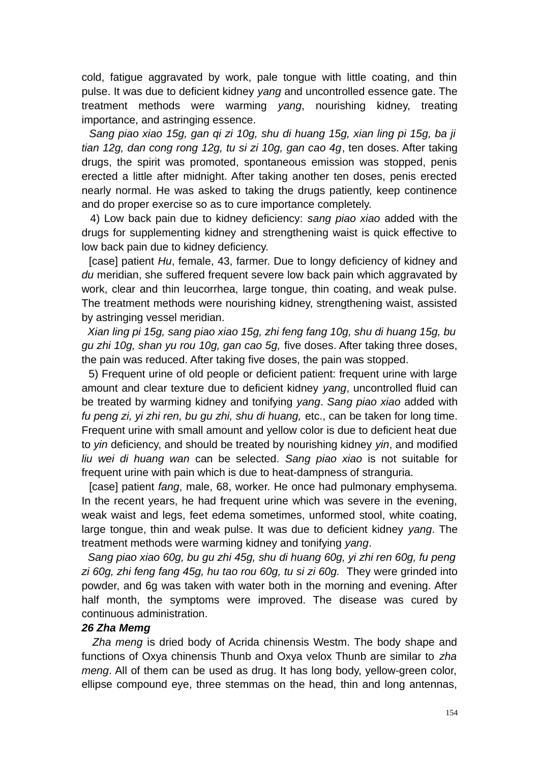cold, fatigue aggravated by work, pale tongue with little coating, and thin pulse. It was due to deficient kidney *yang* and uncontrolled essence gate. The treatment methods were warming *yang*, nourishing kidney, treating importance, and astringing essence.

*Sang piao xiao 15g, gan qi zi 10g, shu di huang 15g, xian ling pi 15g, ba ji tian 12g, dan cong rong 12g, tu si zi 10g, gan cao 4g*, ten doses. After taking drugs, the spirit was promoted, spontaneous emission was stopped, penis erected a little after midnight. After taking another ten doses, penis erected nearly normal. He was asked to taking the drugs patiently, keep continence and do proper exercise so as to cure importance completely.

4) Low back pain due to kidney deficiency: *sang piao xiao* added with the drugs for supplementing kidney and strengthening waist is quick effective to low back pain due to kidney deficiency.

[case] patient *Hu*, female, 43, farmer. Due to longy deficiency of kidney and *du* meridian, she suffered frequent severe low back pain which aggravated by work, clear and thin leucorrhea, large tongue, thin coating, and weak pulse. The treatment methods were nourishing kidney, strengthening waist, assisted by astringing vessel meridian.

*Xian ling pi 15g, sang piao xiao 15g, zhi feng fang 10g, shu di huang 15g, bu gu zhi 10g, shan yu rou 10g, gan cao 5g,* five doses. After taking three doses, the pain was reduced. After taking five doses, the pain was stopped.

5) Frequent urine of old people or deficient patient: frequent urine with large amount and clear texture due to deficient kidney *yang*, uncontrolled fluid can be treated by warming kidney and tonifying *yang*. *Sang piao xiao* added with *fu peng zi, yi zhi ren, bu gu zhi, shu di huang,* etc., can be taken for long time. Frequent urine with small amount and yellow color is due to deficient heat due to *yin* deficiency, and should be treated by nourishing kidney *yin*, and modified *liu wei di huang wan* can be selected. *Sang piao xiao* is not suitable for frequent urine with pain which is due to heat-dampness of stranguria.

[case] patient *fang*, male, 68, worker. He once had pulmonary emphysema. In the recent years, he had frequent urine which was severe in the evening, weak waist and legs, feet edema sometimes, unformed stool, white coating, large tongue, thin and weak pulse. It was due to deficient kidney *yang*. The treatment methods were warming kidney and tonifying *yang*.

*Sang piao xiao 60g, bu gu zhi 45g, shu di huang 60g, yi zhi ren 60g, fu peng zi 60g, zhi feng fang 45g, hu tao rou 60g, tu si zi 60g.* They were grinded into powder, and 6g was taken with water both in the morning and evening. After half month, the symptoms were improved. The disease was cured by continuous administration.

***26 Zha Memg***

*Zha meng* is dried body of Acrida chinensis Westm. The body shape and functions of Oxya chinensis Thunb and Oxya velox Thunb are similar to *zha meng*. All of them can be used as drug. It has long body, yellow-green color, ellipse compound eye, three stemmas on the head, thin and long antennas,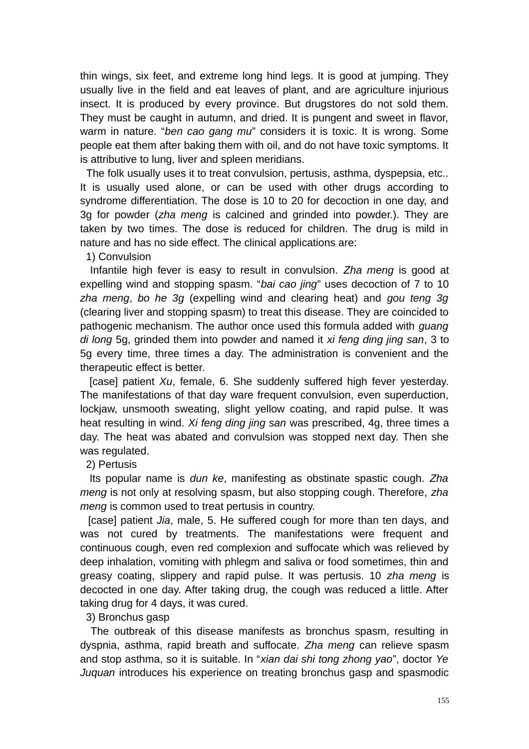thin wings, six feet, and extreme long hind legs. It is good at jumping. They usually live in the field and eat leaves of plant, and are agriculture injurious insect. It is produced by every province. But drugstores do not sold them. They must be caught in autumn, and dried. It is pungent and sweet in flavor, warm in nature. "*ben cao gang mu*" considers it is toxic. It is wrong. Some people eat them after baking them with oil, and do not have toxic symptoms. It is attributive to lung, liver and spleen meridians.

The folk usually uses it to treat convulsion, pertusis, asthma, dyspepsia, etc.. It is usually used alone, or can be used with other drugs according to syndrome differentiation. The dose is 10 to 20 for decoction in one day, and 3g for powder (*zha meng* is calcined and grinded into powder.). They are taken by two times. The dose is reduced for children. The drug is mild in nature and has no side effect. The clinical applications are:

1) Convulsion

Infantile high fever is easy to result in convulsion. *Zha meng* is good at expelling wind and stopping spasm. "*bai cao jing*" uses decoction of 7 to 10 *zha meng*, *bo he 3g* (expelling wind and clearing heat) and *gou teng 3g* (clearing liver and stopping spasm) to treat this disease. They are coincided to pathogenic mechanism. The author once used this formula added with *guang di long* 5g, grinded them into powder and named it *xi feng ding jing san*, 3 to 5g every time, three times a day. The administration is convenient and the therapeutic effect is better.

[case] patient *Xu*, female, 6. She suddenly suffered high fever yesterday. The manifestations of that day ware frequent convulsion, even superduction, lockjaw, unsmooth sweating, slight yellow coating, and rapid pulse. It was heat resulting in wind. *Xi feng ding jing san* was prescribed, 4g, three times a day. The heat was abated and convulsion was stopped next day. Then she was regulated.

2) Pertusis

Its popular name is *dun ke*, manifesting as obstinate spastic cough. *Zha meng* is not only at resolving spasm, but also stopping cough. Therefore, *zha meng* is common used to treat pertusis in country.

[case] patient *Jia*, male, 5. He suffered cough for more than ten days, and was not cured by treatments. The manifestations were frequent and continuous cough, even red complexion and suffocate which was relieved by deep inhalation, vomiting with phlegm and saliva or food sometimes, thin and greasy coating, slippery and rapid pulse. It was pertusis. 10 *zha meng* is decocted in one day. After taking drug, the cough was reduced a little. After taking drug for 4 days, it was cured.

3) Bronchus gasp

The outbreak of this disease manifests as bronchus spasm, resulting in dyspnia, asthma, rapid breath and suffocate. *Zha meng* can relieve spasm and stop asthma, so it is suitable. In "*xian dai shi tong zhong yao*", doctor *Ye Juquan* introduces his experience on treating bronchus gasp and spasmodic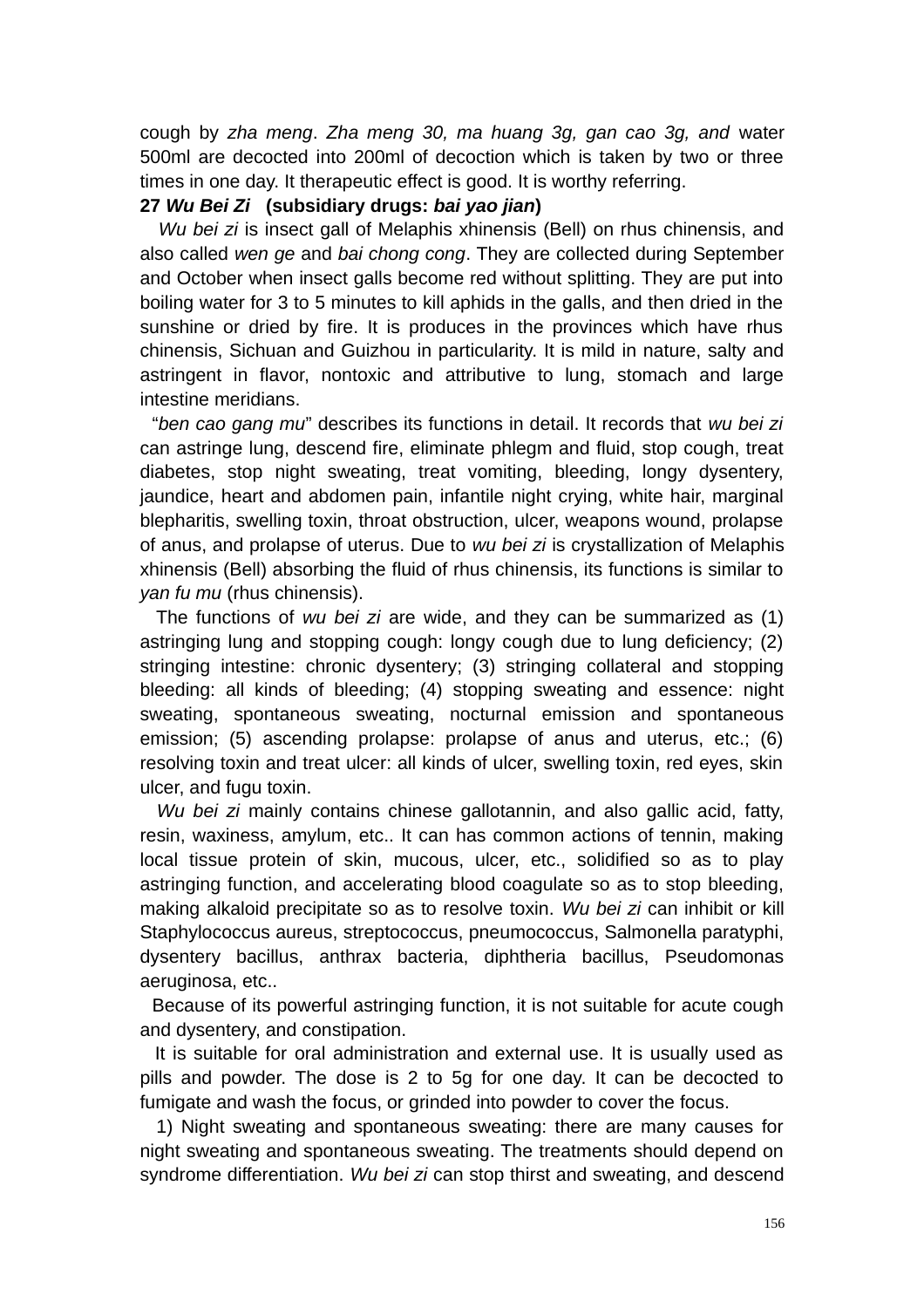cough by *zha meng*. *Zha meng 30, ma huang 3g, gan cao 3g, and* water 500ml are decocted into 200ml of decoction which is taken by two or three times in one day. It therapeutic effect is good. It is worthy referring.

**27 *Wu Bei Zi* (subsidiary drugs: *bai yao jian*)**

*Wu bei zi* is insect gall of Melaphis xhinensis (Bell) on rhus chinensis, and also called *wen ge* and *bai chong cong*. They are collected during September and October when insect galls become red without splitting. They are put into boiling water for 3 to 5 minutes to kill aphids in the galls, and then dried in the sunshine or dried by fire. It is produces in the provinces which have rhus chinensis, Sichuan and Guizhou in particularity. It is mild in nature, salty and astringent in flavor, nontoxic and attributive to lung, stomach and large intestine meridians.

"*ben cao gang mu*" describes its functions in detail. It records that *wu bei zi* can astringe lung, descend fire, eliminate phlegm and fluid, stop cough, treat diabetes, stop night sweating, treat vomiting, bleeding, longy dysentery, jaundice, heart and abdomen pain, infantile night crying, white hair, marginal blepharitis, swelling toxin, throat obstruction, ulcer, weapons wound, prolapse of anus, and prolapse of uterus. Due to *wu bei zi* is crystallization of Melaphis xhinensis (Bell) absorbing the fluid of rhus chinensis, its functions is similar to *yan fu mu* (rhus chinensis).

The functions of *wu bei zi* are wide, and they can be summarized as (1) astringing lung and stopping cough: longy cough due to lung deficiency; (2) stringing intestine: chronic dysentery; (3) stringing collateral and stopping bleeding: all kinds of bleeding; (4) stopping sweating and essence: night sweating, spontaneous sweating, nocturnal emission and spontaneous emission; (5) ascending prolapse: prolapse of anus and uterus, etc.; (6) resolving toxin and treat ulcer: all kinds of ulcer, swelling toxin, red eyes, skin ulcer, and fugu toxin.

*Wu bei zi* mainly contains chinese gallotannin, and also gallic acid, fatty, resin, waxiness, amylum, etc.. It can has common actions of tennin, making local tissue protein of skin, mucous, ulcer, etc., solidified so as to play astringing function, and accelerating blood coagulate so as to stop bleeding, making alkaloid precipitate so as to resolve toxin. *Wu bei zi* can inhibit or kill Staphylococcus aureus, streptococcus, pneumococcus, Salmonella paratyphi, dysentery bacillus, anthrax bacteria, diphtheria bacillus, Pseudomonas aeruginosa, etc..

Because of its powerful astringing function, it is not suitable for acute cough and dysentery, and constipation.

It is suitable for oral administration and external use. It is usually used as pills and powder. The dose is 2 to 5g for one day. It can be decocted to fumigate and wash the focus, or grinded into powder to cover the focus.

1) Night sweating and spontaneous sweating: there are many causes for night sweating and spontaneous sweating. The treatments should depend on syndrome differentiation. *Wu bei zi* can stop thirst and sweating, and descend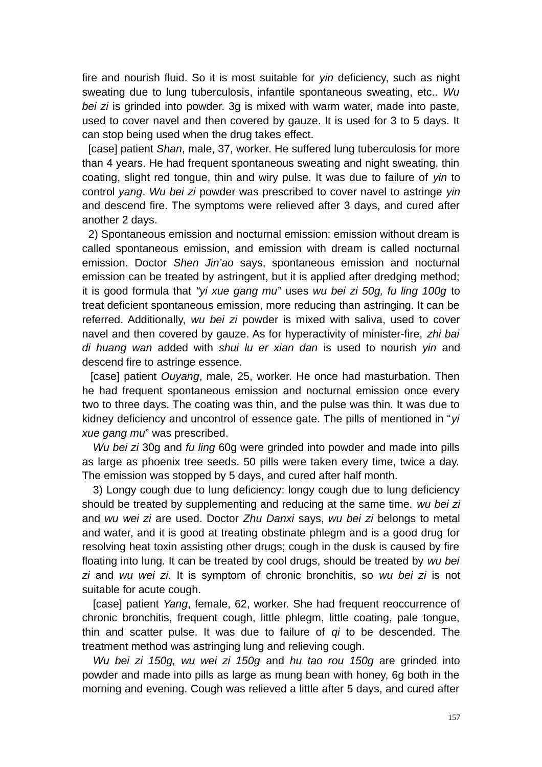fire and nourish fluid. So it is most suitable for *yin* deficiency, such as night sweating due to lung tuberculosis, infantile spontaneous sweating, etc.. *Wu bei zi* is grinded into powder. 3g is mixed with warm water, made into paste, used to cover navel and then covered by gauze. It is used for 3 to 5 days. It can stop being used when the drug takes effect.

[case] patient *Shan*, male, 37, worker. He suffered lung tuberculosis for more than 4 years. He had frequent spontaneous sweating and night sweating, thin coating, slight red tongue, thin and wiry pulse. It was due to failure of *yin* to control *yang*. *Wu bei zi* powder was prescribed to cover navel to astringe *yin* and descend fire. The symptoms were relieved after 3 days, and cured after another 2 days.

2) Spontaneous emission and nocturnal emission: emission without dream is called spontaneous emission, and emission with dream is called nocturnal emission. Doctor *Shen Jin'ao* says, spontaneous emission and nocturnal emission can be treated by astringent, but it is applied after dredging method; it is good formula that *"yi xue gang mu"* uses *wu bei zi 50g, fu ling 100g* to treat deficient spontaneous emission, more reducing than astringing. It can be referred. Additionally, *wu bei zi* powder is mixed with saliva, used to cover navel and then covered by gauze. As for hyperactivity of minister-fire, *zhi bai di huang wan* added with *shui lu er xian dan* is used to nourish *yin* and descend fire to astringe essence.

[case] patient *Ouyang*, male, 25, worker. He once had masturbation. Then he had frequent spontaneous emission and nocturnal emission once every two to three days. The coating was thin, and the pulse was thin. It was due to kidney deficiency and uncontrol of essence gate. The pills of mentioned in "*yi xue gang mu*" was prescribed.

*Wu bei zi* 30g and *fu ling* 60g were grinded into powder and made into pills as large as phoenix tree seeds. 50 pills were taken every time, twice a day. The emission was stopped by 5 days, and cured after half month.

3) Longy cough due to lung deficiency: longy cough due to lung deficiency should be treated by supplementing and reducing at the same time. *wu bei zi* and *wu wei zi* are used. Doctor *Zhu Danxi* says, *wu bei zi* belongs to metal and water, and it is good at treating obstinate phlegm and is a good drug for resolving heat toxin assisting other drugs; cough in the dusk is caused by fire floating into lung. It can be treated by cool drugs, should be treated by *wu bei zi* and *wu wei zi*. It is symptom of chronic bronchitis, so *wu bei zi* is not suitable for acute cough.

[case] patient *Yang*, female, 62, worker. She had frequent reoccurrence of chronic bronchitis, frequent cough, little phlegm, little coating, pale tongue, thin and scatter pulse. It was due to failure of *qi* to be descended. The treatment method was astringing lung and relieving cough.

*Wu bei zi 150g, wu wei zi 150g* and *hu tao rou 150g* are grinded into powder and made into pills as large as mung bean with honey, 6g both in the morning and evening. Cough was relieved a little after 5 days, and cured after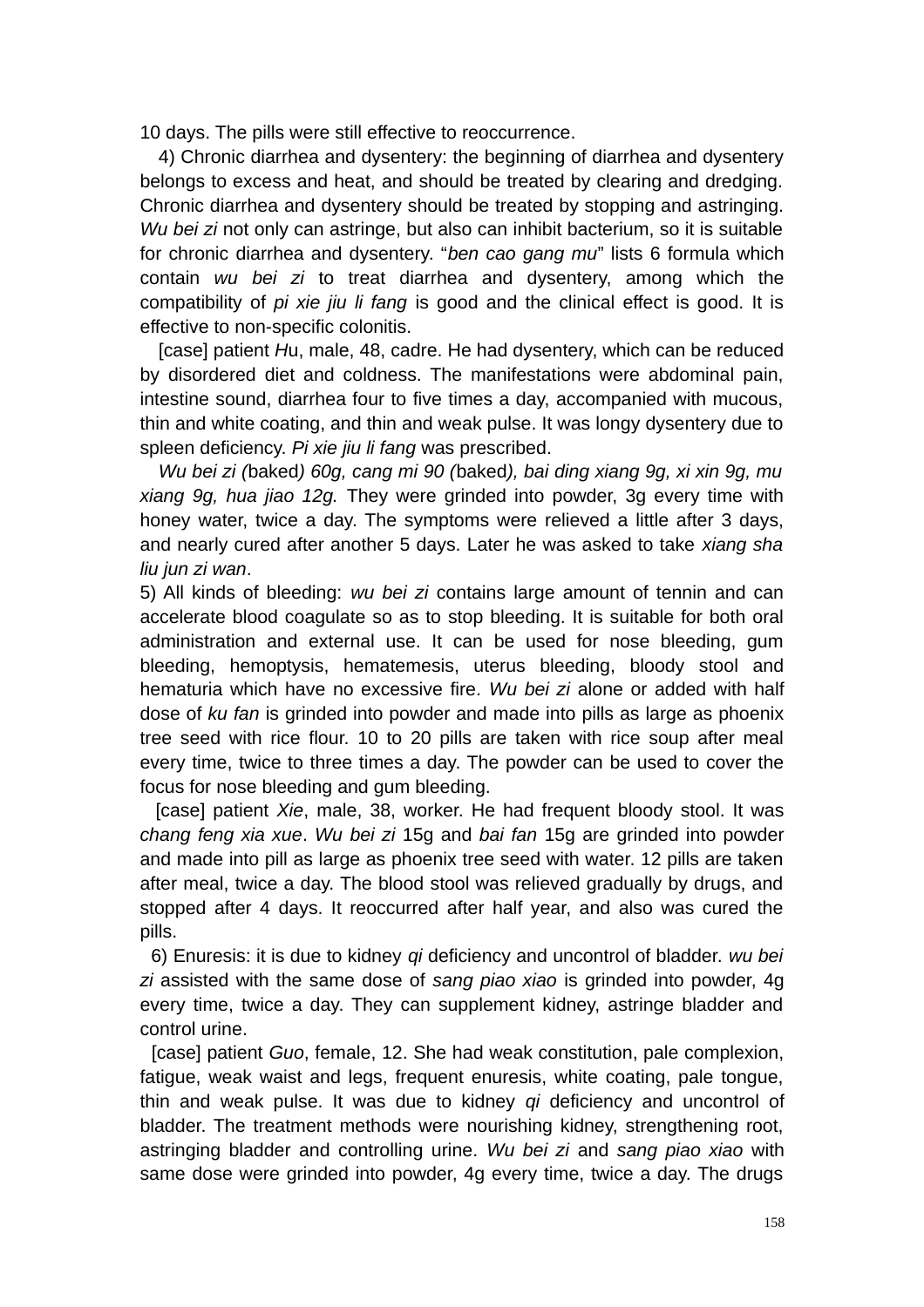10 days. The pills were still effective to reoccurrence.

4) Chronic diarrhea and dysentery: the beginning of diarrhea and dysentery belongs to excess and heat, and should be treated by clearing and dredging. Chronic diarrhea and dysentery should be treated by stopping and astringing. *Wu bei zi* not only can astringe, but also can inhibit bacterium, so it is suitable for chronic diarrhea and dysentery. "*ben cao gang mu*" lists 6 formula which contain *wu bei zi* to treat diarrhea and dysentery, among which the compatibility of *pi xie jiu li fang* is good and the clinical effect is good. It is effective to non-specific colonitis.

[case] patient *H*u, male, 48, cadre. He had dysentery, which can be reduced by disordered diet and coldness. The manifestations were abdominal pain, intestine sound, diarrhea four to five times a day, accompanied with mucous, thin and white coating, and thin and weak pulse. It was longy dysentery due to spleen deficiency. *Pi xie jiu li fang* was prescribed.

*Wu bei zi (*baked*) 60g, cang mi 90 (*baked*), bai ding xiang 9g, xi xin 9g, mu xiang 9g, hua jiao 12g.* They were grinded into powder, 3g every time with honey water, twice a day. The symptoms were relieved a little after 3 days, and nearly cured after another 5 days. Later he was asked to take *xiang sha liu jun zi wan*.

5) All kinds of bleeding: *wu bei zi* contains large amount of tennin and can accelerate blood coagulate so as to stop bleeding. It is suitable for both oral administration and external use. It can be used for nose bleeding, gum bleeding, hemoptysis, hematemesis, uterus bleeding, bloody stool and hematuria which have no excessive fire. *Wu bei zi* alone or added with half dose of *ku fan* is grinded into powder and made into pills as large as phoenix tree seed with rice flour. 10 to 20 pills are taken with rice soup after meal every time, twice to three times a day. The powder can be used to cover the focus for nose bleeding and gum bleeding.

[case] patient *Xie*, male, 38, worker. He had frequent bloody stool. It was *chang feng xia xue*. *Wu bei zi* 15g and *bai fan* 15g are grinded into powder and made into pill as large as phoenix tree seed with water. 12 pills are taken after meal, twice a day. The blood stool was relieved gradually by drugs, and stopped after 4 days. It reoccurred after half year, and also was cured the pills.

6) Enuresis: it is due to kidney *qi* deficiency and uncontrol of bladder. *wu bei zi* assisted with the same dose of *sang piao xiao* is grinded into powder, 4g every time, twice a day. They can supplement kidney, astringe bladder and control urine.

[case] patient *Guo*, female, 12. She had weak constitution, pale complexion, fatigue, weak waist and legs, frequent enuresis, white coating, pale tongue, thin and weak pulse. It was due to kidney *qi* deficiency and uncontrol of bladder. The treatment methods were nourishing kidney, strengthening root, astringing bladder and controlling urine. *Wu bei zi* and *sang piao xiao* with same dose were grinded into powder, 4g every time, twice a day. The drugs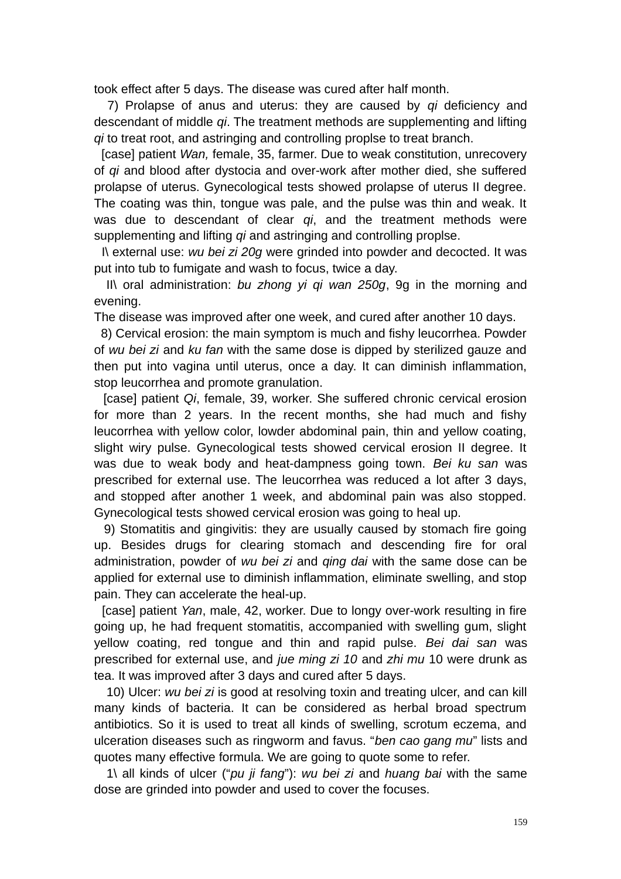took effect after 5 days. The disease was cured after half month.

7) Prolapse of anus and uterus: they are caused by *qi* deficiency and descendant of middle *qi*. The treatment methods are supplementing and lifting *qi* to treat root, and astringing and controlling proplse to treat branch.

[case] patient *Wan,* female, 35, farmer. Due to weak constitution, unrecovery of *qi* and blood after dystocia and over-work after mother died, she suffered prolapse of uterus. Gynecological tests showed prolapse of uterus II degree. The coating was thin, tongue was pale, and the pulse was thin and weak. It was due to descendant of clear *qi*, and the treatment methods were supplementing and lifting *qi* and astringing and controlling proplse.

I\ external use: *wu bei zi 20g* were grinded into powder and decocted. It was put into tub to fumigate and wash to focus, twice a day.

II\ oral administration: *bu zhong yi qi wan 250g*, 9g in the morning and evening.

The disease was improved after one week, and cured after another 10 days.

8) Cervical erosion: the main symptom is much and fishy leucorrhea. Powder of *wu bei zi* and *ku fan* with the same dose is dipped by sterilized gauze and then put into vagina until uterus, once a day. It can diminish inflammation, stop leucorrhea and promote granulation.

[case] patient *Qi*, female, 39, worker. She suffered chronic cervical erosion for more than 2 years. In the recent months, she had much and fishy leucorrhea with yellow color, lowder abdominal pain, thin and yellow coating, slight wiry pulse. Gynecological tests showed cervical erosion II degree. It was due to weak body and heat-dampness going town. *Bei ku san* was prescribed for external use. The leucorrhea was reduced a lot after 3 days, and stopped after another 1 week, and abdominal pain was also stopped. Gynecological tests showed cervical erosion was going to heal up.

9) Stomatitis and gingivitis: they are usually caused by stomach fire going up. Besides drugs for clearing stomach and descending fire for oral administration, powder of *wu bei zi* and *qing dai* with the same dose can be applied for external use to diminish inflammation, eliminate swelling, and stop pain. They can accelerate the heal-up.

[case] patient *Yan*, male, 42, worker. Due to longy over-work resulting in fire going up, he had frequent stomatitis, accompanied with swelling gum, slight yellow coating, red tongue and thin and rapid pulse. *Bei dai san* was prescribed for external use, and *jue ming zi 10* and *zhi mu* 10 were drunk as tea. It was improved after 3 days and cured after 5 days.

10) Ulcer: *wu bei zi* is good at resolving toxin and treating ulcer, and can kill many kinds of bacteria. It can be considered as herbal broad spectrum antibiotics. So it is used to treat all kinds of swelling, scrotum eczema, and ulceration diseases such as ringworm and favus. "*ben cao gang mu*" lists and quotes many effective formula. We are going to quote some to refer.

1\ all kinds of ulcer ("*pu ji fang*"): *wu bei zi* and *huang bai* with the same dose are grinded into powder and used to cover the focuses.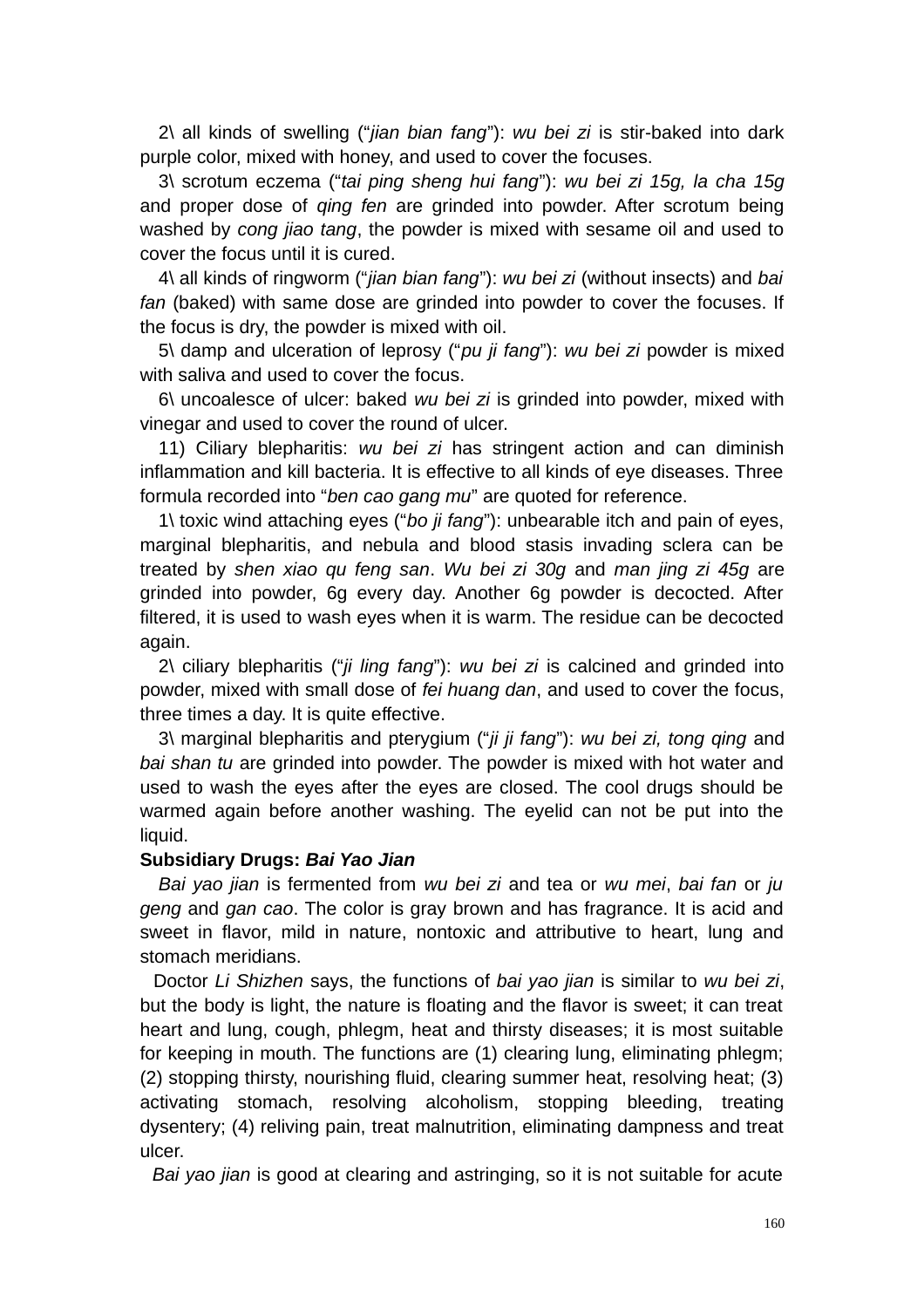2\ all kinds of swelling ("*jian bian fang*"): *wu bei zi* is stir-baked into dark purple color, mixed with honey, and used to cover the focuses.

3\ scrotum eczema ("*tai ping sheng hui fang*"): *wu bei zi 15g, la cha 15g* and proper dose of *qing fen* are grinded into powder. After scrotum being washed by *cong jiao tang*, the powder is mixed with sesame oil and used to cover the focus until it is cured.

4\ all kinds of ringworm ("*jian bian fang*"): *wu bei zi* (without insects) and *bai fan* (baked) with same dose are grinded into powder to cover the focuses. If the focus is dry, the powder is mixed with oil.

5\ damp and ulceration of leprosy ("*pu ji fang*"): *wu bei zi* powder is mixed with saliva and used to cover the focus.

6\ uncoalesce of ulcer: baked *wu bei zi* is grinded into powder, mixed with vinegar and used to cover the round of ulcer.

11) Ciliary blepharitis: *wu bei zi* has stringent action and can diminish inflammation and kill bacteria. It is effective to all kinds of eye diseases. Three formula recorded into "*ben cao gang mu*" are quoted for reference.

1\ toxic wind attaching eyes ("*bo ji fang*"): unbearable itch and pain of eyes, marginal blepharitis, and nebula and blood stasis invading sclera can be treated by *shen xiao qu feng san*. *Wu bei zi 30g* and *man jing zi 45g* are grinded into powder, 6g every day. Another 6g powder is decocted. After filtered, it is used to wash eyes when it is warm. The residue can be decocted again.

2\ ciliary blepharitis ("*ji ling fang*"): *wu bei zi* is calcined and grinded into powder, mixed with small dose of *fei huang dan*, and used to cover the focus, three times a day. It is quite effective.

3\ marginal blepharitis and pterygium ("*ji ji fang*"): *wu bei zi, tong qing* and *bai shan tu* are grinded into powder. The powder is mixed with hot water and used to wash the eyes after the eyes are closed. The cool drugs should be warmed again before another washing. The eyelid can not be put into the liquid.

**Subsidiary Drugs: *Bai Yao Jian***

*Bai yao jian* is fermented from *wu bei zi* and tea or *wu mei*, *bai fan* or *ju geng* and *gan cao*. The color is gray brown and has fragrance. It is acid and sweet in flavor, mild in nature, nontoxic and attributive to heart, lung and stomach meridians.

Doctor *Li Shizhen* says, the functions of *bai yao jian* is similar to *wu bei zi*, but the body is light, the nature is floating and the flavor is sweet; it can treat heart and lung, cough, phlegm, heat and thirsty diseases; it is most suitable for keeping in mouth. The functions are (1) clearing lung, eliminating phlegm; (2) stopping thirsty, nourishing fluid, clearing summer heat, resolving heat; (3) activating stomach, resolving alcoholism, stopping bleeding, treating dysentery; (4) reliving pain, treat malnutrition, eliminating dampness and treat ulcer.

*Bai yao jian* is good at clearing and astringing, so it is not suitable for acute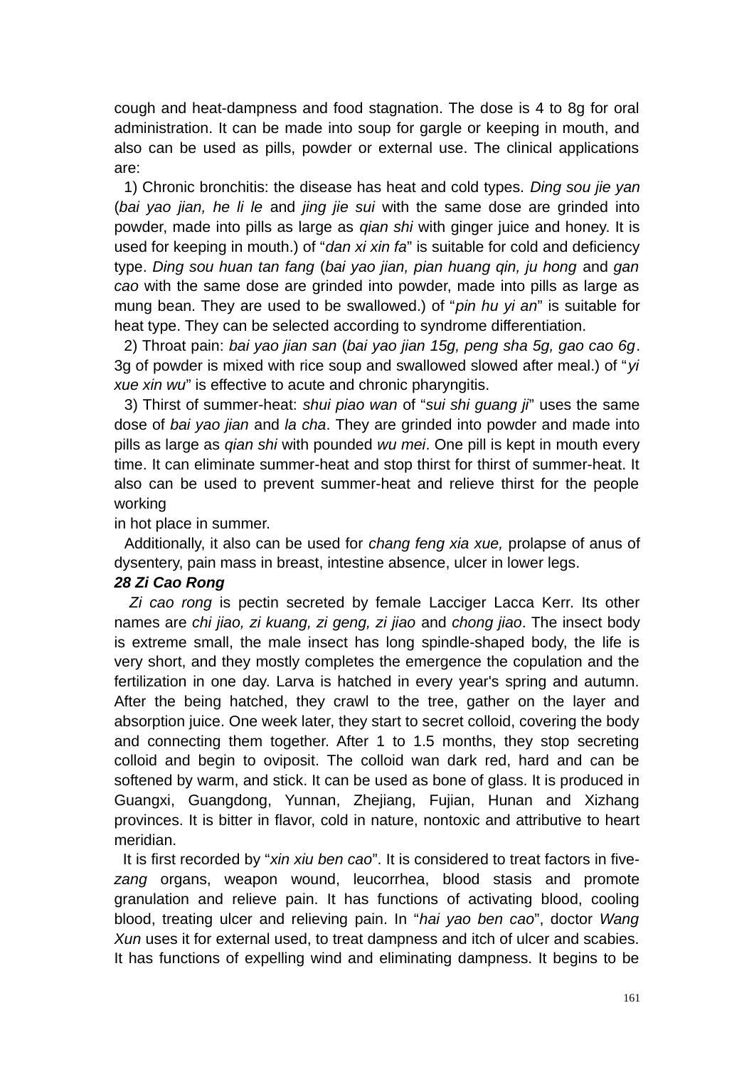cough and heat-dampness and food stagnation. The dose is 4 to 8g for oral administration. It can be made into soup for gargle or keeping in mouth, and also can be used as pills, powder or external use. The clinical applications are:

1) Chronic bronchitis: the disease has heat and cold types. *Ding sou jie yan* (*bai yao jian, he li le* and *jing jie sui* with the same dose are grinded into powder, made into pills as large as *qian shi* with ginger juice and honey. It is used for keeping in mouth.) of "*dan xi xin fa*" is suitable for cold and deficiency type. *Ding sou huan tan fang* (*bai yao jian, pian huang qin, ju hong* and *gan cao* with the same dose are grinded into powder, made into pills as large as mung bean. They are used to be swallowed.) of "*pin hu yi an*" is suitable for heat type. They can be selected according to syndrome differentiation.

2) Throat pain: *bai yao jian san* (*bai yao jian 15g, peng sha 5g, gao cao 6g*. 3g of powder is mixed with rice soup and swallowed slowed after meal.) of "*yi xue xin wu*" is effective to acute and chronic pharyngitis.

3) Thirst of summer-heat: *shui piao wan* of "*sui shi guang ji*" uses the same dose of *bai yao jian* and *la cha*. They are grinded into powder and made into pills as large as *qian shi* with pounded *wu mei*. One pill is kept in mouth every time. It can eliminate summer-heat and stop thirst for thirst of summer-heat. It also can be used to prevent summer-heat and relieve thirst for the people working in hot place in summer.

Additionally, it also can be used for *chang feng xia xue,* prolapse of anus of dysentery, pain mass in breast, intestine absence, ulcer in lower legs.

### *28 Zi Cao Rong*

*Zi cao rong* is pectin secreted by female Lacciger Lacca Kerr. Its other names are *chi jiao, zi kuang, zi geng, zi jiao* and *chong jiao*. The insect body is extreme small, the male insect has long spindle-shaped body, the life is very short, and they mostly completes the emergence the copulation and the fertilization in one day. Larva is hatched in every year's spring and autumn. After the being hatched, they crawl to the tree, gather on the layer and absorption juice. One week later, they start to secret colloid, covering the body and connecting them together. After 1 to 1.5 months, they stop secreting colloid and begin to oviposit. The colloid wan dark red, hard and can be softened by warm, and stick. It can be used as bone of glass. It is produced in Guangxi, Guangdong, Yunnan, Zhejiang, Fujian, Hunan and Xizhang provinces. It is bitter in flavor, cold in nature, nontoxic and attributive to heart meridian.

It is first recorded by "*xin xiu ben cao*". It is considered to treat factors in five-*zang* organs, weapon wound, leucorrhea, blood stasis and promote granulation and relieve pain. It has functions of activating blood, cooling blood, treating ulcer and relieving pain. In "*hai yao ben cao*", doctor *Wang Xun* uses it for external used, to treat dampness and itch of ulcer and scabies. It has functions of expelling wind and eliminating dampness. It begins to be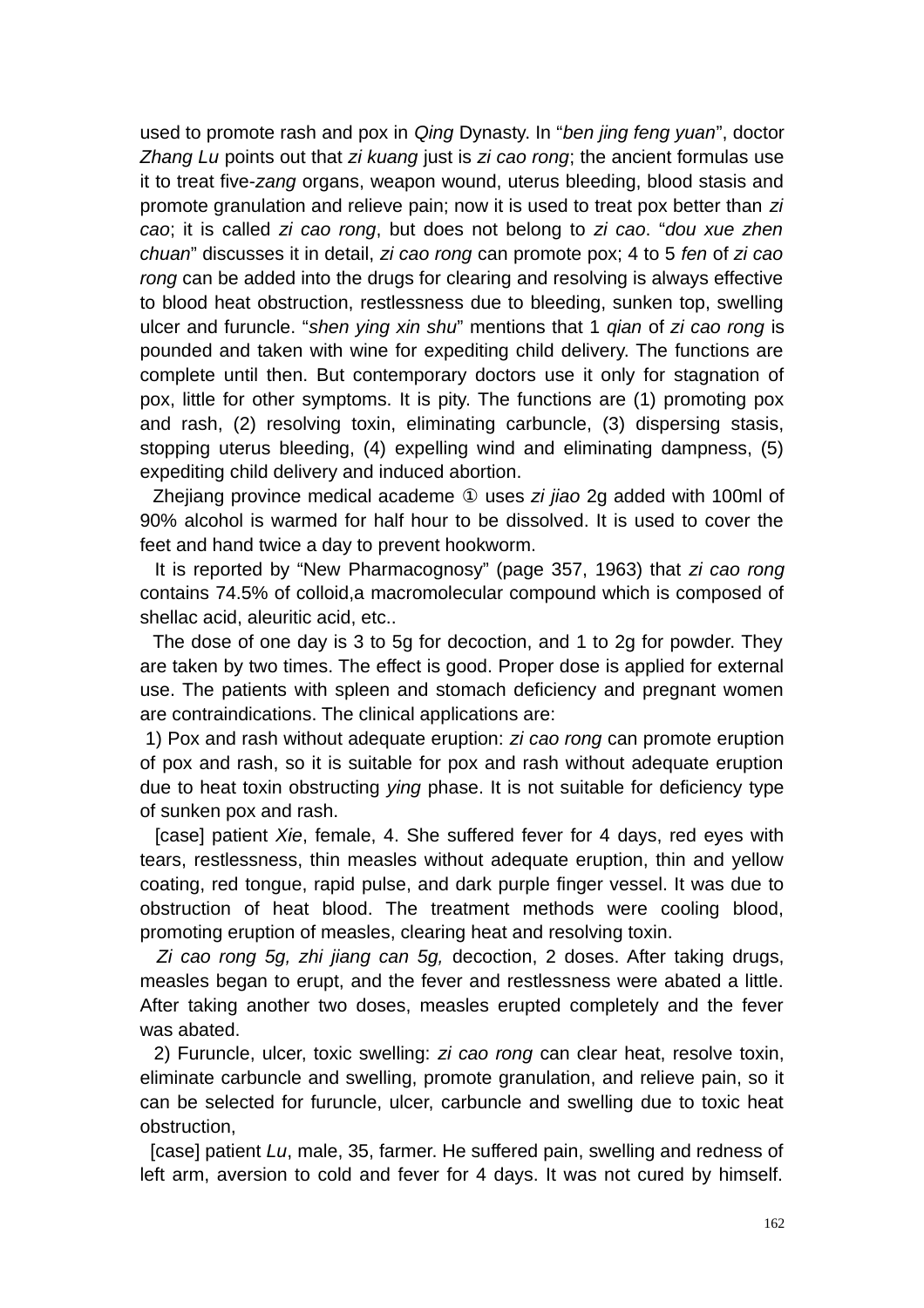used to promote rash and pox in *Qing* Dynasty. In "*ben jing feng yuan*", doctor *Zhang Lu* points out that *zi kuang* just is *zi cao rong*; the ancient formulas use it to treat five-*zang* organs, weapon wound, uterus bleeding, blood stasis and promote granulation and relieve pain; now it is used to treat pox better than *zi cao*; it is called *zi cao rong*, but does not belong to *zi cao*. "*dou xue zhen chuan*" discusses it in detail, *zi cao rong* can promote pox; 4 to 5 *fen* of *zi cao rong* can be added into the drugs for clearing and resolving is always effective to blood heat obstruction, restlessness due to bleeding, sunken top, swelling ulcer and furuncle. "*shen ying xin shu*" mentions that 1 *qian* of *zi cao rong* is pounded and taken with wine for expediting child delivery. The functions are complete until then. But contemporary doctors use it only for stagnation of pox, little for other symptoms. It is pity. The functions are (1) promoting pox and rash, (2) resolving toxin, eliminating carbuncle, (3) dispersing stasis, stopping uterus bleeding, (4) expelling wind and eliminating dampness, (5) expediting child delivery and induced abortion.

Zhejiang province medical academe ① uses *zi jiao* 2g added with 100ml of 90% alcohol is warmed for half hour to be dissolved. It is used to cover the feet and hand twice a day to prevent hookworm.

It is reported by "New Pharmacognosy" (page 357, 1963) that *zi cao rong* contains 74.5% of colloid,a macromolecular compound which is composed of shellac acid, aleuritic acid, etc..

The dose of one day is 3 to 5g for decoction, and 1 to 2g for powder. They are taken by two times. The effect is good. Proper dose is applied for external use. The patients with spleen and stomach deficiency and pregnant women are contraindications. The clinical applications are:

1) Pox and rash without adequate eruption: *zi cao rong* can promote eruption of pox and rash, so it is suitable for pox and rash without adequate eruption due to heat toxin obstructing *ying* phase. It is not suitable for deficiency type of sunken pox and rash.

[case] patient *Xie*, female, 4. She suffered fever for 4 days, red eyes with tears, restlessness, thin measles without adequate eruption, thin and yellow coating, red tongue, rapid pulse, and dark purple finger vessel. It was due to obstruction of heat blood. The treatment methods were cooling blood, promoting eruption of measles, clearing heat and resolving toxin.

*Zi cao rong 5g, zhi jiang can 5g,* decoction, 2 doses. After taking drugs, measles began to erupt, and the fever and restlessness were abated a little. After taking another two doses, measles erupted completely and the fever was abated.

2) Furuncle, ulcer, toxic swelling: *zi cao rong* can clear heat, resolve toxin, eliminate carbuncle and swelling, promote granulation, and relieve pain, so it can be selected for furuncle, ulcer, carbuncle and swelling due to toxic heat obstruction,

[case] patient *Lu*, male, 35, farmer. He suffered pain, swelling and redness of left arm, aversion to cold and fever for 4 days. It was not cured by himself.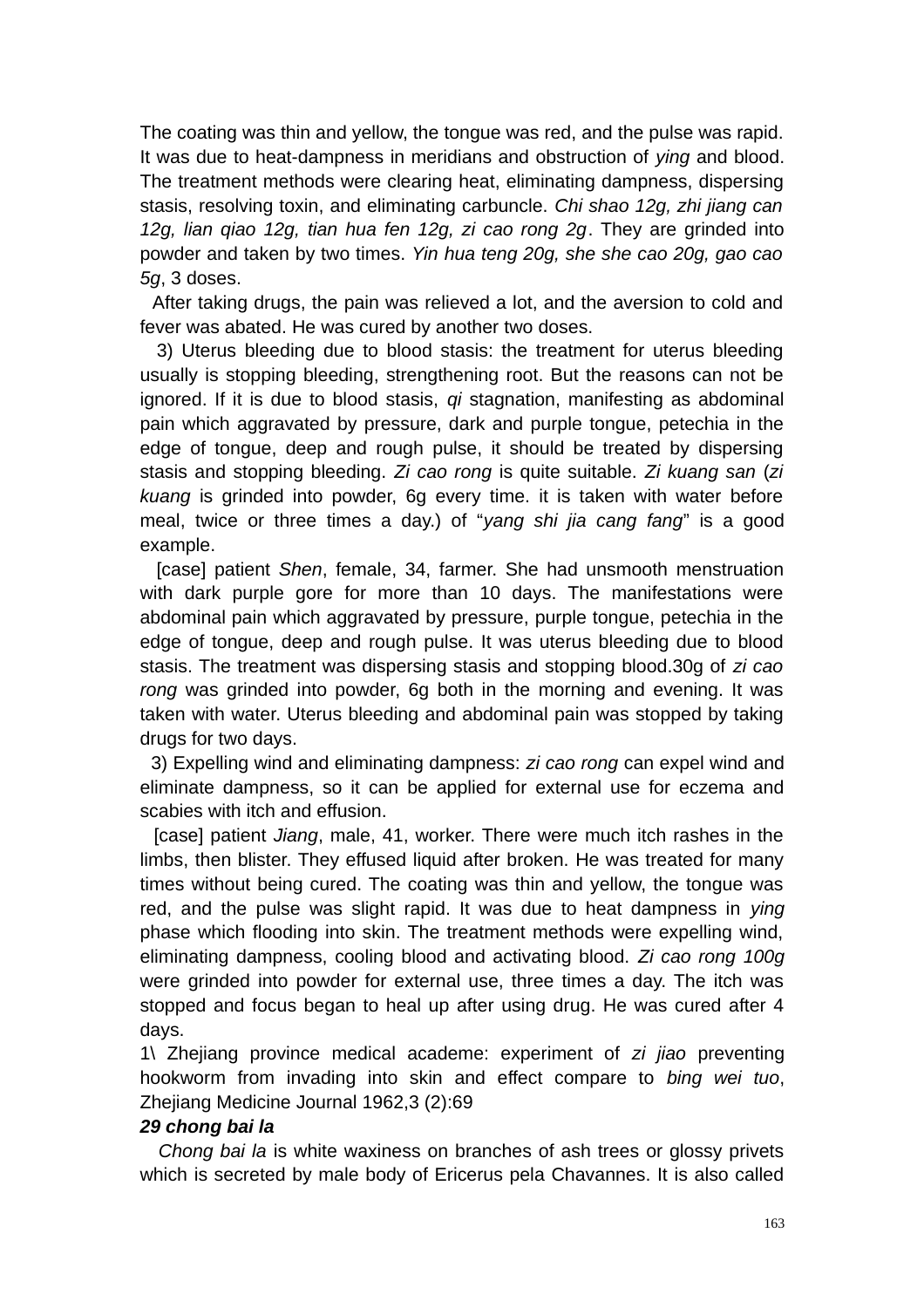The coating was thin and yellow, the tongue was red, and the pulse was rapid. It was due to heat-dampness in meridians and obstruction of *ying* and blood. The treatment methods were clearing heat, eliminating dampness, dispersing stasis, resolving toxin, and eliminating carbuncle. *Chi shao 12g, zhi jiang can 12g, lian qiao 12g, tian hua fen 12g, zi cao rong 2g*. They are grinded into powder and taken by two times. *Yin hua teng 20g, she she cao 20g, gao cao 5g*, 3 doses.

After taking drugs, the pain was relieved a lot, and the aversion to cold and fever was abated. He was cured by another two doses.

3) Uterus bleeding due to blood stasis: the treatment for uterus bleeding usually is stopping bleeding, strengthening root. But the reasons can not be ignored. If it is due to blood stasis, *qi* stagnation, manifesting as abdominal pain which aggravated by pressure, dark and purple tongue, petechia in the edge of tongue, deep and rough pulse, it should be treated by dispersing stasis and stopping bleeding. *Zi cao rong* is quite suitable. *Zi kuang san* (*zi kuang* is grinded into powder, 6g every time. it is taken with water before meal, twice or three times a day.) of "*yang shi jia cang fang*" is a good example.

[case] patient *Shen*, female, 34, farmer. She had unsmooth menstruation with dark purple gore for more than 10 days. The manifestations were abdominal pain which aggravated by pressure, purple tongue, petechia in the edge of tongue, deep and rough pulse. It was uterus bleeding due to blood stasis. The treatment was dispersing stasis and stopping blood.30g of *zi cao rong* was grinded into powder, 6g both in the morning and evening. It was taken with water. Uterus bleeding and abdominal pain was stopped by taking drugs for two days.

3) Expelling wind and eliminating dampness: *zi cao rong* can expel wind and eliminate dampness, so it can be applied for external use for eczema and scabies with itch and effusion.

[case] patient *Jiang*, male, 41, worker. There were much itch rashes in the limbs, then blister. They effused liquid after broken. He was treated for many times without being cured. The coating was thin and yellow, the tongue was red, and the pulse was slight rapid. It was due to heat dampness in *ying* phase which flooding into skin. The treatment methods were expelling wind, eliminating dampness, cooling blood and activating blood. *Zi cao rong 100g* were grinded into powder for external use, three times a day. The itch was stopped and focus began to heal up after using drug. He was cured after 4 days.

1\ Zhejiang province medical academe: experiment of *zi jiao* preventing hookworm from invading into skin and effect compare to *bing wei tuo*, Zhejiang Medicine Journal 1962,3 (2):69

**29 *chong bai la***

*Chong bai la* is white waxiness on branches of ash trees or glossy privets which is secreted by male body of Ericerus pela Chavannes. It is also called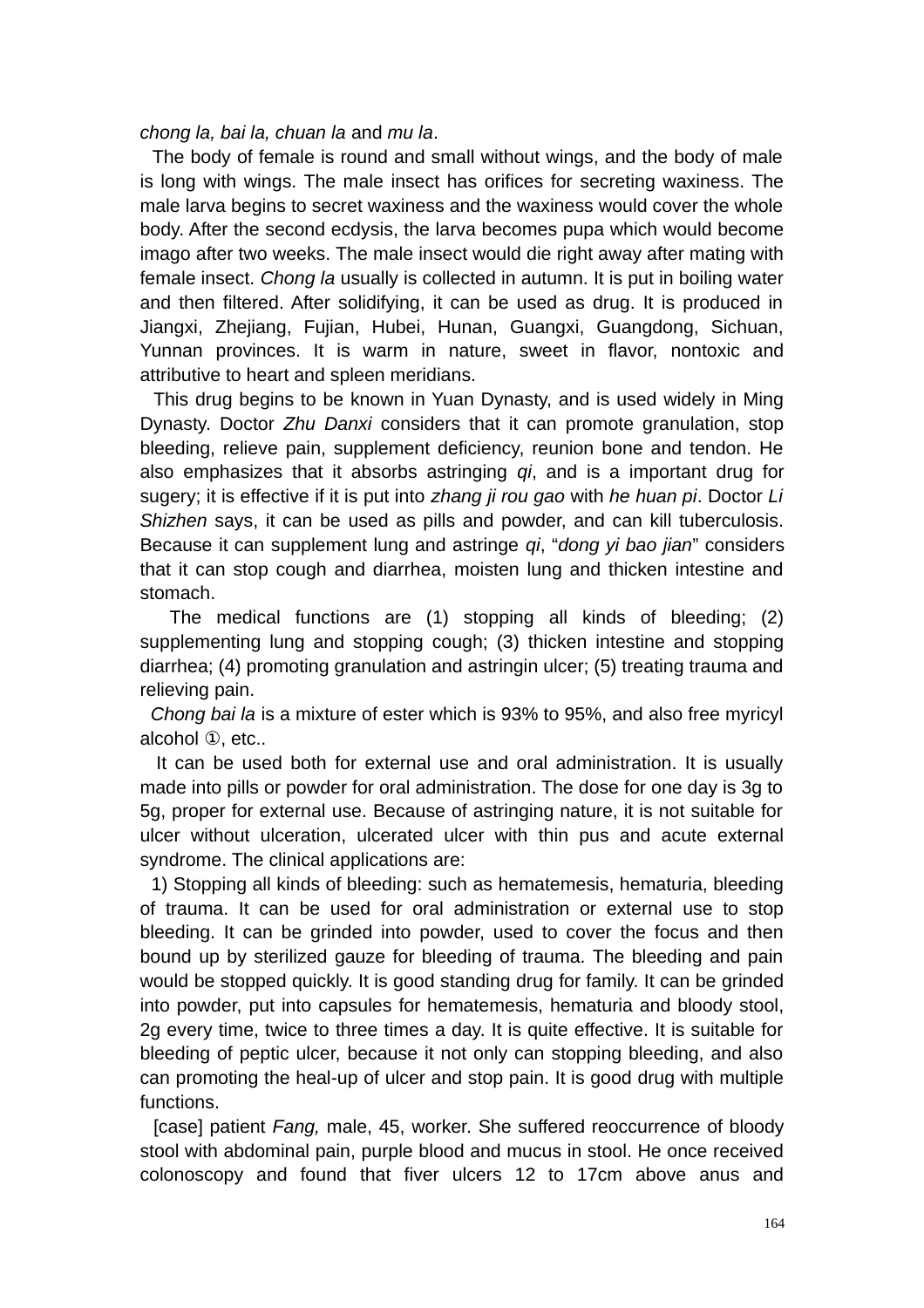*chong la, bai la, chuan la* and *mu la*.

The body of female is round and small without wings, and the body of male is long with wings. The male insect has orifices for secreting waxiness. The male larva begins to secret waxiness and the waxiness would cover the whole body. After the second ecdysis, the larva becomes pupa which would become imago after two weeks. The male insect would die right away after mating with female insect. *Chong la* usually is collected in autumn. It is put in boiling water and then filtered. After solidifying, it can be used as drug. It is produced in Jiangxi, Zhejiang, Fujian, Hubei, Hunan, Guangxi, Guangdong, Sichuan, Yunnan provinces. It is warm in nature, sweet in flavor, nontoxic and attributive to heart and spleen meridians.

This drug begins to be known in Yuan Dynasty, and is used widely in Ming Dynasty. Doctor *Zhu Danxi* considers that it can promote granulation, stop bleeding, relieve pain, supplement deficiency, reunion bone and tendon. He also emphasizes that it absorbs astringing *qi*, and is a important drug for sugery; it is effective if it is put into *zhang ji rou gao* with *he huan pi*. Doctor *Li Shizhen* says, it can be used as pills and powder, and can kill tuberculosis. Because it can supplement lung and astringe *qi*, "*dong yi bao jian*" considers that it can stop cough and diarrhea, moisten lung and thicken intestine and stomach.

The medical functions are (1) stopping all kinds of bleeding; (2) supplementing lung and stopping cough; (3) thicken intestine and stopping diarrhea; (4) promoting granulation and astringin ulcer; (5) treating trauma and relieving pain.

*Chong bai la* is a mixture of ester which is 93% to 95%, and also free myricyl alcohol ①, etc..

It can be used both for external use and oral administration. It is usually made into pills or powder for oral administration. The dose for one day is 3g to 5g, proper for external use. Because of astringing nature, it is not suitable for ulcer without ulceration, ulcerated ulcer with thin pus and acute external syndrome. The clinical applications are:

1) Stopping all kinds of bleeding: such as hematemesis, hematuria, bleeding of trauma. It can be used for oral administration or external use to stop bleeding. It can be grinded into powder, used to cover the focus and then bound up by sterilized gauze for bleeding of trauma. The bleeding and pain would be stopped quickly. It is good standing drug for family. It can be grinded into powder, put into capsules for hematemesis, hematuria and bloody stool, 2g every time, twice to three times a day. It is quite effective. It is suitable for bleeding of peptic ulcer, because it not only can stopping bleeding, and also can promoting the heal-up of ulcer and stop pain. It is good drug with multiple functions.

[case] patient *Fang,* male, 45, worker. She suffered reoccurrence of bloody stool with abdominal pain, purple blood and mucus in stool. He once received colonoscopy and found that fiver ulcers 12 to 17cm above anus and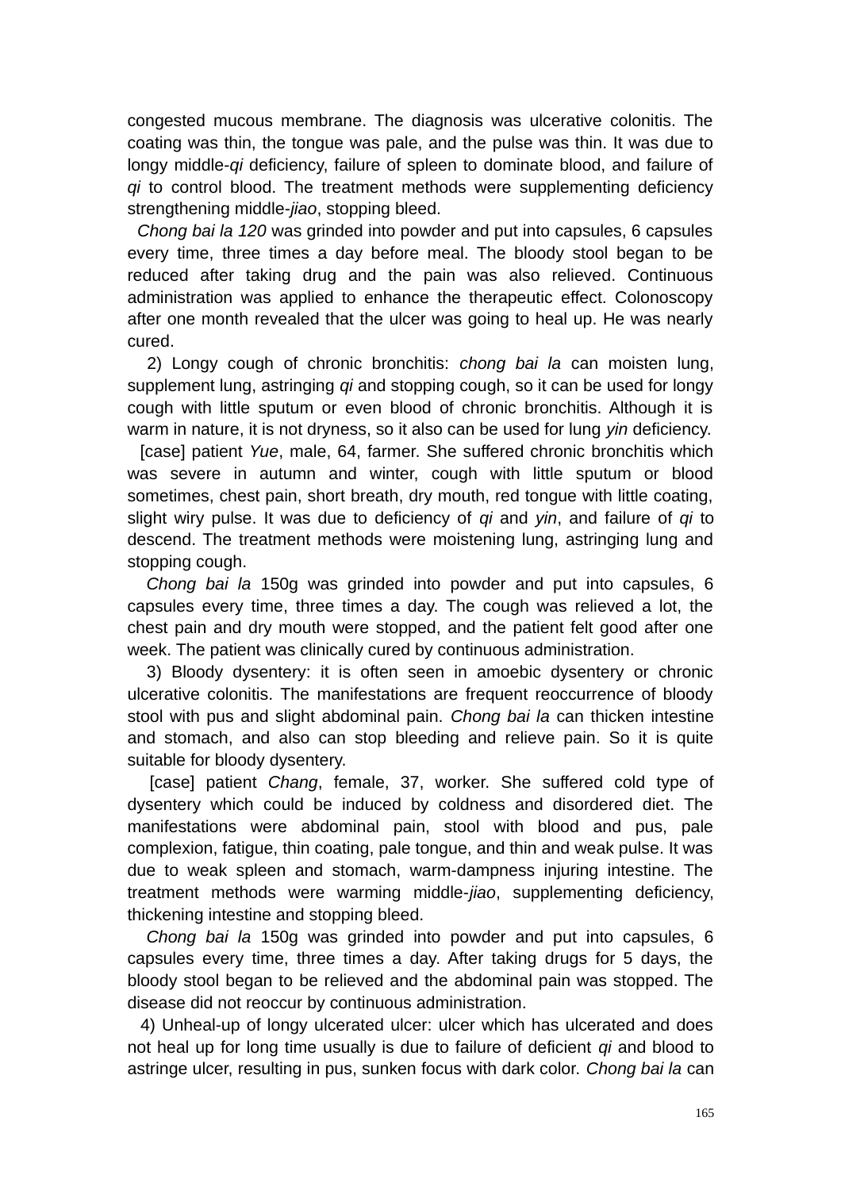congested mucous membrane. The diagnosis was ulcerative colonitis. The coating was thin, the tongue was pale, and the pulse was thin. It was due to longy middle-*qi* deficiency, failure of spleen to dominate blood, and failure of *qi* to control blood. The treatment methods were supplementing deficiency strengthening middle-*jiao*, stopping bleed.

*Chong bai la 120* was grinded into powder and put into capsules, 6 capsules every time, three times a day before meal. The bloody stool began to be reduced after taking drug and the pain was also relieved. Continuous administration was applied to enhance the therapeutic effect. Colonoscopy after one month revealed that the ulcer was going to heal up. He was nearly cured.

2) Longy cough of chronic bronchitis: *chong bai la* can moisten lung, supplement lung, astringing *qi* and stopping cough, so it can be used for longy cough with little sputum or even blood of chronic bronchitis. Although it is warm in nature, it is not dryness, so it also can be used for lung *yin* deficiency.

[case] patient *Yue*, male, 64, farmer. She suffered chronic bronchitis which was severe in autumn and winter, cough with little sputum or blood sometimes, chest pain, short breath, dry mouth, red tongue with little coating, slight wiry pulse. It was due to deficiency of *qi* and *yin*, and failure of *qi* to descend. The treatment methods were moistening lung, astringing lung and stopping cough.

*Chong bai la* 150g was grinded into powder and put into capsules, 6 capsules every time, three times a day. The cough was relieved a lot, the chest pain and dry mouth were stopped, and the patient felt good after one week. The patient was clinically cured by continuous administration.

3) Bloody dysentery: it is often seen in amoebic dysentery or chronic ulcerative colonitis. The manifestations are frequent reoccurrence of bloody stool with pus and slight abdominal pain. *Chong bai la* can thicken intestine and stomach, and also can stop bleeding and relieve pain. So it is quite suitable for bloody dysentery.

[case] patient *Chang*, female, 37, worker. She suffered cold type of dysentery which could be induced by coldness and disordered diet. The manifestations were abdominal pain, stool with blood and pus, pale complexion, fatigue, thin coating, pale tongue, and thin and weak pulse. It was due to weak spleen and stomach, warm-dampness injuring intestine. The treatment methods were warming middle-*jiao*, supplementing deficiency, thickening intestine and stopping bleed.

*Chong bai la* 150g was grinded into powder and put into capsules, 6 capsules every time, three times a day. After taking drugs for 5 days, the bloody stool began to be relieved and the abdominal pain was stopped. The disease did not reoccur by continuous administration.

4) Unheal-up of longy ulcerated ulcer: ulcer which has ulcerated and does not heal up for long time usually is due to failure of deficient *qi* and blood to astringe ulcer, resulting in pus, sunken focus with dark color. *Chong bai la* can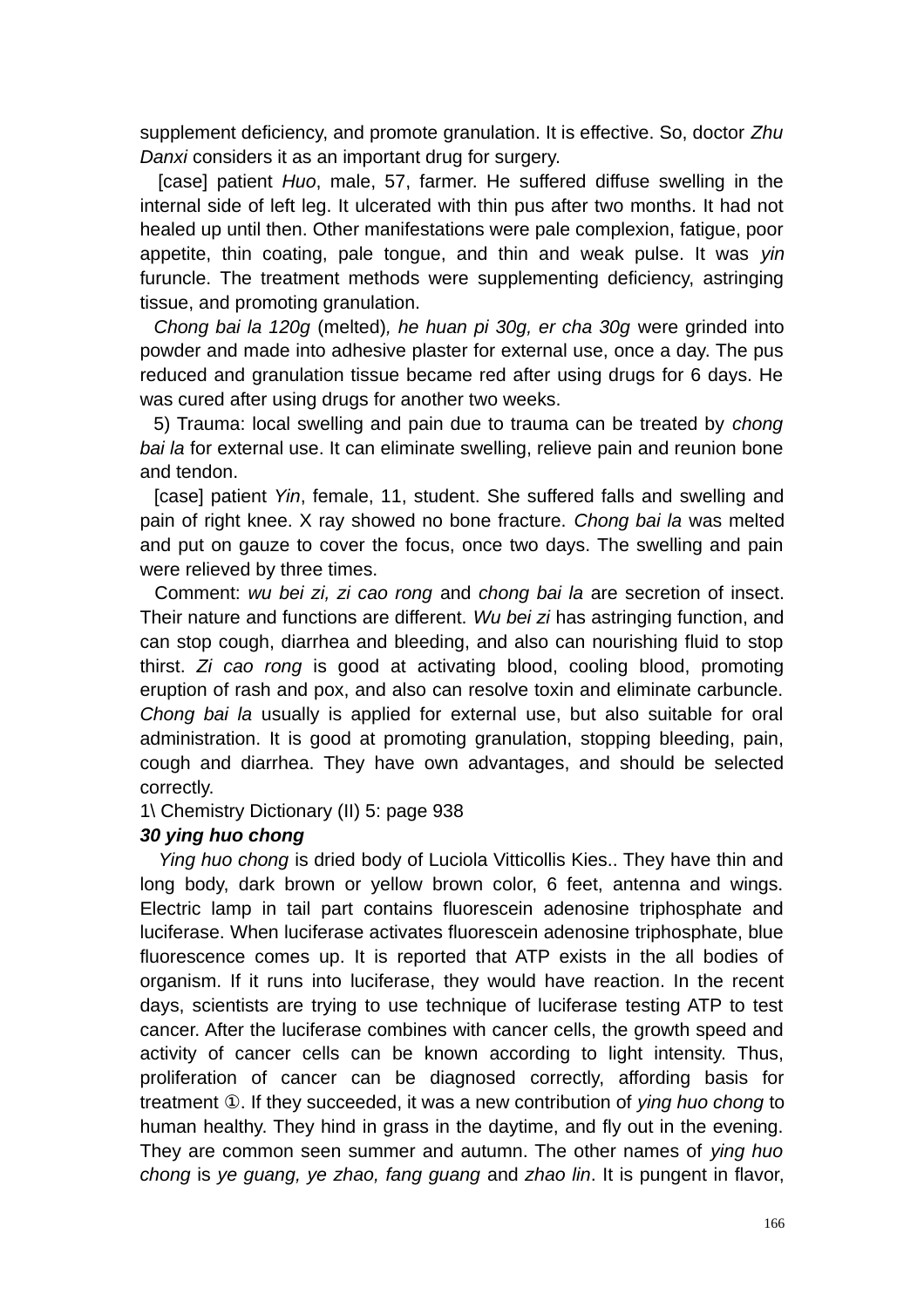supplement deficiency, and promote granulation. It is effective. So, doctor *Zhu Danxi* considers it as an important drug for surgery.

[case] patient *Huo*, male, 57, farmer. He suffered diffuse swelling in the internal side of left leg. It ulcerated with thin pus after two months. It had not healed up until then. Other manifestations were pale complexion, fatigue, poor appetite, thin coating, pale tongue, and thin and weak pulse. It was *yin* furuncle. The treatment methods were supplementing deficiency, astringing tissue, and promoting granulation.

*Chong bai la 120g* (melted)*, he huan pi 30g, er cha 30g* were grinded into powder and made into adhesive plaster for external use, once a day. The pus reduced and granulation tissue became red after using drugs for 6 days. He was cured after using drugs for another two weeks.

5) Trauma: local swelling and pain due to trauma can be treated by *chong bai la* for external use. It can eliminate swelling, relieve pain and reunion bone and tendon.

[case] patient *Yin*, female, 11, student. She suffered falls and swelling and pain of right knee. X ray showed no bone fracture. *Chong bai la* was melted and put on gauze to cover the focus, once two days. The swelling and pain were relieved by three times.

Comment: *wu bei zi, zi cao rong* and *chong bai la* are secretion of insect. Their nature and functions are different. *Wu bei zi* has astringing function, and can stop cough, diarrhea and bleeding, and also can nourishing fluid to stop thirst. *Zi cao rong* is good at activating blood, cooling blood, promoting eruption of rash and pox, and also can resolve toxin and eliminate carbuncle. *Chong bai la* usually is applied for external use, but also suitable for oral administration. It is good at promoting granulation, stopping bleeding, pain, cough and diarrhea. They have own advantages, and should be selected correctly.

1\ Chemistry Dictionary (II) 5: page 938

***30 ying huo chong***

*Ying huo chong* is dried body of Luciola Vitticollis Kies.. They have thin and long body, dark brown or yellow brown color, 6 feet, antenna and wings. Electric lamp in tail part contains fluorescein adenosine triphosphate and luciferase. When luciferase activates fluorescein adenosine triphosphate, blue fluorescence comes up. It is reported that ATP exists in the all bodies of organism. If it runs into luciferase, they would have reaction. In the recent days, scientists are trying to use technique of luciferase testing ATP to test cancer. After the luciferase combines with cancer cells, the growth speed and activity of cancer cells can be known according to light intensity. Thus, proliferation of cancer can be diagnosed correctly, affording basis for treatment ①. If they succeeded, it was a new contribution of *ying huo chong* to human healthy. They hind in grass in the daytime, and fly out in the evening. They are common seen summer and autumn. The other names of *ying huo chong* is *ye guang, ye zhao, fang guang* and *zhao lin*. It is pungent in flavor,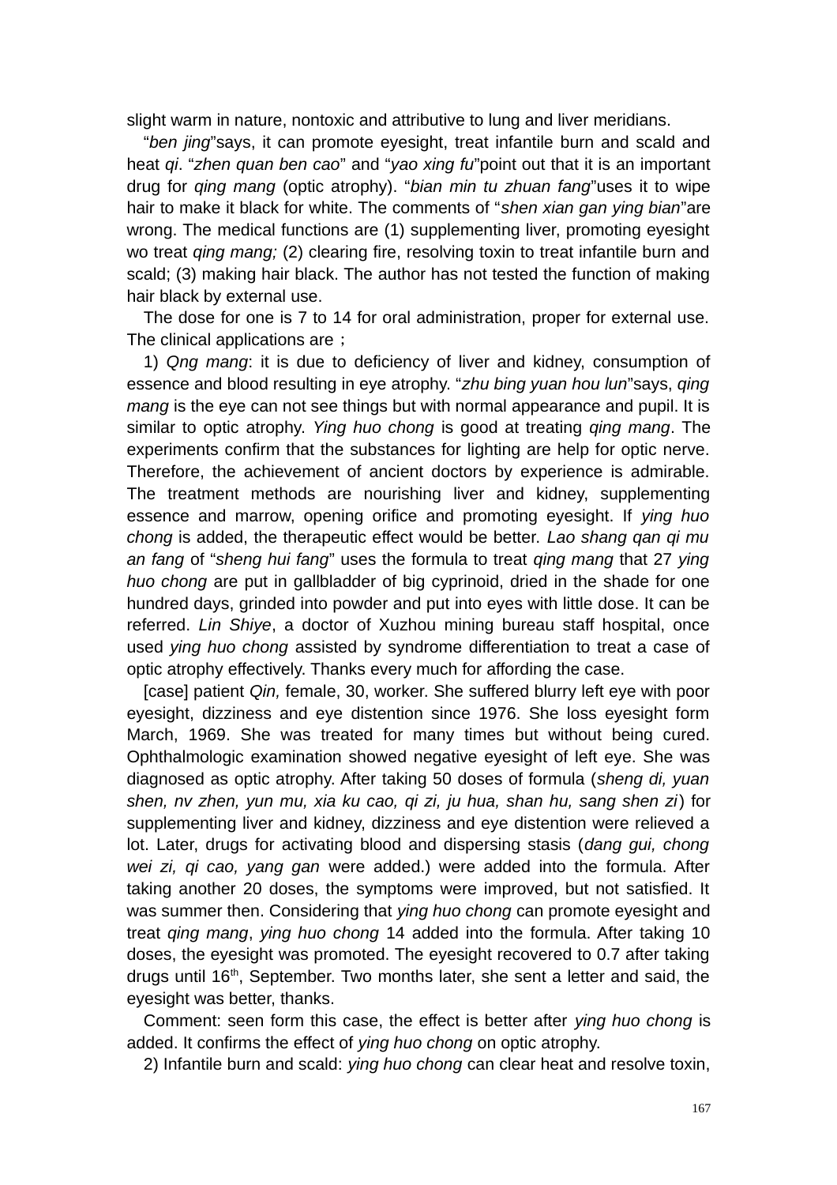slight warm in nature, nontoxic and attributive to lung and liver meridians.

"*ben jing*"says, it can promote eyesight, treat infantile burn and scald and heat *qi*. "*zhen quan ben cao*" and "*yao xing fu*"point out that it is an important drug for *qing mang* (optic atrophy). "*bian min tu zhuan fang*"uses it to wipe hair to make it black for white. The comments of "*shen xian gan ying bian*"are wrong. The medical functions are (1) supplementing liver, promoting eyesight wo treat *qing mang;* (2) clearing fire, resolving toxin to treat infantile burn and scald; (3) making hair black. The author has not tested the function of making hair black by external use.

The dose for one is 7 to 14 for oral administration, proper for external use. The clinical applications are；

1) *Qng mang*: it is due to deficiency of liver and kidney, consumption of essence and blood resulting in eye atrophy. "*zhu bing yuan hou lun*"says, *qing mang* is the eye can not see things but with normal appearance and pupil. It is similar to optic atrophy. *Ying huo chong* is good at treating *qing mang*. The experiments confirm that the substances for lighting are help for optic nerve. Therefore, the achievement of ancient doctors by experience is admirable. The treatment methods are nourishing liver and kidney, supplementing essence and marrow, opening orifice and promoting eyesight. If *ying huo chong* is added, the therapeutic effect would be better. *Lao shang qan qi mu an fang* of "*sheng hui fang*" uses the formula to treat *qing mang* that 27 *ying huo chong* are put in gallbladder of big cyprinoid, dried in the shade for one hundred days, grinded into powder and put into eyes with little dose. It can be referred. *Lin Shiye*, a doctor of Xuzhou mining bureau staff hospital, once used *ying huo chong* assisted by syndrome differentiation to treat a case of optic atrophy effectively. Thanks every much for affording the case.

[case] patient *Qin,* female, 30, worker. She suffered blurry left eye with poor eyesight, dizziness and eye distention since 1976. She loss eyesight form March, 1969. She was treated for many times but without being cured. Ophthalmologic examination showed negative eyesight of left eye. She was diagnosed as optic atrophy. After taking 50 doses of formula (*sheng di, yuan shen, nv zhen, yun mu, xia ku cao, qi zi, ju hua, shan hu, sang shen zi*) for supplementing liver and kidney, dizziness and eye distention were relieved a lot. Later, drugs for activating blood and dispersing stasis (*dang gui, chong wei zi, qi cao, yang gan* were added.) were added into the formula. After taking another 20 doses, the symptoms were improved, but not satisfied. It was summer then. Considering that *ying huo chong* can promote eyesight and treat *qing mang*, *ying huo chong* 14 added into the formula. After taking 10 doses, the eyesight was promoted. The eyesight recovered to 0.7 after taking drugs until 16th, September. Two months later, she sent a letter and said, the eyesight was better, thanks.

Comment: seen form this case, the effect is better after *ying huo chong* is added. It confirms the effect of *ying huo chong* on optic atrophy.

2) Infantile burn and scald: *ying huo chong* can clear heat and resolve toxin,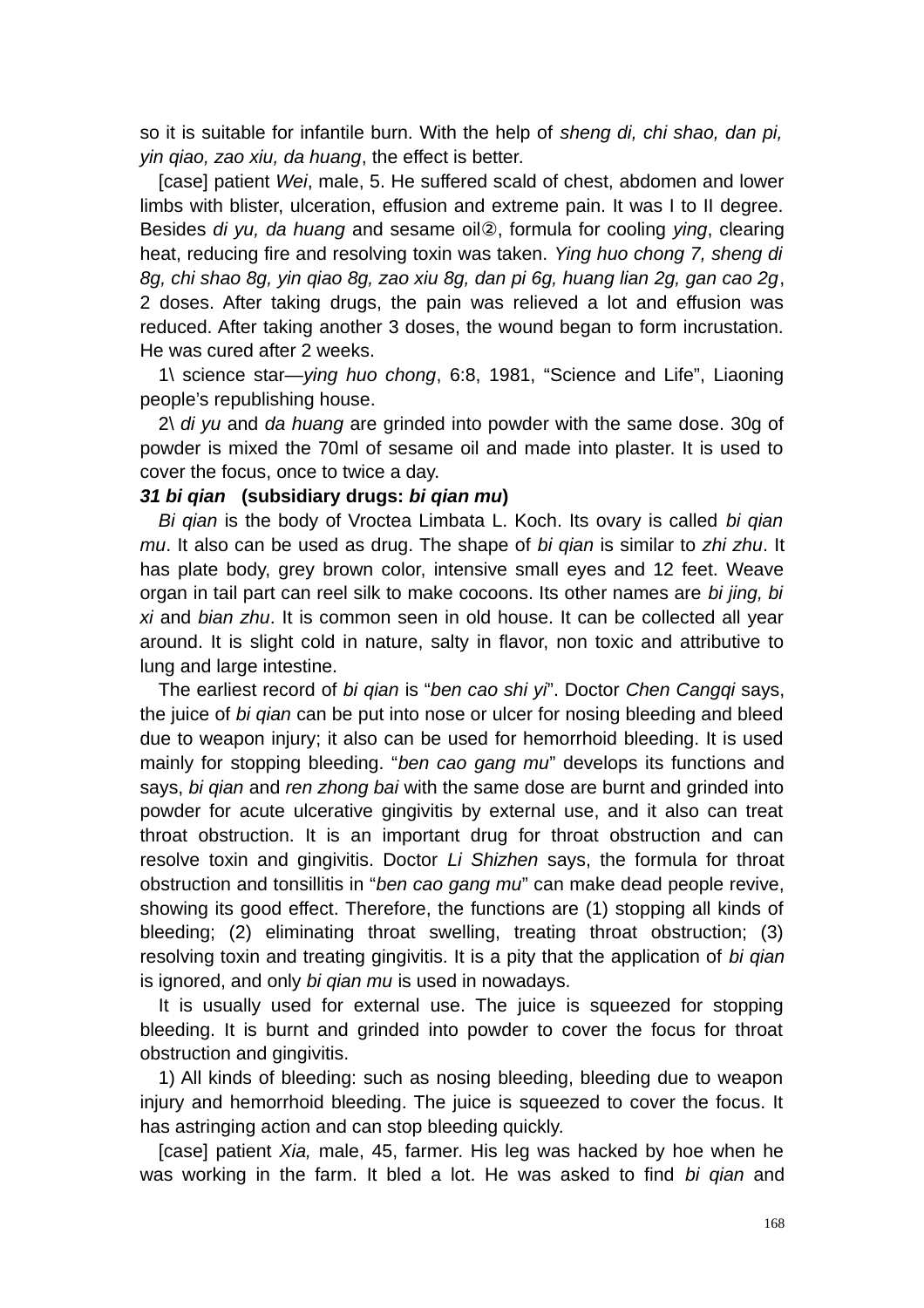so it is suitable for infantile burn. With the help of *sheng di, chi shao, dan pi, yin qiao, zao xiu, da huang*, the effect is better.

[case] patient *Wei*, male, 5. He suffered scald of chest, abdomen and lower limbs with blister, ulceration, effusion and extreme pain. It was I to II degree. Besides *di yu, da huang* and sesame oil②, formula for cooling *ying*, clearing heat, reducing fire and resolving toxin was taken. *Ying huo chong 7, sheng di 8g, chi shao 8g, yin qiao 8g, zao xiu 8g, dan pi 6g, huang lian 2g, gan cao 2g*, 2 doses. After taking drugs, the pain was relieved a lot and effusion was reduced. After taking another 3 doses, the wound began to form incrustation. He was cured after 2 weeks.

1\ science star—*ying huo chong*, 6:8, 1981, "Science and Life", Liaoning people's republishing house.

2\ *di yu* and *da huang* are grinded into powder with the same dose. 30g of powder is mixed the 70ml of sesame oil and made into plaster. It is used to cover the focus, once to twice a day.

**31 *bi qian*   (subsidiary drugs: *bi qian mu*)**

*Bi qian* is the body of Vroctea Limbata L. Koch. Its ovary is called *bi qian mu*. It also can be used as drug. The shape of *bi qian* is similar to *zhi zhu*. It has plate body, grey brown color, intensive small eyes and 12 feet. Weave organ in tail part can reel silk to make cocoons. Its other names are *bi jing, bi xi* and *bian zhu*. It is common seen in old house. It can be collected all year around. It is slight cold in nature, salty in flavor, non toxic and attributive to lung and large intestine.

The earliest record of *bi qian* is "*ben cao shi yi*". Doctor *Chen Cangqi* says, the juice of *bi qian* can be put into nose or ulcer for nosing bleeding and bleed due to weapon injury; it also can be used for hemorrhoid bleeding. It is used mainly for stopping bleeding. "*ben cao gang mu*" develops its functions and says, *bi qian* and *ren zhong bai* with the same dose are burnt and grinded into powder for acute ulcerative gingivitis by external use, and it also can treat throat obstruction. It is an important drug for throat obstruction and can resolve toxin and gingivitis. Doctor *Li Shizhen* says, the formula for throat obstruction and tonsillitis in "*ben cao gang mu*" can make dead people revive, showing its good effect. Therefore, the functions are (1) stopping all kinds of bleeding; (2) eliminating throat swelling, treating throat obstruction; (3) resolving toxin and treating gingivitis. It is a pity that the application of *bi qian* is ignored, and only *bi qian mu* is used in nowadays.

It is usually used for external use. The juice is squeezed for stopping bleeding. It is burnt and grinded into powder to cover the focus for throat obstruction and gingivitis.

1) All kinds of bleeding: such as nosing bleeding, bleeding due to weapon injury and hemorrhoid bleeding. The juice is squeezed to cover the focus. It has astringing action and can stop bleeding quickly.

[case] patient *Xia,* male, 45, farmer. His leg was hacked by hoe when he was working in the farm. It bled a lot. He was asked to find *bi qian* and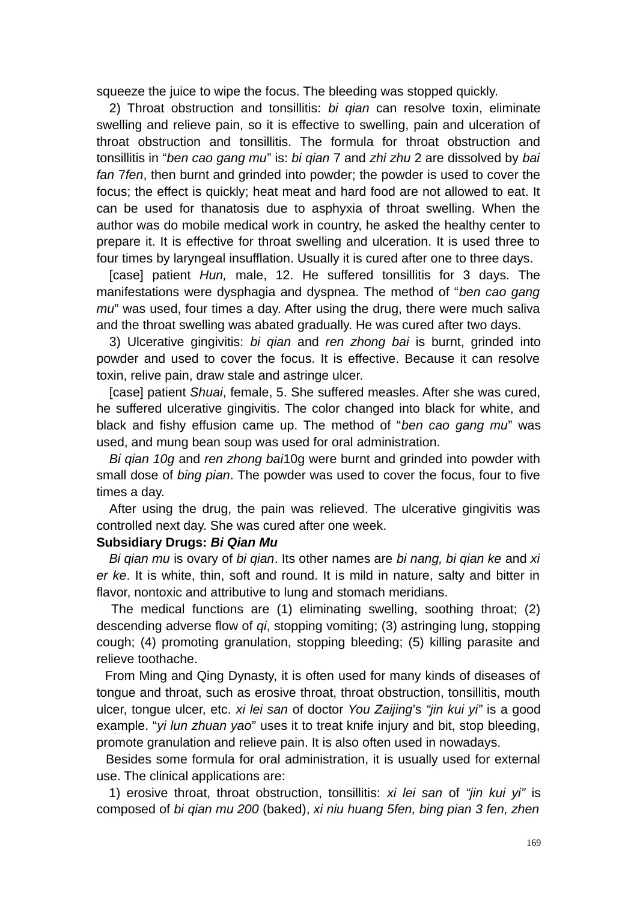squeeze the juice to wipe the focus. The bleeding was stopped quickly.

2) Throat obstruction and tonsillitis: *bi qian* can resolve toxin, eliminate swelling and relieve pain, so it is effective to swelling, pain and ulceration of throat obstruction and tonsillitis. The formula for throat obstruction and tonsillitis in "*ben cao gang mu*" is: *bi qian* 7 and *zhi zhu* 2 are dissolved by *bai fan* 7*fen*, then burnt and grinded into powder; the powder is used to cover the focus; the effect is quickly; heat meat and hard food are not allowed to eat. It can be used for thanatosis due to asphyxia of throat swelling. When the author was do mobile medical work in country, he asked the healthy center to prepare it. It is effective for throat swelling and ulceration. It is used three to four times by laryngeal insufflation. Usually it is cured after one to three days.

[case] patient *Hun,* male, 12. He suffered tonsillitis for 3 days. The manifestations were dysphagia and dyspnea. The method of "*ben cao gang mu*" was used, four times a day. After using the drug, there were much saliva and the throat swelling was abated gradually. He was cured after two days.

3) Ulcerative gingivitis: *bi qian* and *ren zhong bai* is burnt, grinded into powder and used to cover the focus. It is effective. Because it can resolve toxin, relive pain, draw stale and astringe ulcer.

[case] patient *Shuai*, female, 5. She suffered measles. After she was cured, he suffered ulcerative gingivitis. The color changed into black for white, and black and fishy effusion came up. The method of "*ben cao gang mu*" was used, and mung bean soup was used for oral administration.

*Bi qian 10g* and *ren zhong bai*10g were burnt and grinded into powder with small dose of *bing pian*. The powder was used to cover the focus, four to five times a day.

After using the drug, the pain was relieved. The ulcerative gingivitis was controlled next day. She was cured after one week.

**Subsidiary Drugs: *Bi Qian Mu***

*Bi qian mu* is ovary of *bi qian*. Its other names are *bi nang, bi qian ke* and *xi er ke*. It is white, thin, soft and round. It is mild in nature, salty and bitter in flavor, nontoxic and attributive to lung and stomach meridians.

The medical functions are (1) eliminating swelling, soothing throat; (2) descending adverse flow of *qi*, stopping vomiting; (3) astringing lung, stopping cough; (4) promoting granulation, stopping bleeding; (5) killing parasite and relieve toothache.

From Ming and Qing Dynasty, it is often used for many kinds of diseases of tongue and throat, such as erosive throat, throat obstruction, tonsillitis, mouth ulcer, tongue ulcer, etc. *xi lei san* of doctor *You Zaijing*'s *"jin kui yi"* is a good example. "*yi lun zhuan yao*" uses it to treat knife injury and bit, stop bleeding, promote granulation and relieve pain. It is also often used in nowadays.

Besides some formula for oral administration, it is usually used for external use. The clinical applications are:

1) erosive throat, throat obstruction, tonsillitis: *xi lei san* of *"jin kui yi"* is composed of *bi qian mu 200* (baked), *xi niu huang 5fen, bing pian 3 fen, zhen*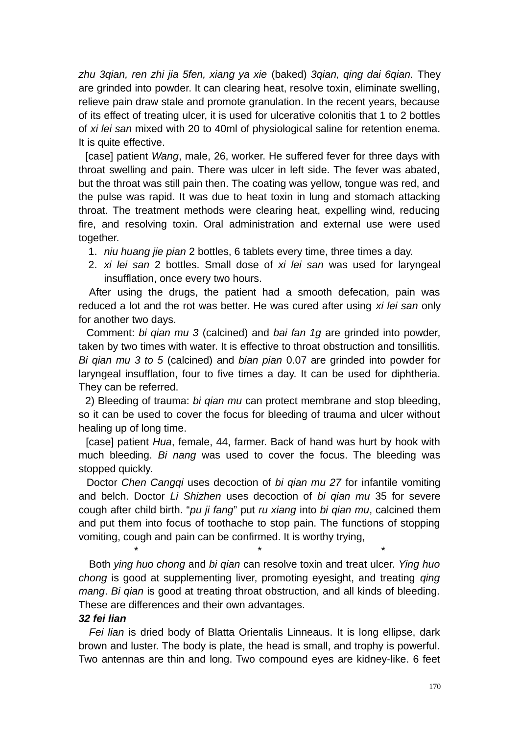*zhu 3qian, ren zhi jia 5fen, xiang ya xie* (baked) *3qian, qing dai 6qian.* They are grinded into powder. It can clearing heat, resolve toxin, eliminate swelling, relieve pain draw stale and promote granulation. In the recent years, because of its effect of treating ulcer, it is used for ulcerative colonitis that 1 to 2 bottles of *xi lei san* mixed with 20 to 40ml of physiological saline for retention enema. It is quite effective.

[case] patient *Wang*, male, 26, worker. He suffered fever for three days with throat swelling and pain. There was ulcer in left side. The fever was abated, but the throat was still pain then. The coating was yellow, tongue was red, and the pulse was rapid. It was due to heat toxin in lung and stomach attacking throat. The treatment methods were clearing heat, expelling wind, reducing fire, and resolving toxin. Oral administration and external use were used together.

1. *niu huang jie pian* 2 bottles, 6 tablets every time, three times a day.
2. *xi lei san* 2 bottles. Small dose of *xi lei san* was used for laryngeal insufflation, once every two hours.

After using the drugs, the patient had a smooth defecation, pain was reduced a lot and the rot was better. He was cured after using *xi lei san* only for another two days.

Comment: *bi qian mu 3* (calcined) and *bai fan 1g* are grinded into powder, taken by two times with water. It is effective to throat obstruction and tonsillitis. *Bi qian mu 3 to 5* (calcined) and *bian pian* 0.07 are grinded into powder for laryngeal insufflation, four to five times a day. It can be used for diphtheria. They can be referred.

2) Bleeding of trauma: *bi qian mu* can protect membrane and stop bleeding, so it can be used to cover the focus for bleeding of trauma and ulcer without healing up of long time.

[case] patient *Hua*, female, 44, farmer. Back of hand was hurt by hook with much bleeding. *Bi nang* was used to cover the focus. The bleeding was stopped quickly.

Doctor *Chen Cangqi* uses decoction of *bi qian mu 27* for infantile vomiting and belch. Doctor *Li Shizhen* uses decoction of *bi qian mu* 35 for severe cough after child birth. "*pu ji fang*" put *ru xiang* into *bi qian mu*, calcined them and put them into focus of toothache to stop pain. The functions of stopping vomiting, cough and pain can be confirmed. It is worthy trying,

\*　　　　\*　　　　\*

Both *ying huo chong* and *bi qian* can resolve toxin and treat ulcer. *Ying huo chong* is good at supplementing liver, promoting eyesight, and treating *qing mang*. *Bi qian* is good at treating throat obstruction, and all kinds of bleeding. These are differences and their own advantages.

***32 fei lian***

*Fei lian* is dried body of Blatta Orientalis Linneaus. It is long ellipse, dark brown and luster. The body is plate, the head is small, and trophy is powerful. Two antennas are thin and long. Two compound eyes are kidney-like. 6 feet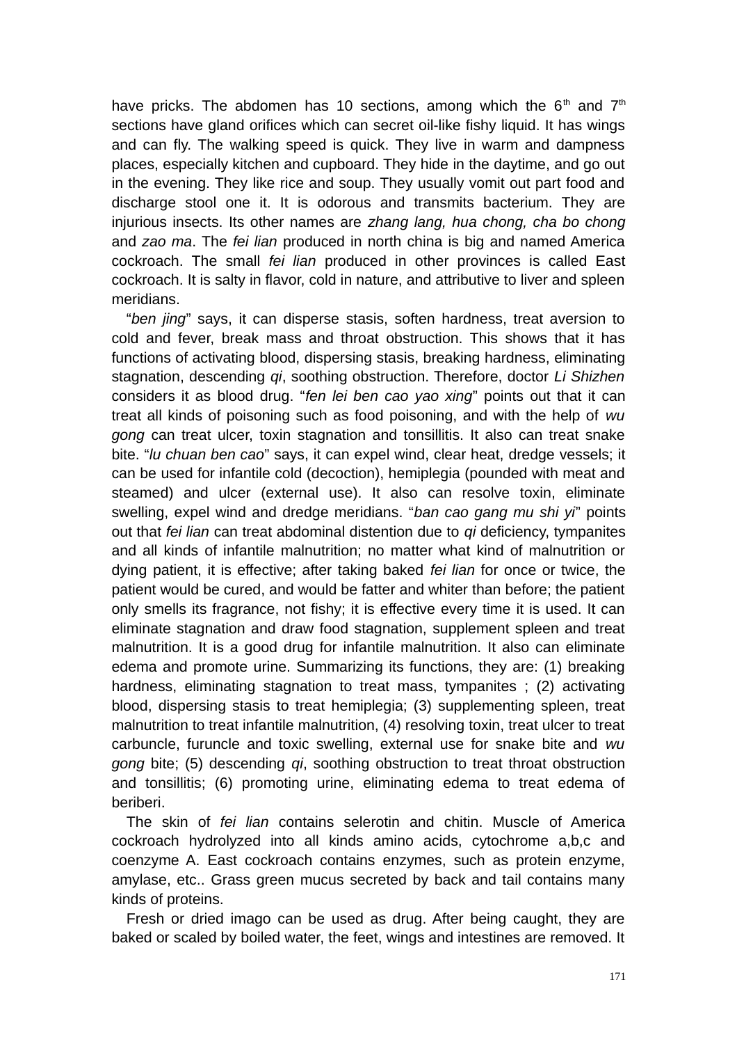have pricks. The abdomen has 10 sections, among which the $6^{th}$ and $7^{th}$ sections have gland orifices which can secret oil-like fishy liquid. It has wings and can fly. The walking speed is quick. They live in warm and dampness places, especially kitchen and cupboard. They hide in the daytime, and go out in the evening. They like rice and soup. They usually vomit out part food and discharge stool one it. It is odorous and transmits bacterium. They are injurious insects. Its other names are *zhang lang, hua chong, cha bo chong* and *zao ma*. The *fei lian* produced in north china is big and named America cockroach. The small *fei lian* produced in other provinces is called East cockroach. It is salty in flavor, cold in nature, and attributive to liver and spleen meridians.

"*ben jing*" says, it can disperse stasis, soften hardness, treat aversion to cold and fever, break mass and throat obstruction. This shows that it has functions of activating blood, dispersing stasis, breaking hardness, eliminating stagnation, descending *qi*, soothing obstruction. Therefore, doctor *Li Shizhen* considers it as blood drug. "*fen lei ben cao yao xing*" points out that it can treat all kinds of poisoning such as food poisoning, and with the help of *wu gong* can treat ulcer, toxin stagnation and tonsillitis. It also can treat snake bite. "*lu chuan ben cao*" says, it can expel wind, clear heat, dredge vessels; it can be used for infantile cold (decoction), hemiplegia (pounded with meat and steamed) and ulcer (external use). It also can resolve toxin, eliminate swelling, expel wind and dredge meridians. "*ban cao gang mu shi yi*" points out that *fei lian* can treat abdominal distention due to *qi* deficiency, tympanites and all kinds of infantile malnutrition; no matter what kind of malnutrition or dying patient, it is effective; after taking baked *fei lian* for once or twice, the patient would be cured, and would be fatter and whiter than before; the patient only smells its fragrance, not fishy; it is effective every time it is used. It can eliminate stagnation and draw food stagnation, supplement spleen and treat malnutrition. It is a good drug for infantile malnutrition. It also can eliminate edema and promote urine. Summarizing its functions, they are: (1) breaking hardness, eliminating stagnation to treat mass, tympanites ; (2) activating blood, dispersing stasis to treat hemiplegia; (3) supplementing spleen, treat malnutrition to treat infantile malnutrition, (4) resolving toxin, treat ulcer to treat carbuncle, furuncle and toxic swelling, external use for snake bite and *wu gong* bite; (5) descending *qi*, soothing obstruction to treat throat obstruction and tonsillitis; (6) promoting urine, eliminating edema to treat edema of beriberi.

The skin of *fei lian* contains selerotin and chitin. Muscle of America cockroach hydrolyzed into all kinds amino acids, cytochrome a,b,c and coenzyme A. East cockroach contains enzymes, such as protein enzyme, amylase, etc.. Grass green mucus secreted by back and tail contains many kinds of proteins.

Fresh or dried imago can be used as drug. After being caught, they are baked or scaled by boiled water, the feet, wings and intestines are removed. It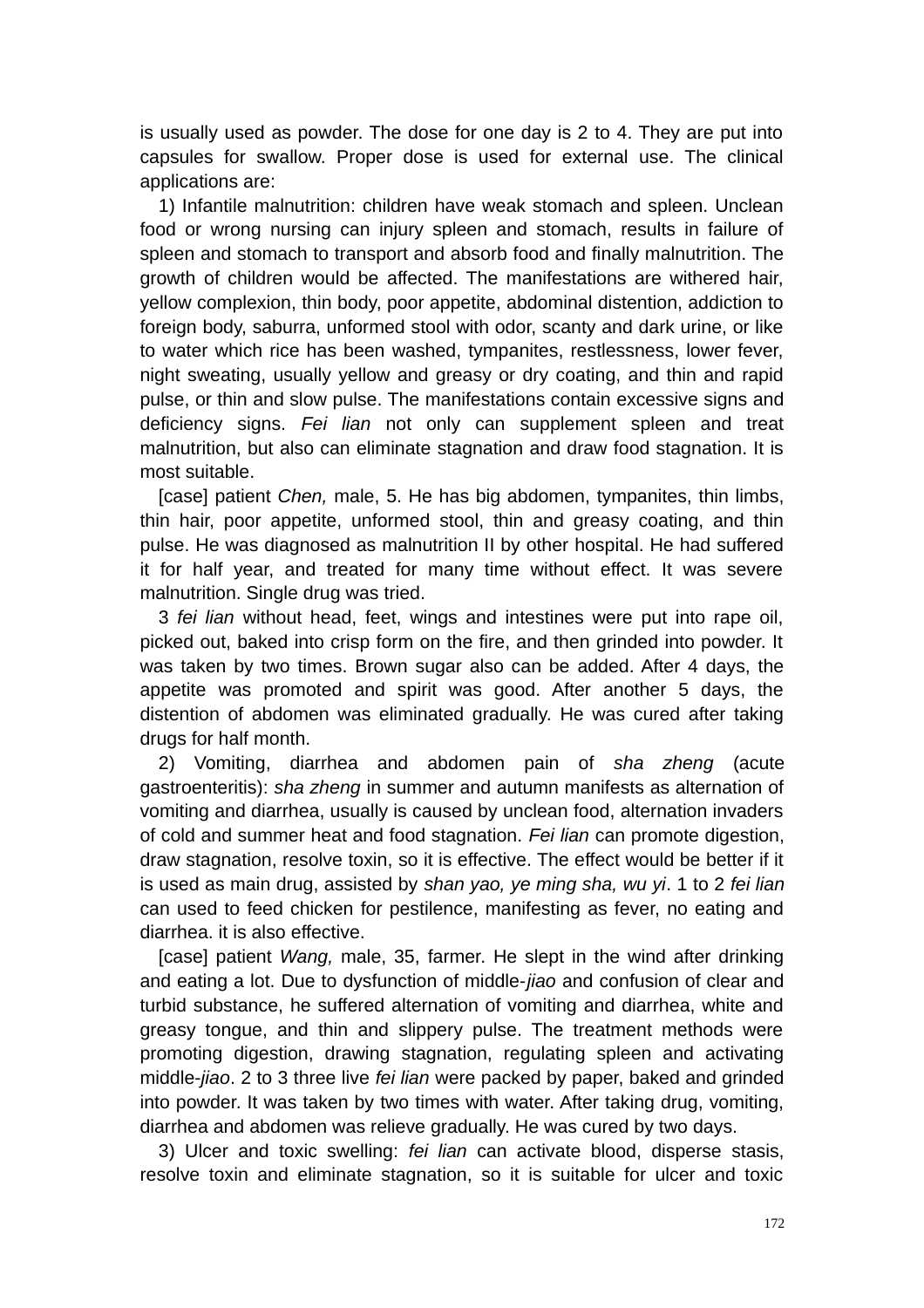is usually used as powder. The dose for one day is 2 to 4. They are put into capsules for swallow. Proper dose is used for external use. The clinical applications are:

1) Infantile malnutrition: children have weak stomach and spleen. Unclean food or wrong nursing can injury spleen and stomach, results in failure of spleen and stomach to transport and absorb food and finally malnutrition. The growth of children would be affected. The manifestations are withered hair, yellow complexion, thin body, poor appetite, abdominal distention, addiction to foreign body, saburra, unformed stool with odor, scanty and dark urine, or like to water which rice has been washed, tympanites, restlessness, lower fever, night sweating, usually yellow and greasy or dry coating, and thin and rapid pulse, or thin and slow pulse. The manifestations contain excessive signs and deficiency signs. *Fei lian* not only can supplement spleen and treat malnutrition, but also can eliminate stagnation and draw food stagnation. It is most suitable.

[case] patient *Chen,* male, 5. He has big abdomen, tympanites, thin limbs, thin hair, poor appetite, unformed stool, thin and greasy coating, and thin pulse. He was diagnosed as malnutrition II by other hospital. He had suffered it for half year, and treated for many time without effect. It was severe malnutrition. Single drug was tried.

3 *fei lian* without head, feet, wings and intestines were put into rape oil, picked out, baked into crisp form on the fire, and then grinded into powder. It was taken by two times. Brown sugar also can be added. After 4 days, the appetite was promoted and spirit was good. After another 5 days, the distention of abdomen was eliminated gradually. He was cured after taking drugs for half month.

2) Vomiting, diarrhea and abdomen pain of *sha zheng* (acute gastroenteritis): *sha zheng* in summer and autumn manifests as alternation of vomiting and diarrhea, usually is caused by unclean food, alternation invaders of cold and summer heat and food stagnation. *Fei lian* can promote digestion, draw stagnation, resolve toxin, so it is effective. The effect would be better if it is used as main drug, assisted by *shan yao, ye ming sha, wu yi*. 1 to 2 *fei lian* can used to feed chicken for pestilence, manifesting as fever, no eating and diarrhea. it is also effective.

[case] patient *Wang,* male, 35, farmer. He slept in the wind after drinking and eating a lot. Due to dysfunction of middle-*jiao* and confusion of clear and turbid substance, he suffered alternation of vomiting and diarrhea, white and greasy tongue, and thin and slippery pulse. The treatment methods were promoting digestion, drawing stagnation, regulating spleen and activating middle-*jiao*. 2 to 3 three live *fei lian* were packed by paper, baked and grinded into powder. It was taken by two times with water. After taking drug, vomiting, diarrhea and abdomen was relieve gradually. He was cured by two days.

3) Ulcer and toxic swelling: *fei lian* can activate blood, disperse stasis, resolve toxin and eliminate stagnation, so it is suitable for ulcer and toxic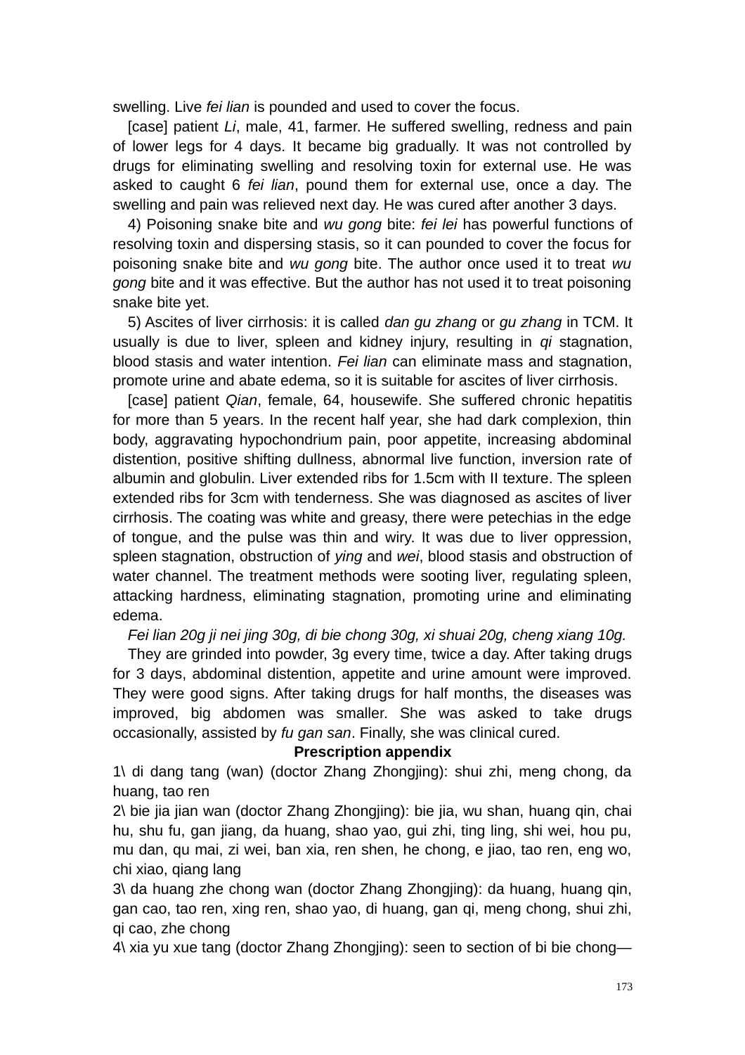swelling. Live *fei lian* is pounded and used to cover the focus.

[case] patient *Li*, male, 41, farmer. He suffered swelling, redness and pain of lower legs for 4 days. It became big gradually. It was not controlled by drugs for eliminating swelling and resolving toxin for external use. He was asked to caught 6 *fei lian*, pound them for external use, once a day. The swelling and pain was relieved next day. He was cured after another 3 days.

4) Poisoning snake bite and *wu gong* bite: *fei lei* has powerful functions of resolving toxin and dispersing stasis, so it can pounded to cover the focus for poisoning snake bite and *wu gong* bite. The author once used it to treat *wu gong* bite and it was effective. But the author has not used it to treat poisoning snake bite yet.

5) Ascites of liver cirrhosis: it is called *dan gu zhang* or *gu zhang* in TCM. It usually is due to liver, spleen and kidney injury, resulting in *qi* stagnation, blood stasis and water intention. *Fei lian* can eliminate mass and stagnation, promote urine and abate edema, so it is suitable for ascites of liver cirrhosis.

[case] patient *Qian*, female, 64, housewife. She suffered chronic hepatitis for more than 5 years. In the recent half year, she had dark complexion, thin body, aggravating hypochondrium pain, poor appetite, increasing abdominal distention, positive shifting dullness, abnormal live function, inversion rate of albumin and globulin. Liver extended ribs for 1.5cm with II texture. The spleen extended ribs for 3cm with tenderness. She was diagnosed as ascites of liver cirrhosis. The coating was white and greasy, there were petechias in the edge of tongue, and the pulse was thin and wiry. It was due to liver oppression, spleen stagnation, obstruction of *ying* and *wei*, blood stasis and obstruction of water channel. The treatment methods were sooting liver, regulating spleen, attacking hardness, eliminating stagnation, promoting urine and eliminating edema.

*Fei lian 20g ji nei jing 30g, di bie chong 30g, xi shuai 20g, cheng xiang 10g.*

They are grinded into powder, 3g every time, twice a day. After taking drugs for 3 days, abdominal distention, appetite and urine amount were improved. They were good signs. After taking drugs for half months, the diseases was improved, big abdomen was smaller. She was asked to take drugs occasionally, assisted by *fu gan san*. Finally, she was clinical cured.

**Prescription appendix**

1\ di dang tang (wan) (doctor Zhang Zhongjing): shui zhi, meng chong, da huang, tao ren

2\ bie jia jian wan (doctor Zhang Zhongjing): bie jia, wu shan, huang qin, chai hu, shu fu, gan jiang, da huang, shao yao, gui zhi, ting ling, shi wei, hou pu, mu dan, qu mai, zi wei, ban xia, ren shen, he chong, e jiao, tao ren, eng wo, chi xiao, qiang lang

3\ da huang zhe chong wan (doctor Zhang Zhongjing): da huang, huang qin, gan cao, tao ren, xing ren, shao yao, di huang, gan qi, meng chong, shui zhi, qi cao, zhe chong

4\ xia yu xue tang (doctor Zhang Zhongjing): seen to section of bi bie chong—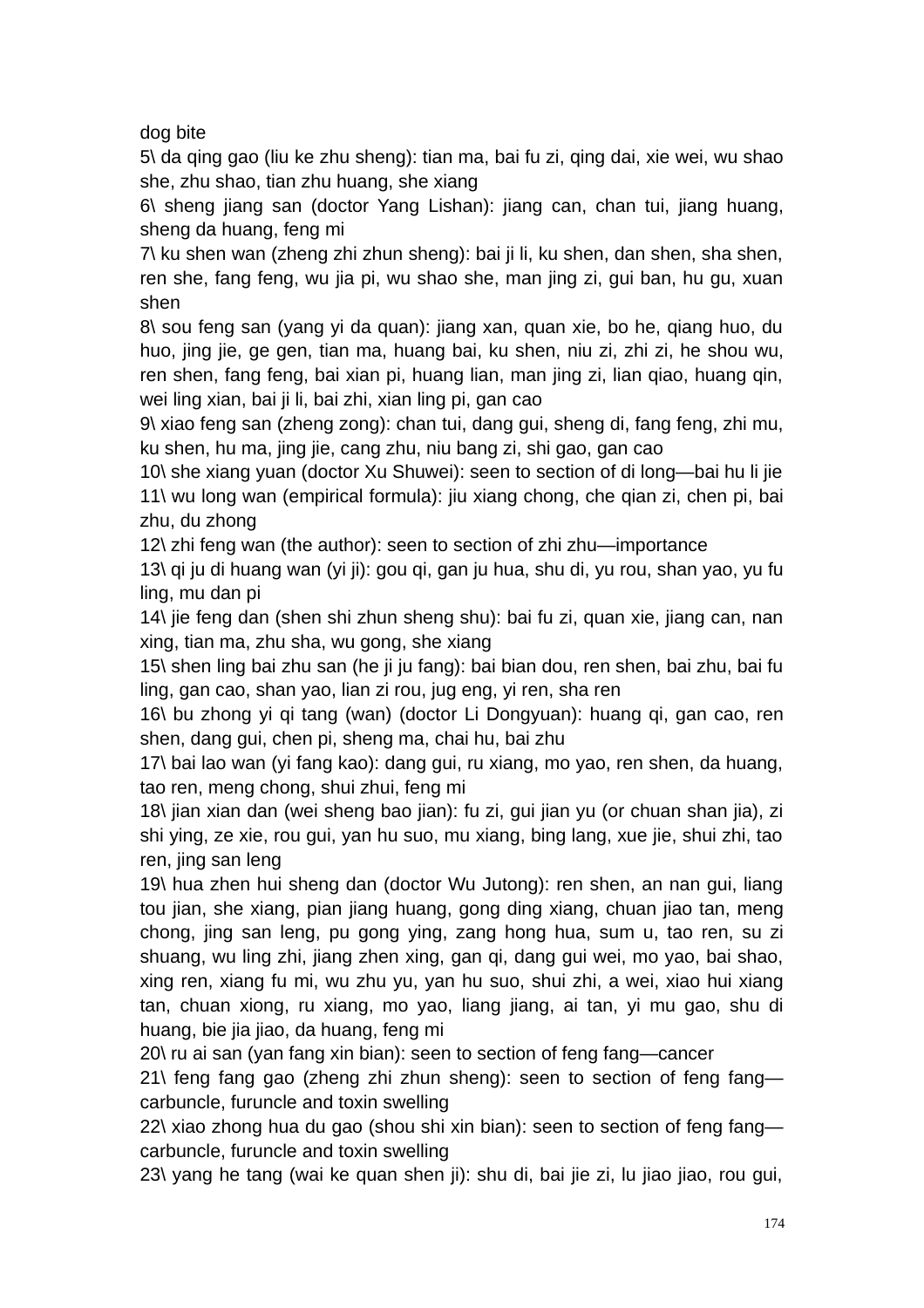dog bite

5\ da qing gao (liu ke zhu sheng): tian ma, bai fu zi, qing dai, xie wei, wu shao she, zhu shao, tian zhu huang, she xiang

6\ sheng jiang san (doctor Yang Lishan): jiang can, chan tui, jiang huang, sheng da huang, feng mi

7\ ku shen wan (zheng zhi zhun sheng): bai ji li, ku shen, dan shen, sha shen, ren she, fang feng, wu jia pi, wu shao she, man jing zi, gui ban, hu gu, xuan shen

8\ sou feng san (yang yi da quan): jiang xan, quan xie, bo he, qiang huo, du huo, jing jie, ge gen, tian ma, huang bai, ku shen, niu zi, zhi zi, he shou wu, ren shen, fang feng, bai xian pi, huang lian, man jing zi, lian qiao, huang qin, wei ling xian, bai ji li, bai zhi, xian ling pi, gan cao

9\ xiao feng san (zheng zong): chan tui, dang gui, sheng di, fang feng, zhi mu, ku shen, hu ma, jing jie, cang zhu, niu bang zi, shi gao, gan cao

10\ she xiang yuan (doctor Xu Shuwei): seen to section of di long—bai hu li jie

11\ wu long wan (empirical formula): jiu xiang chong, che qian zi, chen pi, bai zhu, du zhong

12\ zhi feng wan (the author): seen to section of zhi zhu—importance

13\ qi ju di huang wan (yi ji): gou qi, gan ju hua, shu di, yu rou, shan yao, yu fu ling, mu dan pi

14\ jie feng dan (shen shi zhun sheng shu): bai fu zi, quan xie, jiang can, nan xing, tian ma, zhu sha, wu gong, she xiang

15\ shen ling bai zhu san (he ji ju fang): bai bian dou, ren shen, bai zhu, bai fu ling, gan cao, shan yao, lian zi rou, jug eng, yi ren, sha ren

16\ bu zhong yi qi tang (wan) (doctor Li Dongyuan): huang qi, gan cao, ren shen, dang gui, chen pi, sheng ma, chai hu, bai zhu

17\ bai lao wan (yi fang kao): dang gui, ru xiang, mo yao, ren shen, da huang, tao ren, meng chong, shui zhui, feng mi

18\ jian xian dan (wei sheng bao jian): fu zi, gui jian yu (or chuan shan jia), zi shi ying, ze xie, rou gui, yan hu suo, mu xiang, bing lang, xue jie, shui zhi, tao ren, jing san leng

19\ hua zhen hui sheng dan (doctor Wu Jutong): ren shen, an nan gui, liang tou jian, she xiang, pian jiang huang, gong ding xiang, chuan jiao tan, meng chong, jing san leng, pu gong ying, zang hong hua, sum u, tao ren, su zi shuang, wu ling zhi, jiang zhen xing, gan qi, dang gui wei, mo yao, bai shao, xing ren, xiang fu mi, wu zhu yu, yan hu suo, shui zhi, a wei, xiao hui xiang tan, chuan xiong, ru xiang, mo yao, liang jiang, ai tan, yi mu gao, shu di huang, bie jia jiao, da huang, feng mi

20\ ru ai san (yan fang xin bian): seen to section of feng fang—cancer

21\ feng fang gao (zheng zhi zhun sheng): seen to section of feng fang—carbuncle, furuncle and toxin swelling

22\ xiao zhong hua du gao (shou shi xin bian): seen to section of feng fang—carbuncle, furuncle and toxin swelling

23\ yang he tang (wai ke quan shen ji): shu di, bai jie zi, lu jiao jiao, rou gui,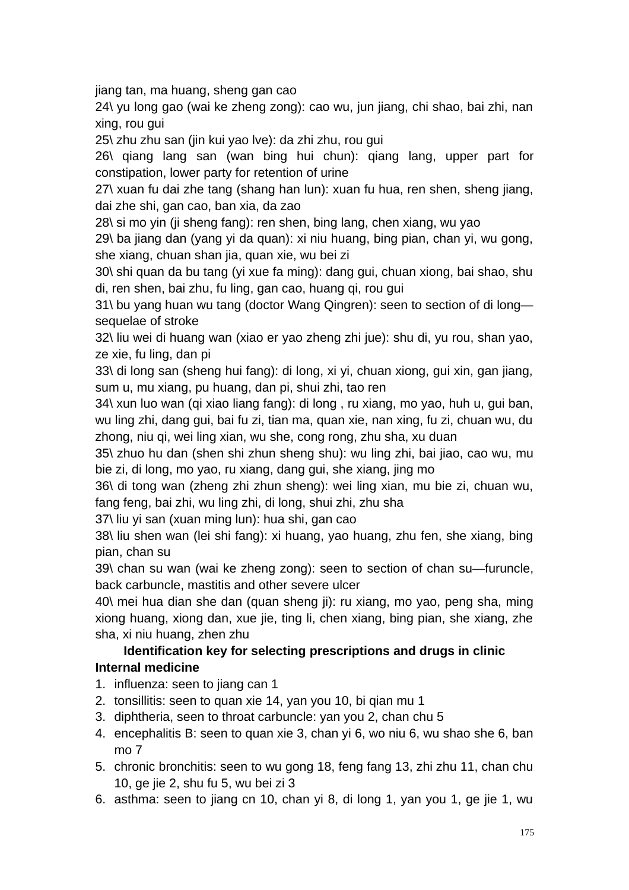jiang tan, ma huang, sheng gan cao

24\ yu long gao (wai ke zheng zong): cao wu, jun jiang, chi shao, bai zhi, nan xing, rou gui

25\ zhu zhu san (jin kui yao lve): da zhi zhu, rou gui

26\ qiang lang san (wan bing hui chun): qiang lang, upper part for constipation, lower party for retention of urine

27\ xuan fu dai zhe tang (shang han lun): xuan fu hua, ren shen, sheng jiang, dai zhe shi, gan cao, ban xia, da zao

28\ si mo yin (ji sheng fang): ren shen, bing lang, chen xiang, wu yao

29\ ba jiang dan (yang yi da quan): xi niu huang, bing pian, chan yi, wu gong, she xiang, chuan shan jia, quan xie, wu bei zi

30\ shi quan da bu tang (yi xue fa ming): dang gui, chuan xiong, bai shao, shu di, ren shen, bai zhu, fu ling, gan cao, huang qi, rou gui

31\ bu yang huan wu tang (doctor Wang Qingren): seen to section of di long—sequelae of stroke

32\ liu wei di huang wan (xiao er yao zheng zhi jue): shu di, yu rou, shan yao, ze xie, fu ling, dan pi

33\ di long san (sheng hui fang): di long, xi yi, chuan xiong, gui xin, gan jiang, sum u, mu xiang, pu huang, dan pi, shui zhi, tao ren

34\ xun luo wan (qi xiao liang fang): di long , ru xiang, mo yao, huh u, gui ban, wu ling zhi, dang gui, bai fu zi, tian ma, quan xie, nan xing, fu zi, chuan wu, du zhong, niu qi, wei ling xian, wu she, cong rong, zhu sha, xu duan

35\ zhuo hu dan (shen shi zhun sheng shu): wu ling zhi, bai jiao, cao wu, mu bie zi, di long, mo yao, ru xiang, dang gui, she xiang, jing mo

36\ di tong wan (zheng zhi zhun sheng): wei ling xian, mu bie zi, chuan wu, fang feng, bai zhi, wu ling zhi, di long, shui zhi, zhu sha

37\ liu yi san (xuan ming lun): hua shi, gan cao

38\ liu shen wan (lei shi fang): xi huang, yao huang, zhu fen, she xiang, bing pian, chan su

39\ chan su wan (wai ke zheng zong): seen to section of chan su—furuncle, back carbuncle, mastitis and other severe ulcer

40\ mei hua dian she dan (quan sheng ji): ru xiang, mo yao, peng sha, ming xiong huang, xiong dan, xue jie, ting li, chen xiang, bing pian, she xiang, zhe sha, xi niu huang, zhen zhu

## Identification key for selecting prescriptions and drugs in clinic

### Internal medicine

1. influenza: seen to jiang can 1
2. tonsillitis: seen to quan xie 14, yan you 10, bi qian mu 1
3. diphtheria, seen to throat carbuncle: yan you 2, chan chu 5
4. encephalitis B: seen to quan xie 3, chan yi 6, wo niu 6, wu shao she 6, ban mo 7
5. chronic bronchitis: seen to wu gong 18, feng fang 13, zhi zhu 11, chan chu 10, ge jie 2, shu fu 5, wu bei zi 3
6. asthma: seen to jiang cn 10, chan yi 8, di long 1, yan you 1, ge jie 1, wu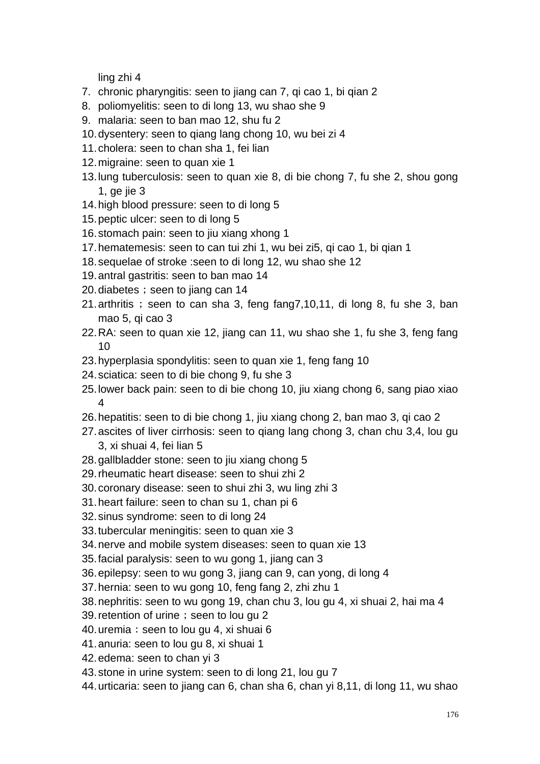ling zhi 4

7. chronic pharyngitis: seen to jiang can 7, qi cao 1, bi qian 2
8. poliomyelitis: seen to di long 13, wu shao she 9
9. malaria: seen to ban mao 12, shu fu 2
10. dysentery: seen to qiang lang chong 10, wu bei zi 4
11. cholera: seen to chan sha 1, fei lian
12. migraine: seen to quan xie 1
13. lung tuberculosis: seen to quan xie 8, di bie chong 7, fu she 2, shou gong 1, ge jie 3
14. high blood pressure: seen to di long 5
15. peptic ulcer: seen to di long 5
16. stomach pain: seen to jiu xiang xhong 1
17. hematemesis: seen to can tui zhi 1, wu bei zi5, qi cao 1, bi qian 1
18. sequelae of stroke :seen to di long 12, wu shao she 12
19. antral gastritis: seen to ban mao 14
20. diabetes；seen to jiang can 14
21. arthritis ; seen to can sha 3, feng fang7,10,11, di long 8, fu she 3, ban mao 5, qi cao 3
22. RA: seen to quan xie 12, jiang can 11, wu shao she 1, fu she 3, feng fang 10
23. hyperplasia spondylitis: seen to quan xie 1, feng fang 10
24. sciatica: seen to di bie chong 9, fu she 3
25. lower back pain: seen to di bie chong 10, jiu xiang chong 6, sang piao xiao 4
26. hepatitis: seen to di bie chong 1, jiu xiang chong 2, ban mao 3, qi cao 2
27. ascites of liver cirrhosis: seen to qiang lang chong 3, chan chu 3,4, lou gu 3, xi shuai 4, fei lian 5
28. gallbladder stone: seen to jiu xiang chong 5
29. rheumatic heart disease: seen to shui zhi 2
30. coronary disease: seen to shui zhi 3, wu ling zhi 3
31. heart failure: seen to chan su 1, chan pi 6
32. sinus syndrome: seen to di long 24
33. tubercular meningitis: seen to quan xie 3
34. nerve and mobile system diseases: seen to quan xie 13
35. facial paralysis: seen to wu gong 1, jiang can 3
36. epilepsy: seen to wu gong 3, jiang can 9, can yong, di long 4
37. hernia: seen to wu gong 10, feng fang 2, zhi zhu 1
38. nephritis: seen to wu gong 19, chan chu 3, lou gu 4, xi shuai 2, hai ma 4
39. retention of urine；seen to lou gu 2
40. uremia：seen to lou gu 4, xi shuai 6
41. anuria: seen to lou gu 8, xi shuai 1
42. edema: seen to chan yi 3
43. stone in urine system: seen to di long 21, lou gu 7
44. urticaria: seen to jiang can 6, chan sha 6, chan yi 8,11, di long 11, wu shao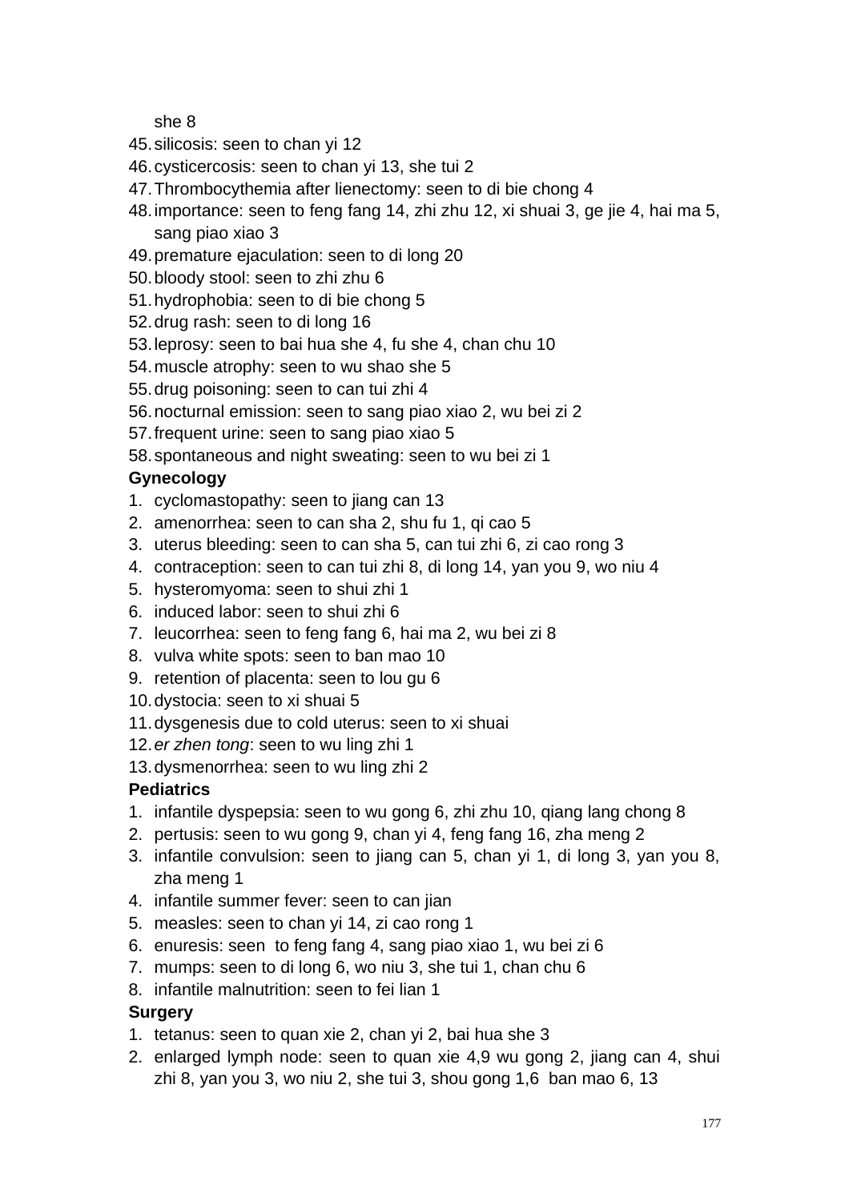she 8

45. silicosis: seen to chan yi 12
46. cysticercosis: seen to chan yi 13, she tui 2
47. Thrombocythemia after lienectomy: seen to di bie chong 4
48. importance: seen to feng fang 14, zhi zhu 12, xi shuai 3, ge jie 4, hai ma 5, sang piao xiao 3
49. premature ejaculation: seen to di long 20
50. bloody stool: seen to zhi zhu 6
51. hydrophobia: seen to di bie chong 5
52. drug rash: seen to di long 16
53. leprosy: seen to bai hua she 4, fu she 4, chan chu 10
54. muscle atrophy: seen to wu shao she 5
55. drug poisoning: seen to can tui zhi 4
56. nocturnal emission: seen to sang piao xiao 2, wu bei zi 2
57. frequent urine: seen to sang piao xiao 5
58. spontaneous and night sweating: seen to wu bei zi 1

**Gynecology**

1. cyclomastopathy: seen to jiang can 13
2. amenorrhea: seen to can sha 2, shu fu 1, qi cao 5
3. uterus bleeding: seen to can sha 5, can tui zhi 6, zi cao rong 3
4. contraception: seen to can tui zhi 8, di long 14, yan you 9, wo niu 4
5. hysteromyoma: seen to shui zhi 1
6. induced labor: seen to shui zhi 6
7. leucorrhea: seen to feng fang 6, hai ma 2, wu bei zi 8
8. vulva white spots: seen to ban mao 10
9. retention of placenta: seen to lou gu 6
10. dystocia: seen to xi shuai 5
11. dysgenesis due to cold uterus: seen to xi shuai
12. *er zhen tong*: seen to wu ling zhi 1
13. dysmenorrhea: seen to wu ling zhi 2

**Pediatrics**

1. infantile dyspepsia: seen to wu gong 6, zhi zhu 10, qiang lang chong 8
2. pertusis: seen to wu gong 9, chan yi 4, feng fang 16, zha meng 2
3. infantile convulsion: seen to jiang can 5, chan yi 1, di long 3, yan you 8, zha meng 1
4. infantile summer fever: seen to can jian
5. measles: seen to chan yi 14, zi cao rong 1
6. enuresis: seen to feng fang 4, sang piao xiao 1, wu bei zi 6
7. mumps: seen to di long 6, wo niu 3, she tui 1, chan chu 6
8. infantile malnutrition: seen to fei lian 1

**Surgery**

1. tetanus: seen to quan xie 2, chan yi 2, bai hua she 3
2. enlarged lymph node: seen to quan xie 4,9 wu gong 2, jiang can 4, shui zhi 8, yan you 3, wo niu 2, she tui 3, shou gong 1,6 ban mao 6, 13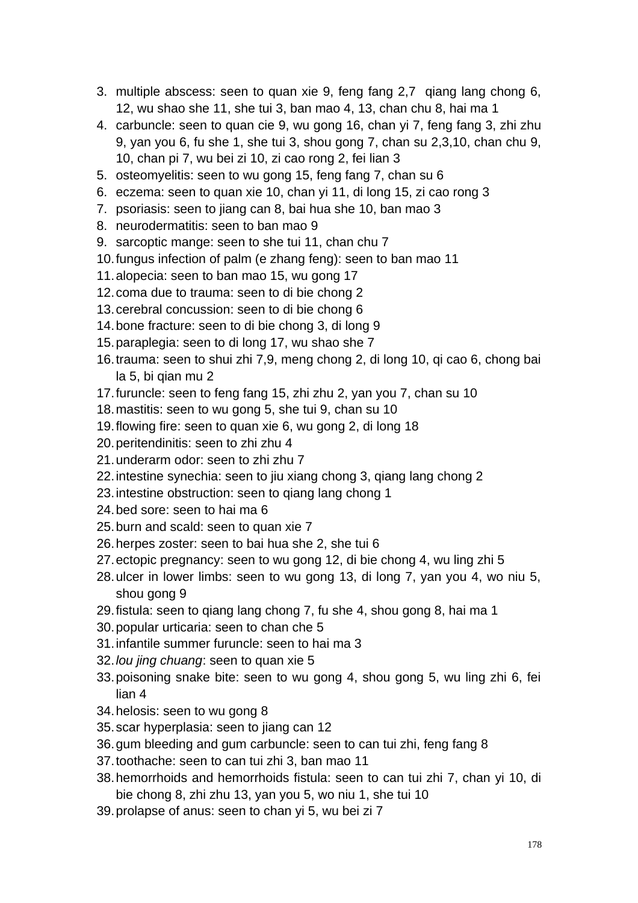3. multiple abscess: seen to quan xie 9, feng fang 2,7 qiang lang chong 6, 12, wu shao she 11, she tui 3, ban mao 4, 13, chan chu 8, hai ma 1
4. carbuncle: seen to quan cie 9, wu gong 16, chan yi 7, feng fang 3, zhi zhu 9, yan you 6, fu she 1, she tui 3, shou gong 7, chan su 2,3,10, chan chu 9, 10, chan pi 7, wu bei zi 10, zi cao rong 2, fei lian 3
5. osteomyelitis: seen to wu gong 15, feng fang 7, chan su 6
6. eczema: seen to quan xie 10, chan yi 11, di long 15, zi cao rong 3
7. psoriasis: seen to jiang can 8, bai hua she 10, ban mao 3
8. neurodermatitis: seen to ban mao 9
9. sarcoptic mange: seen to she tui 11, chan chu 7
10. fungus infection of palm (e zhang feng): seen to ban mao 11
11. alopecia: seen to ban mao 15, wu gong 17
12. coma due to trauma: seen to di bie chong 2
13. cerebral concussion: seen to di bie chong 6
14. bone fracture: seen to di bie chong 3, di long 9
15. paraplegia: seen to di long 17, wu shao she 7
16. trauma: seen to shui zhi 7,9, meng chong 2, di long 10, qi cao 6, chong bai la 5, bi qian mu 2
17. furuncle: seen to feng fang 15, zhi zhu 2, yan you 7, chan su 10
18. mastitis: seen to wu gong 5, she tui 9, chan su 10
19. flowing fire: seen to quan xie 6, wu gong 2, di long 18
20. peritendinitis: seen to zhi zhu 4
21. underarm odor: seen to zhi zhu 7
22. intestine synechia: seen to jiu xiang chong 3, qiang lang chong 2
23. intestine obstruction: seen to qiang lang chong 1
24. bed sore: seen to hai ma 6
25. burn and scald: seen to quan xie 7
26. herpes zoster: seen to bai hua she 2, she tui 6
27. ectopic pregnancy: seen to wu gong 12, di bie chong 4, wu ling zhi 5
28. ulcer in lower limbs: seen to wu gong 13, di long 7, yan you 4, wo niu 5, shou gong 9
29. fistula: seen to qiang lang chong 7, fu she 4, shou gong 8, hai ma 1
30. popular urticaria: seen to chan che 5
31. infantile summer furuncle: seen to hai ma 3
32. *lou jing chuang*: seen to quan xie 5
33. poisoning snake bite: seen to wu gong 4, shou gong 5, wu ling zhi 6, fei lian 4
34. helosis: seen to wu gong 8
35. scar hyperplasia: seen to jiang can 12
36. gum bleeding and gum carbuncle: seen to can tui zhi, feng fang 8
37. toothache: seen to can tui zhi 3, ban mao 11
38. hemorrhoids and hemorrhoids fistula: seen to can tui zhi 7, chan yi 10, di bie chong 8, zhi zhu 13, yan you 5, wo niu 1, she tui 10
39. prolapse of anus: seen to chan yi 5, wu bei zi 7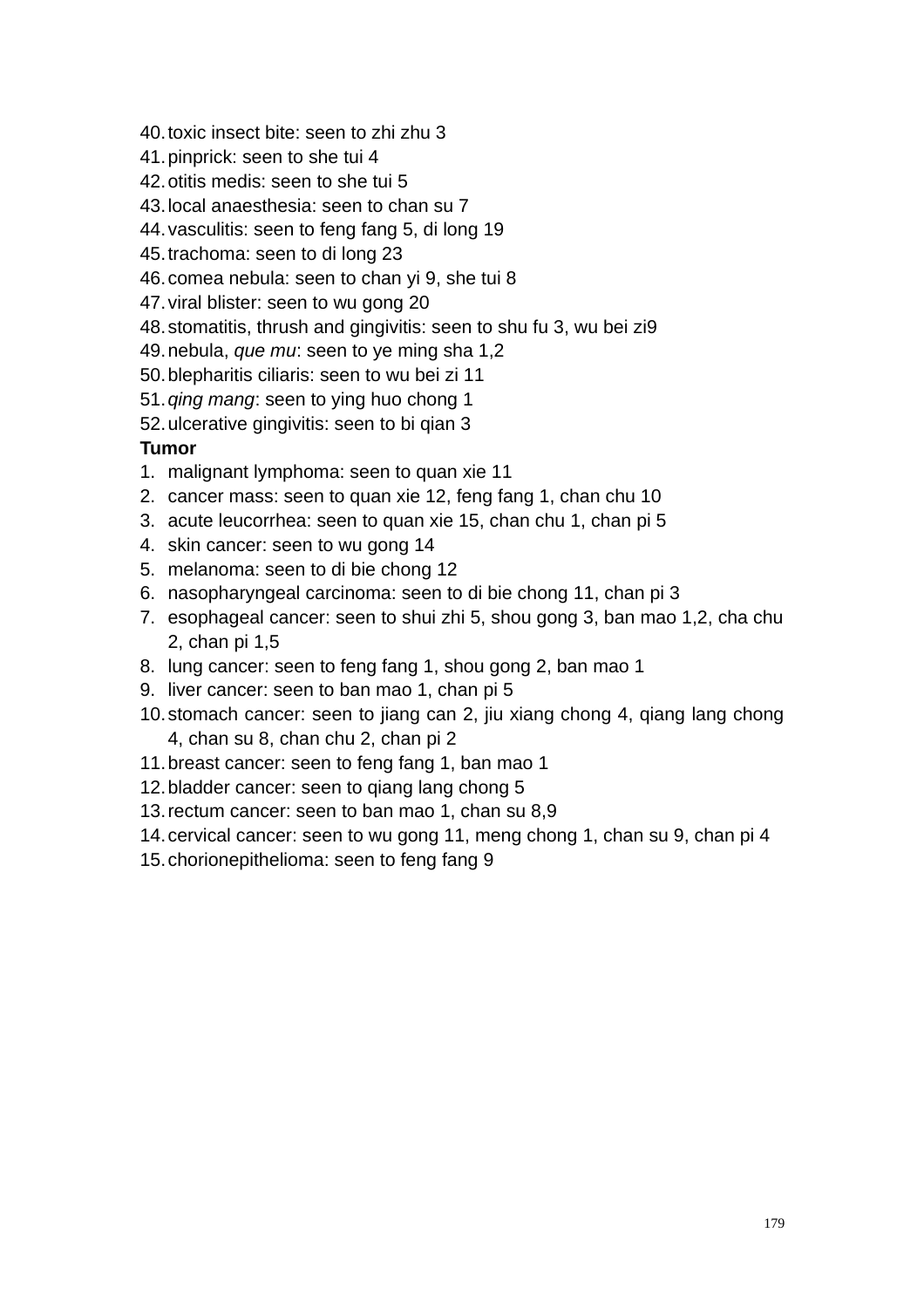40. toxic insect bite: seen to zhi zhu 3
41. pinprick: seen to she tui 4
42. otitis medis: seen to she tui 5
43. local anaesthesia: seen to chan su 7
44. vasculitis: seen to feng fang 5, di long 19
45. trachoma: seen to di long 23
46. comea nebula: seen to chan yi 9, she tui 8
47. viral blister: seen to wu gong 20
48. stomatitis, thrush and gingivitis: seen to shu fu 3, wu bei zi9
49. nebula, *que mu*: seen to ye ming sha 1,2
50. blepharitis ciliaris: seen to wu bei zi 11
51. *qing mang*: seen to ying huo chong 1
52. ulcerative gingivitis: seen to bi qian 3

**Tumor**

1. malignant lymphoma: seen to quan xie 11
2. cancer mass: seen to quan xie 12, feng fang 1, chan chu 10
3. acute leucorrhea: seen to quan xie 15, chan chu 1, chan pi 5
4. skin cancer: seen to wu gong 14
5. melanoma: seen to di bie chong 12
6. nasopharyngeal carcinoma: seen to di bie chong 11, chan pi 3
7. esophageal cancer: seen to shui zhi 5, shou gong 3, ban mao 1,2, cha chu 2, chan pi 1,5
8. lung cancer: seen to feng fang 1, shou gong 2, ban mao 1
9. liver cancer: seen to ban mao 1, chan pi 5
10. stomach cancer: seen to jiang can 2, jiu xiang chong 4, qiang lang chong 4, chan su 8, chan chu 2, chan pi 2
11. breast cancer: seen to feng fang 1, ban mao 1
12. bladder cancer: seen to qiang lang chong 5
13. rectum cancer: seen to ban mao 1, chan su 8,9
14. cervical cancer: seen to wu gong 11, meng chong 1, chan su 9, chan pi 4
15. chorionepithelioma: seen to feng fang 9